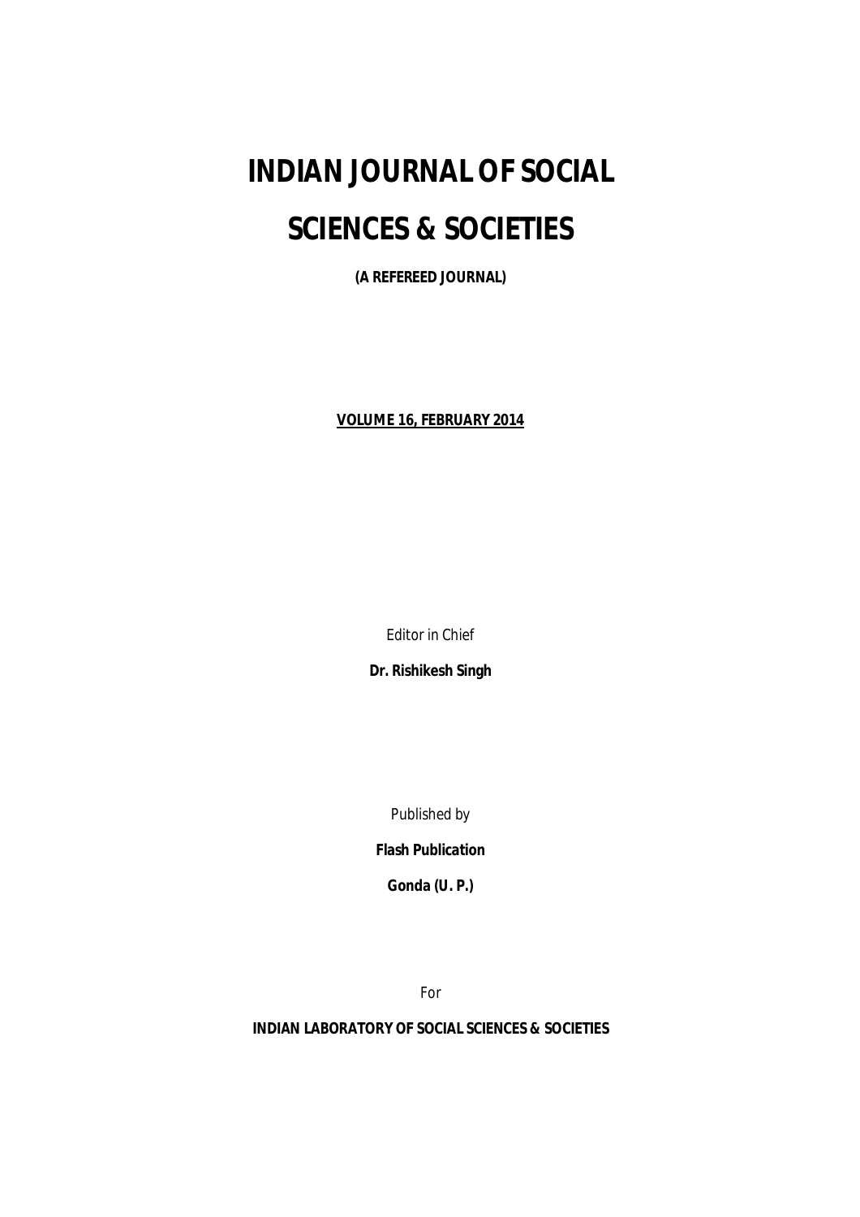# INDIAN JOURNAL OF SOCIAL SCIENCES & SOCIETIES

**(A REFEREED JOURNAL)**

**VOLUME 16, FEBRUARY 2014**

*Editor in Chief*

**Dr. Rishikesh Singh**

*Published by*

**Flash Publication**

**Gonda (U. P.)**

*For*

**INDIAN LABORATORY OF SOCIAL SCIENCES & SOCIETIES**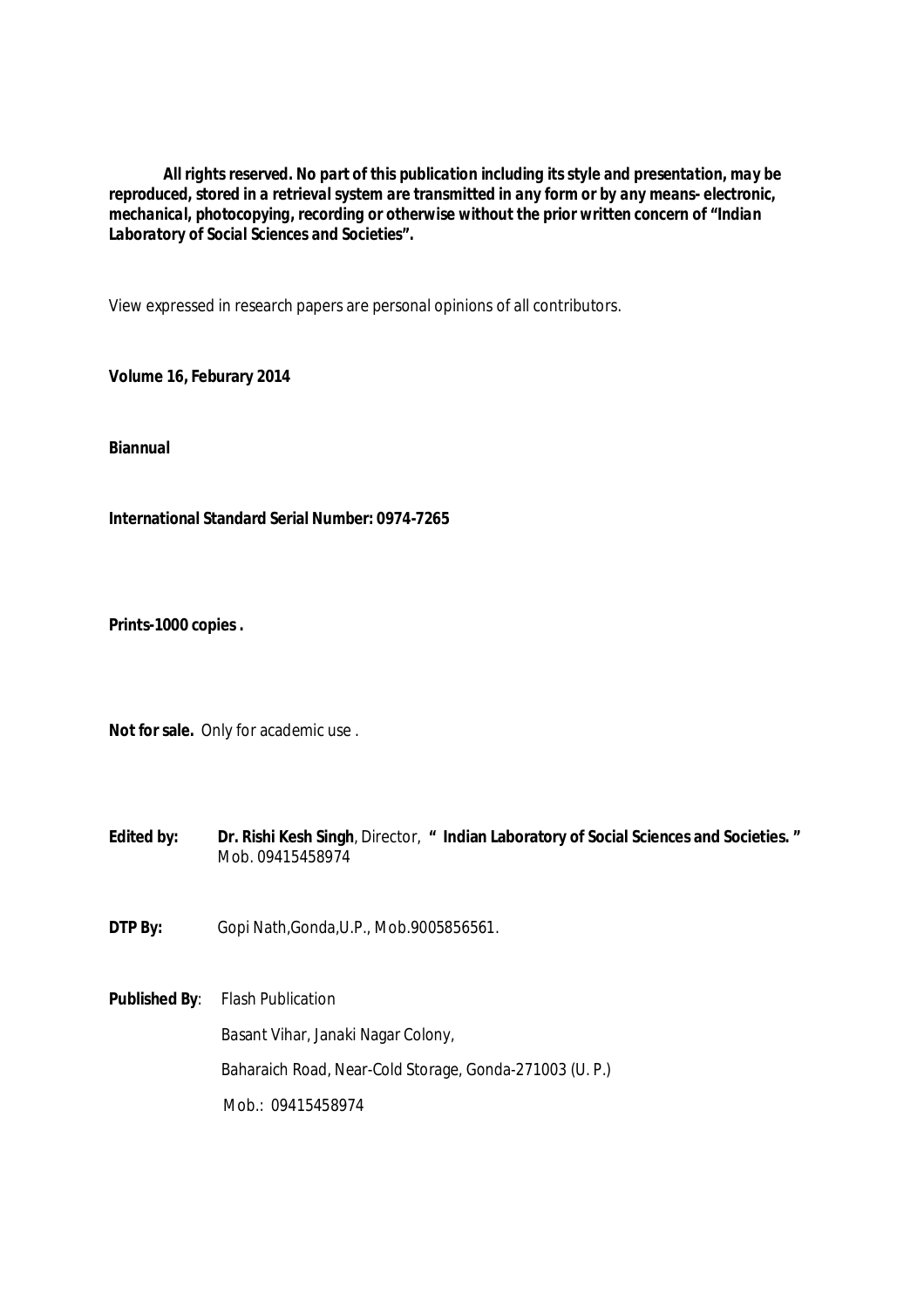***All rights reserved. No part of this publication including its style and presentation, may be reproduced, stored in a retrieval system are transmitted in any form or by any means- electronic, mechanical, photocopying, recording or otherwise without the prior written concern of "Indian Laboratory of Social Sciences and Societies".***

View expressed in research papers are personal opinions of all contributors.

**Volume 16, Feburary 2014**

**Biannual**

**International Standard Serial Number: 0974-7265**

**Prints-1000 copies .**

**Not for sale.** Only for academic use .

**Edited by:** **Dr. Rishi Kesh Singh**, Director, **" Indian Laboratory of Social Sciences and Societies. "** Mob. 09415458974

**DTP By:** Gopi Nath,Gonda,U.P., Mob.9005856561.

**Published By**: Flash Publication

Basant Vihar, Janaki Nagar Colony,

Baharaich Road, Near-Cold Storage, Gonda-271003 (U. P.)

Mob.: 09415458974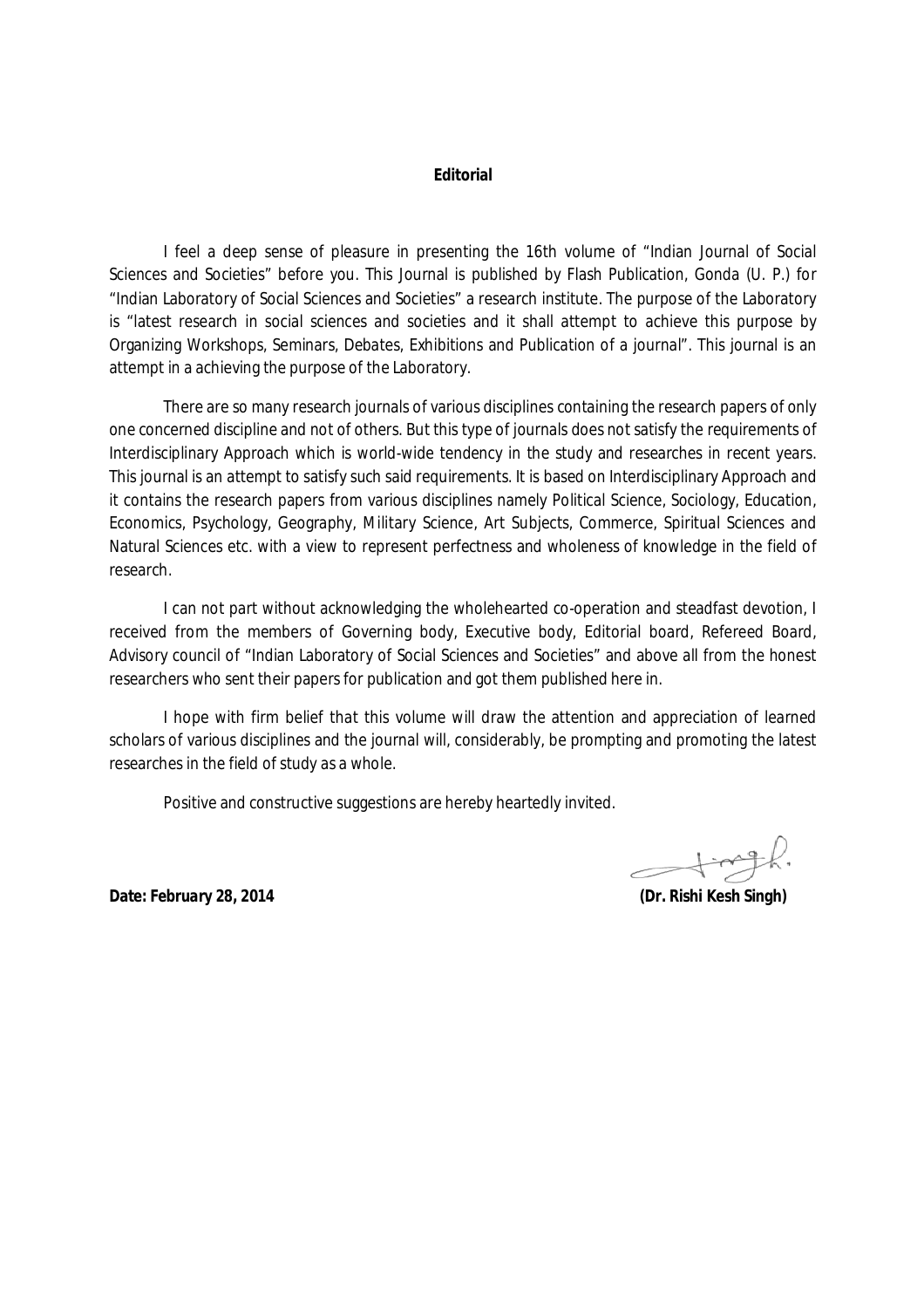**Editorial**

I feel a deep sense of pleasure in presenting the 16th volume of "Indian Journal of Social Sciences and Societies" before you. This Journal is published by Flash Publication, Gonda (U. P.) for "Indian Laboratory of Social Sciences and Societies" a research institute. The purpose of the Laboratory is "latest research in social sciences and societies and it shall attempt to achieve this purpose by Organizing Workshops, Seminars, Debates, Exhibitions and Publication of a journal". This journal is an attempt in a achieving the purpose of the Laboratory.

There are so many research journals of various disciplines containing the research papers of only one concerned discipline and not of others. But this type of journals does not satisfy the requirements of Interdisciplinary Approach which is world-wide tendency in the study and researches in recent years. This journal is an attempt to satisfy such said requirements. It is based on Interdisciplinary Approach and it contains the research papers from various disciplines namely Political Science, Sociology, Education, Economics, Psychology, Geography, Military Science, Art Subjects, Commerce, Spiritual Sciences and Natural Sciences etc. with a view to represent perfectness and wholeness of knowledge in the field of research.

I can not part without acknowledging the wholehearted co-operation and steadfast devotion, I received from the members of Governing body, Executive body, Editorial board, Refereed Board, Advisory council of "Indian Laboratory of Social Sciences and Societies" and above all from the honest researchers who sent their papers for publication and got them published here in.

I hope with firm belief that this volume will draw the attention and appreciation of learned scholars of various disciplines and the journal will, considerably, be prompting and promoting the latest researches in the field of study as a whole.

Positive and constructive suggestions are hereby heartedly invited.

***Date: February 28, 2014*** **(Dr. Rishi Kesh Singh)**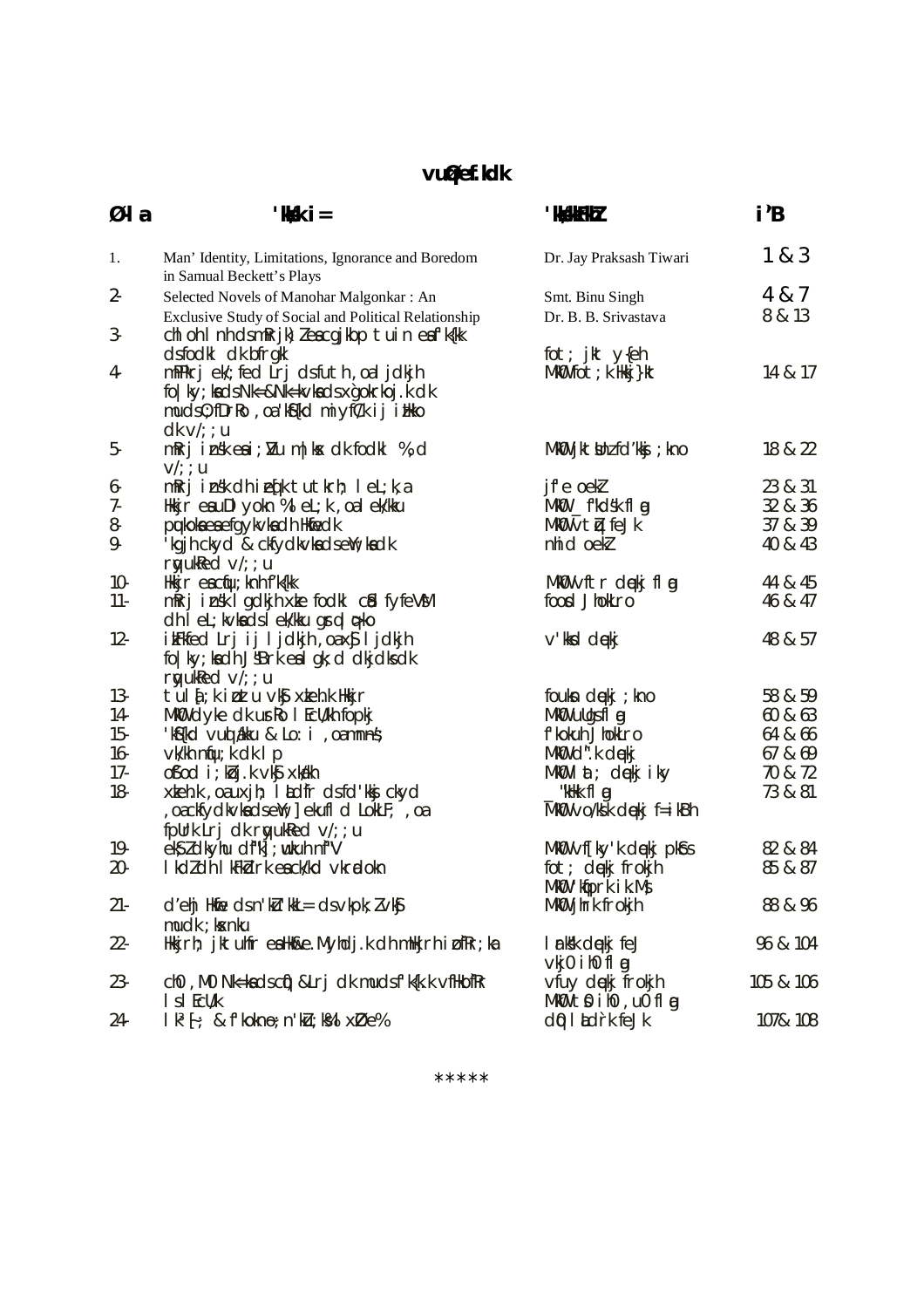# vuqØef.kdk

| Ø-la | 'kks/k i= | 'kks/kdrkZ | i`"B |
|---|---|---|---|
| 1. | Man' Identity, Limitations, Ignorance and Boredom in Samual Beckett's Plays | Dr. Jay Praksash Tiwari | 1 & 3 |
| 2- | Selected Novels of Manohar Malgonkar : An Exclusive Study of Social and Political Relationship | Smt. Binu Singh<br>Dr. B. B. Srivastava | 4 & 7<br>8 & 13 |
| 3- | chloh lnh ds mRrjk)Z esa cgjkbp tuin esa f'k{kk ds fodkl dk bfrgkl | fot; jkt y{eh | |
| 4- | mPprj ek/;fed Lrj ds futh ,oa ljdkjh fo|ky;ksa ds Nk=&Nk=kvksa ds xg̀ okrkoj.k dk mudsO;fDrRo ,oa 'kSf{kd miyfC/k ij izHkko dk v/;;u | MkW0 fot; k Hkkj}kt | 14 & 17 |
| 5- | mRrj izns'k esa i;ZVu m|ksx dk fodkl % ,d v/;;u | MkW0 jktsUnz d'kkS ;kno | 18 & 22 |
| 6- | mRrj izns'k dh izeq[k tutkrh; leL;k,a | jf'e oekZ | 23 & 31 |
| 7- | Hkkjr esa uDly okn % leL;k ,oa lek/kku | MkW0 f'kds'k flag | 32 & 36 |
| 8- | pquko esa efgykvksa dh Hkwfedk | MkW0 tqYQh feJk | 37 & 39 |
| 9- | 'kgjh ckyd & ckfydkvksa ds eY;ksa dk rqyukRed v/;;u | nhid oekZ | 40 & 43 |
| 10- | Hkkjr esa cqfu;knh f'k{kk | MkW0 ftr dqekj flag | 44 & 45 |
| 11- | mRrj izns'k lgdkjh xUuk fodkl cSad fyfeVsM dh leL;kvksa ds lek/kku gsrq lq>ko | fooss d JhokLro | 46 & 47 |
| 12- | ik"Bkfed Lrj ij ljdkjh ,oa xSj ljdkjh fo|ky;ksa dh JS"Brk esa lgk;d dkjdksa dk rqyukRed v/;;u | v'kksd dqekj | 48 & 57 |
| 13- | tulañ;k izoktu vkSj xzkeh.k Hkkjr | fouksn dqekj ;kno | 58 & 59 |
| 14- | MkW0 dyke dk us=Ro lEcU/kh fopkj | MkW0 uUgsa flag | 60 & 63 |
| 15- | 'kSf{kd vuq'kklu & Lo:i ,oa mn~ns'; | f'kokuh JhokLro | 64 & 66 |
| 16- | vk/kh nqfu;k dk lp | MkW0 d".k dqekj | 67 & 69 |
| 17- | oSfod i;kZoj.k vkSj xk¡/kh | MkW0 la; dqekj iky | 70 & 72 |
| 18- | xzkeh.k ,oa uxjh; ladfr ds fd'kksj ckyd ,oa ckfydkvksa ds eY;] ekufld LokLF; ,oa fpUru Lrj dk rqyukRed v/;;u | _"kHk flag<br>MkW0 vo/ks'k dqekj f=ikBh | 73 & 81 |
| 19- | eksSydkyhu d'ehj;wuhnh f"V | MkW0 vf[ky'k dqekj pkScs | 82 & 84 |
| 20- | lkoZtfud lkfgR; esa ck/kd vkrad okn | fot; dqekj frokjh<br>MkW0 'kqfprk ik.Ms | 85 & 87 |
| 21- | d'ehj Hkwfe ds n'kZ'kkL= ds vkpk;Z vkSj mudk ;ksxnku | MkW0 Jhrk frokjh | 88 & 96 |
| 22- | Hkkjrh; jktuhfr esa Hkwfe.My dj.k dh mHkjrh izofRr;ka | lq"kek dqekj feJ<br>vkj0 ih0 flag | 96 & 104 |
| 23- | ch0 ,M0 Nk=ksa ds cqf) &Lrj dk muds f'k{k.k vfHkofRr lslEcU/k | vfuy dqekj frokjh<br>MkW0 tS0 ih0 ,u0 flag | 105 & 106 |
| 24- | lk{kj & f'kokne;n'kZu;k%l xØe% | d0q lUdrk feJk | 107& 108 |

\*\*\*\*\*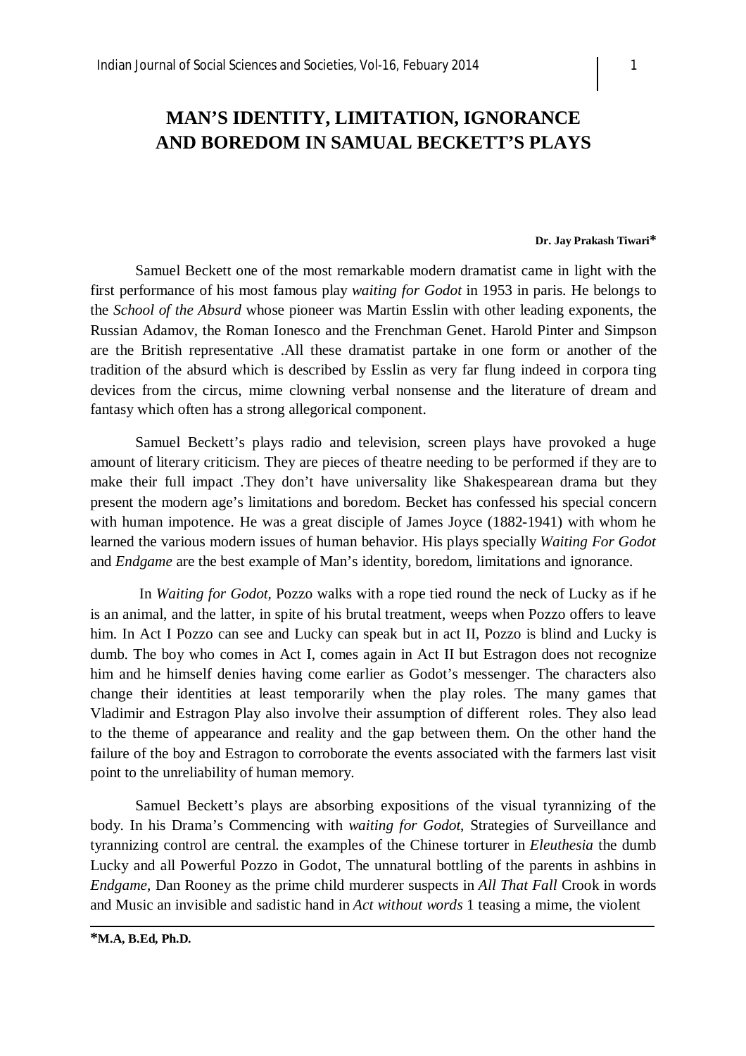# MAN'S IDENTITY, LIMITATION, IGNORANCE AND BOREDOM IN SAMUAL BECKETT'S PLAYS

**Dr. Jay Prakash Tiwari***

Samuel Beckett one of the most remarkable modern dramatist came in light with the first performance of his most famous play *waiting for Godot* in 1953 in paris. He belongs to the *School of the Absurd* whose pioneer was Martin Esslin with other leading exponents, the Russian Adamov, the Roman Ionesco and the Frenchman Genet. Harold Pinter and Simpson are the British representative .All these dramatist partake in one form or another of the tradition of the absurd which is described by Esslin as very far flung indeed in corpora ting devices from the circus, mime clowning verbal nonsense and the literature of dream and fantasy which often has a strong allegorical component.

Samuel Beckett's plays radio and television, screen plays have provoked a huge amount of literary criticism. They are pieces of theatre needing to be performed if they are to make their full impact .They don't have universality like Shakespearean drama but they present the modern age's limitations and boredom. Becket has confessed his special concern with human impotence. He was a great disciple of James Joyce (1882-1941) with whom he learned the various modern issues of human behavior. His plays specially *Waiting For Godot* and *Endgame* are the best example of Man's identity, boredom, limitations and ignorance.

In *Waiting for Godot*, Pozzo walks with a rope tied round the neck of Lucky as if he is an animal, and the latter, in spite of his brutal treatment, weeps when Pozzo offers to leave him. In Act I Pozzo can see and Lucky can speak but in act II, Pozzo is blind and Lucky is dumb. The boy who comes in Act I, comes again in Act II but Estragon does not recognize him and he himself denies having come earlier as Godot's messenger. The characters also change their identities at least temporarily when the play roles. The many games that Vladimir and Estragon Play also involve their assumption of different roles. They also lead to the theme of appearance and reality and the gap between them. On the other hand the failure of the boy and Estragon to corroborate the events associated with the farmers last visit point to the unreliability of human memory.

Samuel Beckett's plays are absorbing expositions of the visual tyrannizing of the body. In his Drama's Commencing with *waiting for Godot*, Strategies of Surveillance and tyrannizing control are central. the examples of the Chinese torturer in *Eleuthesia* the dumb Lucky and all Powerful Pozzo in Godot, The unnatural bottling of the parents in ashbins in *Endgame*, Dan Rooney as the prime child murderer suspects in *All That Fall* Crook in words and Music an invisible and sadistic hand in *Act without words* 1 teasing a mime, the violent

***M.A, B.Ed, Ph.D.**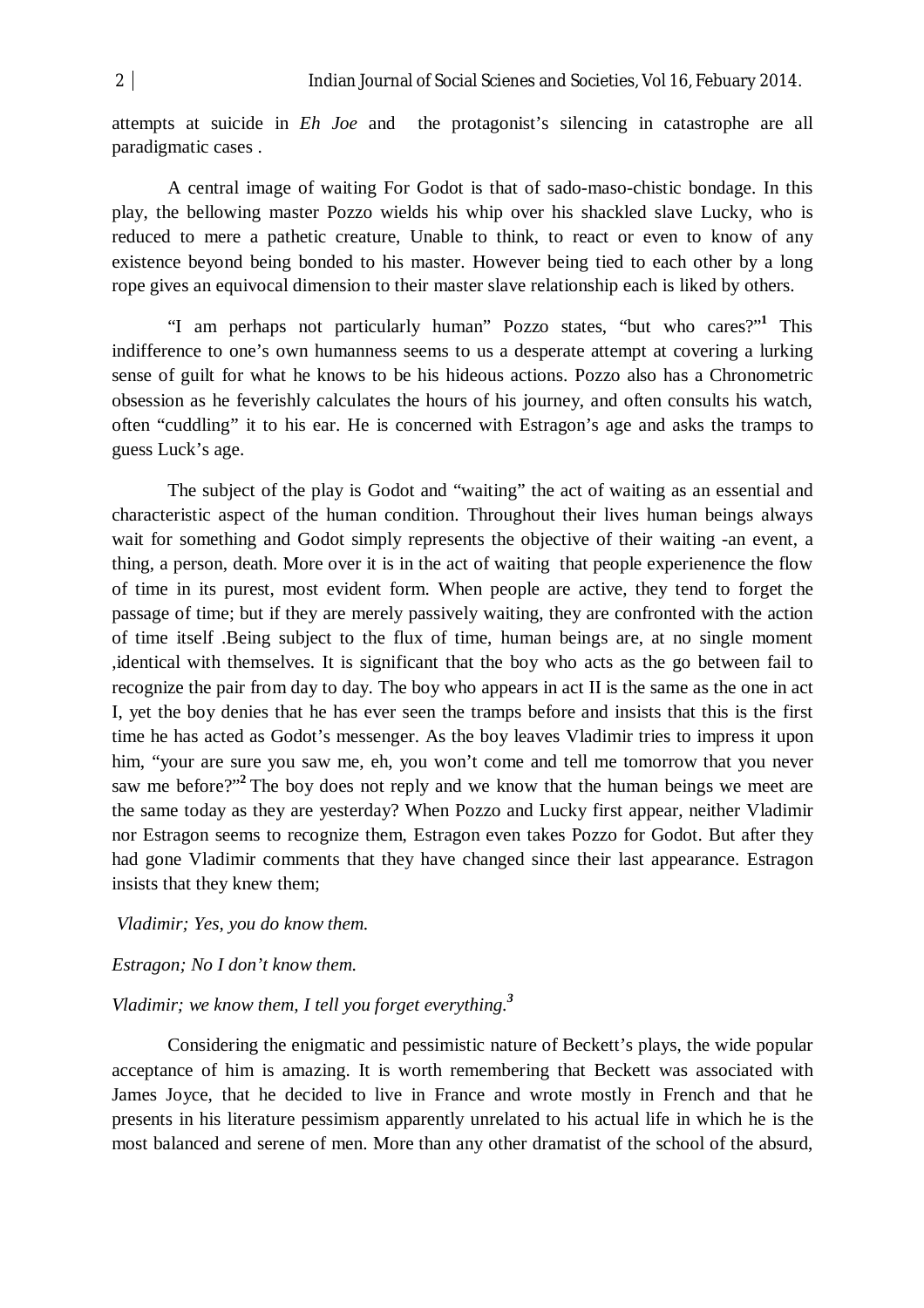attempts at suicide in *Eh Joe* and the protagonist's silencing in catastrophe are all paradigmatic cases .

A central image of waiting For Godot is that of sado-maso-chistic bondage. In this play, the bellowing master Pozzo wields his whip over his shackled slave Lucky, who is reduced to mere a pathetic creature, Unable to think, to react or even to know of any existence beyond being bonded to his master. However being tied to each other by a long rope gives an equivocal dimension to their master slave relationship each is liked by others.

"I am perhaps not particularly human" Pozzo states, "but who cares?"[1] This indifference to one's own humanness seems to us a desperate attempt at covering a lurking sense of guilt for what he knows to be his hideous actions. Pozzo also has a Chronometric obsession as he feverishly calculates the hours of his journey, and often consults his watch, often "cuddling" it to his ear. He is concerned with Estragon's age and asks the tramps to guess Luck's age.

The subject of the play is Godot and "waiting" the act of waiting as an essential and characteristic aspect of the human condition. Throughout their lives human beings always wait for something and Godot simply represents the objective of their waiting -an event, a thing, a person, death. More over it is in the act of waiting that people experienence the flow of time in its purest, most evident form. When people are active, they tend to forget the passage of time; but if they are merely passively waiting, they are confronted with the action of time itself .Being subject to the flux of time, human beings are, at no single moment ,identical with themselves. It is significant that the boy who acts as the go between fail to recognize the pair from day to day. The boy who appears in act II is the same as the one in act I, yet the boy denies that he has ever seen the tramps before and insists that this is the first time he has acted as Godot's messenger. As the boy leaves Vladimir tries to impress it upon him, "your are sure you saw me, eh, you won't come and tell me tomorrow that you never saw me before?"[2] The boy does not reply and we know that the human beings we meet are the same today as they are yesterday? When Pozzo and Lucky first appear, neither Vladimir nor Estragon seems to recognize them, Estragon even takes Pozzo for Godot. But after they had gone Vladimir comments that they have changed since their last appearance. Estragon insists that they knew them;

*Vladimir; Yes, you do know them.*

*Estragon; No I don't know them.*

*Vladimir; we know them, I tell you forget everything.*[3]

Considering the enigmatic and pessimistic nature of Beckett's plays, the wide popular acceptance of him is amazing. It is worth remembering that Beckett was associated with James Joyce, that he decided to live in France and wrote mostly in French and that he presents in his literature pessimism apparently unrelated to his actual life in which he is the most balanced and serene of men. More than any other dramatist of the school of the absurd,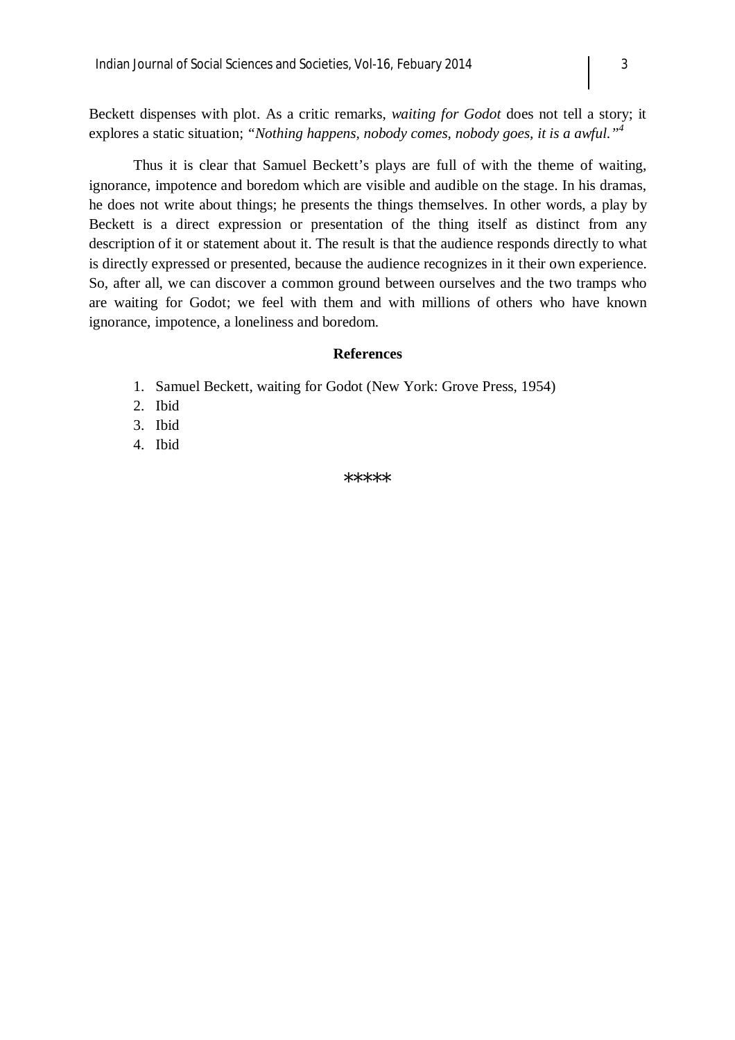Beckett dispenses with plot. As a critic remarks, *waiting for Godot* does not tell a story; it explores a static situation; *"Nothing happens, nobody comes, nobody goes, it is a awful."*[4]

Thus it is clear that Samuel Beckett's plays are full of with the theme of waiting, ignorance, impotence and boredom which are visible and audible on the stage. In his dramas, he does not write about things; he presents the things themselves. In other words, a play by Beckett is a direct expression or presentation of the thing itself as distinct from any description of it or statement about it. The result is that the audience responds directly to what is directly expressed or presented, because the audience recognizes in it their own experience. So, after all, we can discover a common ground between ourselves and the two tramps who are waiting for Godot; we feel with them and with millions of others who have known ignorance, impotence, a loneliness and boredom.

**References**

1. Samuel Beckett, waiting for Godot (New York: Grove Press, 1954)
2. Ibid
3. Ibid
4. Ibid

*****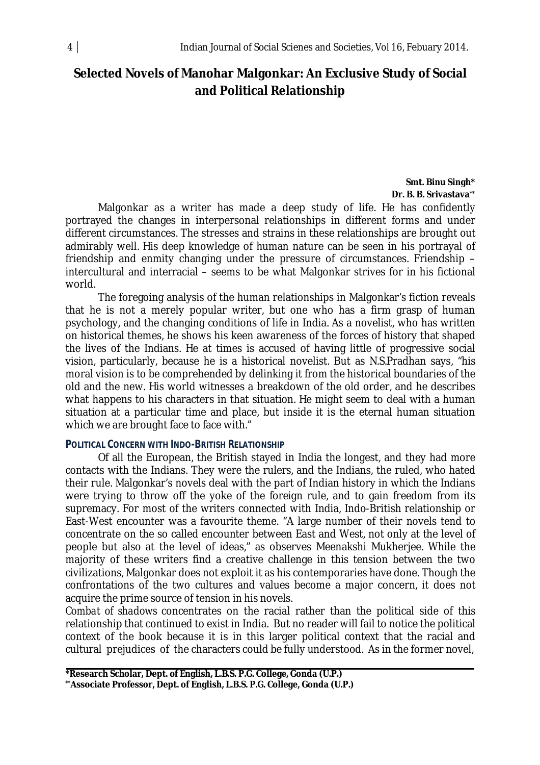# Selected Novels of Manohar Malgonkar: An Exclusive Study of Social and Political Relationship

**Smt. Binu Singh***
**Dr. B. B. Srivastava****

Malgonkar as a writer has made a deep study of life. He has confidently portrayed the changes in interpersonal relationships in different forms and under different circumstances. The stresses and strains in these relationships are brought out admirably well. His deep knowledge of human nature can be seen in his portrayal of friendship and enmity changing under the pressure of circumstances. Friendship – intercultural and interracial – seems to be what Malgonkar strives for in his fictional world.

The foregoing analysis of the human relationships in Malgonkar's fiction reveals that he is not a merely popular writer, but one who has a firm grasp of human psychology, and the changing conditions of life in India. As a novelist, who has written on historical themes, he shows his keen awareness of the forces of history that shaped the lives of the Indians. He at times is accused of having little of progressive social vision, particularly, because he is a historical novelist. But as N.S.Pradhan says, "his moral vision is to be comprehended by delinking it from the historical boundaries of the old and the new. His world witnesses a breakdown of the old order, and he describes what happens to his characters in that situation. He might seem to deal with a human situation at a particular time and place, but inside it is the eternal human situation which we are brought face to face with."

## POLITICAL CONCERN WITH INDO-BRITISH RELATIONSHIP

Of all the European, the British stayed in India the longest, and they had more contacts with the Indians. They were the rulers, and the Indians, the ruled, who hated their rule. Malgonkar's novels deal with the part of Indian history in which the Indians were trying to throw off the yoke of the foreign rule, and to gain freedom from its supremacy. For most of the writers connected with India, Indo-British relationship or East-West encounter was a favourite theme. "A large number of their novels tend to concentrate on the so called encounter between East and West, not only at the level of people but also at the level of ideas," as observes Meenakshi Mukherjee. While the majority of these writers find a creative challenge in this tension between the two civilizations, Malgonkar does not exploit it as his contemporaries have done. Though the confrontations of the two cultures and values become a major concern, it does not acquire the prime source of tension in his novels.

*Combat of shadows* concentrates on the racial rather than the political side of this relationship that continued to exist in India. But no reader will fail to notice the political context of the book because it is in this larger political context that the racial and cultural prejudices of the characters could be fully understood. As in the former novel,

---

***Research Scholar, Dept. of English, L.B.S. P.G. College, Gonda (U.P.)**
****Associate Professor, Dept. of English, L.B.S. P.G. College, Gonda (U.P.)**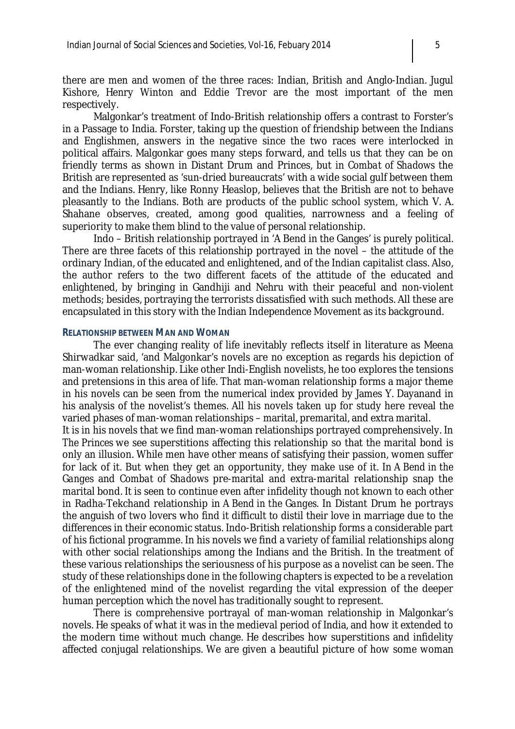there are men and women of the three races: Indian, British and Anglo-Indian. Jugul Kishore, Henry Winton and Eddie Trevor are the most important of the men respectively.

Malgonkar's treatment of Indo-British relationship offers a contrast to Forster's in a Passage to India. Forster, taking up the question of friendship between the Indians and Englishmen, answers in the negative since the two races were interlocked in political affairs. Malgonkar goes many steps forward, and tells us that they can be on friendly terms as shown in Distant Drum and Princes, but in *Combat of Shadows* the British are represented as 'sun-dried bureaucrats' with a wide social gulf between them and the Indians. Henry, like Ronny Heaslop, believes that the British are not to behave pleasantly to the Indians. Both are products of the public school system, which V. A. Shahane observes, created, among good qualities, narrowness and a feeling of superiority to make them blind to the value of personal relationship.

Indo – British relationship portrayed in 'A Bend in the Ganges' is purely political. There are three facets of this relationship portrayed in the novel – the attitude of the ordinary Indian, of the educated and enlightened, and of the Indian capitalist class. Also, the author refers to the two different facets of the attitude of the educated and enlightened, by bringing in Gandhiji and Nehru with their peaceful and non-violent methods; besides, portraying the terrorists dissatisfied with such methods. All these are encapsulated in this story with the Indian Independence Movement as its background.

## RELATIONSHIP BETWEEN MAN AND WOMAN

The ever changing reality of life inevitably reflects itself in literature as Meena Shirwadkar said, 'and Malgonkar's novels are no exception as regards his depiction of man-woman relationship. Like other Indi-English novelists, he too explores the tensions and pretensions in this area of life. That man-woman relationship forms a major theme in his novels can be seen from the numerical index provided by James Y. Dayanand in his analysis of the novelist's themes. All his novels taken up for study here reveal the varied phases of man-woman relationships – marital, premarital, and extra marital.

It is in his novels that we find man-woman relationships portrayed comprehensively. In *The Princes* we see superstitions affecting this relationship so that the marital bond is only an illusion. While men have other means of satisfying their passion, women suffer for lack of it. But when they get an opportunity, they make use of it. In *A Bend in the Ganges* and *Combat of Shadows* pre-marital and extra-marital relationship snap the marital bond. It is seen to continue even after infidelity though not known to each other in Radha-Tekchand relationship in *A Bend in the Ganges*. In *Distant Drum* he portrays the anguish of two lovers who find it difficult to distil their love in marriage due to the differences in their economic status. Indo-British relationship forms a considerable part of his fictional programme. In his novels we find a variety of familial relationships along with other social relationships among the Indians and the British. In the treatment of these various relationships the seriousness of his purpose as a novelist can be seen. The study of these relationships done in the following chapters is expected to be a revelation of the enlightened mind of the novelist regarding the vital expression of the deeper human perception which the novel has traditionally sought to represent.

There is comprehensive portrayal of man-woman relationship in Malgonkar's novels. He speaks of what it was in the medieval period of India, and how it extended to the modern time without much change. He describes how superstitions and infidelity affected conjugal relationships. We are given a beautiful picture of how some woman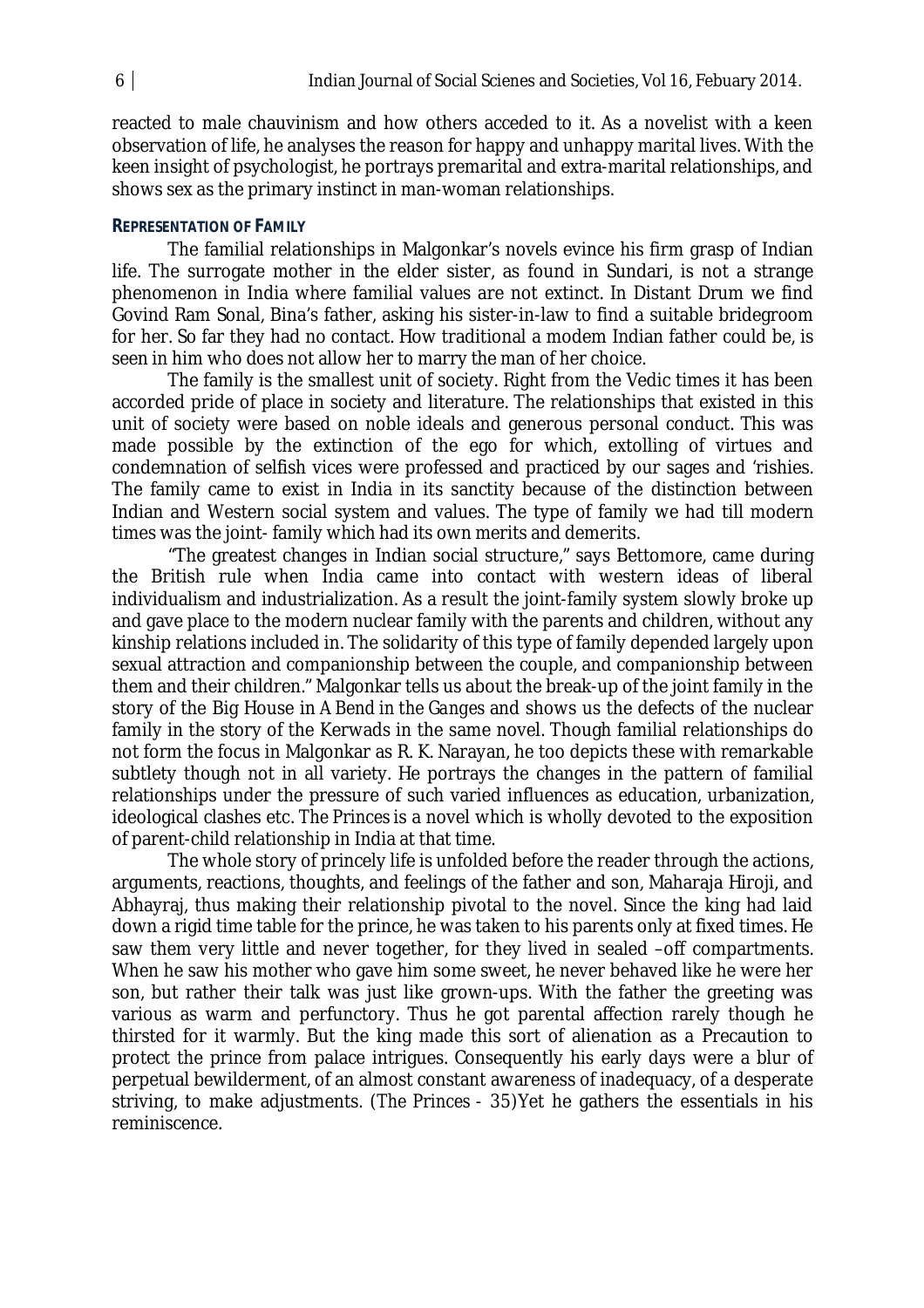reacted to male chauvinism and how others acceded to it. As a novelist with a keen observation of life, he analyses the reason for happy and unhappy marital lives. With the keen insight of psychologist, he portrays premarital and extra-marital relationships, and shows sex as the primary instinct in man-woman relationships.

**REPRESENTATION OF FAMILY**

The familial relationships in Malgonkar's novels evince his firm grasp of Indian life. The surrogate mother in the elder sister, as found in Sundari, is not a strange phenomenon in India where familial values are not extinct. In Distant Drum we find Govind Ram Sonal, Bina's father, asking his sister-in-law to find a suitable bridegroom for her. So far they had no contact. How traditional a modem Indian father could be, is seen in him who does not allow her to marry the man of her choice.

The family is the smallest unit of society. Right from the Vedic times it has been accorded pride of place in society and literature. The relationships that existed in this unit of society were based on noble ideals and generous personal conduct. This was made possible by the extinction of the ego for which, extolling of virtues and condemnation of selfish vices were professed and practiced by our sages and 'rishies. The family came to exist in India in its sanctity because of the distinction between Indian and Western social system and values. The type of family we had till modern times was the joint- family which had its own merits and demerits.

"The greatest changes in Indian social structure," says Bettomore, came during the British rule when India came into contact with western ideas of liberal individualism and industrialization. As a result the joint-family system slowly broke up and gave place to the modern nuclear family with the parents and children, without any kinship relations included in. The solidarity of this type of family depended largely upon sexual attraction and companionship between the couple, and companionship between them and their children." Malgonkar tells us about the break-up of the joint family in the story of the Big House in *A Bend in the Ganges* and shows us the defects of the nuclear family in the story of the Kerwads in the same novel. Though familial relationships do not form the focus in Malgonkar as R. K. Narayan, he too depicts these with remarkable subtlety though not in all variety. He portrays the changes in the pattern of familial relationships under the pressure of such varied influences as education, urbanization, ideological clashes etc. *The Princes* is a novel which is wholly devoted to the exposition of parent-child relationship in India at that time.

The whole story of princely life is unfolded before the reader through the actions, arguments, reactions, thoughts, and feelings of the father and son, Maharaja Hiroji, and Abhayraj, thus making their relationship pivotal to the novel. Since the king had laid down a rigid time table for the prince, he was taken to his parents only at fixed times. He saw them very little and never together, for they lived in sealed –off compartments. When he saw his mother who gave him some sweet, he never behaved like he were her son, but rather their talk was just like grown-ups. With the father the greeting was various as warm and perfunctory. Thus he got parental affection rarely though he thirsted for it warmly. But the king made this sort of alienation as a Precaution to protect the prince from palace intrigues. Consequently his early days were a blur of perpetual bewilderment, of an almost constant awareness of inadequacy, of a desperate striving, to make adjustments. (*The Princes* - 35)Yet he gathers the essentials in his reminiscence.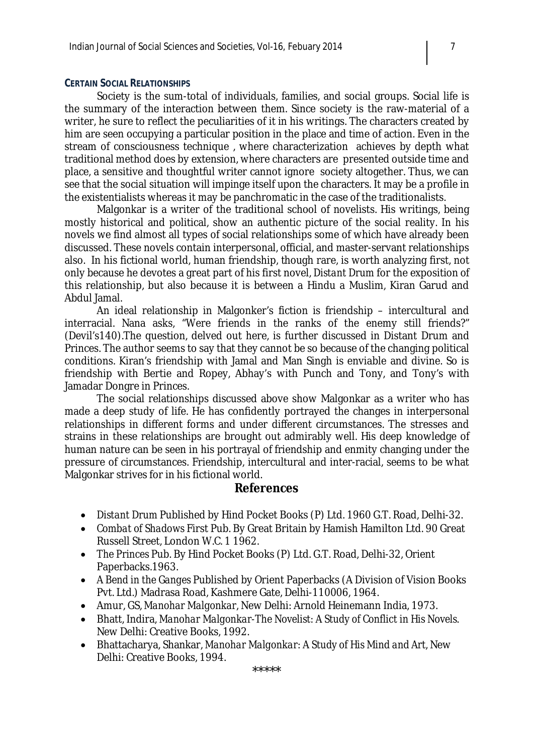**CERTAIN SOCIAL RELATIONSHIPS**

Society is the sum-total of individuals, families, and social groups. Social life is the summary of the interaction between them. Since society is the raw-material of a writer, he sure to reflect the peculiarities of it in his writings. The characters created by him are seen occupying a particular position in the place and time of action. Even in the stream of consciousness technique , where characterization achieves by depth what traditional method does by extension, where characters are presented outside time and place, a sensitive and thoughtful writer cannot ignore society altogether. Thus, we can see that the social situation will impinge itself upon the characters. It may be a profile in the existentialists whereas it may be panchromatic in the case of the traditionalists.

Malgonkar is a writer of the traditional school of novelists. His writings, being mostly historical and political, show an authentic picture of the social reality. In his novels we find almost all types of social relationships some of which have already been discussed. These novels contain interpersonal, official, and master-servant relationships also. In his fictional world, human friendship, though rare, is worth analyzing first, not only because he devotes a great part of his first novel, *Distant Drum* for the exposition of this relationship, but also because it is between a Hindu a Muslim, Kiran Garud and Abdul Jamal.

An ideal relationship in Malgonker's fiction is friendship – intercultural and interracial. Nana asks, "Were friends in the ranks of the enemy still friends?" (Devil's140).The question, delved out here, is further discussed in Distant Drum and Princes. The author seems to say that they cannot be so because of the changing political conditions. Kiran's friendship with Jamal and Man Singh is enviable and divine. So is friendship with Bertie and Ropey, Abhay's with Punch and Tony, and Tony's with Jamadar Dongre in Princes.

The social relationships discussed above show Malgonkar as a writer who has made a deep study of life. He has confidently portrayed the changes in interpersonal relationships in different forms and under different circumstances. The stresses and strains in these relationships are brought out admirably well. His deep knowledge of human nature can be seen in his portrayal of friendship and enmity changing under the pressure of circumstances. Friendship, intercultural and inter-racial, seems to be what Malgonkar strives for in his fictional world.

## References

- *Distant Drum* Published by Hind Pocket Books (P) Ltd. 1960 G.T. Road, Delhi-32.
- *Combat of Shadows* First Pub. By Great Britain by Hamish Hamilton Ltd. 90 Great Russell Street, London W.C. 1 1962.
- The Princes Pub. By Hind Pocket Books (P) Ltd. G.T. Road, Delhi-32, Orient Paperbacks.1963.
- *A Bend in the Ganges* Published by Orient Paperbacks (A Division of Vision Books Pvt. Ltd.) Madrasa Road, Kashmere Gate, Delhi-110006, 1964.
- Amur, GS, *Manohar Malgonkar*, New Delhi: Arnold Heinemann India, 1973.
- Bhatt, Indira, *Manohar Malgonkar-The Novelist: A Study of Conflict in His Novels*. New Delhi: Creative Books, 1992.
- Bhattacharya, Shankar, *Manohar Malgonkar: A Study of His Mind and Art*, New Delhi: Creative Books, 1994.

*****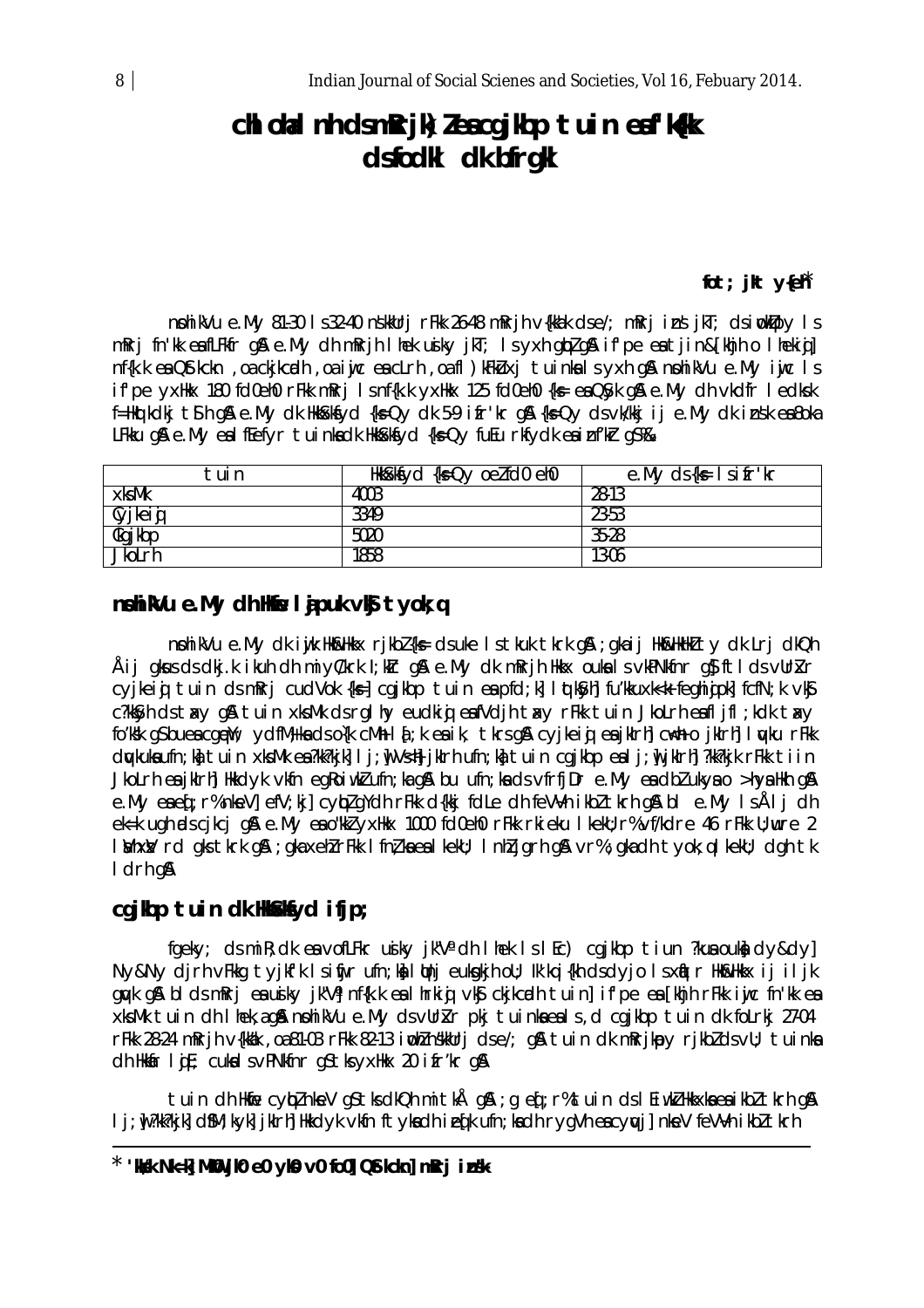# cli dal nh ds mRrjk)Z esa cgjkbp tuin esa f'k{kk ds fodkl dk bfrgkl

**fot; jkt y{eh***

nsohikVu e.My 81-30 ls 32-40 nsUkkUrj rFkk 26-48 mRrjh v{kka'k ds e/; mRrj izns'k jkT; ds iwokZ)py ls mRrj fn'kk esa fLFkfr gS A e.My dh mRrjh lhek usiky jkT; ls yxh gqbZ gS A if'pe esa tjin&[khjh o lhekiqj nf{k.k esa QStkckn ,oa cjkcadh ,oa iwoZ esa cLrh ,oa fl)kFkZuxj tuinksa ls yxh gS A nsohikVu e.My iwoZ ls if'pe yEckbZ 180 fd0eh0 rFkk mRrj ls nf{k.k yEckbZ 125 fd0eh0 {ks= esa QSyk gqvk gS A e.My dh vkd`fr leckgq f=Hkqtkdkj tSlh gS A e.My dk HkkSxksfyd {ks=Qy dk 5-9 izfr'kr gS A {ks=Qy ds vk/kkj ij e.My dk izns'k esa 8oka LFkku gS A e.My esa lfEefyr tuinksa dk HkkSxksfyd {ks=Qy fuEu rkfydk esa izn'kZr gS%&

| tuin | HkkSxksfyd {ks=Qy oxZ fd0eh0 | e.My ds {ks= ls izfr'kr |
| --- | --- | --- |
| xksaMk | 4003 | 28-13 |
| cyjkeiqj | 3349 | 23-53 |
| cgjkbp | 5020 | 35-28 |
| JkoLrh | 1858 | 13-06 |

## nsohikVu e.My dh HkkSfrd lajpuk vkSj tyok;q

nsohikVu e.My dk iwjk Hkw&Hkkx rjkbZ {ks= ds uke ls tkuk tkrk gS A ;gka ij Hkw&HkkxZ ty dk Lrj dkQh Åij gksus ds dkj.k ikuh dh miyC/krk i;kZIr gS A e.My dk mRrjh Hkkx ouksa ls vkPNkfnr gS ftlds vUrxZr cyjkeiqj tuin ds mRrj cuVkok {ks=] cgjkbp tuin esa pfd;k] lqtkSyh] fu'kkuxk<+k] feghiqjok] fcfN;k vkSj c?kkSyh ds taxy gS A tuin xksaMk ds rgr lhy eudkiqj esa fVdjh taxy rFkk tuin JkoLrh esa fljflfj;kdk taxy fo'ks"k gS buesa cgqewY; ydfM+;ksa ds o`{k cM+h la[;k esa ik, tkrs gS A cyjkeiqj esa jkIrh cw<+h o jkIrh] lqvku rFkk dqvkuks unh;ka] tuin xksaMk esa ?kk?kjk] lj;w] Vs<+h jkIrh unh;ka] tuin cgjkbp esa lj;w] jkIrh] ?kk?kjk rFkk tuin JkoLrh esa jkIrh Hkkdyk vkfn egRoiw.kZ unh;ka gSA bu unh;ksa ds vfrfjDr e.My esa dbZ ukys o >hysa Hkh gS A e.My esa eq[;r% nksekV] efV;kj] cyqbZ gYdh rFkk d{kj fdLe dh feV~Vh ikbZ tkrh gS blh e.My ls Åij dh ek=k ugha ds cjkcj gS A e.My esa o"kkZ yxHkx 1000 fd0eh0 rFkk rkieku lkekU;r% vf/kdre 46 rFkk U;wure 2 lsaVhxzsV rd gks tkrk gS A ;gka xehZ rFkk lfnZ;ksa esa lkekU; lnhZ] grh gS A vr% ;gka dh tyok;q lkekU; dgh tk ldrh gS A

## cgjkbp tuin dk HkkSxksfyd ifjp;

fgeky; ds miR;dk esa vofLFkr usiky jk"Vª dh lhek ls lEc) cgjkbp tiun ?kus ouksa] dy&dy] Ny&Ny djrh vFkkg tyjkf'k ls ifjiw.kZ unh;ka] lqUnj euksgkjh ou; i'kq {kh ds dyjo ls xqaftr Hkw&Hkkx ij ilijk gqvk gS blds mRrj esa usiky jk"Vª nf{k.k esa lhrkiqj vkSj ckjkcadh tuin] if'pe esa [khjh rFkk iwoZ fn'kk esa xksaMk tuin dh lhek,a gSa A nsohikVu e.My ds vUrxZr pkj tuinksa esa ls ,d cgjkbp tuin dk foLrkj 27-04 rFkk 28-24 mRrjh v{kka'k ,oa 81-03 rFkk 82-13 iwohZ ns'kkUrj ds e/; gS A tuin dk mRrjkapy rjkbZ ds vUrxZr tuinksa dh Hkkafr lqUnj cuksa ls vkPNkfnr gS tks yxHkx 20 izfr'kr gS A

tuin dh Hkwfe cyqbZ nkseV gS tks dkQh mitkÅ gS A ;g eq[;r% tuin ds lEiw.kZ Hkkxksa esa ikbZ tkrh gS A lj;w] ?kk?kjk] dkSfM;kyk] jkIrh] Hkkdyk vkfn ftyksa dh izeq[k unh;ksa dh rygVh esa cyqvj] nkseV feV~Vh ikbZ tkrh

---

* 'kks/k Nk=k] MkW0jke euksgj yksfg;k vo/k fo0fo0] QStkckn] mRrj izns'k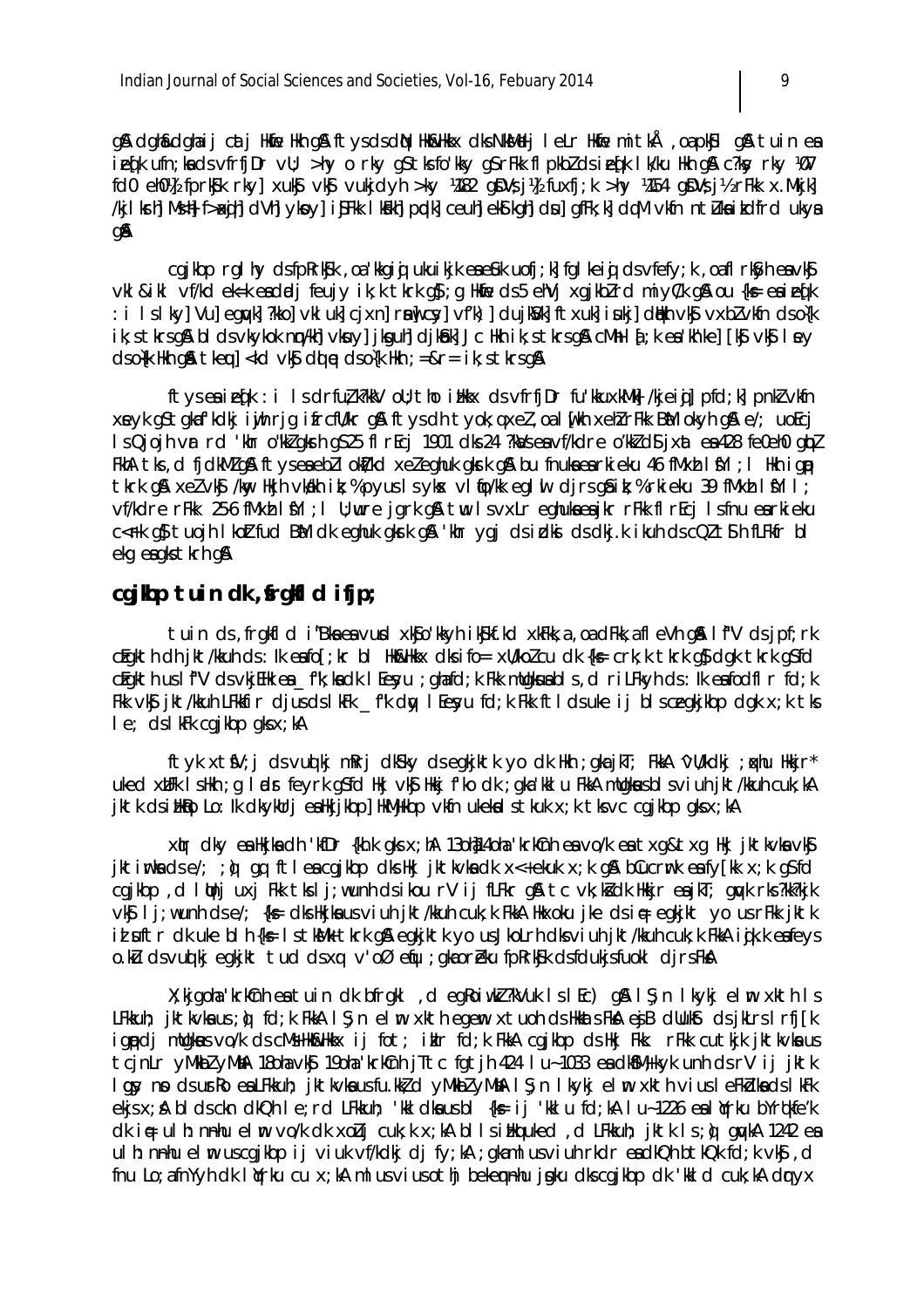gSA dgh&dgha ij catj Hkwfe Hkh gS ftlds dkj.k Hkw&Hkkx dks NksVs&NksVs ij leLr Hkwfe mitkÅ ,oa pkjk gSA tuin esa izeq[k ufn;ksa ds vfrfjDr vU; >hy o rky gS tks fo'kky gSa rFkk flapkbZ ds izeq[k lk/ku Hkh gSA c?ksy rky ¼07 fd0 eh0½ fpjkSfk rky] xukSs vkSj vurkjdyh >hy ¼182 gDVs;j½ fuxfj;k >hy ¼154 gDVs;j½ rFkk x.Mjk] /kjlkrh] Ms>h] f>axqjh] dVh] yksoy] ijSFkk lkfskh] pq/k] ceuh] ekSkgh] dsu] gfFk;k] dqaM vkfn ntZuksa izkdfrd ukys gSA

cgjkbp rglhy ds fpRrkSjk ,oa 'kkgiqj ukuikjk esa eSnk uofn;k] fglkeiqj ds efy;k ,oa flrkSjh esa vkSj vkl&ikl vf/kd ek=k esa dadj feyrk ik;k tkrk gS ;g Hkwfe ds 5 ehVj xgjkbZ rd miyC/k gSA ou {ks= esa izeq[k :i ls lky] Vu] egqvk] ?kko] vklu] cjxn] rwu] cCcwy] vf'k] dujkSQ] ftxuk] isukj] dbUnh vkSj vxbZ vkfn ds o`{k ik;s tkrs gSA blds vykok nqU/kh] vkuy] jksguh] djkSnk] Jc Hkh ik;s tkrs gSA cMh la[;k esa 'kh'ke] [kSj vkSj lsey ds o`{k Hkh gSA tkequ] <kd vkSj dqBus ds o`{k Hkh ;= &r= ik;s tkrs gSA

ftys esa izeq[k :i ls rdrwu] ?kkV vU;tho iÙkkx ds vfrfjDr fu'kkuxkMk] /kjeiqj] pfd;k] pnkZ vkfn xeyk gS tgka f'kdkj ijfeV rgr ifrcfU/kr gSA ftys dh tyok;q xeZ ,oa [kq'd xehZ rFkk BaMh okyh gSA e/; uoEcj lsQjojh vUr rd 'khr o'kkZ gksrh gS 25 flrEcj 1901 dks 24 ?kaVs esa vf/kdre o'kkZ dSljxat esa 428 fe0eh0 gqbZ FkhA tks ,d fjdkMZ gSA ftys esa bZ ok"kZd xeZ eghuk gksrk gSA bu fnuksa esa rkieku 46 fMxzh lsfYl;l Hkh igq¡p tkrk gSA xeZ vkSj /kwy Hkjh vka/kh i'p% pyus ls ykxksa vLrO;Lr eglwl djrs gSaA ,o% rkieku 39 fMxzh lsfYl;l vf/kdre rFkk 25-6 fMxzh lsfYl;l U;wure jgrk gSA tuojh lcls vLr eghuksa esa jkr rFkk flrEcj ls fnu esa rkieku c<+rk gS tuojh lcls BaMd fd BaM dk eghuk gksrk gSA 'khr gaj ds izdksi ds dkj.k ikuh ds cQZ tSls fLFkfr bl ekg esa gks tkrh gSA

## cgjkbp tuin dk ,sfrgkfld ifjp;

tuin ds ,frgkfld i"BHkwfe esa vusd xkSjo'kkyh ik"BFk.kd xkFkk;a ,oa dFkk,a fleVh gSA lf"V ds jpf;rk czEgkth dh jkt/kkuh ds :Ik esa fo[;kr bl Hkw&Hkkx dks ifo= xU/koZcu dk {ks= crk;k tkrk gS dgk tkrk gS fd czEgkth us lf"V ds vkjEHk esa _f"k;ksa dk lEesyu ;gha fd;k Fkk mudks uos ls ,d riLFkyh ds :Ik esa fodflr fd;k Fkk vkSj jkt/kkuh LFkkfir djus ds lkFk _f"k dqy lEesyu fd;k Fkk ftlds uke ij bls czEgkbp dgk x;k tks le; ds lkFk cgjkbp gks x;kA

ftyk xtsfV;j ds vuqlkj mRrj dkSly ds egkjktk yo dk Hkh ;gka jkT; FkkA ÞVUkdkj ;Þgu Hkkjr* uked xzUFk ls Hkh ;g lcwr feyrk gS fd Hkj vkSj Hkkj f'kos dk ;gka 'kklu FkkA mudks bl viuh jkt/kkuh cuk;kA jktk ds iBkdh Lo:Ik dk ykHkdkjh esa Hkkjbkp] HkMjkbp vkfn ukeksa ls tkuk x;k tks vc cgjkbp gks x;kA

xq# dky esa Hkkjksa dh 'kfDr {kh.k gks x;hA 13oha&14oha 'krkCnh esa vo/k esa tkxg&txg Hkj jktkvksa vkSj jktiwrksa ds e/; ;q) gq, ftlesa cgjkbp dks Hkj jktkvksa dk x<+ ekuk x;k gSA bCucrwrk esa fy[kk x;k gS fd cgjkbp ,d lqUnj uxj Fkk tks lj;w unh ds ikou rV ij fLFkr gSA tc vkSjaxsdk Hkkjr esa jkT; gqvk rks ?kk?kjk vkSj lj;w unh ds e/; {ks= dks Hkjksa us viuh jkt/kkuh cuk;k FkkA Hkkxoku jke ds iq= egkjkt yo us rFkk jktk izlfstr dk uke bl h {ks= ls tksMk tkrk gSA egkjktk yo us JkoLrh dks viuh jkt/kkuh cuk;k FkkA iqjk.k esa feys o.kZu ds vuqlkj egkjktk tud ds xq# v"Vo'e equ ;gka ouLFkku fpRrkSjk ds fdukjs fuokl djrs FksA

X;kjgoha 'krkCnh esa tuin dk bfrgkl ,d egRoiw.kZ ?kVuk ls lEc) gSA lS;n lkykj elm xkth ls LFkkuh; jktkvksa us ;q) fd;k FkkA lS;n elm xkth egewn xtuoh ds Hkkats FksA eSa B dlLckfS ds jkLrs lrfj[k igqapdj mudks vo/k ds cMs Hkw&Hkkx ij fot; izkIr fd;k FkkA cgjkbp ds Hkj Fkk rFkk cutkjk jktkvksa us tcjnLr yMkbZ yMhA 13oha vkSj 19oha 'krkCnh jTtc fgtjh 424 lu~ 1033 esa dkSfM+kyk unh ds rV ij jktk lqgsy no ds usrRo esa LFkkuh; jktkvksa us fu.kkZ;d yMkbZ yMhA lS;n lkykj elm xkth vius leFkZdksa ds lkFk ekjs x;sA bl ds ckn dkQh le; rd LFkkuh; 'kkldksa us bl {ks= ij 'kklu fd;kA lu~ 1226 esa lqYrku bYrqfe'k dk iq= ulh:nnhu elm vo/k dk ocwj cuk;k x;kA bl ls iBku uked ,d LFkkuh; jktk ls ;q) gqvkA 1242 esa ulh:nnhu elm us cgjkbp ij viuk vf/kdkj dj fy;kA ;gka mlus viuh rkdr esa dkQh btkQk fd;k vkSj ,d fnu Lo;afnYyh dk lqYrku cu x;kA mlus viuk othj bekeqn~nhu jgku dks cgjkbp dk 'kkld cuk;kA dqNyx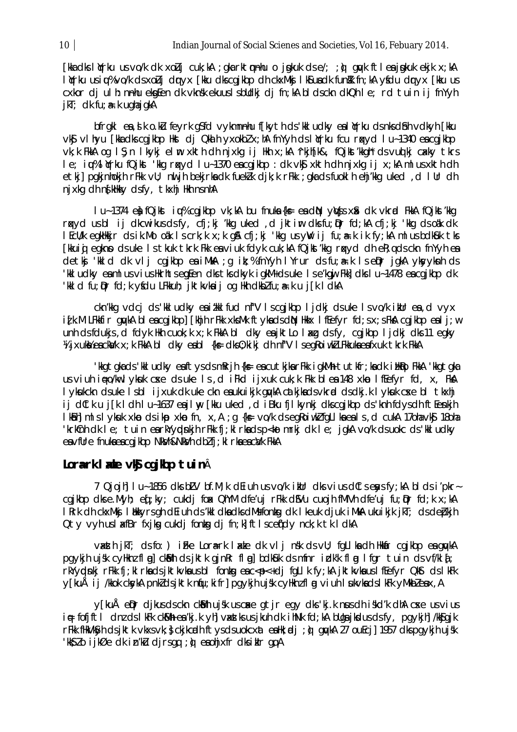[kku dks lYrku us vo/k dk xoulj cuk;kA ;gka rktqnhu o jgkuk dk s/; ;q) gqvk ftlea jgkuk ekjk x;kA lYrku us iq=% vo/k ds xoulj dqnqx [kku dks cgjkbp dh cxkMkj lkSius dk funsZ'k fn;kA ysfdu dqnqx [kku us cxkor dj ulh mHkhn ekqGem dk vkns'k ekuus ls bUdkj dj fn;kA blds ckn dkQh le; rd tuin ij fnYyh jkT; dk fu;a=.k ugha jgkA

bfrgkl ea ,sk o.kZu feyrk gS fd vykmnhu f[kyth ds 'kklu dky ea lYrku ds nks dh vkxyh [kku vkSj vlhyu [kku dks cgjkbp Hkh dj Qkh ylxokbZ x;hA fnYyh ds lYrku fcu rqxyd lu~1340 ea cgjkbp vk;k FkkA og lS;n lkykj elmn xkth dh njxkg ij Hkh x;kA ^rkjh[k&, fQjkst'kkgh* ds vuqlkj cxkg tkrs le; iq=% lYrku fQjkst 'kkg rqxyd lu~1370 ea cgjkbp : dk vkSj xkth dh njxkg ij x;kA mlus xkth dh etkj] pgkjnhokjh rFkk vU; nwljh bekjrksa dk fuekZ.k djk;k rFkk ;gka ds fuoklh ehj'kkg uked ,d lUr dh njxkg dh ns[kHkky ds fy, tkxhj Hkh nsnhA

lu~1374 ea fQjkst iq=% cgjkbp vk;kA bu fnuksa {ks= ea dqN ylqVsxkS dk vkrad FkkA fQjkst 'kkg rqxyd us bl ij dkcw ikus ds fy, cfj;kj 'kkg uked ,d jktiwr dks fu;qDr fd;kA cfj;kj 'kkg ds oa'k dk lEcU/k egkHkkjr ds ik.Mo oa'k ls crk;k x;k gSA cfj;kj 'kkg us yVsjs ij fu;a=.k ik fy;kA mlus bdkSuk tks [kkuiqj egkno ds uke ls tkuk tkrk Fkk ea viuk fdyk cuk;kA fQjkst'kkg rqxyd dh e`R;q ds ckn fnYyh ea detksj 'kkld dk vlj cgjkbp ea iM+kA ;g ik;% fnYyh lYrur ds fu;a=.k ls eqDr jgkA ykgs yknh ds 'kklu dky ea mlus vius Hkrhts egEen dks tks dkyk igkM+ ds uke ls e'kgwj Fkk] dks lu~1478 ea cgjkbp dk 'kkld fu;qDr fd;k ysfdu LFkkuh; jktkvksa ij og Hkh dksbZ fu;a=.k u j[k ldkA

ckn'kkg vdcj ds 'kklu dky ea iz'kklfud nf"V ls cgjkbp ljdkj ds uke ls vo/k iznsr ea ,d vyx iz.kkyh LFkkfir gqvkA bl ea cgjkbp] [kSjh rFkk xksaMk ftyksa ds dqN Hkkx lfEefyr fd;s x;s FksA cgjkbp ea lj;w unh ds fdukjs ,d fdyk Hkh cuok;k x;k FkkA bl dky ea jktLo laxzg ds fy, cgjkbp ljdkj dks 11 egky ¼ijxuk½ ea ckaVk x;k FkkA bl dky ea bl {ks= dks O;kikj dh nf"V ls egRoiw.kZ LFkkuksa ea fxuk tkrk FkkA

'kkgtgka ds 'kklu dky ea ftys ds mRrjh {ks= ea cutkjksa rFkk igkM+h tutkfr;ksa dk izdksi FkkA 'kkgtgka us viuh iq=h vo/kw ljkuk cxe ds uke ls ,d iDdk ijxuk cuk;k Fkk bl ea 148 xkao lfEefyr fd, x, FksA ljkuk cxe ds uke ls bl ijxuk dk uke ckn esa ukuikjk gqvkA cutkjksa ds vkrad ds dkj.k ljkuk cxe bl tkxhj ij dCtk u j[k ldh lu~1637 ea jlwy [kku uked ,d iBku fjlkynkj dks cgjkbp ds 'kkgh fdys dh ftEenkjh lkSih] mlls ljkuk xkao ds ikap xkao fn, x,A ;g {ks= vo/k ds egRoiw.kZ fgLlksa ea ls ,d cukA 17oha vkSj 18oha 'krkCnh dk le; tuin ea rRdkyhu nkjh rFkk fj;klrksa ds p<ko mrkj dk le; jgkA vo/k ds uokc ds 'kklud ea vfUre fnuksa ea cgjkbp NksVh&NksVh dbZ fj;klrksa ea caVk FkkA

## Lora=rk laxzke vkSj cgjkbp tuinÂ

7 Qjojh] lu~1856 dks bZLV bf.M;k dEiuh us vo/k iznsr dks vius dCts esa ys fy;kA bl ds i'pkr~ cgjkbp dks e.Myh; eq[;ky; cukdj foxs QhYM dfe'uj rFkk dSIVu cuoh fMIVh dfe'uj fu;qDr fd;k x;kA lRrk dh cxkMkj lEHkkyrs gh dEiuh ds 'kkldksa dks dM+s fonzksg dk lkeuk djuk iM+kA ukuikjk jkT; ds ef.Mkjh Qty vyh us bl xfBr fxjksg cukdj fonzksg dj fn;k] ftls cehfcdy nck;k tk ldkA

vaxzsth jkT; ds fo:) izFke Lora=rk laxzke dk vlj ns'k ds vU; fgLlksa dh Hkkafr cgjkbp ea gqvkA pgykjh ujs'k cyHknz flag] ckSMh ds jktk gjnRr flag] bdkSuk ds mfnr izdk'k flag lfgr tuin ds vf/kla[; rkYyqdnkj rFkk fj;klrksa ds jktkvksa us bl fonzksg esa c<+p<+dj fgLlk fy;kA jktkvksa us lfEefyr QkSt ds lkFk y[kuÅ ij /kkok cksykA pnkl ds jktk nsfu;kifr] pgykjh ujs'k cyHknz flag vius lsukvksa ds lkFk yM+kbZ ea x,A

y[kuÅ eqDr djkus ds ckn ckSMh ujs'k us cxe gtjr egy dks 'kj.k nsus dh is'kd'k dhA cxe us vius iq= fofjftl dnz ds lkFk ckSMh ea 'kj.k yhA vaxzstksa us jkuh dk ihNk fd;kA bUgksaus jkuh dks ns[kus ds fy, pgykjh] /kkSjgjk rFkk fHkVkSyh ds jktk vkxs vk;s] ckjkcadh ftys ds uokcxat ea Hk;adj ;q) gqvkA 27 uoEcj] 1957 dks pgykjh ujs'k 'kkS;Z o ijkØe dk izn'kZu djrs gq, ;q) ea ohjxfr dks izkIr gq,A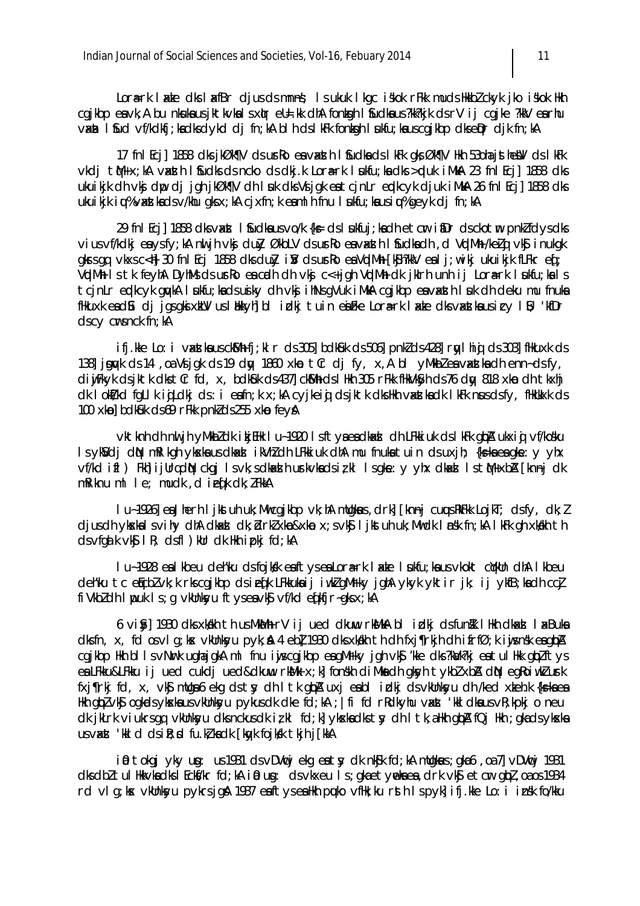Lora=rk laxzke dks lafBr djus ds mn~ns'; ls ukuk lkgc i'kok rFkk mudk Hkkbz ckyk jko i'kok Hkh cgjkbp esa vk,A bu nksuksa us jktkvksa ls xqIr eU=.kk dhA fonzksgh lSfudksa us ?kk?kjk ds rV ij cgjke ?kkV esa rhu vxzst lSfud vf/kdkfj;ksa dks dykd dj fn;kA blh ds lkFk fonzksgh lSfudksa us cgjkbp dks eqDr djk fn;kA

17 fnlEcj] 1858 dks jkØ¶V ds usRRo esa vxzsth lSfudksa ds lkFk gksØ¶V Hkh 53 ohaj jsthesUV ds lkFk vkdj tqM+ x;kA vxzsth lSfudksa ds ncko ds dkj.k Lora=rk lsukfu;ksa dks >quk iM+kA 23 fnlEcj] 1858 dks ukuikjk dh vksj dwp dj jgh jkØ¶V dh lsuk dks vkSjgk esa tcjnLr eqdkcyk djuk iM+kA 26 fnlEcj] 1858 dks ukuikjk iqu% vxzstksa ds v/khu gks x;kA cjxn;k esa mlh fnu lsukfu;ksa us iqu% geyk dj fn;kA

29 fnlEcj] 1858 dks vxzst lSfudksa us vo/k {ks= ds lsukfuj;ksa dh etcwr ifDr ds ckotwn pnkZ fdys dks vius vf/kdkj esa ys fy;kA nwljh vksj duZy ØkbLV ds usRRo esa vxzsth lSfudksa dh ,d VqdM+h ekYlq vkSj inukgk gksrs gq, vkxs c<+hA 30 fnlEcj 1858 dks duZy iSV ds usRRo esa VqdM+h [kSjh?kkV esa lj;w ikj ukuikjk fLFkr eq[; VqdM+h ls tk feyhA DyhMs ds usRRo esa ,d dh vksj c<+ jgh unh ij Lora=rk lsukfu;ksa ls tcjnLr eqdkcyk gqvkA lsukfu;ksa us iksly dh vksj ihNs gVuk iM+kA cgjkbp esa vxzsth lsuk dh deku nu fnuksa fHkuxk esa dSEi dj jgs gksixkbZV us lHkkyh] bl izdkj tuin esa Øfe Lora=rk laxzke dks vxzstksa us iwy lQy 'kfDr ds cy cwnsnck fn;kA

ifj.kke Lo:i vxzstksa us ckSaMh+ fj;klr ds 305] bdkSuk ds 506] pnkZ ds 428] rqylhiqj ds 303] fHkuxk ds 138] jgqvk ds 14 ,oa vkSjgk ds 19 dqy 1860 xkao tCr dj fy, x,A bl yM+kbZ esa vxzstksa dh enn~ ds fy, diwjFkyk ds jktk dks tCr fd, x, bdkSuk ds 437] ckSaMh ds lkFk Hkh 305 rFkk fHkuxk gh ds 76 dqy 818 xkao dh txhj dk lokZf/kd fgLlk iqjLdkj ds :i esa fn;k x;kA cyjkeiqj ds jktk dks Hkh vxzstksa dk lkFk nsus ds fy, fHkuxk ds 100 xkao] bdkSuk ds 69 rFkk pnkZ ds 255 xkao feysA

vktknh dh nwljh yM+kbZ dk izkjEHk lu~ 1920 ls ftys esa dkaxzsl dh LFkkiuk ds lkFk gqvkA ukxiqj vf/kos'ku ls ykSVdj dqN mRlkgh yksxksa us dkaxzsl ikVhZ dh LFkkiuk dhA mu fnuksa tuin ds uxjh; {ks=ksa esa gkse: y yhx vf/kd ifl) FkhA ijUrq cqN ckgj ls vk;s dkaxzsh usrkvksa ds iz;kl ls gkse: y yhx dkaxzsl ls tqM+ xbZ [kn~nj dk mRiknu ml le; mudk ,d izeq[k dk;Z FkkA

lu~1926 esa lrhrh ljksftuh uk;Mw cgjkbp vk;hA mUgksaus drk] [kn~nj cuqus rFkk LojkT; ds fy, dk;Z djus dh yksxksa ls vihy dhA dkaxzsl dk;ZdrkZ xkao&xkao x;s vkSj ljksftuh uk;Mw dk lans'k fn;kA lkFk gh xka/kh th ds vfgalk vkSj lR; ds fl)kUr dk Hkh izpkj fd;kA

lu~1928 esa lkbeu deh'ku ds fojks/k esa ftys esa Lora=rk lsukfu;ksa us vkokt cqyUn dhA lkbeu deh'ku tc eqEcbZ vk;k rks cgjkbp ds izeq[k LFkkuksa ij iwjh gM+rky jghA ykyk yktir jk; ij ykfB;ksa dh cktkj fVIi.kh dh lwpuk ls ;g vkUnksyu ftys esa vkSj vf/kd eq[kfjr gks x;kA

6 vizSy] 1930 dks xka/kh th us MkaMh+ rV ij ued dkuwu rksM+kA bl izdkj ds fun's'k lHkh dkaxzsl lfefr;ksa dks fn, x, fd os vlg;ksx vkUnksyu pyk;saA 4 ebZ 1930 dks xka/kh th dh fxj¶rkjh dh izfrfØ;k iwjs ns'k esa gqbZA cgjkbp Hkh blls vNwrk ugha jgkA ml fnu iwjs cgjkbp esa gM+rky jgh vkSj 'kke dks ?kaVk?kj esa tulHkk gqbZ ftys esa LFkku&LFkku ij ued cukdj ued&dkuwu rksM+k x;k] fonsf'kh diM+ksa dh gksyh tykbZ xbZA dqN egRoiw.kZ usrk fxj¶rkj fd, x, vkSj mUgsa 6 ekg ds tsy dh ltk gqbZA uxj esa bl izdkj ds vkUnksyu dh /kek xzkeh.k {ks=ksa esa Hkh gqbZ vkSj ogka ds yksxksa us vkUnksyu pykus dk dke fd;kA ;|fi fd rRdkyhu vxzst 'kklu dks us vR;kpkj o neu dk jkLrk viukrs gq, vkUnksyu dks nckus dk iz;kl fd;k] yksxksa dks tsy dh ltk,a Hkh gqbZA fQj Hkh ;gka ds yksxksa us vxzst 'kklu ds iSj ds fu.kZ;ksa dk [kqyk fojks/k tkjh j[kkA

iaMr tokgj yky usg: us 1931 ds vDVwcj ekg esa tsy dk nkSjk fd;kA mUgksaus ;gka 6 ,oa 7 vDVwcj 1931 dks dbZ tulHkkvksa dks lEcksf/kr fd;kA iaMr usg: ds vkxeu ls ;gka ds tu yksxksa esa ,d ubZ tkx`fr vkbZ ,oa os 1934 rd vlg;ksx vkUnksyu pykrs jgsA 1937 esa ftys esa Hkh pquko vfHk;ku rsth ls pyk] ifj.kke Lo:i izns'k fo/kku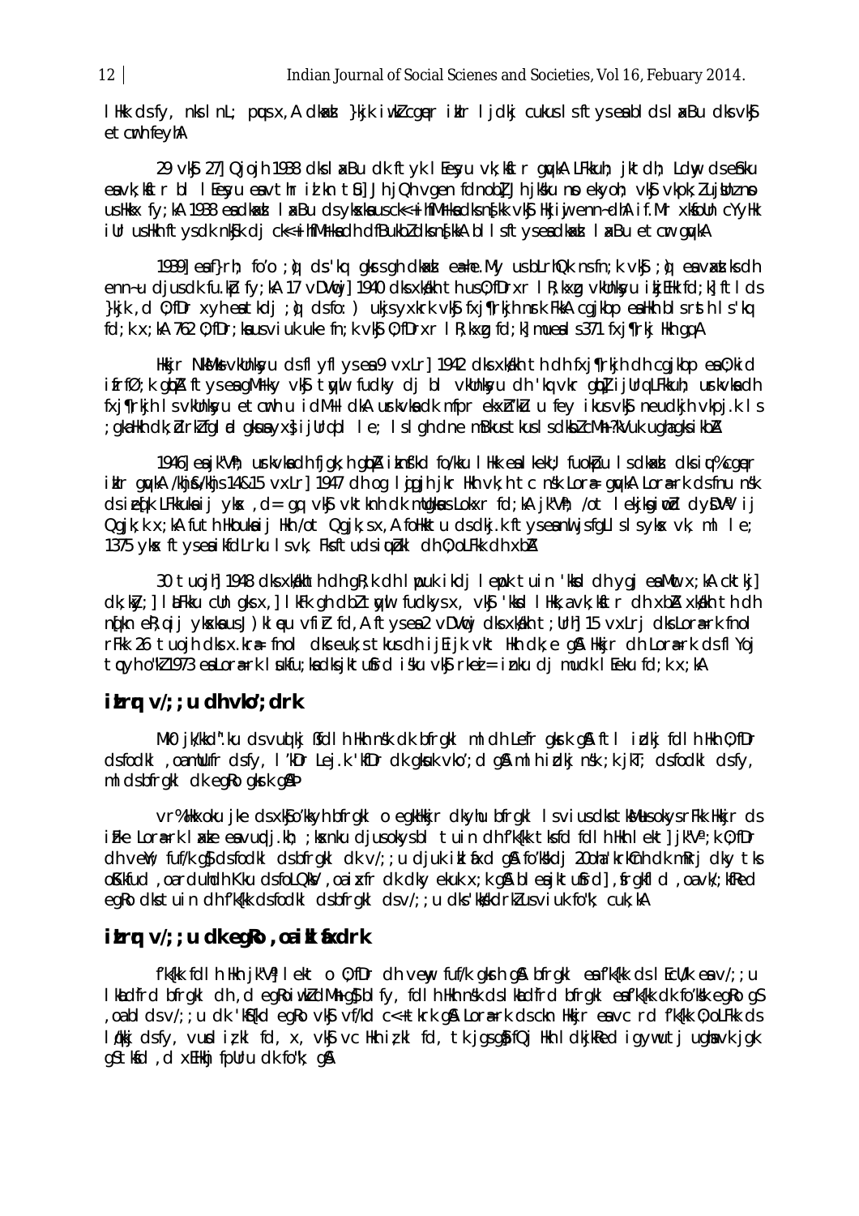lHkk dsfy, nks lnL; pqus x, A dkaxzsl }kjk iwjk cgqer izkIr ljdkj cukus ls ftys esa blds laxBu dks vkSj etcwrh feyhA

29 vkSj 27] Qjojh 1938 dks laxBu dk ftyk lEesyu vk;ksftr gqvkA LFkkuh; jktdh; Ldwy ds eSnku esa vk;ksftr bl lEesyu esa Jh ij.kpUn tSu] Jh jQh vgen fdnobZ] Jh jkeyky mo ekyoh; vkSj vkpk;Z ujsUnznso us Hkkx fy;kA 1938 esa dkaxzsl laxBu ds yksxksa us ck<+ ihfM+rksa dks nqxkZ vkSj Hkfij.e enn dhA if.Mr xksfoUn cYyHk iUr us Hkh ftys dk nkSjk dj ck<+ ihfM+rksa dh dfBukbZ dks nsxkkA bl ls ftys esa dkaxzsl laxBu etcwr gqvkA

1939 esa f}rh; fo'o ;q) ds 'kq: gksus gh dkaxzsl esa Hkze.My us bLrhQk nsfn;k vkSj ;q) esa vaxzstksa dh enn u djus dk fu.kZ; fy;kA 17 vDVwcj] 1940 dks xka/kh th us O;fDrxr lR;kxzg vkUnksyu izkjEHk fd;k] ftlds }kjk ,d O;fDr xyh esa tkdj ;q) ds fo:) ukjs yxkrk vkSj fxj¶rkj nsrk FkkA cgjkbp esa Hkh bl srth ls 'kq: fd;k x;kA 762 O;fDr;ksa us viuk uke fn;k vkSj O;fDrxr lR;kxzg fd;k] mues ls 371 fxj¶rkj Hkh gq,A

Hkkjr NksM+ks vkUnksyu ds flyflys esa 9 vxLr] 1942 dks xka/kh th dh fxj¶rkjh dh cgjkbp esa O;kid ifrfØ;k gqbZA ftys esa gM+rky vkSj tqywl fudky dj bl vkUnksyu dh 'kq:vkr gqbZ ijUrq LFkkuh; urkvksa dh fxj¶rkjh ls vkUnksyu etcwrh u idM+ ldkA urkvksa dk mfpr ekxZn'kZu u feyus ikus vkSj neudkjh vkpj.k ls ;gka Hkh dk;ZdrkZ fgald gksus yxs] ijUrq bl le; ls lgh dne mBkus tkus ls dkbZ cM+h ?kVuk ugha gks ikbZA

1946 esa jk"Vªh; urkvksa dh fjgk;h gqbZ izkUrh; fo/kku lHkk esa lkekU; fuokZpu ls dkaxzsl dks iq% cgqer izkIr gqvkA /kkjs&/kkjs 14&15 vxLr] 1947 dh vk/kh jkr Hkkjr vk;h tc ns'k Lora= gqvkA Lora=rk ds fnu ns'k ds izeq[k LFkkuksa ij yksx ,d= gq, vkSj vktknh dk mRlo euk;k x;kA jk"Vªh; /otk lek;ksgiwoZd QgjkZ;k x;kA futh Hkouksa ij Hkh /otk Qgjk;k x;kA fo'ks"k ds dkj.k ftys esa nlwjs fgUnq ls ykxs vk, ml le; 1375 yksx ftys esa ikfdLrku ls vk, Fks ftuds iquokZl dh O;oLFkk dh xbZA

30 tuojh] 1948 dks xka/kh th dh gR;k dh lwpuk ikdj lewps tuin 'kksd dh ygj esa Mwc x;kA cktkj] dk;kZy;] lLFkku cUn gks x,] lHkk gh dbZ tqywl fudkys x, vkSj 'kksd lHkk, avk;ksftr dh xbZA xka/kh th dh nq[kn eR;q ij yksxksa us J)katfy vfiZr fd;A ftys esa 2 vDVwcj dks xka/kh t;Urh] 15 vxLr dks Lora=rk fnol rFkk 26 tuojh dks x.kra= fnol dks euk;s tkus dh ijEijk vkt Hkh dk;e gSA Hkkjr dh Lora=rk ds flYoj tqcyh o"kZ 1973 esa Lora=rk lsukfu;ksa dks jktuSfrd isa'ku vkSj rkez= i= nku dj mudk lEeku fd;k x;kA

## izLrqr v/;;u dh vko';drk

MkW jk/kkd".ku ds vuqlkj ßdlh Hkh ns'k dk bfrgkl ml dh Lefr gksrk gSA ftl izdkj fdlh Hkh O;fDr ds fodkl ,oa mUufr ds fy, ml'kDr Lej.k 'kfDr dk gksuk vko';d gS mlh izdkj ns'k ;k jk"V ds fodkl ds fy, ml ds bfrgkl dk egRo gksrk gSAÞ

vr% Hkkoh ih<+h ds xkSjo'kkyh bfrgkl o egkHkkjr dkyhu bfrgkl ls vius dks tksM+us okys rFkk Hkkjr ds iFke Lora=rk laxzke esa vuqdj.kh; ;ksxnku djus okys bl tuin dh f'k{kk tks fd fdlh Hkh lekt] jk"Vª ;k O;fDr dh ewyHkwr fuf/k gS ds fodkl ds bfrgkl dk v/;;u djuk iklafxd gS fo'ks"kdj 20oha 'krkCnh dk mRrj dky tks oSKkfud ,oa rduhdh Kku ds foLQksV ,oa xfr dk dky ekuk x;k gS bl esa jktuSfrd] lkekftd ,oa vk/;kfRed egRo dks tuin dh f'k{kk ds fodkl ds bfrgkl ds v/;;u dks 'kks/kdrkZ us viuk fo'k; cuk;kA

## izLrqr v/;;u dk egRo ,oa iklafxdrk

f'k{kk fdlh Hkh jk"Vª lekt o O;fDr dh ewy fuf/k gksrh gSA bfrgkl esa f'k{kk ds lEcU/k esa v/;;u lkaLd`frd bfrgkl dh ,d egRoiw.kZ dM+h gS blfy, fdlh Hkh ns'k ds lkaLd`frd bfrgkl esa f'k{kk dk fo'ks"k egRo gS ,oa bl ds v/;;u dk 'kSf{kd egRo vkSj vf/kd c<+ tkrk gSA Lora=rk ds ckn Hkkjr esa vc rd f'k{kk O;oLFkk ds lq/kkj ds fy, vusd iz;kl fd, x, vkSj vc Hkh iz;kl fd, tk jgs gSa fQj Hkh lddkjkRed igyw utj ugha vk jgk gS tksfd ,d xEHkhj fpUru dk fo'k; gSA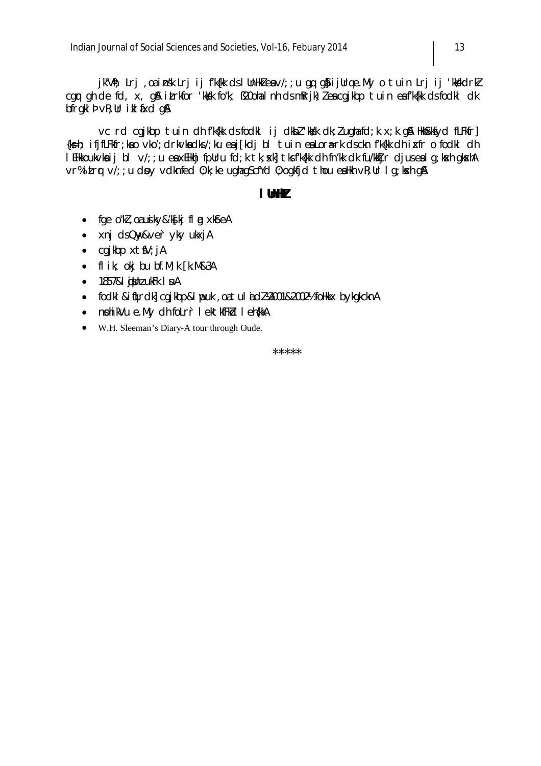jk"Vªh; Lrj ,oa izns'k Lrj ij f'k{kk ds lUnHkZ esa v/;;u gq, gSa ijUrq e.My o tuin Lrj ij 'kks/kdrkZ cgqr gh de fd, x, gSaA izLrkfor 'kks/k fo"k; ^20oha lnh ds mÙkjk)Z esa cgjkbp tuin esa f'k{kk ds fodkl dk bfrgkl* vR;Ur izklafxd gSA

vc rd cgjkbp tuin dh f'k{kk ds fodkl ij dksbZ 'kks/k dk;Z ugha fd;k x;k gSA HkkSxksfyd fLFkfr] {ks=h; ifjfLFkfr;ksa o vko';drkvksa dks /;ku esa j[kdj bl tuin esa Lora=rk ds ckn f'k{kk dh izxfr o fodkl dh lEHkkoukvksa ij bl v/;;u esa xEHkhj fpUru fd;k tk;sxk] tks f'k{kk dh fn'kk dk fu/kkZfjr djus esa lgk;d gksxhA vr% izLrqr v/;;u dsoy vdknfed Ø;k.ke ugha gS cfYd Ø;ogkfjd thou esa Hkh vR;Ur lg;ksxh gSA

## lUnHkZ

- fge o'kZ ,oa uSuhy&'ks[kj flag xkSreA
- xnj ds Qwy&verì yky ukxjA
- cgjkbp xtsfV;jA
- flik; okj bu bf.M;k [k.M&3A
- 1857&lqjsUnzukFk lsuA
- fodkl &ifqLrdk] cgjkbp&lwpuk ,oa tulaidZ ¼2001&2002½ fo Hkkx bykgkcknA
- nsohikVu e.My dh foLrr lekt kfFkZd leh{kkA
- W.H. Sleeman's Diary-A tour through Oude.

*****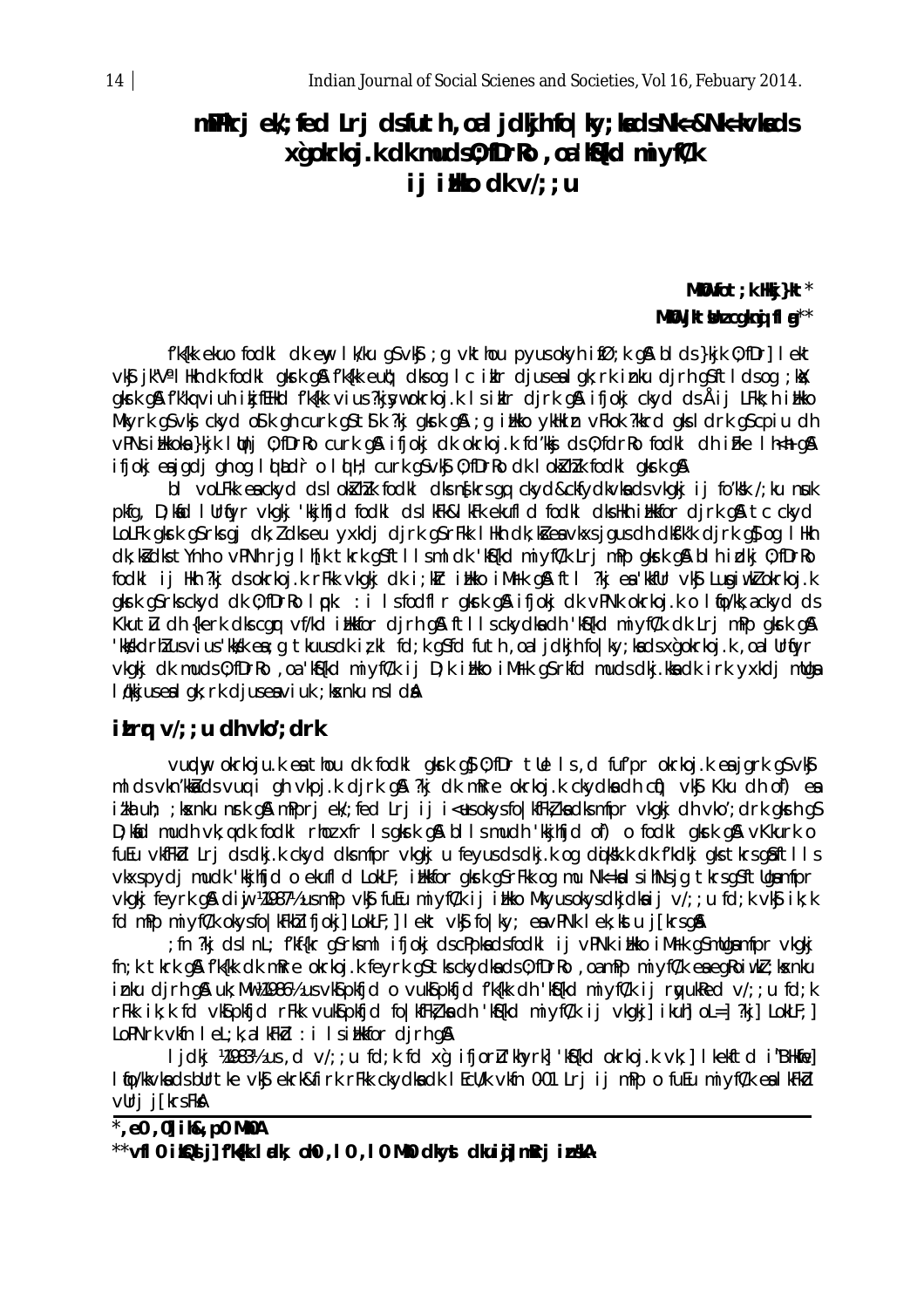# mPprj ek/;fed Lrj ds futh ,oa ljdkjh fo|ky;ksa ds Nk=&Nk=kvksa ds x`gokrkoj.k dk muds O;fDrRo ,oa 'kSf{kd miyfC/k ij izHkko dk v/;;u

**MkW0 fot;k Hkkj}kt** *

**MkW0 jktsUnz cgknqj flag** **

f'k{kk ekuo fodkl dk ewy lk/ku gS vkSj ;g vkthou pyus okyh izfØ;k gSA blds }kjk O;fDr lekt vkSj jk"Vª lHkh dk fodkl gksrk gSA f'k{kk euq"; dks og lc izkIr djus esa lgk;rk iznku djrh gS ftlds og ;ksX; gksrk gSA f'k{kq viuh izkjfEHkd f'k{kk vius ?kjsyw okrkoj.k ls izkIr djrk gS ifjokj ckyd ds Åij LFkk;h izHkko Mkyrk gS vkSj ckyd oSls gh curk gS tSls fd ?kj gksrk gSA ;g izHkko ykHknk;d vFkok ?kkrd gks ldrk gSA cpiu dh vPNh izHkkoksa }kjk lqUnj O;fDrRo curk gSA ifjokj dk okrkoj.k fd'kksj ds O;fDrRo fodkl dh izfØ;k lh/ks gSA ifjokj esa jgdj gh og lqlaLd`r o lqH; curk gS vkSj O;fDrRo dk lokZaxh.k fodkl gksrk gSA

bl voLFkk esa ckyd ds lokZaxh.k fodkl dks n`f"Vxr j[krs gq, ckyd&ckfydkvksa ds vkgkj ij fo'ks"k /;ku nsuk pkfg, D;ksafd lUrqfyr vkgkj 'kkjhfjd fodkl ds lkFk&lkFk ekufld fodkl dks Hkh izHkkfor djrk gSA tc ckyd LoLFk gksrk gS rks gj dk;Z dks eu yxkdj djrk gS rFkk lHkh dk;ksZa esa vkxs jgus dh dksf'k'k djrk gS og lHkh dk;ksZa dks tYnh o vPNh rjg lh[k tkrk gS ftlls mldk 'kSf{kd miyfC/k Lrj mPp gksrk gSA bl izdkj O;fDrRo fodkl ij Hkh ?kj ds okrkoj.k rFkk vkgkj dk i;kZIr izHkko iM+rk gSA ftl ?kj esa 'kkfUr vkSj Lusgiw.kZ okrkoj.k gksrk gS rks ckyd dk O;fDrRo lqUnj :i ls fodflr gksrk gSA ifjokj dk vPNk okrkoj.k o lqfo/kk,a ckyd ds KkutZu dh {kerk dks c<+krh gq, vf/kd izHkkfor djrh gSA ftlls ckydksa dh 'kSf{kd miyfC/k dk Lrj mPp gksrk gSA 'kks/kdrkZ us vius 'kks/k esa ;g tkuus dk iz;kl fd;k gS fd futh ,oa ljdkjh fo|ky;ksa ds x`gokrkoj.k ,oa lUrqfyr vkgkj dk muds O;fDrRo ,oa 'kSf{kd miyfC/k ij D;k izHkko iM+rk gS rFkk fd muds dkj.kksa dk irk yxkdj mudks lq/kkjus esa lgk;rk djus esa viuk ;ksxnku ns ldsaA

## izLrqr v/;;u dh vko';drk

vuqdwy okrkoj.k esa thou dk fodkl gksrk gS] O;fDr tUe ls ,d fuf'pr okrkoj.k esa jgrk gS vkSj mlds vkn'kksZa ds vuqlkj gh vkpj.k djrk gSA ?kj dk mRre okrkoj.k ckydksa dh cqf) vkSj Kku dh o`f) esa izsj.kk nsrk gSA ;g ns[kus esa vkrk gS fd mPprj ek/;fed Lrj ij i<+us okys fo|kfFkZ;ksa dks mfpr vkgkj dh vko';drk gksrh gS D;ksafd mudh vk;q ds fodkl rhozxfr ls gksrk gSA blls mudh 'kkjhfjd o`f) o fodkl gksrk gSA vKkurk o fu/kZu vkfFkZd Lrj ds dkj.k ckyd dks mfpr vkgkj u feyus ds dkj.k og dqiks"k.k dk f'kdkj gks tkrs gSa ftlls vkxs pydj mudk 'kkjhfjd o ekufld LokLF; izHkkfor gksrk gS rFkk og mu Nk=ksa ls ihNs jg tkrs gSa ftUgsa mfpr vkgkj feyrk gSA dijw ¼1987½ us mPp vkSj fuEu miyfC/k ij izHkko Mkyus okys dkjdksa ij v/;;u fd;k vkSj ik;k fd mPp miyfC/k okys fo|kfFkZ;ksa ifjokj] LokLF;] lekt vkSj fo|ky; esa vPNk lek;kstu j[krs gSaA

;fn ?kj ds lnL; f'kf{kr gSa rks ml ifjokj ds cPpksa ds fodkl ij vPNk izHkko iM+rk gS mUgsa mfpr vkgkj fn;k tkrk gSA f'k{kk dk mRre okrkoj.k feyrk gS tks ckydksa ds O;fDrRo ,oa mPp miyfC/k esa egRoiw.kZ ;ksxnku iznku djrh gSA uk;Mw ¼1986½ us vkSipkfjd o vukSipkfjd f'k{kk dh 'kSf{kd miyfC/k ij rqyukRed v/;;u fd;k rFkk ik;k fd vkSipkfjd rFkk vukSipkfjd fo|kfFkZ;ksa dh 'kSf{kd miyfC/k ij vkgkj] ikuh] oL=] ?kj] LokLF;] LoPNrk vkfn lek;kstu lkFkZd :i ls izHkkfor djrh gSA

ljdkj ¼1983½ us ,d v/;;u fd;k fd x`g ifjorZu'khyrk] 'kSf{kd okrkoj.k vk;] lkekftd i`"BHkwfe] lqfo/kkvksa ds bUrtke vkSj ekrk&firk rFkk ckydksa dk lEcU/k vkfn 001 Lrj ij mPp o fuEu miyfC/k esa lkFkZd vUrj j[krs FksA

*,e0 ,0] ih&,p0 Mh0A

**vfl0 izksQslj] f'k{kk ladk; oh0 ,l0 ,l0 Mh0 dkyst dkuiqj] mRrj izns'kA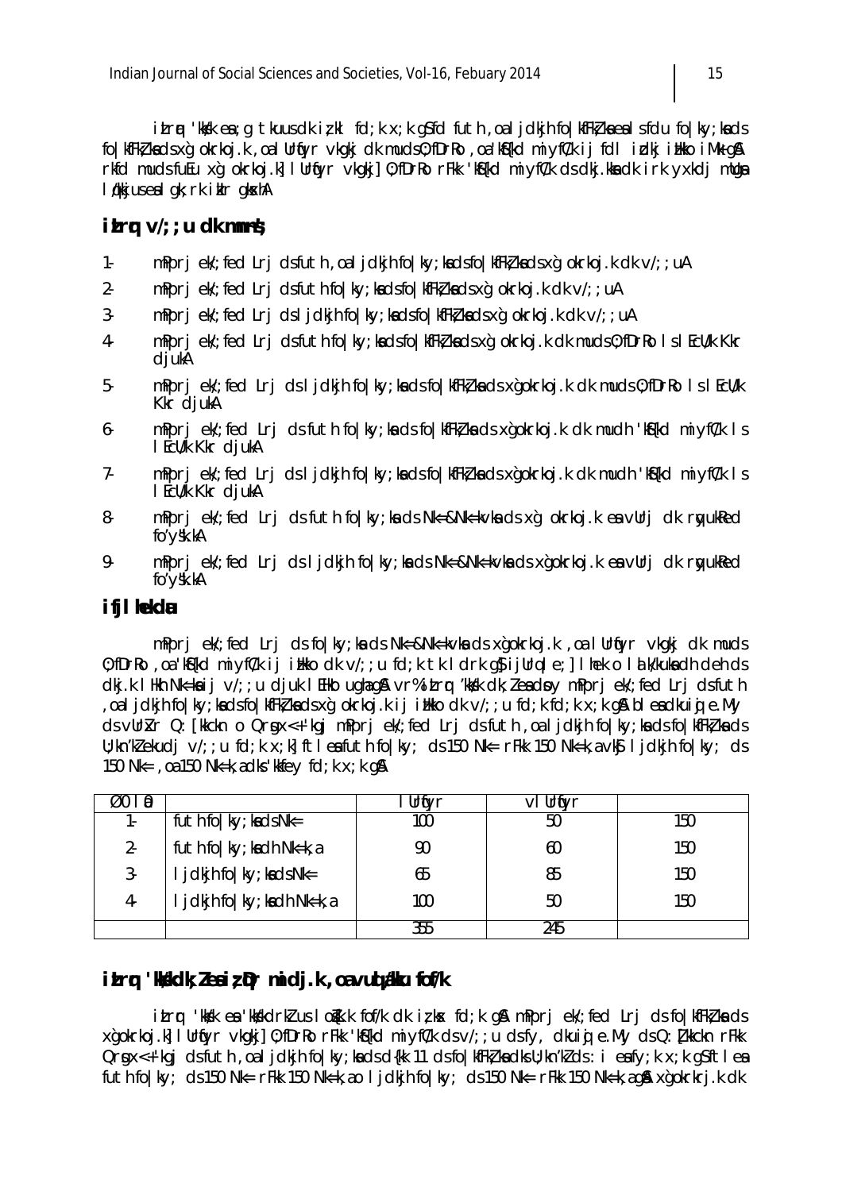izLrqr 'kks/k esa; g tkuus dk iz;kl fd;k x;k gS fd futh ,oa ljdkjh fo|ky;ksa esa lsfdu fo|ky;ksa ds fo|kfFkZ;ksa ds xg̀ okrkoj.k ,oa lUrqfyr vkgkj dk muds O;fDrRo ,oa 'kSf{kd miyfC/k ij fdl izdkj izHkko iMrk gSA rkfd muds fuEu xg̀ okrkoj.k] lUrqfyr vkgkj] O;fDrRo rFkk 'kSf{kd miyfC/k ds dkj.kksa dk irk yxkdj mudks lq/kkjus esa lgk;rk izkIr gks ldhA

## izLrqr v/;;u dk mn~ns';

1. mPprj ek/;fed Lrj ds futh ,oa ljdkjh fo|ky;ksa ds fo|kfFkZ;ksa ds xg̀ okrkoj.k dk v/;;uA
2. mPprj ek/;fed Lrj ds futh fo|ky;ksa ds fo|kfFkZ;ksa ds xg̀ okrkoj.k dk v/;;uA
3. mPprj ek/;fed Lrj ds ljdkjh fo|ky;ksa ds fo|kfFkZ;ksa ds xg̀ okrkoj.k dk v/;;uA
4. mPprj ek/;fed Lrj ds futh fo|ky;ksa ds fo|kfFkZ;ksa ds xg̀ okrkoj.k dk muds O;fDrRo ls lEcU/k Kkr djukA
5. mPprj ek/;fed Lrj ds ljdkjh fo|ky;ksa ds fo|kfFkZ;ksa ds xg̀okrkoj.k dk muds O;fDrRo ls lEcU/k Kkr djukA
6. mPprj ek/;fed Lrj ds futh fo|ky;ksa ds fo|kfFkZ;ksa ds xg̀okrkoj.k dk mudh 'kSf{kd miyfC/k ls lEcU/k Kkr djukA
7. mPprj ek/;fed Lrj ds ljdkjh fo|ky;ksa ds fo|kfFkZ;ksa ds xg̀okrkoj.k dk mudh 'kSf{kd miyfC/k ls lEcU/k Kkr djukA
8. mPprj ek/;fed Lrj ds futh fo|ky;ksa ds Nk=&Nk=kvksa ds xg̀ okrkoj.k esa vUrj dk rqyukRed fo'ys"k.kA
9. mPprj ek/;fed Lrj ds ljdkjh fo|ky;ksa ds Nk=&Nk=kvksa ds xg̀okrkoj.k esa vUrj dk rqyukRed fo'ys"k.kA

## ifjlheku

mPprj ek/;fed Lrj ds fo|ky;ksa ds Nk=&Nk=kvksa ds xg̀okrkoj.k ,oa lUrqfyr vkgkj dk muds O;fDrRo ,oa 'kSf{kd miyfC/k ij izHkko dk v/;;u fd;k tk ldrk gS ijUrq e;] lhek o lk/kuksa dh deh ds dkj.k lHkh Nk=ksa ij v/;;u djuk lEHko ugha gSA vr% izLrqr 'kks/k dk;Z esa doy mPprj ek/;fed Lrj ds futh ,oa ljdkjh fo|ky;ksa ds fo|kfFkZ;ksa ds xg̀ okrkoj.k ij izHkko dk v/;;u fd;k fd;k x;k gSA blesa dkuiqj eaMy ds vUrxZr Q: [kkckn o Qrsgx<+ 'kgj mPprj ek/;fed Lrj ds futh ,oa ljdkjh fo|ky;ksa ds fo|kfFkZ;ksa ds U;kn'kZ ekudj v/;;u fd;k x;k] ftlesa futh fo|ky; ds 150 Nk= rFkk 150 Nk=k,a vkSj ljdkjh fo|ky; ds 150 Nk= ,oa 150 Nk=k,a dks 'kkfey fd;k x;k gSA

| Ø0 l0 | | lUrqfyr | vlUrqfyr | |
|---|---|---|---|---|
| 1- | futh fo|ky;ksa ds Nk= | 100 | 50 | 150 |
| 2- | futh fo|ky;ksa dh Nk=k,a | 90 | 60 | 150 |
| 3- | ljdkjh fo|ky;ksa ds Nk= | 65 | 85 | 150 |
| 4- | ljdkjh fo|ky;ksa dh Nk=k,a | 100 | 50 | 150 |
| | | 355 | 245 | |

## izLrqr 'kks/k dk;Z esa iz;qDr mi dj.k ,oa vuqla/kku fof/k

izLrqr 'kks/k esa 'kks/kdrkZ us losZ{k.k fof/k dk iz;ksx fd;k gSA mPprj ek/;fed Lrj ds fo|kfFkZ;ksa ds xg̀okrkoj.k] lUrqfyr vkgkj] O;fDrRo rFkk 'kSf{kd miyfC/k ds v/;;u ds fy, dkuiqj eaMy ds Q:[kkckn rFkk Qrsgx<+ 'kgj ds futh ,oa ljdkjh fo|ky;ksa ds d{kk 11 ds fo|kfFkZ;ksa dks U;kn'kZ ds :i esa fy;k x;k gS ftlesa futh fo|ky; ds 150 Nk= rFkk 150 Nk=k,a o ljdkjh fo|ky; ds 150 Nk= rFkk 150 Nk=k,a gSaA xg̀okrkoj.k dk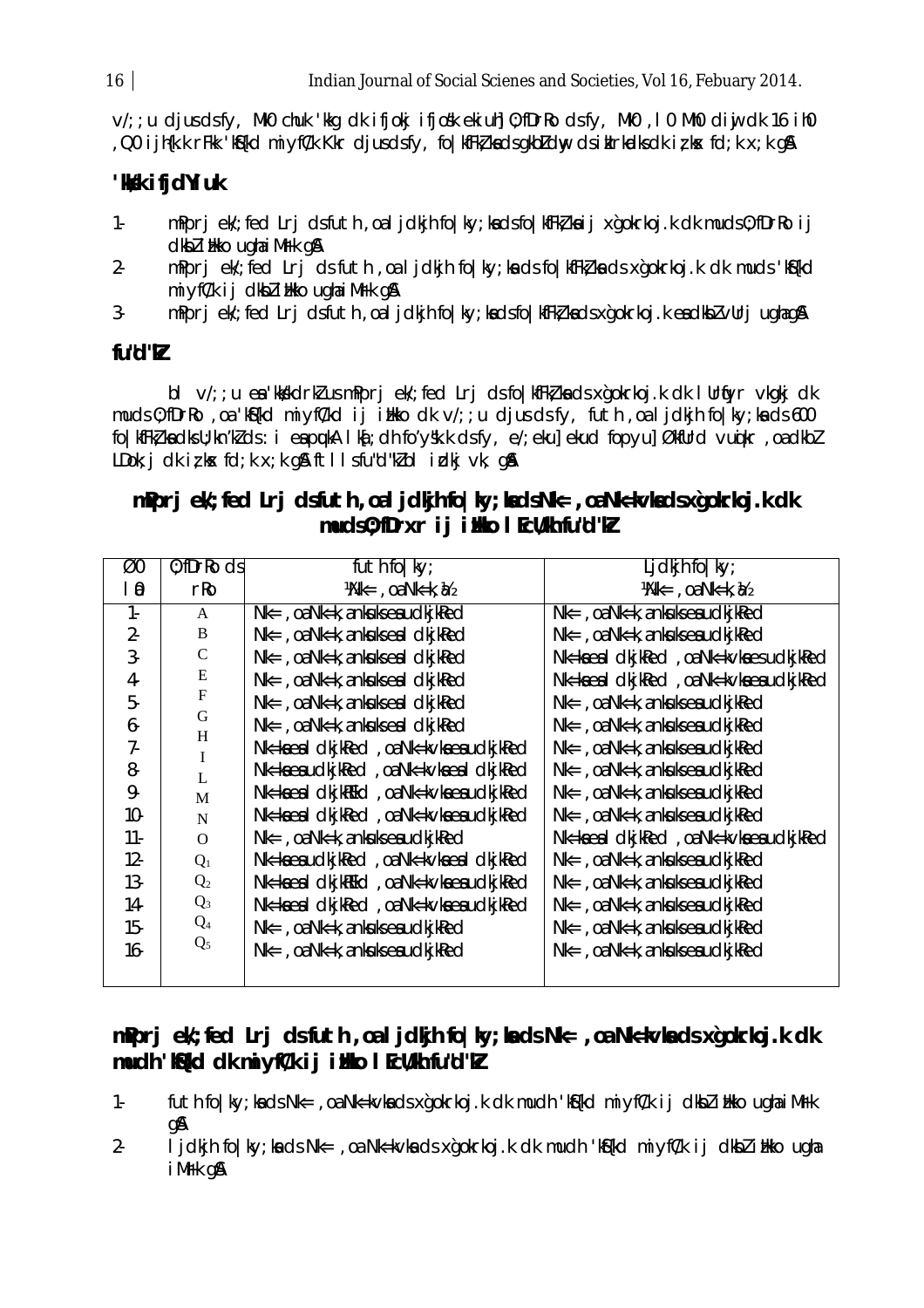v/;;u djus dsfy, MkW chuk 'kgk dk ifjokj ifjos'k ekiuh] O;fDrRo dsfy, MkW ,l0 MkW dijwj dk 16 ih0 ,Q0 ijh{k.k rFkk 'kSf{kd miyfC/k Kkr djus dsfy, fo|ky;ksa ds gkbZdwy ds iathdkas dk iz;ksx fd;k x;k gSA

## 'kks/k ifjdYiuk

1- mPprj ek/;fed Lrj ds futh ,oa ljdkjh fo|ky;ksa ds fo|kfFkZ;ksa ij xgokrkoj.k dk muds O;fDrRo ij dksbZ izHkko ugha iM+rk gSA
2- mPprj ek/;fed Lrj ds futh ,oa ljdkjh fo|ky;ksa ds fo|kfFkZ;ksa ds xgokrkoj.k dk muds 'kSf{kd miyfC/k ij dksbZ izHkko ugha iM+rk gSA
3- mPprj ek/;fed Lrj ds futh ,oa ljdkjh fo|ky;ksa ds fo|kfFkZ;ksa ds xgokrkoj.k esa dksbZ vUrj ugha gSA

## fu"d"kZ

bl v/;;u esa 'kks/kdrkZ us mPprj ek/;fed Lrj ds fo|kfFkZ;ksa ds xgokrkoj.k dk lkFk&lkFk vkxkeh dk muds O;fDrRo ,oa 'kSf{kd miyfC/k ij izHkko dk v/;;u djus ds fy, futh ,oa ljdkjh fo|ky;ksa ds 600 fo|kfFkZ;ksa dks U;kn'kZ ds :i esa p;ukA lk{;kRed fo'ys"k.k ds fy, e/;eku] ekud fopyu] Økafrd vuqikr ,oa dkbZ LDok;j dk iz;ksx fd;k x;k gSA ftlls fu"d"kZ bl izdkj vk, gSA

## mPprj ek/;fed Lrj ds futh ,oa ljdkjh fo|ky;ksa ds Nk= ,oa Nk=kvksa ds xgokrkoj.k dk muds O;fDrRo ij izHkko lEcU/kh fu"d"kZ

| Ø0 la0 | O;fDrRo ds rRo | futh fo|ky; ¼Nk= ,oa Nk=k,a½ | Ljdkjh fo|ky; ¼Nk= ,oa Nk=k,a½ |
|---|---|---|---|
| 1- | A | Nk= ,oa Nk=k,a nksuksa esa udkjkRed | Nk= ,oa Nk=k,a nksuksa esa udkjkRed |
| 2- | B | Nk= ,oa Nk=k,a nksuksa esa ldkjkRed | Nk= ,oa Nk=k,a nksuksa esa udkjkRed |
| 3- | C | Nk= ,oa Nk=k,a nksuksa esa ldkjkRed | Nk=ksa esa ldkjkRed ,oa Nk=kvksa esa udkjkRed |
| 4- | E | Nk= ,oa Nk=k,a nksuksa esa ldkjkRed | Nk=ksa esa ldkjkRed ,oa Nk=kvksa esa udkjkRed |
| 5- | F | Nk= ,oa Nk=k,a nksuksa esa ldkjkRed | Nk= ,oa Nk=k,a nksuksa esa udkjkRed |
| 6- | G | Nk= ,oa Nk=k,a nksuksa esa ldkjkRed | Nk= ,oa Nk=k,a nksuksa esa udkjkRed |
| 7- | H | Nk=ksa esa ldkjkRed ,oa Nk=kvksa esa udkjkRed | Nk= ,oa Nk=k,a nksuksa esa udkjkRed |
| 8- | I | Nk=ksa esa udkjkRed ,oa Nk=kvksa esa ldkjkRed | Nk= ,oa Nk=k,a nksuksa esa udkjkRed |
| 9- | L | Nk=ksa esa ldkjkRed ,oa Nk=kvksa esa udkjkRed | Nk= ,oa Nk=k,a nksuksa esa udkjkRed |
| 10- | M | Nk=ksa esa ldkjkRed ,oa Nk=kvksa esa udkjkRed | Nk= ,oa Nk=k,a nksuksa esa udkjkRed |
| 11- | N | Nk= ,oa Nk=k,a nksuksa esa udkjkRed | Nk=ksa esa ldkjkRed ,oa Nk=kvksa esa udkjkRed |
| 12- | O | Nk=ksa esa udkjkRed ,oa Nk=kvksa esa ldkjkRed | Nk= ,oa Nk=k,a nksuksa esa udkjkRed |
| 13- | $Q_1$ | Nk=ksa esa ldkjkRed ,oa Nk=kvksa esa udkjkRed | Nk= ,oa Nk=k,a nksuksa esa udkjkRed |
| 14- | $Q_2$ | Nk=ksa esa ldkjkRed ,oa Nk=kvksa esa udkjkRed | Nk= ,oa Nk=k,a nksuksa esa udkjkRed |
| 15- | $Q_3$ | Nk= ,oa Nk=k,a nksuksa esa udkjkRed | Nk= ,oa Nk=k,a nksuksa esa udkjkRed |
| 16- | $Q_4$ $Q_5$ | Nk= ,oa Nk=k,a nksuksa esa udkjkRed | Nk= ,oa Nk=k,a nksuksa esa udkjkRed |

## mPprj ek/;fed Lrj ds futh ,oa ljdkjh fo|ky;ksa ds Nk= ,oa Nk=kvksa ds xgokrkoj.k dk mudh 'kSf{kd dk miyfC/k ij izHkko lEcU/kh fu"d"kZ

1- futh fo|ky;ksa ds Nk= ,oa Nk=kvksa ds xgokrkoj.k dk mudh 'kSf{kd miyfC/k ij dksbZ izHkko ugha iM+rk gSA
2- ljdkjh fo|ky;ksa ds Nk= ,oa Nk=kvksa ds xgokrkoj.k dk mudh 'kSf{kd miyfC/k ij dksbZ izHkko ugha iM+rk gSA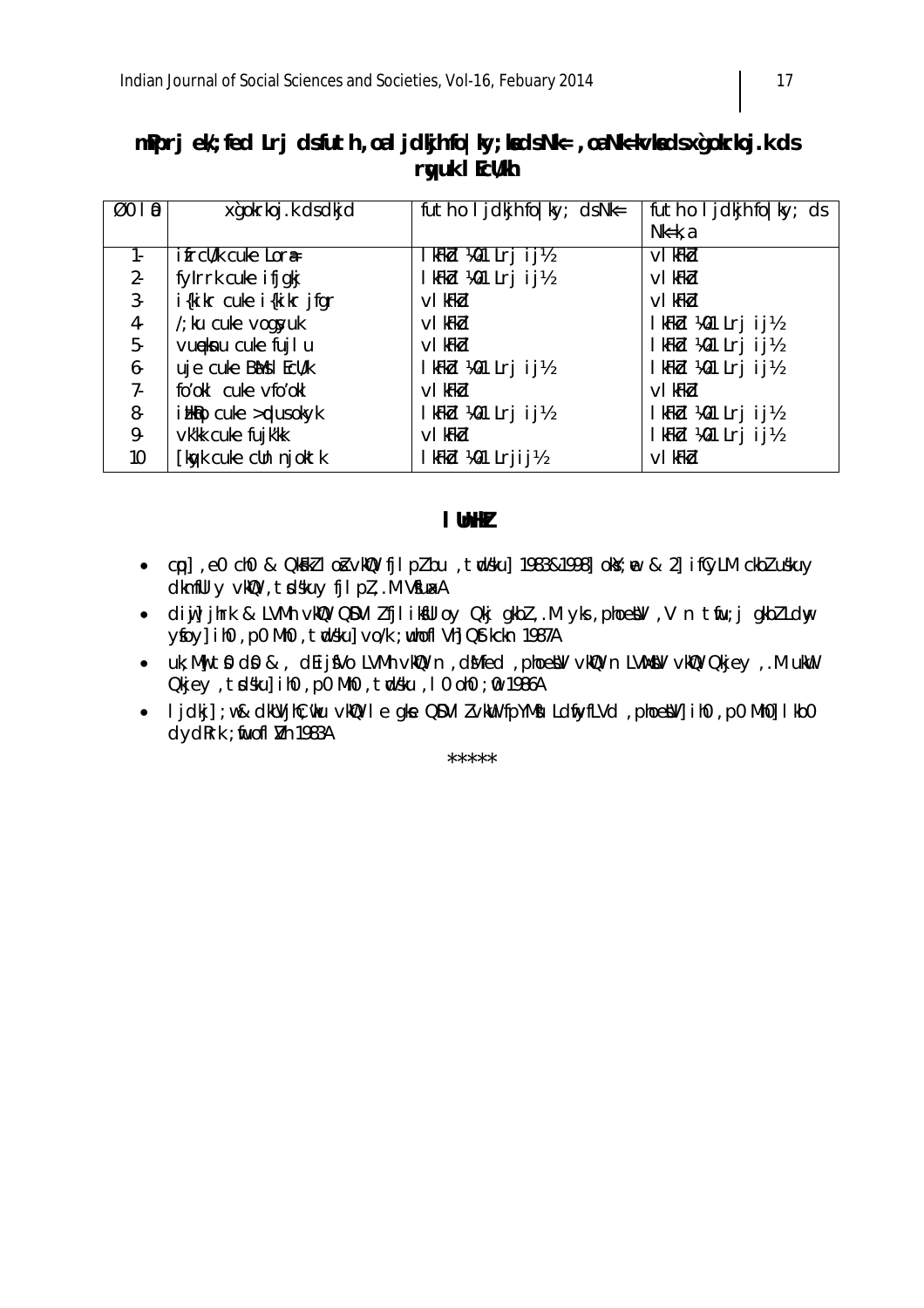# mPprj ek/;fed Lrj ds futh ,oa ljdkjh fo|ky;ksa ds Nk= ,oa Nk=kvksa ds xg̀okrkoj.k ds rqyuk lEc/kh

| Ø0 l0 | xg̀okrkoj.k ds dkjd | futh o ljdkjh fo|ky; ds Nk= | futh o ljdkjh fo|ky; ds Nk=k,a |
|---|---|---|---|
| 1- | ifrcU/k cuke Lora= | lkFkd ¼01 Lrj ij½ | vlkFkd |
| 2- | fylrrk cuke ifjgkj | lkFkd ¼01 Lrj ij½ | vlkFkd |
| 3- | i{kikr cuke i{kikr jfgr | vlkFkd | vlkFkd |
| 4- | /;ku cuke vogsyuk | vlkFkd | lkFkd ¼01 Lrj ij½ |
| 5- | vuqeksnu cuke fujlu | vlkFkd | lkFkd ¼01 Lrj ij½ |
| 6- | uje cuke BksBl Ec/k | lkFkd ¼01 Lrj ij½ | vlkFkd |
| 7- | fo'okl cuke vfo'okl | vlkFkd | vlkFkd |
| 8- | iz'kalk cuke >qdusokyk | lkFkd ¼01 Lrj ij½ | lkFkd ¼01 Lrj ij½ |
| 9- | vk'kk cuke fujk'kk | vlkFkd | lkFkd ¼01 Lrj ij½ |
| 10 | [kqyk cuke cUn njoktk | lkFkd ¼01 Lrjij½ | vlkFkd |

## lUnHkZ

- cp] ,e0 ch0 & QksFkZ losZ vkWQ fjlpZ bu ,tqds'ku] 1983&1998] okY;we & 2] ifCyds'ku MhikVZesaV] ubZ fnYyh] ,u0 lh0 bZ0 vkj0 Vh0
- dijy] jhrk & LVMh vkWQ QSfeyh fjys'ku'khi] QSfeyh xfrfof/k] vkWQ fd'kksj Nk= cksMZ ,M yks ,phoesaV ,V n tfu;j gkbZ Ldwy ysoy] ih0 ,p0 Mh0 ,tqds'ku] vo/k ;wfuoflZVh] QStkckn 1987A
- uk;Mw tS0 dS0 & , dEijsfVo LVMh vkWQ n ,dsMfed ,phoesaV vkWQ n LVwMsaV vkWQ Qkjey ,.M ukWu Qkjey ,tqds'ku] ih0 ,p0 Mh0 ,tqds'ku ,l0 oh0 ;w0 1986A
- ljdkj] ;w& dkWUVjhC;w'ku vkWQ le gkse QSDVlZ Vqvk.MZ fpYMªsu LdksfyfLVd ,phoesaV] ih0 ,p0 Mh0] lkbZ0 dydRrk ;wfuoflZVh 1983A

\*\*\*\*\*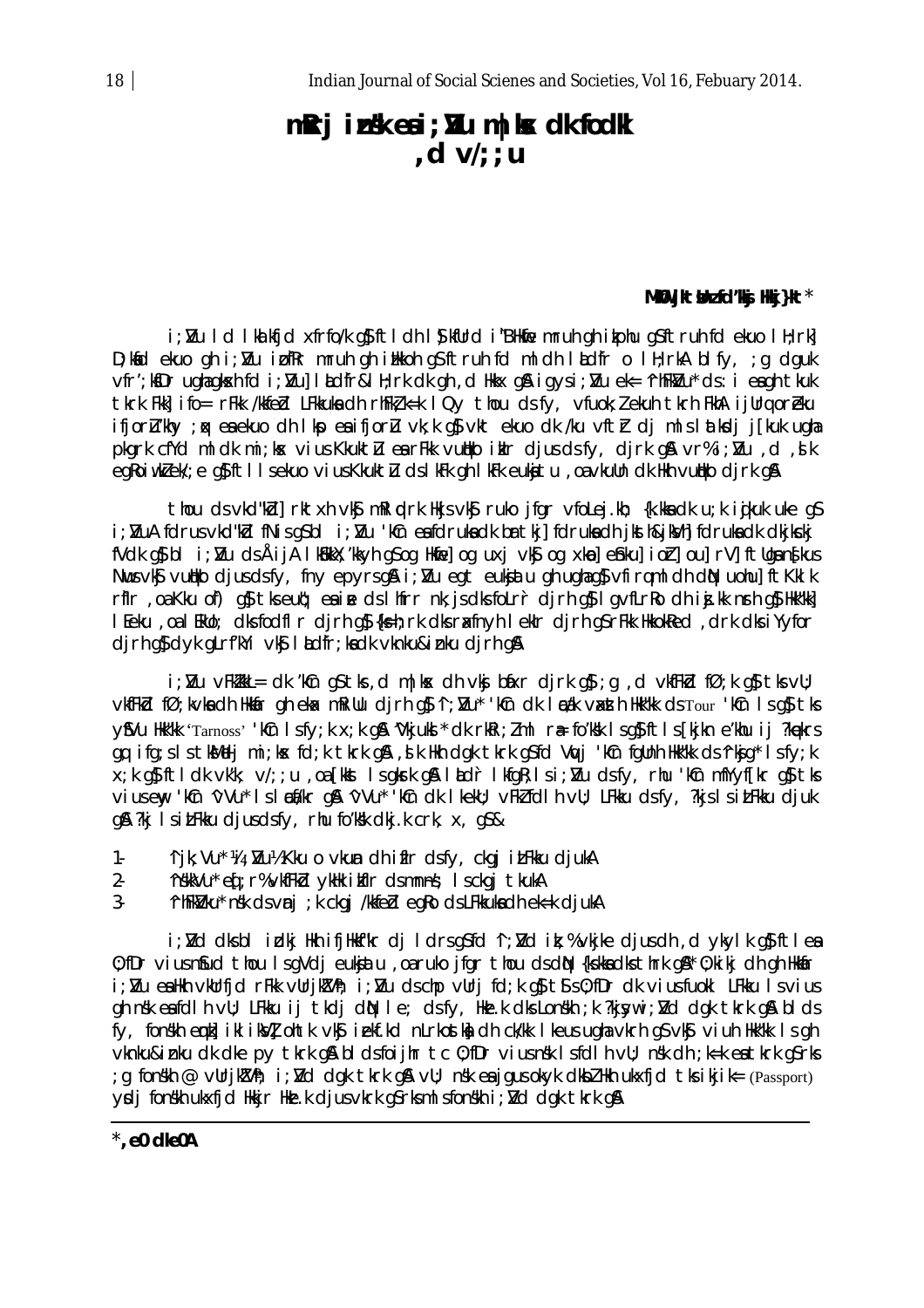# mRrj izns'k esa i;ZVu m|ksx dk fodkl
## ,d v/;;u

**MkW- jkts'k dqekj Hkkj}kt***

i;ZVu ,d lkekftd xfrfof/k gS ftl dh lS)kfUrd i`"BHkwfe mruh gh iqjkru gS ftruh fd ekuo lH;rk] D;ksafd ekuo dh i;ZVu izo`fRr mruh gh iqjkuh gS ftruh fd ml dh lkaLd`frd o lH;rkA blfy, ;g dguk vfr'kksfDr ugha gksxh fd i;ZVu] lkaLd`frd&lH;rk dk gh ,d Hkkx gSA igys i;ZVu e/; ^rhFkkZVu* ds :i esa gh tkuk tkrk Fkk] ifo= rFkk /kkfeZd LFkkuksa dh rhFkZ;k=k lQy thou ds fy, vfuok;Z ekuh tkrh FkhA ijUrq orZeku ifjorZu'khy ;qx esa ekuo dh lksp esa ifjorZu vk;k gS vkt ekuo dk /ku vftZr dj mls lapkdj j[kuk ugha pkgrk cfYd ml dk mi;ksx vius Kkukt Zu esa rFkk vkuUn izkIr djus ds fy, djrk gSA vr% i;ZVu ,d ,slk egRoiw.kZ ek/;e gS ftlls ekuo vius Kkukt Zu ds lkFk gh lkFk euksjatu ,oa vkuUn dk Hkh vuqHko djrk gSA

thou ds vkd"kZd] rktxh vkSj mRlkg Hkjs vkSj ruko jfgr vfoLej.kh; {k.kksa dk u;k iqjkuk uke gS i;ZVuA fdrus vkd"kZd fNis gSa bl i;ZVu 'kCn esa fdruk euksa dk bartkj] fdrus euksa dh jkSud&jksekap] fdrus euksa dk dkjokj fVdk gS bl i;ZVu ds Åij] HkkSxksfyd] 'khyh gS o`g HkwHkkx] og uxj vkSj og xkao] eSnku] iozr ou] rV] ftUgsa n[kus Nwus vkSj vuqHko djus ds fy, dfy epyrs gSaA i;ZVu egt euksjatu gh ugha gS vfirq ml dh Å;wnuk] ftKklk rfIr ,oa Kkuo)Zu gS tks euq"; esa izse ds lhfr&fjokt dks fodflr djrh gS lgvfLrRo dh ijh{kk nsrh gS HkkbZpkjk] lEeku ,oa lEidZ dks fodflr djrh gS {ks=h;rk dks xfrnh lekIr djrh gS rFkk HkkoukRed ,drk dks iYyfor djrh gS dyk gLrf'kYi vkSj lkaLd`frd dk vknku&iznku djrh gSA

i;ZVu vFkZ'kkL= dk 'kCn gS tks ,d m|ksx dh vkSj bafxr djrk gS; g ,d vkfFkZd fØ;k gS tks vU; vkfFkZd fØ;kvksa dh Hkkafr gh eka x mRiUu djrh gS ^i;ZVu* 'kCn dk lEcU/k vaxzsth Hkk"kk ds Tour 'kCn ls gS tks yfSVu Hkk"kk 'Tarnoss' 'kCn ls fy;k x;k gSA ^Vjukl* dk rkRi;Z ml ra= fo'ks"k ls gS ftls [khpdj e'khu ij ?kqekrs gq, ifg;s ls tkskMkfj mi;ksx fd;k tkrk gSA ,sls Hkh dgk tkrk gS fd VwW 'kCn fgczw Hkk"kk ds ^rksg* ls fy;k x;k gS ftl dk vFkZ v/;;u ,oa [kkst ls gksrk gSA lkaLd`frd lkfgR; esa i;ZVu ds fy, rhu 'kCn mfYyf[kr gSa tks vius ewy 'kCn ^vV* ls mRiUu gq, gSA ^vV* 'kCn dk lkekU; vFkZ fdlh vU; LFkku ds fy, ?kj ls izLFkku djuk gSA ?kj ls izLFkku djus ds fy, rhu fo'ks"k dkj.k crk, x, gSa&

1. ^jk;Vu* ¼i;ZVu½ Kku o vkuan dh iwfrZ ds fy, ckgj izLFkku djukA
2. ^ns'kkVu* eq[;r% vkfFkZd ykHk izkfIr ds mn~ns'; ls ckgj tkukA
3. ^rhFkkZVu* ns'k ds vanj ;k ckgj /kkfeZd egRo ds LFkkuksa dh ;k=k djukA

i;ZVd dks bl izdkj Hkh ifjHkkf"kr dj ldrs gSa fd ^i;ZVd ik;% vkjke djus dh ,d ykylk gS ftl esa O;fDr vius nSfud thou ls gVdj euksjatu ,oa ruko jfgr thou ds dqN {k.kksa dks thrk gSA* O;kikj dh Hkkafr i;ZVu esa Hkh vkUrfjd rFkk vUrjkZ"Vªh; i;ZVu ds chp vUrj fd;k gS tSls O;fDr dk vius fuokl LFkku ls vius gh ns'k esa fdlh vU; LFkku ij tkdj dqN le; ds fy, Hkze.k djus dks Lons'kh ;k ?kjsyw i;ZVd dgk tkrk gSA bl ds fy, fons'kh eqnzk] ikliksVZ] oht tk vkSj izek.k dk nLrkost dh ck/kk lkeus ugha vkrh gS vkSj viuh Hkk"kk ls gh vknku&iznku dk dke py tkrk gSA bl ds foijhr tc O;fDr vius ns'k ls fdlh vU; ns'k dh ;k=k esa tkrk gS rks ;g fons'kh @ vUrjkZ"Vªh; i;ZVd dgk tkrk gSA vU; ns'k esa jgus okyk dksbZ Hkh ukxfjd tks ikliksVZ (Passport) ydj fons'kh ukxfjd Hkkjr Hkze.k djus vkrk gS rks mls fons'kh i;ZVd dgk tkrk gSA

---

*,e0 dke0A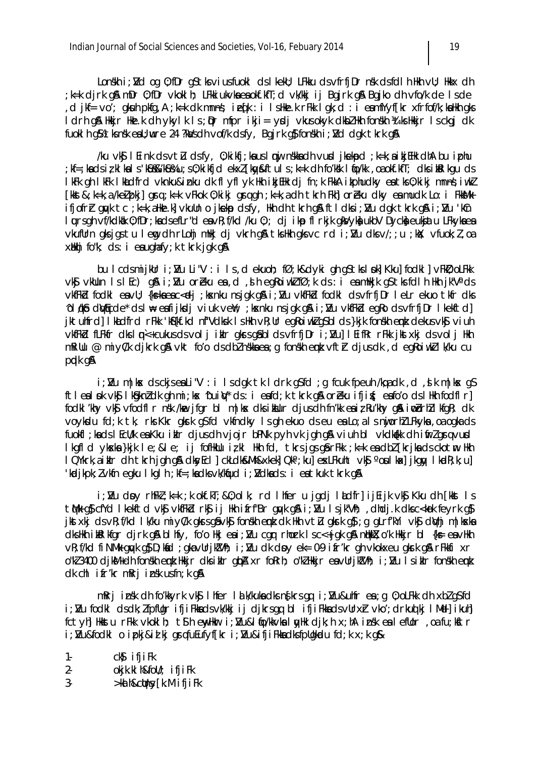Lonškh i;Zvd og O;fDr gS tks viusfuokl ds lkekU; LFkku ds vfrfjDr nšk ds fdlh Hkh vU; Hkkx dh ;k=k djrk gSA mDr O;fDr vkokl h; LFkkiukvkaeaokf.kfT;d vk/kkj ij Bgjrk gSA Bgjko dh vfo/k de ls de ,d jkf= vo'; gksuh pkfg,A ;k=k dk mnns'; iz[kq : i ls Hkze.k rFkk lgk;d : i eamfYyf[kr xfrfof/k;ka Hkh gks ldrh gSA Hkkjr Hkze.k dh ykylk ls ;kf=;ka mfpr ikji= ysdj vkusokyk dkbZ Hkh fonšh ¼ksHkkjr lsckgj dk fuoklh gS½ tksnšk eaU;wure 24 ?kaVs dh vof/k dsfy, Bgjrk gS fonškh i;Zvd dgk tkrk gSA

/ku vkS lEink ds vtZu dsfy, O;kikfj;ka us lqnwj nškka dh vuxu jkLrka ;k=k,a iwjh dhA bu iapu ;kf=;ka ds iz;kl ka s'kf,'k;k&'kS%u;s O;kikfjd ekxZ [kqy&tu s;k=k dh fo'ks"k lqfo/kk ,oa okf.kfT; dkiHkh gku ds lkFk gh lkFk lkaLd`frd vknku&iznku dk fl yfl yk Hkh ikjEHk dj fn;k FkkA izkphudky eatksO;kikj mnns'; iwZ [kk &;k=k,a /kekZpkj gsrq ;k=k vFkok O;kikj gsrq gh ;k=k,a dh tkrh Fkh] orZeku dky eamudk Lo: i FkksM+k ifjofrZr gqvk tc ;k=k,a Hkze.k] vkuUn o jkspdrk dsfy, Hkh dh tkrh gSA ftldks i;Zvu dgk tkrk gSA i;Zvu 'kCn lqrsgh vf/kdkk O;fDr;ka ds efLr"d eavR;f/kd /ku O;; dj ikp fl rkjk gksVyka euksjatu LFkyka ea vkufUn gksjgs tu lewg dh rLohj mHkj dj vkrh gSA tksHkh gks vc rd i;Zvu dks v/;;u ;kX; vfuok;Z ,oa xHkhj fo"k; ds : i eaugha fy;k tkrk jgk gSA

bu lcds mijkUr i;Zvu Li"V : i ls ,d ekuoh; fØ;k&dyki gh gS tks lsok [kk fodkl ] vFkZ oLFkk vkS vkUun ls lEc) gSA i;Zvu orZeku ea ,d ,sls egRoiwZ fØ;k ds : i eamHkjk gS tks fdlh Hkh jk"Vª ds vkfFkZd fodkl eavU; {ks=ka ea c<+rh ;kxnku nsjgk gSA i;Zvu vkfFkZd fodkl ds vfrfjDr lekt ekuo tkfr dks ^ol/kS dqVqEcde* ds l= eafijksdj viuk vewY; ;kxnku nsjgk gSA i;Zvu vkfFkZd egRo ds vfrfjDr lkekftd] jktuhfrd] lkaLd`frd rFkk 'kS{kf.kd n`"Vdks.k ls Hkh vR;Ur egRoiwZ gS blds }kjk fonškh eqnzk dekus vkS viuh vkfFkZd fLFkfr dks lq<`+ cukus ds volj ikIr gksrs gSa blds vfrfjDr i;Zvu] lEifRr rFkk jkstxkj ds volj Hkh mRiUu @ miyC/k djkrk gSA vkt fo'o ds dbZ nškka ea;g fonškh eqnzk vftZr djus dk ,d egRoiwZ l k/ku cu pqdk gSA

i;Zvu m|kx ds ckjs ea Li"V : i ls dgk tk ldrk gS fd ;g bu ekuk fpeuh /kqa dk ,d ,sk m|kx gS ftlea lsok vkS lkgkfnZdk gh mi;kx ^buiqV* ds : i eafd;k tkrk gSA orZeku ifjis{; eafo'o ds lHkh fodflr] fodkl'khy vkS vfodflr nšk /kue jfgr bl m|kx dks ikIr djus dh fn'kk ea iz;Ru'khy gSA iwjh rjg lkfgR; dk voyksdu fd;k tk; rks Kkr gksrk gS fd vkfndky ls gh ekuo ds eu ea Lo;a ls njwrZ LFkyka ,oa ogka ds fuokfl ;ka ds lEcU/k eaKku ikIr djus dh vjrr bPNk pyh vk jgh gSA viuh bl vkdka{kk dh ifwrZ gsrq vusd lkgfl d ykska }kjk le; &le; ij ofHkUu iz;kl Hkh fd, tkrs jgs gSa rFkk ;k=k ea dbZ [krjka ds ckotwn Hkh lQyrk ikIr dh tkrh jgh gSA dksyEcl ] ckLdksMhxek] Qk&;ku] eSxLFkuht vkS ºosu lkax] jkgqy lkad`R;k;u] 'kadjkpk;Z vkfn egku lkgfl ;kf=;ka ds vk/kqfud i;Zvdka ds : i eatkuk tkrk gSA

i;Zvu dks y rhFkZ;k=k ;k okf.kfT;&O;olk; rd lhfer u jgdj lkaLd`frd ifjEijk vkS Kku dh [kkst ls tqM+k gS cfYd lkekftd vkS vkfFkZd rkS ij Hkh ifrf"Br gqvk gSA i;Zvu lsjk"Vªh; ,dhdj.k dks c<+kok feyrk gS jkstxkj ds vR;f/kd l k/ku miyC/k gksrs gSa vkS fonškh eqnzk dk Hkh vtZu gksrk gS ;g gLrf'kYi vkS dqVhj m|kska dks Hkh ikIr kfgr djrk gSA blh; fo'o Hkj eai;Zvu cgqr rhozk lsc<+ jgk gSA nq[kn o"k Hkkjr bl {ks= ea vHkh vR;f/kd fiNM+k gqvk gSD;kafd ;gka vUrjkZ"Vªh; i;Zvu dk dsoy ek= 0-9 ifr'kr gh vkokxeu gksrk gSA rFkkfi xr o"kZ 3400 djkM+ dh fonškh eqnzk Hkkjr dks ikIr gbZA xr fo"kZ rh; o"kZ Hkkjr eavUrjkZ"Vªh; i;Zvu lsikIr fonškh eqnzk dk cht ifr'kr mRrj inšk usfn;k gSA

mRrj inšk dh fo'kkyrk vkS lhfer lakl/kuka dks n`f"Vxr gq i;Zvu&uhfr ea ;g O;oLFkk dh xbZ gS fd i;Zvu fodkl ds dk;Zdzeka dks ifjiFkka ds vk/kkj ij djkrs gq bl ifjiFkka ds vUrxZr vko';drkuqlkj lM+d] ikuh] fctyh] Hkkstu rFkk vkokl h; tSls ewyHkwr i;Zvu&lqfo/kkvka] yqHkk djk;h x;hA inšk ea lefUor ,oa fu;ksftr i;Zvu&fodkl o izpkj&izlkj gsrq fuEufyf[kr i;Zvu&ifjiFkka dks fpfUgr fd;k x;k gS&

1- ckS) ifjiFk
2- okjk.klh&foU/; ifjiFk
3- >kalh&cqUnsy[k.M ifjiFk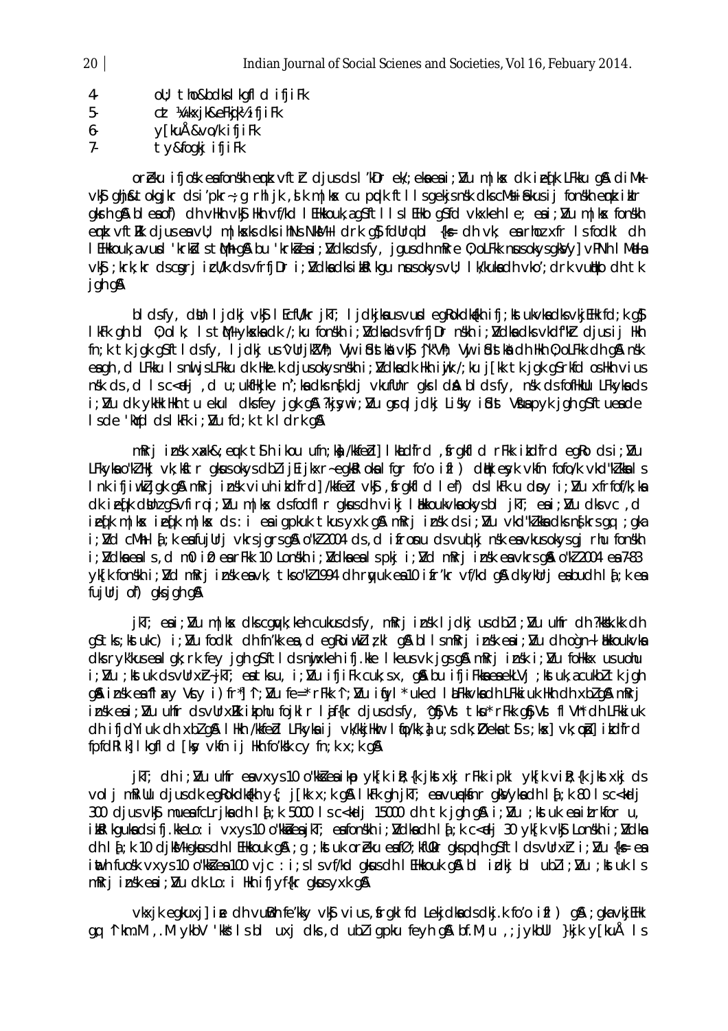4- oL; tho&bdks lkgfld ifjiFk

5- ctz ¼vkxjk&eFkqjk½ ifjiFk

6- y[kuÅ&vo/k ifjiFk

7- ty&fogkj ifjiFk

orZeku ifjos'k esa fons'kh eqnzk vftZr djus ds l'kDr ek/;eksa esa i;ZVu m|ksx dk izeq[k LFkku gS A diM+k&vkSj ghjs&tokgjkr ds i'pkr~ ;g rhljk ,slk m|ksx cu pqdk gS ftlls gekjs ns'k dks cM+s iSekus ij fons'kh eqnzk izkIr gksrh gS A blesa of) dh vHkh vkSj Hkh vf/kd lEHkkouk,a gSa ftlls lEHko gS fd vkxkeh le; esa i;ZVu m|ksx fons'kh eqnzk vftZr djus esa vU; m|ksxksa dks ihNs NksM+ ldrk gS fdUrq bl {ks= dh vk; esa rhoz xfr ls fodkl dh lEHkkouk,a vusd 'krksZa ls tqM+h gSa A bu 'krksZa esa i;ZVdksa dks feyus okyh mRre Bgjus dh O;oLFkk nsus okys gksVy] vPNh lM+dsa vkSj ;krk;kr ds csgrj izcU/k ds vfrfjDr i;ZVdksa dks iSdst Vwj nsus okys vU; lk/kuksa dh vko';drk vuqHko dh tk jgh gS A

bl dsfy, dsUnz ljdkj vkSj lEcfU/kr jkT; ljdkjksa us vusd egRoiw.kZ ifj;kstukvksa dks vkjEHk fd;k gS lkFk gh bl O;olk; ls tqM+s yksxksa dk /;ku fons'kh i;ZVdksa dks vkdf"kZr djus ij Hkh fn;k tk jgk gS ftlds fy, ljdkj us ^vrqY; Hkkjr* Vwfjt[ks'kk* vkSj ^'kVh Vwfjt[ks'kk* dh Hkh O;oLFkk dh gS A ns'k esa gh ,d LFkku ls nwljs LFkku dk Hkze.k djus okys ns'kh i;ZVdksa dk Hkh iwjk /;ku j[kk tk jgk gS rkfd os Hkh vius ns'k ds ,d ls c<+dj ,d u;ukfHkjke n`';ksa dks ns[kdj vkufUnr gks ldsa A bl dsfy, ns'k ds fofHkUu LFkyksa ds i;ZVu dk ykHk Hkh tu ekul dks feyk jgk gS A ?kjsyw i;ZVu gsrq ljdkj Li'ky iSdst Vwj pyk jgh gS ftuesa de le; 'kqYd ds lkFk i;ZVu fd;k tk ldrk gS A

mRrj izns'k xaxk&;equk tSlh ikou ufn;ksa] /kkfeZd] lkaLd`frd ,sfrgkfld rFkk izkd`frd egRo ds i;ZVu LFkyksa o"kZHkj vk;ksftr gksus okys dbZ jEifjxr~ egksRloksa fgr fo'o izfl) dqEHk esyk vkfn fofo/k vkd"kZ.kksa ls lnk ifjiw.kZ jgk gS A mRrj izns'k viuh izkd`frd] /kkfeZd vkSj ,sfrgkfld fojklr ds lkFk u dsoy i;ZVu dk izeq[k dsUnz gS vfirq ;g i;ZVu m|ksx ds fodkl gsrq dh vikj lEHkkoukvksa okys bl jkT; esa i;ZVu dks vc ,d izeq[k m|ksx ds :i esa igpkuk tkus yxk gS A mRrj izns'k ds i;ZVu vkd"kZ.kksa dks ns[krs gq, ;gka i;ZVd cM+h la[;k esa fujUrj vkrs jgrs gSa A o"kZ 2004 ds ,d ifjoru ds vuqlkj ns'k esa vkus okys ns'kh rFkk fons'kh i;ZVdksa esa ls ,d m0 iz0 esa rFkk 10 Lons'kh i;ZVdksa esa ls pkj i;ZVd mRrj izns'k esa vkrs gSa A o"kZ 2004 esa 7-83 yk[k fons'kh i;ZVd mRrj izns'k esa vk, tks o"kZ 1994 dh rqyuk esa 10 izfr'kr vf/kd gS A dkykUrj esa budh la[;k esa fujUrj of) gks jgh gS A

jkT; esa i;ZVu m|ksx dks c<+kok ,oa le`f) dh cukus ds fy, mRrj izns'k ljdkj us dbZ :i;ksa i;ZVu uhfr dh ?kks"k.kk dh gS tks ;kstukc) i;ZVu fodkl dh fn'kk esa ,d egRoiw.kZ iz;kl gS A blls mRrj izns'k esa i;ZVu dh cgqvk;keh lEHkkoukvksa dks ryk'kus esa lg;ksx feyk jgk gS ftlds nwjxkeh ifj.kke lkeus vk jgs gSa A mRrj izns'k i;ZVu dks Hkkx us vuqHko i;ZVu ;kstuk ds vUrxZr jkT; esa tks u, i;ZVu ifjiFk cuk, x, gSa A bu ifjiFkksa esa eq[;r% ;kstuk,a cukbZ tk jgh gSa A izns'k esa ^i;ZVu fr"]^ ^i;ZVu fe=* rFkk ^i;ZVu iqfyl* uked lsokvksa dh LFkkiuk Hkh dh xbZ gS A mRrj izns'k esa i;ZVu uhfr ds vUrxZr ikap fojklr lwfpr djus ds fy, ^gsfjVst tksu* rFkk ^gsfjVst flVh* dh LFkkiuk dh ifjdYiuk dh xbZ gS A lkFk gh /kkfeZd LFkyksa ij vk/kkjHkwr lqfo/kk,a] u;s dk;Z esa ekuo lalk/ku] vk;ksftr izkd`frd fpfdRlk lkgfld [ksy vkfn ij Hkh fo'ks"k cy fn;k x;k gS A

jkT; dh i;ZVu uhfr esa vxys 10 o"kksZ esa ikap yk[k izR;{k jkstxkj rFkk ipkl yk[k vizR;{k jkstxkj ds volj mRiUu djus ds egRokdka{kh y{; j[ks x;s gSa A lkFk gh jkT; esa vuqekfur gksVyksa dh la[;k 80 ls c<+dj 300 djus vkSj muesa cfLrjksa dh la[;k 5000 ls c<+dj 15000 dh tk jgh gS A i;ZVu ;kstuk esa izLrkfor u, iSdst gksuksa ds ifj.kkeLo:i vxys 10 o"kksZ esa jkT; esa fons'kh i;ZVdksa dh la[;k c<+dj 30 yk[k vkSj Lons'kh i;ZVdksa dh la[;k 10 djksM+ gksus dh lEHkkouk gS A ;g ;kstuk orZeku esa Øfefd gks pqdh gS ftlds vUrxZr i;ZVu {ks= esa iwath fuos'k vxys 10 o"kksZ esa 100 vjc :i;s ls vf/kd gksus dh lEHkkouk gS A bl izdkj bl ubZ i;ZVu ;kstuk ls mRrj izns'k esa i;ZVu dk Lo:i Hkh ifjofrZr gksus yxk gS A

vkxjk egkuxj] iwoZ dh vuwBh fe'kky vkSj vius ,sfrgkfld Lekjdksa ds dkj.k fo'o izfl) gS A ;gka vkjEHk gq, ^lkmaM ,.M ykbV 'kks* ls bl uxj dks ,d ubZ igpku feyh gS A bZ.M u ,;jykbUl }kjk y[kuÅ ls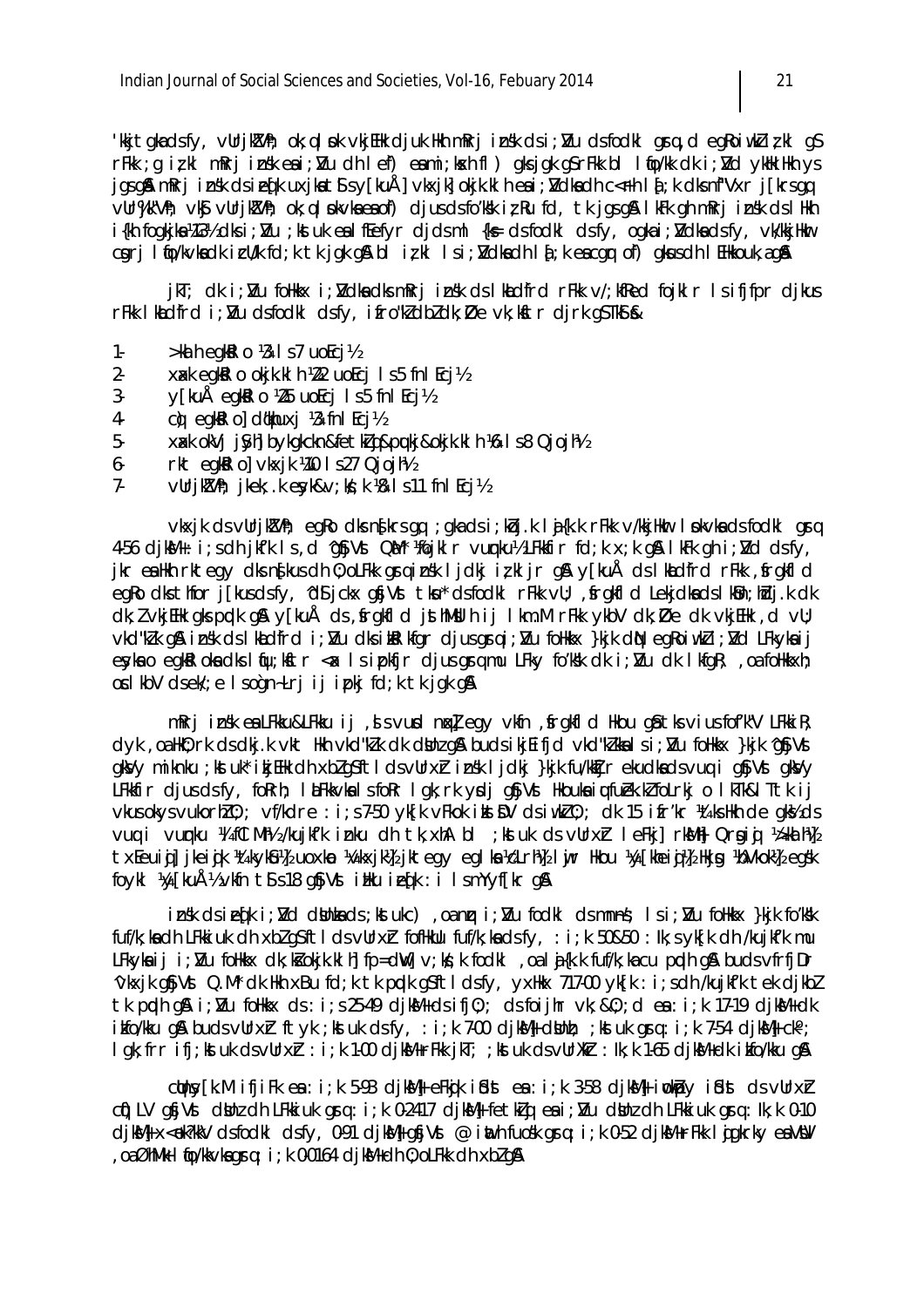'kkjhfjd gkads fy, vUrjkZVªh; ok;q lsok vkjEHk djuk Hkh mRrj izns'k ds i;ZVu ds fodkl gsrq ,d egRoiw.kZ iz;kl gS rFkk ;g iz;kl mRrj izns'k esa i;ZVu dh lef) esa mi;ksxh fl) gks jgk gS rFkk bl lqfo/kk dk i;ZVd ykHk Hkh ys jgs gSA mRrj izns'k ds izeq[k uxjksa tSls y[kuÅ] vkxjk] okjk.klh esa i;ZVdksa dh c<+rh la[;k dks n`f"Vxr j[krs gq, vUr%jk"Vªh; vkSj vUrjkZVªh; ok;q lsokvksa esa o`f) djus ds fo"k; iz;Ru fd, tk jgs gSA lkFk gh mRrj izns'k ds lHkh i{kh fogkjksa ¼cMZ lsUpqjh½ dks i;ZVu ;kstuk esa lfEefyr djds mi {ks=ksa ds fodkl ds fy, ogka i;ZVdksa ds fy, vk/kkjHkwr cqfu;knh lqfo/kkvksa dk izca/k fd;k tk jgk gS ftlls izns'k esa i;ZVdksa dh la[;k esa c<+ksRrjh gksus dh lEHkkouk,a gSaA

jkT; dk i;ZVu foHkkx i;ZVdksa dks mRrj izns'k ds lkaLd`frd rFkk v/;kfRed fojklr ls ifjfpr djkus rFkk lkaLd`frd i;ZVu ds fodkl ds fy, ifro"kZ dbZ dk;Zdze vk;ksftr djrk gS tSls&

1- >kalh egksRlo ¼3 ls 7 uoEcj½

2- xaxk egksRlo okjk.klh ¼22 uoEcj ls 5 fnlEcj½

3- y[kuÅ egksRlo ¼25 uoEcj ls 5 fnlEcj½

4- cq) egksRlo] dq'khuxj ¼3 fnlEcj½

5- xaxk okVj jSyh] bykgkckn&fetkZiqj&pquk&okjk.klh ¼6 ls 8 Qjojh½

6- rkt egksRlo] vkxjk ¼10 ls 27 Qjojh½

7- vUrjkZVªh; jkek;.k esyk&v;ks/;k ¼8 ls 11 fnlEcj½

vkxjk ds vUrjkZVªh; egRo dks n`f"Vxr gq, ;gka ds i;kZoj.k laj{k.k rFkk v/kkjHkwr lsokvksa ds fodkl gsrq 456 djksM+ : i;s dh jkf'k ls ,d ^gsfjVst QaM* ¼fojklr vuqnku½ LFkkfir fd;k x;k gSA lkFk gh i;ZVd ds fy, jkr esa Hkh rktegy dks ns[kus dh O;oLFkk gsrq izns'k ljdkj iz;kljr gSA y[kuÅ ds lkaLd`frd rFkk ,sfrgkfld egRo dks thfor j[kus ds fy, ^cM+s bekeckM+s gSfjVst tksu* ds fodkl rFkk vU; ,sfrgkfld Lekjdksa ds laj{k.k dk dk;Z vkjEHk gks pqdk gSA y[kuÅ ds ,sfrgkfld js thMsUlh ifjlj.k rFkk ykbV ,.M lkm.M 'kks vk/kkfjr djus ds fy, i;ZVu foHkkx }kjk dbZ egRoiw.kZ ;kstuk,a cukbZ xbZ gSaA izns'k ds lkaLd`frd i;ZVu dks iksRlkfgr djus gsrq i;ZVu foHkkx }kjk dbZ egksRloksa dks lfEefyr fd;k x;k gS rFkk LFkkuh; egksRloksa dk iquZtkxj.k djus gsrq ;ksxnku fd;k tk jgk gSA

mRrj izns'k esa LFkku&LFkku ij ,sls vusd nqxZ] egy vkfn ,sfrgkfld Hkou gSa tks vius fo'ks"k LFkkiR; dyk ,oa HkO;rk ds dkj.k vkt Hkh vkd"kZ.k dk dsUnz gSaA buds ikjEifjd vkd"kZ.k ds lkFk i;ZVu foHkkx }kjk ^gsfjVst gksVy* mIknu ;kstuk* ds rgr bu Hkouksa dks gsfjVst gksVy LFkkfir djus ds fy, fofHkUu lLFkkvksa ls fofuos'k gsrq vkeaf=r fd, x, gSaA dk 15 ifr'kr ¼ykxr½ ds vuqnku ¼afDlMZ½ /kujkf'k inku dh tk,xh bl ;kstuk ds vUrxZr leFkj] rkjhM+ Qrsgiqj ¼>kalh½ txEeuiqj] jkeiqj ¼ykfyriqj½ uoxk ¼vk;kxk½ jktegy egksck ¼cLrh½ lyur Hkou ¼y[kheiqj½ Hkqj ¼bVkok½ egsk foykl ¼y[kuÅ½ vkfn tSls 18 gsfjVst Hkou izeq[k :i ls mYysf[kr gSaA

izns'k ds izeq[k i;ZVd dsUnzksa ds ;kstukc) ,oa lquz i;ZVu fodkl ds mn~ns'; ls i;ZVu foHkkx }kjk fo'ks"k fuf/k;ksa dh LFkkiuk dh xbZ gS ftlds vUrxZr fofHkUu fuf/k;ksa ds fy, : i;k 50&50 : lk; ykf[k dh /kujkf'k mu LFkyksa ij i;ZVu foHkkx dk;ksZa okjk.klh] fp=dwV] v;ks/;k fodkl ,oa laj{k.k fuf/k;ksa cukbZ pqdh gSA buds vfrfjDr ^vkxjk gsfjVst QaM* dk Hkh xBu fd;k tk pqdk gS ftlds fy, yxHkx 717-00 yk[k : i;s dh /kujkf'k tek djkbZ tk pqdh gSA i;ZVu foHkkx ds : i;s 25-49 djksM+ ds ifjO;; ds foijhr vk;&O;; d esa : i;k 17-19 djksM+ dk izko/kku gSA buds vUrxZr ftyk ;kstuk ds fy, : i;k 7-00 djksM+ dsUnzh; ;kstuk gsrq : i;k 7-54 djksM+ cka/k lg;rr ifj;kstuk ds vUrxZr : i;k 1-00 djksM+ rFkk jkT; ;kstuk ds vUrxZr : lk;k 1-65 djksM+ dk izko/kku gSA

cqUnsy[k.M ifjiFk esa : i;k 5-93 djksM+] eFkqjk iSdst esa : i;k 3-58 djksM+] iwokaZpy iSdst ds vUrxZr cq) LV gsfjVst dsUnz dh LFkkiuk gsrq : i;k 0-2417 djksM+] fetkZiqj esa i;ZVu dsUnz dh LFkkiuk gsrq : lk;k 0-10 djksM+] x<+okMk ds fodkl ds fy, 0-91 djksM+] gsfjVst @ iqjkuh fuekZ.k gsrq : i;k 0-52 djksM+ rFkk lqgkxrky esa ykbV ,oa lkmaM 'kks gsrq : i;k 0-0164 djksM+ dh O;oLFkk dh xbZ gSA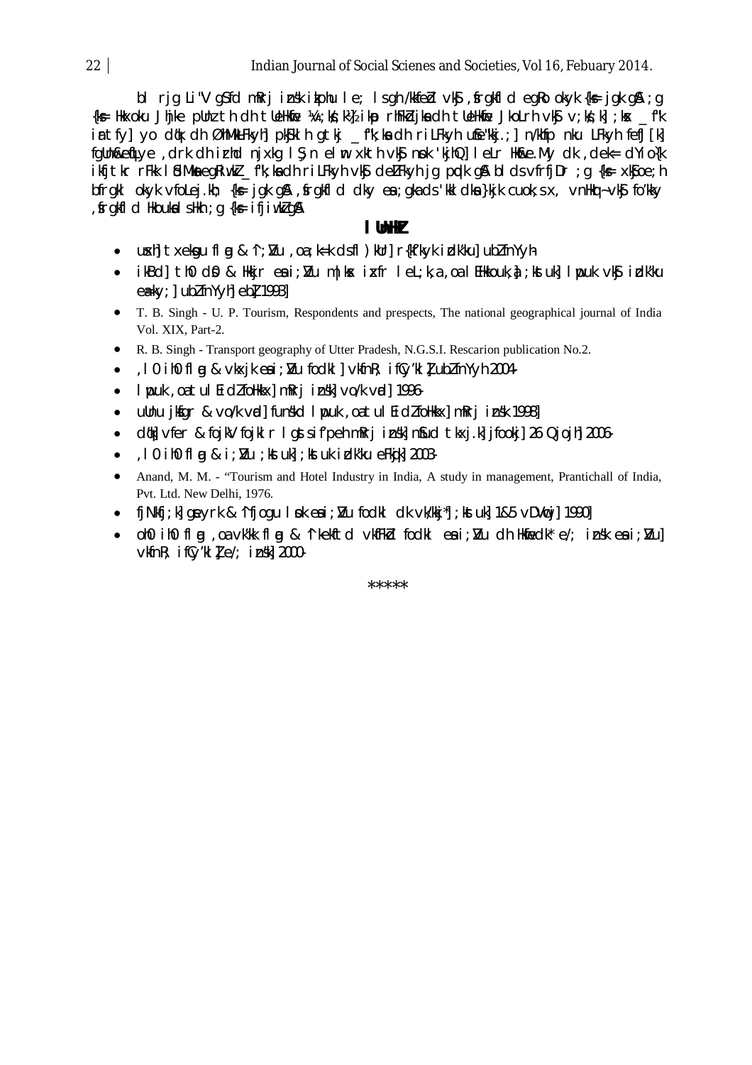bl rjg Li"V gS fd mRrj izns'k izkphu le; ls gh /kkfeZd vkSj ,sfrgkfld egRo okyk {ks= jgk gSA ;g {ks= Hkxoku Jhjke pUnz th dh tUeHkwfe ¼v;ks/;k½ ikou rhFkZjkt dh tUeHkwfe JkoLrh vkSj v;ks/;k ;ksx _f"k iratfy] yo dq'k dh ØhM+kLFkyh] pkS/kjh gtkjs _f"k;ksa dh riLFkyh uSfe"kkj.;] n/khfp nku LFkyh fefJ[k fgUnw&eqfLye ,drk dh izrhd njxkg lS;n elm xkth vkSj nsok 'kjhQ] lEcU/k Hkwfe.My dk ,dek= dYio`{k ikfjtkr rFkk lSdMksa egRoiw.kZ _f"k;ksa dh riLFkyh vkSj deZLFkyh jg pqdk gSA bl ds vfrfjDr ;g {ks= xkSoe;h bfrgkl okyk vfoLej.kh; {ks= jgk gS ,sfrgkfld dky esa ;gka ds 'kkldksa }kjk cuok;s x, vnHkqr~ vkSj fo'kky ,sfrgkfld Hkouksa ds Hkh ;g {ks= ifjiw.kZ gSA

# lUnHkZ

- uxh] txeksgu flag & i;ZVu ,oa ;k=k ds fl)kUr] r{kf'kyk izdk'ku] ubZ fnYyhA
- ikBd] th0 ds0 & Hkkjr esa i;ZVu m|ksx izxfr leL;k,a ,oa lEHkkouk,a] ;ks tuk] lwpuk vkSj izdk'ku ea=ky;] ubZ fnYyh] ebZ 1993]
- T. B. Singh - U. P. Tourism, Respondents and prespects, The national geographical journal of India Vol. XIX, Part-2.
- R. B. Singh - Transport geography of Utter Pradesh, N.G.S.I. Rescarion publication No.2.
- ,l0 ih0 flag & vkxjk esa i;ZVu fodkl] vkfnR; ifCyds'kUl] ubZ fnYyh 2004-
- lwpuk ,oa tul EidZ foHkkx] mRrj izns'k] vo/k vad] 1996-
- uUnu jkor & vo/k vad] funs'kd lwpuk ,oa tul EidZ foHkkx] mRrj izns'k 1998]
- dq'k] vfer & fojkV fojklr lgs ts i"peh mRrj izns'k] nSfud tkxj.k] jfookj] 26 Qjojh] 2006-
- ,l0 ih0 flag & i;ZVu ;kstuk] ;kstuk izdk'ku eFkqjk] 2003-
- Anand, M. M. - "Tourism and Hotel Industry in India, A study in management, Prantichall of India, Pvt. Ltd. New Delhi, 1976.
- fjNkfj;k] gseyrk & ^fjogu lsok esa i;ZVu fodkl dk vk/kkj*] ;kstuk] 1&5 vDVwcj] 1990]
- oh0 ih0 flag ,oa vk'kk flag & ^kekftd vkfFkZd fodkl esa i;ZVu dh Hkwfedk* e/; izns'k esa i;ZVu] vkfnR; ifCyds'kUl e/; izns'k] 2000-

*****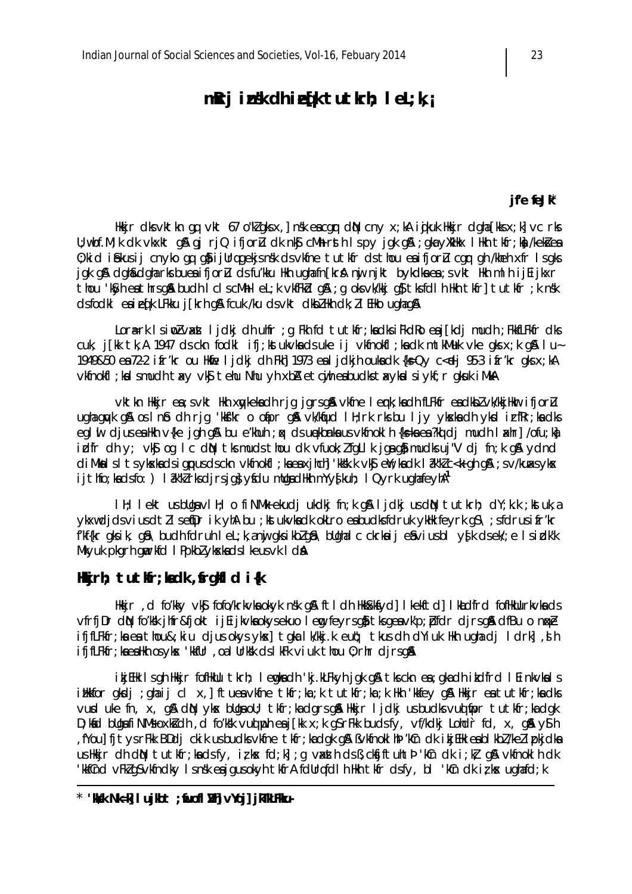# mRrj iwoZ dh iz[kj tutkrh; leL;k,¡

**jf'e feJk***

Hkkjr dks vktkn gq, vkt 67 o"kZ gks x,] ns'k esa cgqr dqN cny x;kA ijUrq u Hkkjr dgha [kks x;k] vc rks U;w bafM;k dk vkxkt gqvk gS] gj rjQ ifjorZu dk nkSj cM+h rsth ls py jgk gSA ;gka yxHkx lHkh tkfr;ksa /keksZa esa O;kid ifjorZu gksus ij cnyko gq, gSa ijUrq bu gekjs ns'k ds vkfne tutkfr ds thou esa ifjorZu cgqr gh /kheh xfr ls gks jgk gSA dgha&dgha rks buesa ifjorZu ds fu'kku Hkh ugha fn[krsA nqjnjkt bykdksa esa ;s vkt Hkh mlh ijEijkxr thou 'kSyh esa thrs gSaA bu dh lHkh lcls cM+h leL;k vkfFkZd gSA ;g oks vk/kkj gS tks fdlh Hkh tkfr] tutkfr ;k ns'k ds fodkl esa iz[kj LFkku j[krh gSA fcuk /ku ds vkt dksbZ Hkh dk;Z lEHko ugha gSA

Lora=rk lsiwoZ vaxzst ljdkj dh uhfr ;g Fkh fd tutkfr;ksa dks i`Fkd Ro esa j[kdj mudh ;FkkfLFkfr dks cuk, j[kk tk,A 1947 ds ckn fodkl ifj;kstukvksa ds uke ij vkfnokfl;ksa dk mtkM+uk vkjEHk gks x;k gSA lu~ 1949&50 esa 72-2 ifr'kr ou Hkwfe ljdkj dh Fkh] 1973 esa ljdkjh oukas dk {ks=Qy c<+dj 95-3 ifr'kr gks x;kA vkfnokfl;ksa dk mudh tehu vkSj tehu Nhu yh xbZA etcwjh esa bu dks taxyksa ls iyk;u djuk iM+kA

vktkn Hkkjr esa ;s vkt Hkh xqyke dh rjg jgrs gSaA vkfne lerq;k;ksa dh fLFkfr esa dksbZ vk/kkjHkwr ifjorZu ugha gqvk gSA os lnSo dh rjg 'kksf"kr o ofpr gSaA vk/kqfud lH;rk rks bu ls;u ykxksa dh ykt izfRr;ksa dks egRo djus esa Hkh vf{ke jgh gSA bu e'kuh ;qx ds uqekbanksa us vkfnokfl;ksa dh {ks=ksa esa ?kqldj mudh lalkf/kuksa ij d`"kh dh ey; vkSj og lc dqN tks mudks thou dk vfuok;Z fgLlk jgs gSa mudks uj"V dj fn;k gSA ydM+ dh iMksalsa tsykxkdks ds iqgqpus ds ckn vkfnokfl;ksa esa xjhch] 'kks"k.k vkSj eY;ksa dk l{kepdkjh gS ;s /kksukas ykxs ij thfo;ksa ds fo:) l?k"kZ rks djrs jgs] ysfdu mudh Hkh mYys[kuh; lQyrk ugha feyhA[1]

lH; lekt us buds vlH; o fiNM+s ekuudj ukdkj fn;k gSA ljdkj us dqN tutkrh; dY;k.k ;kstuk,a ykxw djds vius drZO; ls eqfDr ik yhA bu ;kstukvksa dk okLro esa buds fdruk ykHk feyrk gS\ ;s dfru s ifr'kr f'kf{kr gks ik, gS\ budh fdruh leL;k,a nwj gks ik;h gSa\ bu gha ls ckrksa ij eSa vius bl ys[k ds ek/;e ls izdk'k Mkyuk pkgrh gw¡ rkfd lEcfU/kr ykxksa ds lkeus vk ldsaA

## Hkkjrh; tutkfr;ksa dk ,sfrgkfld i{k

Hkkjr ,d fo'kky vkSj fofo/krkvksa okyk ns'k gSA ftl dh HkkS&kSfyd] lkekftd] lkaLd`frd fofHkUurkvksa ds vfrfjDr dqN fo'ks"k jhfr&fjokt ijEijkvksa okys ekuo lew feyrs gSa tks gesa vk'p;Zpfdr djrs gSaA dfBu o nqxZe ifjfLFkfr;ksa esa thou&;kiu djus okys ykxsa tgka lk/kkj.k euq"; tkus dh dYiuk Hkh ugha dj ldrk] ,slh ifjfLFkfr;ksa esa Hkh os ykxs 'kkfUr ,oa lUrks"k ds lkFk viuk thou O;rhr djrs gSaA

izkjEHk ls gh Hkkjr fofHkUu tkfr;ksa lewgksa dh 'kj.kLFkyh jgk gSA tks ckn esa ;gka dh izkd`frd lEinkvksa ls izHkkfor gksdj ;gha ij cl x,] ftuesa vkfne tkfr;ka;k tutkfr;ka;k Hkh 'kkfey gSA Hkkjr esa tutkfr;ksa dks vusd uke fn, x, gSaA dqN ykxs bUgsa oU; tkfr;ka dgrs gSaA Hkkjr ljdkj us bu dks vuqlwfpr tutkfr;ka dgk D;ksafd bUgsa fiNM+s oxksZa dh ,d fo'ks"k vuqlwph esa j[kk x;k gS rFkk bu ds fy, vf/kdkj Lohdr`r fd, x, gSaA yS.Fh ,fYou] fjtys rFkk BDdj ckik us bu dks vkfne tkfr;ka dgk gSA ßvkfnoklhÞ 'kCn dk izkjEHk esa ckbZ/kek lapkjdksa us Hkkjr dh dqN tutkfr;ksa ds fy, iz;ksx fd;k] ;g vaxzsth ds ßcksfjftuhtÞ 'kCn dk i;kZ; gSA vkfnoklh dk 'kkfCnd vFkZ gS vkfndky ls ns'k esa jgus okyh tkfrA fdUrq fdlh Hkh tkfr ds fy, bl 'kCn dk iz;ksx ugha fd;k

---

* 'kks/k Nk=k] lekt 'kkL= foHkkx] v;ks/;k ------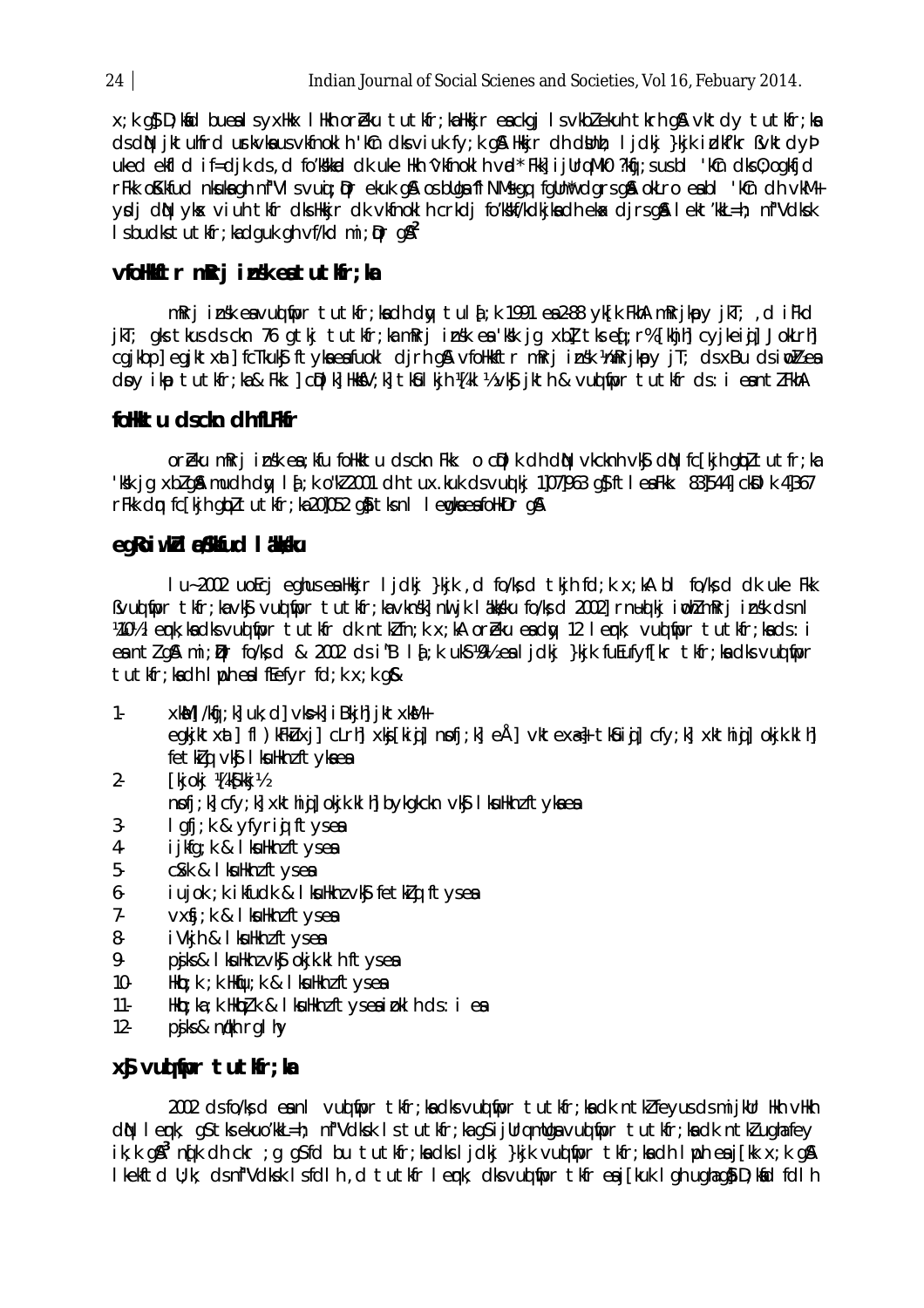x;k g\$ ,D;ksafd bueas lsyxHkx lHkh orZeku tutkfr;ka Hkkjr esa ckgj ls vkdj clus okyh tkfr;ka gSA vkt dy tutkfr;ksa ds dqN jktuhfrd urkvksa us vkfnoklh 'kCn dks viuk fy;k gSA Hkkjr dh bUgha ljdkj }kjk izdkf'kr ßvkt dyÞ uked ekfld if=dk ds ,d fo'ks"kkad dk uke Hkh ^vkfnoklh vad* Fkk] ijUrq MkW0 ?kq;s us bl 'kCn dks Bhd ugha ekuk vkSj bls Hkzked crk;k gSA os bUgsa fiNM+s fgUnw dgrs gSaA oklro esa bl 'kCn dh vkM+ ysdj dqN yksx viuh tkfr dks Hkkjr dk vkfnoklh crkdj fo'ks"kf/kdkjksa dh ekax djrs gSaA lekt'kkL=h; n"Vdks.k ls bu dks tutkfr;ka dguk gh vf/kd mi;qDr gSA[2]

## vfoHkkftr mRrj izns'k esa tutkfr;ka

mRrj izns'k esa vuqlwfpr tutkfr;ksa dh dqy tula[;k 1991 esa 2-88 yk[k FkhA mRrjk[k.M jkT; ,d i`Fkd jkT; gks tkus ds ckn 76 gtkj tutkfr;ka mRrj izns'k esa 'ks"k jg xbZ tks eq[;r% [khjh] cyjkeiqj] JkoLrh] cgjkbp] egkjktxat] fcTkukSj ftyksa esa fuokl djrh gSA vfoHkkftr mRrj izns'k ¼mRrjk[k.M jkT; ds xBu ds iwoZ½ esa dsoy ikap tutkfr;ka & Fkk: ] cqDlk] HkksfV;k] tkSulkjh ¼[kl½ vkSj jkth & vuqlwfpr tutkfr ds :i esa ntZ FkhaA

## foHkktu ds ckn dh fLFkfr

orZeku mRrj izns'k esa ;fn foHkktu ds ckn Fkk: o cqDlk dh dqN vkcknh vkSj dqN fc[kjh gqbZ tutfr;ka 'ks"k jg xbZ gSaA mudh dqy la[;k o"kZ 2001 dh tux.kuk ds vuqlkj 1]07]963 gS ftlesa Fkk: 83]544] cqDlk 4]367 rFkk dqN fc[kjh gqbZ tutkfr;ka 20]052 gSa tks nl leqnk;ksa esa foHkDr gSaA

## egRoiw.kZ eq[;kfud lå'kks/ku

lu~ 2002 uoEcj eghus esa Hkkjr ljdkj }kjk ,d fo/ks;d tkjh fd;k x;kA bl fo/ks;d dk uke Fkk ßvuqlwfpr tkfr;ka vkSj vuqlwfpr tutkfr;ka vkns'k] nlwjk lå'kks/ku fo/ks;d 2002] rnuqlkj iwoZ mRrj izns'k ds nl ¼10½ leqnk;ksa dks vuqlwfpr tutkfr dk ntkZ fn;k x;kA orZeku esa dqy 12 leqnk; vuqlwfpr tutkfr;ksa ds :i esa ntZ gSaA mi;qDr fo/ks;d & 2002 ds i"B la[;k ukS ¼9½ esa ljdkj }kjk fuEufyf[kr tkfr;ksa dks vuqlwfpr tutkfr;ksa dh lwph esa fEefyr fd;k x;k g\$&

1. xksaM] /kqfj;k] uk;d] vks>k] iBkjh] jktxksaM+ egkjktxat] fl)kFkZuxj] cLrh] xksj[kiqj] nsofj;k] eÅ] vktex<+] tkSuiqj] cfy;k] xkthiqj] okjk.klh] fetkZiqj vkSj lksuHknz ftyksa esa
2. [kjokj ¼[kSokj½ nsofj;k] cfy;k] xkthiqj] okjk.klh] bykgkckn vkSj lksuHknz ftyksa esa
3. lgfj;k & yfyriqj ftys esa
4. ijkfg;k & lksuHknz ftys esa
5. cSxk & lksuHknz ftys esa
6. iujok ;k ikfudk & lksuHknz vkSj fetkZiqj ftys esa
7. vxfj;k & lksuHknz ftys esa
8. iVkjh & lksuHknz ftys esa
9. pjks & lksuHknz vkSj okjk.klh ftys esa
10. Hkqb;k ;k Hkqfu;k & lksuHknz ftys esa
11. Hkqb;ka ;k HkqbZ;k & lksuHknz ftys esa izokfl ds :i esa
12. pjks & ,d/kh rgl hy

## xSj vuqlwfpr tutkfr;ka

2002 ds fo/ks;d esa nl vuqlwfpr tkfr;ksa dks vuqlwfpr tutkfr;ksa dk ntkZ feyus ds mijkUr Hkh vHkh dqN leqnk; gSa tks ekuo'kkL=h; n"Vdks.k ls tutkfr;ka gSa ijUrq mUgsa vuqlwfpr tutkfr;ksa dk ntkZ ugha feyk ik;k gSA[3] n[kq dh ckr ;g gS fd bu tutkfr;ksa dks ljdkj }kjk vuqlwfpr tkfr;ksa dh lwph esa j[kk x;k gSA lkekftd U;k; ds n"Vdks.k ls fdlh ,d tutkfr leqnk; dks vuqlwfpr tkfr esa j[kuk lgh ugha g\$ D;ksafd fdlh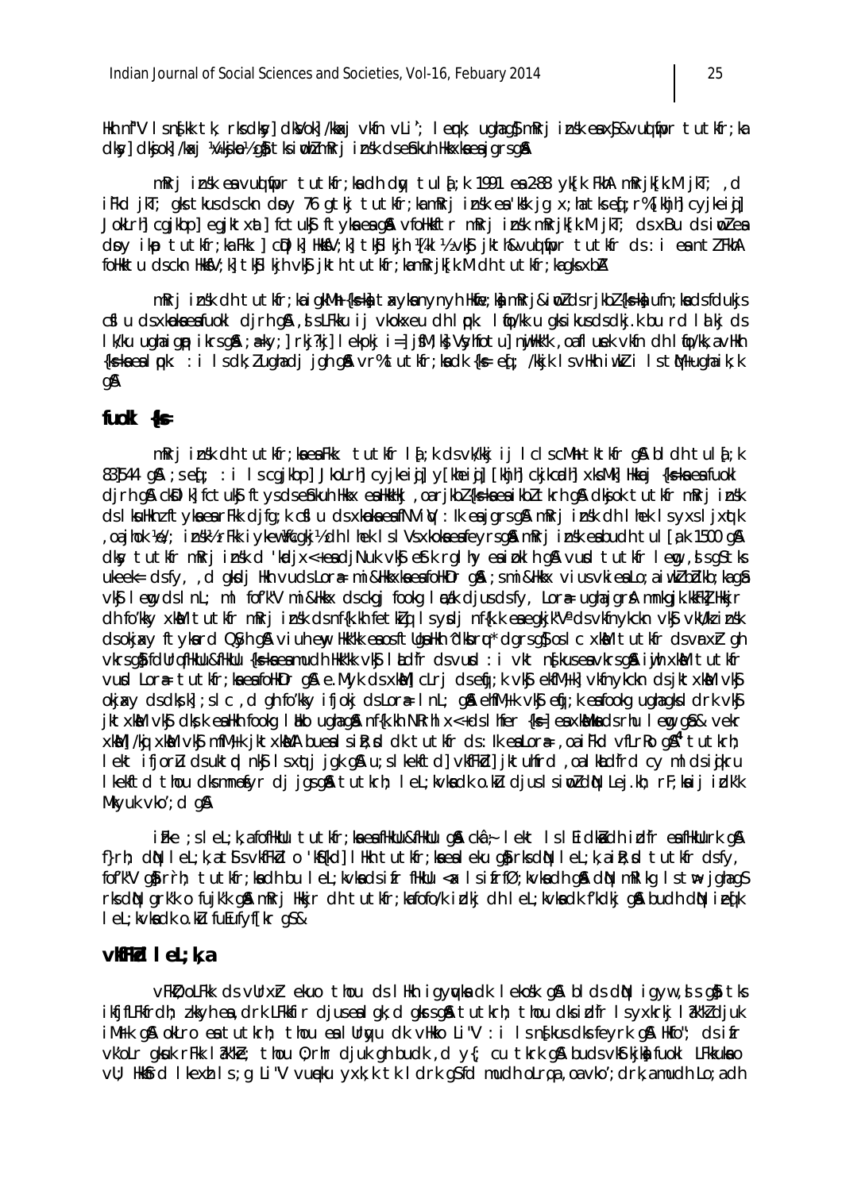Hkh nf'V lsn[kk tk, rksdkxy] dksVoky/kkaj vkfn vLi"; lemq; ughaq$ mRrj insss'k eaxkSa&vuqlwfpr tutkfr;ka dksy] dksok] /kkaj ¼/kkuqdkq½ g$ tks iwolZ mRrj insss'k dsefkuh Hkkxkaeajgrsg$A

mRrj insss'k eavuqlwfpr tutkfr;kadh dqy tul[;k 1991 ea 288 yk[k FkhA mRrjk[k.M jkT; ,d iFkd jkT; gkstkus dscko doy 76 gtkj tutkfr;kamRrj insss'k ea'kkk jg x;h tks e[;r% [kljh] cyjkeiqj] JkoLrh] cgjkbp] egjktxat] fcTukS ftykaeagS A vfoHkkftr mRrj insss'k mRrjk[k.M jkT; dsxBu dsiwoZea doy ikp tutkfr;kaFkk ] cDI;k] HkkfV;k] tkSulkjh ¼[kl½ vk$ jkth&vuqlwfpr tutkfr ds :i eantZFkhA foHkktu dscko Hkk$V;k] tkSulkjh vk$ jkth tutkfr;kamRrjk[k.M dh tutkfr;kagksxbZA

mRrj insss'k dh tutkfr;kaigkMh {ks=ka taxyka nyny vkSj Hkkcj {ks=ka mRrj&iwohZ ds rjkbZ{ks=kaufn;ka ds fdukjs cls u ds xkokaeafuokl djrh g$A ,sslsFkku ij vkokxeu dh lqfo/kk u gksikusdsdkj.k bu rd lakj ds lk/ku ughaiga ikrsg$A ;s=ky;] rkj?kj] lekpkj i=] jsfM;k$ Vsyhfotu] nwjHkk"k ,oa fluek vkfn dh lqfo/kk,avHkh {ks=ka ea lqyHk :i ls dk;Zugha dj jgh g$A vr% tutkfr;ka dk {ks= e[;/kkjk ls vHkh iwoZ i ls tMq+ ugha ik;k g$A

## fuokl {ks=

mRrj insss'k dh tutkfr;ka eaFkk: tutkfr la[;k ds vk/kkj ij lcls cM+h tutkfr g$A bl dh tul[;k 83]544 g$A ;s e[; :i ls cgjkbp] JkoLrh] cyjkeiqj] y[kheiqj] [khjh] ckjkcadh] xksaMk] Hkkaj {ks=kaeafuokl djrh g$A ckD;k] fcTukS ftys ds efkuh Hkkx eaHkkHkj ,oarjkbZ{ks=kaea ikbZ tkrh g$A dksyok tutkfr mRrj insss'k ds lksuHknz ftyk ea rFkk fejtkiqj ftyk ds blu ds xkokaeafNV iqV :i ls eajgrsg$A mRrj insss'k dh lhek ls yxs lfjxqtk ,oajhok ¼e/; insss'k½ rFkk iykewQ ¼gkj½ dh lhek ls Vsxkokaeafeyrsg$A mRrj insss'k eabudh tul[;k 1500 g$A dksy tutkfr mRrj insss'k ds 'kdjx<+ eadjNuk vk$ esfk rglhy ea ikbl g$A vusd tutkfr lemq ,sslsg$ tks ukeek= dsfy, ,d gksdj Hkh vudLora= mi&HkkxkaeafoHkDr g$A ;s mi&Hkkx vius vki eaLo;aiwoZbZdkb;kag$ vk$ lemq ds lnL; ml fof'kV mi&Hkkx ds ckgj fookg lEcU/k djusdsfy, Lora= ugha jgrs A mnkgj.kkFkZ Hkkjr dh fo'kky xkMk tutkfr mRrj insss'k ds nf{k.kh fetkZiqj lsydj nf{k.k eagkjk"Vª ds vkfnykcn vk$ vk/kzinss'k dsoksjaxy ftyka rd QSyh g$A viuh euw Hkk"kk eaosftlxqtsHkh] dksbrq* dgrsg$ oslc xkaM tutkfr ds vaxZ gh vkrsg$ fdUrq fHkUu&fHkUu {ks=kaeamudh Hkk"kk vk$ laLdfr ds vusd :i vkt n[kusea vkrsg$A ijUrq xkaM tutkfr vusd Lora= tutkfr;kaeafoHkDr g$A e.Myk ds xkaM] cLrj dseqfj;k vk$ ekfM+;k] vkfnykcn ds jktxkaM vk$ okjaxy ds dks;k] ;s lc ,d gh fo'kky ifjokj ds Lora= lnL; g$A ekfM+;k vk$ eqfj;k eafookg ugha gksl drk vk$ jktxkaM vk$ dks;k eaHkh fookg laHko ugha gS A nf{k.kh NRrhlx<+ ds lhfer {ks= ea xkaMka ds rhu lemq gsa& vekr xkaM] /kq xkaM vk$ mfM+;k jktxkaMA buea ls ifR;sd dk tutkfr ds :Ik eaLora= ,oa iFkd vfLrRo g$A[4] tutkrh; lekt ifjorZu dsukted nk$ ls xqtj jgk g$A u;slkekftd l vkfFkZd] jktuhfrd ,oa lkaLdfrd cy ml dsijkru lkekftd thou dksmnfeyr dj jgsg$A tutkrh; leL;kvkadk o.kZu djusls iwoZ dqN lEcf/kr rF;kaij inzk'k Mkyuk vko';d g$A

iRFkd ;s leL;k,afoHkUu tutkfr;kaeafHkUu&fHkUu g$A ckâ;~ lekt ls lEidkZ dh inzfr eafHkUurk g$A f}rh; dqN leL;k, a tSs vkfFkd o 'kSf{kd] lHkh tutkfr;kaealeku g$ rksdqN leL;k, aifR;sd tutkfr dsfy, fof'kV g$ rr̀h; tutkfr;kadh bu leL;kvkads ifr fHkUu <x ls ifrfØ;kvkadh g$A dqN mRrk ls tw>jgh g$ rksdqN grk'k o fujk'k g$A mRrj Hkkjr dh tutkfr;kafofo/k inzkj dh leL;kvkadk f'kdkj g$A budh dqN im[k leL;kvkadk o.kZu fuEufyf[kr g$&

## vkfFkZd leL;k,a

vFkZ0;oLFkk ds vUrxZr ekuo thou ds lHkh igyqvkadk lekos'k g$A bl ds dqN igyw ,sls g$ tks ikfjfLFkfrdh; zkkyh ea ,drk LFkkfir djusea lgk;d gksrsg$A tutkrh; thou dks inzfr ls yxkrkj la?k"kZ djuk iM+rk g$A okLro eatutkrh; thou eaiUnzgu dk vHkko Li"V :i ls n[kusdks feyrk g$A Hkfo"; ds ifr vk'oLr gksuk rFkk la?k"kZ thou 0;rhr djuk gh budk ,d y{; cu tkrk g$A buds vkfFkd{k fuokl LFkkuka o vU; HkkfSd lkexzh ls ;g Li"V vuqeku yxk;k tk ldrk gS fd mudh oLrqa,a vko';drk,amudh Lo;adh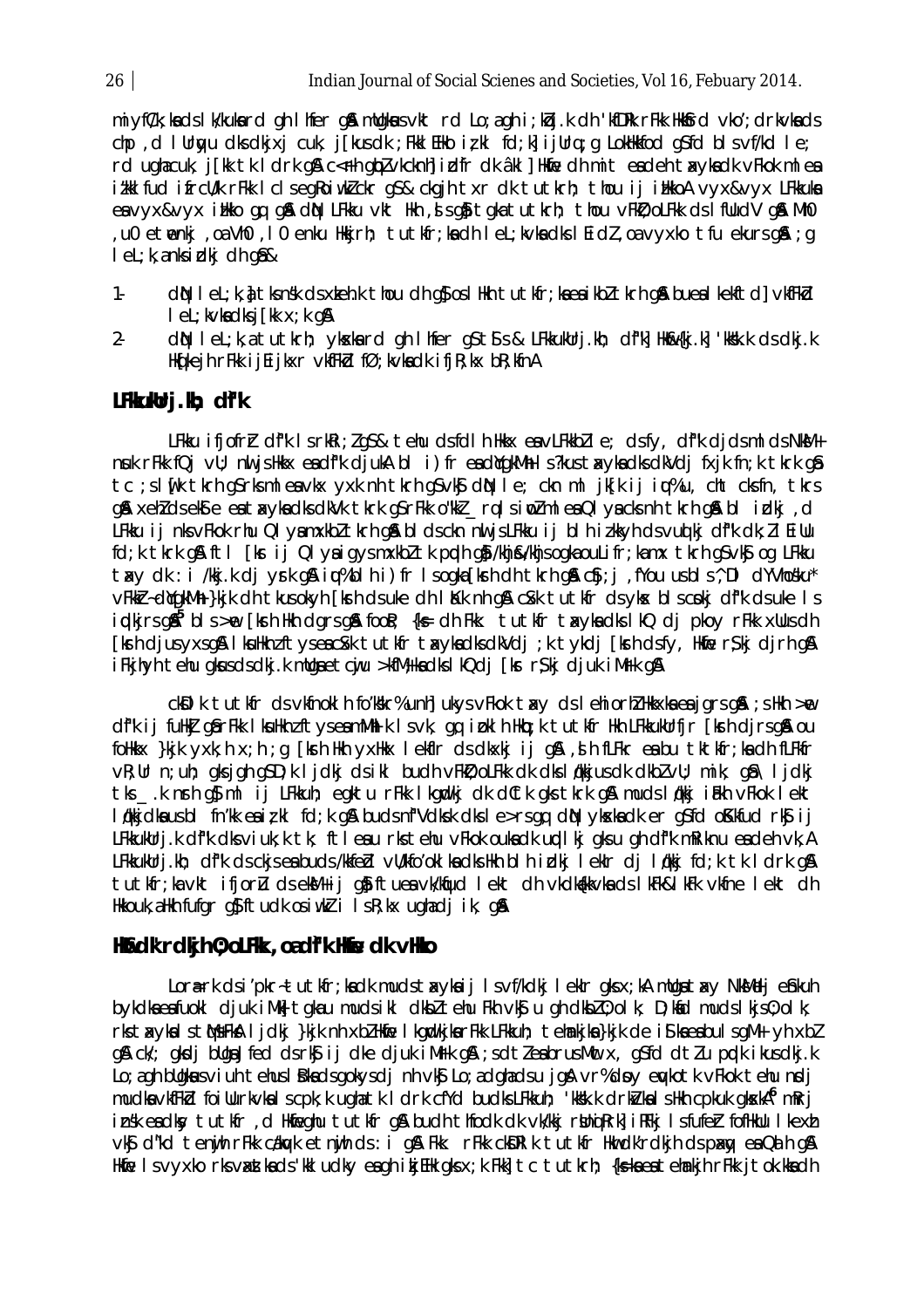miyC/k;ksa ds lk/kuksa rd gh lhfer gSa mudks esa vkt rd Lo;a gh i;kZoj.k dh 'kfDr rFkk Hkkoh fd vko';drkvksa ds chp ,d lUrqyu dks dk;e cuk, j[kus dk ;Fkk lEHko iz;kl fd;k] ijUrq ;g LokHkkfod gS fd bls vf/kd le; rd ugha cuk, j[kk tk ldrk gSA c<+rh gqbZ vkcknh] izd`fr dk 'kks"k.k Hkfo"; dh mit esa deh tSls ;ksxnku dk vFkok ml esa izkS|ksfxd ifjorZu rFkk lcls egRoiw.kZ cktkj gS& ckgjh txr dk tqM+ko] thou ij izHkkoA vyx&vyx LFkkuksa esa vyx&vyx izHkko gq, gSA dqN LFkku vkt Hkh ,sls gSa tgka tqM+ko] thou vFkZ O;oLFkk ds lfUudV gSA MkW0 ,u0 eqtqenkj ,oa MkW0 ,l0 enu Hkkjrh; tutkfr;ksa dh leL;kvksa dks lEidZ ,oa vyxko tfu ekurs gSA ;g leL;k,a nks izdkj dh gSa&

1- dqN leL;k,a tks ns'k ds xzkeh.k thou dh gS os Hkh tutkfr;ksa esa ikbZ tkrh gSA buesa lkekftd] vkfFkZd leL;kvksa dks j[kk x;k gSA

2- dqN leL;k,a tutkrh; yksxksa rd gh lhfer gSa tSls& LFkkukUrj.k] f'k{kk Hkk"k.k] 'kks"k.k ds dkj.k Hkqxkejh rFkk ijEijkxr vkfFkZd fØ;kvksa dk ifjR;kx bR;kfnA

## LFkkukUrj.k] f'k{kk

LFkku ifjorZu f'k{kk lsrkfR;Z gS& tehu ds fdlh Hkkx esa vLFkkbZ le; ds fy, f'k{kk djds ml ds NksM+ nsuk rFkk fQj vU; nwljs Hkkx esa f'k{kk djukA bl i)fr esa dqYgkM+h ls ?kus taxyksa dks dkVdj fxjk fn;k tkrk gSA tc ;s lw[k tkrh gS rks ml esa vkx yxk nh tkrh gSA dqN le; ckn ml jk[k ij iqu% u, cht cks fn, tkrs gSA xehZ ds ekSle esa taxyksa dks dkVk tkrk gS rFkk o"kkZ _rq ds iwoZ ml esa Qly cks nh tkrh gSA bl izdkj ,d LFkku ij nks vFkok rhu Qly mxkbZ tkrh gSA bl ds ckn nwljs LFkku ij blh izdkj dh f'k{kk dk;Z lEiUu fd;k tkrk gSA tc [ksr ij Qly igys ls de mxus yxrh gS rks ml [ksr dks NksM+ fn;k tkrk gSA /khjs&/khjs ogka ouLifr;ka mx tkrh gS vkSj og LFkku taxy dk :i /kkj.k dj ysrk gSA iqu% dqN o"kksZa ds ckn ml LFkku ij f'k{kk dh tkrh gSA cf.;j ,fYou us bls ^^D dYVhos'ku** vFkkZr~ dqYgkM+h }kjk dh tkus okyh [ksrh ds uke dh laKk nh gSA cSx tutkfr ds yksx bls csoj f'k{kk ds uke ls iqdkjrs gSaA[5] bls >we [ksrh Hkh dgrs gSaA fooj.k {ks= dh Fkk: tutkfr taxyksa dks lkQ dj pkoy rFkk xUus dh [ksrh djus yxs gSaA lkFk gh Hkhe tutkfr ysesa cSxk tutkfr taxyksa dks dkVdj ;k tykdj [ksrh ds fy, Hkwfe rS;kj djrh gSA iFkjhyh tehu gksus ds dkj.k muds ,sa cjqu >kfM+;ksa dks lkQ dj [ksr rS;kj djuk iM+rk gSA

ckn esa tutkfr ds vkfnoklh fo'ks"k %unh] ukys vFkok taxy ds lehi orZeku Hkkxksa esa jgrs gSaA ;s Hkh >we f'k{kk ij fuHkZj gS rFkk lkFk lkFk taxyksa esa mith ouLifr;ksa ls vk; gq, izkIr Hkh djrh gSaA ;g tutkfr Hkh LFkkukUrfjr [ksrh djrs gSaA ou foHkkx }kjk yxk, x, ;h ;g [ksrh Hkh yxHkx lekIr ds dxkj ij gSA ,sh fLFkfr esa bu tutkfr;ksa dh fLFkfr vR;Ur n;uh; gks jgh gSA D;k ljdkj ds ikl budh vFkZO;oLFkk dks lq/kkjus dk dksbZ vU; mik; gS\ ljdkj tks _.k nsrh gS ml ij LFkkuh; egktu rFkk lkgwdkj dk dCtk gks tkrk gSA mudks lq/kkj iRkh vFkok lekt lq/kkjdksa us bl fn'kk esa iz;kl fd;k gSA buds f'kf{kr oxZ dk lekt ls tqM+us gsrq dqN yksxksa dk er gS fd oSKkfud rjh ij LFkkukUrj.k f'k{kk dks viuk;k tk,] ftlesa u rks tehu vFkok ouksa dk udlku gks u gh f'k{kk mRiknu esa deh vk,A LFkkukUrj.k] f'k{kk ds cgkus esa buds /kkfeZd vU/kfo'oklksa dks Hkh blh izdkj lq/kkj fd;k tk ldrk gSA tutkfr;ka vkt ifjorZu dk ekxZ ij gSa ftu esa vk/kqfud lekt dh vkdka{kkvksa ds lkFk&lkFk vkfne lekt dh Hkkouk,a Hkh fufgr gSa tu ds osiwZ i lsR;kx ughadj ik, gSaA

## Hkwfe dk rdjhdh O;oLFkk ,oa f'k{kk Hkwfe dk vHkko

Lora=rk ds i'pkr~ tutkfr;ksa dk muds taxyksa ij ls vf/kdkj lekIr gks x;kA mUgsa taxy NksM+dj eSnkuh bykdksa esa fuokl djuk iM+kA tgka mudks ikl dkbZ tehu Fkh u gh dkbZ O;olk; D;ksafd muds lkjs O;olk; rks taxyksa ls tqM+s FksA ljdkj }kjk yxkbZ nh xbZ Hkwfe lqcU/kkjh rFkk LFkkuh; tehankjksa }kjk de ifjJe esa bls gM+i yh xbZ gSA ck/; gksdj bUgsa fed ds rkSj ij dke djuk iM+rk gSA ;s dtZ esa cU/kqvk etnwj x, gSa fd dtZ u pqdk ikus dkj.k Lo;a gh bUgksaus viuh tehu lsBksa ds gokys djuh iM+h vkSj Lo;a dks muds jgu j[kuk iM+kA vr% dsoy eqvkotk vFkok tehu nsdj mudks vkfFkZd foiUurk ls cpk;k ugha tk ldrk cfYd budks LFkkuh; 'kks"k.k drkZvksa ls Hkh cpkuk gksxkA[6] mRrj izns'k esa dksy tutkfr ,d Hkwfeghu tutkfr gSA budh thfodk dk vk/kkj rsUnw iRrk] iRFkj lsfuekZ fofHkUu lkexzh vkSj d`"kd etnwjh rFkk cka/kqvk etnwjh ds :i gSA Fkk: rFkk cksDlk tutkfr Hkwdk"kdjh ds paxqy esa Qalh gSA Hkwfe ls vyxko rks vaxzstksa ds 'kkludky esa gh izkjEHk gks x;k Fkk] tc tutkfr;ksa {ks=ksa esa tehankjh rFkk jktLo ksadh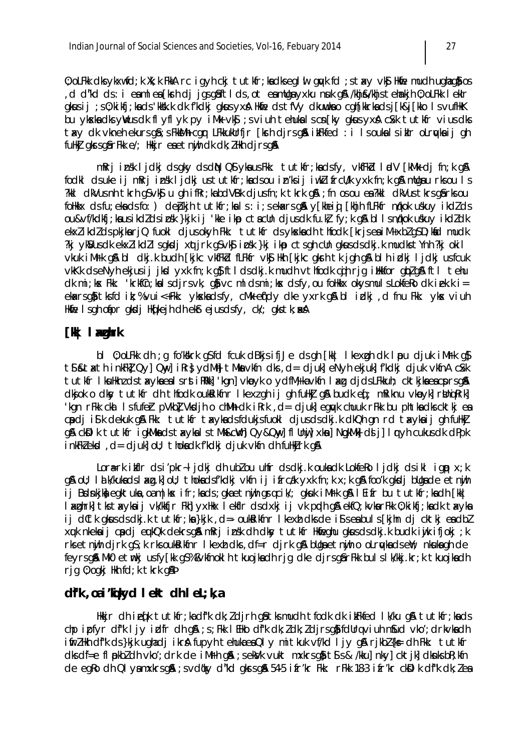O;oLFkk dks ykxw fd;k X;kA ;k FkkA rc igyh ckj tutkfr;ksa dks eglwl gqvk fd ;s tazxy vkSj Hkfe mudh ugha gSa os ,d 'kks"kd O;oLFkk ds:i esa miyC/k ;s Jksrh cjk gS;s gSa ftlds ,ot esa mUgsa ykxu nsuk gS /khjs&/khjs tehankjh O;oLFkk lekIr gksus ij ;s O;kikfj;ksa ds 'kks"k.k dk f'kdkj gksus yxsA Hkfe ds tfVy dkuwuksa o cgq[kkrksa ds [k&j[kko ls vufHkK bu yksxksa dks ykHkus dk flyflyk py iM+k vkSj ;s viuh tehusa ls cs[ky gksus yxsA cSsk tutkfr vius dks taxy dk vkneh ekurs gSa ;s Fkk&M+h cgqr LFkkukUrfjr [ksrh djrs gSaA ikfFked :i ls ouksa ls ikIr oLrqvksa ij gh fuHkZj gks rs gSa rFkk e/; Hkkjr esa mu nzyuh dk dk;ZHkh djrs gSaA

mRrj izns'k ljdkj ds gky ds dkuQ QSlyksa us Fkk: tutkfr;ksa ds fy, vkfFkZd ladV [kM+k dj fn;k gSA fodkl ds uke ij mRrj izns'k ljdkj us tutkfr;ksa ds ou izns'k ij iwjh fcrlVk yxk fn;k gSA mUgsa u rks ou ls ?kkl dkVus nh tkrh gS vkSj u gh ifRr;ksa dks cVksj djus fn;k tkrk gSA ;fn os ou esa ?kkl dkVus tkrs gSa rks ou foHkkx ds fu;eksa ds fo:) dsjdkjh tutkfr;ksa ls :i;s ekaxrs gSaA y[kheiqj [khjh fLFkfr mQuok uSkuy ikdZ ds ou&vf/kdkfj;ksa us ikdZ ds izns'k }kjk ij 'kks ikpo ctsa cUn djus dk fu.kZ fy;k gSA bl lsmQuok uSkuy ikdZ dk ekxZ ikdZ ds pkjksa rjQ fuokl djus okyh Fkk: tutkfr ds ykxksa dh thfodk [krjs esa iM+ xbZ gSD;ksafd mudk ?kj ykSVus dk ekxZ ikdZ ls gksdj xqtjrk gS vkSj izns'k }kj ikp ctsa gh cUn gksus ds dkj.k mudks tYnh ?kj okil vkuk iM+rk gSA bl dkj.k bu dh [kjkc vkfFkZd fLFkfr vkSj Hkh [kjkc gks rh tk jgh gSA bl h izdkj ljdkj us fcuk vkKk ds eNyh ekjus ij jksd yxk fn;k gS ftl ds dkj.k mudh vthfodk cqjh rjg izHkkfor gqbZ gSA ftl tehu dk mi;ksx Fkk: 'kf.kn;ksa ls djrs vk, gSa vc ml ds mi;ksx ds fy, mUgs ou foHkkx okyksa nsus lsLokfeRo dk izek.k i= ekaxrs gSa tks fd iz;% vui<+ Fkk: ykska ds fy, cM+k eqf'dy dke yxrk gSA bl izdkj ,d fnu Fkk: ykx viuh Hkfe ls gh oafpr gksdj Hkqfeghu dh ekSr ejus ds fy, ck/; gks tk,axsA

## [kk| lqj{kk

bl O;oLFkk dh ;g fo'ks"krk gS fd bcuk dBkjs ifjJe ds gh [kk| lkexzh dk lapu djuk iM+rk gS tSls&taxyh inkFkZ Qy] Qwy] iRrs] ydM+h tM+sa vkfn ds ,d= djuk] eNyh ekjuk] f'kdkj djuk vkfnA cSsk tutkfr lkoHkkSn ds taxykesa lsrs iRRkk] 'kgn] vkoyk o ydfM+ka vkfn lax; djds LFkkuh; cktkjksa esa cprs gSaA dksoo dksy tutkfr dh thfodk ouksRikfnr lkexzh ij gh fuHkZj gSA budk eq[; mRiknu vkoyk] rsUnwiRrk] 'kgn rFkk ckal ls fufeZr pVkbZ Vksdjh o chM+h dk iRrk ,d= djuk] egqvk chuuk rFkk bu phtksa dks cktkj esa cspdj iSlk dekuk gSA Fkk: tutkfr taxyksa ds fdukjs fuokl djus ds dkj.k dkQh gn rd taxyksa ij gh fuHkZj gSA ckS)k tutkfr igkM+ksa ds taxyksa ls M&cwM] Qy&Qwy] fl@nj] xksa] NgkM+ dsj] lqyh cukus dk dPpk inkFkZ ekal ,d= djuk] oU; thoksa dk f'kdkj djuk vkfn dh fuHkZjrk gSA

Lora=rk ikfIr ds i'pkr~ ljdkj dh ubZ ou uhfr ds dkj.k ouksa dk LokfeRo ljdkj ds ikl pyk x;k gS oU; lalk/kuksa ds laj{k.k] oU; thoksa ds f'kdkj vkfn ij ifrca/k yxk fn;k x;k gSA foo'k gksdj bUgsa de etnwjh ij Bsdsnkjksa eg tuka, oa m|ksx ifr;ksa ds ;gka etnwjh gsrq cik/; gksuk iM+rk gSA lEifr bu tutkfr;ksa dh [kk| lqj{kk] tks taxyksa ij vk/kkfjr Fkh] yxHkx lekIr ds dxkj ij vk pqdh gSA ekfQ;kvksa rFkk O;kikfj;ksa dk taxyksa ij dCtk gksus ds dkj.k tutkfr;ksa }kjk ,d= ouksRikfnr lkexzh dks de iSls esa bu ls [kjhn dj cktkj esa dbZ xquk nkeksa ij cspdj equkQk dekrs gSaA mRrj izns'k dh dksy tutkfr Hkfeghu gksus ds dkj.k budk iwjk ifjokj ;k rks etnwjh djrk gS ;k rks ouksRikfnr lkexzh dks ,df=r djrk gSA bUgsa etnwjh o oLrqvksa ds eW; nsuksa gh de feyrs gSaA MkO etnwjh usfr [kk| gS % &vfnokl h tkuojksa dh rjg dke djrs gSa rFkk bu ls lk/kkj.kr;k tkuojksa dh rjg O;ogkj Hkh fd;k tkrk gSA Þ

## dq'k.k ,oa i'kqiky d lekt dh leL;k,a

Hkkjr dh izeq[k tutkfr;ksa dk f'k dk;Z djrh gSa tks mudh thfodk dk ikFkfed lk/ku gSA tutkfr;ksa ds chp izpfyr dsf"k lsj izdfr dh gSA ;s;Fkk lEHko f'k dk;Zdk;Z djrs gSa fdUrq viuh nsud vko';drkvksa dh ifwrZ Hkh f'k ds }kjk ugha dj ikrsA fupyh tehuksa esa Qly mitkuk vf/kd lsj gSA rjkbZ {ks= dh Fkk: tutkfr dks f}=e fl pkbZ dh vko';drk de iM+rh gSA ;s ekSle/k vkuk mxkrs gSa tSs& /kku] nky] cktjk] dksnks bR;kfn de egRo dh Qlys ams mxkrs gSaA ;s dkUkky 'kd gksrs gSaA 54-5 ifr'kr Fkk: rFkk 18-3 ifr'kr ckS)k d'k dk;Z esa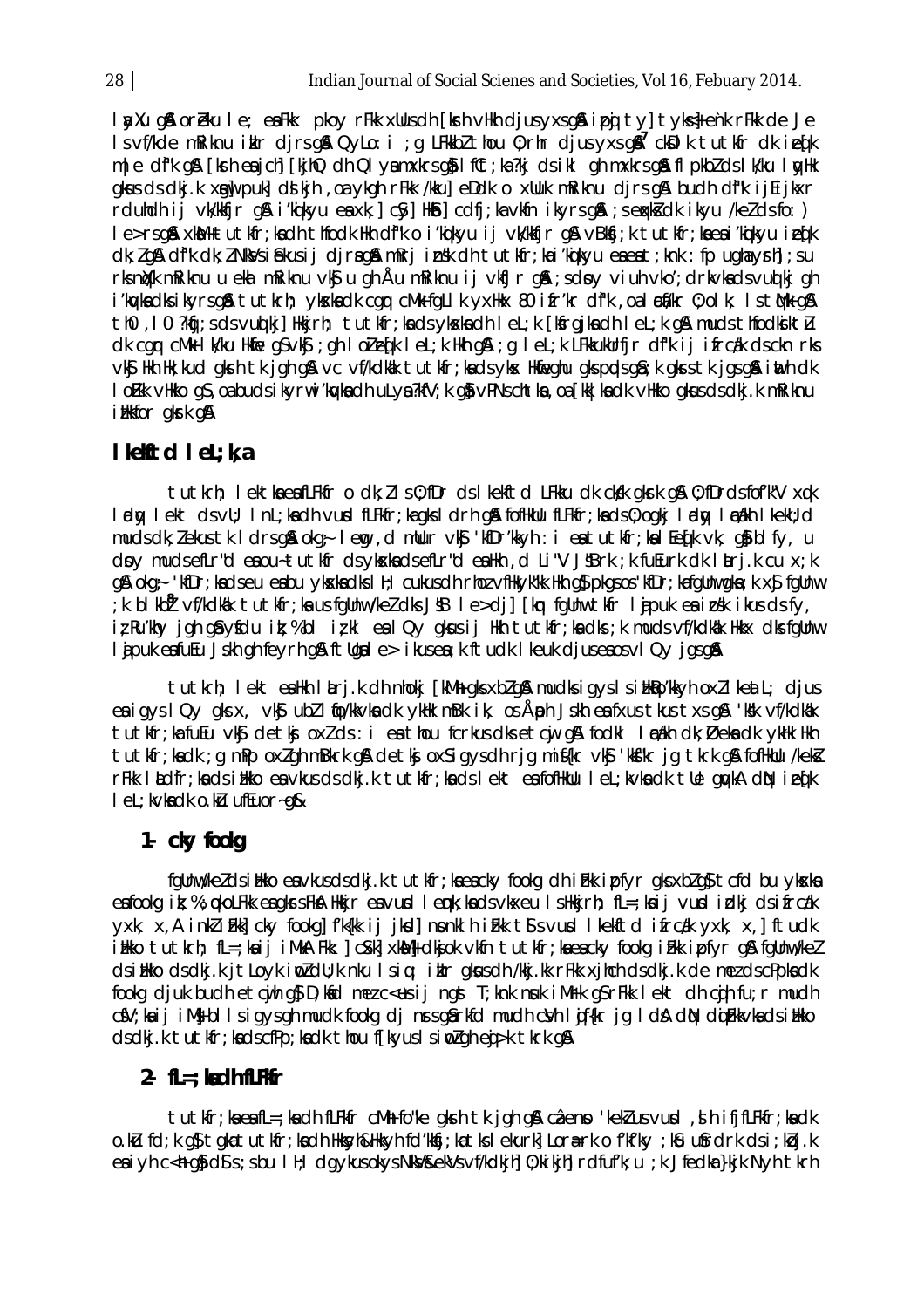lay`Xu gSa orZeku le; eaFkk poky rFkk xUuk dh [ksrh vHkh djus yxs gSa ijUrq ty] tykS+ehu rFkk de Je lsvf/kd mRiknu iSnk djrs gSaA QyLo:i ;g LFkkbZ thou O;rhr djus yxs gSaA ckn dk tutkfr dk izeq[k m|e d"f'k gS [ksrh eaj ch] [kjhQ dh Qly mxkrs gSaA fdlkuh dk ?k dsikl gh mxkrs gSa flpkbZ dsl k/ku lquJHk gksus ds dkj.k xsgwa puk] dsykj , oa ykgh rFkk /kku] eDdk o xUuk mRiknu djrs gSa bu dh d"f'k ijEijkxr rduhdh ij vk/kkfjr gSA i'kqikyu eaxk;] cSy] HkSal cdfj;ka vkfn ikyrs gSa ;s ew[kZ dk ikyu /keZ ds fo:) le>rs gSA xkSa+dh Hkh tutkfr;ka dh thfodk Hkh d"f'k o i'kqikyu ij vk/kkfjr gSA vBkjg;k tutkfr;ka eai'kqikyu izeq[k dk;Z gS d"f'k dk;Z NkVs iSekus ij djrs gSaA mRrj izns'k dh tutkfr;ka i'kqikyu eaeat;knk :fp ughayrh];su rks mRikn mRiknu u eka mRiknu vkSj u gh Åu mRiknu ij vkfJr gSa ;s doy viuh vko';drkvka ds vuqlkj gh i'kqikyu dks ikyrs gSa tutkrh; ykska dk cgqr cMk+ fgLlk yxHkx 80 ifr'kr d"f'k , oa lEc/kr O;olk; lsthfodk+ gSa thfo , l0 ?kfj;s ds vuqlkj] HkkSjrh; tutkfr;ka ds ykska dh leL;k [ksrgjka dh leL;k gSA mudsthfodk'kstZu dk cgqr cMk l k/ku Hkfe gS vkSj ;gh lcls izeq[k leL;k Hkh gSA ;g leL;k LFkkukUrfjr d"f'k ij ifrcU/k ds ckn rks vkSj Hkh HkhÑkud gks tkrh gS vc vf/kdka'k tutkfr;ka ds ykx Hkfeghu gks pqds gSa;k gks s tk jgs gSA iwth dk lcEk vHkko gS, oa bu ds ikyrwi'kqvka dh uLys?kfV;k gSa vPNs ch tks, oa [kk| ka dk vHkko gksus ds dkj.k mRiknu iHkkfor gksrk gSA

## lkekftd leL;k,a

tutkrh; lekt ka eafLFkfr o dk;Z l s O;fDr ds lkekftd LFkku dk ck/k gksrk gSA O;fDr ds fo"k"V xq.k lkeqy lekt ds vU; lnL;ka dh vuds fLFkfr;ka gks ldrh gSa fofHkUu fLFkfr;ka ds O;ogkj lkeqy lEc/kh lkekU;d mudsdk;Z ekus tk l drs gSa okg;~ lewg ,d mUur vkSj 'kfDr'kkyh :i ea tutkfr;ka lEeq[k vk; gS blfy, u doy muds efLr"d eaou~tutkfr ds ykska ds efLr"d eaHkh ,d Li"V J s'Brk ;k fuEurk dk lapj.k cu x;k gSA okg;~ 'kfDr;ka ds eu eabu ykska ds lH; cukus dh rhoz vfHkyk'kk Hkh gS pkgs os 'kfDr;ka fgUnqvka; k xSj fgUnqw ;k blkbZ vf/kdka'k tutkfr;ka us fgUnqv/keZ dks J sB le>dj] [kq fgUnqv tkfr lajpuk ea izos'k ikus ds fy, iz;Ru'khy jgh gSa ysfdu ik;% bl izdkj ea lQy gksus ij Hkh tutkfr;ka dks ;k muds vf/kdka'k Hkkx dks fgUnqw lajpuk eafuEu Js.kh gh feyrh gSA ftlls ml e> ikuseas;k ftudk lkeuk djusesa os vlQy jgs gSA

tutkrh; lekt eaHkh lapj.k dh nhokj [kMh+ gks xbZ gSA mudk igys ls ifjorZ'khy oxZ lekt al; djus eaigys lQy gks x, vkSj ubZ lpu fo|kvka dk ykHk mBk ik, os Åpeh Js.kh eafuxeu tkus tks xs gSA 'ks"k vf/kdka'k tutkfr;ka fuEu vkSj detksj oxZ ds :i ea thou fcrkus dks etcwj gSA fodkl lEc/kh dk;Zeka dk ykHk Hkh tutkfr;ka dk ;g mPp oxZ gh mBkrk gSA detksj oxZ igys dh rjg misf{kr vkSj 'kksf"kr jg tkrk gSA fofHkUu /keZ rFkk lLdfr;ka ds izHkko ea vkus ds dkj.k tutkfr;ka ds lekt ea fofHkUu leL;kvka dk tUe gqvkA dN izeq[k leL;kvka dk o.kZu fuEuor~ g&

### 1- cky fookg

fgUnqw /keZ ds izHkko eavkus ds dkj.k tutkfr;ka eacky fookg dh iFkk izpfyr gks xbZ gS tcfd bu ykska eafookg ik;% ,oa q ks uLFkk eagks s FkA Hkkjr eavud lenk;ka ds vkxeu ls Hkkjrh; fL=;ka ij vud izdkj ds ifrcU/k yxk, x,A inkZ iFkk] cky fookg] f'k{kk ij jksd] nsonklh iFkk tSls vud lkekftd ifrcU/k yxk, x,] ftudk izHkko tutkrh; fL=;ka ij iMk+ A Fkk ] cSk] xkSM+ dksy vkfn tutkfr;ka eacky fookg iFkk izpfyr gSA fgUnqw /keZ ds izHkko ds dkj.k jktLFkku ds Hkhy cM+s iSekus ij bl izdkj pkgus yxs gSa dh /kkj.kk rFkk xjhch ds dkj.k de mez ds cPpka dk fookg djuk bu dh etcwjh gS D;ksfd mez c<+us ij ngst T;knk nsuk iMrk gS rFkk lekt dh cqjh fu;r mudh csfV;ka ij iM+rh bl ls igys gh mudk fookg dj nsrs gSa rkfd mudh csVh lqjf{kr jg ldsA dN dqiFkkvka ds izHkko ds dkj.k tutkfr;ka ds cPp;ka dk thou f[kyus ls igys gh eqj>k tkrk gSA

### 2- fL=;ka dh fLFkfr

tutkfr;ka eafL=;ka dh fLFkfr cMh+ fo"ke gksrh tk jgh gSA ca;ameo 'kekZ us vusd ,sh ifjfLFkfr;ka dk o.kZu fd;k gS tgka tutkfr;ka dh Hkksyh&Hkkyh fd'kksfj;ka tks lekurk] Lora=rk o f'k"y ;kSu fdrk ds i;koj.k ea iyh c<+h gS dSls bu lH; dgykus okys NkVs&eksVs vf/kdkjh] O;kikjh] rdfuf'k;u ;k Jfedka }kjk Nyh tkrh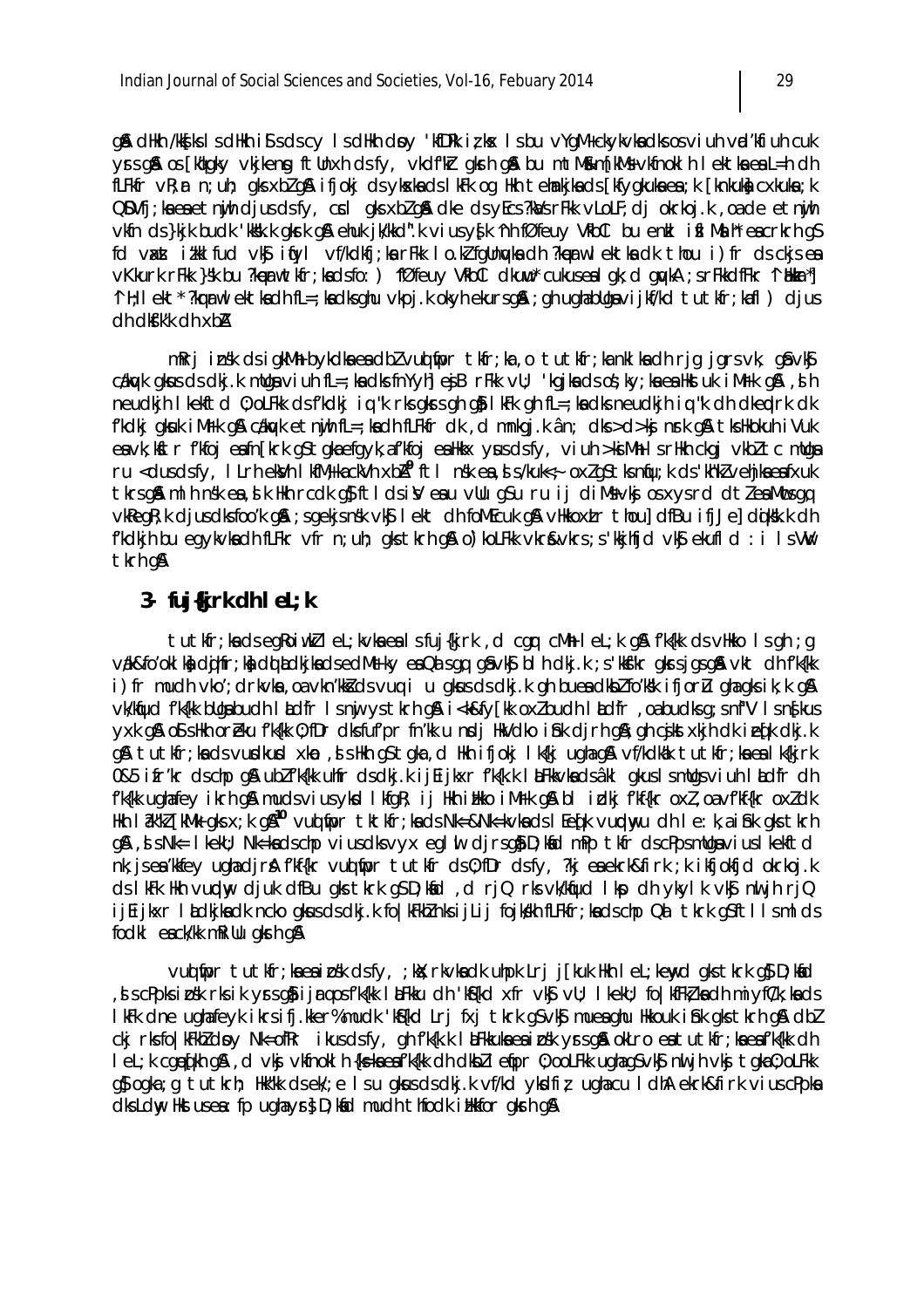gSA dHkh /kkfeZd lsdHkh iSlsdscy lsdHkh dey 'kfDRk izHkko lsbu vYiM+cykvksadksosviuh vkd'kfuh cuk ysrsgSA os[kq'kgky vkjkenk ftUnxh dsfy, vkdf'kZr gksrh gSA bu mtM+&nfjkM+ vkfnoklh lektksa eaL=h dh fLFkfr vR;ur n;uh; gks xbZ gSA ifjokj ds yksxksa ds lkFk og Hkh tehnkjksa ds [kfygkuksa ea;k [knkuksa cxkuksa ea;k QSDVfj;ksa eaetnwjh djus dsfy, csl gks xbZ gSA dke dsyEcs ?kaVs rFkk vLoLF;dj okrkoj.k ,oa de etnwjh vkfn ds }kjk budk 'kks"k.k gksrk gSA ehuk jk/kkd".k viusys[k ^nhfØfeuy VªkbCl bu emSi i% Ml h* eacrkrh gSa fd vaxst iz'kklfud vkSj iqfyl vf/kdkfj;ksa rFkk lo.kZ fgUnqvksa dh ?kqeUrw lektksa dk thou i)fr ds ckjs ea vKkurk rFkk }s"k bu ?kqeUrw tkfr;ksa ds fo:) ^fØfeuy VªkbCl dkuwu* cukus ea lgk;d gqvkA ;s rFkkdfFkr ^lH;*] ^lH; lekt* ?kqeUrw lektksa dh fL=;ksa dks ghu vkpj.k okyh ekurs gSaA ;gh ugha bUgsa vijk/kh tutkfr;ksa fl) djus dh dksf'k'k dh xbZA

mRrj izns'k ds igkM+h bykdksa ea dbZ vuqlwfpr tkfr;ka ,oa tutkfr;ka nklksa dh rjg jgrs vk, gSa vkSj cU/kqvk gksus ds dkj.k mUgsa viuh fL=;ksa dks fdjk;s ij nsuk iM+rk FkkA 'kgjksa ds os';ky;ksa ea Hkstuk iM+rk gSA ,sls neudkjh lkekftd O;oLFkk ds 'kdkj iq#"k rks gksrs gh gSa lkFk gh fL=;ksa dks neudkjh iq#"k dh dkeqdrk dk f'kdkj gksuk iM+rk gSA cU/kqvk etnwjh fL=;ksa dh fLFkfr dk ,d mnkgj.k ân; dks >d>ksj nsrk gS tks Hkhokuh iVuk ea vk;ksftr f'kfoj ea fn[kkbZ gS tgka efgyk,a f'kfoj ea Hkkx ysus ds fy, viuh >ksiM+h lsr Hkh ckgj vkbZ tc mUgsa ru <dus ds fy, lLrh eksVh lkM+h ckaVh xbZ[9] ftl ns'k ea ,sls /kuk<~; oxZ gS tks nqfu;k ds 'kh"kZ vehjksa ea fxus tkrs gSa mlh ns'k ea ,sls Hkh rcdk gSa ftl ds ifjokj ea vUu gS u rks iguus ds fy, diM+s vkSj os vxys rd dtZ ea Mwcs gq, vkReg R;k djus dks foo'k gSaA ;s gekjs ns'k vkSj lekt dh foMEcuk gSA vHkkoxzLr thou] dfBu ifjJe] dqiks"k.k dh f'kdkj bu egyk vksa dh fLFkfr vfr n;uh; gks tkrh gSA o) koLFkk vkrs&vkrs ;s 'kkjhfjd vkSj ekufld :i ls VwV tkrh gSA

### 3- fuj{kjrk dh leL;k

tutkfr;ksa ds egRoiw.kZ leL;kvksa ea ls fuj{kjrk ,d cgqr cM+h leL;k gSA f'k{kk ds vHkko ls gh ;g vU/kfo'okl] dqjhfr;ka] dqcw) kdk;ksa ds eDdM+tky ea Qals gq, gSa vkSj blh dkj.k ;s 'kksf"kr gksrs jgs gSaA vkt dh f'k{kk i)fr mudh vko';drkvksa ,oa vkdka{kkvksa ds vuqdwy u gksus ds dkj.k gh buea dksbZ fo'ks"k ifjorZu ugha gks ik;k gSA vk/kqfud f'k{kk bUgsa budh lLd`fr ls nwj ys tkrh gSA i<+&fy[kdj ogZ budh lLd`fr ,oa budks g;s n`f"V ls ns[kus yxk gSA oSs Hkh orZeku f'k{kk O;fDr dks fuf"pr fn'kk u nsdj HkVdko iSnk djrh gS] ;gh cgkus xkjh dk izeq[k dkj.k gSA tutkfr;ksa ds vuqdwy xko ,sls Hkh gSa tgka ,d Hkh ifjokj lk{kj ugha gSA vf/kdka'k tutkfr;ksa ea lk{kjrk 0&5 ifr'kr ds chp gSA ubZ f'k{kk uhfr ds dkj.k ijEijkxr f'k{kk.k laLFkkvksa ds âkl gksus ls mUgsa viuh lLd`fr dh f'k{kk ugha fey ikrh gSA mudh viuh ykd lkfgR; ij Hkh izHkko iM+k gSA bl izdkj f'kf{kr oxZ ,oa vf'kf{kr oxZ dk Hkh l?k"kZ [kM+k gks x;k gS[10] vuqlwfpr tkt kfr;ksa ds Nk=&Nk=kvksa ds lEeq[k vuqdwyu dh le:;k iSnk gks tkrh gSA ,sls Nk= lkekftd Nk=kvksa dks chp viuk dks vyx eglwl djrs gSa D;ksafd mPp tkfr ds cPps mUgsa vius lkekftd nk;js ea 'kkfey ugha djrsA f'kf{kr vuqlwfpr tutkfr ds O;fDr ds fy, ?kj ea ekrk&firk ;k ifjokj okrkoj.k ds lkFk Hkh vuqdwy djuk dfBu gks tkrk gS D;ksafd ,d rjQ rks vk/kqfud lkp dh ykylk vkSj nwljh rjQ ijEijkxr lLd`fr;ksa dk ncko gksus ds dkj.k fo|kFkhZ nksijLij fojks/kh fLFkfr;ksa ds chp Qal tkrk gS tks lsml ds fodkl ea ck/kk mRiUu gksrh gSA

vuqlwfpr tutkfr;ksa ea izns'k ds fy, ;ksX;rkvksa dk uhpk Lrj j[kuk Hkh leL;kewyd gks tkrk gS D;ksafd ,sls cPps izns'k rks ik ysrs gSa ijUrq os f'k{kk lLFkku dh 'kSf{kd xfr vkSj vU; lkekftd fo|kfFkZ;ksa dh mi yfC/k;ksa ds lkFk dne ugha feyk ikrs ifj.kker% mudk 'kSf{kd Lrj fxj tkrk gS vkSj mueas ghu Hkkouk iSnk gks tkrh gSA dbZ ckj rks fo|kfFkZ;ksa dks cy Nk=ofRr ikus ds fy, gh f'k{k.k laLFkkuksa ea izo's k ysrs gSaA okLro ea tutkfr;ksa ea f'k{kk dh leL;k cgqeq[kh gSA ,d vksj vkfnoklh {ks=ksa ea f'k{kk dh dksbZ mfpr O;oLFkk ugha gS vkSj nwljh vksj tgka O;oLFkk gS ogka ;g tutkrh; Hkk"kk ds ek/;e ls u gksus ds dkj.k vf/kd ykHkdkjh ugha cu ldhA ekrk&firk viuks cPpksa dks Ldwy Hkstus ea :fp ugha ysrs D;ksafd mudh thfodk iHkkfor gksrh gSA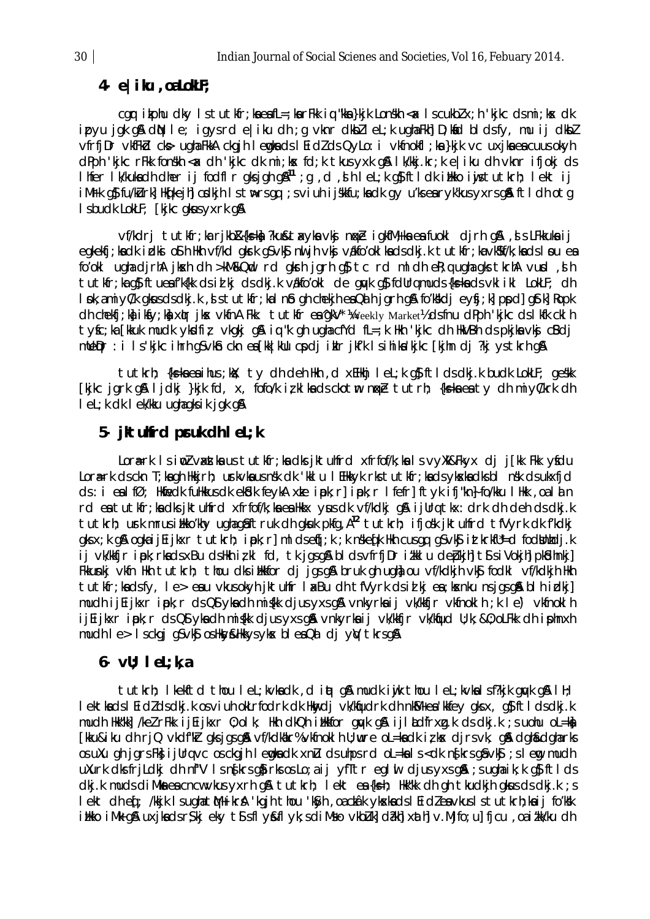## 4- e|iku ,oa LokLF;

cgq izpfyr uk dky I stutkfr;ka esa fL=;ka rFkk iq"'kksa }kjk Lons'kh <ax I s cukbZ x;h 'kjkc ds mi;ksx dk izpyu jgk gS A dN I e; igys rd e|iku dh ;g vknr dksbZ eL;k ugha FkhA D;ksafd bl ds fy, mu ij dksbZ vfrfjDr vkfFkZd cks> ugha FkkA ckgjh I eqnk;ksa ds I EidZ ds QyLo:i vkfnokfl;ksa }kjk vc uxjksa esa cuus okyh dPph 'kjkc rFkk fons'kh <ax dh 'kjkc dk mi;ksx fd;k tkus yxk gS A I k/kkj.kr;k e|iku dh vknr ifjokj ds I nL;ksa I ferj I k/kukas dh deh dh ij fodfl r gks jgh gS[11] ;g ,d ,sh I eL;k gS ftI dk izHkko iwjs tutkrh; I ekt ij iM+k gS fu/kZurk] Hkq[kejh] osdkjh I s tw>rs gq, ;s vius ifjokj ds fy, dekus ekyks dh eL;k dk gy u'ks esa ryk'kus yxrs gSa ftI dh otg I s buds LokLF; [kjkc gksus yxk gS A

vf/kdrj tutkfr;ka rjkbZ&{ks=ksa ?kus taxyksa vkSj nqxZe igkM+h {ks=ksa esa fuokl djrh gSa A ,sls LFkkuksa ij egkekfj;ksa dk izdksi o"kZ Hkj vf/kd gksrk gS vkSj nwljh vksj vkfFkZd ifLFkfr;ka vkSj vf/kd vk;ksa ds dkj.k tutkfr;ka vkSf/k;ksa ds I sou esa fo'okl ugha djrhA jksxh dh >kM&QwWd rd gksrh jgrh gS tc rd ml dh eR;q ugha gks tkrhA vur ,sh tutkfr;ka gS ftuesa f'k{kk ds izlkj ds dkj.k vkaf'kd cnyko vk, gSa A mueas fpfdRl d ds ikl tkus okyksa dh I a[;k esa of̀) gqbZ gS A fdUrq muds {ks=ksa esa vkt Hkh vLirky o LokLF; dh I qfo/kk,a miyC/k ugha gksus ds dkj.k ,sls tutkfr;ka I nSo gh chekfj;ksa esa QWl h jgrh gSa A fo'ks"kdj eysfj;k] pspd] gStk] Ropk dh chekfj;ka ikbZ tkrh gSA xHkZorh ekrk,a vkfn A Fkk tutkfr esa gkV ^*¼Weekly Market½ ds fnu dPph 'kjkc ds I kFk ckl h tyc;ka [kkuk mudk ykxfIFk vkgkj gS A iq"'k gh ugha cfYd fL=;k Hkh 'kjkc dh HkV~Bh ds pkjksa vksj cSBdj mUeDr : i I s 'kjkc ihrh gS vkSj ckn esa [kk| kUu cuk dj ikr jkf"k I s ih ikl ?kj ykSV tkrh gSA

tutkrh; {ks=ksa esa ihus ;ksX; ty dh deh Hkh ,d xEHkhj I eL;k gS ftl ds dkj.k buds LokLF; ge'kk [kjkc jgrk gSA I jdkj }kjk fd, x, fofo/k iz;kl ksa ds ckotwn nqxZe tutkrh; {ks=ksa esa ty dh miyC/krk dh I eL;k dk I ek/kku ugha gks ik jgk gSA

## 5- jktuhfrd psruk dh I eL;k

Lora=rk I s iwoZ vaxzstksa us tutkfr;ksa dks jktuhfrd xfrfof/k;ksa I s vyx&Fkyx dj j[kk Fkk ysfdu Lora=rk ds ckn T;ksa gh Hkkjrh; usrkvksa us ns'k dk 'kkl u I EHkkyk rks tutkfr;ksa ds yksxksa dks bl ns'k ds ukxfjd ds :i esa I fØ; Hkwfedk fuHkkus dk ekSdk feykA xzke iapk;r] iapk;r I fefr] ftyk ifj"kn~ fo/kku I Hkk ,oa I ka n rd esa tutkfr;ksa dks jktuhfrd xfrfof/k;ksa esa Hkkx ysus dk vf/kdkj gS A ijUrq tkx:drk dh deh ds dkj.k tutkrh; usrk mrus izHkko'kkyh ugha gSa ftruk dh gksuk pkfg,A[12] tutkrh; ifjos'k jktuhfrd tfVyrk dk f'kdkj gks x;k gSA ogka ij xzkeh.k iapk;r ml ds eqf[k;k ;k ns[k Hkh cus gq, gSa vkSj izR;kf'k;ksa d fodkl dk.k ij vk/kkfjr iapk;rksa ds xBu ds Hkh izkFkfed tk jgs gSa A bl ds vfrfjDr iz'kkl u deZpkjh tSls iVokjh] pkSdhnkj] Fkkusnkj vkfn Hkh tutkrh; thou dks izHkkfor dj jgs gSa A bruk gh ugha] ou vf/kdkjh vkSj fodkl vf/kdkjh Hkh tutkfr;ksa ds fy, I e> esa u vkus okyh jktuhfr I aLFkk ds izfrfuf/k] tks I aHkor nsjgs gSaA blh izdkj] mudh ijEijkxr iapk;r ds QSlyksa dh mis{kk djus yxs gSa A vnkyrksa ij vk/kkfjr vkfnokl h ;k I e) vkfnokl h ijEijkxr iapk;r ds QSlyksa dh mis{kk djus yxs gSa A vnkyrksa ij vk/kkfjr vk/kqfud U;k;&O;oLFkk dh izpfyr mudh I e> I s ckgj gS vkSj os Hkz"V&Hkz"V ykxksa bl esa Qal dj yqV tkrs gSa A

## 6- vU; I eL;k,a

tutkrh; I kekftd thou I eL;kvksa dk ,d iqat gS A mudk iwjk thou I eL;kvksa I s ?kjk gqvk gS A lH; I ektksa ds I EidZ ds dkj.k os vius ewy rkfRodrk dk Hkqydj vk/kqfudrk dh nkSM+ esa 'kkfey gks x, gSa ftl ds dkj.k mudh Hkk"kk] /keZ rFkk ijEijkxr O;oLFkk Hkh dkQh izHkkfor gqvk gS A ijlaLd̀frxg.k ds dkj.k ;s uohu oL=ksa [kku&iku dh rjQ vkdf"kZr gks jgs gSa A vf/kdka'k vkfnokl h U;wure oL=ksa dk iz;ksx djrs vk, gSa dgha&dgha rks os uXu gh jgrs Fks ijUrq vc os ckgjh I eqnk; ds xEHkhj ds uhps rd oL=ksa ls <ak nsrs gSa vkSj ;s I eqg mudh uXurk dks frjLdkj dh n"f"V ls ns[krs gSa rks os Lo;a ij yfTTr eglwl djus yxrs gSaA ;s ugha ik;k gS ftl ds dkj.k muds iM+ksl esa cnyko us yxrh gS A tutkrh; I ekt esa {ks=h; Hkk"kk dh gh tkudkjh gksus ds dkj.k ;s I ekt dh eq[; /kkjk I s ugha tqM+ ikrs A 'kgjh thou 'kSyh ,oa cktkjh ykxksa ds I EidZ esa vkus I s tutkrh;ksa ij fo'ks"k izHkko iM+k gS A uxjksa ds rS;kj eky tSls I yhi&I ysUM ds iM+s vkSj bZ] d̀f"k ;ax] v.Mjfo;j] fjcu ,oa izlk/ku dh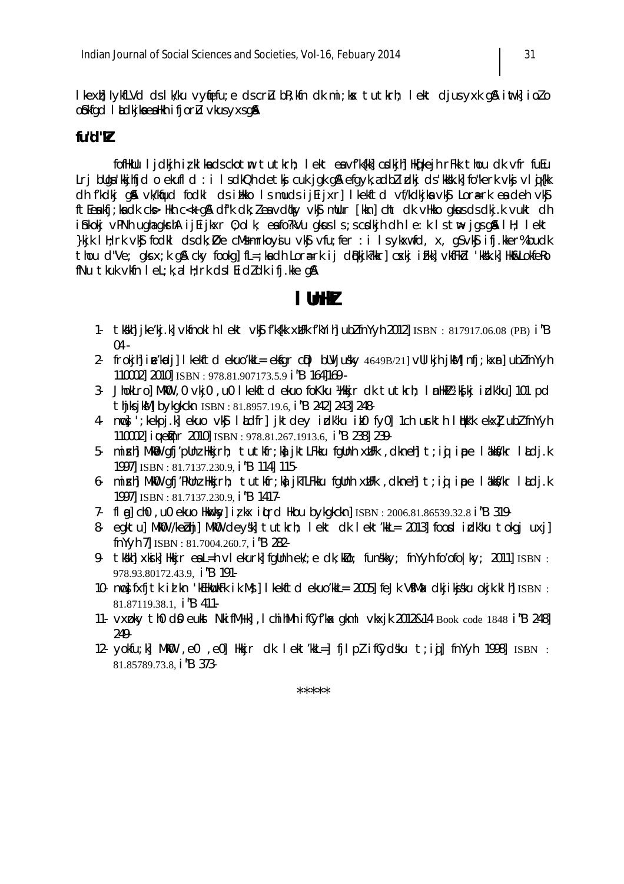lkexzh] IykfLVd ds lk/ku vyEewfu;e ds crZu bR;kfn dk mi;ksx tutkrh; lekt djus yxk gSA itkfr ioZo oSokfgd laLdkjksa esa Hkh ifjorZu vkus yxs gSA

## fu"d"kZ

fofHkUu lajdkjh iz;klksa ds ckotwn tutkrh; lekt esa vf'kf{kr] csjkstxkjh] Hkq[kejh rFkk thou dk vfr fuEu Lrj bues 'kkjhfjd o ekufld : i ls dkQh det kjs cuk jgk gSA efgyk,a dbZ izdkj ds 'kks"k.k] fo'kerk vkSj vlqj{kk dh f'kdkj gSA vk/kqfud fodkl ds izHkko ls muds ijEijxr] lkekftd vf/kdkjksa vkSj Lora=rk esa deh vkbZ gS ftlesa efgykvksa dk cks> Hkh c<+k gSA d`f"k dk;Z esa vdq'ky vkSj mUur [ksrh dh vHkko gksus ds dkj.k vUu dh iSnkokj vPNh ugha gksrhA ijEijkxr O;olk; esa fo?kVu gksus ls ;s csdkjh dh leL;k ls tw> jgs gSaA lH; lekt }kjk lH;rk vkSj fodkl ds dk;ZØe cMs mRlkg ls vkSj vfu;fer : i ls ykxw fd, x, gSa vkSj ifj.kker% budk thou d"Ve; gks x;k gSA cky fookg] fL=;ksa dh Lora=rk ij dBksjk?kkr] cgq iRuh izFkk] vkfFkZd 'kks"k.k] HkwfeLokfeRo fNu tkuk vkfn leL;k,a lH;rk ds lEidZ dk ifj.kke gSA

## lUnHkZ

1. tks'kh] jke'kj.k] vkfnoklh lekt vkSj f'k{kk xzUFk f'kYih] ubZ fnYyh 2012] ISBN : 817917.06.08 (PB) i"B 04-
2. frokjh] iz'kkUr] lkekftd ekuo'kkL= ekfgr cqd bUVjus'ku 4649B/21] vUlkjh jksM] nfj;kxat] ubZ fnYyh 110002] 2010] ISBN : 978.81.907173.5.9 i"B 164]169-
3. JhokLro] MkW0 ,0 vkj0 ,u0 lkekftd ekuo foKku ¼Hkkjr dk tutkrh; lanHkZ½ ds;j izdk'ku] 101 pd thjksjksM] byykgkckn ISBN : 81.8957.19.6, i"B 242] 243] 248-
4. nqcs ';kekpj.k] ekuo vkSj laLd`fr] jktdey izdk'ku izk0 fy0 1ch usrkth lqHkk"k ekxZ] ubZ fnYyh 110002] iqueqZnz.k 2010] ISBN : 978.81.267.1913.6, i"B 238] 239-
5. mizsrh] MkW0 gfj'pUnz Hkkjrh; tutkfr;ka jktLFkku fgUnh xzUFk ,dkneh] t;iqj izFke laLdj.k 1997] ISBN : 81.7137.230.9, i"B 114] 115-
6. mizsrh] MkW0 gfj'pUnz Hkkjrh; tutkfr;ka jktLFkku fgUnh xzUFk ,dkneh] t;iqj izFke laLdj.k 1997] ISBN : 81.7137.230.9, i"B 1417-
7. flag] ch0 ,u0 ekuo Hkwxksy] izxkr izdk'ku bykgkckn] ISBN : 2006.81.86539.32.8 i"B 319-
8. egktu] MkW0 /keZohj] MkW0 deys'k] tutkrh; lekt dk lekt'kkL= 2013] fooos d izdk'ku tokgj uxj] fnYyh 7] ISBN : 81.7004.260.7, i"B 282-
9. tks'kh] xkSrk] Hkkjr esa L=h vlekurk] fgUnh ek/;e dk;kZy; fnY'kh fo'ofo|ky; fnYyh 2011] ISBN : 978.93.80172.43.9, i"B 191-
10. nqcs fxfjjk izlkn 'kSf{kdkFkkZ ik.Ms] lkekftd ekuo'kkL= 2005] feJk VªsMlZ dkjikSsku okjk.klh] ISBN : 81.87119.38.1, i"B 411-
11. vxzoky th0 ds0 euks NkifM+k] ,lchihMh ifCyf'kax gkml vkxjk 2012&14 Book code 1848 i"B 248] 249-
12. yokfu;k] MkW0 ,e0 ,e0] Hkkjr dk lekt'kkL=] fjlpZ ifCyds'ku t;iqj] fnYyh 1998] ISBN : 81.85789.73.8, i"B 373-

\*\*\*\*\*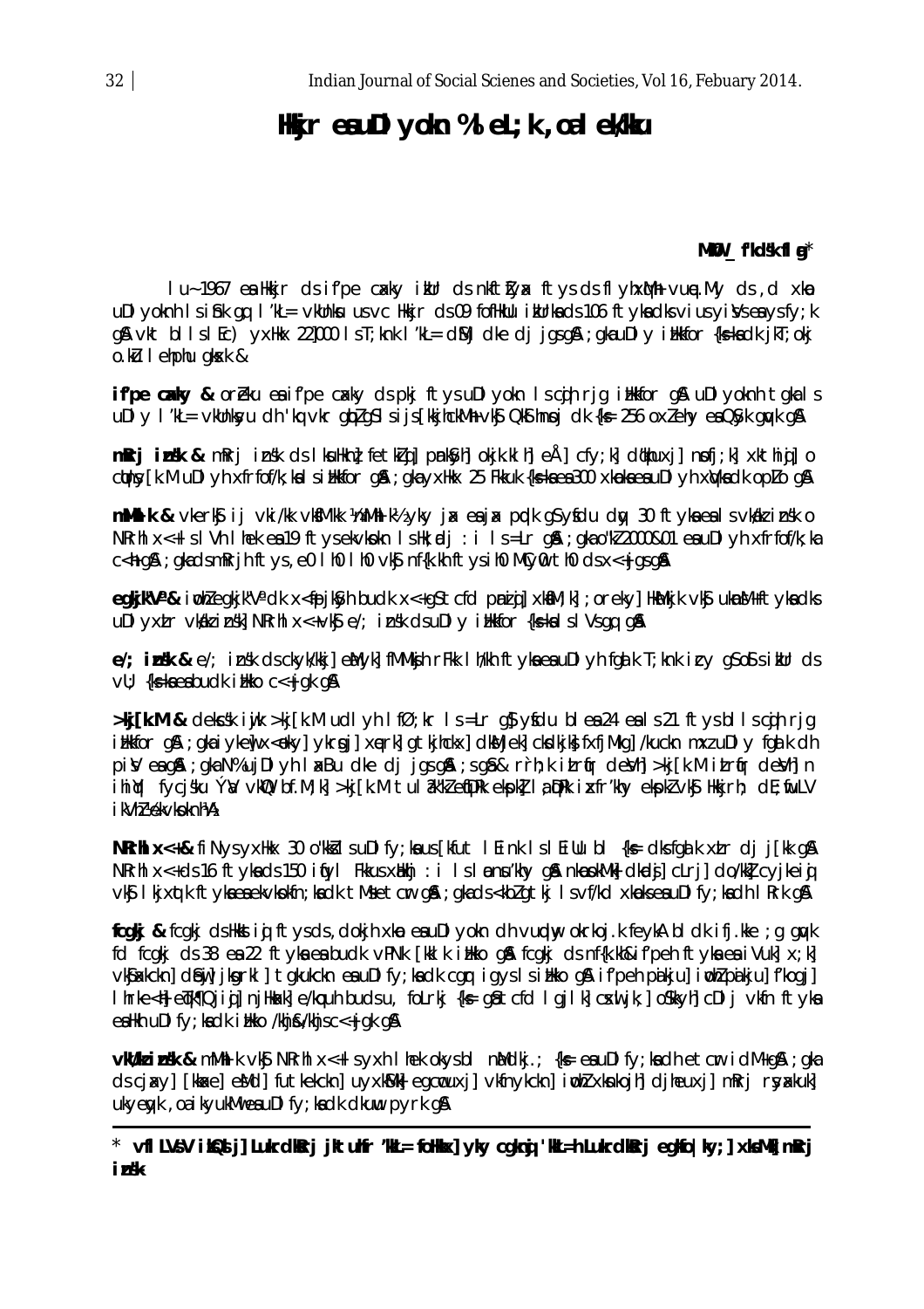# Hkkjr esa uDlyokn % leL;k ,oa lek/kku

**MkW- f'kosUnz flag***

lu~ 1967 esa Hkkjr ds if'pe caxky izkUr ds nkftZfyax ftys ds flyhxqM+h vuqe.My ds ,d xkao uDlyokM+h ls 'kq: gqvk l'kL= vkUnksyu vkt Hkkjr ds 09 fofHkUu izkUrksa ds 106 ftyksa dks viuh pisV esa ys pqdk gSA vkt bl lsDVj esa yxHkx 22]000 ls T;knk l'kL= dSMj dke dj jgs gSaA ;gka uDly izHkkfor {ks=ksa dk jkT;okj o.kZu le>uk vko';d gS &

**if'pe caxky &** orZeku esa if'pe caxky ds pkj ftys uDlyokn ls cqjh rjg izHkkfor gSaA uDlyoknh tgka ls uDly l'kL= vkUnksyu dh 'kq:vkr gqbZ Fkh ogka ls ysdj [kkjh cksMZ+ vkSj Qkjoxat dk {ks= 256 oxZ ehy esa QSyk gqvk gSA

**mRrj izns'k &** mRrj izns'k ds lksuHkn] pUnkSyh] fetkZiqj] okjk.klh] eÅ] cfy;k] dq'khuxj] nsofj;k] xkthiqj o cqUnsy[k.M uDlyh xfrfof/k;ksa ls izHkkfor gSaA ;gka yxHkx 25 Fkkuk {ks=ksa esa 300 xkaoksa esa uDlyh xqVksa dk opZLo gSA

**mM+hlk &** vkerkSj ij vkfnoklh vkSj Nk=ksa ds vkanksyu dks uDlyokn dk tUenkrk ekuk tkrk gSA vkt mM+hlk ds 30 ftyksa esa ls vk/ks ls T;knk uDlokn dh pisV esa gSaA 19 ftys ekvksoknh lsuk ds cMs+ gfFk;kjcan fxjksgksa ds tn esa gSaA ;gka o"kZ 2000&01 esa uDlyh xfrfof/k;ka c<+h gSaA ;gka ds mRrjh ftys] e0 lh0 lh0 vkSj nf{k.kh ftys ih0 MCY;w0 th0 ds x<+ jgs gSaA

**egkjk"Vª &** iwohZ egkjk"Vª dk x<+fpjksyh budk x<+ gS tcfd pUnziqj] xksafn;k] ;oreky] HkaMkjk vkSj uknsM+ ftyksa dks uDlyxzLr vk/ks izns'k] NRrhlx<+ vkSj e/; izns'k ds uDly izHkkfor {ks=ksa ls Vsdk gqvk gSA

**e/; izns'k &** e/; izns'k ds ckyk?kkV] eaMyk] fMaMksjh rFkk lh/kh ftyksa esa uDlyh fgalk T;knk izcy gS oSls iwjs izkUr ds vU; {ks=ksa esa budk izHkko c<+ jgk gSA

**>kj[k.M &** dekscs'k iwjk >kj[k.M udlyh lfØ;rk ls =Lr gS ysfdu bl esa 24 esa ls 21 ftys bl ls cqjh rjg izHkkfor gSaA ;gka iyeweq] x<+okk] ykrsgj] xqeyk] gtkjhckx] dksMjek] cksdkjks] fxfjMhg] /kuckn] mxzuDly fgalk dh pisV esa gSaA ;gka N%ukjDlh lxBu dke dj jgs gSaA ;s gSa & rrh;k izLrqfr desVh] >kj[k.M izLrqfr desVh] n ihiqYl fycjs'ku Ýa.V vkWQ bf.M;k] >kj[k.M tu laxzke ekspkZ] l'kL= cy laxzke ekspkZ vkSj Hkkjrh; dE;qfuLV ikVhZ ¼ekvksoknh½A

**NRrhlx<+ &** fiNys yxHkx 30 o"kksZa ls uDlfy;ksa us [kfut lEink ls lEiUu bl {ks= dks fgalk xzLr dj j[kk gSA NRrhlx<+ ds 16 ftyksa ds 150 iqfyl Fkkus xaHkhj :i ls laosnu'khy gSaA nkarsokM+k] dkadsj] cLrj] dcZ/kk] cyjkeiqj vkSj ljxqtk ftyksa esa ekvksoknh;ksa dk tM+sa etcwr gSaA ;gka ds<sbZ gtkj ls vf/kd xkaoksa esa uDlfy;ksa dh lRrk gSA

**fcgkj &** fcgkj ds Hkksti qj ftys ds ,d okjh xkao esa uDlyokn dh vuqxwat okrkoj.k feykA bl dk ifj.kke ;g gqvk fd fcgkj ds 38 esa 22 ftyksa esa budk vPNk [kkl k izHkko gSA fcgkj ds nf{k.kh&if'peh ftyksa esa iVuk] x;k] vkSjaxkckn] dSewj] jksgrkl] tgkukckn esa uDlfy;ksa dk cgqr igys ls izHkko gSA if'peh pEikj.k] iwohZ pEikj.k] 'ksogj] lhrke<+h] eqtQ~Qjiqj] njHkaxk] e/kquh budsu, foLrkj {ks= gSa tcfd lgjlk] cxwljk;] oS'kkyh] cDlj vkfn ftyksa esa Hkh uDlfy;ksa dk izHkko /khjs&/khjs c<+ jgk gSA

**vk/kz izns'k &** mM+hlk vkSj NRrhlx<+ ls yxh lhek okys bl nf{k.kh; {ks= esa uDlfy;ksa dh etcwr idM+ gSA ;gka ds cjaxy] [kEee] eMd] futkekckn] uyxkSaMk] egcwcuxj] vkfnykckn] iwohZ xksnkojh] djheuxj] mRrj rsyaxkuk] ukyeqyk ,oa ikyukM+ esa uDlfy;ksa dk dkuwu pyrk gSA

---

\* **vflLVsUV izksQslj] Lukrdksrj jktuhfr 'kkL= foHkkx] yky cgknqj 'kkL=h Lukrdksrj egkfo|ky;] xksaMk] mRrj izns'k**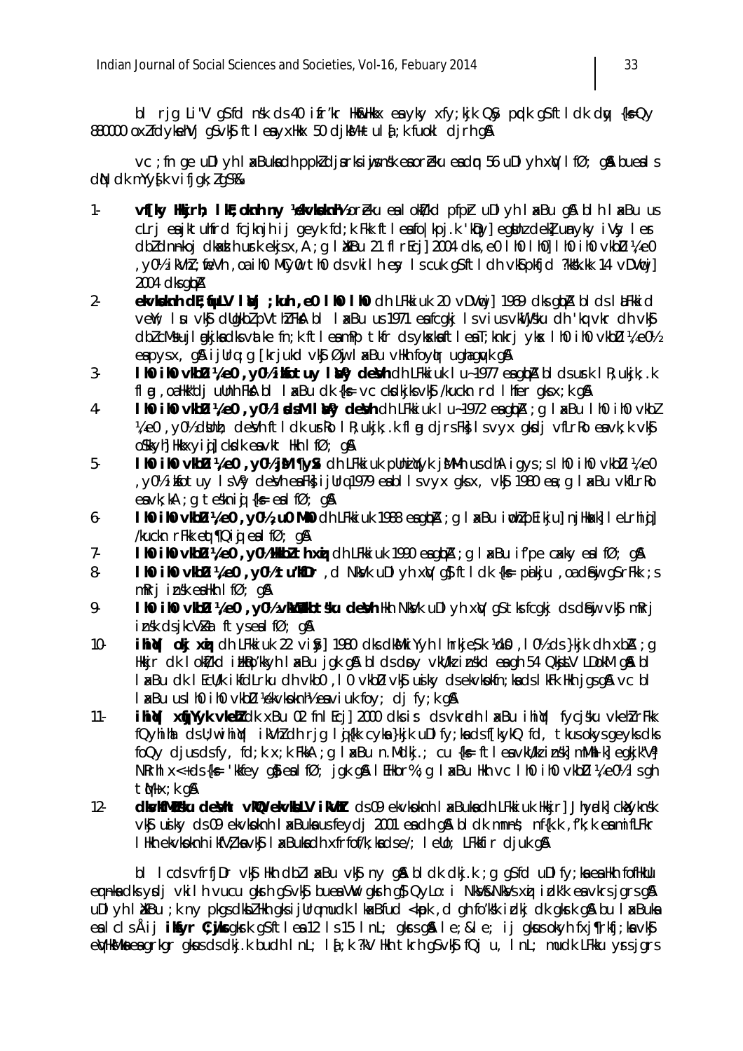bl rjg Li"V gS fd n'sk ds 40 ifr'kr Hkk&Hkkx eas ayky xfy;kjk Qsys pqds gSa ftl dk dqy {ks=Qy 880000 oxZ fdyksehVj gS vkSj ftl eas yxHkx 50 djksM+ tula[;k fuokl djrh gSA

vc ;fn ge uDlyh laxBuksa dh ppkZ djsa rks iwjs n'sk eas orZeku esa dqy 56 uDlyh xqV lfØ; gSA buesa ls dqN dk mYys[k vifjgk;Z gS%&

1- **vf[ky Hkkjrh; lEi;dkuh nyy ¼ekvksoknh½** orZeku esa lokZf/kd pfpZr uDlyh laxBu gSA blh laxBu us cLrj esa jktuhfrd fcjknjh ij geyk fd;k Fkk ftlesa fo|kpj.k 'kqDy] egsUnz deZ] uanyky iVsy lesr dbZ dnnkoj dkaxzsl usrk ekjs x;sA ;g laxBu 21 flrEcj] 2004 dks ,e0 lh0 lh0] lh0 ih0 vkbZ ¼e0 ,y0½ ikVhZ] ;wfuVh ,oa ih0 MCyw0 th0 ds vkil esa foy; ls cuk gS ftldh vkSipkfjd ?kks"k.kk 14 vDVwcj] 2004 dks gqbZA

2- **ekvksoknh dE;qfuLV lsUVj ;kuh ,e0 lh0 lh0** dh LFkkiuk 20 vDVwcj] 1969 dks gqbZA bl ds laLFkkid vehu lsu vkSj dUgkbZ pVthZ FksA bl laxBu us 1971 esa fcgkj ls viuk vkUnksyu 'kq: fd;k vkSj 1980 ds n'kd rd vkrs vkrs vkU/kz izns'k ls viuk foLrkj fd;kA bl laxBu dk lEcU/k fcgkj ds ;knkrj nfyr tkfr ds yksxksa ls jgkA

3- **lh0 ih0 vkbZ ¼e0 ,y0½ ikfVZ;u ls¶V dsUnz** dh LFkkiuk lu~1977 esa gqbZA bl ds usrk lR;ukjk;.k flag ,oa Hkk"kdj uUnh FksA bl laxBu dk {ks= vc ckadqjk vkSj /kuckn rd lhfer gks x;k gSA

4- **lh0 ih0 vkbZ ¼e0 ,y0½ lsUV~y desVh** dh LFkkiuk lu~1972 esa gqbZA ;g laxBu lh0 ih0 vkbZ ¼e0 ,y0½ dsUnzh; desVh ftldk usRo lR;ukjk;.k flag djrs Fks ls vyx gksdj vfLrRo esa vk;kA vkSj o"kksZa rd iqfyl ds Hk; ls dHkh Hkh lfØ; gSA

5- **lh0 ih0 vkbZ ¼e0 ,y0½ jsM¶ySx** dh LFkkiuk pUnziwyk jsM~Mh us dhA igys ;s lh0 ih0 vkbZ ¼e0 ,y0½ ikfVZ;u ls¶V~y desVh esa Fks ijUrq 1979 esa bl ls vyx gks x, vkSj 1980 esa ;g laxBu vfLrRo esa vk;kA ;g tEew ij {ks= esa lfØ; gSA

6- **lh0 ih0 vkbZ ¼e0 ,y0½ ,u0 Mh0** dh LFkkiuk 1988 esa gqbZA ;g laxBu iwohZ pEikju] njHkaxk] leLrhiqj] /kuckn rFkk eq¶Qjiqj esa lfØ; gSA

7- **lh0 ih0 vkbZ ¼e0 ,y0½ Hkkjr th xq** dh LFkkiuk 1990 esa gqbZA ;g laxBu if'pe caxky esa lfØ; gSA

8- **lh0 ih0 vkbZ ¼e0 ,y0½ tu'kfDr** ,d NksVk uDlyh xqV gS ftlds {ks= pkS.kjku ,oa dkWys gS rFkk ;s mRrj izns'k esa Hkh lfØ; gSA

9- **lh0 ih0 vkbZ ¼e0 ,y0½ vkWxZukbZts'ku desVh** Hkh NksVk uDlyh xqV gS tks fcgkj ds dSewj vkSj mRrj izns'k ds jkcVZlxat ftys esa lfØ; gSA

10- **ihiqYl okj xzqi** dh LFkkiuk 22 vizSy] 1980 dks dksaMkiYYkh lhrkjeS;k ¼dsa0 ,l0½ ds }kjk dh xbZA ;g Hkkjr dk lokZf/kd izHkko'kkyh laxBu jgk gSA bl ds dqy vkU/kz izns'k esa gh 54 Qzs.V LDokM gSA bl laxBu dk lEcU/k ikfdLrku dh vkbZ0 ,l0 vkbZ0 vkSj usiky ds ekvksoknh;ksa ds lkFk Hkh jgs gSA vc bl laxBu us lh0 ih0 vkbZ ¼ekvksoknh½ esa viuk foy; dj fy;k gSA

11- **ihiqYl xqfjYyk vkehZ** dk xBu 02 fnlEcj] 2000 dks is ds vkrad laxBu ihiqYl fycjs'ku vkehZ rFkk fQyhihu ds U;wihiqYl ikVhZ dh rjg l{ke cyksa }kjk uDlfy;ksa ds f[kykQ fd, tkus okys geyksa dks foQy djus ds fy, fd;k x;k FkkA ;g laxBu n.Mdkj.; cu {ks= ftlesa vkU/kz izns'k] mM+hlk] egkjk"V° NRrhlx<+ ds {ks= 'kkfey gS esa lfØ; jgk gSA lEHkor% ;g laxBu Hkh vc lh0 ih0 vkbZ ¼e0½ ls gh tqM+ x;k gSA

12- **dksvkfMZus'ku desVh vkWQ ekvksbLV ikVhZ** ds 09 ekvksoknh laxBuksa dh LFkkiuk Hkkjr] Jhyadk] caXykns'k vkSj usiky ds 09 ekvksoknh laxBuksa us feydj 2001 esa dh gSA bl dk mn~ns'; nf{k.k ,f'k;k esa mifLFkr lHkh ekvksoknh ikfVZ;ksa vkSj laxBuksa dh xfrfof/k;ksa dks le/; leUo; LFkkfir djuk gSA

bl lcds vfrfjDr vkSj Hkh dbZ laxBu vkSj ny gSA bl dk dkj.k ;g gS fd uDlfy;ksa esa Hkh fofHkUu eqn~nksa dks ysdj vkil esa vucu gksrh gS vkSj buesa VwV gksrh gS] QyLo:i NksVs&NksVs xqV izdk'k esa vkrs jgrs gSA uDlyh laxBu ;k ny pkgs dksbZ Hkh gks ijUrq mudk lkaxBfud <kapk ,d gh fo'ks"k izdkj dk gksrk gSA bu laxBuksa esa lcls Åij **ikfyr C;wjks** gksrk gS tlesa 12 ls 15 lnL; gksrs gSA lse;&le; ij gksus okyh fxj¶rkfj;ksa vkSj eqBHksM+ksa esa ekjs tkus ds dkj.k buds lnL; la[;k ?kVrh Hkh jgrh gS vkSj fQj u, lnL; mudk LFkku ysrs jgrs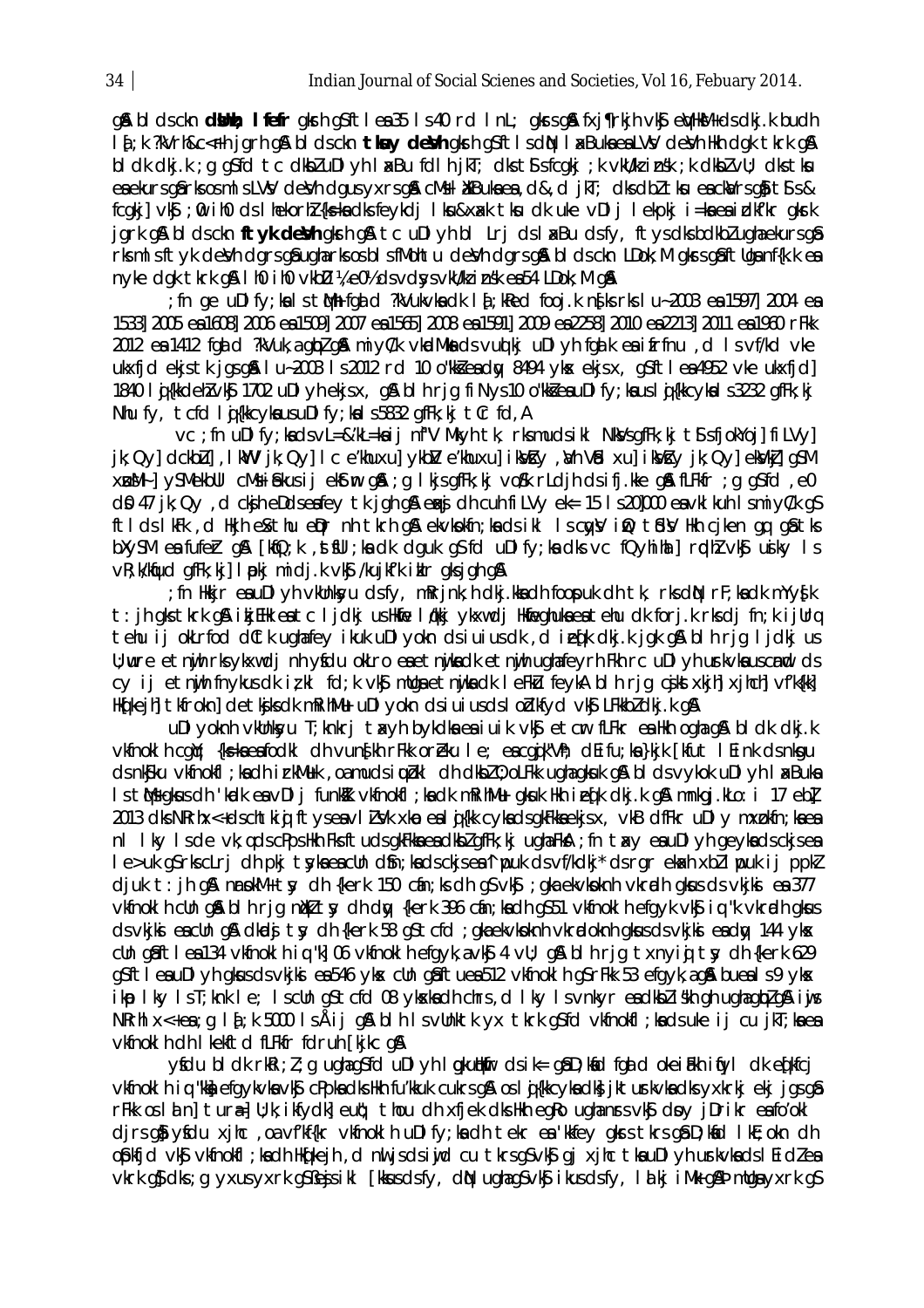gSA blds ckn **dkWUVsDl lfefr** gksrh gS ftlesa 35 ls 40 rd lnL; gksrs gSA fxj¶rkjh vkSj eqBHksM+ ds dkj.k budh la[;k ?kVrh&c<+rh jgrh gSA blds ckn **tksu desVh** gksrh gS ftlds }kjk lsD'kuksa esa LVsV desVh Hkh dgk tkrk gSA blds dkj.k ;g gS fd tc dksbZ uDlyh lsD'ku fdlh jkT; dks tSls fcgkj ;k vkU/kz izns'k ;k dksbZ vU; dks tkus esa ekurs gSa rks os mls LVsV desVh dgus yxrs gSA cM+s lsD'kuksa esa ,d&,d jkT; dks dbZ tksu esa ckaVrs gSa tSls& fcgkj] vkSj ;w0ih0 ds lhekorhZ {ks=ksa dks feykdj lkm&xaxk tksu dk uke vDlj lekpkj i=ksa esa izdkf'kr gksrk jgrk gSA blds ckn **ftyk desVh** gksrh gS tc uDlyh bl Lrj ds lsD'ku dks fy, ftys dks bdkbZ ugha ekurs gSa rks mls ftyk desVh dgrs gSa ugha rks os bls fMohtu desVh dgrs gSA blds ckn LDok;M gksrs gSa ftUgsa nf{k.k esa nyke dgk tkrk gSA lh0 ih0 vkbZ0 ¼ek0½ ds vuqlkj vkU/kz izns'k esa 54 LDok;M gSA

;fn ge uDlfy;ksa ls tqM+h fgalk d ?kVukvksa dk la[;kRed fooj.k ns[ksa rks lu~2003 esa 1597] 2004 esa 1533] 2005 esa 1608] 2006 esa 1509] 2007 esa 1565] 2008 esa 1591] 2009 esa 2258] 2010 esa 2213] 2011 esa 1760 rFkk 2012 esa 1412 fgald ?kVuk,a gqbZ gSA mi;qZDr vkadM+ksa ds vuqlkj uDlyh fgalk esa ifrfnu ,d ls vf/kd vke ukxfjd ekjs tk jgs gSA lu~2003 ls 2012 rd 10 o"kksZa esa dqy 8494 yksx ekjs x, gS ftlesa 4952 vke ukxfjd] 1840 lqj{kk deZ vkSj 1702 uDlyh ekjs x, gSA blh rjg fiNys 10 o"kksZa esa uDlfy;ksa us lqj{kk cyksa ds 3232 gfFk;kj Nhu fy, tcfd lqj{kk cyksa us uDlfy;ksa ls 5832 gfFk;kj tCr fd,A

vc ;fn uDlfy;ksa ds vL=&'kL=ksa ij n`f"V Mkyh tk, rks mudk ikl NksVs gfFk;kj tSls fjokYoj] fiLVy] jk;Qy] dkckbZu] ,lkWV jk;Qy] lc e'khuxu] ykbZV e'khuxu] ikbIlfy ,UVh VSad xu] ikbIlfy jk;Qy] eksVkZj] gSaM xzsusM~] yS.MekbUl cM+s iSekus ij ekStwn gSA ;g lkjs gfFk;kj vo/k rLdjh ds ifj.kke gSA fLFkfr ;g gS fd ,e0 ds0 47 jk;Qy ,d ckjh eDdse efey tk jgh gSA ebjs dh cuh fiLVy ek= 15 ls 20]000 esa vklkuh ls miyC/k gS ftl ds lkFk ,d Hkjh eSxthu eq¶r nh tkrh gSA ekvksoknh fdl;ksa ds ikl ls cqysV iqQ tSdsV Hkh cjken gq, gS tks bZyS.M esa fufeZr gSA [kqfQ;k ,tsfUl;ksa dk dguk gS fd uDlfy;ksa dks vc fQyhihal rd ls vkSj usiky ls vR;k/kqfud gfFk;kj] lapkj midj.k vkSj /kujkf'k izkIr gks jgh gSA

;fn Hkkjr esa uDlyh vkUnksyu ds fy, mRrjnk;h dkj.kksa dh foospuk dh tk, rks dqN rF;ksa dk mYys[k t:jh gks tkrk gSA igyk rF; tks tehu lq/kkj ls tqM+k gSA Hkkjr esa Hkwfe lq/kkj ykxw djds Hkwfeghuksa esa tehu dk forj.k rks dj fn;k ij tehu ij okLrfod dCtk ugha feyk ikuk uDlyokn ds iuius dk ,d izeq[k dkj.k jgk gSA blh rjg ljdkj us U;wure etnwjh rks ykxw dj nh ysfdu okLro esa etnwjksa dks etnwjh ugha feyh rFkk tc uDlyh us vkUnksyu cuk ds cy ij etnwjh fnykus dk iz;kl fd;k vkSj mUgsa etnwjksa dk leFkZu feykA blh rjg cgqr ls xjhc] vf'kf{kr Hkq[kejh] tkfroknh dh tkys ls dk mRihM+u uDlyokn ds iuius ds lkoZtfud vkSj LFkkbZ dkj.k gSA

uDlyokn vkUnksyu T;knkrj taxyh bykdksa esa iuik vkSj etcwr fLFkfr esa Hkh ogha gSA blds dkj.k vkfnoklh cgqy {ks=ksa esa fodkl dh vuns[kh rFkk orZeku le; esa cgqjk"Vªh; dEifu;ksa }kjk [kfut lEink dsnksgu ds nkSjku vkfnokfl;ksa dh izrkM+uk ,oa mudks iquZokl dh dksbZ O;oLFkk ugha gksuk gSA blds vykok uDlyh lsD'kuksa ls tqM+s gksus dh 'kadk esa vDlj funksZ"k vkfnokfl;ksa dk mRihM+u gksuk Hkh izeq[k dkj.k gSA mnkgj.kLo:i 17 ebZ 2013 dks NRrhlx<+ ds chtkiqj ftys esa lqj{kk cyksa ds gkFkksa ekjs x, vkB dfFkr uDlyh mxzokfn;ksa esa nl lky ls de vk;q ds cPps Hkh Fks tks uds gkFkksa esa dksbZ gfFk;kj ugha FkkA ;fn taxy esa uDlyh geyksa ds ckjs esa le>uk gS rks bl rjg dh pkj tsyksa esa cUn cfn;ksa ds ckjs esa ^puk ds vf/kdkj* ds rgr ekaxh xbZ puk ij ppkZ djuk t:jh gSA nUrsokM+k tsy dh {kerk 150 cfn;ksa dh gS vkSj ;gka ekvksoknh vkradh gksus ds vkjksi esa 377 vkfnoklh cUn gSA blh rjg mÙkj tsy dh dqy {kerk 396 cfn;ksa dh gS 551 vkfnoklh efgyk vkSj iq:"k vkradh gksus ds vkjksi esa cUn gSA dkadsj tsy dh {kerk 58 gS tcfd ;gka ekvksoknh vkradokndh gksus ds vkjksi esa dqy 144 yksx cUn gS ftlesa 134 vkfnoklh iq:"k] 06 vkfnoklh efgyk,a vkSj 4 vU; gSA blh rjg txnyiqj tsy dh {kerk 629 gS ftlesa uDlyh gksus ds vkjksi esa 546 yksx cUn gS tuesa 512 vkfnoklh gS rFkk 53 efgyk,a gSA buesa ls 9 yksx ikap lky ls T;knk le; ls cUn gS tcfd 08 yksxksa dk chrs ,d lky ls vnkyr esa dksbZ 'ksh ugha gqbZ gSA iwjs NRrhlx<+ esa ;g la[;k 5000 ls Åij gSA blh ls vUnkt yxk tkrk gS fd vkfnokfl;ksa ds uke ij cu jkT;ksa esa vkfnoklh dh lkekftd fLFkfr fdruh [kjkc gSA

ysfdu blds rkRi;Z ;g ugha gS fd uDlyh lgkuHkwfr ds ik= gSaA D;ksafd fgald ekxZ ij pyus dk eq[; vkfnoklh iq:"kksa efgykvksa vkSj cPpksa dks Hkh fu'kkuk cukrs gSaA os lqj{kk cyksa dks jkLrs us vkus okyksa ekjrs gS rFkk os lM+dsa] tu rU=] U;k ikfydk] eqdj tho dh xfjek dks Hkh egRo ugha nsrs vkSj cUnwd ds cy ij djrs gSaA ysfdu xjhc ,oa vf'kf{kr vkfnoklh uDlfy;ksa dh tekr esa 'kkfey gksrs tkrs gSaA D;ksafd lkE;okn dh okLrfod vkSj vkfnokfl;ksa dh Hkq[kejh ,d nwljs ds iwjd cu tkrs gSa vkSj gj xjhc tks uDlyh vkUnksyu ds leFkZu esa vkrk gS dks ;g yxus yxrk gS fd 'kks"k.k ls [kRe dsfy, dksbZ ugha gS vkSj iSls dsfy, lRrk ij dCtk gS mUgsa yxrk gS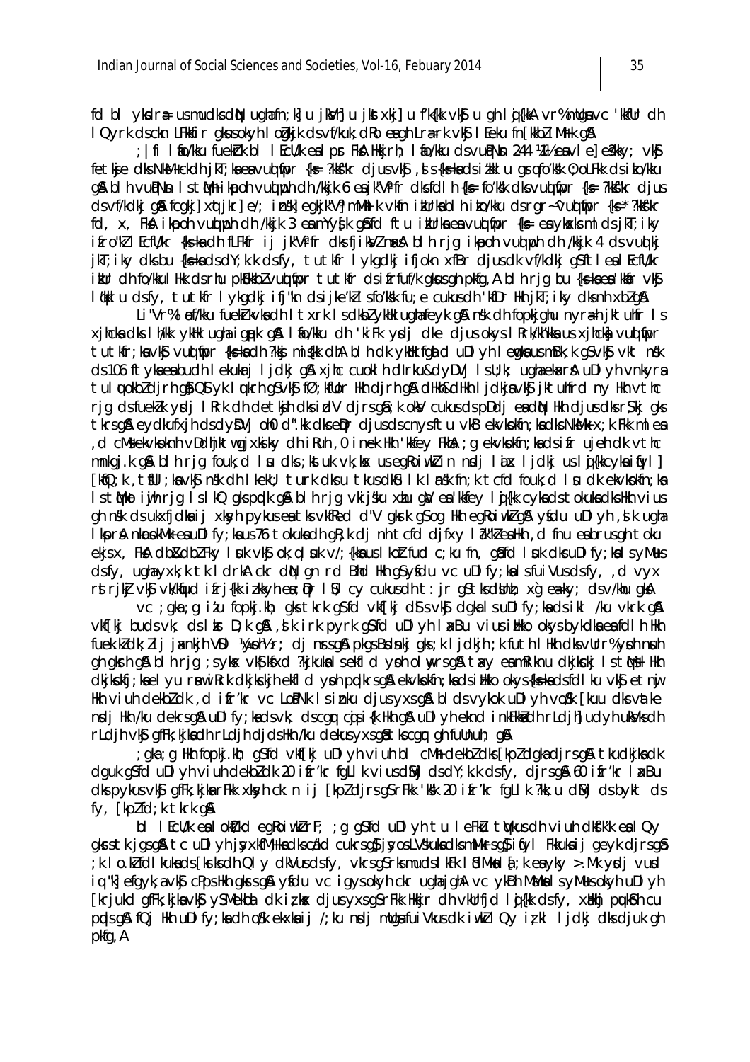fd bl ykdra= us mudks dN ughafn;k] u jksVh] u jkst xkj] u f'k{kk vkSj u gh lqj{kkA vr% mUgksaus vc 'kfDr dh lQyrk ds ckn LFkkfir gksus okyh lo.kZ jkT; ds vf/kuk;dRo esa gh Lora=rk vkSj lEeku fn[kkbZ iMrk gSA

;|fi lafo/kku fuekZrk bl lEcU/k esa lpr FksA Hkkjrh; lafo/kku ds vuqPNsn 244 ¼1½ esa vuqlwfpr {ks= ?kksf"kr djus vkSj ,sls {ks=ksa ds iz'kklu gsrq fo'ks"k O;oLFkk ds izko/kku gSA blh vuqPNsn ls lEcfU/kr ikapoha vuqlwph dh /kkjk 6 esa jk"Vªifr dks fdlh {ks= fo'ks"k dks vuqlwfpr {ks= ?kksf"kr djus ds vf/kdkj gSA fcgkj] xqtjkr] e/; izns'k] egkjk"Vª mMhlk vkfn izkUrksa dh izko/kku ds rgr~ vuqlwfpr {ks= ?kksf"kr fd, x, FksA ikapoha vuqlwph dh /kkjk 3 esa mYys[k gS fd ftu izkUrksa esa vuqlwfpr {ks= esa yksxksa ml ds jkT;iky ifro"kZ lEcfU/kr {ks=ksa dh fLFkfr ij jk"Vªifr dks fjiksVZ nsxsaA blh rjg ikapoha vuqlwph dh /kkjk 4 ds vuqlkj jkT;iky dks bu {ks=ksa ds dY;k.k ds fy, tutkfr lykgdkj ifj"kn xfBr djus dk vf/kdkj gS tks esa lEcfU/kr izkUr dh fo/kkulHkk ds rhu pkSFkkbZ vuqlwfpr tutkfr ds ifrfuf/k gksus gh pkfg,A blh rjg bu {ks=ksa esa 'kkfUr vkSj lq'kklu ds fy, tutkfr lykgdkj ifj"kn ds ijke'kZ ls fo'ks"k fu;e cukus dh 'kfDr Hkh jkT;iky dks nh xbZ gSA

Li"Vr% lafo/kku fuekZrkvksa dh ltxrk ls dksbZ ykHkk ughaf eyk gSA ns'k dh fopkj/kkjk nyxr jktuhfr ls xjhcksa dks lh/kk ykHk ugha igqapk gSA lafo/kku dh 'kiFk ysdj dke djus okys lRrk/kkfj;ksa us xjhcksa] vuqlwfpr tutkfr;ksa vkSj vuqlwfpr {ks=ksa dh ?kks"k mis{kk dhA blh dk ykHk fgald uDlyh lewgksa us mBk;k gS vkSj vkt ns'k ds 106 ftyksa esa bu dh lekukarj ljdkj gSA xjhc cuokfl dkrkuk&dyDVj lsf;k ugha ekurs] uDlyh vnkyrsa tul quokbZ djrh gSA Qsly lqukrh gS vkSj fØ;kfUor Hkh djrh gSA dHkh&dHkh ljdkjsa vkSj jktuhfrd ny Hkh vtho rjg ds fuekZ.k ysdj lRrk dh dekbZ djus dks izdV djrs gSa ;k oksV cukus ds pDdj esa dN Hkh djus dks rS;kj gks tkrs gSA eYdkufxjh ds dyDVj oh0 d".k dks eqDr djus ds cnys ftu vkB ekvksokfn;ksa dks NksM+k x;k Fkk mlesa ,d cMs ekvksoknh vDdhjktw gjxksiky dh iRuh ,0 inek Hkh 'kkfey FkhA ;g ekvksokfn;ksa ds ifr ujeh dk vtho mnkgj.k gSA blh rjg fouk;d lsu dks ;kstuk vk;ksx us egRoiw.kZ nkf;Ro lkSaiuk ljdkj us lqj{kk ykxw fd;s] [kfuQ;k ,tsflh;ksa vkSj ns'k dh lekt tuk dks tks uk jgus ds fy, ns'k dh fdlh dk;Zdrk ds fo#} ekvksokfn;ksa ls lEcU/k ijs rjg ls lkfQ gks pqdk gSA blh rjg vkj{k.k xBu gsrq ns'k esa 'kkfey lqj{kk cyksa ds okguksa dks Hkh vius gh ns'k ds ukxfjdksa ij xksyh pykus esa tks vkSfpR; d"V gksrk gS og Hkh egRoiw.kZ gSA ysdu uDlyh ,sls ugha lkprsA nkUrsokM+k esa uDlfy;ksa us 76 tokuksa dh gR;k dj nh tcfd djhc nks /kkdksa esa Hkh ,d fnu esa bruh gh tkusa ekjh xbZ FkhA dbZ&dbZ Fkk lsuk vkSj ok;q lsuk vkfn ds /kkos ls bZ fud c;ku fn, gSa fd lsuk dks uDlfy;ksa ls yM+us ds fy, ugha yxk;k tk ldrkA ckr dN gn rd Bhd Hkh gS ysfdu vc uDlfy;ksa ls fuiVus ds fy, ,d vyx jktuhfrd vkSj lkekftd ifjizs{; esa] Bksl ,DI cy cukus dh t:jr gS tks dsoy bl iz;kstu ds fy, gksA

vc ;g ek;k;g izu fopkj.kh; gks tkrk gS fd vkfFkZd vkSj lkekftd cny ds fy, ;g dSls ds uDlfy;ksa ds ikl /ku vkrk gSA vkfFkZd bu dks vk; ds lkzs D;k gSa ,sls i rk pyrk gS fd uDlyh lawBu vius izHkko okys bykdksa esa fdlh Hkh fuek.kZ dk;Z ij jaxnkjh vFkok ys ½ysoh½ r; djrs gSaA pkgs Bsdsnkj gks ;k ljdkjh ;k futh lHkh dks vUr% yoh nsuh gh gksrh gSA blh rjg ;s ykx vkSj fd ?kjkuksa ls ekfld ysoh olwyrs gSA taxy esa mRiknu dkjksckj ls tqM+s Hkh dkjksckfj;ksa esa lyu rsanwiRrk dkjksckjh ekfld ysoh pqdkrs gSaA ekvksokfn;ksa ds izHkko okys {ks=ksa ds fdlku vkSj etnwj Hkh viuh dekbZ dk ,d ifr'kr vc LosPNk ls inku djus yxs gSA bl ds vykok uDlyh vQ+hek [kuu dks vta me nsdj Hkh /ku dekrs gSA uDlfy;ksa dsvk; dscgq cqrs i{k Hkh gS uDlyh ekmnd inkFkksZa dh rLdjh] udyh uksVksa dh rLdjh vkSj gfFk;kjksa dh rLdjh djds Hkh /ku dekus yxs gSA tks cgqr gh fuUnuh; gSA

;gka ;g Hkh fopkj.kh; gS fd vkfFkZd uDlyh viuh bl cMh dekbZ dks [kpZ dgka djrs gSA tkudkjksa dk dguk gS fd uDlyh viuh dekbZ dk 20 ifr'kr fgLlk vius dSMj ds dY;k.k ds fy, djrs gSA 60 ifr'kr laxBu dks pykus vkSj gfFk;kjksa rFkk xksyh ck n ij [kpZ djrs gS rFkk 'ks"k 20 ifr'kr fgLlk ?kk;u dSMj ds bykt ds fy, [kpZ fd;k tkrk gSA

bl lEcU/k esa okf.kZd egRoiw.kZ rF; ;g gS fd uDlyh tu leFkZu tqVkus dh viuh dks'k'k esa lQy gks tk jgs gSA tc uDlyh jsyxkfM+;ksa dks c/kd cukrs gS] jsyos LVs'kuksa dks mMkrs gS] ifyl Fkkuksa ij geyk djrs gS ;k lo.kZ fdlkuksa ds [ksrksa dh Qly dkVus ds fy, vkrs gS rks mudks lkFk lS dMksa [k;k esa yksx >.Mk ysdj vusd iq'k efgyk ,avkSj cPps Hkh gksrs gSA ysfdu vc igys okyh ckr ugha jghA vc ykBh MaMksa ls yMus okys uDlyh [krjukd gfFk;kjksa vkSj ySaMekbu dk iz;ksx djus yxs gS rFkk Hkkjr dh vkUrfjd lqj{kk ds fy, xaHkhj pqukSrh cu pqds gSA fQj Hkh uDlfy;ksa dh oS'k ekxksa ij /;ku nsdj mUgsa fuiVkus dk iw.kZ Qy izkIr ljdkj dks djuk gh pkfg,A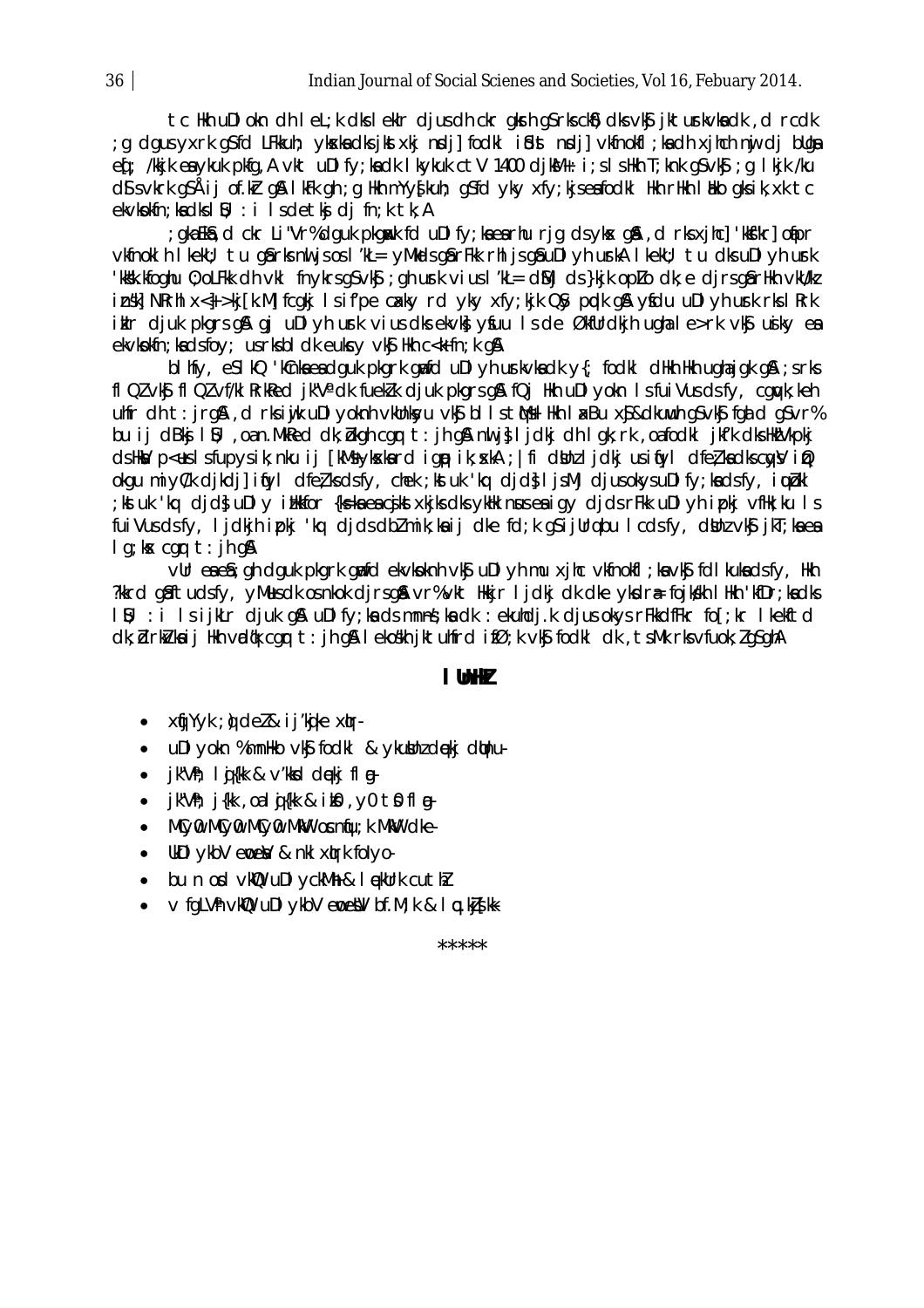tc Hkh uDlyokn dh leL;k dks lekIr djus dh ckr gksrh gS rks csfQ dks vkSj jktuhfrd vkokt dks ,d rcdk ;g dgus yxrk gS fd LFkkuh; yksxksa dks jkstxkj nsdj] fodkl iSds nsdj] vkfnokfl;ksa dh xjhch nwj djds bldks eq[; /kkjk esa ykuk pkfg,A vkt uDlfy;ksa dk lkykuk ctV 1400 djksM+ :i;s ls Hkh T;knk gS vkSj ;g lkjk /ku dSls vkrk gSÅ ij of.kZ gSA lkFk gh ;g Hkh mYys[kuh; gS fd yky xfy;kjs esa fodkl Hkh rHkh laHko gks ik,xk tc ekvksokfn;ksa dks lsuk : i ls detksj dj fn;k tk,A

;gka egRoiw.kZ gS ,d ckr Li"Vr% dguk pkgwaxk fd uDlfy;ksa esa rhu rjg ds yksx gSa ,d rks xjhc] 'kksf"kr] oafpr vkfnokl h lekt tu gS rks nwljs os lS'kL= yM+kds gS rFkk rhljs gS uDlyh urkA lekt tu dks uDlyh urk 'kks"k.k foghu O;oLFkk dh vkl fnykrs gS vkSj ;gh urk vius lS'kL= dSMj ds }kjk opZLo dk;e djrs gS rHkh vk/kq ifu"k] NRrhlx<+] >kj[k.M] fcgkj lsi pe caxky rd yky xfy;kjk QSyk pqdk gSA ysfdu uDlyh urk rks lRrk iktr djuk pkgrs gSA gj uDlyh urk vius dks ekvks ysfuu ls de ØkfUrdkjh ugha le>rk vkSj usiky esa ekvksokfn;ksa ds foy; usrksa bl dk euksy vkSj Hkh c<+k fn;k gSA

bl hfy, eSa lkQ 'kCnksa esa dguk pkgrk gwa fd uDlyh urk vkSa ds y{; fodkl dHkh Hkh ugha jgk gSA ;s rks flQZ vkSj flQZ vf/kl RrkRed jk"Vª dk fuekZ.k djuk pkgrs gSA fQj Hkh uDlyokn ls fuiVus ds fy, cgqvk;keh uhfr dh t:jr gSA ,d rks iwjk uDlyokn vkUnksyu vkSj blls tqM+h Hkh lkxBu xSj&dkuwuh gS vkSj fgalk gS vr% bu ij dBksj lS; ,oa iqfyl dk;Zokgh cgqr t:jh gSA nwljs ljdkj dh lgk;rk ,oa fodkl jkf'k dks HkzLVkpkj ds Hkko p<+us ls fupysa ik;nku ij [kM+s yksxksa rd igqap ik;sxhA ;|fi dsUnz ljdkj us ifqyl dfeZ;ksa dks cqysV iwQ okgu mi yC/k djkdj ifqyl dfeZ;ksa ds fy, chek ;kstuk 'kq: djds ljsaMj djus okys uDlfy;ksa ds fy, iqu%okl ;kstuk 'kq: djds uDly izHkkfor {ks=ksa esa cjkstxkjksa dks ykHkk nsus esa igy djds rFkk uDlyh izpkj vfHk;ku ls fuiVus ds fy, ljdkjh izpkj 'kq: djds dbZ mik; ksa ij dke fd;k gS ijUrq bu lc ds fy, dsUnz vkSj jkT; ksa esa lg;ksx cgqr t:jh gSA

vUr esa eSa ;gh dguk pkgrk gwa fd ekvksokn h vkSj uDlyh mu xjhc vkfnokfl;ksa vkSj fdlkuksa ds fy, Hkh ?kkrd gS ftuds fy, yM+us dk os nkok djrs gSA vr% vkt Hkkjr ljdkj dks dM+k yksdra= fojks/kh lHkh 'kfDr;ksa dks lSU; : i ls ijkLr djuk gSA uDlfy;ksa ds mn~n s; ksa dks : ekuhdj.k djus okys rFkk dfFkr fo[;kr lkekftd dk;ZdrkZvksa ij Hkh vadq'k cgqr t:jh gSA lekosf'kr jktuhfrd izfØ;k vkSj fodkl dk ,tsMk rks vfuok;Z gS ghA

## lUnHkZ

- xqIRk ;ksxsUnz & ij'kqjke xqIr-
- uDlyokn % mn~Hko vkSj fodkl & ykujsUnz dqekj dkSf'kd-
- jk"Vªh; lqj{kk & v'kksd dqekj flag-
- jk"Vªh; j{kk ,oa lqj{kk & izks0 ,y0 ts0 flag-
- MkW0 MkW0 MkW0 MkW0 os nqfu;k MkW0 dkWe-
- uDlykbV eweasV & nkl xqIrk fo/kyo-
- bu n osd vkQ uDlyckM+h & lqeUr cutkZ
- v fgLVªh vkQ uDlykbV eweasV bf.M;k & lq.khy lsu

*****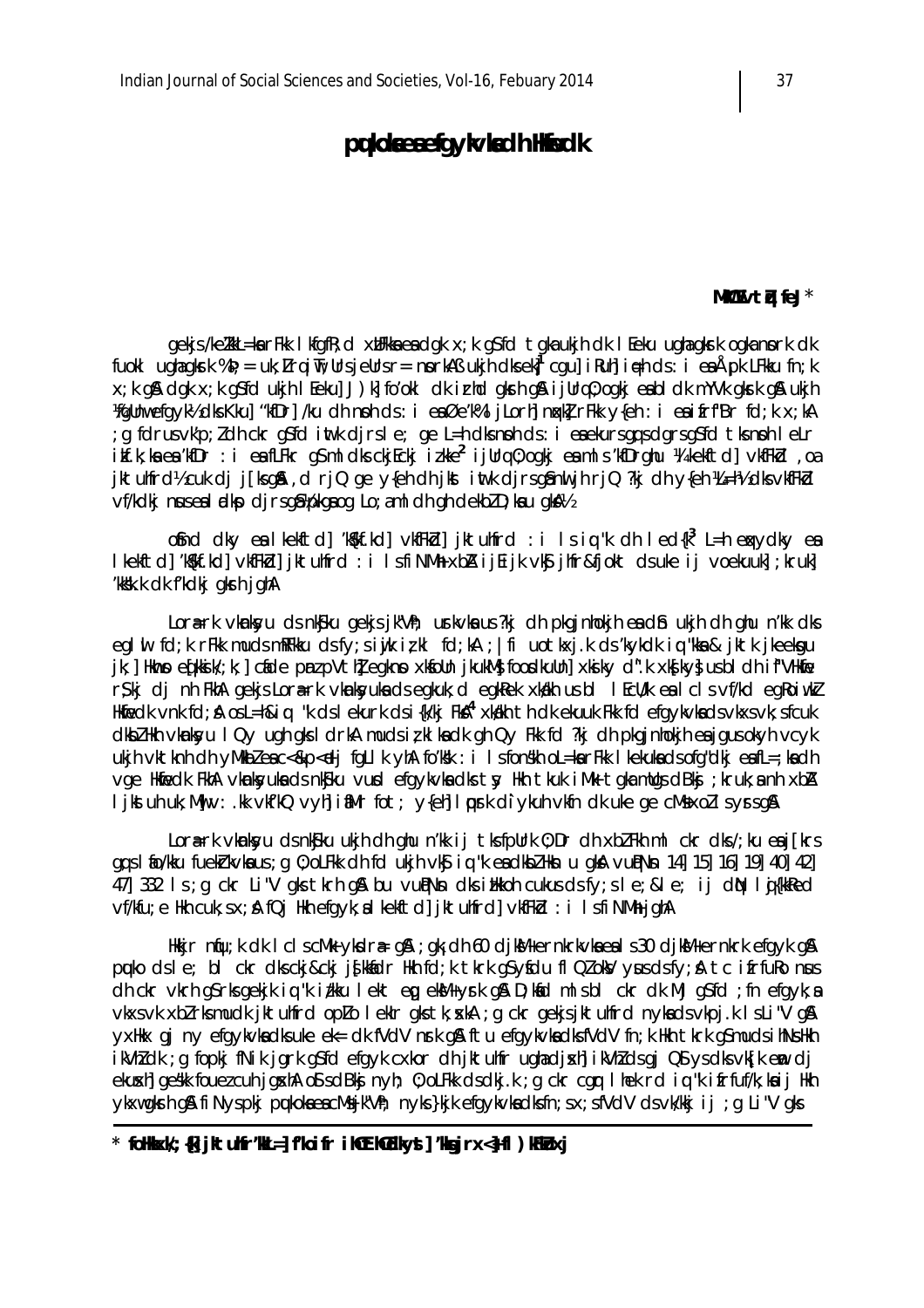# pqukoksa esa efgykvksa dh Hkkxhnkjh

**MkW0 vtZqu feJ** *

gekjs /keZ&xzUFkksa rFkk lkfgR; dk xgjkbZ ls v/;;u djus ij ;g Li"V gksrk gS fd izkphu dky ls gh Hkkjrh; lekt esa ukjh dks lEekutud LFkku izkIr Fkk] ftls ^;= uk;ZLrq iwT;Urs jeUrs r= nsork%* tSls lw= ds ek/;e ls O;Dr fd;k x;k gSA fdUrq dkykUrj esa ukjh dh fLFkfr esa ifjorZu gqvk vkSj og iq:"k iz/kku lekt esa fueu LFkku ij igq¡p xbZA iq:"k }kjk ukjh dks lnSo mlds v/khu j[kus dk iz;kl fd;k x;kA ;g LFkfr dbZ 'krkfCn;ksa rd pyrh jghA vk/kqfud ;qx esa] fo'ks"kdj Lora=rk vkUnksyu ds nkSjku] ukjh dh Hkwfedk dks iqu% ekU;rk feyh rFkk muds vf/kdkjksa dh ckr dh tkus yxhA Lora=rk ds i'pkr~ Hkkjrh; lafo/kku esa efgykvksa dks leku vf/kdkj iznku fd, x, rFkk muds jktuhfrd] vkfFkZd ,oa lkekftd l'kfDrdj.k gsrq vusd iz;kl fd, x,A[1]

oSf'od Lrj ij Hkh efgykvksa dh jktuhfrd Hkkxhnkjh ,d egRoiw.kZ eqn~nk jgk gSA[2] lekt esa efgykvksa dh fLFkfr dk vkdyu djus gsrq mudh jktuhfrd] vkfFkZd ,oa lkekftd lgHkkfxrk ,d egRoiw.kZ ekud gSA[3] efgykvksa dh jktuhfrd lgHkkfxrk ls rkRi;Z fu.kZ; fuekZ.k izfØ;k esa mudh lgHkkfxrk ls gS] ftlesa ernku] pquko yM+uk] jktuhfrd nyksa dh lnL;rk rFkk 'kklu esa Hkkxhnkjh vkfn 'kkfey gSA[4]

Lora=rk vkUnksyu ds nkSjku ukjh dh Hkwfedk vR;Ur egRoiw.kZ jghA egkRek xka/kh ds usr`Ro esa efgykvksa us cM+h la[;k esa vkUnksyu esa Hkkx fy;kA ljkstuh uk;Mw] vyh] fot; y{eh if.Mr vkfn dk uke ge cM+s xoZ ls ysrs gSaA Lora=rk vkUnksyu ds nkSjku ukjh dh Hkwfedk us ;g fl) dj fn;k fd efgyk,a Hkh iq:"kksa ds leku lekt ,oa jk"Vª ds fuekZ.k esa leku :i ls ;ksxnku djus esa l{ke gSaA

Lora=rk vkUnksyu ds nkSjku ukjh dh Hkwfedk dks /;ku esa j[krs gq, lafo/kku fuekZrkvksa us ;g O;oLFkk dh fd ukjh vkSj iq:"k esa dksbZ Hksn u gksA vuqPNsn 14] 15] 16] 19] 40] 42] 47] 332 ls ;g Li"V gksrk gS fd efgykvksa dks leku vf/kdkj iznku fd, x, gSaA

Hkkjr nqfu;k dk lcls cM+k yksdra= gSA ;gk¡ 60 djksM+ ernkrkvksa esa ls 30 djksM+ ernkrk efgyk gSaA pquko ds le; bl ckr dks ckj&ckj js[kkafdr Hkh fd;k tkrk gS fd efgyk ernkrkvksa dh la[;k c<+ jgh gSA ;fn efgyk,a vius ernku dk lgh iz;ksx djsa rks os lRrk dk larqyu cny ldrh gSaA ;g ckr jktuhfrd nyksa dks vPNh rjg ls Kkr gSA ;gh dkj.k gS fd pquko ds le; efgyk ernkrkvksa dks vkdf"kZr djus gsrq jktuhfrd ny vusd izdkj dh ?kks"k.kk,a djrs gSaA fdUrq ;g fLFkfr egRoiw.kZ gS fd jktuhfrd nyksa }kjk efgykvksa dks fVdV nsus esa dbZ izdkj dh dfe;k¡ jg tkrh gSaA ;gh dkj.k gS fd fo/kkf;dkvksa ,oa lalnksa esa efgykvksa dk izfrfuf/kRo vis{kk ls dkQh de gSA ftu efgykvksa dks fVdV fn;k Hkh tkrk gS mudh thr dh lEHkkouk,a Hkh de gksrh gSaA ;g gekjs yksdra= dh ,d dM+oh lPpkbZ gS fd jktuhfrd nyksa }kjk efgykvksa dks fVdV nsus esa Hksn&Hkko fd;k tkrk gSA

---

\* **foHkkxk/;{k] jktuhfr foKku] fo'ofo|ky;] xksj[kiqj**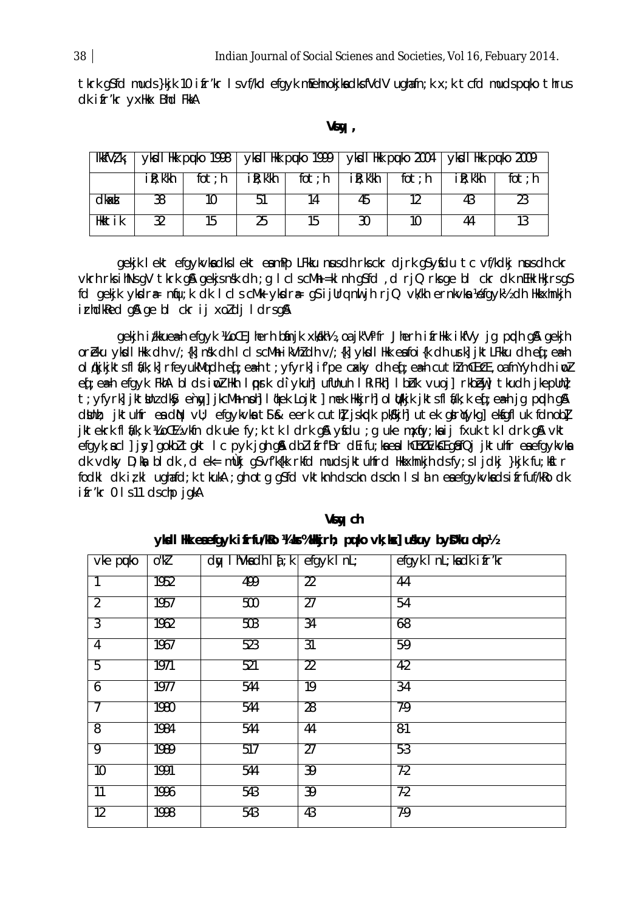tkrk gSfd muds }kjk 10 izfr'kr lsvf/kd efgyk mEehnokjksadksfVdV ughafn;k x;k tcfd muds pquko thrus dk izfr'kr yxHkx Bhd FkkA

**Vscy ,**

| ikfVZ;k | yksdlHkk pquko 1998 | | yksdlHkk pquko 1999 | | yksdlHkk pquko 2004 | | yksdlHkk pquko 2009 | |
|---|---|---|---|---|---|---|---|---|
| | iR;k'kh | fot;h | iR;k'kh | fot;h | iR;k'kh | fot;h | iR;k'kh | fot;h |
| dkaxsl | 38 | 10 | 51 | 14 | 45 | 12 | 43 | 23 |
| Hkktik | 32 | 15 | 25 | 15 | 30 | 10 | 44 | 13 |

gekjs lekt efgykvksadks lekt eamPp LFkku nsus dh rks ckr djrs gSysfdu tc vf/kdkj nsus dh ckr vkrh rks ihNs gV tkrs gSA gekjs ns'k dh ;g lcls cM+h =kklnh gSfd ,d rjQ rks ge bl ckr dk nEHk Hkjrs gSa fd gekjk yksdra= nqfu;k dk lcls cM+k yksdra= gS ijUrq nwljh rjQ vk/kh vkcknh ¼efgyk½ dh Hkkxhnkjh izrhdkRed gSA ge bl ckr ij xoZ djrs gSA

gekjh iz/kkuea=h efgyk ¼Jherh bfUnjk xka/kh½, jk"Vªifr Jherh izfrHkk ikfVy jg pqdh gSA gekjh orZeku yksdlHkk dh v/;{k] ns'k dh lcls cM+h ikVhZ dh v/;{k] yksdlHkk esa foi{k dh usrk] jktLFkku dh eq[;ea=h o /kjkjkts flaf/k;k] rfeyukMq dh eq[;ea=h t;yfyrk] if'pe caxky dh eq[;ea=h eerk cuthZ] mRrj çns'k dh iwoZ eq[;ea=h efgyk FkhA bl ds iwoZ Hkh lqpsrk d`iykuh] ufUnuh lRiFkh] lbZnk vuoj] rkjdsÜojh] jkuh jkepUnz t;yfyrk] jktsUnzdkSj eqgy] jkcM+h nsoh] lq"kek Lojkt] mek Hkkjrh] olqU/kjk jkts flaf/k;k eq[;ea=h jg pqdh gSA dsUnzh; jktuhfr eas dbZ vU; efgykvksa tSls& eerk cuthZ] jsokdk pkS/kjh] utek gsirqYyk] eksfgfluk fdnobZ] jktekrk flaf/k;k ¼LoxhZ;½ vkfn dk uke fy;k tk ldrk gSA ysfdu ;g uke mxafy;ksa ij fxuk tk ldrk gSA vkt efgyk;sa cl] jsy] gokbZ tgkt lc pyk jgh gSa dbZ frf"Br dEifu;ksa esa lhbZvks gSfQj jktuhfr esa efgykvksa dk vdky D;ksa bldk ,d eq[; mÙkj gS vf'k{kk rkfd muds jktuhfrd Hkkxhnkjh ds fy;s ldkjk }kjk fu;ksftr fodkl dk izkl ughafd;k tkukA ;gh otg gSfd vktknh ds ckn ds ckn lsla n eas efgykvksa ds izfrfuf/kRo dk izfr'kr 0 ls 11 ds chp jgkA

**Vscy ch**

**yksdlHkk esa efgyk izfrfuf/kRo ¼Js%Hkkjrh; pquko vk;ksx] uskuy bysD'ku okp½**

| vke pquko | o"kZ | dqy lhVksa dh la[;k | efgyk lnL; | efgyk lnL;ksa dk izfr'kr |
|---|---|---|---|---|
| 1 | 1952 | 499 | 22 | 4.4 |
| 2 | 1957 | 500 | 27 | 5.4 |
| 3 | 1962 | 503 | 34 | 6.8 |
| 4 | 1967 | 523 | 31 | 5.9 |
| 5 | 1971 | 521 | 22 | 4.2 |
| 6 | 1977 | 544 | 19 | 3.4 |
| 7 | 1980 | 544 | 28 | 7.9 |
| 8 | 1984 | 544 | 44 | 8.1 |
| 9 | 1989 | 517 | 27 | 5.3 |
| 10 | 1991 | 544 | 39 | 7.2 |
| 11 | 1996 | 543 | 39 | 7.2 |
| 12 | 1998 | 543 | 43 | 7.9 |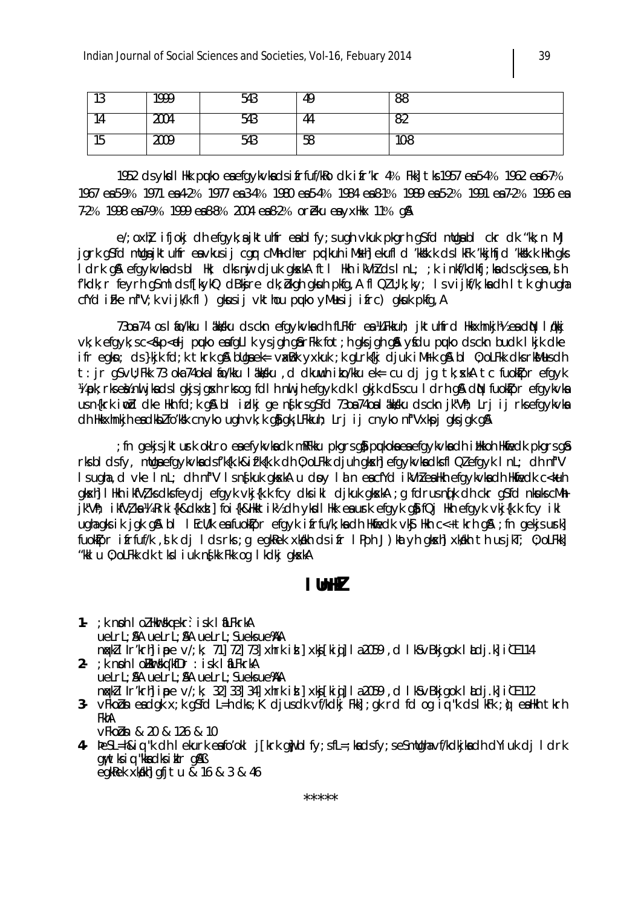| 13 | 1999 | 543 | 49 | 8-8 |
|---|---|---|---|---|
| 14 | 2004 | 543 | 44 | 8-2 |
| 15 | 2009 | 543 | 58 | 10-8 |

1952 ds yksdlHkk pquko esa efgykvksa ds ifrfuf/kRo dk izfr'kr 4% Fkk] tks 1957 esa 5-4% 1962 esa 6-7% 1967 esa 5-9% 1971 esa 4-2% 1977 esa 3-4% 1980 esa 5-4% 1984 esa 8-1% 1989 esa 5-2% 1991 esa 7-2% 1996 esa 7-2% 1998 esa 7-9% 1999 esa 8-8% 2004 esa 8-2% orZeku esa yxHkx 11% gSA

e/;oxhZ; ifjokj dh efgyk;sa jktuhfr esa lfØ; Hkwfedk vnk djrh gSa fdUrq mudk cgqr cM+k fgLlk vHkh Hkh ?kj dh pkjnhokjh rd gh lhfer gSA efgykvksa ds fy, jktuhfr esa vkus ls iwoZ ifjokj dh vuqefr vko';d gksrh gS ftlls efgykvksa dh jktuhfrd lgHkkfxrk fdlh u fdlh :i esa izHkkfor gksrh gSA ,slk ugha gS fd ,d efgyk ,d ckj jktuhfr esa vk tkus ds i'pkr~ iq:"kksa ds fu;a=.k ls iw.kZr% eqDr gks tkrh gSA blds fy, efgykvksa dks vkfFkZd :i ls vkRefuHkZj gksuk vko';d gSA bl izdkj jktuhfr esa efgykvksa dh Hkkxhnkjh ds fy, ,d O;kid ,oa le>nkjh Hkjs –f"Vdks.k dh vko';drk gSA

73osa 74 os lafo/kku la'kks/ku ds ckn efgykvksa dh fLFkfr esa ¼Fkkuh; jktuhfrd Hkkxhnkjh½ esa dkQh lq/kkj vk;k efgyk;sa c<+&p<+dj pquko esa fgLlk ys jgh gSa rFkk fot;h gks jgh gSA ysfdu pquko ds ckn budk lkjk dke ifr egksn; ds }kjk fd;k tkrk gSA bldk eq[; dkj.k ;g gS fd ftl leqnk; ls efgyk;sa pquko esa fot;h gksrh gSa mlh leqnk; ds iq:"k muds uke ij dk;Z djrs gSa rFkk efgyk;sa dsoy uke ek= dh izfrfuf/k gksrh gSaA ;g fLFkfr ykdra= ds fy, ?kkrd gSA efgykvksa dh jktuhfr esa okLrfod Hkkxhnkjh rHkh ekuh tk ldrh gS tc os Lo;a fu.kZ; ysus esa l{ke gksaA

;fn ge ;g dgsa fd efgyk,a vkt Hkh jktuhfr esa iq:"kksa ds vk/khu gSa rks ;g dguk vfr'k;ksfDr ugha gksxhA bl izdkj ge dg ldrs gSa fd efgykvksa dh jktuhfrd Hkkxhnkjh esa o`f) rks gqbZ gS ysfdu okLrfod :i esa mudh lgHkkfxrk dkQh de gSA tc rd efgyk,a f'kf{kr] vkRefuHkZj ,oa tkx:d ugha gksaxh rc rd os jktuhfr esa lfØ; Hkwfedk ugha fuHkk ldsaxhA efgykvksa dks jktuhfr esa vkus ds fy, mUgsa lkekftd ,oa ikfjokfjd cU/kuksa ls eqDr gksuk gksxkA ;fn efgyk,a jktuhfr esa vkxs vkrh gSa rks ns'k dk fodkl rhoz xfr ls gksxk rFkk lekt esa efgykvksa dh fLFkfr Hkh lq/kjsxhA

# lUnHkZ

1- ;kno lq'khyk] efgyk l'kfDrdj.k] ubZ fnYyh] ;wfuoflZVh ifCyds'ku] 2009] i`"B 71] 72] 73] xhrk izdk'ku] xksj[kiqj] lu~ 2059 ,d lksV Hkkjr] o"kZ izdk'k] i`ñ 114
2- ;kno lq'khyk] efgyk jktuhfr ,oa ljdkj] ubZ fnYyh] ;wfuoflZVh ifCyds'ku] 2009] i`"B 32] 33] 34] xhrk izdk'ku] xksj[kiqj] lu~ 2059 ,d lksV Hkkjr] o"kZ izdk'k] i`ñ 112
3- vFkoZosn esa dgk x;k gS fd L=h dks ;K djus dk vf/kdkj Fkk] ;gk¡ rd fd og iq:"k ds lkFk ;K esa Hkh tkrh FkhA vFkoZosn & 20 & 126 & 10
4- Hkkjr esa lkekftd ifjorZu esa ukjh dh Hkwfedk vkSj mlds vf/kdkjksa dh yM+kbZ dk bfrgkl cgqr iqjkuk gSA egkRek xka/kh] gfjtu & 16 & 3 & 46

\*\*\*\*\*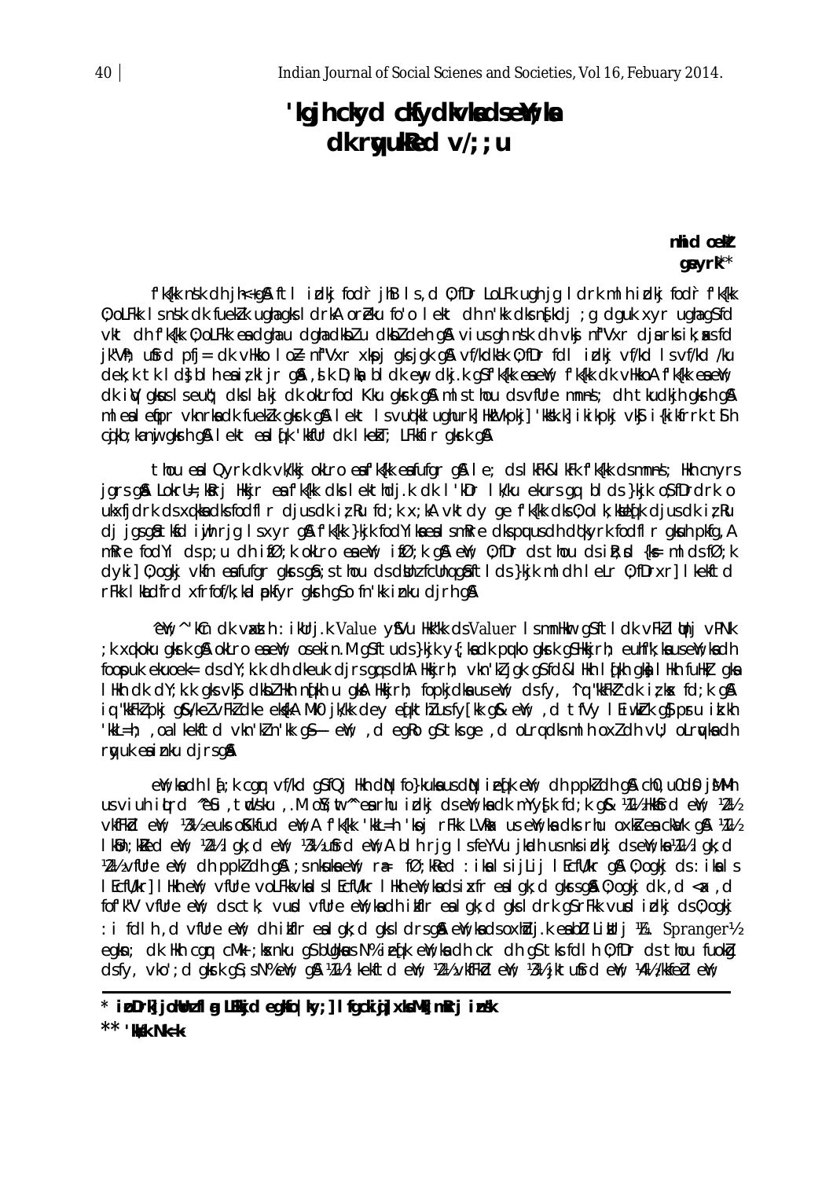# 'kgjhcky d ckfydkvksa ds eW;ksa dk rqyukRed v/;;u

**nhi d oekZ***
**gseyrk****

f'k{kk nsk dh jh<+ gS ftl idkj fod`r jhB ls ,d O;fDr LoLFk ugha jg ldrk mlh idkj fod`r f'k{kk O;oLFkk ls nsk dk fuek.k ugha gks ldrkA oreku fo'o lekt dh n'kk dks nsf[kdj ;g dguk xyr ugha gS fd vkt dh f'k{kk O;oLFkk esa dgha dksbZ u dksbZ deh gSA vius gh nsk dh vksj nf"Vxr djsa rks ik;saxs fd jk"Vª, uSfrd pfj= dk vHkko loZ= nf"Vxr xkspj gks jgk gSA vf/kdka'k O;fDr fdl idkj vf/kd ls vf/kd /ku dek;k tk ld}s bl h esa iz;Rujr gSA ,sls D;ksa bl dk eqy dkj.k gS f'k{kk esa eW; f'k{kk dk vHkkoA f'k{kk esa eW; dk ib/kgks ls emu dks lalkj dk okLrfod Kku gksrk gSA mlls thou ds vfUre mn~ns'; dh tkudkjh gksrh gSA mlesa lefpr vknrksa dk fuek.k gksrk gSA lekt ls vuqdwy ughurk] HkkoVkpkj] 'kks"k.k] ikikpkj vkfs i{kikrrk tSlh cqjkb;ka nwj gksrh gSA lekt esa cU/kq'kkfUr dk lkekT; LFkkfir gksrk gSA

thou esa Qyrk dk vk/kkj okLro esa f'k{kk esa fufgr gSA le; ds lkFk&lkFk f'k{kk ds mn~ns'; Hkh cnyrs jgrs gSA LokrU=;ksRrj Hkkjr esa f'k{kk dks lekthdj.k dk l'kDr lk/ku ekurs gq, bl ds }kjk o'kfDrdrk o ukxfjdrk ds xq.kksa dks fodfl r djus dk fo'ks"k iz;Ru fd;k x;kA vkt dy ge f'k{kk dks O;olk;ksUeq[k djus dk iz;Ru dj jgs gSa tks fd ijUrq ls xyr gSA f'k{kk }kjk fodYi ksa esa ls mRre dks pquus dh {kerk fodfl r gksuh pkfg,A mRre fodYi ds p;u dh izfØ;k okLro esa eW; izfØ;k gSA eW; O;fDr ds thou ds iR;sd {ks= ml ds fØ;k dyki] O;ogkj vkfn esa fufgr gksrs gSa; s thou ds ekxZn'kZd fcUnq gSa tks ds }kjk ml dh leLr O;fDrxr] lkekftd rFkk lkaLd`frd xfrfof/k;ksa lapkfyr gksrh gS o fn'kk iznku djrh gSA

^eW;^ 'kCn dk vaxzsth : ikUrj.k Value yfSVu Hkk"kk ds Valuer ls mn~Hkwr gS tks dk vFkZ lqUnj vPNk ;k xq.koku gksrk gSA okLro esa eW; osekin.M gS tu ds }kjk y{;ksa dk pquko gksrk gS Hkkjrh; euhf"k;ksa us eW;ksa dh foopuk ekuoek= ds dY;k.k dh dkeuk djrs gq, dhA Hkkjrh; vkn'kZ jgk gS fd & lHkh l[kh gksa lHkh fujksx gksa lHkh dk dY;k.k gks vkSj dksbZ Hkh nq[kh u gksA Hkkjrh; fopkjdksa us eW; dsfy, ^iq:"kkFkZ^ dk iz;ksx fd;k gSA iq:"kkFkZ pkj gS&/keZ vFkZ dke eks{kA MkW0 jk/kk dey eq[kthZ us fy[kk gS & eW; ,d tfVy lEiw.kZ gS psru izk.kh 'kkL=h; ,oa lekftd vkn'kZ n'kk gS — eW; ,d egRo gS tks ge ,d oLrq dks mlh oxZ dh vU; oLrqvksa dh rqyuk esa iznku djrs gSA

eW;ksa dh l[;k cgqr vf/kd gS fQj Hkh dqN fo}kuksa us dqN izeq[k eW; dh ppkZ dh gSA ch0,u0 ds0 jSMMh us vius iqLrd ^eSu ,tqds"ku ,.M oSY;w^ esa rhu idkj ds eW;ksa dk mYys[k fd;k gS& ¼1½ HkkSfrd eW; ¼2½ vkfFkZd eW; ¼3½ euks oSKkfud eW;A f'k{kk 'kkL=h 'kkjs rFkk LVªkx us eW;ksa dks rhu oxksZa esa ckaVk gSA ¼1½ lkSan;kZRed eW; ¼2½ lgk;d eW; ¼3½ uSfrd eW;A blh rjg lsfeYVu jkdh us nks idkj ds eW;ksa ¼1½ lgk;d ¼2½ vfUre eW; dh ppkZ dh gSA ;s nksuksa eW; rRo fØ;kRed : i ksa ls ijLij lEcfU/kr gSA O;ogkj ds : iksa ls lEcfU/kr lHkh eW; vfUre vo LFkkvksa ls lEcfU/kr lHkh eW;ksa ds izfr esa lgk;d gks rs gSA O;ogkj dk ,d <ax ,d fof'k"V vfUre eW; ds ctk; vU; vfUre eW;ksa dh izkfIr esa lgk;d gks ldrk gS rFkk vus d idkj ds O;ogkj : i fdlh ,d vfUre eW; dh izkfIr esa lgk;d gks ldrs gSA eW;ksa ds oxhZdj.k esa lokZf/kd iz;Ru Li zsaxj ¼Spranger½ egksn; dk Hkh cgqr cMk+;ksxnku gS bUgksaus N% izeq[k eW;ksa dh ckr dh gS tks fdlh O;fDr ds thou dks fu;af=r djus dsfy, vko';d gksrk gS; s N% eW; gSA ¼1½ lkekftd eW; ¼2½ vkfFkZd eW; ¼3½ jktuSfrd eW; ¼4½ /kkfeZd eW;

\* izoDrk] jkuh mnz fl g LEkkjd egkfo|ky;] lfgckcknj xksM~Mk] mRrj izns'k

\*\* 'kks/kNk=k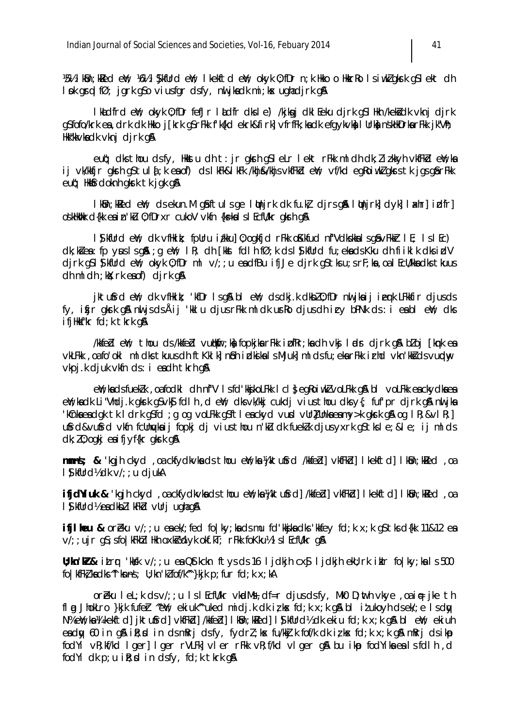¼3½ lkekftd eW; ¼4½ lkaLd`frd eW; lkekftd eW; okyk O;fDr n;k Hkko o HkkrRo ls iwZ gksrk gS lekt dh lsok gsrq fØ; jgrk gS o viusfgr dsfy, nwljksa dk mi;ksx ugha djrk gSA

lkaLd`frd eW; okyk O;fDr fefJr laLd`fr dks le) /kjksgj dks lEeku djrk gS lHkh /keks± dk vknj djrk gS fofo/krk esa ,drk dk Hkko j[krk gS rFkk f'k{kd ekrk&firk] vfrfFk;ksa dk efgykvksa] lUrksa nsk HkDrksa rFkk jk"Vª Hkk"kkvksa dk vknj djrk gSA

euq"; dks thou dsfy, Hkkstu dh t:jr gksrh gS leLr lekt rFkk ml dh dk;Z iz.kkyh vkfFkZd eW;ksa ij vk/kkfjr gksrh gS tuls[;k esa of) ds lkFk&lkFk /kkjs&/kkjs vkfFkZd eW; vf/kd egRoiw.kZ gksrs tk jgs gSa rFkk euq"; Hkkfrd oknh gksrk tk jgk gSA

lkekftd eW; ds ekun.M gS tu lsek lEcU/kr dk fu.kZ; djrs gSA lEcfU/kr] dyk] laxhr] izd`fr] oSKkfud {ks= esa izn'kZu O;fDrxr cuokV vkfn {ks=ksa ls lEcfU/kr gksrh gSA

lSkkfUrd eW; dk vFkkZ;& fpUru iz.kkyh] O;ogkfjd rFkk oSKkfud n`f"Vdks.kksa ls gS vFkkZr lR; ls lEc) dk;ksZ esa :fp ysuk ls gS A ;g eW; lR; dh [kkst fdlh fØ;k ds lSkkfUrd fu;eksa ds Kku dh fiiklk dks izdV djrk gS lSkkfUrd eW; okyk O;fDr ml v/;;u esa dfBu ifjJe djrk gS tks u;s rF;ksa ,oa lEcU/kksa dk tkuus dh ml dh ;ksX;rk esa of) djrk gSA

jktuSfrd eW; dk vFkkZ;& 'kfDr ls gSA bl eW; ds dkj.k dksbZ O;fDr nwljksa ij izHkqRo LFkkfir djus ds fy, izsfjr gksrk gSA nwljs ds Åij 'kklu djus rFkk ml dk usrRo djus dh izcy bPNk ds :i esa bl eW; dks ifjHkkf"kr fd;k tkrk gSA

/kkfeZd eW; thou ds /kkfeZd vuqHkoksa] fopkjksa rFkk izfØ;kvksa dh vksj l³dsr djrk gSA bZ'oj [kkstuk esa vkLFkk ,oa fo'okl ml dks tkuus dh ftKklk] nSoh izdk'k ls Muk] ml ds fu;eksa rFkk izrhd vkn'kks± ds vuqdwy vkpj.k djuk vkfn ds :i esa dh tkrh gSA

eW;ksa ds fuekZ.k ,oa fodkl dh n`f"V ls fd'kksjkoLFkk lcls egRoiw.kZ voLFkk gSA bl voLFkk esa ckyd eW;ksa dk Li"Vhdj.k gksrk gS vkSj fdlh ,d eW; dks vk/kkj cukdj viusthou dks y{; fuf'pr djrk gSA nwljksa 'kCnksa esa dgk tk ldrk gS fd ;g og voLFkk gS ftl esa ckyd vuqd vUrZnUnksa esa mYy>k gksrk gS A og lR;&vlR;] uSfrd&vuSfrd vkfn fcUnqvksa ij fopkj dj viusthou n'kZu dk fuekZ.k djus yxrk gS tks le;&le; ij ml ds dk;Z O;ogkj esa ifjyf{kr gksrk gSA

**mn~ns';& 'kgjh ckyd ,oa ckfydkvksa ds thou eW;ksa ¼jktuSfrd /kkfeZd] vkfFkZd] lkekftd] lkSkkfUrd ,oa lkaLd`frd½ dk v/;;u djukA**

**ifjdYiuk& 'kgjh ckyd ,oa ckfydkvksa ds thou eW;ksa ¼jktuSfrd] /kkfeZd] vkfFkZd] lkekftd] lkaLd`frd ,oa lSkkfUrd½ esa dksbZ lkFkZd vUrj ugha gSA**

**ifjlhek& orZeku v/;;u esa ek/;fed fo|ky;ksa ds mu fd'kksjksa dks 'kkfey fd;k x;k gS tks d{kk 11&12 esa v/;;ujr gS ;s fo|kFkhZ Hkh oxksZ dsa yksx okfkT; rFkk foKku ½lEcfU/kr gSA**

**U;kn'kZ& izLrqr 'kks/k v/;;u esa Qrsgkckn ftys ds 16 ljdkjh cxS ljdkjh ekU;rk izkIr fo|ky;ksa ls 500 fo|kfFkZ;ksa dks ^"kksns'; U;kn'kZ fof/k^ }kjk p;fur fd;k x;kA**

orZeku le;k ds v/;;u ls lEcfU/kr vkdMksa=.k df=r djus dsfy, MkW0 D;wih vkye ,oa ¼`) jke th flag JhokLro }kjk fufeZr ^eW; ekiuk^ ukemd mi dj.k dk iz;ksx fd;k x;k gSA bl iz.kuoyh ds ek/;e ls dqy N% eW;ksa ¼lkekftd] jktuSfrd] vkfFkZd] /kkfeZd] lkSkkfUrd½ dk ekiu fd;k x;k gSA bl eW; ekiuh esa dqy 60 in gSA izR;d in ds mRrj dsfy, fyd`r;ksx fu/kkZfjr fof/k dk iz;ksx fd;k x;k gSA mRrj ds ikap fodYi vR;f/kd lger] lger] rVLFk] vlger rFkk vR;f/kd vlger gSA bu ikap fodYiksa esa ls fdlh ,d fodYi dk p;u izR;d in dsfy, fd;k tkrk gSA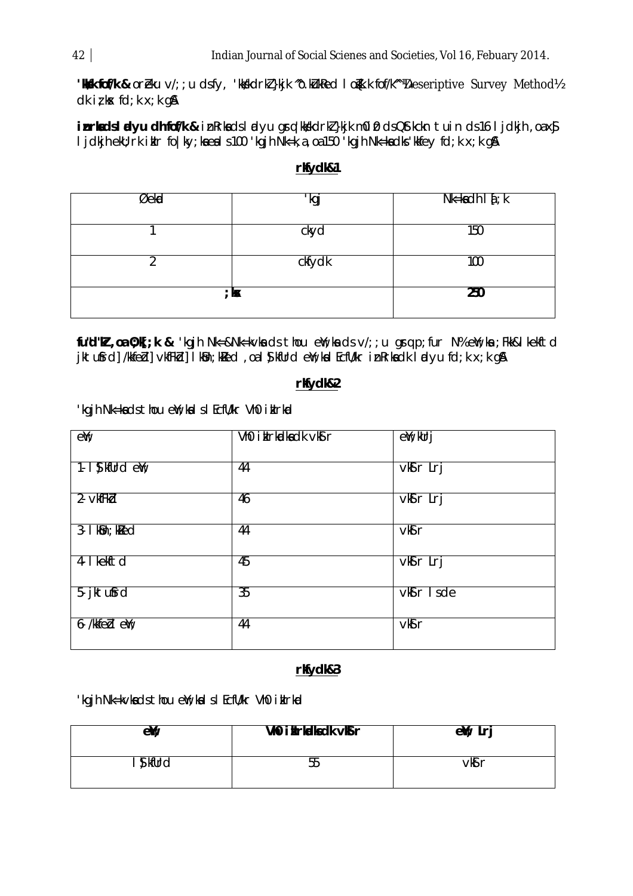**'kks/k fof/k &** orZeku v/;;u dsfy, 'kks/kdrkZ }kjk ^o.kZukRed losZ{k.k fof/k^^¼Deseriptive Survey Method½ dk iz;ksx fd;k x;k gSA

**iznRrksa ds ladyu dh fof/k &** iznRrksa ds ladyu gsrq 'kks/kdrkZ }kjk m0iz0 ds QStkckn tuin ds 16 ljdkjh ,oa xSj ljdkjh ek/;fed fo|ky;ksa esa ls 100 'kgjh Nk=k,a ,oa 150 'kgjh Nk=ksa dks 'kkfey fd;k x;k gSA

**rkfydk&1**

| Øekad | 'kgj | Nk=ksa dh la[;k |
|---|---|---|
| 1 | ckyd | 150 |
| 2 | ckfydk | 100 |
| **;ksx** | | **250** |

**fu"d"kZ ,oa O;k[;k &** 'kgjh Nk=&Nk=kvksa ds thou ewY;ksa ds v/;;u gsrq p;fur N% ewY;ksa ;Fkk& lkekftd jktuSfrd] /kkfeZd] vkfFkZd] lkSan;kZRed ,oa lS)kfUrd ewY;ksa ls lEcfU/kr iznRrksa dk ladyu fd;k x;k gSA

**rkfydk&2**

'kgjh Nk=ksa ds thou ewY;ksa ls lEcfU/kr Vh0 izkIrkad

| ewY; | Vh0 izkIrkadksa dk vkSlr | ewY;Lrj |
|---|---|---|
| 1- lS)kfUrd ewY; | 44 | vkSlr Lrj |
| 2- vkfFkZd | 46 | vkSlr Lrj |
| 3- lkSan;kZRed | 44 | vkSlr |
| 4- lkekftd | 45 | vkSlr Lrj |
| 5- jktuSfrd | 35 | vkSlr ls de |
| 6- /kkfeZd ewY; | 44 | vkSlr |

**rkfydk&3**

'kgjh Nk=kvksa ds thou ewY;ksa ls lEcfU/kr Vh0 izkIrkad

| **ewY;** | **Vh0 izkIrkadksa dk vkSlr** | **ewY; Lrj** |
|---|---|---|
| lS)kfUrd | 55 | vkSlr |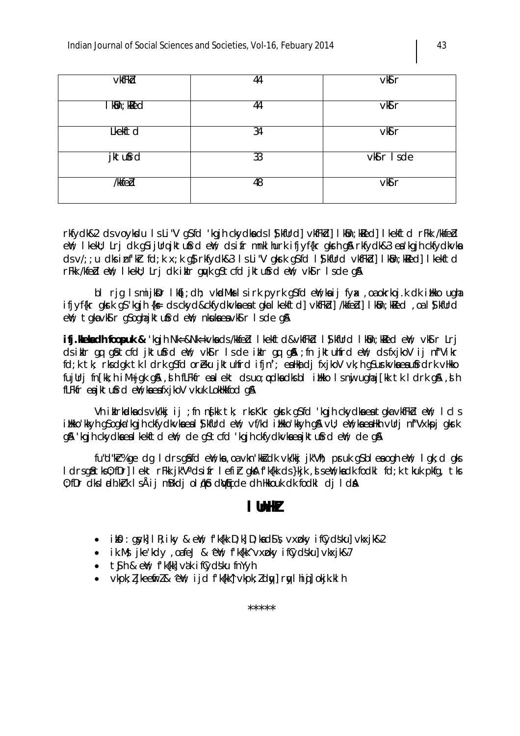| | | |
|---|---|---|
| vkfFkZd | 44 | vkSlr |
| lkaLd`frd | 44 | vkSlr |
| lkekftd | 34 | vkSlr |
| jktuSfrd | 33 | vkSlr lsde |
| /kkfeZd | 48 | vkSlr |

rkfydk&2 ds voyksdu ls Li"V gS fd 'kgjh ckydkvksa ds lkaLd`frd] vkfFkZd] lkekftd rFkk /kkfeZd eY; lekku; Lrj dk gS ijUrq jktuSfrd eY; ds izfr mnklhurk ifjyf{kr gksrh gSA rkfydk&3 esa 'kgjh ckfydkvksa ds v/;;u dks izn£'kr fd;k x;k gS] rkfydk&3 ls Li"V gksrk gS fd lkaLd`frd vkfFkZd] lkekftd rFkk /kkfeZd eY; lekku; Lrj dk iz'u gqvk gS tcfd jktuSfrd eY; vkSlr lsde gSA

bl rjg lsmijksDr lkfj.kh; vkadMksa ls ipk pyrk gS fd eY;ksa ij fyax ,oa okrkoj.k dk izHkko ugha ifjyf{kr gksrk gS 'kgjh {ks= ds ckyd&ckfydkvksa esa tgka lkekftd] vkfFkZd] /kkfeZd] lkaLd`frd ,oa lkaLd`frd eY; tgka vkSlr gS ogha jktuSfrd eY; nksuksa esa vkSlr lsde gSA

**ifj.kkeksa dh foospuk &** 'kgjh Nk=&Nk=kvksa ds /kkfeZd lkekftd&vkfFkZd lkaLd`frd lkaLd`frd eY; vkSlr Lrj ds ikbZ x;s gSa tcfd jktuSfrd eY; vkSlr lsde ikbZ x;s gSA ;fn jktuhfrd eY; ds fxjkoV ij n`f"Vikr fd;k tk; rks dgk tk ldrk gS fd orZeku jktuhfrd ifjn`'; esa Hkz"Vkpkj] fxjkoV vk;h gS tuksa vkaesa uSfrdrk vHkko fujUrj fn[kk;h iM+jgk gSA ,sh fLFkfr esa lekt ds uo;qodksa dks bl izHkko ls nwj ugha j[kk tk ldrk gSA ,slh fLFkfr esa jktuSfrd eY;ksa esa fxjkoV vkuk LokHkkfod gSA

Vh ikbZrdksa ds vk/kkj ij ;fn n`f"Vikr fd;k tk; rks Kkr gksrk gS fd 'kgjh ckydksa esa tgka vkfFkZd eY; ls cs izHkkfo'kyh gS ogka 'kgjh ckfydkvksa esa lkaLd`frd eY; vf/kd izHkko'kkyh gSA vU; eY;ksa esa Hkh vUrj n`f"Vxkspj gksrk gSA 'kgjh ckydksa esa lkekftd eY; de gS tcfd 'kgjh ckfydkvksa esa jktuSfrd eY; de gSA

fu"d"kZ%ge dg ldrs gSa fd eY;ksa ,oa vkn'kksZa dk vk/kkj jk"Vª ds ipUu gS bl esa ogh eY; lgk;d gks ldrs gSa tks O;fDr] lekt rFkk jk"Vª ds izfr lefiZr gksA f'k{kk ds }kjk ,sls eY;ksa dk fodkl fd;k tkuk pkfg, tks O;fDr dks ldkjkRed lsÅij mBkdj o`f) dks rhoz dj lds a gh Hkkouk dk fodkl dj ldsaA

## lUnHkZ

- ik.Ms : gsyk] lR;iky & eY; f'k{kk D;k] D;ksa dSls, vxzoky ifCyds'ku] vkxjk&2
- ik.Ms jke'kdy ,oafeJ & eY; f'k{kk^ vxzoky ifCyds'ku] vkxjk&7
- tSu & eY; f'k{kk] vk'k ifCyds'ku fnYyh
- vkpk;Z] jkeewfrZ & ^eY; ijd f'k{kk^] vkpk;Z dqy] rqyl hiqj] okjk.klh

\*\*\*\*\*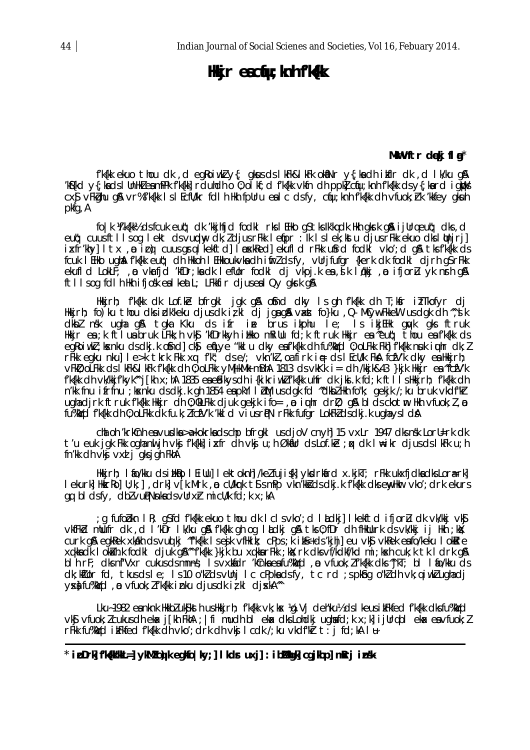# Hkkjr esa cfu;knh f'k{kk

**MkW- vftr dqekj flag***

f'k{kk ekuo thou dk ,d egRoiw.kZ y{; gksus ds lkFk&lkFk okaNr y{;ksa dh iwfrZ dk ,d lk/ku gSA 'kSf{kd y{;ksa ds lUnHkZ esa mPPk f'k{kk] rduhdh o O;olkf;d f'k{kk vkfn dh ppkZ cfu;knh f'k{kk ds y{;ksa rd igq¡ps cxSj vFkZghu gSA vr% f'k{kk ls lEcfU/kr fdlh Hkh fpUru esa lc ds fy, cfu;knh f'k{kk dh vfuok;Zrk 'kkfey gksuh pkfg,A

fo|k ¼f'k{kk½ ds fcuk euq"; dk 'kkjhfjd fodkl rks lEHko gS tks lkekU; dk Hkh gksrk gS ijUrq euq"; dks ,d euq"; cuus ds fy, lsog lekt ds vuqdwy dk;Z djus rFkk le>nkj ds :i esa lkekftd dk;Z djus rFkk ekuo dks lqUnj] xfr'khy] ltx ,oa izcq) cuus gsrq lkekftd] lkaLd`frd] ekufld rFkk uSfrd fodkl vko';d gSA tks f'k{kk ds fcuk lEHko ugha A f'k{kk euq"; dh Hkkoh lEHkkoukvksa dh iwfrZ ds fy, vUrfufgr {kerk dk fodkl djrh gS rFkk ekufld LokLF; ,oa vkarfjd 'kfDr;ksa dk lefUor fodkl dj vkpj.k esa ,sls lq/kkj ,oa ifjorZu yk nsrh gS ftlls og fdlh Hkh ifjos'k esa lkeatL; LFkkfir djus esa l{ke gksrk gSA

Hkkjrh; f'k{kk dk Lo.kZe bfrgkl jgk gSA oSfnd dky ls gh f'k{kk dh T;ksfr iTTofyr dj Hkkjrh; fo}ku thou dks izdk'keku djus dk iz;kl dj jgs gSA oSfnd dky vkSj vkJe fo}ku ,Q- MCY- FkkeLk us dgk dh "";s.k dkbZ ns'k ugha gSA Tkka ds izfr izse brus izpfyu le; ls ijEijk gwuk gks ftruk Hkkjr esa ;k ftlus bruk LFkk;h vkSj 'kfDr'kkyh izHkko mRiUu fd;k ftruk Hkkjr esa" euq"; thou esa f'k{kk ds egRoiw.kZ ;ksxnku ds dkj.k oSfnd dky esa] eqLye 'kklu dky esa f'k{kk dh fu"kqYd O;oLFkk Fkh] f'k{kk nsuk iq.; dk;Z rFkk egku nku] le>k tkrk Fkk xq: f'k"; ds e/; vkn'kZ ,oa firk iq= ds lEcU/k FksA fczfV'k dky esa Hkkjrh; vFkZO;oLFkk ds lkFk&lkFk f'k{kk dh O;oLFkk yM[kM+k mBhA 1813 ds vkKk i= dh /kkjk&43 }kjk Hkkjr esa fczfV'k f'k{kk dh vk/kkjf'kyk "j[kh x;hA 1835 esa eSdkys dh i{kikriw.kZ f'k{kk uhfr dk jksi.k fd;k ftlls Hkkjrh; f'k{kk dh n'kk fnu izfrfnu ;ksxnku ds dkj.k gh 1854 esa pkYlZ oqM us dgk fd "dksbZ Hkh fo"k; gekjk /;ku bruk vkdf"kZr ugha djrk ftruk f'k{kk Hkkjr dh O;oLFkk djuk gekjk ifo= ,oa iquhr drZO; gSA blds ckotwn Hkh vfuok;Z ,oa fu"kqYd f'k{kk dh O;oLFkk dk fu.kZ; fczfV'k 'kklu us iwjh rRijrk ls fufgr LokFkZ ds dkj.k ugha fy;k x;kA

chloha 'krkCnh esa vusd ekaxksa ds >aMs ds chp bfrgkl us djoV cnyh] 15 vxLr 1947 dks ns'k Lora=rk dk t'u euk jgk Fkk ogha nwljh vksj f'k{kk] izxfr dh vksj u;h Øakfr ds Lo.kZ ;qx dk lw=ikr djus ds lkFk u;h fn'kk dh vksj vxzlj gks jgh FkhA

Hkkjrh; lafo/kku ds iz[;kr O;fDr] lEiw.kZ lektokn] /keZfujis{k yksdrkaf=d x.kjkT;] rFkk ukxfjdksa dks Lora=rk] lekurk] HkkrRo] U;k;] drk] vf[k.Mrk ,oa cU/kqRo tSls mPp vkn'kksZ ds dkj.k f'k{kk dks ewyHkwr vko';drk ekurs gq, blds fy, dbZ vuqPNsnksa ds vUrxZr micU/k fd;k x;kA

;g fufoZokn lR; gS fd f'k{kk ekuo thou dk lcls vko';d lalk/ku] lkekftd ifjorZu dk vk/kkj vkSj vkfFkZd mUufr dk ,d 'kfDr lk/ku gSA f'k{kk gh og lalk/ku gS tks O;fDr dh fHkUurk ds vk/kkj ij Hkh ;ksX; curk gSA egkRek xka/kh ds vuqlkj "f'k{kk ls esjk vfHkizk; cPps ;k iq#"k ds 'kjhj] eu vkSj vkRek esa fo|eku lokZsRre xq.kksa dk lokZaxh.k fodkl djuk gSA" "f'k{kk }kjk bu xq.kksa rFkk ;ksX;rk dks vf/kdkf/kd mi;ksxh cuk;k tk ldrk gSA blh rF; dks n`f"Vxr cukus dh mn~ns'; ls vxzsth 'kklu dky esa fu"kqYd ,oa vfuok;Z f'k{kk dks "'kklu bl lafo/kku ds dk;kZUo;u fd, tkus ds le; ls 10 o"kZ ds vUnj lc cPpksa ds fy,] tc rd ;s pkSng o"kZ dh vk;q iwjh u djsa] ds fy, yxHkx fu"kqYd ,oa vfuok;Z f'k{kk iznku djus dk iz;kl djsxkA""

lu~ 1982 esa nknk HkkbZ ukSjksth us Hkkjrh; f'k{kk vk;ksx ¼gaVj deh'ku½ ds lkeus izkFkfed f'k{kk dks fu"kqYd vkSj vfuok;Z cukus dh ekax j[kh FkhA ;|fi mudh bl ekax dks Lohdkj ugha fd;k x;k] ijUrq bl ekax esa vfuok;Z rFkk fu"kqYd izkFkfed f'k{kk dh vko';drk dh vksj lcdk /;ku vkdf"kZr t:j fd;kA lu~

---

* izoDrk] f'k{kk'kkL=] ykMZ cq) egkfo|ky;] lkdsr uxj] iksMkj] cgjkbp] mRrj izns'k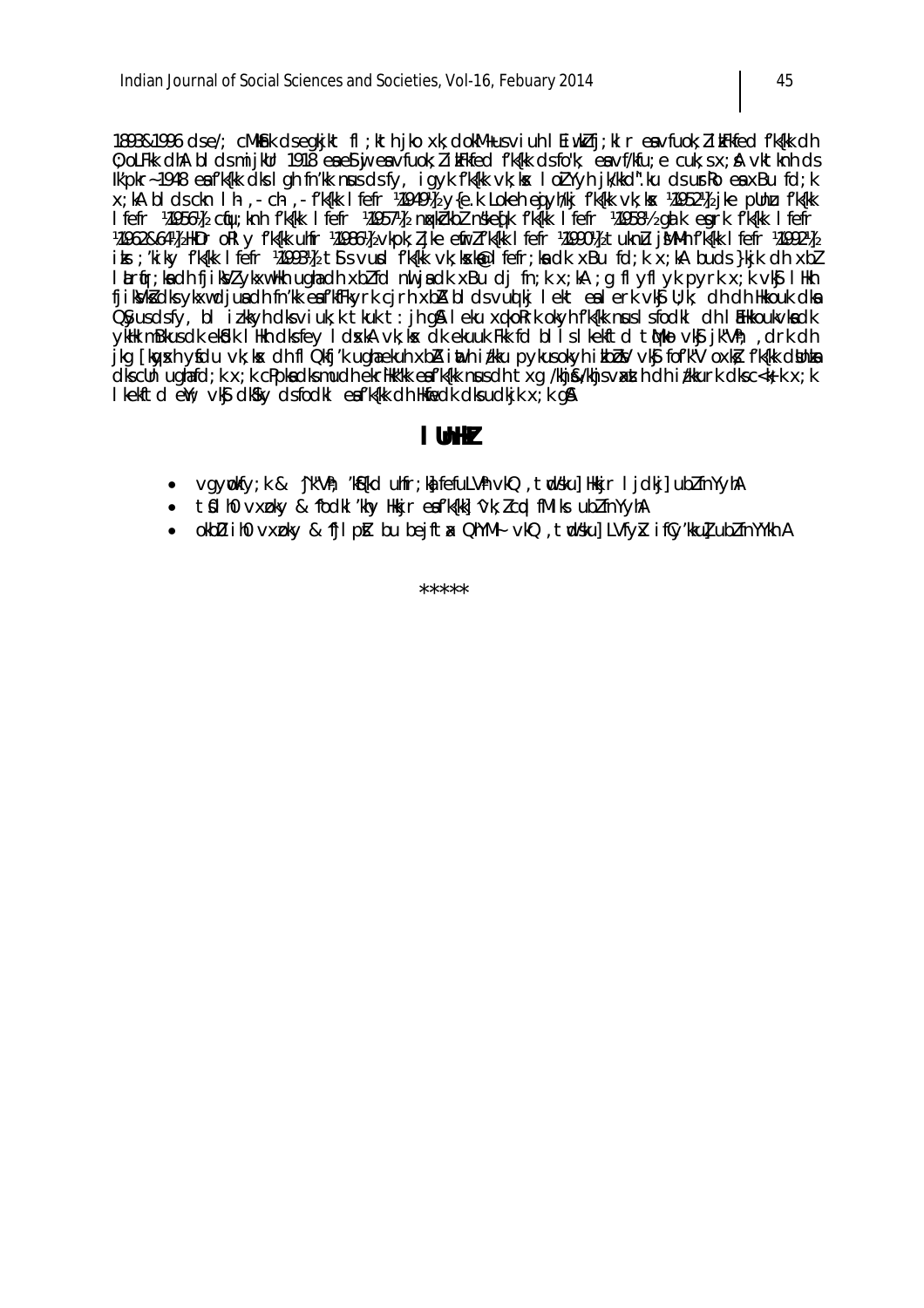1893&1996 dse/; cMkSnk dsegkjkt fl ;kthjko xk;dokM+usviuh lEiw.kZ fj;klr esavfuok;Z izkFkfed f'k{kk dh O;oLFkk dhA blds mijkUr 1918 esa eSlwj esa vfuok;Z izkFkfed f'k{kk ds fo'k; esa vf/kfu;e cuk;s x;sA vktknh ds Ik'pkr~ 1948 esa f'k{kk dks lgh fn'kk nsus ds fy, igyk f'k{kk vk;ksx loZYyh jk/kkd".ku ds usr`Ro esa xBu fd;k x;kA blds ckn lh- ,- ch ,- f'k{kk lfefr ¼1949½ y{e.k Lokeh eqnfy;kj f'k{kk vk;ksx ¼1952½ jke pUnz f'k{kk lfefr ¼1956½ cfu;knh f'k{kk lfefr ¼1957½ nqxkZckbZ ns'keq[k f'k{kk lfefr ¼1958½ galk esgrk f'k{kk lfefr ¼1962&64½ Hkkjr oRly f'k{kk uhfr ¼1986½ vkpk;Z jke ewfrZ f'k{kk lfefr ¼1990½ tuknZu jsM~Mh f'k{kk lfefr ¼1992½ ik.ks ;'kiky f'k{kk lfefr ¼1993½ tSls vusd f'k{kk vk;ksxksa@lfefr;ksa dk xBu fd;k x;kA buds }kjk dh xbZ laLrqfr;ksa dh fjiksVZ ykxw ugha dh xbZ fd nwljs dk xBu dj fn;k x;kA ;g flyflyk pyrk x;k vkSj lHkh fjiksVksZa dks ykxw djus dh fn'kk esa f'kfFkyrk cjrh xbZA blds vuUrj lekt esa lerk vkSj U;k; dh dh Hkkouk dks QSykus ds fy, bl izdkj dh dks viuk;k tkuk t:jh gSA lekt xq.koRrk okyh f'k{kk nsus ls fodkl dh lEHkkouk vksa dk ykHk mBkus dk ekSdk lHkh dks feyu l dsxkA vk;ksx dk ekuuk Fkk fd bl s lkekftd tqMko vkSj jk"Vª ,drk dh jkg [kqysxh ysfdu vk;ksx dh flQkfj'k ugha ekuh xbZA izkbZosV izkbZu pykus okyh izkbZosV vkSj fof'k"V oxhZ; f'k{kk dks tUe dks cUn ugha fd;k x;k cPpksa dks mudh ekrHkk"kk esa f'k{kk nsus dh txg /kuh&/kuh vaxzsth dh izkFkfedrk dks c<+k;k x;k lkekftd eW; vkSj dkSky ds fodkl esa f'k{kk dh Hkwfedk dks udkjk x;k gSA

## lUnHkZ

- vgywokfy;k & ^^'k"Vh; 'kSf{kd uhfr;ksa ;fefuLVªh vkQ ,tqds'ku] Hkkjr ljdkj] ubZ fnYyhA
- tS lh0 vxzoky & fodkl 'khy Hkkjr esa f'k{kk] vk;Z cqd fMiks ubZ fnYyhA
- okbZ ih0 vxzoky & fjlpZ bu bemjtsa QhYM~ vkQ ,tqds'ku] LVfyZx ifCy'klZ ubZ fnYYhA

*****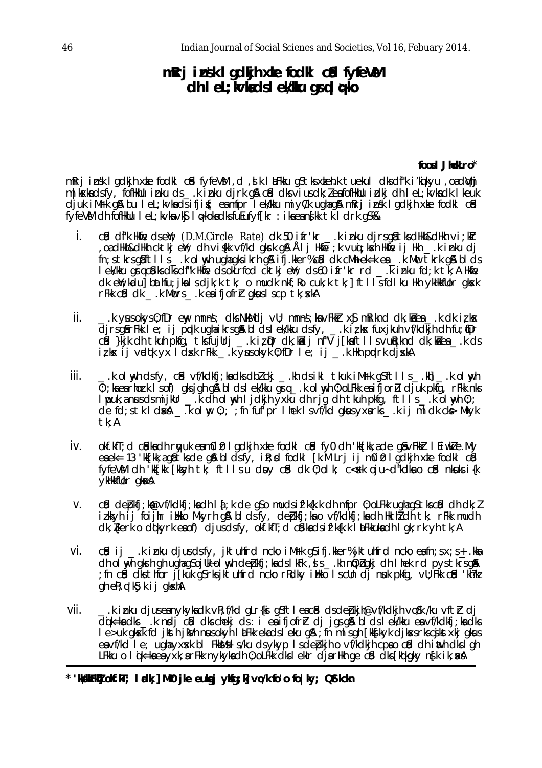# mRrj izns'k lgdkjh xzke fodkl cSad fyfeVsM
# dh leL;kvksa ds lek/kku gsrq lq>ko

**fooss'k JhokLro***

mRrj izns'k lgdkjh xzke fodkl cSad fyfeVsM ,d ,slk laLFkku gS tks xzkeh.k tuekul dks d`f"k ';kdyu , oa dqVhj m|ksxksa ds fy, foHkUu iznku ds _.k iznku djrk gS A cSad dks viuss dk;Z esa foHkUu izdkj dh leL;kvksa dk lkeuk djuk iM+rk gS A bu leL;kvksa ds ifjis{; esa mfpr lek/kku miyC/k ugha gS A mRrj izns'k lgdkjh xzke fodkl cSad fyfeVsM dh foHkUu leL;kvksa vkSj lq>koksa ds fuEufyf[kr :i esa n'kkZ;k tk ldrk gS%&

i. cSad d`f"k Hkwfe ds eWY (D.M.Circle Rate) dk 50 izfr'kr _.k iznku djrs gSa tks dHkh&dHkh vi;kZIr ,oa dHkh&dHkh cktkj eWY dh vis{kk vf/kd gksrk gS A Ålj Hkwfe ;k vuqi;ksxh Hkwfe ij Hkh _.k iznku dj fn;s tkrs gSa ftlls _.k olwyh ugha gks ikrh gS A ifj.kkeLo:i cSad dk cMh ek=k esa _.k Mwc tkrk gS A blds lek/kku gsrq cSad dks d`f"k Hkwfe ds okLrfod cktkj eWY ds 60 izfr'kr rd _.k iznku fd;k tk;s A Hkwfe dk eWY;kadu] bathfu;jksa ls djk;k tk;s , o mudk nkf;Ro cuk;k tk;] ftlls fdlku Hkh ykHkkfUor gksa o cSad dk _.k Mwcs _.k esa ifjofrZr gksus ls cpk tk ldsA

ii. _.k ysus okys O;fDr ey mnns'; dks NksM+dj vU; mnns'; esa vFkZ xzg.k mRiknd dk;Z esa _.k dk iz;ksx djrs gSa rFkk le; ij pqdk ugha ikrs gSa A blds lek/kku ds fy, _.k iz;ksx fuxjkuh vf/kdkjh dh fu;qfDr cSad }kjk dh tkuh pkfg, tks fujUrj _.k izkIr dk;Z dk nf"V j[ks ftlls vuqRiknd dk;Z esa _.k ds iz;ksx vlQyrk lsdsxk rFkk _.k ysus okyk O;fDr le; ij _.k Hkh pqdrk djsxkA

iii. _.k olwyh ds fy, cSad vf/kdkfj;ksa dks cbZ ckj _.kh ds ikl tkuk iM+rk gS ftlls _.k khj _.k olwyh O;;ksa esa rhozrk ls o`f) gks jgh gS A blds lek/kku gsrq _.k olwyh O;oLFkk esa ifjorZu djuk pkfg, rFkk nks lpuk,a nsus ds mijkUr _.k dh olwyh jktdh; yxku dh rjg dh tkuh pkfg, ftlls _.k olwyh O;; de fd;s tk ldsaA _.k olwy O;; ;fn fuf'pr lhek ls vf/kd gksus yxrs gSa rks _.k ij mlh dk cks> Mkyk tk;A

iv. okf.kT; cSadksa dh rqyuk esa m0iz0 lgdkjh xzke fodkl cSad fy0 dh 'kk[kk,a de gSa vFkkZr lhfer gSa A Mky esa ek= 13 'kk[kk,a gSa tks de gS A blds fy, iz;sd fodkl [k.M Lrj ij m0iz0 lgdkjh xzke fodkl cSad fyfeVsM dh 'kk[kk [kksyh tk, ftlls u dsoy cSad dk O;olk; c<s+xk oju~ d`"kdksa o cSad nksuksa i{k ykHkkfUor gksaxsA

v. cSad deZpkfj;ksa@vf/kdkfj;ksa dh l[;k de gS o mudks izf'k{k.k dh mfpr O;oLFkk ugha gS tks cSad dh dk;Z iz.kkyh ij foijhr izHkko Mkyrh gS A blds fy, deZpkfj;ksa o vf/kdkfj;ksa dh HkrhZ dh tk, rFkk mudh dk;Z{kerk o dq'kyrk esa o`f) djus ds fy, okf.kT; cSadksa ds izf'k{k.k laLFkkuksa dh lgk;rk yh tk,A

vi. cSad ij _.k iznku djus ds fy, jktuhfrd ncko iM+rk gS ifj.kkeLo:i jktuhfrd ncko esa fn;s x;s _.kksa dh olwyh gksrh ugha gS o ljdkj }kjk ,sls _.kh dh m|ksxksa ij dh lhek rd pysa tkrs gSa A ;fn cSad dks thfor j[kuk gS rks jktuhfrd ncko rRdky izHkko ls cUn dj nsuk pkfg, vU;Fkk cSad 'kh?kz gh eR;q dks izkIr ij gksxhA

vii. _.k iznku djus esa nyky ks dk vR;f/kd gLr{ksi gS tks cSad ds deZpkjh@vf/kdkjh vo/kS /ku vftZr dj cSad dks _.k nsdj cSad dks cSadh ds :i esa ifjofrZr dj jgs gSa A blds lek/kku esa vf/kdkfj;ksa dks le>uk gksxk fd jk"Vh; Lrj ij gksus okys uqdlku rFkk ekadsl eku gS A ;fn ml gh [kkrk cus rks xgjk ls xkjk gksus esa vf/kd le; ugha yxsxk bl FkkM+s ls /ku ds ykyp ls deZpkjh o vf/kdkjh cpsa o cSad dh iwath dks lgh LFkku o lqik=ksa esa yxk;s rFkk nykyksa dh O;oLFkk dks lekIr djsa rFkh ge cSad dks [kks[kyh gksus ls cpk ik;saxsA

\* 'kks/kkFkhZ okf.kT; ladk;] Mk0 jke euksgj yksfg;k vo/k fo'ofo|ky; QStkckn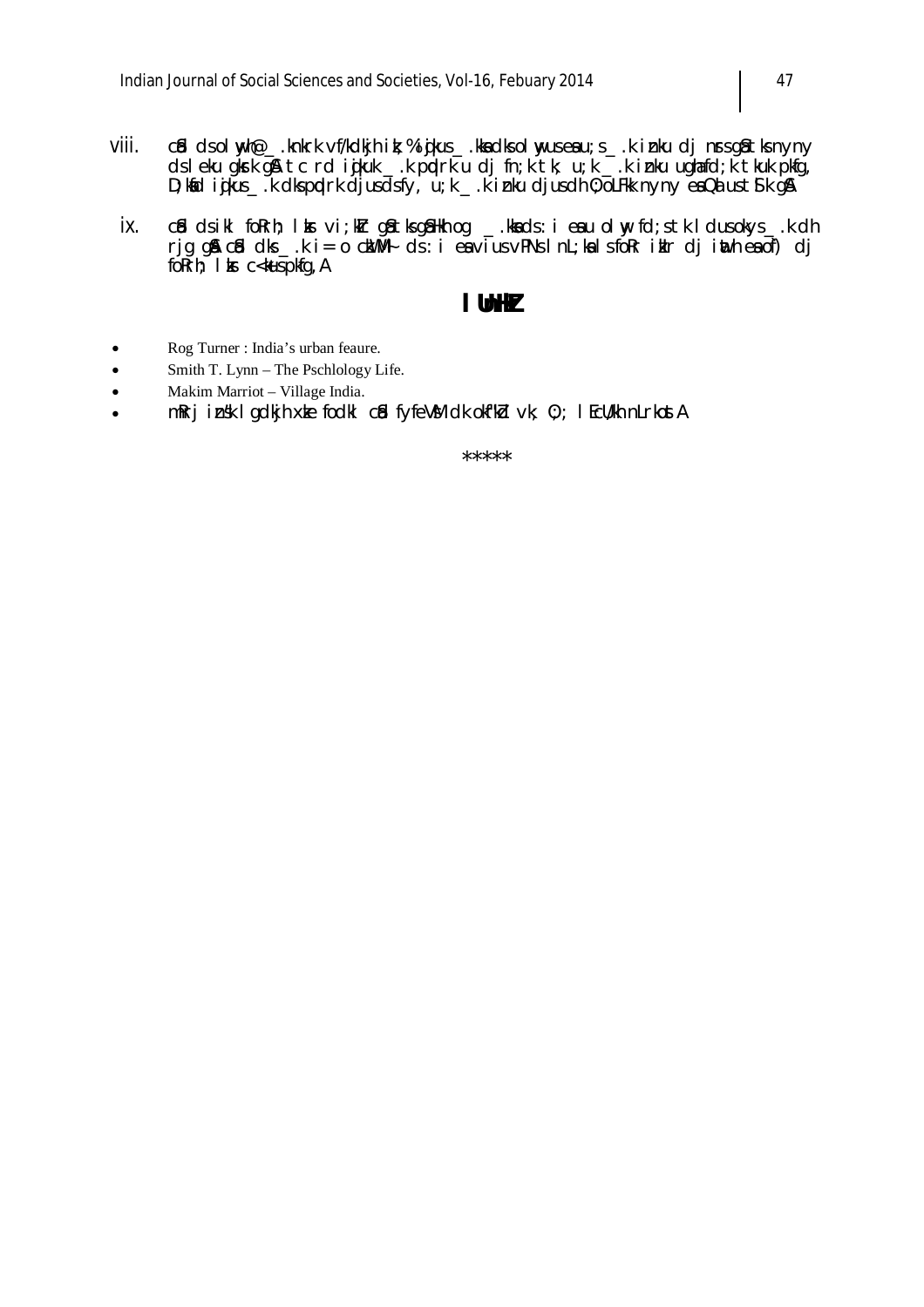viii. cSd ds olwyh@_.knkrk vf/kdkjh ik;% iqjkus _.kksa dks olwyus esa u;s _.k iznku dj nsrs gSa tks nyny ds leku gksrk gSA tc rd iqjkuk _.k pqdrk u dj fn;k tk; u;k _.k iznku ugha fd;k tkuk pkfg, D;ksafd iqjkus _.k dks pqdrk djus ds fy, u;k _.k iznku djus dh O;oLFkk nyny esa Qalus tSlk gSA

ix. cSd ds ikl foRrh; lk/ku vi;kZIr gSa tks gSa Hkh og _.kksa ds :i esa u olwy fd;s tk ldus okys _.k dh rjg gSA cSd dks _.k i= o cksUM~ ds :i esa vius vPNs lnL;ksa ls foRr izkIr dj iwath esa of) dj foRrh; lk/ku c<+kus pkfg,A

## lUnHkZ

- Rog Turner : India's urban feaure.
- Smith T. Lynn – The Pschlology Life.
- Makim Marriot – Village India.
- mRrj izns'k lgdkjh xzke fodkl cSad fyfeVsM dk okf"kZd vk; O;; lEcU/kh nLrkost A

\*\*\*\*\*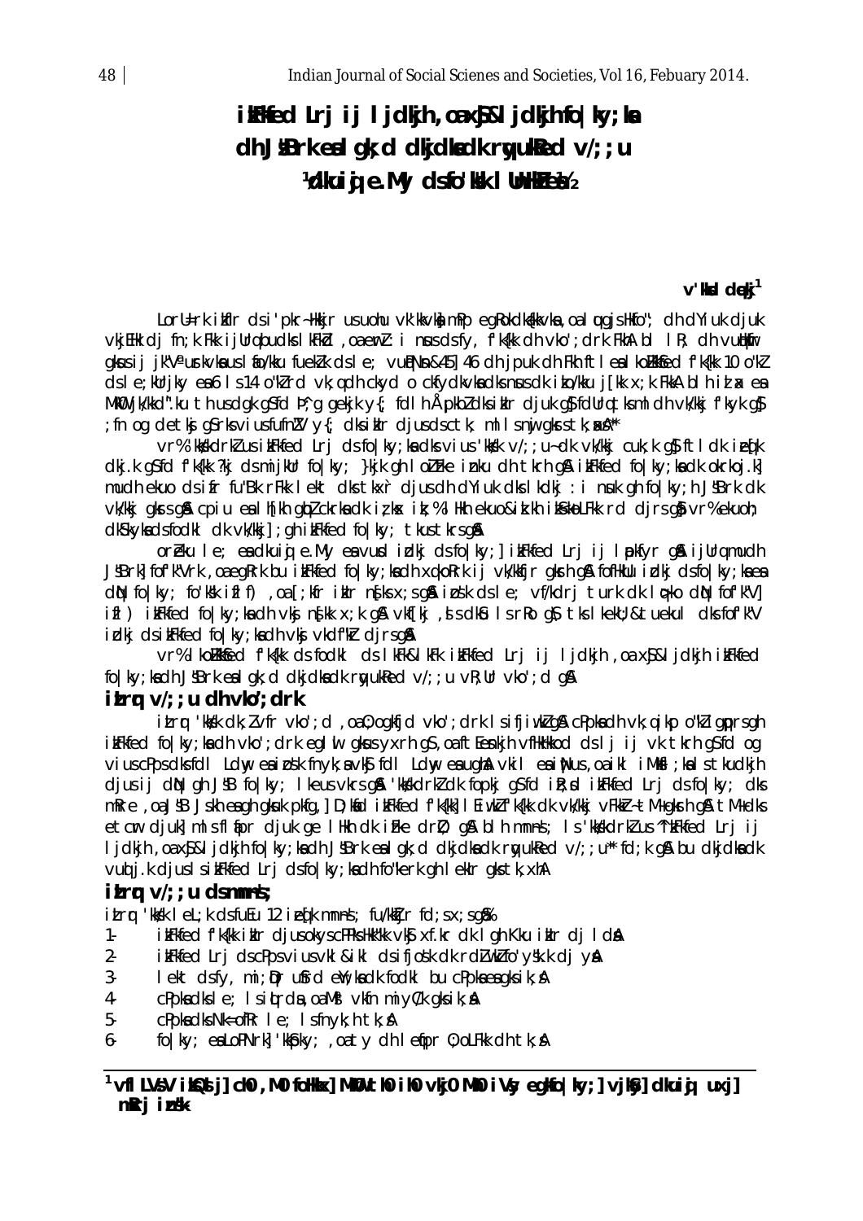# iBkfed Lrj ij I jdkjh ,oa xSj&I jdkjh fo|ky;ka dh J\sBrk ea I gk;d dkjdka dk rqyukRed v/;;u ¼dkuiqj e.My ds fo'ks"k I UnHkZ ea½

**v'kksd dqekj[1]**

LorU=rk iklfIr ds i'pkr~ Hkkjr us uohu vk'kkvka mPp egRokdka{kkvka ,oa u;s gkSlyka ds I kFk dh dYiuk djuk vkjEHk dj fn;k FkkA ijUrq bu dk I kFkZd ,oa ewrZ : i nsus ds fy, f'k{kk dh vko';drk FkhA bl I R; dh vuqHkwfr gksus ij jk"Vª ursvkas us I fo/kku fuekZ.k ds I e; vuPNsn&45 ] 46 dh jpuk dh Fkh ftl ea I kekU; f'k{kk 10 o"kZ ds I e;kUrjky ea 6 I s 14 o"kZ rd vk;q dh ckyd o ckfydkvka dks nsus dk izko/kku j[kk x;k FkkA bl hi izdkj ea MkW jk/kkd".ku th us dgk gS fd ^^ f'k{kk gekjk y{; fdl h Å pkbZ dks izkIr djuk gS fdUrq tks mI dh vk/kkj f'kyk gS ; fn og detksj gS rks vius fu/kkZfjr y{; dks izkIr djus ds ctk; mI I s nw j gks tk;saxs*

vr% 'kSf{kd dk;Z us iBkfed Lrj ds fo|ky;ka dks vius 'kks/k v/;;u dk vk/kkj cuk;k gS ftl dk iz [k dkj.k gS fd f'k{kk ?kj ds mijkUr fo|ky; }kjk gh I oZizFke iznku dh tkrh gSA iBkfed fo|ky;ka dk okrkoj.k] mudh ekuo ds ifr fu"Bk rFkk I ekt dks txr djus dh dYiuk dks I kdkj : i nsuk gh fo|ky;h J\sBrk dk vk/kkj gksrs gSA cpiu ea I h[kh gbZ ckrka dk izHkko iz;% I Hkh ekuo&izk.kh i\sdkoLFkk rd djrs gSA vr% ekuo; ds \s;ka ds fodkl dk vk/kkj ] ;gh iBkfed fo|ky; tkus tkrs gSA

orZeku I e; ea dkuiqj e.My ea vusd izdkj ds fo|ky; ] iBkfed Lrj ij I pkfyr gSA ijUrq mudh J\sBrk] fof'k"Vrk ,oa egRrk bu iBkfed fo|ky;ka dh xq.kRrk ij vk/kkfjr gksrh gSA fofHkUu izdkj ds fo|ky;ka ea dN fo|ky; fo'ks"k i{k ,oa [k; fr iklr n{ks x;s gSA izdsk ds I e; vf/kdrj turk dk I q>ko dN fof'kV i{k ) iBkfed fo|ky;ka dh vkj n{kk x;k gSA vk[kj ,s s dkSu I s rRo gS tks I kekU; &tueku I dks fof'kV izdkj ds iBkfed fo|ky;ka dh vkj vkdf"kZr djrs gSA

vr% I kekU; f'k{kk ds fodkl ds I kFk&I kFk iBkfed Lrj ij I jdkjh ,oa xSj&I jdkjh iBkfed fo|ky;ka dh J\sBrk ea I gk;d dkjdka dk rqyukRed v/;;u vR;Ur vko';d gSA

## izLrqr v/;;u dh vko';drk

izLrqr 'kks/k dk;Z vfr vko';d ,oa mi;ksxh vko';drk I s ifjiw.kZ gSA cPpka dh vk;q vkS o"kZ I s gksrs gq iBkfed fo|ky;ka dh vko';drk eg I w gksus yxrh gS ,oa ftl s ekrk&firk vfHkHkkod dsl j ij vk tkrh gS fd og vius cPps dks fdl I Ldwy ea izo'sk fnyk;s vkSj fdl I Ldwy ea u gha vkil ea iwNus ,oa ikl iMkS l ;ka I s tkudkjh djus ij dN gh J\sB fo|ky; I keus vkrs gSA 'kks/kdrkZ dk fopkj gS fd iR;sd iBkfed Lrj ds fo|ky; dks mRre ,oa J\sB Js.kh ea gh gksuk pkfg, ] D;ksafd iBkfed f'k{kk] I EiwkZ f'k{kk dk vk/kkj vFkkZ~ tM+ gksrh gSA tM+ dks etcwr djuk] mI s flapr djuk ge I Hkh dk iFke drZO; gSA bl h mn~ns'; I s 'kks/kdrkZ us ^iBkfed Lrj ij I jdkjh ,oa xSj&I jdkjh fo|ky;ka dh J\sBrk ea I gk;d dkjdka dk rqyukRed v/;;u** fd;k gSA bu dkjdka dk vuqlj.k djus I s iBkfed Lrj ds fo|ky;ka dh fo'kerk gh I ekIr gks tk;xhA

## izLrqr v/;;u ds mn~ns';

izLrqr 'kks/k I eL;k ds fuEu 12 iz[k mn~ns'; fu/kkZfjr fd;s x;s gS%&

1. iBkfed f'k{kk iklr djus okys cPpksa Hkk"kk vkSj xf.kr dk I gh Kku iklr dj I dsaA
2. iBkfed Lrj ds cPps vius vkl &ikl ds ifjos'k dk rdZ I axr fo'ys"k.k dj I dsaA
3. I ekt dsfy, mi;ksxh uSfrd ewY;ka dk fodkl bu cPpksa ea gks ik;sA
4. cPpksa dk I e; I s iwjk djus ,oa MkWi vkfn mi yC/k gks ik;sA
5. cPpksa dks Nk=ofRr I e; I s fnyk;h tk;sA
6. fo|ky; ea LoPNrk] 'kq) is; ,oa tydh lefpr O;oLFkk dh tk;sA

---

[1] vfl LVsV izksQs j] ch0 ,M0 foHkkx] MkW0 ch0 ih0 vkj0 M0 ih0 Vsy egkfo|ky;] vjk;s] dkuiqj uxj] mRrj izns'k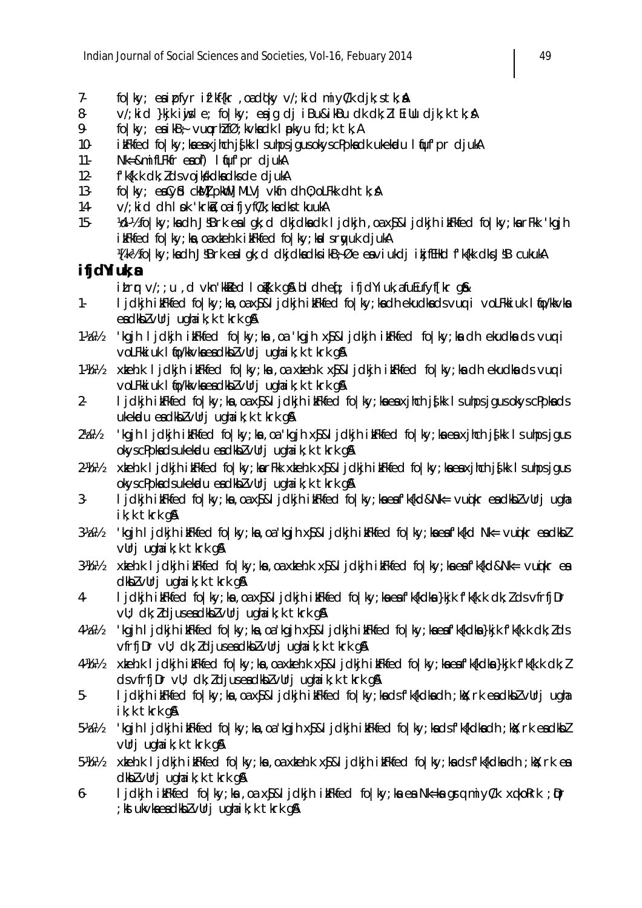7- fo|ky; esa pfpfyr i f’kf{kr ,oa dk;Zjr v/;kid miyC/k djk;s tk;saA

8- v/;kid }kjk iwjs le; fo|ky; esa jg dj iBu&ikBu dk dk;Z lEiUu djk;k tk;sA

9- fo|ky; esa ikB~;~ vuqrh;Øe; kvksa dk lapkyu fd;k tk;A

10- iztkfed fo|ky;ksa esa xjhch js[kk lsuhps jgus okys cPpksa dk ukekadu lqfuf’pr djukA

11- Nk=&mifLFkfr esa o`f) lqfuf’pr djukA

12- f’k{k.k dk;Z ds vfrfjDr dk;ksa dk de djukA

13- fo|ky; esa C;ySd cksMZ] pkWd] MLVj vkfn dh O;oLFkk dh tk;sA

14- v/;kid dh lsok ’krksaZ ,oa ifjyfC/k;ksa dks tkuukA

15- ¼d½ fo|ky;ksa dh J`sf.k;ksa esa lgk;d dk;ZdrkZvksa dk ljdkjh ,oa xSj ljdkjh iztkfed fo|ky;ksa rFkk ’kgjh iztkfed fo|ky;ksa ,oa xzkeh.k iztkfed fo|ky;ksa lsa rqyuk djukA

¼[k½ fo|ky;ksa dh J`sf.k;ksa esa lgk;d dk;ZdrkZvksa ds ikB~;Øe esa viukdj ikfjfLFkd f’k{kk dks J`sB cukukA

## ifjdYiuk,a

izLrqr v/;;u ,d vkn’kZkRed losZ{k.k gS blds ckn ;g ifjdYiuk,a fuEufyf[kr gSa&

1- ljdkjh iztkfed fo|ky;ksa ,oa xSj&ljdkjh iztkfed fo|ky;ksa dh ekudksa ds vuqlkj voLFkkiuk lqfo/kkvksa esa dksbZ vUrj ugha ik;k tkrk gSA

1¼v½ ’kgjh ljdkjh iztkfed fo|ky;ksa ,oa ’kgjh xSj&ljdkjh iztkfed fo|ky;ksa dh ekudksa ds vuqlkj voLFkkiuk lqfo/kkvksa esa dksbZ vUrj ugha ik;k tkrk gSA

1¼c½ xzkeh.k ljdkjh iztkfed fo|ky;ksa ,oa xzkeh.k xSj&ljdkjh iztkfed fo|ky;ksa dh ekudksa ds vuqlkj voLFkkiuk lqfo/kkvksa esa dksbZ vUrj ugha ik;k tkrk gSA

2- ljdkjh iztkfed fo|ky;ksa ,oa xSj&ljdkjh iztkfed fo|ky;ksa esa xjhch js[kk ls uhps jgus okys cPpksa ds ukekadu esa dksbZ vUrj ugha ik;k tkrk gSA

2¼v½ ’kgjh ljdkjh iztkfed fo|ky;ksa ,oa ’kgjh xSj&ljdkjh iztkfed fo|ky;ksa esa xjhch js[kk ls uhps jgus okys cPpksa ds ukekadu esa dksbZ vUrj ugha ik;k tkrk gSA

2¼c½ xzkeh.k ljdkjh iztkfed fo|ky;ksa rFkk xzkeh.k xSj&ljdkjh iztkfed fo|ky;ksa esa xjhch js[kk ls uhps jgus okys cPpksa ds ukekadu esa dksbZ vUrj ugha ik;k tkrk gSA

3- ljdkjh iztkfed fo|ky;ksa ,oa xSj&ljdkjh iztkfed fo|ky;ksa esa f’k{kd&Nk= vuqikr esa dksbZ vUrj ugha ik;k tkrk gSA

3¼v½ ’kgjh ljdkjh iztkfed fo|ky;ksa ,oa ’kgjh xSj&ljdkjh iztkfed fo|ky;ksa esa f’k{kd Nk= vuqikr esa dksbZ vUrj ugha ik;k tkrk gSA

3¼c½ xzkeh.k ljdkjh iztkfed fo|ky;ksa ,oa xzkeh.k xSj&ljdkjh iztkfed fo|ky;ksa esa f’k{kd&Nk= vuqikr esa dksbZ vUrj ugha ik;k tkrk gSA

4- ljdkjh iztkfed fo|ky;ksa ,oa xSj&ljdkjh iztkfed fo|ky;ksa esa f’k{kdksa }kjk f’k{k.k dk;Z ds vfrfjDr vU; dk;Z djus esa dksbZ vUrj ugha ik;k tkrk gSA

4¼v½ ’kgjh ljdkjh iztkfed fo|ky;ksa ,oa ’kgjh xSj&ljdkjh iztkfed fo|ky;ksa esa f’k{kdksa }kjk f’k{k.k dk;Z ds vfrfjDr vU; dk;Z djus esa dksbZ vUrj ugha ik;k tkrk gSA

4¼c½ xzkeh.k ljdkjh iztkfed fo|ky;ksa ,oa xzkeh.k xSj&ljdkjh iztkfed fo|ky;ksa esa f’k{kdksa }kjk f’k{k.k dk;Z ds vfrfjDr vU; dk;Z djus esa dksbZ vUrj ugha ik;k tkrk gSA

5- ljdkjh iztkfed fo|ky;ksa ,oa xSj&ljdkjh iztkfed fo|ky;ksa ds f’k{kdksa dh ;ksX;rk esa dksbZ vUrj ugha ik;k tkrk gSA

5¼v½ ’kgjh ljdkjh iztkfed fo|ky;ksa ,oa ’kgjh xSj&ljdkjh iztkfed fo|ky;ksa ds f’k{kdksa dh ;ksX;rk esa dksbZ vUrj ugha ik;k tkrk gSA

5¼c½ xzkeh.k ljdkjh iztkfed fo|ky;ksa ,oa xzkeh.k xSj&ljdkjh iztkfed fo|ky;ksa ds f’k{kdksa dh ;ksX;rk esa dksbZ vUrj ugha ik;k tkrk gSA

6- ljdkjh iztkfed fo|ky;ksa ,oa xSj&ljdkjh iztkfed fo|ky;ksa esa Nk=ksa gsrq miyC/k xq.koRrk ;qDr ;kstukvksa esa dksbZ vUrj ugha ik;k tkrk gSA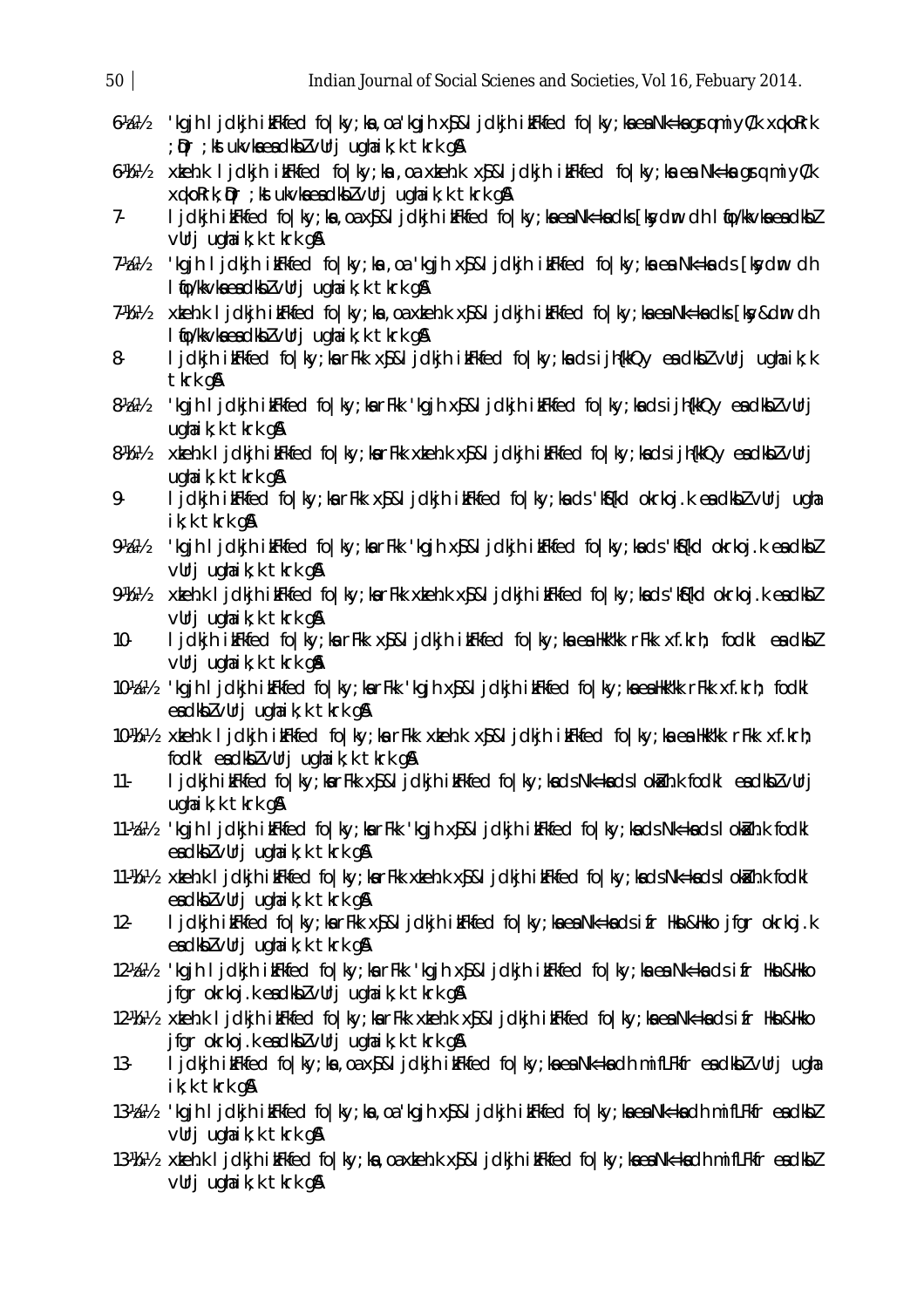6¼a½ 'kgjh ljdkjh iELFkked fo|ky;ksa ,oa 'kgjh xSj&ljdkjh iELFkked fo|ky;ksa esa Nk=ksa gsrq miyC/k xq.koRrk ;qDr ;kstukvksa esa dksbZ vUrj ugha ik;k tkrk gSA

6¼b½ xzkeh.k ljdkjh iELFkked fo|ky;ksa ,oa xzkeh.k xSj&ljdkjh iELFkked fo|ky;ksa esa Nk=ksa gsrq miyC/k xq.koRrk ;qDr ;kstukvksa esa dksbZ vUrj ugha ik;k tkrk gSA

7- ljdkjh iELFkked fo|ky;ksa ,oa xSj&ljdkjh iELFkked fo|ky;ksa esa Nk=ksa ds [ksydwn dh lqfo/kkvksa esa dksbZ vUrj ugha ik;k tkrk gSA

7¼a½ 'kgjh ljdkjh iELFkked fo|ky;ksa ,oa 'kgjh xSj&ljdkjh iELFkked fo|ky;ksa esa Nk=ksa ds [ksydwn dh lqfo/kkvksa esa dksbZ vUrj ugha ik;k tkrk gSA

7¼b½ xzkeh.k ljdkjh iELFkked fo|ky;ksa ,oa xzkeh.k xSj&ljdkjh iELFkked fo|ky;ksa esa Nk=ksa ds [ksy&dwn dh lqfo/kkvksa esa dksbZ vUrj ugha ik;k tkrk gSA

8- ljdkjh iELFkked fo|ky;ksa rFkk xSj&ljdkjh iELFkked fo|ky;ksa ds ijh{kkQy esa dksbZ vUrj ugha ik;k tkrk gSA

8¼a½ 'kgjh ljdkjh iELFkked fo|ky;ksa rFkk 'kgjh xSj&ljdkjh iELFkked fo|ky;ksa ds ijh{kkQy esa dksbZ vUrj ugha ik;k tkrk gSA

8¼b½ xzkeh.k ljdkjh iELFkked fo|ky;ksa rFkk xzkeh.k xSj&ljdkjh iELFkked fo|ky;ksa ds ijh{kkQy esa dksbZ vUrj ugha ik;k tkrk gSA

9- ljdkjh iELFkked fo|ky;ksa rFkk xSj&ljdkjh iELFkked fo|ky;ksa ds 'kS{kd okrkoj.k esa dksbZ vUrj ugha ik;k tkrk gSA

9¼a½ 'kgjh ljdkjh iELFkked fo|ky;ksa rFkk 'kgjh xSj&ljdkjh iELFkked fo|ky;ksa ds 'kS{kd okrkoj.k esa dksbZ vUrj ugha ik;k tkrk gSA

9¼b½ xzkeh.k ljdkjh iELFkked fo|ky;ksa rFkk xzkeh.k xSj&ljdkjh iELFkked fo|ky;ksa ds 'kS{kd okrkoj.k esa dksbZ vUrj ugha ik;k tkrk gSA

10- ljdkjh iELFkked fo|ky;ksa rFkk xSj&ljdkjh iELFkked fo|ky;ksa esa Hkk"kk rFkk xf.krh; fodkl esa dksbZ vUrj ugha ik;k tkrk gSA

10¼a½ 'kgjh ljdkjh iELFkked fo|ky;ksa rFkk 'kgjh xSj&ljdkjh iELFkked fo|ky;ksa esa Hkk"kk rFkk xf.krh; fodkl esa dksbZ vUrj ugha ik;k tkrk gSA

10¼b½ xzkeh.k ljdkjh iELFkked fo|ky;ksa rFkk xzkeh.k xSj&ljdkjh iELFkked fo|ky;ksa esa Hkk"kk rFkk xf.krh; fodkl esa dksbZ vUrj ugha ik;k tkrk gSA

11- ljdkjh iELFkked fo|ky;ksa rFkk xSj&ljdkjh iELFkked fo|ky;ksa ds Nk=ksa ds lokZaxh.k fodkl esa dksbZ vUrj ugha ik;k tkrk gSA

11¼a½ 'kgjh ljdkjh iELFkked fo|ky;ksa rFkk 'kgjh xSj&ljdkjh iELFkked fo|ky;ksa ds Nk=ksa ds lokZaxh.k fodkl esa dksbZ vUrj ugha ik;k tkrk gSA

11¼b½ xzkeh.k ljdkjh iELFkked fo|ky;ksa rFkk xzkeh.k xSj&ljdkjh iELFkked fo|ky;ksa ds Nk=ksa ds lokZaxh.k fodkl esa dksbZ vUrj ugha ik;k tkrk gSA

12- ljdkjh iELFkked fo|ky;ksa rFkk xSj&ljdkjh iELFkked fo|ky;ksa esa Nk=ksa ds ifr Hksn&Hkko jfgr okrkoj.k esa dksbZ vUrj ugha ik;k tkrk gSA

12¼a½ 'kgjh ljdkjh iELFkked fo|ky;ksa rFkk 'kgjh xSj&ljdkjh iELFkked fo|ky;ksa esa Nk=ksa ds ifr Hksn&Hkko jfgr okrkoj.k esa dksbZ vUrj ugha ik;k tkrk gSA

12¼b½ xzkeh.k ljdkjh iELFkked fo|ky;ksa rFkk xzkeh.k xSj&ljdkjh iELFkked fo|ky;ksa esa Nk=ksa ds ifr Hksn&Hkko jfgr okrkoj.k esa dksbZ vUrj ugha ik;k tkrk gSA

13- ljdkjh iELFkked fo|ky;ksa ,oa xSj&ljdkjh iELFkked fo|ky;ksa esa Nk=ksa dh mifLFkfr esa dksbZ vUrj ugha ik;k tkrk gSA

13¼a½ 'kgjh ljdkjh iELFkked fo|ky;ksa ,oa 'kgjh xSj&ljdkjh iELFkked fo|ky;ksa esa Nk=ksa dh mifLFkfr esa dksbZ vUrj ugha ik;k tkrk gSA

13¼b½ xzkeh.k ljdkjh iELFkked fo|ky;ksa ,oa xzkeh.k xSj&ljdkjh iELFkked fo|ky;ksa esa Nk=ksa dh mifLFkfr esa dksbZ vUrj ugha ik;k tkrk gSA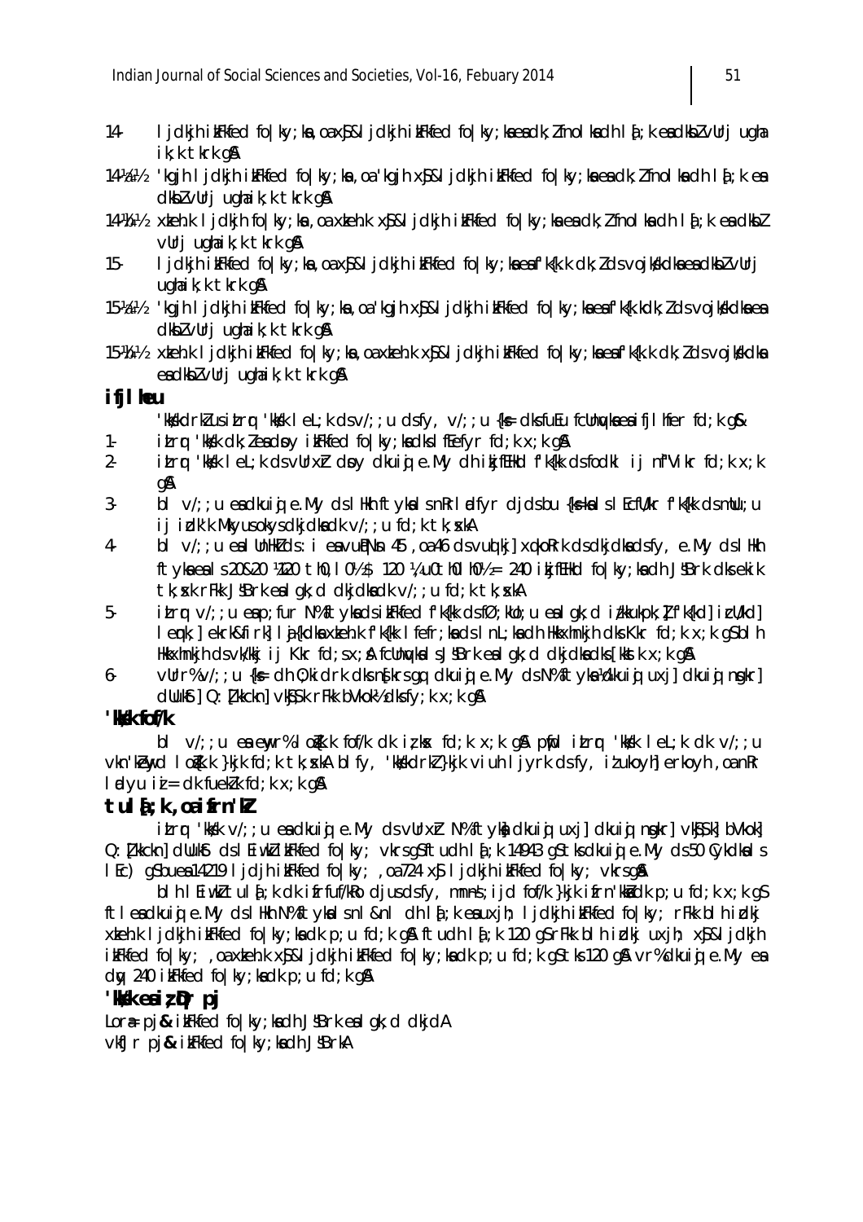14- l jdkjh ikFkfed fo|ky; ka, oa xSj&l jdkjh ikFkfed fo|ky; ka es a dk;Z fnol ka dh l a[;k ea dkbZ vUrj ugha ik;k tkrk gSA

14-¼a½ 'kgjh l jdkjh ikFkfed fo|ky; ka, oa 'kgjh xSj&l jdkjh ikFkfed fo|ky; ka es a dk;Z fnol ka dh l a[;k ea dkbZ vUrj ugha ik;k tkrk gSA

14-¼b½ xkeh.k l jdkjh fo|ky; ka, oa xkeh.k xSj&l jdkjh ikFkfed fo|ky; ka es a dk;Z fnol ka dh l a[;k ea dkbZ vUrj ugha ik;k tkrk gSA

15- l jdkjh ikFkfed fo|ky; ka, oa xSj&l jdkjh ikFkfed fo|ky; ka es a f'k{k.k dk;Z ds vo jks/kdks a es a dkbZ vUrj ugha ik;k tkrk gSA

15-¼a½ 'kgjh l jdkjh ikFkfed fo|ky; ka, oa 'kgjh xSj&l jdkjh ikFkfed fo|ky; ka es a f'k{k.k dk;Z ds vojks/kdks a es a dkbZ vUrj ugha ik;k tkrk gSA

15-¼b½ xkeh.k l jdkjh ikFkfed fo|ky; ka, oa xkeh.k xSj&l jdkjh ikFkfed fo|ky; ka es a f'k{k.k dk;Z ds vojks/kdks a es a dkbZ vUrj ugha ik;k tkrk gSA

## ifjl heu

'kks/kdrkZ us izLrq r 'kks/k l eL;k ds v/;; u ds fy, v/;; u {ks= dks fuEu fcUnqvks a es a ifjl hfer fd;k g&

1- izLrqr 'kks/k dk;Z es a dsoy ikFkfed fo|ky; ka dks l fEefyr fd;k x;k gSA

2- izLrqr 'kks/k l eL;k ds vUrxZr dsoy dkuiqj e.My dh izkjfEHkd f'k{kk ds fodkl ij nf"V Mkyh x;h gS] ftlds fy, xzkeh.k vkSj 'kgjh {ks=ksa ds l jdkjh rFkk xSj l jdkjh fo|ky;ksa dks pquk x;k gSA

3- bl v/;; u es a dkuiqj e.My ds l Hkh ftyks a dks l fEefyr djds i zR;sd ftys ds l jdkjh rFkk xSj l jdkjh iz'kkl u dh fLFkfr ij v/;; u fd;k tk;sxkA

4- bl v/;; u es a l Unf HkZ ds : i es a vuqeksnu 45 , oa 46 ds vuql kj] xq kokRrk ds dkjdks a ds fy, e.My ds l Hkh ftyks a es a l s 20&20 ¼20 th0, l 0½ $ 120 ¼u0 th0 l h0½ = 240 izkjfEHkd fo|ky; ka dh J sBrk dks ekik tk;sxk rFkk J sBrk es a l gk;d dkjdks a dk v/;; u fd;k tk;sxkA

5- izLrq r v/;; u es a p;fur N% ftyks a ds iKFkfed f'k{kk ds fØ;kdyki] u es a l gk;d i z'kkl ukRed] f'k{kd] izcU/kd] l eqnk;] ekrk&firk] l ja{kd ka xzkeh.k f'k{kk l fefr;ks a ds l nL; ka dh Hkkxhnkjh dks Kkr fd;k x;k gS] bl h Hkkxhnkjh ds vk/kkj ij Kkr fd;s x;s fcUnqvks a J sBrk es a l gk;d dkjdks a dks [kkstk x;k gSA

6- vUr% v/;; u {ks= dh O;kidrk dks n[krs gq, dkuiqj e.My ds N% ftyksa ¼dkuiqj uxj] dkuiqj nsgkr] dUukSt] Q:[kkckn] vkSjS;k rFkk bVkok½ dks fy;k x;k gSA

## 'kks/k fof/k

bl v/;; u es a ewY;ka dh l oS{k.k fof/k dk iz;ksx fd;k x;k gSA pw¡fd izLrq r 'kks/k l eL;k dk v/;; u vkn'kZewyd l oS{k.k }kjk fd;k tk;sxkA bl fy, 'kks/kdrkZ }kjk viuh l jyrk ds fy, iz'ukoyh] erkoyh , oa nRr l adyu i= dk fuekZ.k fd;k x;k gSA

## tul a[;k , oa ifrn'kZ

izLrqr 'kks/k v/;; u es a dkuiqj e.My ds vUrxZr N% ftys] dkuiqj uxj] dkuiqj nsgkr] vkSjS;k] bVkok] Q:[kkckn] dUukSt ds l EiwkZ iKFkfed fo|ky; vkrs gSa tks dkuiqj e.My ds 50 Cykdks a l s l Ec) gSa buea 14219 l jdjh iKFkfed fo|ky; vkrs gS ftudh l a[;k 14943 gS tks dkuiqj e.My ds 50 Cykdksa l s l Ec) gSa buea 14219 l jdjh iKFkfed fo|ky; , oa 724 xS l jdkjh iKFkfed fo|ky; vkrs gSaA

bl h l EiwkZ tul a[;k dk ifrfuf/kRo djus ds fy, mn~ns ; ijd fof/k }kjk ifrn'kZ dk p; u fd;k x;k gS ftl es a dkuiqj e.My ds l Hkh N% ftyks a l s nl &nl dh l a[;k es a uxjh; l jdkjh iKFkfed fo|ky; rFkk bl h izdkj xzkeh.k l jdkjh iKFkfed fo|ky; ka dk p; u fd;k gSA ftudh l a[;k 120 gS rFkk bl h izdkj uxjh; xSj&l jdkjh iKFkfed fo|ky; , oa xkeh.k xSj&l jdkjh iKFkfed fo|ky; ka dk p; u fd;k gS tks 120 gSA vr% dkuiqj e.My es a dqy 240 iKFkfed fo|ky; ka dk p; u fd;k gSA

## 'kks/k es a iz;qDr pj

Lora= pj& iKFkfed fo|ky; ka dh J sBrk es a l gk;d dkjdA

vkfJr pj& iKFkfed fo|ky; ka dh J sBrkA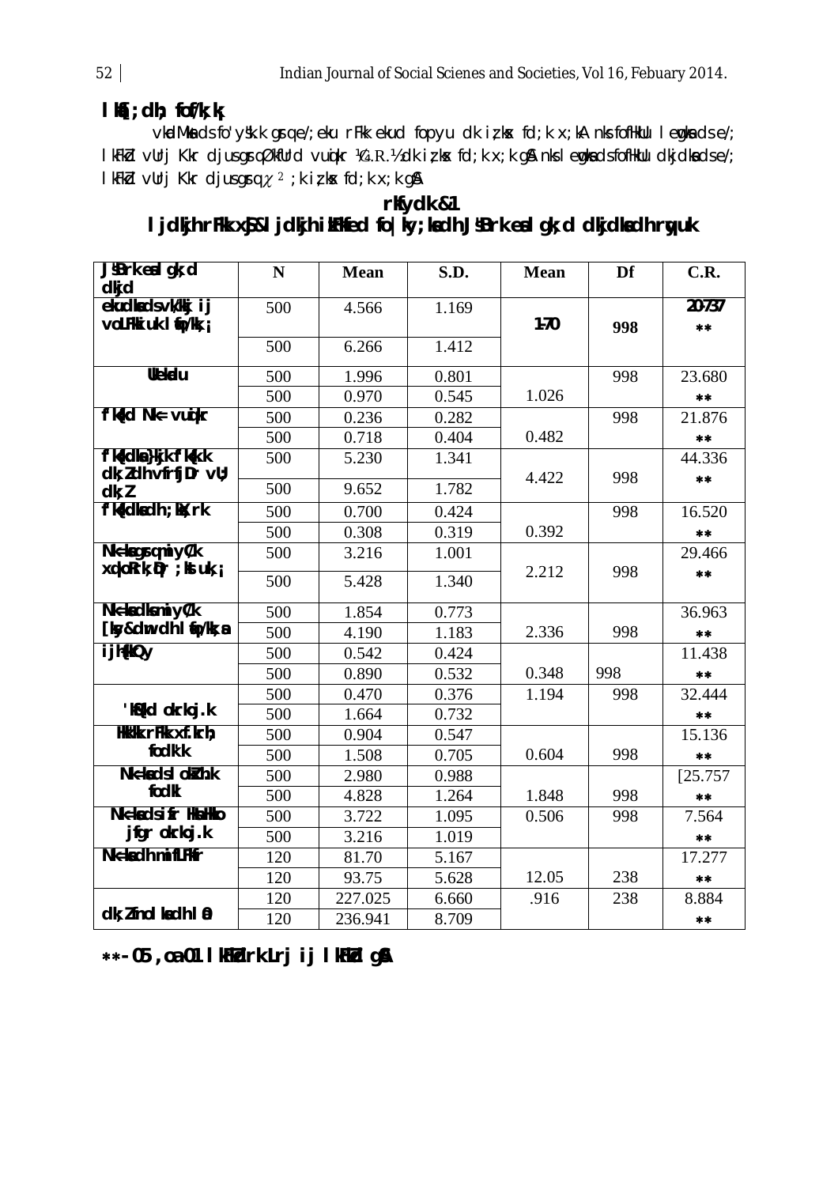## lka[;dh; fof/k;k¡

vkdMksa ds fo'ys"k.k gsrq e/;eku rFkk ekud fopyu dk iz;ksx fd;k x;kA nks fofHkUu lewgksa ds e/; lkFkZd vUrj Kkr djus gsrq ØkfUrd vuqikr ¼C.R.½ dk iz;ksx fd;k x;k gSA nks lewgksa ds fofHkUu dkjdksa ds e/; lkFkZd vUrj Kkr djus gsrq $\chi^2$ ;k iz;ksx fd;k x;k gSA

### rkfydk &1

### ljdkjh rFkk xSj&ljdkjh izkFkfed fo|ky;ksa dh J`s.krk esa lgk;d dkjdksa dh rqyuk

| J`s.krk esa lgk;d dkjd | N | Mean | S.D. | Mean | Df | C.R. |
|---|---|---|---|---|---|---|
| ekudksa ds vk/kkj ij voLFkkiuk lqfo/kk;i | 500 | 4.566 | 1.169 | 1.70 | 998 | 20.737 ** |
| | 500 | 6.266 | 1.412 | | | |
| Ukekadu | 500 | 1.996 | 0.801 | 1.026 | 998 | 23.680 ** |
| | 500 | 0.970 | 0.545 | | | |
| f'k{kd Nk= vuqikr | 500 | 0.236 | 0.282 | 0.482 | 998 | 21.876 ** |
| | 500 | 0.718 | 0.404 | | | |
| f'k{kdksa }kjk f'k{k.k dk;Z dh vfrfjDr vU; dk;Z | 500 | 5.230 | 1.341 | 4.422 | 998 | 44.336 ** |
| | 500 | 9.652 | 1.782 | | | |
| f'k{kdksa dh ;ksX;rk | 500 | 0.700 | 0.424 | 0.392 | 998 | 16.520 ** |
| | 500 | 0.308 | 0.319 | | | |
| Nk=ksa gsrq miyC/k xq.koRrk;qDr ;kstuk;i | 500 | 3.216 | 1.001 | 2.212 | 998 | 29.466 ** |
| | 500 | 5.428 | 1.340 | | | |
| Nk=ksa dks miyC/k [ksy&dwn dh lqfo/kk;sa | 500 | 1.854 | 0.773 | 2.336 | 998 | 36.963 ** |
| | 500 | 4.190 | 1.183 | | | |
| ijh{kkQy | 500 | 0.542 | 0.424 | 0.348 | 998 | 11.438 ** |
| | 500 | 0.890 | 0.532 | | | |
| 'kS{kd okrkoj.k | 500 | 0.470 | 0.376 | 1.194 | 998 | 32.444 ** |
| | 500 | 1.664 | 0.732 | | | |
| Hkk"kk rFkk xf.krh; fodkl | 500 | 0.904 | 0.547 | 0.604 | 998 | 15.136 ** |
| | 500 | 1.508 | 0.705 | | | |
| Nk=ksa ds lokZaxh.k fodkl | 500 | 2.980 | 0.988 | 1.848 | 998 | [25.757 ** |
| | 500 | 4.828 | 1.264 | | | |
| Nk=ksa ds izfr HksnHkko jfgr okrkoj.k | 500 | 3.722 | 1.095 | 0.506 | 998 | 7.564 ** |
| | 500 | 3.216 | 1.019 | | | |
| Nk=ksa dh mifLFkfr | 120 | 81.70 | 5.167 | 12.05 | 238 | 17.277 ** |
| | 120 | 93.75 | 5.628 | | | |
| dk;Zfnol ksa dh la[;k | 120 | 227.025 | 6.660 | .916 | 238 | 8.884 ** |
| | 120 | 236.941 | 8.709 | | | |

** -05 ,oa -01 lkFkZdrk Lrj ij lkFkZd gSA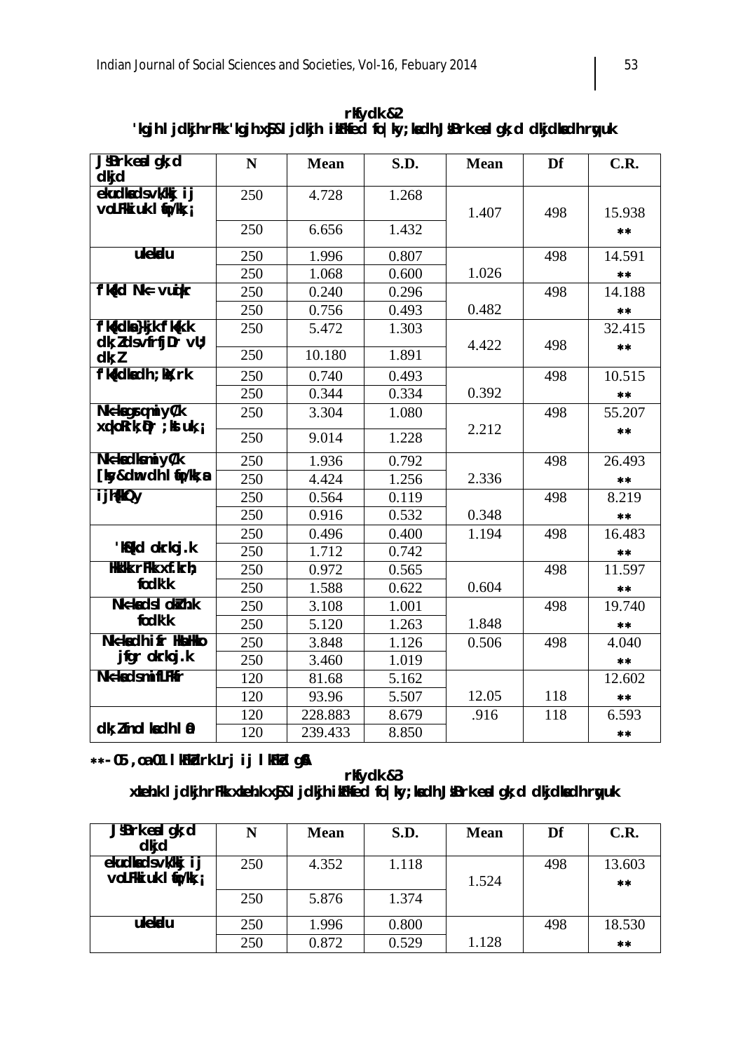**rkfydk&2**

**'kgjh ljdkjh rFkk 'kgjh xSj ljdkjh izkFkfed fo|ky;ksa dh JsSf.k;ksa esa lgk;d dkjdksa dh rqyuk**

| JsSf.k;ksa esa lgk;d dkjd | N | Mean | S.D. | Mean | Df | C.R. |
|---|---|---|---|---|---|---|
| ekudksa ds vk/kkj ij vLFkkiuk lqfo/kk;sa | 250 | 4.728 | 1.268 | 1.407 | 498 | 15.938 ** |
| | 250 | 6.656 | 1.432 | | | |
| ukekadu | 250 | 1.996 | 0.807 | 1.026 | 498 | 14.591 ** |
| | 250 | 1.068 | 0.600 | | | |
| f'k{kd Nk= vuqikr | 250 | 0.240 | 0.296 | 0.482 | 498 | 14.188 ** |
| | 250 | 0.756 | 0.493 | | | |
| f'k{kdksa }kjk f'k{k.k dk;Z ds vfrfjDr vU; dk;Z | 250 | 5.472 | 1.303 | 4.422 | 498 | 32.415 ** |
| | 250 | 10.180 | 1.891 | | | |
| f'k{kdksa dh ;ksX;rk | 250 | 0.740 | 0.493 | 0.392 | 498 | 10.515 ** |
| | 250 | 0.344 | 0.334 | | | |
| Nk=ksa gsrq miyC/k xq.koRrk;qDr ;kstuk;sa | 250 | 3.304 | 1.080 | 2.212 | 498 | 55.207 ** |
| | 250 | 9.014 | 1.228 | | | |
| Nk=ksa dks miyC/k [ksy&dwn dh lqfo/kk,a | 250 | 1.936 | 0.792 | 2.336 | 498 | 26.493 ** |
| | 250 | 4.424 | 1.256 | | | |
| ijh{kkQy | 250 | 0.564 | 0.119 | 0.348 | 498 | 8.219 ** |
| | 250 | 0.916 | 0.532 | | | |
| 'kS{kd okrkoj.k | 250 | 0.496 | 0.400 | 1.194 | 498 | 16.483 ** |
| | 250 | 1.712 | 0.742 | | | |
| HkkSfrd rFkk xq.kkRed fodkl | 250 | 0.972 | 0.565 | 0.604 | 498 | 11.597 ** |
| | 250 | 1.588 | 0.622 | | | |
| Nk=ksa ds lokZaxh.k fodkl | 250 | 3.108 | 1.001 | 1.848 | 498 | 19.740 ** |
| | 250 | 5.120 | 1.263 | | | |
| Nk=ksa dh ifr HkkoHkko jfgr okrkoj.k | 250 | 3.848 | 1.126 | 0.506 | 498 | 4.040 ** |
| | 250 | 3.460 | 1.019 | | | |
| Nk=ksa ds mifLFkfr | 120 | 81.68 | 5.162 | 12.05 | 118 | 12.602 ** |
| | 120 | 93.96 | 5.507 | | | |
| dk;Ztud ksa dh lUrqf"V | 120 | 228.883 | 8.679 | .916 | 118 | 6.593 ** |
| | 120 | 239.433 | 8.850 | | | |

** -05 ,oa 01 lkFkZdrk Lrj ij lkFkZd gSA

**rkfydk&3**

**xzkeh.k ljdkjh rFkk xzkeh.k xSj ljdkjh izkFkfed fo|ky;ksa dh JsSf.k;ksa esa lgk;d dkjdksa dh rqyuk**

| JsSf.k;ksa esa lgk;d dkjd | N | Mean | S.D. | Mean | Df | C.R. |
|---|---|---|---|---|---|---|
| ekudksa ds vk/kkj ij vLFkkiuk lqfo/kk;sa | 250 | 4.352 | 1.118 | 1.524 | 498 | 13.603 ** |
| | 250 | 5.876 | 1.374 | | | |
| ukekadu | 250 | 1.996 | 0.800 | 1.128 | 498 | 18.530 ** |
| | 250 | 0.872 | 0.529 | | | |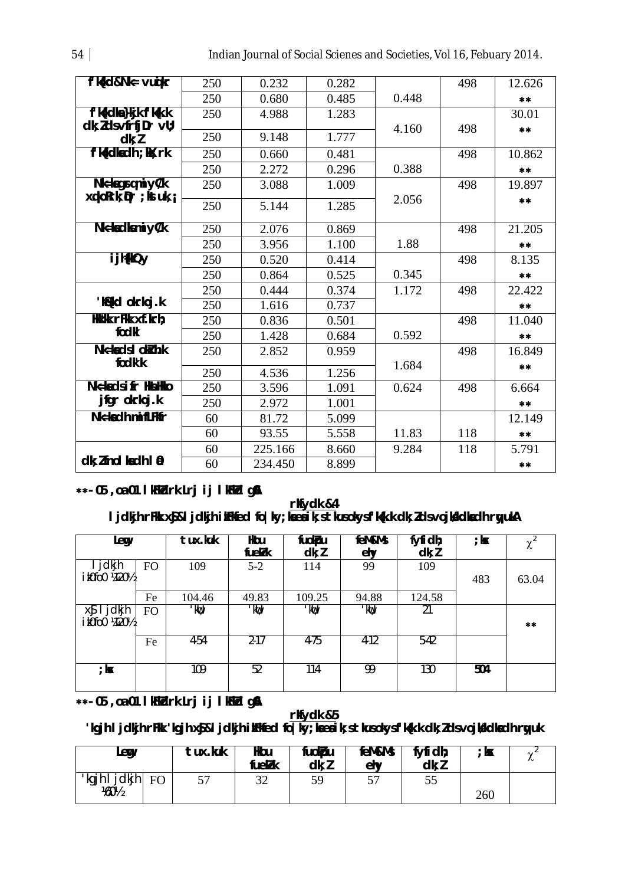| | | | | | | |
|---|---|---|---|---|---|---|
| f'k{kd&Nk= vuqikr | 250 | 0.232 | 0.282 | 0.448 | 498 | 12.626 |
| | 250 | 0.680 | 0.485 | | | ** |
| f'k{kdksa}kjk f'k{k.k dk;Z ds vfrfjDr vU; dk;Z | 250 | 4.988 | 1.283 | 4.160 | 498 | 30.01 |
| | 250 | 9.148 | 1.777 | | | ** |
| f'k{kdksa dh ;ksX;rk | 250 | 0.660 | 0.481 | 0.388 | 498 | 10.862 |
| | 250 | 2.272 | 0.296 | | | ** |
| Nk=ksa gsrq miyC/k xq.koRrk;qDr ;kstuk,¡ | 250 | 3.088 | 1.009 | 2.056 | 498 | 19.897 |
| | 250 | 5.144 | 1.285 | | | ** |
| Nk=ksa dks miyC/k | 250 | 2.076 | 0.869 | 1.88 | 498 | 21.205 |
| | 250 | 3.956 | 1.100 | | | ** |
| ijh{kk Qy | 250 | 0.520 | 0.414 | 0.345 | 498 | 8.135 |
| | 250 | 0.864 | 0.525 | | | ** |
| 'kS{kd okrkoj.k | 250 | 0.444 | 0.374 | 1.172 | 498 | 22.422 |
| | 250 | 1.616 | 0.737 | | | ** |
| HkkSfrd rFkk xf.krh; fodkl | 250 | 0.836 | 0.501 | 0.592 | 498 | 11.040 |
| | 250 | 1.428 | 0.684 | | | ** |
| Nk=ksa ds lokZaxh.k fodkl | 250 | 2.852 | 0.959 | 1.684 | 498 | 16.849 |
| | 250 | 4.536 | 1.256 | | | ** |
| Nk=ksa ds ifr HksnHkko jfgr okrkoj.k | 250 | 3.596 | 1.091 | 0.624 | 498 | 6.664 |
| | 250 | 2.972 | 1.001 | | | ** |
| Nk=ksa dh mifLFkfr | 60 | 81.72 | 5.099 | 11.83 | 118 | 12.149 |
| | 60 | 93.55 | 5.558 | | | ** |
| dk;Zfnolksa dh la[;k | 60 | 225.166 | 8.660 | 9.284 | 118 | 5.791 |
| | 60 | 234.450 | 8.899 | | | ** |

**-05 ,oa 01 lkFkZdrk Lrj ij lkFkZd gSA

**rkfydk&4**

**ljdkjh rFkk xSj ljdkjh ikFkfed fo|ky;ksa esa ik;s tkus okys f'k{k.k dk;Z ds vojks/kdksa dh rqyukA**

| Lewg | | tux.kuk | Hkou fuekZ.k | fuokZpu dk;Z | feM&Ms ehy | fyfid; dk;Z | ;ksx | $\chi^2$ |
|---|---|---|---|---|---|---|---|---|
| ljdkjh iz0fo0 ¼120½ | FO | 109 | 5-2 | 114 | 99 | 109 | 483 | 63.04 |
| | Fe | 104.46 | 49.83 | 109.25 | 94.88 | 124.58 | | |
| xSj ljdkjh iz0fo0 ¼120½ | FO | 'kwU; | 'kwU; | 'kwU; | 'kwU; | 21 | | ** |
| | Fe | 4.54 | 2.17 | 4.75 | 4.12 | 5.42 | | |
| ;ksx | | 109 | 52 | 114 | 99 | 130 | 504 | |

**-05 ,oa 01 lkFkZdrk Lrj ij lkFkZd gSA

**rkfydk&5**

**'kgjh ljdkjh rFkk 'kgjh xSj ljdkjh ikFkfed fo|ky;ksa esa ik;s tkus okys f'k{k.k dk;Z ds vojks/kdksa dh rqyuk**

| Lewg | | tux.kuk | Hkou fuekZ.k | fuokZpu dk;Z | feM&Ms ehy | fyfid; dk;Z | ;ksx | $\chi^2$ |
|---|---|---|---|---|---|---|---|---|
| 'kgjh ljdkjh ¼60½ | FO | 57 | 32 | 59 | 57 | 55 | 260 | |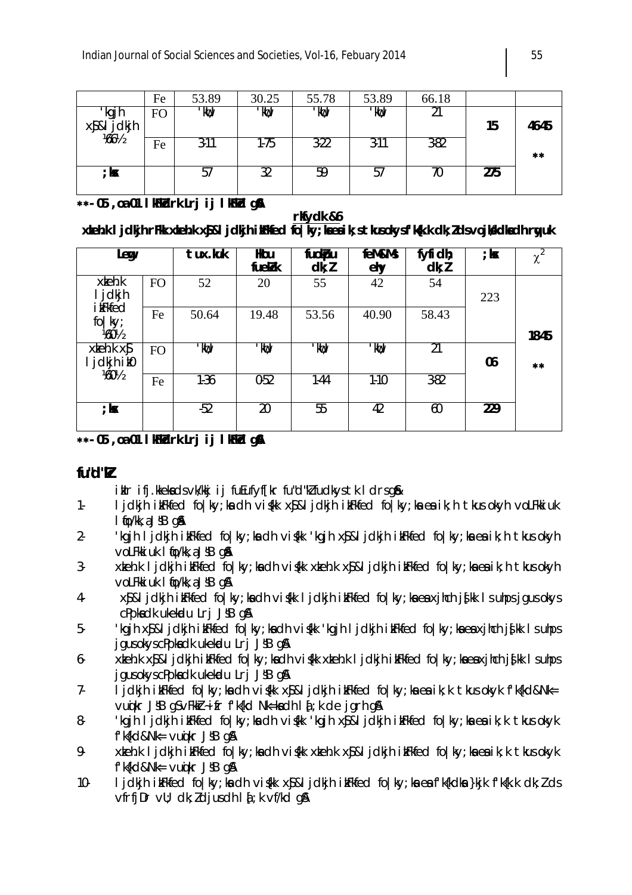| | | | | | | | | |
|---|---|---|---|---|---|---|---|---|
| | Fe | 53.89 | 30.25 | 55.78 | 53.89 | 66.18 | | |
| 'kgjh xS&l jdkjh ¼66½ | FO | 'kwU; | 'kwU; | 'kwU; | 'kwU; | 21 | 15 | 46.45 ** |
| | Fe | 3.11 | 1.75 | 3.22 | 3.11 | 3.82 | | |
| ;ksx | | 57 | 32 | 59 | 57 | 70 | 275 | |

**-05 ,oa 01 lkFkZdrk Lrj ij lkFkZd gSA

**rkfydk & 6**

**xzkeh.k ljdkjh rFkk xzkeh.k xSj&ljdkjh ikBkkfed fo|ky;ksa esa ik;s tkus okys f'k{kk dk;Z ds vojks/kdks dh rqyuk**

| Lem~g | | tux.kuk | Hkou fuekZ.k | fuokZpu dk;Z | feM&Ms ehy | fyfidh; dk;Z | ;ksx | $\chi^2$ |
|---|---|---|---|---|---|---|---|---|
| xzkeh.k ljdkjh ikBkkfed fo|ky; ¼60½ | FO | 52 | 20 | 55 | 42 | 54 | 223 | 18.45 ** |
| | Fe | 50.64 | 19.48 | 53.56 | 40.90 | 58.43 | | |
| xzkeh.k xSj ljdkjh ik0 ¼60½ | FO | 'kwU; | 'kwU; | 'kwU; | 'kwU; | 21 | 06 | |
| | Fe | 1.36 | 0.52 | 1.44 | 1.10 | 3.82 | | |
| ;ksx | | .52 | 20 | 55 | 42 | 60 | 229 | |

**-05 ,oa 01 lkFkZdrk Lrj ij lkFkZd gSA

## fu"d"kZ

izLrqr ifj.kkeksa ds vk/kkj ij fuEufyf[kr fu"d"kZ fudkys tk ldrs gSa&

1. ljdkjh ikBkkfed fo|ky;ksa dh vis{kk xSj&ljdkjh ikBkkfed fo|ky;ksa esa ik;h tkus okyh voLFkkiuk lqfo/kk;sa J\*B gSA
2. 'kgjh ljdkjh ikBkkfed fo|ky;ksa dh vis{kk 'kgjh xSj&ljdkjh ikBkkfed fo|ky;ksa esa ik;h tkus okyh voLFkkiuk lqfo/kk;sa J\*B gSA
3. xzkeh.k ljdkjh ikBkkfed fo|ky;ksa dh vis{kk xzkeh.k xSj&ljdkjh ikBkkfed fo|ky;ksa esa ik;h tkus okyh voLFkkiuk lqfo/kk;sa J\*B gSA
4. xSj&ljdkjh ikBkkfed fo|ky;ksa dh vis{kk ljdkjh ikBkkfed fo|ky;ksa esa xjhch js[kk ls uhps jgus okys cPpksa dk ukekadu Lrj J\*B gSA
5. 'kgjh xSj&ljdkjh ikBkkfed fo|ky;ksa dh vis{kk 'kgjh ljdkjh ikBkkfed fo|ky;ksa esa xjhch js[kk ls uhps jgus okys cPpksa dk ukekadu Lrj J\*B gSA
6. xzkeh.k xSj&ljdkjh ikBkkfed fo|ky;ksa dh vis{kk xzkeh.k ljdkjh ikBkkfed fo|ky;ksa esa xjhch js[kk ls uhps jgus okys cPpksa dk ukekadu Lrj J\*B gSA
7. ljdkjh ikBkkfed fo|ky;ksa dh vis{kk xSj&ljdkjh ikBkkfed fo|ky;ksa esa ik;k tkus okyk f'k{kd&Nk= vuqikr J\*B gS vFkZkr~ f'k{kd Nk=ksa dh la[;k de jgrh gSA
8. 'kgjh ljdkjh ikBkkfed fo|ky;ksa dh vis{kk 'kgjh xSj&ljdkjh ikBkkfed fo|ky;ksa esa ik;k tkus okyk f'k{kd&Nk= vuqikr J\*B gSA
9. xzkeh.k ljdkjh ikBkkfed fo|ky;ksa dh vis{kk xzkeh.k xSj&ljdkjh ikBkkfed fo|ky;ksa esa ik;k tkus okyk f'k{kd&Nk= vuqikr J\*B gSA
10. ljdkjh ikBkkfed fo|ky;ksa dh vis{kk xSj&ljdkjh ikBkkfed fo|ky;ksa esa f'k{kdksa }kjk f'k{k.k dk;Z ds vfrfjDr vU; dk;Z djus dh la[;k vf/kd gSA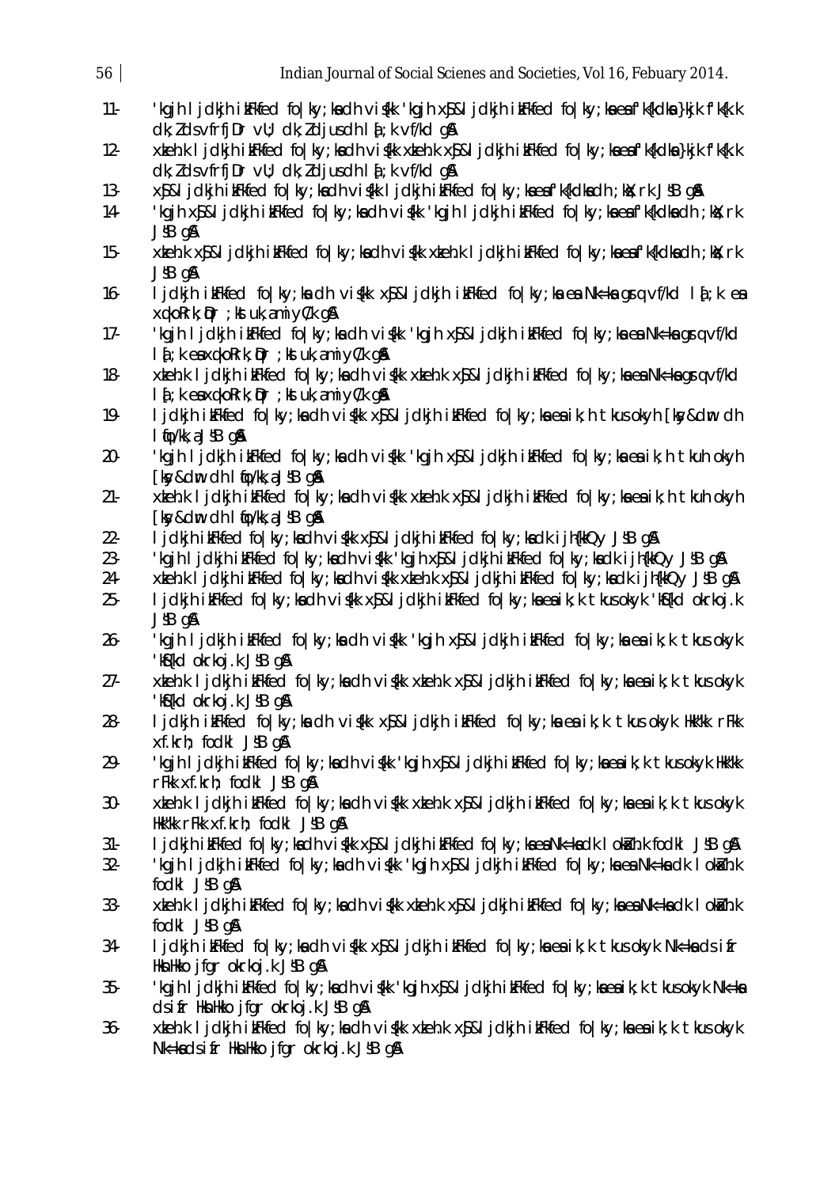11- 'kgjh ljdkjh izFkfed fo|ky;ksa dh vis{kk 'kgjh xSj&ljdkjh izFkfed fo|ky;ksa esa f'k{kdksa }kjk f'k{k.k dk;Z ds vfrfjDr vU; dk;Z djus dh lá;k vf/kd gSA

12- xzkeh.k ljdkjh izFkfed fo|ky;ksa dh vis{kk xzkeh.k xSj&ljdkjh izFkfed fo|ky;ksa esa f'k{kdksa }kjk f'k{k.k dk;Z ds vfrfjDr vU; dk;Z djus dh lá;k vf/kd gSA

13- xSj&ljdkjh izFkfed fo|ky;ksa dh vis{kk ljdkjh izFkfed fo|ky;ksa esa f'k{kdksa dh ;ksX;rk JsB gSA

14- 'kgjh xSj&ljdkjh izFkfed fo|ky;ksa dh vis{kk 'kgjh ljdkjh izFkfed fo|ky;ksa esa f'k{kdksa dh ;ksX;rk JsB gSA

15- xzkeh.k xSj&ljdkjh izFkfed fo|ky;ksa dh vis{kk xzkeh.k ljdkjh izFkfed fo|ky;ksa esa f'k{kdksa dh ;ksX;rk JsB gSA

16- ljdkjh izFkfed fo|ky;ksa dh vis{kk xSj&ljdkjh izFkfed fo|ky;ksa esa Nk=ksa gsrq vf/kd lá;k esa xq.koRrk;qDr ;kstuk,a miyC/k gSA

17- 'kgjh ljdkjh izFkfed fo|ky;ksa dh vis{kk 'kgjh xSj&ljdkjh izFkfed fo|ky;ksa esa Nk=ksa gsrq vf/kd lá;k esa xq.koRrk;qDr ;kstuk,a miyC/k gSA

18- xzkeh.k ljdkjh izFkfed fo|ky;ksa dh vis{kk xzkeh.k xSj&ljdkjh izFkfed fo|ky;ksa esa Nk=ksa gsrq vf/kd lá;k esa xq.koRrk;qDr ;kstuk,a miyC/k gSA

19- ljdkjh izFkfed fo|ky;ksa dh vis{kk xSj&ljdkjh izFkfed fo|ky;ksa esa ik;h tkus okyh [ksy&dwn dh lqfo/kk,a JsB gSA

20- 'kgjh ljdkjh izFkfed fo|ky;ksa dh vis{kk 'kgjh xSj&ljdkjh izFkfed fo|ky;ksa esa ik;h tkuh okyh [ksy&dwn dh lqfo/kk,a JsB gSA

21- xzkeh.k ljdkjh izFkfed fo|ky;ksa dh vis{kk xzkeh.k xSj&ljdkjh izFkfed fo|ky;ksa esa ik;h tkuh okyh [ksy&dwn dh lqfo/kk,a JsB gSA

22- ljdkjh izFkfed fo|ky;ksa dh vis{kk xSj&ljdkjh izFkfed fo|ky;ksa dk ijh{kkQy JsB gSA

23- 'kgjh ljdkjh izFkfed fo|ky;ksa dh vis{kk 'kgjh xSj&ljdkjh izFkfed fo|ky;ksa dk ijh{kkQy JsB gSA

24- xzkeh.k ljdkjh izFkfed fo|ky;ksa dh vis{kk xzkeh.k xSj&ljdkjh izFkfed fo|ky;ksa dk ijh{kkQy JsB gSA

25- ljdkjh izFkfed fo|ky;ksa dh vis{kk xSj&ljdkjh izFkfed fo|ky;ksa esa ik;k tkus okyk 'kS{kd okrkoj.k JsB gSA

26- 'kgjh ljdkjh izFkfed fo|ky;ksa dh vis{kk 'kgjh xSj&ljdkjh izFkfed fo|ky;ksa esa ik;k tkus okyk 'kS{kd okrkoj.k JsB gSA

27- xzkeh.k ljdkjh izFkfed fo|ky;ksa dh vis{kk xzkeh.k xSj&ljdkjh izFkfed fo|ky;ksa esa ik;k tkus okyk 'kS{kd okrkoj.k JsB gSA

28- ljdkjh izFkfed fo|ky;ksa dh vis{kk xSj&ljdkjh izFkfed fo|ky;ksa esa ik;k tkus okyk Hkk"kk rFkk xf.krh; fodkl JsB gSA

29- 'kgjh ljdkjh izFkfed fo|ky;ksa dh vis{kk 'kgjh xSj&ljdkjh izFkfed fo|ky;ksa esa ik;k tkus okyk Hkk"kk rFkk xf.krh; fodkl JsB gSA

30- xzkeh.k ljdkjh izFkfed fo|ky;ksa dh vis{kk xzkeh.k xSj&ljdkjh izFkfed fo|ky;ksa esa ik;k tkus okyk Hkk"kk rFkk xf.krh; fodkl JsB gSA

31- ljdkjh izFkfed fo|ky;ksa dh vis{kk xSj&ljdkjh izFkfed fo|ky;ksa esa Nk=ksa dk lokZaxh.k fodkl JsB gSA

32- 'kgjh ljdkjh izFkfed fo|ky;ksa dh vis{kk 'kgjh xSj&ljdkjh izFkfed fo|ky;ksa esa Nk=ksa dk lokZaxh.k fodkl JsB gSA

33- xzkeh.k ljdkjh izFkfed fo|ky;ksa dh vis{kk xzkeh.k xSj&ljdkjh izFkfed fo|ky;ksa esa Nk=ksa dk lokZaxh.k fodkl JsB gSA

34- ljdkjh izFkfed fo|ky;ksa dh vis{kk xSj&ljdkjh izFkfed fo|ky;ksa esa ik;k tkus okyk Nk=ksa ds izfr HksnHkko jfgr okrkoj.k JsB gSA

35- 'kgjh ljdkjh izFkfed fo|ky;ksa dh vis{kk 'kgjh xSj&ljdkjh izFkfed fo|ky;ksa esa ik;k tkus okyk Nk=ksa ds izfr HksnHkko jfgr okrkoj.k JsB gSA

36- xzkeh.k ljdkjh izFkfed fo|ky;ksa dh vis{kk xzkeh.k xSj&ljdkjh izFkfed fo|ky;ksa esa ik;k tkus okyk Nk=ksa ds izfr HksnHkko jfgr okrkoj.k JsB gSA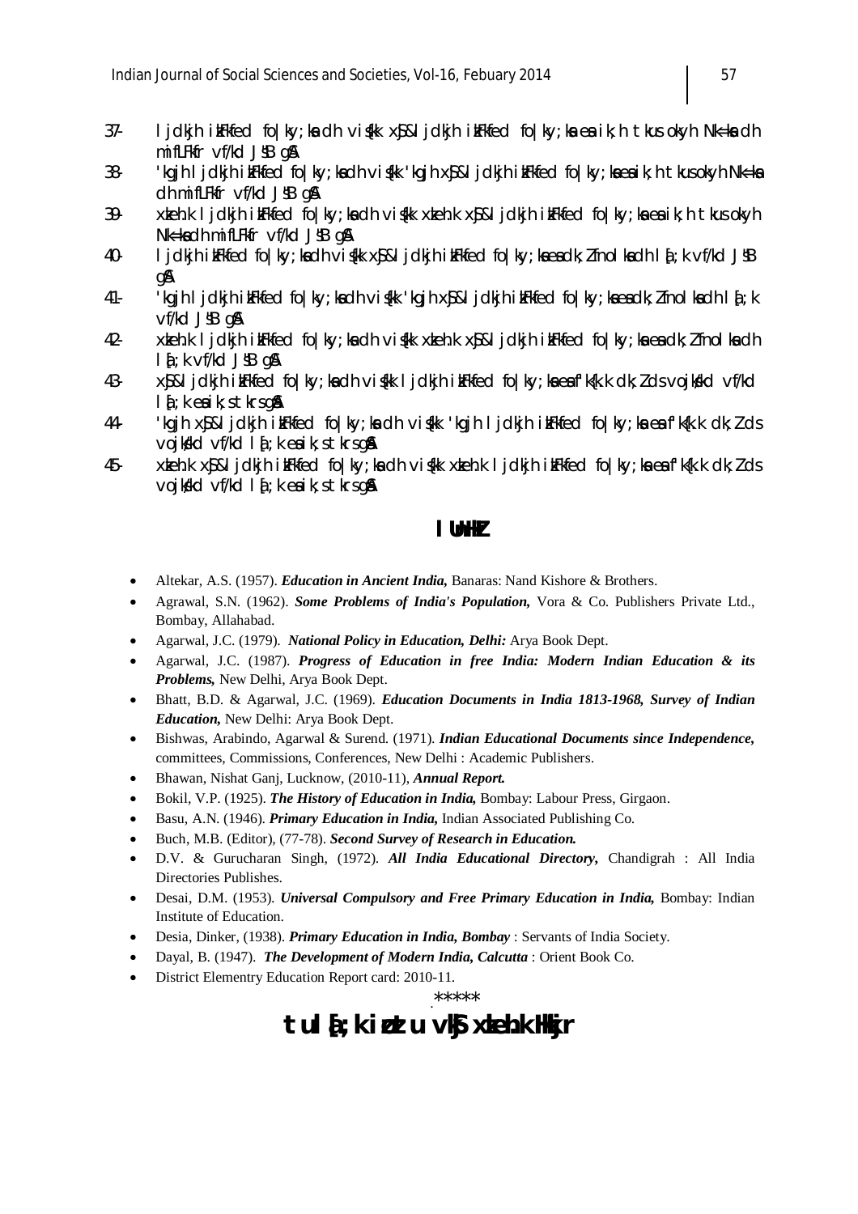37- l jdkjh izkFkfed fo|ky;ksa dh vis{kk xSj&l jdkjh izkFkfed fo|ky;ksa esa ik;h tkus okyh Nk=kvksa dh mifLFkfr vf/kd JsB gSA

38- 'kgjh l jdkjh izkFkfed fo|ky;ksa dh vis{kk 'kgjh xSj&l jdkjh izkFkfed fo|ky;ksa esa ik;h tkus okyh Nk=kvksa dh mifLFkfr vf/kd JsB gSA

39- xzkeh.k l jdkjh izkFkfed fo|ky;ksa dh vis{kk xzkeh.k xSj&l jdkjh izkFkfed fo|ky;ksa esa ik;h tkus okyh Nk=kvksa dh mifLFkfr vf/kd JsB gSA

40- l jdkjh izkFkfed fo|ky;ksa dh vis{kk xSj&l jdkjh izkFkfed fo|ky;ksa esa dk;Zfnolksa dh l a[;k vf/kd JsB gSA

41- 'kgjh l jdkjh izkFkfed fo|ky;ksa dh vis{kk 'kgjh xSj&l jdkjh izkFkfed fo|ky;ksa esa dk;Zfnolksa dh l a[;k vf/kd JsB gSA

42- xzkeh.k l jdkjh izkFkfed fo|ky;ksa dh vis{kk xzkeh.k xSj&l jdkjh izkFkfed fo|ky;ksa esa dk;Zfnolksa dh l a[;k vf/kd JsB gSA

43- xSj&l jdkjh izkFkfed fo|ky;ksa dh vis{kk l jdkjh izkFkfed fo|ky;ksa esa f'k{k.k dk;Z ds vojks/kd vf/kd l a[;k esa ik;s tkrs gSaA

44- 'kgjh xSj&l jdkjh izkFkfed fo|ky;ksa dh vis{kk 'kgjh l jdkjh izkFkfed fo|ky;ksa esa f'k{k.k dk;Z ds vojks/kd vf/kd l a[;k esa ik;s tkrs gSaA

45- xzkeh.k xSj&l jdkjh izkFkfed fo|ky;ksa dh vis{kk xzkeh.k l jdkjh izkFkfed fo|ky;ksa esa f'k{k.k dk;Z ds vojks/kd vf/kd l a[;k esa ik;s tkrs gSaA

## lUnHkZ

- Altekar, A.S. (1957). ***Education in Ancient India,*** Banaras: Nand Kishore & Brothers.
- Agrawal, S.N. (1962). ***Some Problems of India's Population,*** Vora & Co. Publishers Private Ltd., Bombay, Allahabad.
- Agarwal, J.C. (1979). ***National Policy in Education, Delhi:*** Arya Book Dept.
- Agarwal, J.C. (1987). ***Progress of Education in free India: Modern Indian Education & its Problems,*** New Delhi, Arya Book Dept.
- Bhatt, B.D. & Agarwal, J.C. (1969). ***Education Documents in India 1813-1968, Survey of Indian Education,*** New Delhi: Arya Book Dept.
- Bishwas, Arabindo, Agarwal & Surend. (1971). ***Indian Educational Documents since Independence,*** committees, Commissions, Conferences, New Delhi : Academic Publishers.
- Bhawan, Nishat Ganj, Lucknow, (2010-11), ***Annual Report.***
- Bokil, V.P. (1925). ***The History of Education in India,*** Bombay: Labour Press, Girgaon.
- Basu, A.N. (1946). ***Primary Education in India,*** Indian Associated Publishing Co.
- Buch, M.B. (Editor), (77-78). ***Second Survey of Research in Education.***
- D.V. & Gurucharan Singh, (1972). ***All India Educational Directory,*** Chandigrah : All India Directories Publishes.
- Desai, D.M. (1953). ***Universal Compulsory and Free Primary Education in India,*** Bombay: Indian Institute of Education.
- Desia, Dinker, (1938). ***Primary Education in India, Bombay*** : Servants of India Society.
- Dayal, B. (1947). ***The Development of Modern India, Calcutta*** : Orient Book Co.
- District Elementry Education Report card: 2010-11.

\*\*\*\*\*

# tul[;k izn'kZu vkSj xzkeh.k Hkkjr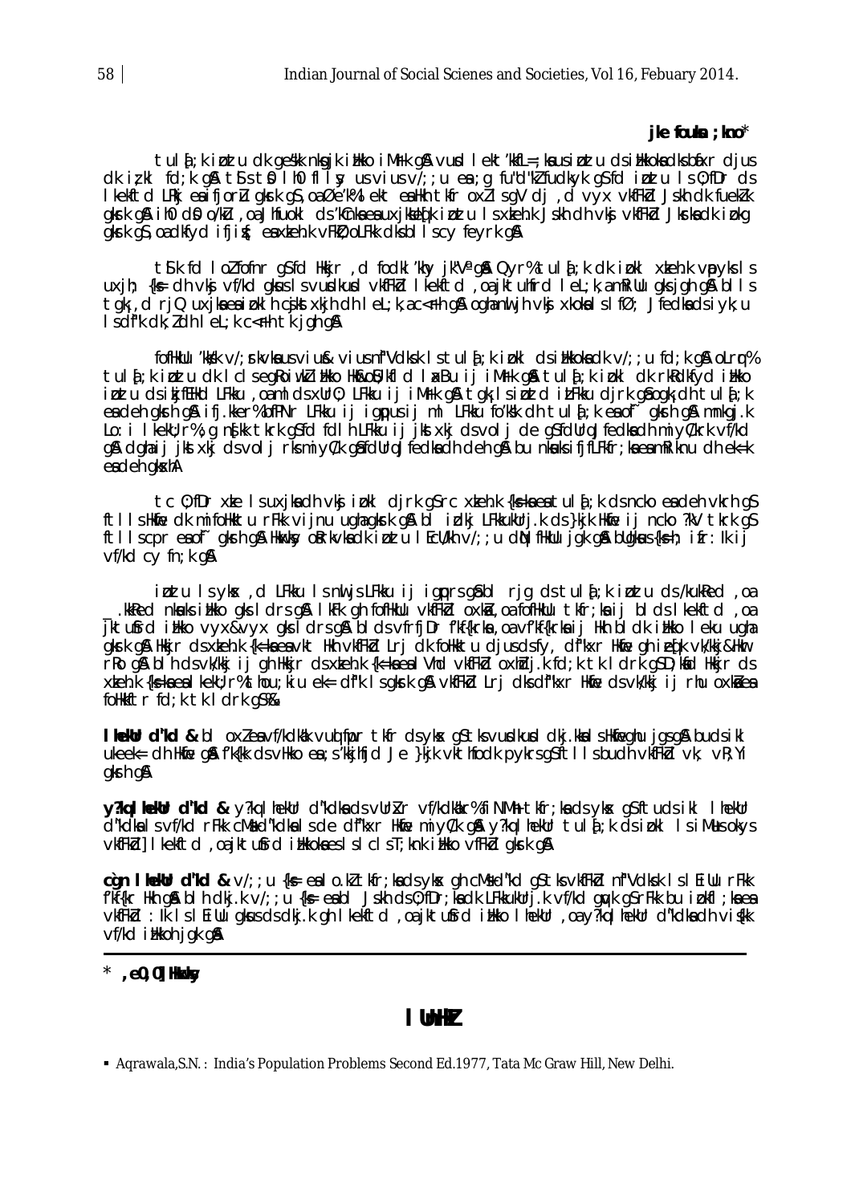**jke foykl ;kno***

tul[;k izoztu dk ge'kk nksgjk izHkko iM+rk gSA vusd lekt'kkfL=;ksa us izoztu ds izHkkoksa dks bafxr djus dk iz;kl fd;k gSA tSls tS0 lh0 fIlay us viuss v/;;u esa ;g fu"d"kZ fudkyk gS fd izoztu ls O;fDr ds lkekftd LFkj esa ifjorZu gksrk gS, oa Øe'k% lekt esa Hkh tkfr oxZ ls gVdj ,d vyx vkfFkZd Js.kh dk fuekZ.k gksrk gSA ih0 ds0 o/kZu ,oa Jhfuokl ds 'kCnksa esa uxjhdj.k] izoztu ls xzkeh.k Js.kh dh vksj vkfFkZd Jksrksa dk izokg gksrk gS, oa dkfydk ifjis{; esa xzkeh.k vFkZO;oLFkk dks lcy feyrk gSA

tSls fd loZfofnr gS fd Hkkjr ,d fodkl'khy jk"Vª gSA Qyr% tul[;k dk izokl xzkeh.k vpyksa ls uxjh; {ks= dh vksj vf/kd gksus ls vusdkusd vkfFkZd lkekftd ,oa jktuhfrd leL;k, mRiUu gks jgh gSA blls tgk¡ ,d rjQ uxjksa esa izoklh cLrh xUnh cLrh dh leL;k,a c<+rh tk jgh gS ogha nwljh vksj xkaoksa ls fuØ; Jfedksa ds iyk;u ls d`f"k dk;Z dh leL;k c<+rh tk jgh gSA

fofHkUu 'kks/k v/;;rkvksa us viuss& viuss n`f"Vdks.k ls tul[;k izokl ds izHkkoksa dk v/;;u fd;k gSA oLrq% tul[;k izoztu dk lcls egRoiw.kZ izHkko HkkSxksfyd lajpuk ij iM+rk gSA tul[;k izokl dk rkRdkfyd izHkko izoztu ds iwoZ fLFkd LFkku ,oa mlds xUrO; LFkku ij iM+rk gSA tgk¡ ls izoztd izLFkku djrk gS ogk¡ dh tul[;k esa deh gksrh gSA ifj.kkeLo:i bl LFkku ij igq¡pus ij mu LFkku fo'ks"k dh tul[;k esa o`f) gksrh gSA mnkgj.k Lo:i lkekU;r% ,g ns[kk tkrk gS fd lh.k LFkku ij jkstxkj ds volj de gS fdUrq Jfedksa dh miyC/krk vf/kd gS ogk¡ ls izokl gksrk gS D;ksafd mu Jfedksa dh deh gSA bu nksuksa ifjfLFkfr;ksa esa mRiknu dh ek=k esa deh gksxhA

tc O;fDr xkao ls uxjksa dh vksj izokl djrk gS rc xzkeh.k {ks=ksa esa tul[;k ds ncko esa deh vkrh gS ftlls Hkwfe dk mi;ksx djus okyksa dh la[;k ?kVrh gSA bl izdkj LFkkukUrj.k ds }kjk Hkwfe ij ncko ?kVus tkrk gS ftlls cpr esa o`f) gksrh gSA Hkkjrh; d`"kd vkSj Jfedksa dk izoztu lEcU/kh v/;;u dqN fHkUu jgk gSA bldk eq[; izHkko ifjokj LFkj vf/kd cy fn;k gSA

izoztu ls yksx ,d LFkku ls nwljs LFkku ij igq¡prs gSa bl rjg ds tul[;k izoztu ds /kukRed ,oa _.kkRed nksuksa izHkko gksrs gSaA lkFk gh fofHkUu vkfFkZd oxksZa ,oa fofHkUu tkfr;ksa ij blds lkekftd ,oa jktuhfrd izHkko vyx&vyx gksrs gSaA blds vfrfjDr f'k{kr ,oa vf'kf{kr ij Hkh bldk izHkko leku ugha gksrk gSA Hkkjr ds xzkeh.k {ks=ksa esa vkt Hkh vkfFkZd Lrj dk fo'ks"k rRo gSA Hkkjr dh izeq[k vk/kkjHkwr rRo gSA blh ds vk/kkj ij Hkkjr ds xzkeh.k {ks=ksa esa vkfFkZd oxhZdj.k fd;k tk ldrk gSA D;ksafd Hkkjr ds xzkeh.k {ks=ksa esa lkekU;r% 'kq) ewY;kadu dh ek=k f'k{kk ls gksrk gSA vkfFkZd Lrj dks f'kf{kr Hkwfe ds vk/kkj ij rhu oxksZa esa foHkkftr fd;k tk ldrk gS%&

**lhekUr d`"kd &** bl oxZ esa vf/kdka'k vuqlwfpr tkfr ds yksx gSa tks vusdkusd dkj.kksa ls Hkwfeghu jgs gSaA buds ikl ukeek= dh Hkwfe gSA f'k{kk ds vHkko esa ;s 'kkjhfjd Je }kjk vkthfodk pykrs gSa ftlls budh vkfFkZd vk; vR;Yi gksrh gSA

**y?kq lhekUr d`"kd &** y?kq lhekUr d`"kdksa ds vUrxZr vf/kdka'kr% fiNM+h tkfr;ksa ds yksx gSa tu ds ikl lhekUr d`"kdksa ls vf/kd rFkk cM+s d`"kdksa ls de d`f"k;ksX; Hkwfe miyC/k gSA y?kq lhekUr tul[;k ds izokl ls iM+us okys vkfFkZd] lkekftd ,oa jktuhfrd izHkkoksa esa ls lcls T;knk izHkko vfHkU gksrk gSA

**cM+s lhekUr d`"kd &** v/;;u {ks= esa lo.kZ tkfr;ksa ds yksx gh cM+s d`"kd gSa tks vkfFkZd n`f"Vdks.k ls lEiUu rFkk f'kf{kr Hkh gSaA blh dkj.k v/;;u {ks= esa bl Js.kh ds O;fDr;ksa dk LFkkukUrj.k vf/kd gqvk gS rFkk bu izokfl;ksa esa vkfFkZd :i ls lEiUu gksus ds dkj.k gh lkekftd ,oa jktuhfrd izHkko lhekUr ,oa y?kq lhekUr d`"kdksa dh vis{kk vf/kd izHkkoh jgk gSA

\* ,e0,0] Hkwxksy

## lUnHkZ

- Aqrawala,S.N. : India's Population Problems Second Ed.1977, Tata Mc Graw Hill, New Delhi.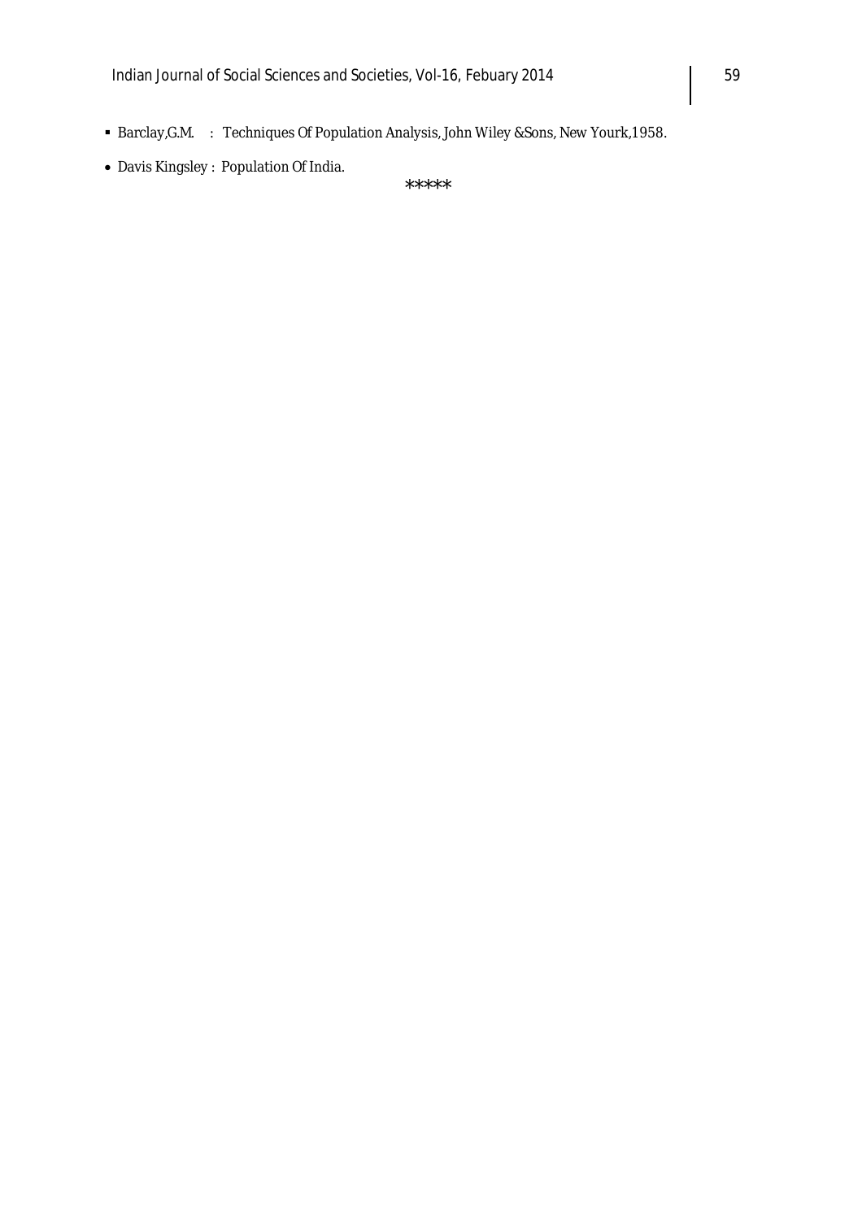- Barclay,G.M. : Techniques Of Population Analysis, John Wiley &Sons, New Yourk,1958.
- Davis Kingsley : Population Of India.

*****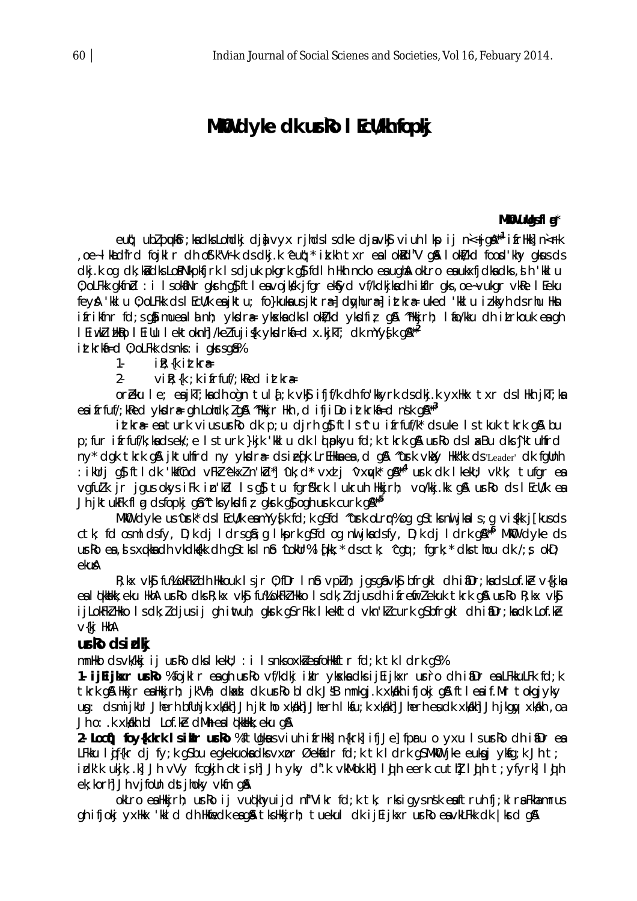# MkW- vEcsMdj ,oa dkys i'kq

**MkW- ;w- ds- 'kekZ\***

euq"; iwoZ ls gh mi;ksfxrk ,oa LokFkZ ds dkj.k i'kqvksa dks ikyrk jgk gSA[1] ifjfLFkfr;ksa ds vuqlkj ikyrw i'kqvksa dh vko';drk,a cnyrh jgh gSaA Hkkjr esa izkphu dky ls gh i'kq ikyu dh ijEijk jgh gSA blds vfrfjDr xzkeh.k vFkZO;oLFkk dh ,d izeq[k /kqjh i'kq ikyu jgk gSA i'kqvksa esa dkys i'kq ¼HkSal½ dk ,d egRoiw.kZ LFkku jgk gSA Hkkjr esa fo'o dh lokZf/kd HkSalsa ikbZ tkrh gSaA[2]

izkd`frd jpuk ds vk/kkj ij ftrus Hkh izdkj ds i'kq gSa] mudk oxhZdj.k nks Hkkxksa esa fd;k tk ldrk gS%

1- ikyrw i'kq

2- taxyh i'kq

orZeku le; esa ikyrw i'kqvksa dh la[;k ,oa mudh fofHkUu uLyksa ds ckjs esa tkudkjh j[kuk vko';d gSA Hkkjr esa dkys i'kqvksa ¼HkSal½ dh vusd mUur uLysa ikbZ tkrh gSaA[3]

izLrqr 'kks/k i= esa MkW- vEcsMdj ds dkys i'kqvksa ls lacaf/kr fopkjksa dk v/;;u fd;k x;k gSA MkW- vEcsMdj ,d egku fpard] lekt lq/kkjd ,oa 'Leader' ds :i esa tkus tkrs gSaA mUgksaus 'kwnz] nfyr ,oa vNwr oxZ ds mRFkku ds fy, vusd iz;kl fd,A[4] bu iz;klksa esa mUgksaus i'kq ikyu ,oa d`f"k laca/kh fopkj Hkh izLrqr fd,A[5]

MkW- vEcsMdj us ^'kwnz dkSu Fks\* esa o.kZ O;oLFkk dh vkykspuk djrs gq, dgk gS fd xk; ,oa HkSal tSls i'kqvksa dks ikyus okyksa dks gh fuEu le>k x;kA[6] MkW- vEcsMdj ds dkys i'kq laca/kh fopkj fuEufyf[kr gSa%

### dkys i'kqvksa ds izdkj

mnkgj.k ds rkSj ij dkys i'kqvksa dks mudh uLy ds vk/kkj ij oxhZd`r fd;k tk ldrk gS%

**1- ijEijkxr dkys i'kq** % ;g og i'kq gS] ftuds lkFk xzkeh.k ifjokjksa dk nh?kZdkyhu laca/k jgk gSA Hkkjr esa eqjkZ] HknkoM+h] esglk.kh] tQjkckknh] uhyh&jkoh] lqjrh] xksnkojh] uxiqjh ,oa VksMk uLysa eq[; :i ls ikbZ tkrh gSaA

**2- ladj dkys i'kq** % os i'kq] ftudk tUe nks fHkUu uLyksa ds laxe ls gksrk gS] mUgsa ladj dkys i'kq dgk tkrk gSA MkW- vEcsMdj us dgk Fkk fd tks i'kq vf/kd nw/k nsrs gSa] mUgsa ikyuk vkfFkZd :i ls ykHkdkjh gksxkA

orZeku esa Hkkjr; esa dkys i'kq ,d vkfFkZd laink ds :i esa tkus tkrs gSaA buds nw/k ,oa blls cus mRiknksa dh ekax c<+rh tk jgh gSA dkys i'kqvksa ls izkIr nw/k esa olk dh ek=k vf/kd gksrh gSA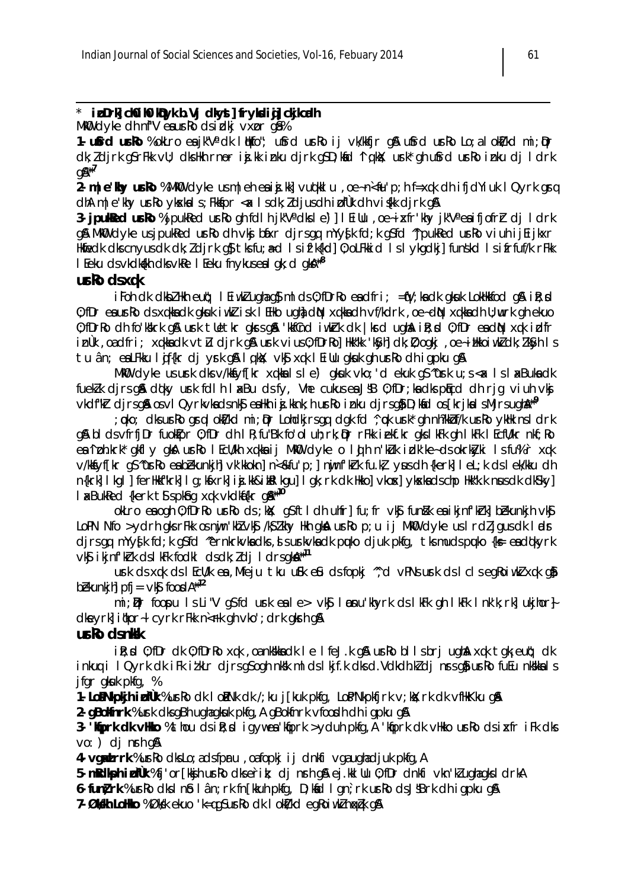\* **izDrk[;ku\$0 0\$0 ik.Ms; & ds jkt] fryd ij] cjkxdkM**

MkW0 dyke dh n`f"V esa usr`Ro ds izdkj vxzor gSa%

**1- uSfrd usr`Ro** %oknu esa jk"Vª dk lanHkZ fo"; uSfrd usr`Ro ij vk/kkfjr gSA uSfrd usr`Ro Lo;a lokZfxd mi;ksxh dk;Z djrk gS rFkk vU; yksxksa dks Hkh rduhd izfØ;k ,oa izcU/ku dk lEHkkfor izLrqr djrk gS] blhfy, uSfrd usr`Ro ds iz;ksx dh lEHkkouk,a ,oa lQyrk dk 'kaHkq gksrh gSA

**2- mn~e'khy usr`Ro** %MkW0 dyke us mn~eh esa izcU/ku vuqHkkxu ,oa ekxZn'kZu ;kstuk,a ds izfr ;qok ih<h dks fnfpr djus dh izsj.kk mRiUu djrk gS ftlls mn~e'khy usr`Ro ds fu;kstu dh {kerk gksrh gSA

**3- jpukRed usr`Ro** %jpukRed usr`Ro gh fdlh jk"Vª dks le`) lEiUu ,oa ekxZn'kZu esa ifjofrZr dj ldrk gSA MkW0 dyke us jpukRed usr`Ro dh vko';drk ij cy fn;k ,oa ekuk fd ^jpukRed usr`Ro viuh izeq[k Hkwfedk dks cnyus dk dk;Z djrk gS] tks fu;a=.k lsa izca/kd] uoihfrdkd lslyku dks] funs'kd lsa izfrfuf/k rFkk lEeku ds vkdka{kh dks vkRe lEeku fnykus esa lgk;d gksA\*[8]

## **usr`Ro ds xq.k**

iFoh dk dksbZ Hkh eut; lEiw.kZ ugha gS mlds O;fDrRo esa dfri; =qfV;ka dk gksuk LokHkkfod gSA izR;sd O;fDr esa usr`Ro ds xq.kksa dk gksuk iw.kZ :i ls lEHko ugha] dqN xq.kksa dh vf/kdrk ,oa dqN xq.kksa dh U;wurk gh ekuo O;fDrRo dh fo'ks"krk gSA usrk tUetkr gksrs gSA 'kkfCnd iw.kZrk dk |ksrd ugha A izR;sd O;fDr esa dqN xq.k izd`fr iznÙk ,oa dfri; xq.kksa dk vtZu djrk gSA usrk vius O;fDrRo] HkkSfrd 'kfDr] dk;Z] ogkj ,oa ikHkkoiw.kZ dk;Z'kSyh ls tu lân; esa LFkku lqjf{kr dj ysrk gSA lqxeL vkSj xq.k lEiUu gksuk gh usr`Ro dh igpku gSA

MkW0 dyke us usrk dks vk/kkfjf[kr xq.kksa ls le) gksuk vko;'d ekuk gS ^usrk u;s <ax ls lksapuk dk fuekZ.k djrs gSA dqy usrk fdlh lsapu ds fy, Vhe cukus esa J)sV O;fDr;ksa dks pqurk dh rjg viuh vkSj vkdf"kZr djrs gSA os vlQyrkvksa ds nkSj esa Hkh izk.kksnk;h usr`Ro iznku djrs gS] D;ksafd os [krjksa ls Mjrs ugha A\*[9]

;qok;  dks usr`Ro gsrq okZNkdh mi;ksDr Lohdkjrs gq, dgk fd ^;qok usrk\* gh n`f"Vdksf/k usr`Ro ykHkkFkZ nsldrk gSA blds vfrfjDr fuokZpr O;fDr dh lR;fu"Bk fo'okluh;rk, ÁLr rFkk izek.k gksls tFk gh lkFk lEcfU/kr nkf;Ro esa i`Fkd.krk\* gksfl;ksa A usr`Ro lEcU/kh xq.kksa ij MkW0 dyke o lqjh n'kZu izdk'ke~ ds okrkZykiu ls fu"d"kZ xq.k v/kkfjf[kr gS ^usr`Ro esa bZekunkjh] vk'kkokn] n`<fu'p;] njmnf'kZrk fu.kZ; ysus dh {kerk] leL;k ds lek/kku dh n{krk] lkgl] ferHkkf"krk] lg;ksxrk] izcU/kk] iz'kklu] lgk;rk dk Hkko] vkxzg] ykHkkadsch Hkk"k.k nsus dk dkS'ky] laxBukRed {kerk tSls pkfg xq.k vkdkf{kr gSA\*[10]

okLro esa gh O;fDrRo usr`Ro ds :i esa, gS tSa ls dh uhfr] fu;fr vkSj funs'k esa ikjnf'kZrk] bZekunkjh vkSj LoPN Nfo >ydrh gks rFkk os njmn'kZ vkSj /kS;Z'khy Hkh gksA usr`Ro p;u ij MkW0 dyke us lrdZ gqus dk lalr djrs gq, mYys[k fd;k gS fd ^ernkrkvksa dks ,sls usrkvksa dk pquko djuk pkfg, tks mudh pquko {ks= esa dqikyrk vkSj ikjnf'kZrk ds lkFk fodkl ds dk;Z dj ldrs gksA\*[11]

usrk ds xq.k ds lEcU/k esa, Mfeju tku ufFk esa ds fopkj ^;fd vPNs usrk ds lclseghRoiw.kZ xq.k gS] bZekunkjh pfj= vkSj foosdA\*[12]

mi;qZDr foopsu ls Li"V gS fd usrk esa le> vkSj lawsu'khyrk ds lkFk gh lkFk lnk'k;rk] ukjhor]~ dkeyrk] i|qrr ,cyh rFkk n`<rk dh vko';drk gksrh gSA

## **usr`Ro ds nkf;Ro**

izR;sd O;fDr dk O;fDrRo xq.k ,oa nkf;Roksa dk le lfeJ.k gSA usr`Ro blls brj ugha A xq.k tgk¡ eut; dk inkuq i lQyrk dk iFk iz'kLr djrs gS ogh nkf;Ro mlds lkjfFk dks Cd Vdkdh.kZ dj nsrs gSA usr`Ro fuEu nkf;Roksa ls jfgr gksuk pkfg, %

**1- LoPN Nfo o pkfjh izrÙk** %usr`Ro dk LoPN Nfo /;ku j[kuk pkfg, LoPN Nfo pkfjrr v;qX; rk dk vfHkKku gSA

**2- gBokfnrk** %usrk dks gB h ugha gksuk pkfg, A gBokfnrk vfoosdh dh igpku gSA

**3- 'kfDr dk vHkko** %thou ds izR;sd igyw esa 'kfDr dk >yduh pkfg, A 'kfDrrk dk vHkko usr`Ro ds izfr iFk dks vo:) dj nsrh gSA

**4- vgadkfjrk** %usr`Ro dks Lo;a ds fpfau ,oa fopkj ij dnkfi vgadkjh ugha djuk pkfg, A

**5- n`<fuPp;h izrÙk** %fj'or[kksjh usr`Ro dks eRìk; dj nsrh gSA ej.kklUu O;fDr dnkfi vkn'kZ ugha gks ldrkA

**6- funZrk** %usr`Ro dks lnSo lân;rk fn[kuh pkfg, D;ksafd lgn`rk usr`Ro ds J`Brk dh igpku gSA

**7- Øks/kh LoHkko** %Øks/k ekuo 'k=q gS usr`Ro dk lokZf/kd egRoiw.kZ nqxZq.k gSA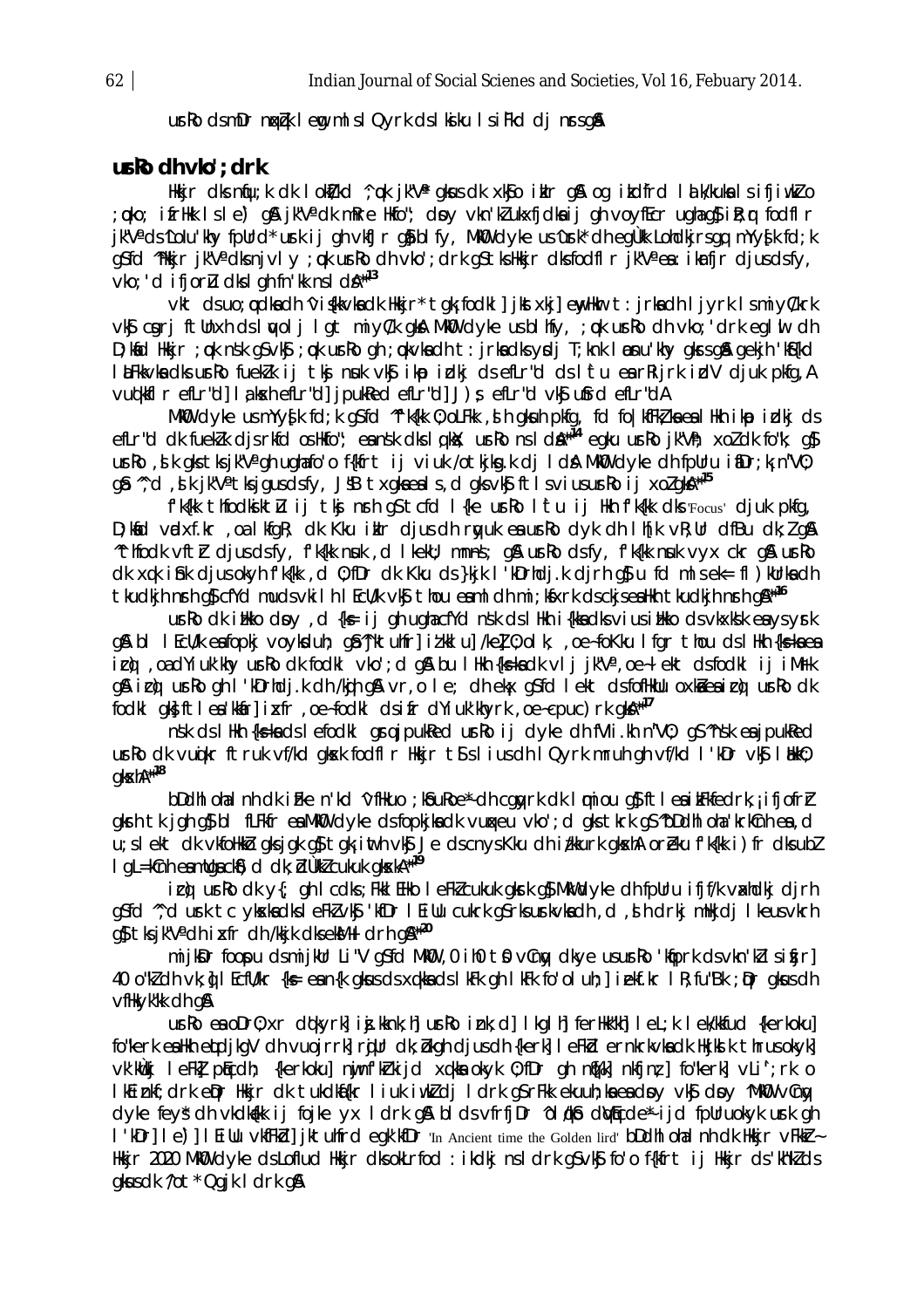usRo dsmnÙr mn~ns'; leqy mlsl Qyrk dslksiku lsiFkd dj nrsgSA

**usRo dh vko';drk**

Hkkjr dksmnh;ekuk dk lokfkd ^;qok jk"Vª gksusdk xkjo ikir gSA og ikdfrd lalk/kuksalsifjiwkZ o ;qdo; ifrHkklsle) gSA jk"Vª dk mRFkku Hkfo"; dsy vknk'kZukxfjdksaij gh voyfEcr ughagS] ijUrq fodflr jk"Vª ds'kolu'kkyh fpUrd* usk ij gh vkfJr gSa blfy, MkW dyke us^lrk* dh egUkk Lohdkjrs gq mYys[k fd;k gSfd ^Hkkjr jk"Vª dks nvlj ;qok usRo dh vko';drk gSftlsHkkjr dksfodflr jk"Vª ea: ikarfjr djusdsfy, vko';d ifjorù dks lgh fn'kk nsldA*[13]

vkt dsuo;qodksadh ^oiš{kk vkdks Hkkjr* tgk;fodkl] jkstxkj] ewyHkwr t:jrksadh lqyrk lsmiyC/krk vkS cgrj ftUnxh dslqolj lgt miyC/k gkA MkW dyke usblhfy, ;qok usRo dh vko';drk egl wl dh D;kfd Hkkjr ;qok nsk gSvkS ;qok usRo gh ;qokvksadh t:jrksadksysdj T;knk laosnu'khy gksrsgSa gekjh 'kS{kd lalFkkvksadksusRo fuekk ij tkj nsuk vkS ikap izdkj dsefLr"d dslu en rRijrk izdV djuk pkfg,A vuqkklr efLr"d] la;ksh efLr"d] jpukRed efLr"d] J) s; efLr"d vkS uSrd efLr"dA

MkW dyke usmYys[k fd;k gSfd ^f'k{kk 0;oLFkk ,slh gksuh pkfg, fd fo|kfFkZ;ksaea lHkh ikap izdkj ds efLr"d dk fuekk djrsfd osHkfo"; eansk dks lqkkS usRo nsldA*[14] egku usRo jk"Vª xoZ dk fo"k; gS usRo ,sk gks tksjk"Vª gh ughafo'o f{krt ij viuk /otkjksg.k dj ldA MkW dyke dh fpUru i.kkyh;kn'kk 0;o gS ^;d ,sk jk"Vª tksjgusdsfy, JSB txg gksaoal s,d gks vkS ftlsviususRo ij xoZ gkA*[15]

f'k{kk thfodksiktU ij tkj nsh gS tcfd l{ke usRo lstu ij Hkh f'k{kk dks 'Focus' djuk pkfg, D;kfd vdxf.kr ,oa lkgfR; dk Kku ikir djusdh rqyuk ea usRo dyk dh lh[k vf/kd dfBu dk;Z gSA ^thfodk vftr djusdsfy, f'k{kk nsuk ,d lkekU; mn~ns'; gSA usRo dsfy, f'k{kk nsuk vyx ckr gSA usRo dk xq.k iSnk djusokyh f'k{kk ,d 0;fDr dk Kku ds}kjk l'kDrhdj.k djrh gS u fd mlsek= fl)kUrksadh tkudkjh nrh gS cfYd mudsvkil lEcU/k vkS thou eamlh dh mi;kfxrk dscksjseaHkh tkudkjh nrh gSA*[16]

usRo dk iHkko dsoy ,d {ks= ij gh ughacfYd nsk dslHkh i{kksadksviusiHkko dsvkxks'k eaysrk gSA bl lEcU/k eafopkj voykduh; gS ^jktuhfr] iz'kklu] /keZ] 0;olk; ,oe~foKku lfgr thou dslHkh {ks=ksaea izcq) ,oa dYiuk'khy usRo dk fodkl vko';d gSA bu lHkh {ks=ksadk vlj jk"Vª ,oe~lekt dsfodkl ij iM+k gSA izcq) usRo gh l'kDrhdj.k dh /kqjh gSA vr,o le; dh ekax gSfd lekt dsfofHkUu oxkZ eaizcq) usRo dk fodkl gks ftleaHkkxhnkjh ikxfr ,oe~fodkl dsifr dYiuk'khyrk ,oe~cpuc)rk gkA*[17]

nsk dslHkh {ks=ksadslefodkl gsrqjpukRed usRo ij dyke dh fVIi.kh n"V0; gS ^nsk eajpukRed usRo dk vuqikr ftruk vf/kd gksk fodflr Hkkjr tSslsiusdh lQyrk mruh gh vf/kd l'kDr vkS lkkFk gksxhA*[18]

bDdhloha lnh dk iFke n'kd ^vFkuo ;kuuRoe~* dh cgqyrk dslqoiu gS ftlsaiKkfmrk ;ifjofrZ gksrh tk jgh gS bl fLFkfr eaMkW dyke dsfopkjksadk vuqeeu vko';d gkstkrk gS ^bDdhloha 'krkCnh ea,d u;slekt dk vkfoHkkZo gksjgk gS tgk;itwh vkS Je dscnysKku dh izkkurk gksxhA orèku f'k{kk i)fr dksubZ lqL=kCnh eamUgRo;ks ,d dk;ZUkZ cukuk gksxkA*[19]

izcq) usRo dk y{; gh lcdks;FkklEHko leFkZ cukuk gksrk gS MkW dyke dh fpUru ifjf/k vaxhdkj djrh gSfd ^;d usk tc ykxksadksleFkZ vkS 'kfDr lEiUu cukrk gS rksusrkvksadh ,d ,slh drkj mHkj lkeusvkrh gS tksjk"Vª dh ixfr dh /kkjk dks eksM+ drh gSA*[20]

mijksDr foopu dsmijkUr Li"V gSfd MkW, 0ih0 tS0 vCnqy dkye ususRo 'kCn dsvkn'kZ i{[kr 40 o"kZ dh vk;q] lEcU/kr {ks= ea n{k gksusdsxq.kksadslkFk gh lkFk fo'olauh;] ize.kfr lR;fu"B ;kX; gksusdh vfHkyk"kk dh gSA

usRo eaoDrO;xr dq'kyrk] i;kfkd.kh;] usRo izcU/k;d] lkgl] ferHkk'kh] leL;k lek/kku dkS'ky] fo'ok eaHkh budrjkgV dh vuqjrk] rqUr dk;ZkgI djusdh {kerk] leFkZ ernkrkvksadk Hkjkslk thrusokyk] vkRefoo'o ifj{kd] {kerkoku] nqwn'khZ] dj xq.kksa okyk 0;fDr gh n{k] nkfjnz] fo'krk vLi";rk o lkEizkf;drk eqDr Hkkjr dk tukdka{kr lIiuk iwkZdj ldrk gS rFkk ekuuh;ksaeadsoy vkS dsoy ^MkW vCnqy dyke feyk* dh vkdka{kk ij fojke yx ldrk gSA bldsvfrfjDr ^dyke dh dye* ij dh fpUruokyk usk gh l'kDr] l) lEiUu vkRefuHkZj jktuhfrd egk'kfDr 'In Ancient time the Golden lird' bDdhloha lnh dk Hkkjr vFkkZ~ Hkkjr 2020 MkW dyke dsLofIu Hkkjr dksokLrfod :ikdkj nsldrk gSvkS fo'o f{krt ij Hkkjr ds'kh"kZ ds gksusdk /otk* Qgjk ldrk gSA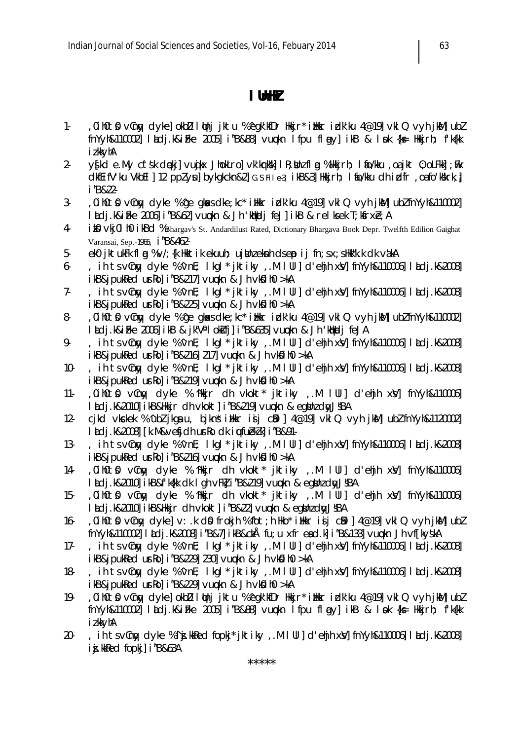# I UnHkZ

1. ,0 ih0 t S0 vCnqy dyke] okbZ I Ugj jktu %egkRek Hkkjr* ikEkkr idk'ku 4@19] vkl Q vyh jkM] ubZ fnYyh&110002] I Ldj.k&iFke 2005] i"B&88] vuqokn I fpu fl gy] ikB & I ok {ks= Hkkjrh; f'k{kk izkkyhA
2. y[kd e.My cl'sk dekj] vuqkx JhokLro] vk'kqrks"k I R;kFkhZ fl g %Hkkjrh; I fo/kku ,oa jkt O;oLFkk] ;Fkk dkiEifV'ku VkbEI ] 12 ppZ ysu] bykgkckn&2] G.S File-3, ikB&3] Hkkjrh; I fo/kku dh idfr ,oa fo'ksrk,j] i"B&22-
3. ,0 ih0 t S0 vCnqy dyke %mHe gkus dk;kc* ikBkkr idk'ku 4@19] vkl Q vyh jkM] ubZ fnYyh&110002] I Ldj.k&iFke 2006] i"B&62] vuqokn & Jh 'kHkdj feJ] ikB & re I ksek T;kfrxlZ;A
4. ikB0 vkj0 l h0 ikBd %Bhargav's St. Andardilust Rated, Dictionary Bhargava Book Depr. Twelfth Edilion Gaighat Varansai, Sep.-1965, i"B&462-
5. ek0 jktukFk fl g %v/;{k Hkkjtik ekuuh; ujbUnz eknh ds eap ij fn;sx;s Hkk'k.k dk v'kA
6. , ih t s vCnqy dyke %vnE; lkgl * jktiky ,.M lUl ] d'ehjh xsV] fnYyh&110006] I Ldj.k&2008] ikB&jpukRed urRo] i"B&217] vuqokn & Jh vkfcn l h0 >kA
7. , ih t s vCnqy dyke %vnE; lkgl * jktiky ,.M lUl ] d'ehjh xsV] fnYyh&110006] I Ldj.k&2008] ikB&jpukRed urRo] i"B&225] vuqokn & Jh vkfcn l h0 >kA
8. ,0 ih0 t S0 vCnqy dyke %mHe gkus dk;kc* ikBkkr idk'ku 4@19] vkl Q vyh jkM] ubZ fnYyh&110002] I Ldj.k&iFke 2006] ikB & jk"Vª lokZifj] i"B&635] vuqokn & Jh 'kHkdj feJA
9. , ih t s vCnqy dyke %vnE; lkgl * jktiky ,.M lUl ] d'ehjh xsV] fnYyh&110006] I Ldj.k&2008] ikB&jpukRed urRo] i"B&216] 217] vuqokn & Jh vkfcn l h0 >kA
10. , ih t s vCnqy dyke %vnE; lkgl * jktiky ,.M lUl ] d'ehjh xsV] fnYyh&110006] I Ldj.k&2008] ikB&jpukRed urRo] i"B&219] vuqokn & Jh vkfcn l h0 >kA
11. ,0 ih0 t S0 vCnqy dyke % Hkkjr dh vkokt* jktiky ,.M lUl ] d'ehjh xsV] fnYyh&110006] I Ldj.k&2010] ikB&Hkkjr dh vkokt] i"B&219] vuqokn & egUnz dqyJs"BA
12. cjkd vkscek %bZ jkgau, bjkns* ikBkkr isij cD] 4@19] vkl Q vyh jkM] ubZ fnYyh&1120002] I Ldj.k&2008] [k.M&ve§jdk urRo dk iqufuekZ.k] i"B&91-
13. , ih t s vCnqy dyke %vnE; lkgl * jktiky ,.M lUl ] d'ehjh xsV] fnYyh&110006] I Ldj.k&2008] ikB&jpukRed urRo] i"B&216] vuqokn & Jh vkfcn l h0 >kA
14. ,0 ih0 t S0 vCnqy dyke % Hkkjr dh vkokt* jktiky ,.M lUl ] d'ehjh xsV] fnYyh&110006] I Ldj.k&2010] ikB&f'k{kk dk lgh vFkZ] i"B&219] vuqokn & egUnz dqyJs"BA
15. ,0 ih0 t S0 vCnqy dyke % Hkkjr dh vkokt* jktiky ,.M lUl ] d'ehjh xsV] fnYyh&110006] I Ldj.k&2010] ikB&Hkkjr dh vkokt] i"B&22] vuqokn & egUnz dqyJs"BA
16. ,0 ih0 t S0 vCnqy dyke] v:.k d0 frokjh %fot;h Hko* ikBkkr isij cD] 4@19] vkl Q vyh jkM] ubZ fnYyh&110002] I Ldj.k&2008] i"B&7] ikB&dkÅ fu;u xfr eand.k] i"B&133] vuqokn Jh vf[kys'kA
17. , ih t s vCnqy dyke %vnE; lkgl * jktiky ,.M lUl ] d'ehjh xsV] fnYyh&110006] I Ldj.k&2008] ikB&jpukRed urRo] i"B&229] 230] vuqokn & Jh vkfcn l h0 >kA
18. , ih t s vCnqy dyke %vnE; lkgl * jktiky ,.M lUl ] d'ehjh xsV] fnYyh&110006] I Ldj.k&2008] ikB&jpukRed urRo] i"B&229] vuqokn & Jh vkfcn l h0 >kA
19. ,0 ih0 t S0 vCnqy dyke] okbZ I Ugj jktu %egkRek Hkkjr* ikEkkr idk'ku 4@19] vkl Q vyh jkM] ubZ fnYyh&110002] I Ldj.k&iFke 2005] i"B&88] vuqokn I fpu fl gy] ikB & I ok {ks= Hkkjrh; f'k{kk izkkyhA
20. , ih t s vCnqy dyke %iz.kkRed fopkj* jktiky ,.M lUl ] d'ehjh xsV] fnYyh&110006] I Ldj.k&2008] iz.kkRed fopkj] i"B&63A

\*\*\*\*\*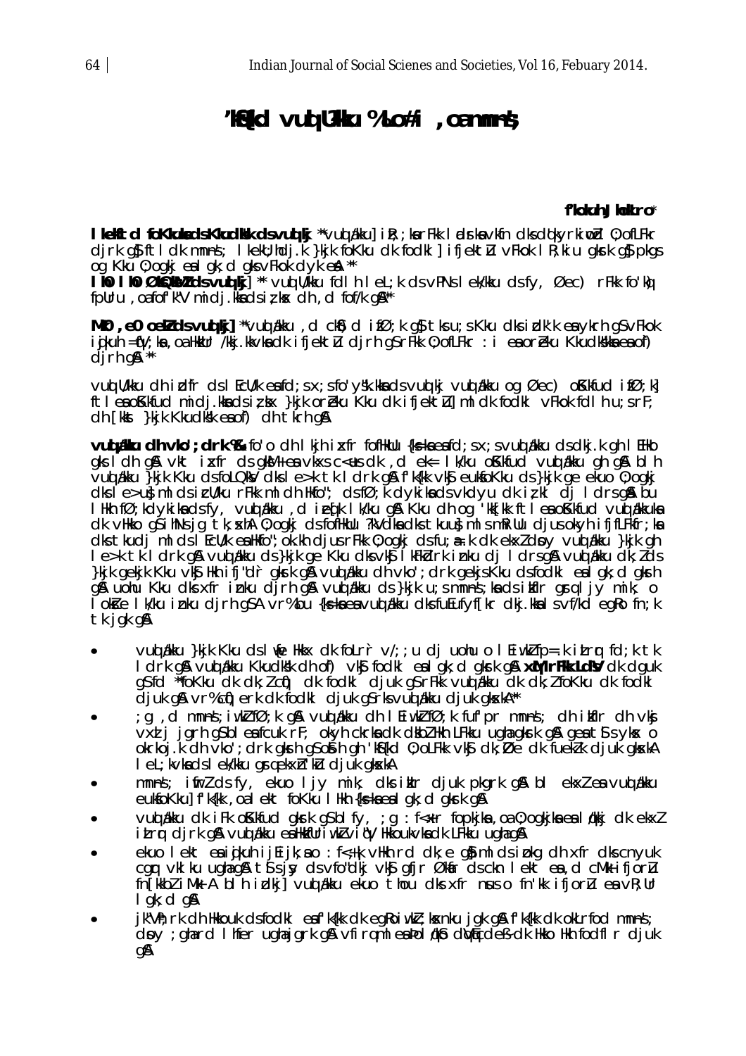# ’kS{kd vuqdwyu %Lo#i ,oa mn~ns';

**f'kokuh JhokLro***

**lekftd foKkuksa ds Kkudks'k ds vuqlkj** **vuqdwyu] iR;; ksa rFkk lardksa vkfn dks dqNy rkvksa ;k O;oLFkk djrk gS ftlds mn~ns'; lkekU;hdj.k }kjk foKku dk fodkl] ifjekf.kr vFkok lR;kiu gksrk gS pkgs og Kku O;ogkj esa lgk;d gks vFkok dyk esa** **

**lsDl lsO Øe'k% dsvuqlkj**] ** vuqdwyu fdlh leL;k ds vPNs lek/kku ds fy, Øec) rFkk fo'kn~ fpUru ,oa fo'ys"k.k mi dj.kks a ds iz;ksx dh ,d fof/k gS**

**MkO ,eO oekZ ds vuqlkj**] **vuqdwyu ,d cks) d iØ;k gS tks u;s Kku dks izdk'k esa ykrh gS vFkok ipkuh =qfV;ksa ,oa Hkzkfr /kkj.kkvksa dk ifjekTkZu djrk gS rFkk O;oLFkr :i esa orZeku Kku dks'k esa of) djrk gSA **

vuqlU/kku dh izd`fr ds lEcU/k esa fd;s x;s fo'ys"k.kksa ds vuqlkj vuqdwyu og Øec) oSKkfud iØ;k] ftl esa oSKkfud midj.kksa ds iz;ksx }kjk orZeku Kku dk ifjektZu] mlds fodkl vFkok fdlh u;s rF; dh [kkst }kjk Kku dks'k esa of) dh tkrh gSA

**vuqdwyu dh vko';drk %&** fo'o dh lkjh izxfr fofHkUu {ks=ksa esa fd;s x;s vuqdwyu ds dkj.k gh lEHko gks ldh gSA vkt izxfr ds gj ekSM+ esa vkxs c<us dk ,d ek= lk/ku oSKkfud vuqdwyu gh gSA blh vuqdwyu }kjk Kku ds foLQksV dks le>us] mlds izcU/ku rFkk mlds fo"k; dh O;k[;k djus ds lHkh iz;kl dj lds gSA bu lHkh fØ;kdykiksa ds fy, vuqdwyu ,d izeq[k lk/ku gSA Kku dh og 'kk[kk ftlesa oSKkfud vuqdwyuksa dk vHkko gS iNMsa jg tkrh gSA O;ogkj ds fofHkUu ?kVdksa dks tkuus] mls mRiUu djus okyh ifjfLFkfr;ksa dks tkudj mlds lEcU/k esa Hkfo"; ok.kh djus rFkk O;ogkj ds fu;a=.k dk ekxZ dsoy vuqdwyu }kjk gh le>k tk ldrk gSA vuqdwyu ds }kjk ge Kku dks vkSj lqn`<+ rFkk izHkko'kkyh cuk ldrs gSaA vuqdwyu dk;Z ds }kjk gekjk Kku vkSj Hkh ifj"d`r gksrk gSA vuqdwyu dh vko';drk gekjs Kku ds fodkl esa lgk;d gksrh gSA uohu Kku dks xfr iznku djrh gSA vuqdwyu ds }kjk u;s mn~ns';ksa dk izfr gr q lrj mik; o lk/kuksa dks iznku djrh gSA vr% bu {ks=ksa esa vuqdwyu dks fuEufyf[kr dkj.kksa ls vf/kd egRo fn;k tk jgk gSA

- vuqdwyu }kjk Kku ds lw{e Hkkx dk foLrr v/;;u dj uohu o lEiw.kZ fp=.k izLrqr fd;k tk ldrk gSA vuqdwyu Kkudks'k dh of) vkSj fodkl esa lgk;d gksrk gSA **xqMlZrFkk LdsV** dk dguk gS fd **foKku dk dk;Z cq) dk fodkl djuk gS rFkk vuqdwyu dk dk;Z foKku dk fodkl djuk gSA vr% cq) erk dk fodkl djuk gS rks vuqdwyu djuk gksxkA**
- ;g ,d mn~ns'; iw.kZ fØ;k gSA vuqdwyu dh lEiw.kZ fØ;k fuf'pr mn~ns'; dh izkfIr dh vksj vxzlj jgrh gS bl esa fcuk rF; okyh ckrksa dk dksbZ Hkh LFkku ugha gksrk gSA ge tSls yksx o okrkoj.k dh vko';drk gksrh gS oSls gh 'kS{kd O;oLFkk vkSj dk;Øe dk fuekZ.k djuk gksxkA leL;kvksa ds lek/kku gsrq ekxZn'kZu djuk gksxkA
- mn~ns'; iwfrZ ds fy, ekuo lly mik; dks izkIr djuk pkgrk gSA bl ekxZ esa vuqdwyu euksfoKku] f'k{kk ,oa lekt foKku lHkh {ks=ksa esa lgk;d gksrk gSA
- vuqdwyu dk iFk oSKkfud gksrk gS blfy, ;g :f<+x+r fopkjksa ,oa O;ogkjksa esa l/kkj dk ekxZ izLrqr djrk gSA vuqdwyu esa HkkfUr iw.kZ vo/kkj.kkvksa dk LFkku ugha gSA
- ekuo lekt esa iqjkuh ijEijk;sa o :f<+;k¡ vHkh rd dk;e gS mlds izokg dh xfr dks cnyuk cgqr vklku ugha gSA tSls jsy ds vfo"dkj vkSj gfjr Øakfr ds ckn lekt esa ,d cMk+ ifjorZu fn[kkbZ iM+kA blh izdkj] vuqdwyu ekuo thou dks xfr nsus o fn'kk ifjorZu esa vR;Ur lgk;d gSA
- jk"Vª;rk dh Hkkouk ds fodkl esa f'k{kk dk egRoiw.kZ ;ksxnku jgk gSA f'k{kk dk okLrfod mn~ns'; dsoy ;gh rd lhfer ugha jgrk gSA vfirq mlesa O;fDr ds lEiw.kZ fodkl ds Hkko Hkh fodflr djuk gSA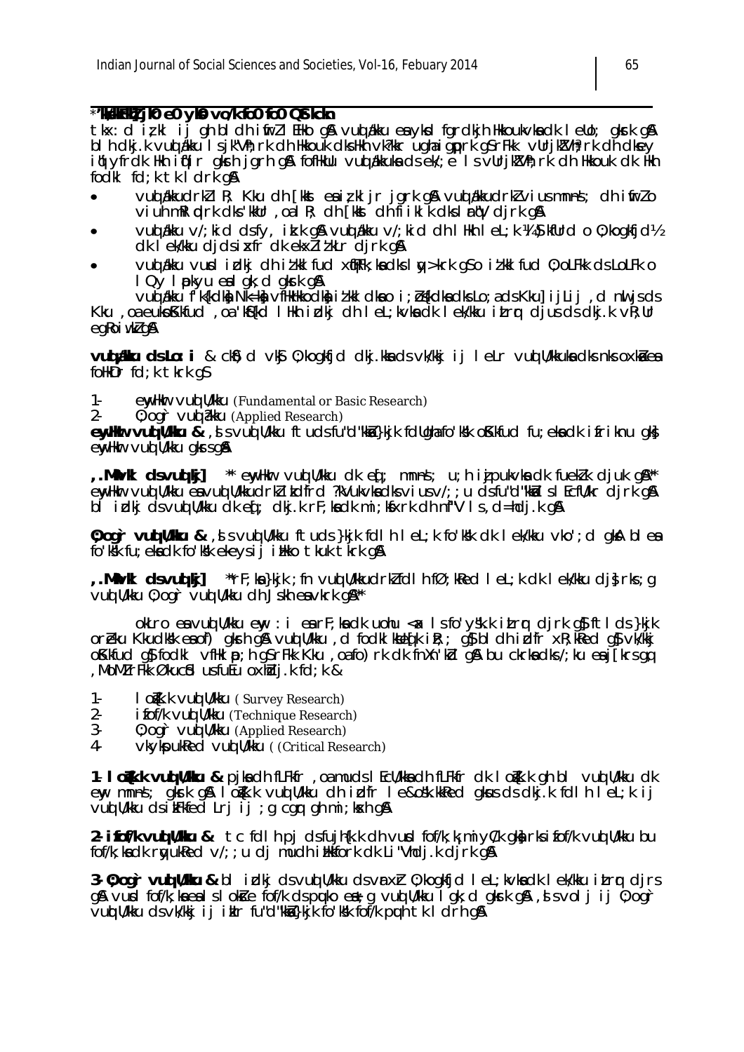**\*'kks/kkFkhZ] jk0 e0 yks0 vo/k fo0 fo0 QStkckn**

tkx: d iz.kkl ij gh bl dh ifjfLFkfr EHko gSA vuql/kku ea ykssd fgrdkjh Hkkoukvksa dk lekos; gksrk gSA bl hdkj.k vuql/kku lsjkVªh; rk dh Hkkouk dks Hkh vk/kkj ugha iz gqrk gS rFkk vUrjkZVªh; rk dh dksey iqu; rfd Hkh iks r gksrh jgrh gSA fofHkUu vuql/kkuksa ds ek/; e ls vUrjkZVªh; rk dh Hkkouk dk Hkh fodkl fd; k tk ldrk gSA

- vuql/kku drkZ lR; Kku dh [kkst eas iz;kl jr jgrk gSA vuql/kkudrkZ vius mn~ns; dh ifjiwfrZ o viuh mRlqdrk ds 'keu ,oa lR; dh [kkst dh fiiklk dks lEiwZ djrk gSA
- vuql/kku v/;k;u dsfy, iszjk gSA vuql/kku v/;k;u dh lHkh leL;k;¼,½ 'kfDr o O;kogkfjd ½ dk lek/kku djds izxfr dk ekxZ iz'kLr djrk gSA
- vuql/kku vusd izdkj dh iz'ukl fuDr xqfRFk;ksa ds lqy>krk gS o iz'ukl fuDr O;oLFkk ds LoLFk o lQy lapkyu esa lgk;d gksrk gSA

vuql/kku f'k{kdksa Nk=ksa vfHkHkkodksa iz'kklu dks o i;Zos{kdksa ds Lo;ads Kku] ijLij ,d nwljs ds Kku ,oa euksoSKkfud ,oa 'kS{kd lHkh izdkj dh leL;kvksa dk lek/kku izLrqr djus ds dkj.k vR;Ur egRoiw.kZ gSA

**vuql/kku ds Lo: i** & cks) d vk\$ O;kogkfjd dkj.kksa ds vk/kkj ij leLr vuqla/kkuksa dks nks oxksZa esa foHkDr fd;k tkrk gS

1- ewyHkwr vuqla/kku (Fundamental or Basic Research)
2- O;ogkfjd vuql/kku (Applied Research)

**ewyHkwr vuqla/kku &** ,sls vuqla/kku ftuds fu"d"kks}kjk fdlh u;s fo'ks"k oSKkfud fu;eksa dk ifrikn gks\$ ewyHkwr vuqla/kku gksrs gSA

**,.MZlu ds vuqlkj]** "ewyHkwr vuqla/kku dk eq[; mn~ns; u;h ifpukvksa dk fuekZ.k djuk gS" ewyHkwr vuqla/kku esa vuqla/kkudrkZ izkd`fr ?kVukvksa dks viuslv/;;u ds fu"d"kksa ls lEcfU/kr djrk gSA bl izdkj ds vuqla/kku dk eq[; dkj.k rF;ksa dk mi;ksfxrk dh nf"V ls ,d=hdj.k gSA

**O;ogkfjd vuqla/kku &** ,sls vuqla/kku ftuds }kjk fdlh leL;k fo'ks"k dk lek/kku vko';d gksA bl esa fo'ks"k fu;eksa dk fo'ks"k ekeysa ij iz;ksx tkuk tkrk gSA

**,.MZlu ds vuqlkj]** "rF;ksa }kjk ;fn vuqla/kkudrkZ fdlh fØ;kRed leL;k dk lek/kku djs rks ;g vuqla/kku O;ogkfjd vuqla/kku dh Js.kh esa vkrk gSA"

okLro esa vuqla/kku ewy : i esa rF;ksa dk uohu <ax ls fo'ys"k.k izLrqr djrk gS ftlds }kjk orZeku Kku dks esa of) gksrh gSA vuqla/kku ,d fodkl'khy izfØ;k gSA ; g\$ bl dh izd`fr xR;kRed g\$ vk/kkj oSKkfud g\$ fodkl vfHkeq[kh gS rFkk Kku ,oa fo)rk dk fnXn'kZu gSA bu ckrksa dks /;ku esa j[krs gq, MkW- lrh'k Økur us fuEu oxhZdj.k fd;k &

1- losZ{k.k vuqla/kku ( Survey Research)
2- ifof/k vuqla/kku (Technique Research)
3- O;ogkfjd vuqla/kku (Applied Research)
4- vkykspukRed vuqla/kku ( (Critical Research)

**1- losZ{k.k vuqla/kku &** pjksa dh fLFkfr ,oa mud s lEcU/kksa dh fLFkfr dk losZ{k.k gh bl vuqla/kku dk ewy mn~ns; gksrk gSA losZ{k.k vuqla/kku dh izd`fr le&os'kkRed gksus ds dkj.k fdlh leL;k ij vuqla/kku ds izFkfed Lrj ij ;g cgqr gh mi;ksxh gSA

**2- ifof/k vuqla/kku &** tc fdlh pj ds fujh{k.k dh vusd fof/k;k¡ mi yC/k gksa] rks ifof/k vuqla/kku bu fof/k;ksa dk rqyukRed v/;;u dj mudh izHkkfork dk Li"Vhdj.k djrk gSA

**3- O;ogkfjd vuqla/kku &** bl izdkj ds vuqla/kku ds vUrxZr O;kogkfjd leL;kvksa dk lek/kku izLrqr djrs gSA vusd fof/k;ksa esa ls lokZsRre fof/k ds pquko esa ;g vuqla/kku lgk;d gksrk gSA ,sls volj ij O;ogkfjd vuqla/kku ds vk/kkj ij izkIr fu"d"kksa }kjk fo'ks"k fof/k pquh tk ldrh gSA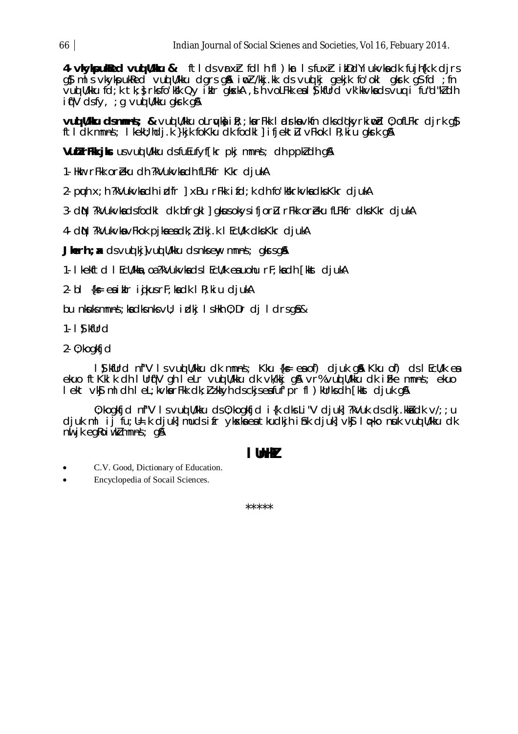**4- vkykspukRed vuql/kku &** ftl ds vUrxZr fdlh fl)kUr lsfuxZr iwoZ dYiukvksa dk fujh{k.k djrs g$ mls vkykspukRed vuql/kku dgrs gSaA iwoZ /kkj.kk ds vuqlkj gekjk fo'okl gksrk gS fd ;fn vuql/kku fd;k tk,$ rks fo'ks"k Qy izkIr gksxkA ,slh voLFkk esa lS)kfUrd vk'kkvksa ds vuqi fu"d"kZ dh iqf"V ds fy, ;g vuql/kku gksrk gSA

**vuql/kku ds mn~ns'; &** vuql/kku oLrqvksa ds iR;{k rFkk l±srksa vkfn dks dYiukRed :i ls O;ofLFkr djrk g$ ftl dk mn~ns'; lkekU;hdj.k }kjk Kku dk fodkl] ifjektZu vFkok lR;kiu gksrk gSA

**VkmZ rFkk jkbl** us vuql/kku ds fuEufyf[kr pkj mn~ns'; dh ppkZ dh gSA

1- Hkkoh rFkk orZeku dh ?kVukvksa dh fLFkfr Kkr djukA

2- pquh x;h ?kVukvksa dh izdfr ] xBu rFkk ifd;k dh fo'ks"krkvksa dks Kkr djukA

3- dqN ?kVukvksa ds fodkl dk bfrgkl ] gksus okys ifjorZu rFkk orZeku fLFkfr dks Kkr djukA

4- dqN ?kVukvksa vFkok pjksa esa dk;Z dkj.k lEcU/k dks Kkr djukA

**Jherh ;ax** ds vuqlkj vuql/kku ds nks eq[; mn~ns'; gksrs gSaA

1- lkekftd lEcU/kksa, oa ?kVukvksa ds lEcU/k esa uohu rF;ksa dh [kkst djukA

2- bl {ks= esa izkIr iqjkus rF;ksa dk lR;kiu djukA

bu nksuksa mn~ns';ksa dks nks vU; izdkj ls Hkh O;Dr dj ldrs gSa&

1- lS)kfUrd

2- O;kogkfjd

lS)kfUrd nf"V ls vuql/kku dk mn~ns'; Kku {ks= esa of) djuk gSA Kku of) ds lEcU/k esa ekuo ftKklk dh lUrqf"V gh lEcU/k vuql/kku dk vk/kkj gSA vr% vuql/kku dk izFke mn~ns'; ekuo lekt vkSj mlds lEcU/k esa lkekU;h; vkSj rF;ksa dk ;FkkFkZrk ds ckjs esa fuf'pr fl)kUrksa dh [kkst djuk gSA

O;kogkfjd nf"V ls vuql/kku ds O;kogkfjd i{k dks Li"V djuk] ?kVuk ds dkj.kksa dk v/;;u djuk ml ij fu;U=.k djuk] mud s ifr yksxksa esa tkudkjh iSnk djuk] vkSj lq/kkj ds fy;s vuql/kku dk nwljk egRoiw.kZ mn~ns'; gSA

## lUnHkZ

- C.V. Good, Dictionary of Education.
- Encyclopedia of Socail Sciences.

\*\*\*\*\*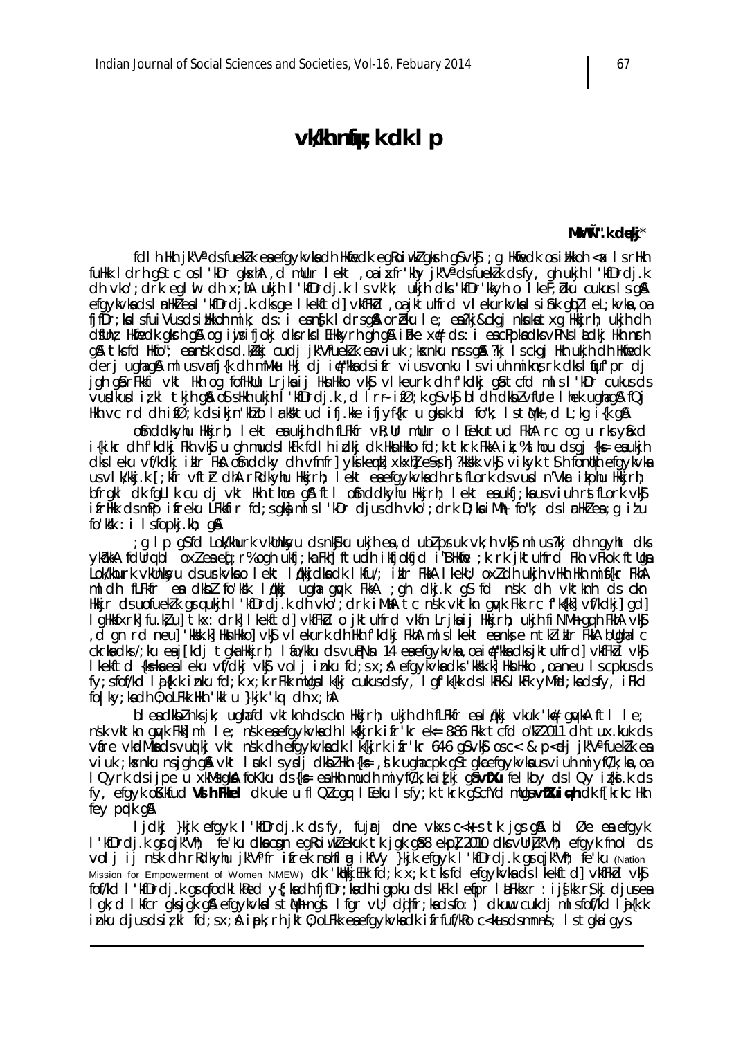# vk/kh nqfu;k dk l p

**MkWÑ".k deys'k***

fdlh Hkh jk"Vª ds fuekZ.k esa efgykvksa dh Hkwfedk egRoiw.kZ gksrh gS vkSj ;g Hkwfedk os izHkkoh <ax ls rHkh fuHkk ldrh gS tc os 'kfDr gksaxh A ,d mUur lekt ,oa izxfr'khy jk"Vª ds fuekZ.k dsfy, ,sls gh ukjh l'kfDrdj.k dh vko';drk egl wl dh x;hA ukjh l'kfDrdj.k ls vk'k; ukjh dks 'kfDr'kkyh o l{ke cukus ls gSA efgykvksa ds lanHkZ esa l'kfDrdj.k dks lkekftd vkfFkZd ,oa jktuhfrd vlekurkvksa ls iFkd ugha djds ns[kk tk ldrk ,oa fjfDr;ksa dks fuiVkus ds izHkkoh mik; ds :i esa ns[kk tkrk gSA oreZku le; esa ?kj&ckgj nksuksa txg Hkkjrh; ukjh dh dsUnzh; Hkwfedk gksrh gSA og iwjs ifjokj dks rks lEHkkyrh gh gSA ifjokj ds x.k ds :i esa cPpksa dks vPNs laLdkj Hkh nsrh gS tks fd Hkfo"; esa ns'k ds d.k/kkj cuk jk"Vª fuekZ.k esa viuk ;ksxnku nsrs gSA ?kj ls ckgj Hkh ukjh dh Hkwfedk derj ugha gSA mlus vUrfj{k dh mPpkbZ Hkh Nw dj iq#"kksa ds ifr vius vonku ls viuh igpku dks lqfuf'pr dj jgh gSA rFkkfi vkt Hkh og fofHkUu Lrjksa ij Hksn Hkko vkSj vlekurk dh f'kdkj gS tcfd mls l'kDr cukus ds vusdkusd iz;kl tkjh gSA oSls Hkh ukjh l'kfDrdj.k ,d lrr~ izfØ;k gS vkSj bl dh dksbZ vfUre lhek ugha gSA fQj Hkh vc rd dh izfØ;k ds ifj.kkeLo:i larks"ktud ifj.kke ifjyf{kr u gksuk bl fo"k; ls tqM+k ,d L;kg i{k gSA

oSfnddkyhu Hkkjr esa lekt esa ukjh dh fLFkfr vR;Ur mUur o lEekutud FkhA rc og u rks ,sfPNd i{kikr dh f'kdkj Fkh vkSj u gh mudk lkFk fdlh izdkj dk HksnHkko fd;k tkrk FkkA izk;% thou ds gj {ks= esa ukjh dks leku vf/kdkj izkIr FksA oSfnddky dh vfnfr] ykikeqnz] xkxhZ] eS=s;h] ?kks"kk vkSj vikyk tSlh fonqf"k;ksa efgykvksa us vlk/kkj.k [;kfr vftZr dhA rRdkyhu Hkkjrh; lekt esa efgykvksa dks rstfLork ds vuq: n'kZu izkphu Hkkjrh; bfrgkl dk fgLlk cu dj vkt Hkh thou gSA ftl oSfnddkyhu Hkkjrh; lekt esa ukfj;ksa us viuh rstfLork vkSj izfrHkk ds mPp izfreku LFkkfir fd;s gksa] mls l'kDr djus dh vko';drk D;ksa iM+h fo"k; ds lanHkZ esa ;g iz'u fo'ks"k :i ls fopkj.kh; gSA

;g lp gS fd Lok/khurk vkUnksyu ds nkSjku ukjh esa ,d ubZ psruk vk;h vkSj mlus ?kj dh ngyht dks ykaÄkA fdUrq bl oxZ esa eq[;r% og ukfj;ka Fkh] ftudh ikfjokfjd i`"BHkwfe ;k rks jktuhfrd Fkh vFkok ftuds Lok/khurk vkUnksyu ds usrkvksa ls lekt lq/kkjdksa dk lkfu/; izkIr FkkA lkekU; oxZ dh ukjh vHkh Hkh mis{kr FkhA mldh fLFkfr esa dksbZ fo'ks"k lq/kkj ugha gqvk FkkA ;gh dkj.k gS fd ns'k dh vktknh ds ckn Hkkjr ds uofuekZ.k gsrq ukjh l'kfDrdj.k dh vko';drk iM+hA tc ns'k vktkn gqvk Fkk rc f'k{kk vf/kdkj] gd] lgHkkfxrk] fu.kZ;u] tkx:drk] lkekftd vkfFkZd o jktuhfrd vkfn Lrjksa ij Hkkjrh; ukjh fiNM+h gqbZ FkhA vkSj ,d gn rd neu] 'kks"k.k] HksnHkko] vkSj vlekurk dh Hkh f'kdkj FkhA mls lekt esa ns;e ntkZ izkIr FkkA bUgha lc ckrksa dks /;ku esa j[kdj tgka Hkkjrh; lafo/kku ds vuqPNsn 14 esa efgykvksa ,oa iq#"kksa dks jktuhfrd] vkfFkZd vkSj lkekftd {ks=ksa esa leku vf/kdkj vkSj volj iznku fd;s x;sA efgykvksa dks 'kks"k.k] HksnHkko ,oa neu ls cpkus ds fy, fof/kd lja{k.k iznku fd;k x;k rFkk mudks lk{kj cukus dsfy, lgf'k{kk ds lkFk&lkFk vyx Ldwy ;k dkWyst fo|ky;ksa dh O;oLFkk Hkh 'kklu }kjk 'kq# dh x;hA

bl esa dksbZ lansg ugha gS fd vktknh ds ckn Hkkjrh; ukjh dh fLFkfr esa lq/kkj vkuk 'kq# gqvkA ftl le; ns'k vktkn gqvk Fkk] ml le; ns'k esa efgykvksa dh lk{kjrk izfr'kr ek= 8-86 Fkk tcfd o"kZ 2011 dh tux.kuk ds vfUre vkadM+ksa ds vuqlkj vkt ns'k dh efgykvksa dk lk{kjrk izfr'kr 64-6 gS vkSj os c<+&p<+ dj jk"Vª fuekZ.k esa viuk ;ksxnku ns jgh gSA vkt lsuk ds lHkh {ks=ksa esa Hkh mudh mifLFkfr ntZ gks jgh gSA ,slk dksbZ {ks= ugha gS tgka mUgksaus lQyrk ds ijpe u xkM+s gksaA foKku ds {ks= esa Hkh mudh mifLFkfr mYys[kuh; gSA vfXu fel kby ds lQy ijh{k.k ds fy, efgyk oSKkfud Vsh FkkWel dk uke u flQZ cgqr lEeku ls fy;k tkrk gS cfYd mUgsa vfXu iq=h dk f[krkc Hkh feyk pqdk gSA

ljdkj }kjk efgyk l'kfDrdj.k ds fy, fujUrj dne mBk;s tk jgs gSaA bl Øe esa efgyk l'kfDrdj.k gsrq jk"Vªh; fe'ku dks cgqr egRoiw.kZ ekuk tk jgk gSA 8 ekpZ 2010 dks vUrjk"Vªh; efgyk fnol ds volj ij ns'k dh rRdkyhu jk"Vªifr izfrHkk nsoh flag ikfVy }kjk efgyk l'kfDrdj.k gsrq jk"Vªh; fe'ku (Nation Mission for Empowerment of Women NMEW) dk 'kqHkkjEHk fd;k x;k tks fd efgykvksa ds lkekftd vkfFkZd vkSj fof/kd l'kfDrdj.k gsrq fodkl ks ed y{;ksa dh fjfDr;ksa dh igpku ds lkFk lexzpr lEHkkxr :ijs[kk r;S kj djus esa lgk;d lkfcr gks jgk gSA efgykvksa ls tqM+h egRoiw.kZ lfefr vUr% e=ky;h dfefr;ksa ds fo:) dkuwu cukdj mls fof/kd lja{k.k iznku djus ds iz;kl fd;s x;sA iapk;rh jkt O;oLFkk esa efgykvksa dk izfrfuf/kRo c<+kus ds mn~ns'; ls tgka ij ys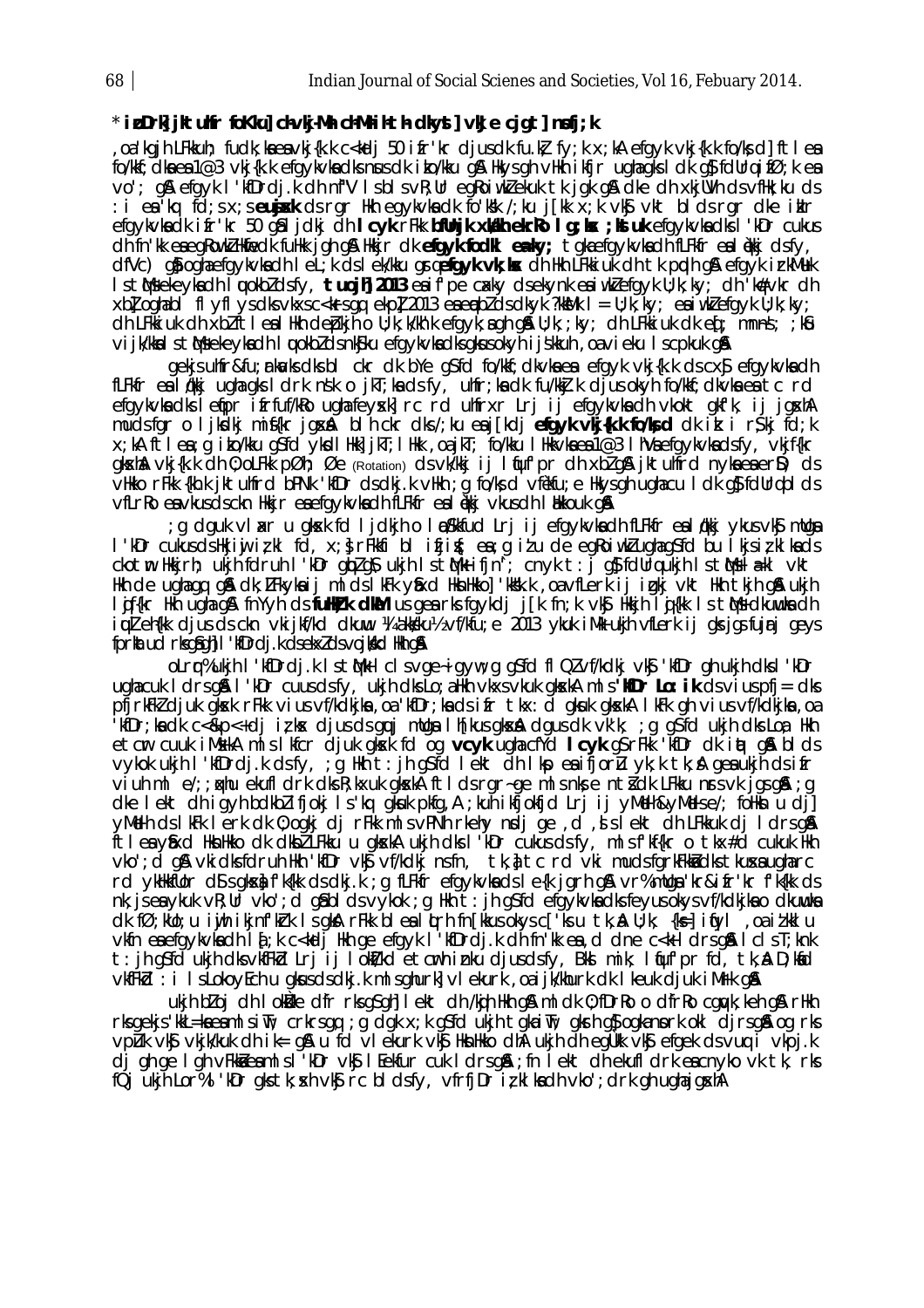**\* izkpk;Z] jktuhfr foKku] ckck jk?ko nkl ih-th- dkWyst] vkJe cjgt] nsofj;k**

,oa lkgjh LFkkuh; fudk;ksa esa vkj{k.k c<+kdj 50 izfr'kr djus dk fu.kZ; fy;k x;kA efgyk vkj{k.k fo/ks;d] ftlea fo/kkf;dkvksa esa 1@3 vkj{k.k efgykvksa ds fy, nsus dk izko/kku gS] ;g fo/ks;d vHkh yafcr gS] dkU;k lgh vFkksZa esa vkfFkZd] ihfM+rksa ,oa vo'kf"V ijEijkvksa ds fopkjks ls eqDr djuk gSA mlds Åij efgyk dks Lora= ,oa Lokoyacu dh jkg ns[kus dh vko';drk gSA ;s lc thrsa i;kZIr ugha gSa ;fn efgykvksa dks fufrxr fu.kZ; djus dk fu.kZ; dk ikBd efgyk ds LokfHkeku ds : i esa 'kq) fd; x; s **eaupk** ds rgr Hkh efgykvksa dk fodkl ;k j[kk x;k vkSj vkt bl dh rgr dke iatr efgykvksa dk izfr'kr 50 gSA jktj dk **lcyh** rFkk **bfUnjk xka/kh ekrR lg;ksx ;kstuk** efgykvksa ds l'kDr cukus dh fn'kk esa egRoiw.kZ Hkwfedk fuHkk jgh gSA Hkkjr dk **efgyk fodkl ea=ky;** tgka efgykvksa dh fLFkfr esa lq/kkj ds fy, dfVc) gS ogha efgykvksa dh leL;kvksa ds lek/kku gsrq **efgyk vk;ksx** dh Hkh LFkkiuk dh tk pqdh gSA efgyk izkxfrd lat;ksa esa efgykvksa dh lgHkkfxrk ds fy, **tuojh] 2013** esa ifjpe caxky ds ekynk esa iwoZ efgyk U;k;ky; dh 'kq#vkr dh xbZ] og bl fly fly s dks vkxs c<+krs gq, ekpZ 2013 esa eqbZ ds dkyk ?kksMk l= U;k;ky; esa iwoZ efgyk U;k;ky; dh LFkkiuk dh xbZ ftlesa Hkh dePkkjh o U;k;k/kh'k efgyk;sa gh gSa A U;k;ky; dh LFkkiuk dk egq; mn~ns'; ;kSu vijk/kksa ls tqMs ekeyksa dh lquokbZ ds nkSjku efgykvksa dks gksus okyh ijs'kkuh ,oa vieku ls cpkuk gSA

gekjs uhfr&fu;ark vkSj ckS) cr dk bYe gS fd fo/kkf;dkvksa esa efgyk vkj{k.k ds cxSj efgykvksa dh fLFkfr esa lq/kkj ugha gks ldrk nsk o jkT;ksa ds fy, uhfr;ksa dk fu/kkZj.k djus okyh fo/kkf;dkvksa esa tc rd efgykvksa dks lefpr ifrfuf/kRo ugha feyxk] rc rd uhfrxr Lrj ij efgykvksa dh vkokt gkf'k, ij jgsxhA mudk fgr o Ljksdkj mis{kr jgsxsA blh ckr dks /;ku esa j[kdj **efgyk vkj{k.k fo/ks;d** dk izk i rS;kj fd;k x;kA ftlesa ;g izko/kku gS fd yksdl Hkk] jkT; lHkk ,oa jkT; fo/kku lHkkvksa esa 1@3 lhV efgykvksa ds fy, vkjf{kr gksxhA vkj{k.k dh O;oLFkk pØh; Øe (Rotation) ds vk/kkj ij lqfuf'pr dh xbZ gSA jktuhfrd nyksa esa erSD; ds vHkko rFkk {ks=k jktuhfr bPNk 'kfDr ds dkj.k vHkh ;g fo/ks;d vfèkfu;e Hkys gh ugha cu ldk gS fdUrq bl ds vfLrRo esa vkus ds ckn Hkkjr esa efgykvksa dh fLFkfr esa lq/kkj vkus dh laHkkouk gSA

;g dguk vlaxr u gksxk fd ljdkjh o lkekftd Lrj ij efgykvksa dh fLFkfr esa lq/kkj ykus vkSj mudks l'kDr cukus ds Hkjiwj iz;kl fd, x;s] rFkkfi bl ifjis{; esa ;g iz'u de egRoiw.kZ ugha gS fd bu lkjs iz;klksa ds ckotwn Hkkjrh; ukjh fdruh l'kDr gqbZ gS\ ukjh lstokyh&fjiksVZ ; cnyk t:j gS fdUrq ukjh lstokyh lalkj vkt Hkh de ugha gq, gSA dk;ZLFkyksa ij mlds lkFk yS a fxd HksnHkko] 'kks"k.k ,oa vfLerk ij izgkj vkt Hkh tkjh gSA ukjh lqj{kr Hkh ugha gSA fnYyh ds **fuHkZ; dk.M** us gesa rks fgykdj j[k fn;k vkSj Hkkjh lq/kkj lstokyh dkuwuksa dh iqu%leh{kk djus ds ckn vkijkf/kd dkuwu ¼la'kks/ku½ vf/kfu;e 2013 ykuk iM+k-ukjh vfLerk ij gks jgs fujarj geys fpark dk fo"k; gSaA l'kDrhdj.k ds ekxZ esa cM+h ck/kk Hkh gSA

vLrq% ukjh l'kDrhdj.k lstokyh clsvge+ gyw;g gS fd fl QZ vf/kdkj vkSj 'kfDr gh ukjh dks l'kDr ugha cuk ldrs gSA l'kDr cuus ds fy, ukjh dks Lo;a Hkh vkxs vkuk gksxkA mls **'kfDr Lo:i** ds vius pfj= dks pfjrkFkZ djuk gksxk rFkk vius vf/kdkjksa ,oa 'kfDr;ksa ds ifr tkx:d gksuk gksxkA lkFk gh vius vf/kdkjksa ,oa 'kfDr;ksa dk c<+&p<+dj iz;ksx djus ds gsrq mUgsa lh[kus gksxsA dgus dk vk'k; ;g gS fd ukjh dks Lo;a Hkh etcwr cuuk iM+sxkA mls lkfcr djuk gksxk fd og **vcyk** ugha cfYd **lcyk** gS rFkk 'kfDr dk iaqt gSA bl ds vykok ukjh l'kDrhdj.k ds fy, ;g Hkh t:jh gS fd lekt dh lksp esa ifjorZu yk;k tk;sA gesa ukjh ds izfr viuh ml ek/;;qxhu ekufldrk dks R;kxuk gksxkA ftlds rgr ~ge mls nsgks;s ntsZ dk LFkku nsrs vk jgs gSA ;g dke lekt dh igyh bdkbZ ifjokj ls 'kq: gksuk pkfg,A ;kuh ikfjokfjd Lrj ij yM+dh&yM+dk e/; foHksn u dj] yM+dh ds lkFk lerk dk O;ogkj rFkk mls vPNh rkyhe nsdj ge ,d ,sls lekt dh LFkkiuk dj ldrs gSaA ftlesa yS a fxd HksnHkko dk dksbZ LFkku u gksxkA ukjh dks l'kDr cukus ds fy, mls f'k{k o tkx#d cukuk Hkh vko';d gSA vkidks fdruh Hkh 'kfDr vkSj vf/kdkj nsfn, tk,a] tc rd vki mudks fgrkFkZ dks tkurs u gha rc rd ykHkkfUor dSs gksxsA f'k{kk ds dkj.k ;g fLFkfr efgykvksa ls e{k jgrh gSA vr% mudks 'kr&izfr'kr f'k{kk ds nk;js esa ykuk vR;Ur vko';d gSA bl ds vykok ;g Hkh t:jh gS fd efgykvksa dks feyus okys vf/kdkjksa o dkuwuksa dk fØ;kUo;u iwjh ijnf'kZrk ls gksA rFkk blesa lqrh fn[kkus okys c['ks u tk,aA U;k; {ks= ij iyh ,oa iz'kklu vkfn esa efgykvksa dh l[;k c<+kdj Hkh ge efgyk l'kDrhdj.k dh fn'kk esa ,d dne c<+k ldrs gSA lcls T;knk t:jh gS fd ukjh dks vkfFkZd Lrj ij LokoyEch cuk;k tk, A D;kfd vkfFkZd : i ls LokoyEch gksus ds dkj.k mls guhrkl vlekurk ,oa ijk/khurk dk lkeuk djuk iM+rk gSA

ukjh bZoj dh lokZsÙke d`fr rks gS gh] lekt dh /kqjh Hkh gSA mlds O;fDrRo o d`fRo cgqvk;keh gSA rHkh rks gekjs 'kkL=ksa esa mls iwT; crk;k x;k gS ; g dguk x;k gS fd ukjh tgka iwT; gksrh gS] ogka nsork okl djrs gSA og rks vpUk vkSj vkjk/kuk dh ik= gSA u fd vlekurk vkSj HksnHkko dhA ukjh dh egRÙkk vkSj efgek ds vuq:i vkpj.k dj gh ge lgh vFkksZa esa mls l'kDr vkSj leFkZ cuk ldrs gSaA ;fn lekt dh ekufldrk esa cnyko vk tk;] rks fQj ukjh Lor% l'kDr gks tk;sxh vkSj rc bl ds fy, vfrfjDr iz;klksa dh vko';drk gh ugha jgsxhA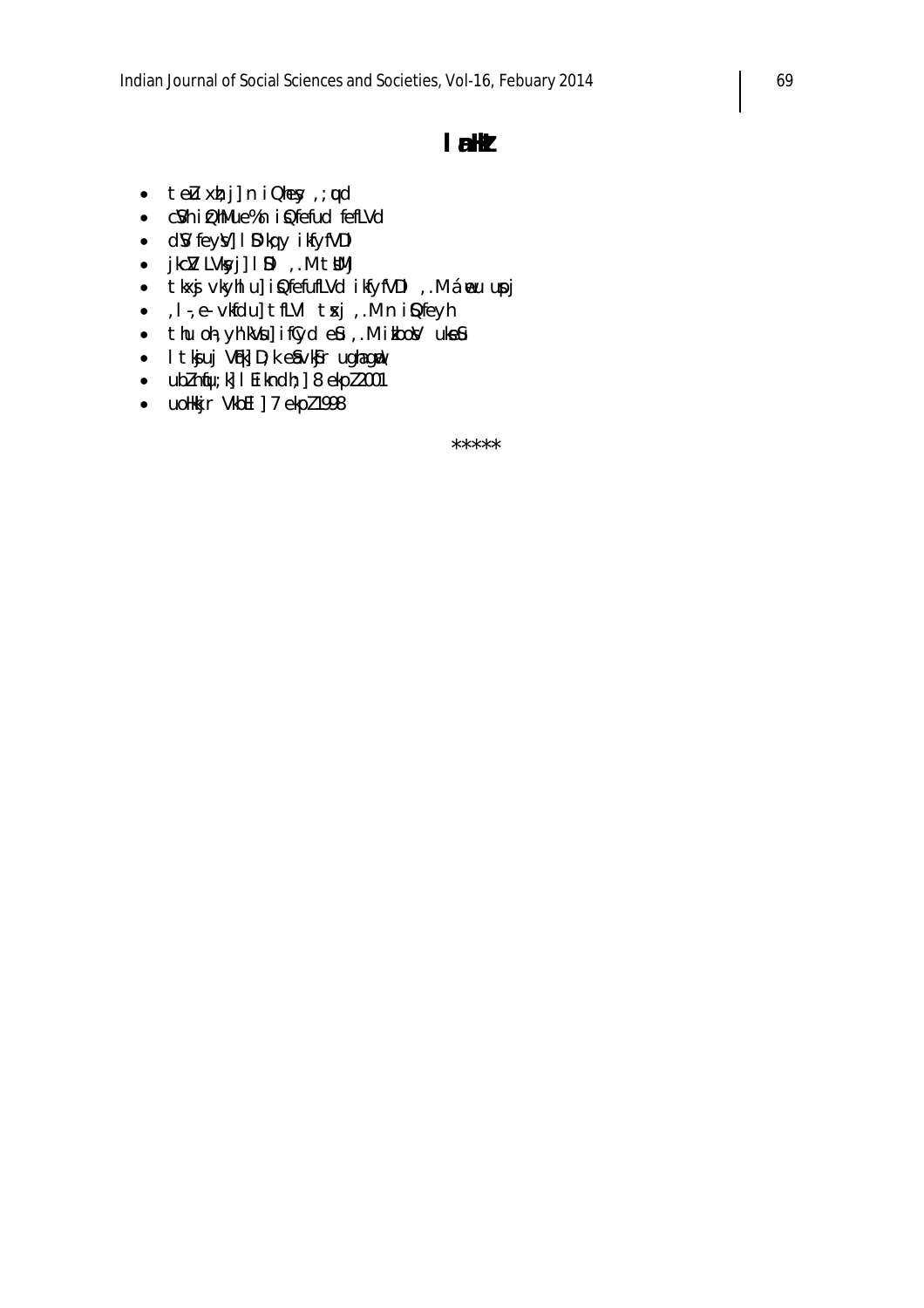# I anHkZ

- teZu xhr] n iQhesy ,;wd
- cSVh ifQMuMue%n isQfefud fefLVd
- dSV fey sV] I SDlqv y ikfyfVDI
- jkcVZ LVkWsj] I SDl ,.M tsUMj
- tkxj vkyhlu] isQfefufLVd ikfyfVDI ,.M áweu uspj
- ,l-,e- vkfdu] tfLVl tSxj ,.M n isQfeyh
- thu oh-,yh'kVsu] ifCyd eSu ,.M izkbosV ukseSu
- l tksuj VkW[kD;k eSa vkSjr ugha gwW
- ubZ nqfu;k] l Ekndh;] 8 ekpZ 2001
- uoHkkjr VkbEl] 7 ekpZ 1998

\*\*\*\*\*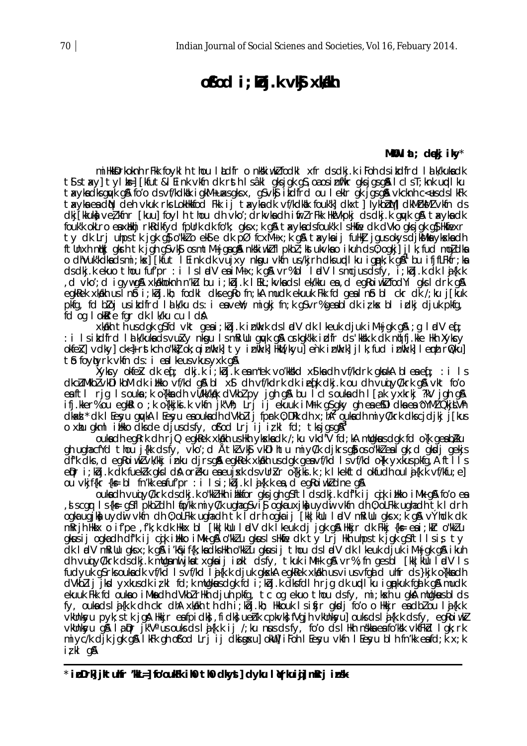# oSfod i;kZoj.k vkSj xka/kh

**MkW0 la; deqkj iky***

miHkksDrkokn rFkk foykl h thou lSadfr o nkskiw.kZ fodkl xfr ds dkj.k iFoh ds izkd`frd lalk/kuksa dk tSls taxy] tyok;q] [kfut & Eink vkfn dk rsth ls âkl gks jgk gS] oa os inwf"kr gks jgs gSaA lcls T;knk uqdlku taxyksa dks gqvk gSA fo'o ds vf/kdka'k igkM+ ua s gks x, gSa vkSj izkd`frd ou lekIr gks jgs gSaA vkcknh c<+us ds lkFk taxyksa esa dVkbZ dh vkuk rks LokHkkfod Fkk ij taxyksa dk vf/kdka'k foukk'k] dkxt] lyhoBZ] dkiVsM vkfn ds dkj[kkuksa] vez.kfnr [kuu] foyklh thou dh vko';drkvksa dh iwfrZ rFkk HkzLVkpkj ds dkj.k gqvk gSA taxyksa dk foukk'k okLro esa xEHkhjrk fpUrk dk fo"k; gks x;k gSA taxyksa ds foukk'k ls Hkwfe dk dVko gks jgk gS] Hkwfexr ty dk Lrj uhps tk jgk gS] o"kkZ o ekSle dk pØ fcxM+ x;k gSA taxyksa ij fuHkZj jgus okys jk"Vªksa dh ftUnxh nwHkj gksrh tk jgh gS vkSj os mtM+ jgs gSaA nks"kiw.kZ fodkl pkgs ;s ukfn;ksa o ikuh ds ^oagh] jlk;fud moZjdksa o dhVuk'kdksa ds mi;ksx] [kfut lEink dk vujxy nksgu vkfn us /kjrh dks udlku igqapk;k gS[1] bu ifjfLFkfr;ksa ds dkj.k ekuo thou fuf'pr :i ls ladV esa iM+ x;k gSA vr% bl ladV ls mcjus ds fy, i;kZoj.k dk laj{k.k ,d vko';d igyw gSA xka/khoknh n'kZu bu i;kZoj.k lEcU/kh leL;kvksa ds lek/kku esa ,d egRoiw.kZ fodYi gks ldrk gSA egkRek xka/kh us lnSo i;kZoj.kh; fodkl dks egRo fn;kA mudk ekuuk Fkk fd geas lnSo bl ckr dk /;ku j[kuk pkfg, fd bZ'oj us izkd`frd lalk/ku ds :i esa vewY; migkj fn;k gS vr% gesa bl dk iz;ksx bl izdkj djuk pkfg, fd og lokZnk ge fgr dk lk/ku cu ldsA

xka/kh th us dgk gS fd vkt geas i;kZoj.k inw"k.k ds ladV dk lkeuk djuk iM+ jgk gSA ;g ladV eq[; :i ls izkd`frd lalk/kuksa ds vuqfpr nksgu ls mRiUu gqvk gSA cjgk"kk izd`fr ds 'kks"k.k dk nq"ifj.kke Hkh Xykscy okfeZax] vEyh; ck<+] rstkch o"kkZ] ok;q inw"k.k] ty inw"k.k] Hkw/kyu] e`nk inw"k.k] jlk;fud inw"k.k] leqnzh rwQku] tSo foyqIrh vkfn ds :i esa lkeus vkus yxk gSA

Xykscy okfeZax dk eq[; dkj.k i;kZoj.k esa 'kks"k.k vo'kks"kd xSlksa dh vf/kdrk gksukA blesa eq[; :i ls dkcZuMkbZ vkWDlkbM dk izHkko vf/kd gSA bl xSl dh vf/kdrk dk izeq[k dkj.k ou dh vuqfpr dVkbZ gSA vkt fo'o esa tSls rjg ls ouksa ;k o`{kksa dh vU/kk/kqa/k dVkbZ py jgh gSA bu lcls ouksa dh l{k xyrk jgh ?kV jgh gSA ifj.kker% ou egkl o ;k o`{kkfis.k vkfn jk"Vªh; Lrj ij ekuuk iM+rk gS gky gh esa Hkh Qhjh dksa esa ^jhVZ Qkjs.LV dkmZ* dk lEesyu gqvkA lEesyu esa ouksa dh dVkbZ ij fpark O;Dr dh x;hA[2] ouksa dh mi;qDrrk dks cjdjkj j[kus o xzhu gkml izHkko dks de djus ds fy, oSfod Lrj ij iz;kl fd, tk jgs gSaA[3]

ouksa dh egRrk dh rjQ egkRek xka/kh us Hkh yksxksa dk /;ku vkd"kZ"V fd;kA mUgksaus dgk fd o`{k gesa bZa/ku gh ugha cfYd thou j{kk ds fy, vko';d ÅtkZ vkSj vkWDlhtu miyC/k djkrs gSa] os o"kkZ esa lgk;d gksdj gekjs d`f"k dks ,d egRoiw.kZ vk/kkj iznku djrs gSaA egkRek xka/kh us dgk gesa vf/kd ls vf/kd o`{k yxkus pkfg,A ftlls eknz i;kZoj.k dk fuekZ.k gks ldsA orZeku esa eujsxk ds vUrxZr o`{kkjksi.k ;k lkekftd okfudh ou laj{k.k vf/kfu;e] ou vkjf{kr {ks= bl fn'kk esa fuf'pr :i ls i;kZoj.k laj{k.k esa ,d egRoiw.kZ dne gSA

ouksa dh vuqi;qDrrk ds dkj.k o"kkZ Hkh izHkkfor gks jgh gS ftlds dkj.k d`f"k ij cgqr izHkko iM+k gSA fo'o esa ,sls cgqr ls {ks= gSa tgk¡ pkoZ dh lqfo/kk miyC/k ugha gS vkSj os ogka uxjksa uyd;w vkfn dh O;oLFkk ugha dh tk ldrh ogka ugjksa uyd;w vkfn dh O;oLFkk ugha dh tk ldrh ogka ij [kk|kUu ladV mRiUu gks x;k gSA vÝhdk dk mRrjh Hkkx o if'pe ,f'k;k dk Hkkx bl [kk|kUu ladV dk lkeuk dj jgk gSA Hkkjr dk Fkkj {ks= esa ;fn o"kkZ u gksus ij ogka dh d`f"k ij cgqr izHkko iM+k gSA o"kkZ u gksus ls Hkwfe dk ty Lrj Hkh uhps tk jgk gS ftlls ,s ty dk ladV mRiUu gks x;k gSA i'kqvksa ds fy, pkjs ds Hkh o"kkZ u gksus ij thou ds ladV dk lkeuk djuk iM+ jgk gSA ikuh dh vuqi;qDrrk ds dkj.k mRiknu nj esa fxjkoV gks jgh gSA tu lkekU; esa eank gS vr% ;fn gesa bl [kk|kUu ladV ls fudyuk gS rks ouksa dk vf/kd ls vf/kd laj{k.k djuk gksxkA egkRek xka/kh us vius fgUn LojkT; dh }kjk o`{kksa dh dVkbZ ij jksd yxkus dk iz;kl fd;kA mUgksaus dgk fd i;kZoj.k dks fdlh rjg dk udlku igqapkuk fgalk gSA mudk ekuuk Fkk fd ouksa o isM+ dh dVkbZ Hkh djuh pkfg, tc og ekuo thou ds fy, mi;ksxh u gksA mUgksaus bl ds fy, ouksa ds laj{k.k dh ckr dhA xka/kh th dh i;kZoj.kh; Hkkouk ls izsfjr gksdj fo'o o Hkkjr esa bZaou laj{k.k vkUnksyu pyk;s tk jgs Hkkjr esa fpidks ,fidks uekbZ pkx] fVgjh vkUnksyu] ouksa ds laj{k.k ds fy, egRoiw.kZ vkUnksyu gSA la;qDr jk"Vª us ouksa ds laj{k.k ij /;ku nsus ds fy, fo'o ds Hkh ns'kksa esa vkfFkZd lgk;rk miyC/k djk jgk gSA lkFk gh oSfod Lrj ij dksisgsxu] okWY] iFoh lEesyu vkfn lEesyu bl fn'kk esa fd;k x;k iz;kl gSA

---

* izoDrk] jktuhfr 'kkL=] fo'oukFk ih0 th0 dkyst] dyku lqYrkuiqj] mRrj izns'k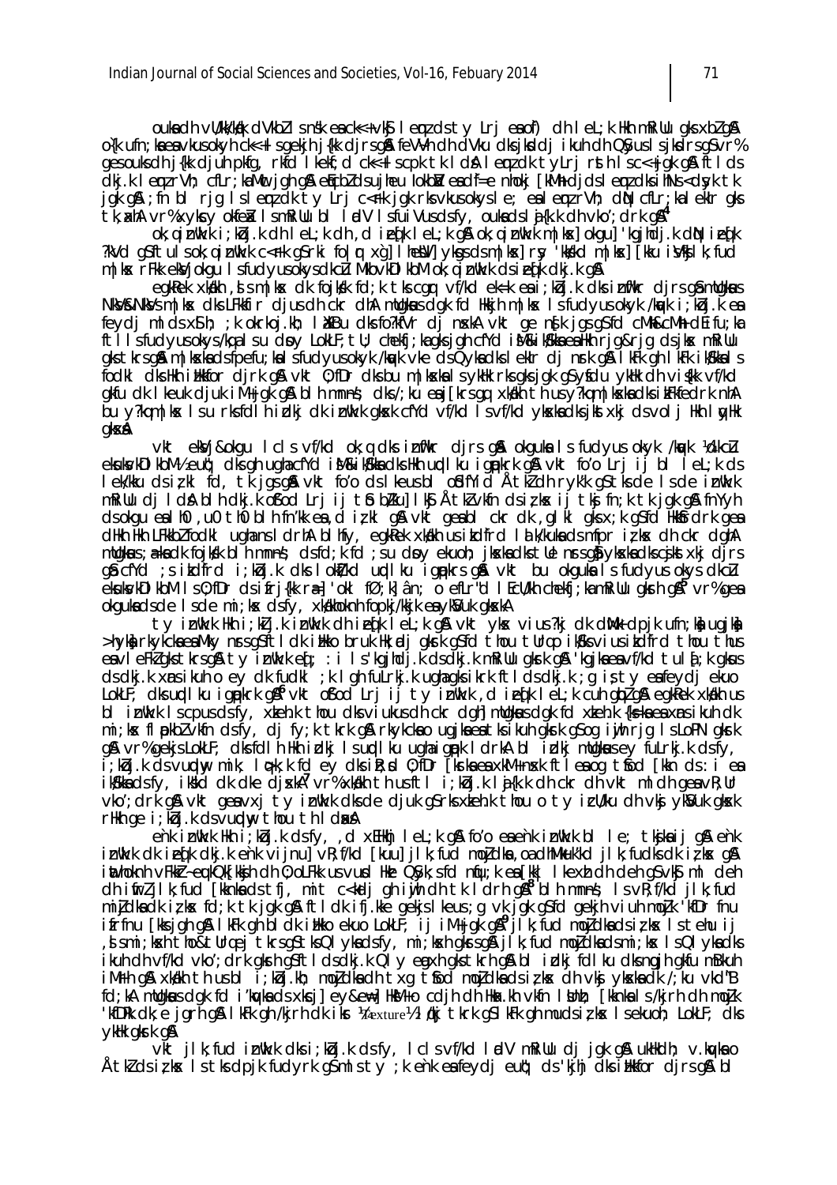ouksa dh vU/kk/kqa/k dVkbZ ls nsk esa ck<+ vkfS lemzdsty Lrj esa of) dh leL;k Hkh mRiUu gks xbZ gSA o"kZ ufn;ka esa vkusokyh ck<+ ls gekjh j{kk djrs gSA feV~Vh dh dVko dks jksdds ikuh dh Qyks us ls jksdrs gS vr% gesa ouksa dh j{kk djuh pkfg, rkfd lkekftd ck<+ ls cpk tk ldsA lemzrVh; cfUr;ka Mwc jgh gSA eSUxzksc dsu jheu lokbZ esa d`f"k nhokj [kMk djds lemz dks iNkM+s dsyk tk jgk gSA ;fn bl rjg ls lemz dk ty Lrj c<+rk jgk rks vkusokys le; esa lemzrVh; dN cfLr;ka lekIr gks tk,axhA vr% xyksy okfeZax ls mRiUu bl lkdV ls fuiVus dsfy, ouksa ds lja{k.k dh vko';drk gSA[4]

ok;q iznw"k.k ;k i;kZoj.k dh leL;k dh ,d izeq[k leL;k gSA ok;q iznw"k.k m|ksx] okgu] 'kgjhdj.k dN izeq[k ?kVd gSA tu sok;q iznw"k.k c<+rk gS rki fo|qr xg] lhesaV] ykgs ds m|ksx] rsy 'kks/kd m|ksx] [kku isVªksjlk;fud m|ksx rFkk ekWj okgu ls fudyus okys dkcZu MkbvkWDlkbM ok;q iznw"k.k ds izeq[k dkj.k gSA

egkRek xka/kh ,sls m|ksx dk fojks/k fd;k tks cgqr vf/kd ek=k esa i;kZoj.k dks iznwf"kr djrs gSA mudks ges NksVs&NksVs m|ksx dks LFkkfir djus dh ckr dhA mudks ges dgk fd Hkkjh m|ksx ls fudyus okyk /kqavk i;kZoj.k esa feydj ml ds xSl ;k okrkoj.k ls xSl dks fo"kkDr dj nsxkA vkt ge ns[k jgs gS fd cM+s&cM+s dkj[kkuksa ftlls fudyus okys /kq,a ls dbZ LokLF; cheku;ka gks jgh cfYd ikS/kksa esa Hkh rjg&rjg ds jksx mRiUu gks tkrs gSA m|ksxksa ds fpefu;ksa ls fudyus okyk /kqavk vkSj ds Qyks ds lekIr dj nsrk gSA lkFk gh lkFk ikS/kksa ls fodkl dks Hkh izHkkfor djrk gSA vkt 0;fDr dks bu m|ksxksa ls ykHk rks gks jgk gS ysfdu ykHk dh vis{kk vf/kd gkfu dk lkeuk djuk iM+ jgk gSA bl h mnns'; dks /;ku esa j[krs gq, xka/kh th us y?kq m|ksxksa dks izksRlkfgr djrs nhA bu y?kq m|ksx ls u rks fdlh izdkj dk iznw"k.k gksxk cfYd vf/kd ls vf/kd yksxksa dks jkstxkj ds volj Hkh lqyHk gksxsA

vkt eksVj&okgu lcls vf/kd ok;q dks iznwf"kr djrs gSA okguksa ls fudyus okyk /kqavk ¼dkcZu eksuksvkWDlkbM½ euq"; dks gh ugha cfYd isM+&ikS/kksa dks Hkh udlku igqapkrs gSA vkt fo'o Lrj ij bl leL;k ds lek/kku ds iz;kl fd, tk jgs gSA vkt fo'o ds lkeus bl oSfYd Åtkz dh rykk gS tks de ls de iznw"k.k mRiUu dj ldsA bl h dkj.k oSdfYid Lrj ij tSo b/ku] lkSj Åtkz vkfn dks iz;ksx ij tksj fn;k tk jgk gSA fnYyh ds okgu esa lh0 ,u0 th0 bl h fn'kk esa ,d iz;kl gSA vkt ges bl ckr dk ,glkl gks x;k gS fd Hkkjr dk gh ugha cfYd Hkh LFkkbZ fodkl ugha ns ldrhA bl h fy, egkRek xka/kh us izdfrd lalk/kuksa ds mfpr iz;ksx dh ckr dgh A mudks us;=kksa dk fojks/k bl h mnns'; ds fd;k fd ;s u doy ekuoh; jkstxkj ds lk/kuksa dks u"V djrs gSa cfYd ;s izdfrd i;kZoj.k dks lokZf/kd udlku igqapkrs gSA vkt bu okguksa ls fudyus okys dkcZu eksuksvkWDlkbM ls 0;fDr ds ifjr{k.k r=] 'okl fØ;k] ân; o efLr"d lEcU/kh chekfj;ka mRiUu gks jgh gS[5] vr% ges okguksa ds de ls de mi;ksx dsfy, xka/khokn h fopkj/kkjk esa ykSVuk gksxkA

ty iznw"k.k Hkh i;kZoj.k iznw"k.k dh izeq[k leL;k gSA vkt yksx vius ?kj dk dwM+k&dpjk ufn;ksa ugjksa >hyksa rkykcksa esa Mky nsrs gSftldk izHkko bruk Hk;adj gks rk gSfd thou tUrqo ikS/ks vius izdfrd thou thus esa vlfeFkZ gks tkrs gSA ty iznw"k.k eq[; : i ls 'kgjhdj.k ds dkj.k mRiUu gks rk gSA 'kgjksa esa vf/kd tula[;k gksus ds dkj.k xans ikuh o ey dk fudkl ;k lgh fuLrkj.k ugha gks ikrk ftl ds dkj.k ;g i; ty esa feydj ekuo LokLF; dks udlku igqapkrk gS[6] vkt oSdf Lrj ij ty iznw"k.k ,d izeq[k leL;k cu xbZ gSA egkRek xka/kh us bl iznw"k.k ls cpus dh fy, xzke.k thou dks viukus dh ckr dgh] mudks us dgk fd xzke.k {ks=ksa esa ikuh dk mi;ksx fl pkbZ vkfn dsfy, di fy;k tkrk gSA rkykcksa o ugjksa esa tks ikuh gksrk gSog iwjh rjg lsLoPN gksrk gSA vr% gekjs LokLF; dks fdl h Hkh izdkj ls udlku ugha igqapk ldrkA bl izdkj mudks us ey fuLrkj.k dsfy, i;kZoj.k ds vuqdwy mik; lq>k;k fd ey dks iR;sd 0;fDr [ksrksa esa xM~+k [kksn ftlesa og tSod [kkn ds : i esa ikS/kksa dsfy, ikSd dk dke djsxkA[7] vr% xka/kh th us ftl i;kZoj.k lja{k.k dh ckr dh vkt ml dh gesa vR;Ur vko';drk gSA vkt ges vxj ty iznw"k.k dks de djuk gS rks xzke.k thou o ty izcU/ku dh vkj ykSVuk gksxk rHkh ge i;kZoj.k ds vuqdwy thou th ldsxsA

e`nk iznw"k.k Hkh i;kZoj.k dsfy, ,d xEHkhj leL;k gSA fo'o esa e`nk iznw"k.k bl le; tksjksa ij gSA e`nk iznw"k.k dk izeq[k dkj.k e`nk vijnu] vR;f/kd [kuu] jlk;fud mojZdksa, oa dhVuk'kd jlk;fudksa dk iz;ksx gSA izkphokdh vFkkZr~ eqkQk[kkjh dh Qoj lk;fud uoesa Hkh Qlyksa fd nfqu;k esa [kk| lkexzh dh deh gS vkS ml deh dh iwfrZ jlk;fud [kknksa ds tfj, mit c<+kdj gh iwjh dh tk ldrh gS[8] bl h mnns'; ls vR;f/kd jlk;fud mojZdksa dk iz;ksx fd;k tk jgk gSA ftl dk ifj.kke gekjs lkeus g vk jgk gSfd gekjh viuh mojZk 'kfDr fnu ifrfnu [kks jgh gSA lkFk gh bl dk izHkko ekuo LokLF; ij iM+ jgk gS[9] jlk;fud mojZdksa ds iz;ksx ls tehu ij ,sls mi;ksx th o&tUrq ej tkrs gS tks Qly ksa dsfy, mi;ksxh gksrs gSA jlk;fud mojZdksa ds mi;ksx ls Qlyksa ds ikuh dh vf/kd vko';drk gksrh gSftl ds dkj.k Qly esa vxzh gks tkrh gSA bl izdkj fdlku dks mgjh gkfu mBkuh iM+h gSA xka/kh th us bl i;kZoj.kh; mojZdksa dh txg tSfod mojZdksa ds iz;ksx dh vkj ykSVus dk /;ku vkd"B fd;kA mudks us dgk fd i'kqvksa ds xkscj] ey&ew=] HkwM+o cdjh dh Hkk.kh vkfn lsMh; [kknksa ls /kjrh dh mojZk 'kfDr dk;e jgrh gSA lkFk gh /kjrh dk ikS ¼texture½ /kj tkrk gS lkFk gh mudsiz;ksx ls ekuoh; LokLF; dks ykHk gksrk gSA

vkt jlk;fud iznw"k.k dks i;kZoj.k dsfy, lcls vf/kd lekV mRiUu dj jgk gSA ukHkdh; v.kqvksa o Åtkz ds iz;ksx ls tks dpjk fudyrk gS mls ty ;k e`nk esa feydj euq"; ds 'kjhj dks izHkkfor djrs gSA bl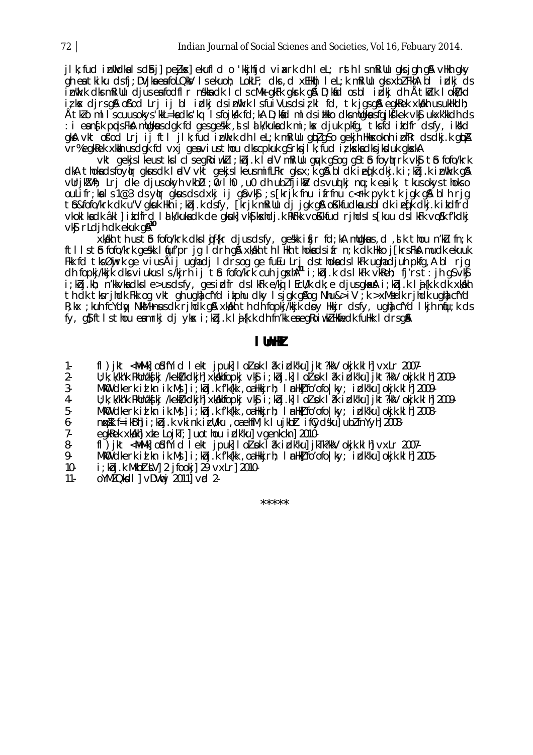jlk;fud izn'kZdksa ls dbZ+ j peZjksx] ekufld o 'kkjhfjd vi¡xrk dh leL; rst h ls mRiUu gks jgh gSA vHkh gky gh esa tkiku ds fj;DVjksa esa foLQksV ls ekuoh; LokLF; dks ,d xEHkhj leL;k mRiUu gks xbZ FkhA bl izdkj ds iznw"k.k dks mRiUu djus esa fodflr ns'kksa dk lcls cM+k gkFk gksrk gSA D;ksafd os bl izdkj dh Åtkz lokZf/kd iz;ksx djrs gSaA oSfod Lrj ij bl izdkj ds iznw"k.k ls fuiVus ds iz;kl fd, tk jgs gSaA egkRek xka/kh us fodkl dh Åtkz mlls cuus okys 'kL=ksa dks ysdj] lsfojksa ds fy, ;kA D;ksafd mlds izHkko dks mUgksaus fgjksf'kek vkSj ukxkldh ds : i esa ns[k pqds FksA mUgksaus dgk fd ges'kk ,sls la/kkuksa dk mi;ksx djuk pkfg, tks fd izd`fr dsfy, ikSd gksaA vkt oSfod Lrj ij ftl jlk;fud iznw"k.k dh leL;k mRiUu gqbZ gS o gekjh Hkksx oknh izo`fr ds dkj.k gqbZA vr% egkRek xka/kh us dgk fd vxj ge vius thou dks cpkuk gS rks jlk;fud iz;ksxksa dks jksdus dks gksxkA

vkt gekjs lkeus tks lcls egRoiw.kZ i;kZoj.k ladV mRiUu gqvk gS og gS tSo fofo/krk dkA thoksa ds foyqIr gksus dk ladV vkt gekjs lkeus mifLFkr gks x;k gSA bl dk izeq[k dkj.k i;kZoj.k iznw"k.k gSA vUrjkZVªh; Lrj dke djus okyh vkbZ;w0lh0,u0 dh ubZ fjiksVZ ds vuqlkj nqfu;k esa ikS/kksa tkuoj tho o ouLifr;ksa ls 1@3 ds yqIr gksus ds dxkj ij gSa vkSj ;s [krjk fnu izfrfnu c<+rk pyk tk jgk gSA blh rjg tSo&fofo/krk dk u"V gksuk Hkh i;kZoj.k dsfy, [krjk mRiUu dj jgk gSA oSKkfudksa us bl dk izeq[k dkj.k izd`frd vkoklksa dk âkl] izkd`frd la/kuksa dk de gksuk] vkSjksxhdj.k RkFkk vo'kS"kfud rjhdksa ls[kuu ds lkFk vo/kS'k dkj vkSj rLdjh dk ekuk gSA[10]

xka/kh th us tSo fofo/krk dks lqjf{kr djus ds fy, ges'kk iz;kl fd;kA mUgksaus ,d ,sls thou n'kZu fn;k ftlls tSo fofo/krk ges'kk lqjf{kr jg ldrh gSA xka/kh lHkh thoksa ds izfr n;k dh Hkko j[krs FksA mudk ekuuk Fkk fd tks Øwjrk ge vius Åij ugha dj ldrs og ge fdlh vU; Lrj ds thoksa ds lkFk ugha djuh pkfg,A bl rjg dh fopkj/kkjk dks viukus ls /kjrh ij tSo fofo/krk cuh jgsxhA[11] i;kZoj.k ds lkFk vkReh; fj'rs tj ;h jgsa vkSj i;kZoj.kh; n'kZu vkdksa ls >usdsfy, gesa izd`fr ds lkFk e/kqj lEcU/k dk;e djus gksaxsA i;kZoj.k laj{k.k dk xka/kh th dk tksj jhfr Fkk og vkt gh ugha cfYd ijapu dky ls jgk gS og lHkh &>iV ;k >xM+s dk rjhdk ugha cfYd R;kx ;kuh cfYd N~M+us dk rjhdk gSA xka/kh th dh fopkj/kkjk dsoy Hkkjr dsfy, ugha cfYd lkjh nqfu;k ds fy, gSa ftlls thou esa rnrj ykus i;kZoj.k laj{k.k dh fn'kk esa egRoiw.kZ Hkwfedk fuHkk ldrs gSA

## lUnHkZ

1. fl)jkt <M~Mk] oSfÜod lekt jpuk] lo`Zjo lsok izdk'ku] jkt?kkV okjk.klh] vxLr 2007-
2. U;k;k/kh'k PkUnz'ks[kj /kekZf/kdkjh] xka/khfopkj vkSj i;kZoj.k] loZ lsok la?k izdk'ku] jkt?kkV okjk.klh] 2009-
3. MkW0 dkerk izlkn ik.Ms] i;kZoj.k f'k{kk ,oa Hkkjrh; laLd`fr] fo'ofo|ky; izdk'ku] okjk.klh] 2009-
4. U;k;k/kh'k PkUnz'ks[kj /kekZf/kdkjh] xka/khfopkj vkSj i;kZoj.k] loZ lsok la?k izdk'ku] jkt?kkV okjk.klh] 2009-
5. MkW0 dkerk izlkn ik.Ms] i;kZoj.k f'k{kk ,oa Hkkjrh; laLd`fr] fo'ofo|ky; izdk'ku] okjk.klh] 2008-
6. nqxsZ f=ikBh] i;kZoj.k vkanksyu izcU/ku ,oa eh fM;k lajpuk ifCyds'ku] ubZ fnYyh] 2008-
7. egkRek xka/kh] xzke Lojkt] ;uoothou izdk'ku] vgenkckn] 2010-
8. fl)jkt <M~Mk] oSfÜod lekt jpuk] loZ lsok la?k izdk'ku] jkTk?kkV okjk.klh] vxLr 2007-
9. MkW0 dkerk izlkn ik.Ms] i;kZoj.k f'k{kk ,oa Hkkjrh; laLd`fr] fo'ofo|ky; izdk'ku] okjk.klh] 2005-
10. i;kZoj.k MkbZtsLV] 2 jfookj] 29 vxLr] 2010-
11. oYMZ Qksdl] vDVwcj 2011] vad 2-

*****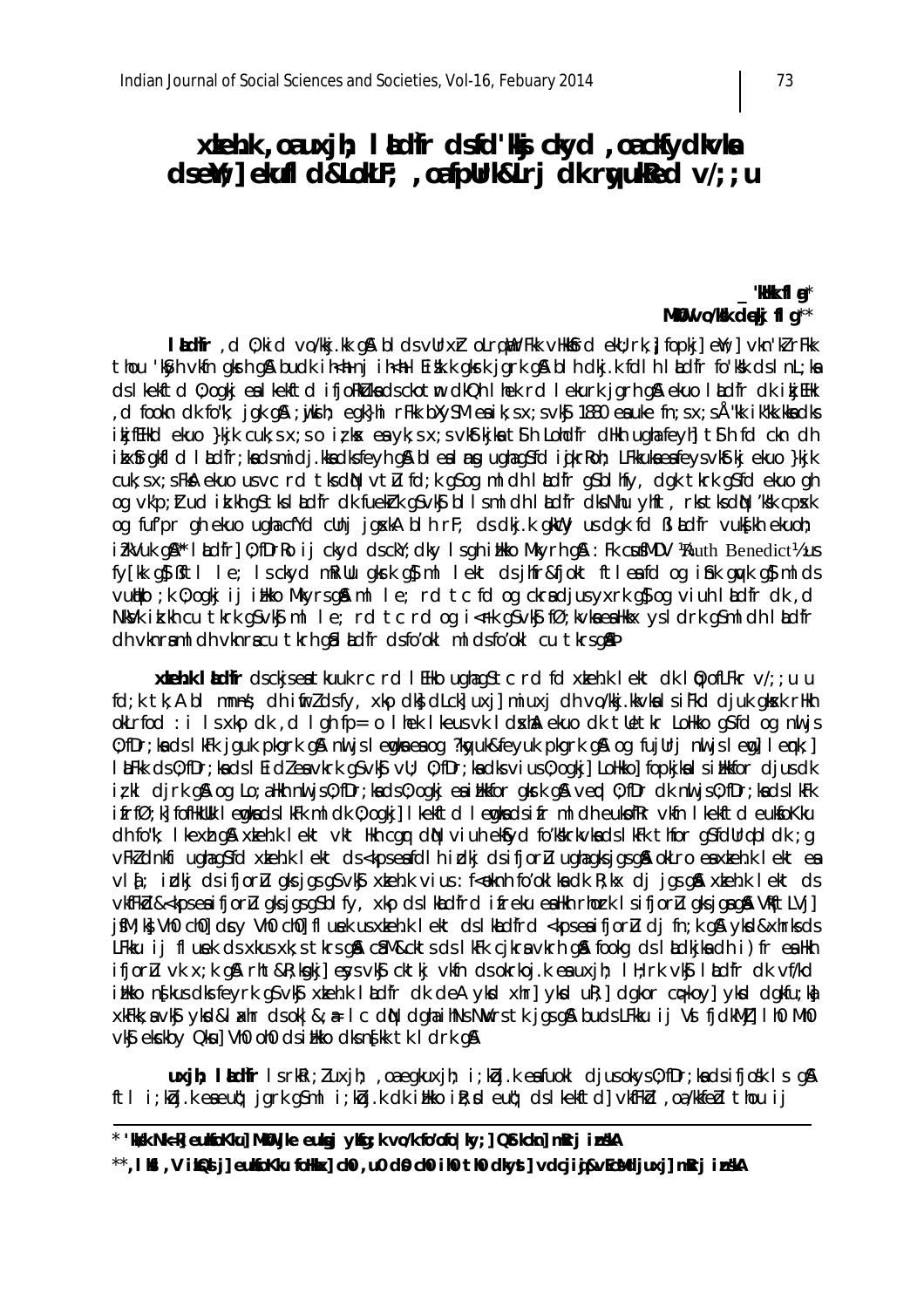# xzkeh.k ,oa uxjh; lLad`fr ds fo'ks"kksa ckyd ,oa ckfydkvksa ds eWY;] ekufld&LokLF; ,oa fpUrk&Lrj dk rqyukRed v/;;u

_ 'kkfUr flag*
MkW0 v/kksd dqekj flag**

**laLd`fr** ,d O;kid vo/kkj.kk gS ftlds vUrxZr oLrqxr vFkok HkkSfrd ekU;rk,a] fopkj] eWY;] vkn'kZ rFkk thou 'kSyh vkfn gksrh gSA bu dk ihfk&h nj ihf<+h lEizs"k.k gksrk jgrk gS ftl dkj.k fdlh laLd`fr fo'ks"k ds lnL;ksa ds lkekftd O;ogkj esa lkekftd ifjofRkZuksa ds ckotwn dkQh lhek rd lekurk jgrh gSA ekuo laLd`fr dk izkjEHk ,d fookn dk fo"k; jgk gSA ;|fi ;g ekuk tkrk gS fd ekuo dh laLd`fr dk izkjEHk ekuo ds vfLrRo esa vkus ds lkFk gh gks x;k Fkk] ijUrq fQj Hkh 1880 esa uke fn;s x;s ^'kk ik'kk.kk ds izkjfEHkd ekuo }kjk cuk;s x;s o izpkx esa yk;s x;s vkStkjksa ls ge ekuo }kjk cuk;s x;s fp=ksa vkSj vU; oLrqvksa dk ekuo dh laLd`fr ds fodkl ij dbZ ^LowYk izHkkoh ekU;rk,a cuh gSA bl esa ifjorZu gksrs gSa fd ijUrq ekuo laLd`fr ds lkFk ;g Hkh ekuk tkrk gS fd ekuo dh laLd`fr mldh ,d fo'ks"krk gSA ;g Lohdkj djus esa dksbZ vkifRr ugha gS fd ekuo gh og vkp;ZtUd izk.kh gS tks laLd`fr dk fuekZ.k gSA vkSj blh ls mldh laLd`fr dks Nhu ysrk gS rks tks dqN 'ks"k cpsxk og fuf'pr gh ekuo ugha cfYd cUnj gksxkA blh rF; ds dkj.k gkWoy us dgk fd ^laLd`fr vuqHko vkSj izkf.k;ksa esa vUrj djus okyh ,d Lo.kZ js[kk gSA* laLd`fr] O;fDrRo ij ckyd ds cky&dky ls gh izHkko Mkyrh gSA :Fk csusfMDV ¼Ruth Benedict½ us fy[kk gS fd ftl le; ls ckyd mRiUu gksrk gS mlh le; ls mlds jhfr&fjokt tSls esa fd og ihSnk gqvk gS mlds vuqHko ;k O;ogkj ij izHkko Mkyrs gSaA ml le; rd tc fd og cksyus yxrk gS] og viuh laLd`fr dk ,d NksVk izk.kh cu tkrk gS vkSj ml le; rd tc rd og i<+us gS vkSj fØ;kvksa esa Hkkx ysus yxrk gS mlh laLd`fr dh vknrsa mldh vknrsa cu tkrh gSa laLd`fr ds fo'okl mlds fo'okl cu tkrs gSaA

**xzkeh.k laLd`fr** ds ckjs esa tkuuk rc rd lEHko ugha gS tc rd fd xzkeh.k lekt dk lE;d~ v/;;u u fd;k tk,A bl mn~ns'; dh iwfrZ ds fy, xkaoksa dk lkekftd] uxjh; miuxj dh vo/kkj.kkvksa ls iFkd djuk gksxkA Hkh okLrfod :i ls xkao dk ,d lgh fp= o lhek ls us vklku dk ys xkA ekuo dk tUetkr LoHkko gS fd og nwljs O;fDr;ksa ds lkFk jguk pkgrk gSA nwljs lewgksa esa og ?kqyuk&feyuk pkgrk gSA og fujUrj nwljs lewg] lempk;] laxBu ds O;fDr;ksa ds lEidZ esa vkrk gS vkSj vU; O;fDr;ksa dks vius O;ogkj] LoHkko] fopkjksa ls izHkkfor djus dk iz;kl djrk gSA og Lo;a Hkh nwljs O;fDr;ksa ds O;ogkj esa izHkkfor gksrk gSA ved O;fDr dk nwljs O;fDr;ksa ds lkFk ifrfØ;k] fofHkUu lewgksa ds lkFk mldk O;ogkj] lkekftd lewgksa ds ifr mldh euksfRr vkfn lkekftd eukfoKku dh fo"k; lkexzh gSA xzkeh.k lekt vkt Hkh cgqr dqN viuh ekSfyd fo'ks"krkvksa ds lkFk thfor gS fdUrq bl dk ;g vFkZ dnkfi ugha gS fd xzkeh.k lekt ds <kaps esa fdlh izdkj ds ifjorZu ugha gks jgs gSaA okLro esa xzkeh.k lekt esa vlk/; izdkj ds ifjorZu gks jgs gSa vkSj xzkeh.k vius f<+akpk fo'okl ka dk R;kx dj jgs gSaA xzkeh.k lekt ds vkfFkZd&<kaps esa ifjorZu gks jgs gSa blfy, xkao ds lkaLd`frd ifreku esa Hkh rhozrk ls ifjorZu gks jgs gSaA VkWtLVj] jsM¶khYM] Vh0 ch0] dsy Vh0 ch0] flusek us xzkeh.k lekt ds lkaLd`frd <kaps esa ifjorZu dj fn;k gSA ykd&xhrksa ds LFkku ij flusek ds xkus xk;s tkrs gSaA csaMcktsa ds lkFk cjkr vkrh gSA fookg ds laLdkjksa dh i)fr esa Hkh ifjorZu vk x;k gSA rhat&R;ksgkj] esys vkSj cktkj vkfn ds okrkoj.k esa uxjh; lH;rk vkSj laLd`fr dk vf/kd izHkko n`f"Vxkspj gksus yxk gSA xzkeh.k laLd`fr dk deA ykd xhr] ykd u`R;] dgkor cq>kSoy] ykd dgkfu;ka] xhfk;ka vkSj ykd&laxhr ds okn&;a= lc dqN dgha ihNs NwVrs tk jgs gSaA buds LFkku ij Vsi fjdkWMZj] lh0 Mh0 vkSj eksckby Qksu] Vh0 oh0 ds izHkko dks n`f"Vxkspj dj jgk gSA

**uxjh; laLd`fr** ls rkRi;Z uxjh; ,oa egkuxjh; i;kZoj.k esa fuokl djus okys O;fDr;ksa ds ifjos'k ls gSA ftl i;kZoj.k esa euq"; jgrk gS mls i;kZoj.k dk izHkko iR;sd euq"; ds lkekftd] vkfFkZd ,oa /kkfeZd thou ij

---

* 'kks/k Nk=k] euksfoKku] MkW0 jke euksgj yksfg;k vo/k fo'ofo|ky;] QStkckn] mRrj izns'kA

** ,lks0 ,V ilQslj] euksfoKku foHkkx] ch0 ,u0 dS0 ch0 ih0 th0 dkyst] vdcjiqj&vEcsMdjuxj] mRrj izns'kA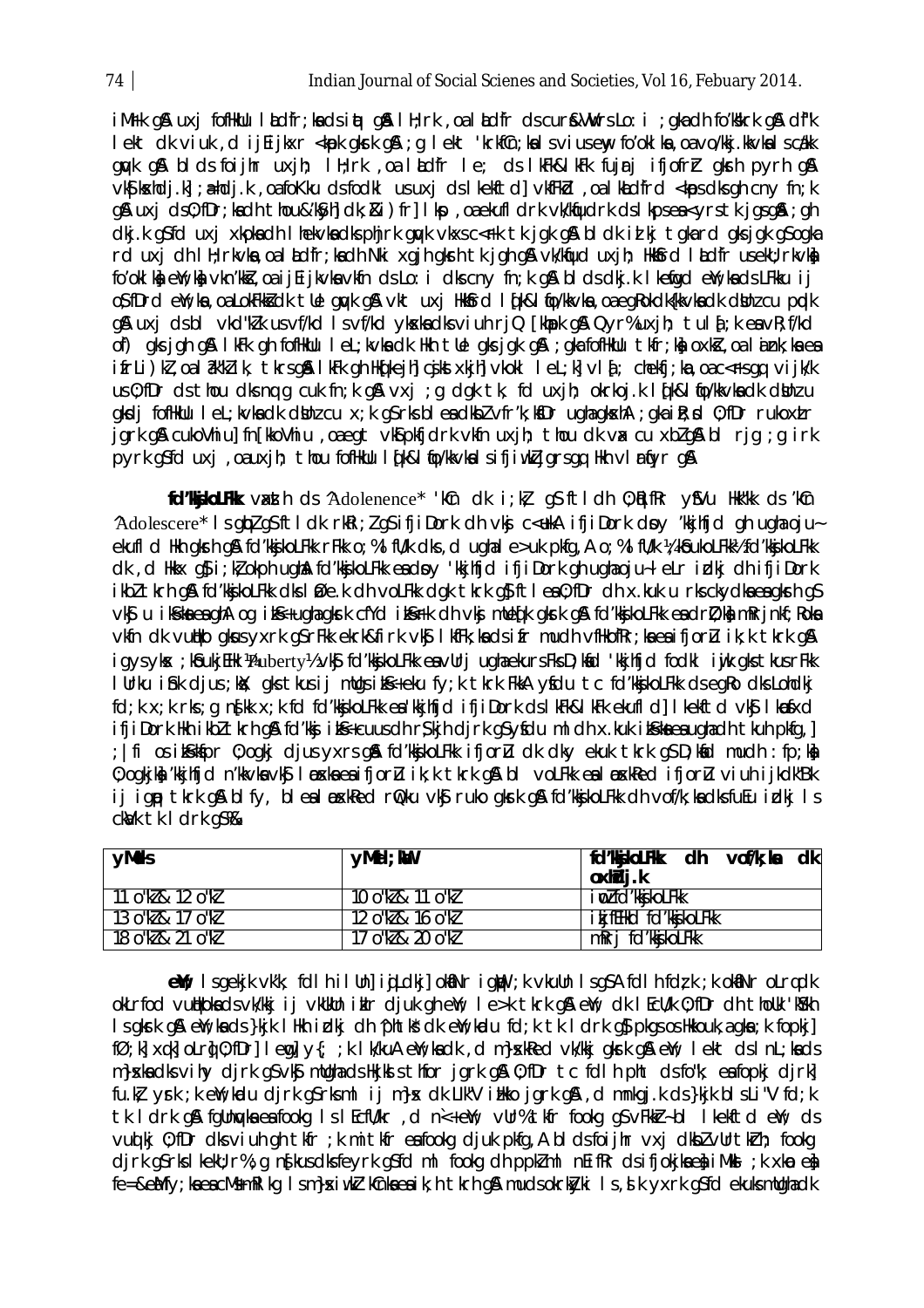iM+rk gS uxj fofHkUu laLd`fr;ksa ds iSaeq gSa lH;rk ,oa laLd`fr ds curs&VwVrs Lo:i ;gka dh fo'ks"krk gSa dF"k lekt dk viuk ,d ijEijkxr <kapk gksrk gS ;g lekt 'krkfCn;ksa ls viusaeaw fo'okl ksa,oa vo/kkj.kkvksa lscka/ks gq;k gSA blds foijhr uxjh; lH;rk ,oa laLd`fr le; ds lkFk&lkFk fujarj ifjofrZr gksrh pyrh gSA vkS|ksxhdj.k] ;a=hdj.k ,oafoKku dsfodkl usuxj ds lekftd] vkfFkZd ,oa lkaLd`frd <kaps dks gh cny fn;k gSA uxj ds O;fDr;ksa dh thou&'kSyh] dk;Z i)fr] lkp ,oa ekufl drk vk/kqfud rk ds lkaps esa <yrs tk jgs gSA ;gh dkj.k gS fd uxj xzkeksa dh lhekvksa dks phjrk gqvk vkxs c<+rk tk jgk gS blds dk iz kj tgka rd gks jgk gS ogka rd uxj dh lH;rkvksa ,oa laLd`fr;ksa dh Nki xgjh gksrh tk jgh gSA vk/kqfud uxjh; HkkSfrd laLd`fr usekuo;rkvksa fo'okl ksa ewY;ksa vkn'kksaZ, oaijEijkvksa vkfn dsLo:i dks cny fn;k gS blds dkj.k lkekftd ewY;ksa dsLFkku ij oS;fDrd ewY;ksa, oaLokFkksZa dk tUe gqvk gSA vkt uxj HkkSfrd lq[k&lqfo/kkvksa, oaegRokdka{kkvksa dk dsUnzcu pqdk gSA uxj ds bl vkd"kZ.k usvf/kd lsvf/kd O;fDr;ksa dks viuh rjQ [khapk gSA Qyr%uxjh; tula[;k esa vR;f/kd of) gks jgh gSA lkFk gh fofHkUu leL;kvksa dk Hkh tUe gks jgk gS ;gka fofHkUu tkfr;ksa] oxksZ, oa laiznk;ksa esa ifrLi)kZ, oa la?k"kZ ik;k tkrk gSA lkFk gh Hkz"Vkpkj] cjkstxkjh] vkokl leL;k] vlqj{kk] chekfj;ka, oa c<+rs gq, vijk/k us O;fDr ds thou dks nqHkj cuk fn;k gSA vxj ;g dgk tk, fd uxjh; okrkoj.k lq[k&lqfo/kkvksa dk dsUnzu gksdj fofHkUu leL;kvksa dk dsUnzcu x;k gS rks blesa dksbZ vfr'k;ksfDr ugha gksxhA ;gka iR;sd O;fDr ruko xzLr jgrk gSA cukoVhiu] fn[kkoVhiu ,oa egt vkSipkfjdrk vkfn uxjh; thou dk va'k cu xbZ gSA bl rjg ;g irk pyrk gS fd uxj ,oa uxjh; thou fofHkUu lq[k&lqfo/kkvksa ls ifjiw.kZ grsgq, Hkh vlqjf{kr gSA

**fd'kksjkoLFkk** vaxzsth ds ^Adolenence* 'kCn dk i;kZ; gS ftldh O;qRifRr ySfVu Hkk"kk ds 'kCn ^Adolescere* ls gqbZ gS ftldk rkRi;Z gS ifjiDork dh vksj c<+ukA ifjiDork dsoy 'kkjhfjd gh ugha oju~ ekufl d Hkh gksrh gSA fd'kksjkoLFkk rFkk o;%l fU/k dks ,d ugha le>uk pkfg,A o;%l fU/k ¼ikSukoLFkk½ fd'kksjkoLFkk dk ,d Hkkx gS i;kZ;okph ugha A fd'kksjkoLFkk esa dsoy 'kkjhfjd ifjiDork gh ugha oju~ lerk izdkj dh ifjiDork iznf'kZr gksrh gSA fd'kksjkoLFkk dks lEiw.kZ dh voLFkk dgk tkrk gS ftlesa O;fDr dh x.kuk u rks cPpksa esa gksrh gS vkSj u iks<+ksa esa gh A og iks<+ ugha gksrk cfYd iks<+rk dh vksj mUeq[k gksrk gSA fd'kksjkoLFkk esa drZO;ksa mRrjnkf;Rokas vkfn dk vuqHko gksus yxrk gS rFkk ekrk&firk vkSj lkFkh;ksa ds ifr mudh vfHkofRr;ksa esa ifjorZu ik;k tkrk gSA igys yksx ;kSoukjEHk ¼Puberty½ vkSj fd'kksjkoLFkk esa vUrj ugha ekurs Fks D;ksafd 'kkjhfjd fodkl iwjk gks tkus rFkk lUrku iSnk djus ;kX; gks tkus ij mUgsa iks<+ eku fy;k tkrk FkkA ysfdu tc fd'kksjkoLFkk ds egRo dks Lohdkj fd;k x;k rks ;g n[kk x;k fd fd'kksjkoLFkk esa 'kkjhfjd ifjiDork ds lkFk&lkFk ekufld] lkekftd vkSj lkaosfxd ifjiDork Hkh iznf'kZr gksrh gSA fd'kksj iks<+ cuus dh rS;kjh djrk gS ysfdu mldh x.kuk iks<+ksa esa ugha dh tkuh pkfg,] ;|fi os iks<+kspr O;ogkj djus yxrs gSaA fd'kksjkoLFkk ifjorZu dk dky ekuk tkrk gS D;ksafd mudh :fp;ksa] O;ogkjksa] 'kkjhfjd n'kkvksa vkSj laosxksa esa ifjorZu ik;k tkrk gSA bl voLFkk esa laosxkRed ifjorZu viuh ijkdk"Bk ij igqp tkrk gSA blfy, blesa laosxkRed rwQku vkSj ruko gksrk gSA fd'kksjkoLFkk dh vof/k;ksa dks fuEu izdkj ls ckaVk tk ldrk gS%&

| yM+ds | yM+fd;k¡ | fd'kksjkoLFkk dh vof/k;ksa dk oxhZdj.k |
|---|---|---|
| 11 o"kZ& 12 o"kZ | 10 o"kZ& 11 o"kZ | iwoZ fd'kksjkoLFkk |
| 13 o"kZ& 17 o"kZ | 12 o"kZ& 16 o"kZ | izkjfEHkd fd'kksjkoLFkk |
| 18 o"kZ& 21 o"kZ | 17 o"kZ& 20 o"kZ | mRrj fd'kksjkoLFkk |

**ewY;** ls gekjk vk'k; fdlh ilUn] iqjLdkj] okaNr igyw ;k vkuUn ls gSA fdlh fdz;k ;k okaNr oLrq dk okLrfod vuqHkoksa ds vk/kkj ij vkuUn iznku djus dh ewY; le>k tkrk gSA ewY; dk lEcU/k O;fDr dh thou'kSyh ls gksrk gSA ewY;ksa ds }kjk lHkh izdkj dh ^ptkS* dk ewY;kadu fd;k tk ldrk gS pkgs os Hkkouk,a gksa] ;k fopkj] fØ;k] xq.k] oLrq] O;fDr] lewg] y{; ;k lk/kuA ewY;ksa dk ,d m}sxkRed vk/kkj gksrk gSA ewY; lekt ds lnL;ksa ds m}sxksa dks vihy djrk gS vkSj mudh HkkoukRed tfor jgrk gSA O;fDr tc fdlh pht ds fo"k; esa fopkj djrk] fu.kZ; ysrk ;k ewY;kadu djrk gS rks ml ij m}sx dk LiLV izHkko jgrk gSA ,d mnkgj.k ds }kjk bls Li"V fd;k tk ldrk gSA fgUnqvksa esa fookg ls lEcfU/kr ,d n`<+ ewY; vUr%tkfr fookg gS vFkkZr~ bl lekftd ewY; ds vuqlkj O;fDr dks viuh gh tkfr ;k mitkfr esa fookg djuk pkfg,A blds foijhr vxj dksbZ vUrtkZrh; fookg djrk gS rks lekt;rR%, g n[kus dks feyrk gS fd ml fookg dh ppkZ ml nEifRr ds ifjokjksa esa iM+ksl ;k xkao esa fe=&e.Mfy;ksa esa cM+s mRlkg ls m}sxiw.kZ 'kCnksa esa iz;ksx gksrh gSA mudsokrkZyki ls ,slk yxrk gS fd ekuks mudk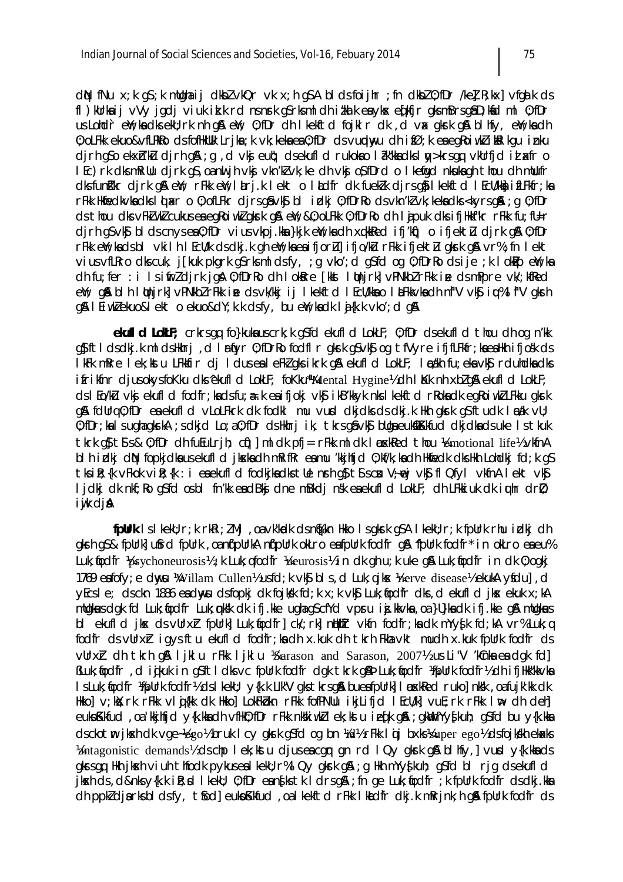dqN fNu x;k gS ;k mudks ij dkbZ vkQr vk x;h gSA blds foijhr ;fn dksbZ O;fDr /keZ] R;kx] vfgalk ds fl)kUrksa ij vVy jgdj viuk izR;sd dne mBkrk gS rks mlds ihNs laLdkj eq[; gksrs gSaA mles O;fDr us Lohd`r ewY;ksa dks ekuo dh n`f"V ls vf/kd egRoiw.kZ ekuk gS vkSj mldk ikyu djuk vius thou dk y{; cuk fy;k gSA ewY; O;fDr dh lkekftd fojklr dk ,d vax gksrk gSA blfy, ewY;ksa dh O;oLFkk ekuo&vfLrRo ds fofHkUu Lrjksa ;k vk;keksa esa O;fDr ds vuq:i.k dh iz.kkyh ds vkn'kZ ds :i esa gksrh gSA ,d vksj euq"; ds ekufld rukoksa o la?k"kksZa dks lqy>krs gq, vkUrfjd izsj.kk ds :i esa dke djrh gS rks nwljh vksj vkn'kZ vk;keksa dh vksj O;fDr o lekt dks funsZf'kr djrh gSA ewY; rFkk eW; lajpuk lekt o laLd`fr dk fuekZ.k djrs gSa lkekftd lEcU/kksa dks O;fDr ds thou dks vFkZiw.kZ cukus esa egRoiw.kZ gksrk gSA ewY; &O;oLFkk O;fDRo dh lajpuk dks ifjHkkf"kr rFkk fu;fU=r djrh gS vkSj blds cnys esa O;fDr vius vkpj.kksa }kjk ewY;ksa dh xR;kRed ifj'kq)rk o ifjektZu djrk gSA O;fDr rFkk ewY;ksa ds bl vkilh lEcU/k ds dkj.k gh ewY;ksa esa ifjorZu] ifjo/kZu rFkk ifjektZu gksrk gSA vr% ;fn lekt vius vfLrRo dks cuk, j[kuk pkgrk gS rks mlds fy, ;g vko';d gS fd og O;fDrRo ds ijsa ;k lkekftd ewY;ksa dh fu;fer : i ls iqufiZ djrk jgsA O;fDrRo dh lokZaxh.k mRifRr ds fy, mi;qDr okrkoj.k rFkk ewY; gh muds leqfpr ds vkSj lkekftd O;oLFkk ls lqdkrk gSA ewY; gh lkekftd ,dhdj.k] lkekftd lefUo; rFkk lkekftd fu;a=.k ds vk/kkj gSa ftuls ekuo dk fodkl gksrk gSA

**ekufld LokLF;** crkrs gq, fo}kuksa us crk;k gS fd ekufld LokLF; O;fDr ds ekufld thou dh og n'kk gS ftlds dkj.k mlds Hkhrj ,d lUrqfyr O;fDRo fodflr gksrk gS vkSj og tfVyre ifjfLFkfr;ksa esa Hkh ifjos'k ds lkFk mfpr lek;kstu LFkkfir dj ldus esa leFkZ gks ikrk gSA ekufld LokLF; lqj{kk fu;eksa vkSj rduhdksa dks izfrikfnr djus okys foKku dks ^ekufld LokLF; foKku* ¼Mental Hygine½ dh laKk nh xbZ gSA ekufld LokLF; ds lEcU/k esa vkSj ekufld fodkfr;ksa ds fu;a=.k esa ifjokj vkSj ikB'kkyk nksuksa lkekftd rRoksa dk egRoiw.kZ LFkku gksrk gSA fdlh Hkh O;fDr esa ekufld vLoLFkrk dk fodkl mu vusd dkjdksa ds dkj.k Hkh gksrk gS ftudk lEcU/k vU; O;fDr;ksa ls ugha gksrkA ;s dkjd Lo;a O;fDr ds Hkhrj ik;s tkrs gSa vkSj blgha esa euksoSKkfud dkjdksa ds uke ls tkuk tkrk gSA tSls& O;fDr dh fuEurk xzafFk] cq)] mldk pfj= rFkk mldk laosxkRed thou ¼emotional life½ vkfnA blh izdkj dqN fopkjdksa us ekufld jksxksa dh mRifRr esa mu 'kkjhfjd O;kf/k;ksa dh Hkwfedk dks Hkh Lohdkj fd;k gS tks ikpu&fØ;k vFkok vU; ikpu&fØ;k ls lacaf/kr gksrh gSaA bu vo;oksa dk Bhd ls dke u djuk O;fDr dh vLoLFkrk dk dkj.k cu tkrk gSA ,sls nks"k O;fDr ds e-flr"d dh xfrfof/k;ksa dks Hkh izHkkfor djrs gSaA ,sls vusd dkj.k gks ldrs gSa ftlls ekufld LokLF; dh LFkkiuk esa ck/kk iSnk gksrh gSA

**fpUrk** lsleky'kui ;k rkRi;Z ,oa vk'kadk ds n'kkvksa ls gksrk gSA lkekU;r;k fpUrk rhu izdkj dh gksrh gS& fpUrk] ukSfrd fpUrk ,oa mnoSxk fpUrk n'khZ fpUrk okLro esa fpUrk fodkfr gSA fpUrk fodkfr* in okLro esa eu%Luk;qfodkfr ¼psychoneurosis½ ;k Luk;qfodkfr ¼neurosis½ in dk gh u;k uke gSA Luk;qfodkfr in dk O;ogkj 1769 esa fofy;e dyu ¼Willam Cullen½ us fd;k vkSj bls ,d Luk;q jksx ¼nerve disease½ ekukA ysfdu] ,d yEcs le; ds ckn 1886 esa ckys dh tks ds fopkj dk fojks/k fd;k x;k vkSj Luk;qfodkfr dks ,d ekufld jksx ekuk x;kA mudks ,slk gS fd Luk;qfodkfr Luk;qrU= dk ifj.kke ugha gS cfYd vpsru iz.kkfy;ksa] vUr}Z;ksa dk ifj.kke gSA mudks bl ekufld jksx ds vUrxZr fpUrk] Luk;qfodkfr] ck/;rk] mUekn vkfn fodkfr;ksa dk mYys[k fd;kA vr% Luk;q fodkfr ds vUrxZr igys ftu ekufld fodkfr;ksa dh x.kuk dh tkrh FkhA vkt mudh x.kuk fpUrk fodkfr ds vUrxZr dh tkrh gSA lkjlu rFkk lkjlu ¼Sarason and Sarason, 2007½ us Li"V 'kCnksa esa dgk fd] ßLuk;qfodkfr ,d iqjkuk in gS ftlds vc fpUrk fodkfr dgk tkrk gSAÞ Luk;qfodkfr ¼fpUrk fodkfr½ dh ifjHkk"kkvksa ls Luk;qfodkfr ¼fpUrk fodkfr½ ds lkekU; y{k.k Li"V gks tkrs gSaA bueas fpUrk] laosxkRed ruko] n'kk ,oa fujk'kk dk Hkko] v;ksX;rk rFkk vlqj{kk dk Hkko] LokFkZdrk rFkk foHkUu iqfLFkfr ds lEcU/k] vuE;rk rFkk lw= dh deh] euksoSKkfud ,oa 'kkjhfjd y{k.kksa dh vfHkO;fDr rFkk nks"kiw.kZ lek;kstu izeq[k gSaA ;gka mYys[kuh; gS fd bu y{k.kksa ds ckotwn jksxh dk vge ¼ego½ bruk lcy gksrk gS fd og bn ¼Id½ rFkk lqij bxks ¼super ego½ ds fojks/kh ekaxksa ¼antagonistic demands½ ds chp lek;kstu djus esa cgqr gn rd lQy gksrk gSA blfy,] vusd y{k.kksa ds gksrs gq, Hkh jksxh viuh thfodk pykus esa lkekU;r% lQy gksrk gSA ;g Hkh mYys[kuh; gS fd bl rjg ds ekufld jksxh ds ,d&nks y{k.k iR;sd lkekU; O;fDr esa ns[ks tk ldrs gSaA ;fn ge Luk;qfodkfr ;k fpUrk fodkfr ds dkj.kksa dh ppkZ djsa rks blds fy, tSfod] euksoSKkfud ,oa lkekftd rFkk lkaLd`frd dkj.k mRrjnk;h gSaA fpUrk fodkfr ds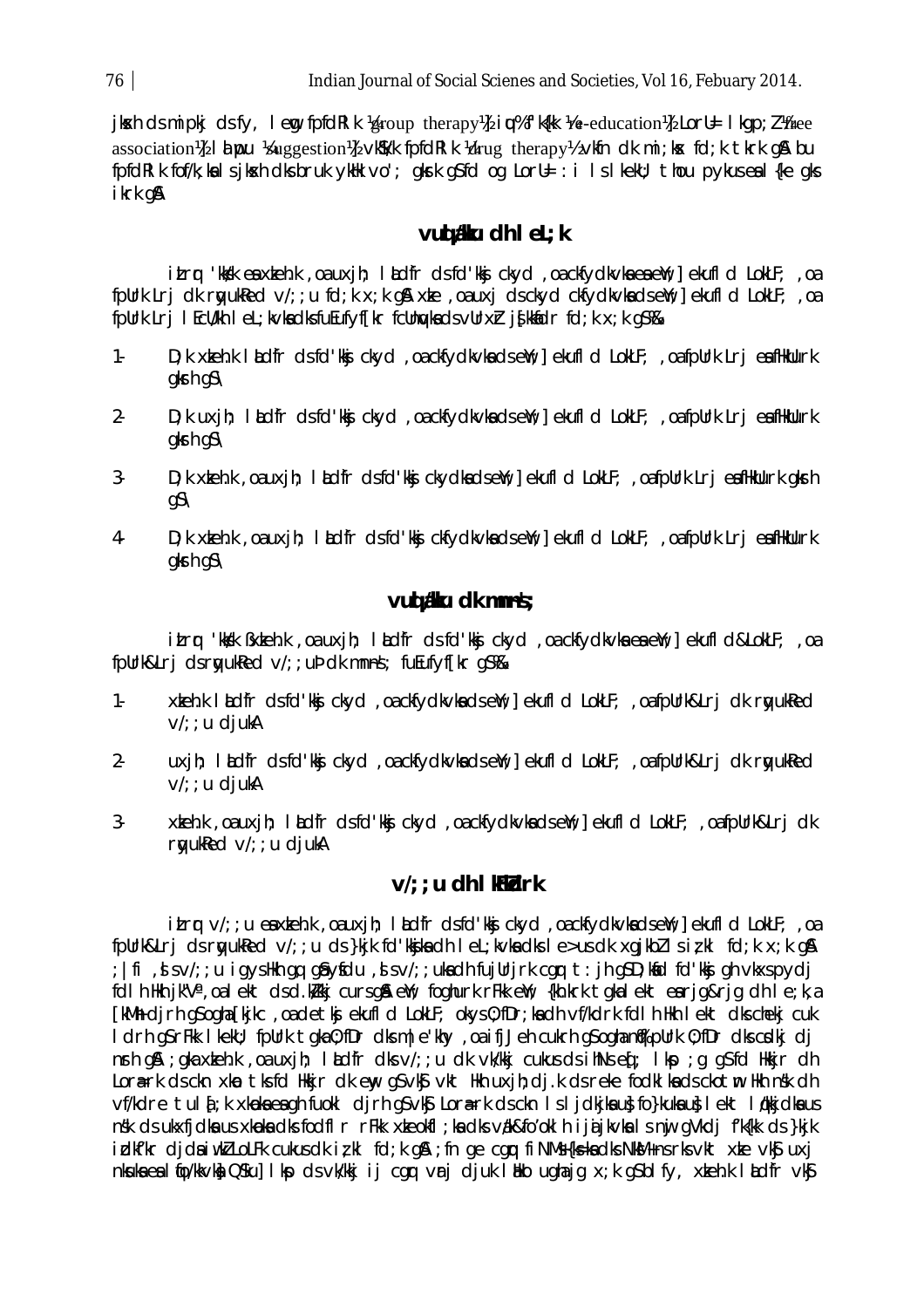jkxh ds mipkj ds fy, lewg fpfdRlk ¼group therapy½] iqu%f'k{kk ¼re-education½] LorU= lkgp;Z ¼free association½] l aipu ¼suggestion½] vkS"k/k fpfdRlk ¼drug therapy½ vkfn dk mi;ksx fd;k tkrk gSA bu fpfdRlk fof/k;ksa ls jksxh dks bruk ykHk vo'; gksrk gS fd og LorU= :i ls lkekU; thou pykus esa l{ke gks ikrk gSA

## vuqla/kku dh leL;k

izLrqr 'kks/k eas xzkeh.k ,oa uxjh; l adfr ds fd'kksj ckyd ,oa ckfydkvksa esa eW;] ekufld LokLF; ,oa fpUrk Lrj dk rqyukRed v/;;u fd;k x;k gSA xzke ,oa uxj ds ckyd ckfydkvksa ds eW;] ekufld LokLF; ,oa fpUrk Lrj lEcU/kh leL;kvksa dks fuEufyf[kr fcUnqvksa ds vUrxZr js[kkafdr fd;k x;k gS%&

1. D;k xzkeh.k l adfr ds fd'kksj ckyd ,oa ckfydkvksa ds eW;] ekufld LokLF; ,oa fpUrk Lrj esa fHkUurk gksrh gS\
2. D;k uxjh; l adfr ds fd'kksj ckyd ,oa ckfydkvksa ds eW;] ekufld LokLF; ,oa fpUrk Lrj esa fHkUurk gksrh gS\
3. D;k xzkeh.k ,oa uxjh; l adfr ds fd'kksj ckydksa ds eW;] ekufld LokLF; ,oa fpUrk Lrj esa fHkUurk gksrh gS\
4. D;k xzkeh.k ,oa uxjh; l adfr ds fd'kksj ckfydkvksa ds eW;] ekufld LokLF; ,oa fpUrk Lrj esa fHkUurk gksrh gS\

## vuqla/kku dk mn~ns';

izLrqr 'kks/k ßxzkeh.k ,oa uxjh; l adfr ds fd'kksj ckyd ,oa ckfydkvksa esa eW;] ekufld&LokLF; ,oa fpUrk&Lrj ds rqyukRed v/;;uÞ dk mn~ns'; fuEufyf[kr gS%&

1. xzkeh.k l adfr ds fd'kksj ckyd ,oa ckfydkvksa ds eW;] ekufld LokLF; ,oa fpUrk&Lrj dk rqyukRed v/;;u djukA
2. uxjh; l adfr ds fd'kksj ckyd ,oa ckfydkvksa ds eW;] ekufld LokLF; ,oa fpUrk&Lrj dk rqyukRed v/;;u djukA
3. xzkeh.k ,oa uxjh; l adfr ds fd'kksj ckyd ,oa ckfydkvksa ds eW;] ekufld LokLF; ,oa fpUrk&Lrj dk rqyukRed v/;;u djukA

## v/;;u dh lhekadrk

izLrqr v/;;u esa xzkeh.k ,oa uxjh; l adfr ds fd'kksj ckyd ,oa ckfydkvksa ds eW;] ekufld LokLF; ,oa fpUrk&Lrj ds rqyukRed v/;;u ds }kjk fd'kksjksa dh leL;kvksa dks le>us dk xgjkbZ ls iz;kl fd;k x;k gSA ;| fi ,sls v/;;u igys Hkh gq, gSa ysfdu ,sls v/;;uksa dh fujUrjrk cgqr t:jh gS D;ksafd fd'kksj gh vkxs pydj fdlh Hkh jk"Vª ,oa lekt ds d.k/kkj curs gSaA eW; foghurk rFkk eW; {kh.krk tks lekt esa rsth&rsth ls c<+ jgh gS] ,d [krjukd fLFkfr gS ftlls fd'kksj lcls T;knk izHkkfor gSaA vr% eW;ksa dh f'k{kk] ekufld LokLF; dh lgh ns[kHkky vkSj fpUrk ls cpko vR;Ur vko';d gSA ;g v/;;u xzkeh.k ,oa uxjh; l adfr dks v/;;u dk vk/kkj cukus ds ihNs eq[; lksp ;g gS fd Hkkjr dh Lora=rk ds ckn xkaoksa o tksfd Hkkjr dk ewy gS vkSj vkt Hkh uxjh; dj.k ds reke fodkl ksa ds ckotwn Hkh ns'k dh vf/kdre tula[;k xkaoksa esa gh fuokl djrh gS vkSj Lora=rk ds ckn ls ljdkjksa us }kjk fo}kuksa us lekt ls/kkjdksa us ns'k ds uxj fjdksa us xkaoksa dks fodfl r rFkk xzkeh.kksa dks vk/kqfudh djus ds iz;kl fd;s gSa ftlls ;gka ds xkaoksa dh fLFkfr esa ifjorZu gqvk gS vkSj xkao esa d`f"k ds lkFk&lkFk f'k{kk] LokLF; rFkk vU; {ks=ksa esa Hkh fodkl gqvk gSA fQj Hkh xzkeh.k vkSj uxjh; l adfr esa cgqr varj cuk gqvk gSA blfy, xzkeh.k l adfr vkSj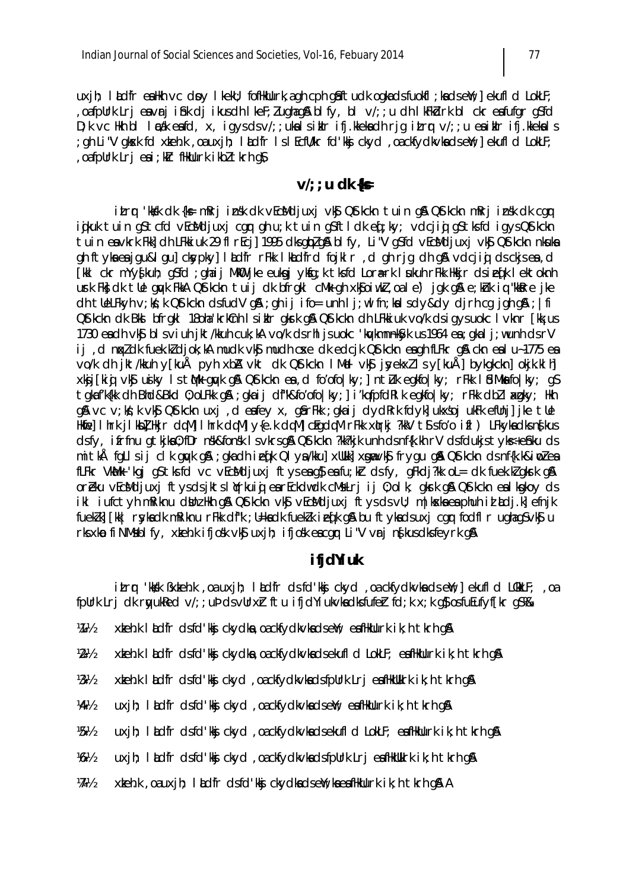uxjh; lekdfr eaHkh vc dsoy lkekU; fofHkUurk,agh cph gSftudk ogkads fuoklh ;kadsemY;] ekufl d LokLF; ,oafpUrk Lrj eavnj ifjfk dj ikusdh lkeF;Zughag& blfy, bl v/;;u dh lkFkZdrk bl ckr esafufgr gSfd D;k vc Hkh bl lnaHkZesafd, x, igys ds v/;;uka ls ikIr ifj.kkeka dh rjg izLrq v/;;u esaikIr ifj.kkeka ls ;gh Li"V gksk fd xkeh.k ,oauxjh; lekdfr lslEcfU/kr fd'kkj ckyd ,oackfydkvka dsemY;] ekufl d LokLF; ,oafpUrk Lrj eai;kIr fHkUurk ikbZtkrh gS

## v/;;u dk {ks=

izLrq 'kkskk dk {ks= mRrj izns'k dk vEcMsdjuxj vkj Qstkckn tuin g& Qstkckn mRrj izns'k dk cgqr iqjkuk tuin gStcfd vEcMsdjuxj cgqr gh u;k tuin gSftlds eq[;ky; vdcjiqj gStksfd igys Qstkckn tuin eavkrk Fkk] dh LFkkiuk 29 flrEcj] 1995 dks gqbZg& blfy, Li"V gSfd vEcMsdjuxj vkj Qstkckn nksuka gh ftyka eajgu&lgu] ckyp;kyu] lekdfr rFkk lkekdfrd fojklr ,d gh rjg dh g& vdcjiqj ds ckjs ea,d [kkl ckr mYys[kuh; gSfd ;gha ij MkW-jke euksgj yksg;k tksfd Lora=rk lsukuh rFkk Hkkjr ds izeq[k lektoknh urk Fks dk tlu gqvk FkkA Qstkckn tuin dk bfrgkl cMk+gh xkjoiw.kZ,oa le) jgk g& e;kZnk iq:"kksRre jke dh tleLFkyh v;ks;k Qstkckn ds fudV g&;gh ij ifo= unh lj;w ls dy&dy djrh cg jgh g&;fi Qstkckn dk Bksl bfrgkl 18 oha'krkCnh ls ikIr gksrk g& Qstkckn dh LFkkiuk vo/k ds igys uokc lvknr [kku us 1730 ea dh vkj blsviuh jkt/kkuh cuk;kA vo/k ds rhljs uokc 'kqtkmn~nkSyk us 1964 ea;gka lsj; wunh ds rV ij ,d nqxZdk fuekZk djok;kA mudk vkj mudh csxe dk edcjk Qstkckn eagh fLFkr g& ckn ea lu~ 1775 ea vo/k dh jkt/kkuh y[kuÅ pyh xbZA vkt dk Qstkckn lMd+ vkj jsyekxZlsy[kuÅ] bykgkckn] okjk.klh] xkjs[kiqj vkj usiky lstMk+gqvk g& Qstkckn ea,d fo'ofo|ky;] ntZuk egkfo|ky; rFkk lSdMka fo|ky; gS tgkaf'k{kk dh Bhd&Bkd O;oLFkk g&;gkaij df"k&fo'ofo|ky;] i'kqfpfdRlk egkfo|ky; rFkk dbZ xqdqy; Hkh g& vc v;ks;k vkj Qstkckn uxj ,d esafey x, gSrFkk ;gkaij dy dkfrd fdyk] ukxsoj ukFk efUnj] jke tle Hkfe] lhrk jlkbZ] Hkjr dq.M] lhrk dq.M] y{e.k dq.M] cUnj dq.M rFkk xqykc ?kkV tSs fo'o izfl) LFkyka dks ns[kus dsfy, izfrfnu gtkjka O;fDr ns'k&fons'k lsvkrsg& Qstkckn ?kk?kjk unh dsnf{k.kh rV dsfdukjs tyks+ekSku ds mRrj&iwoZds ikl cls fgqvk g& ;gka dh izeq[k Qly /kku] xUuk] xgwavkj frygu g& Qstkckn dsnf{k.k&iwoZea fLFkr VkMk+'kgj gStksfd vc vEcMsdjuxj ftys eagS esafu;kZ ds fy, gFkdj?kk oL= dk fuekZk gksrk g& orZeku vEcMsdjuxj ftys ds jktslqYrkuiqj eaorEckdwdk cMk+Lrj ij O;olk; gksrk g& Qstkckn eal kgkoy ds ikl iufctyh mRikn dsUnz Hkh g& Qstkckn vkj vEcMsdjuxj ftys ds vU; m|ksxka eapuhi izZlaLdj.k] efnjk fuekZk[kk| rsyka dk mRikn rFkk df"k ;U=ka dk fuekZk izeq[k g& bu ftyka ds uxj cgqr fodflr ughagSvkj u rks xkao fiNMsblfy, xkeh.k ifjos'k vkj uxjh; ifjos'k eacgqr Li"V vUrj ns[kus dks feyrk g&

## ifjdYiuk

izLrq 'kkskk i=xkeh.k ,oauxjh; lekdfr ds fd'kkj ckyd ,oackfydkvka dsemY;] ekufl d LokLF; ,oa fpUrk Lrj dk rqyukRed v/;;u ds vUrxZr tu ifjdYiukvka dks fufeZ fd;k x;k gSosfuEufyf[kr gS%&

1½ xkeh.k lekdfr ds fd'kkj ckydka ,oackfydkvka ds emY; eafHkUurk ik;h tkrh g&

2½ xkeh.k lekdfr ds fd'kkj ckydka ,oackfydkvka ds ekufl d LokLF; eafHkUurk ik;h tkrh g&

3½ xkeh.k lekdfr ds fd'kkj ckyd ,oackfydkvka ds fpUrk Lrj eafHkUurk ik;h tkrh g&

4½ uxjh; lekdfr ds fd'kkj ckyd ,oackfydkvka ds emY; eafHkUurk ik;h tkrh g&

5½ uxjh; lekdfr ds fd'kkj ckyd ,oackfydkvka ds ekufl d LokLF; eafHkUurk ik;h tkrh g&

6½ uxjh; lekdfr ds fd'kkj ckyd ,oackfydkvka ds fpUrk Lrj eafHkUurk ik;h tkrh g&

7½ xkeh.k ,oauxjh; lekdfr ds fd'kkj ckydka ds emY;ka eafHkUurk ik;h tkrh g& A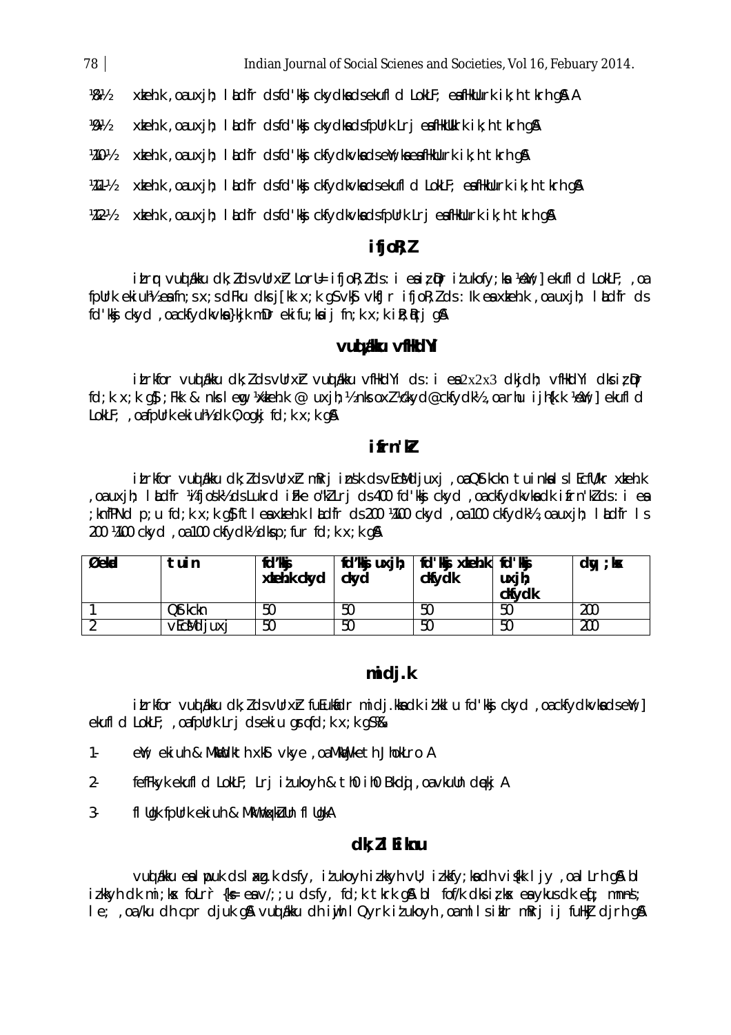¼8½  xzkeh.k ,oa uxjh; lzadfr ds fd'kksj ckydksa ds ekufld LokLF; esa fHkUurk ik;h tkrh gSA

¼9½  xzkeh.k ,oa uxjh; lzadfr ds fd'kksj ckydksa ds fpUrk Lrj esa fHkUurk ik;h tkrh gSA

¼10½  xzkeh.k ,oa uxjh; lzadfr ds fd'kksj ckfydkvksa ds eU;kse esa fHkUurk ik;h tkrh gSA

¼11½  xzkeh.k ,oa uxjh; lzadfr ds fd'kksj ckfydkvksa ds ekufld LokLF; esa fHkUurk ik;h tkrh gSA

¼12½  xzkeh.k ,oa uxjh; lzadfr ds fd'kksj ckfydkvksa ds fpUrk Lrj esa fHkUurk ik;h tkrh gSA

## ifjoR;Z

izLrqr vuqla/kku dk;Z ds vUrxZr LorU= ifjoR;Z ds :i esa iz;qDr iz'ukofy;ksa ¼eU;½ ekufld LokLF; ,oa fpUrk ekiuh½ ea fn;s x;s dFku dks j[kk x;k gS vkSj vkfJr ifjoR;Z ds :Ik esa xzkeh.k ,oa uxjh; lzadfr ds fd'kksj ckyd ,oa ckfydkvksa }kjk mÙkj ekiu;ksa ij fn;k x;k iR;qÙkj gSA

## vuqla/kku vfHkdYi

izLrkfor vuqla/kku dk;Z ds vUrxZr vuqla/kku vfHkdYi ds :i esa 2x2x3 dkjdh; vfHkdYi dks iz;qDr fd;k x;k gS; Fkk & nks leqg ¼xzkeh.k @ uxjh;½ nks oxZ ¼ckyd @ ckfydk½ ,oa rhu ijh{k.k ¼eU;] ekufld LokLF; ,oa fpUrk ekiuh½ dk Ç;ksx fd;k x;k gSA

## ifrn'kZ

izLrkfor vuqla/kku dk;Z ds vUrxZr mÙkj izns'k ds vEcsMdjuxj ,oa QStkckn tuinksa ls lEcfU/kr xzkeh.k ,oa uxjh; lzadfr ¼fjosk½ ds Lukrd iFke o"kZ Lrj ds 400 fd'kksj ckyd ,oa ckfydkvksa dk ifrn'kZ ds :i esa ;kn`fPNd p;u fd;k x;k gS ftl esa xzkeh.k lzadfr ds 200 ¼100 ckyd ,oa 100 ckfydk½ ,oa uxjh; lzadfr ls 200 ¼100 ckyd ,oa 100 ckfydk½ dk p;fur fd;k x;k gSA

| Øekad | tuin | fd'kksj xzkeh.k ckyd | fd'kksj uxjh; ckyd | fd'kksj xzkeh.k ckfydk | fd'kksj uxjh; ckfydk | dqy ;ksx |
|---|---|---|---|---|---|---|
| 1 | QStkckn | 50 | 50 | 50 | 50 | 200 |
| 2 | vEcsMdjuxj | 50 | 50 | 50 | 50 | 200 |

## midj.k

izLrkfor vuqla/kku dk;Z ds vUrxZr fuEufyf[kr midj.kksa dk iz;ksx u fd'kksj ckyd ,oa ckfydkvksa ds eU;] ekufld LokLF; ,oa fpUrk Lrj ds ekiu gsrq fd;k x;k gS%&

1- eU; ekiuh & MkW0 Mh0 th0 xkSa vkye ,oa MkW0 MCyw0 th0 JhokLro A

2- efFkyk ekufld LokLF; Lrj iz'ukoyh & th0 ih0 Bkdqj ,oa vkuUn dqekj A

3- flUgk fpUrk ekiuh & MkW0 Mw0 iz'kkUr flUgkA

## dk;Z i)fr vkSj vkadM+ksa dk laxzg.k

vuqla/kku esa lwpuk ds laxzg.k ds fy, iz'ukoyh izkfoh vkfn izfoQy;ksa dh vis{kk lry ,oa lLrh gS bl izkfoyh dk mi;ksx foLrr {ks= esa v/;;u ds fy, fd;k tkrk gS bl fof/k dks iz;ksx esa ykus dk eq[; mn~ns'; le; ,oa /ku dh cpr djuk gS vuqla/kku dh iwjh lQyrk iz'ukoyh ,oa mlls izkIr mÙkj ij fuHkZj djrh gSA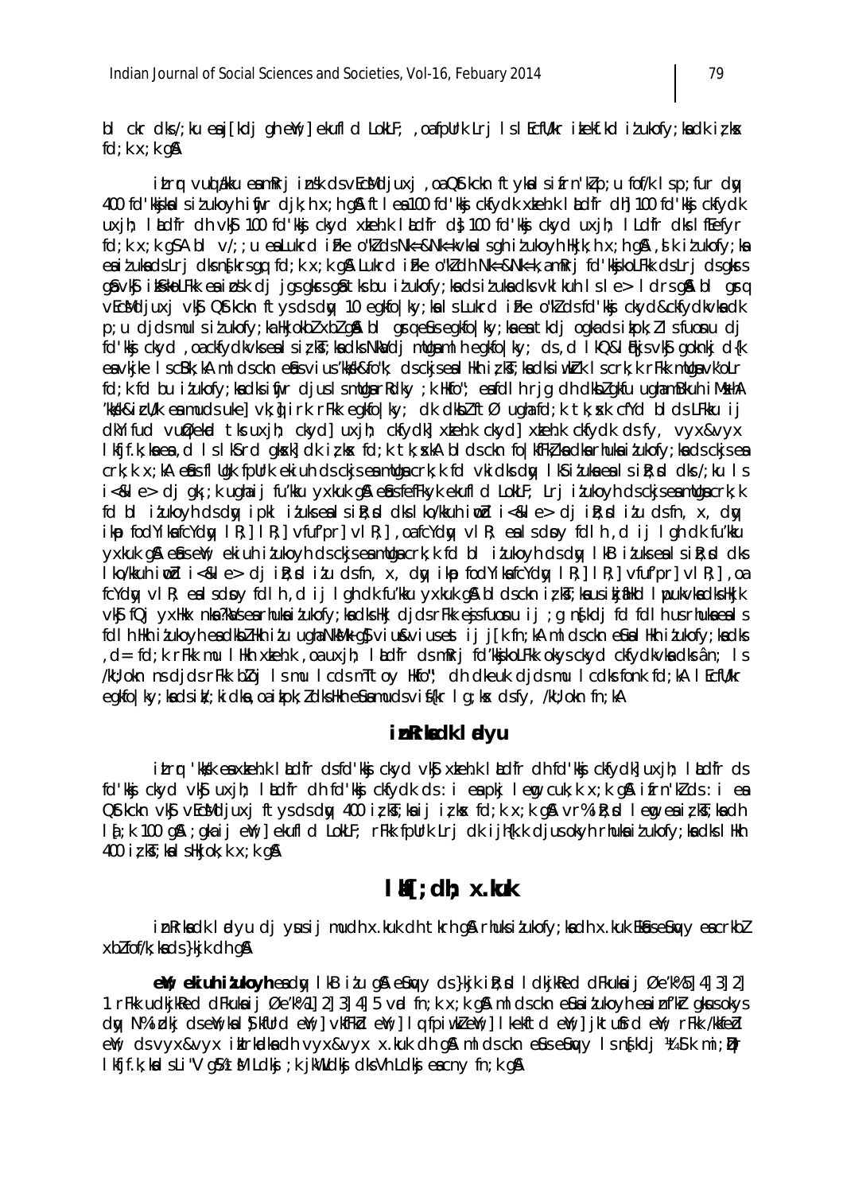bl ckr dks/;ku esa j[kdj gh eW;] ekufl d LokLF; ,oa fpUrk Lrj ls lEcfU/kr izekf.kd iz'ukofy;ksa dk iz;ksx fd;k x;k gSA

izLrqr vuqla/kku esa mRrj izns'k ds vEcsMdjuxj ,oa QStkckn ftyksa ds ifrn'kZ p;u fof/k ls p;fur dqy 400 fd'kksjksa ls iz'ukoyh ifjr djk;h x;h gSA ftl esa 100 fd'kksj ckfydk xzkeh.k lLdfr dh] 100 fd'kksj ckfydk uxjh; lLdfr dh vk;S 100 fd'kksj ckyd xzkeh.k lLdfr ds] 100 fd'kksj ckyd uxjh; lLdfr dks lfEefyr fd;k x;k gSA bl v/;;u esa Lukrd izFke o"kZ ds Nk=&Nk=kvksa ls gh iz'ukoyh Hkjk;h x;h gS, Sk iz'ukofy;ksa esa iz'uksa ds Lrj dks n[krs gq, fd;k x;k gSA Lukrd izFke o"kZ dh Nk=&Nk=k, amRrj fd'kksjkoLFkk ds Lrj ds gksrs gSa vk;S iSksa esa LFkk esa izos'k dj jgs gksrs gSa tks bu iz'ukofy;ksa ds iz'uksa dks vklkuh ls le> ldrs gSA bl grq vEcsMdjuxj vk;S QStkckn ftys ds dqy 10 egkfo|ky;ksa ls Lukrd izFke o"kZ ds fd'kksj ckyd&ckfydkvksa dk p;u djds mu ls iz'ukofy;ka Hkjokbz xbz gSA bl grq eSus egkfo|ky;ksa esa tkdj ogka ds izkpk;Z ls fuosnu dj fd'kksj ckyd ,oa ckfydkvksa esa iz;kst;ksa dks Nkaadj mUgsa mu egkfo|ky; ds ,d lkQ&lqFkjs vk;S gokn kj d{k esa vkjke ls cSBk;kA mlds ckn eSus vius 'kks/k&fo"k; ds ckjs esa Hkh iz;kst;ksa dks iwjZ ls crk;k rFkk mUgsa vk'oLr fd;k fd bu iz'ukofy;ksa dks ifjr djus ls mUgsa rd dy ;k Hkfo"; esa fdlh rjg dh dksbZ gkfu ugha mBkuh iMsxhA 'kks/k&izi=/k esa muds uke] vk;q] irk rFkk egkfo|ky; dk dksbZ ftØ ugha fd;k tk;sxk cfYd bl ds LFkku ij dkYifud vuØeka tks uxjh; ckyd] uxjh; ckfydk] xzkeh.k ckyd] xzkeh.k ckfydk ds fy, vyx&vyx lkfj.kh esa ,d ls lkS rd gksxk] dk iz;ksx fd;k tk;sxkA bl ds ckn fo|kfFkZ;ksa dks rhuksa iz'ukofy;ksa ds ckjs esa crk;k x;kA eSus flQZ fpUrk ekiuh ds ckjs esa mUgsa crk;k fd vki dks dqy lkS iz'uksa esa ls iR;sd dks /;ku ls i<dj le> dj gk;;k ugha esa fu'kku yxkuk gSA eSus efeFkyk ekufld LokLF; Lrj iz'ukoyh ds ckjs esa mUgsa crk;k fd bl iz'ukoyh ds dqy ipkl iz'uksa esa ls iR;sd dks lko/kkuh iwoZd i<dj le> dj iR;sd iz'u ds fn, x, dqy ikap fodYiksa cfYdqy lR;] lR;] vfuf'pr] vlR;] ,oa cfYdqy vlR; esa ls dsoy fdlh ,d ij lgh dk fu'kku yxkuk gSA eSus eW; ekiuh iz'ukoyh ds ckjs esa mUgsa crk;k fd bl iz'ukoyh ds dqy lkB iz'uksa esa ls iR;sd dks lko/kkuh iwoZd i<dj le> dj iR;sd iz'u ds fn, x, dqy ikap fodYiksa cfYdqy lR;] lR;] vfuf'pr] vlR;] ,oa fcYdqy vlR; esa ls dsoy fdlh ,d ij lgh dk fu'kku yxkuk gSA bl ds ckn iz;kst;ksa us iz;kftkd lpuukvksa dks Hkyh vk;S fQj yxHkx nks ?k.Vs esa rhuksa iz'ukofy;ksa dks Hkj djds rFkk esjs fuosnu ij ;g n[kdj fd fdlh us rhuksa esa ls fdlh Hkh iz'ukoyh esa dksbZ Hkh iz'u ugha NksM+k gS vius&vius ij [k fn;kA mlds ckn eSus lHkh iz'ukofy;ksa dks ,d= fd;k rFkk mu lHkh xzkeh.k ,oa uxjh; lLdfr ds mRrj fd'kksjkoLFkk okys ckyd ckfydkvksa dks ân; ls /kU;okn nsdj ds rFkk bZ'oj ls mu lc ds mTToy Hkfo"; dh dkeuk djds mu lc dks fonk fd;kA lEcfU/kr egkfo|ky;ksa ds izkpk;ksZ] ikdksa ,oa izkpk;ksZ dks Hkh eSus muds vius lg;ksx ds fy, /kU;okn fn;kA

## izkIrkadk ladyu

izLrqr 'kks/k esa xzkeh.k lLdfr ds fd'kksj ckyd vk;S xzkeh.k lLdfr dh fd'kksj ckfydk] uxjh; lLdfr ds fd'kksj ckyd vk;S uxjh; lLdfr dh fd'kksj ckfydk ds : i esa pkj lew cuk;k x;k gSA ifrn'kZ ds : i esa QStkckn vk;S vEcsMdjuxj ftys ds dqy 400 iz;kst;ksa ij iz;ksx fd;k x;k gSA vr% iR;sd lew esa iz;kst;ksa dh la[;k 100 gSA ;gka ij eW;] ekufld LokLF; rFkk fpUrk Lrj dk ijh{k.k djus okyh rhuksa iz'ukofy;ksa dks lHkh 400 iz;kst;ksa ls Hkjok;k x;k gSA

## lka[;dh; x.kuk

izkIrkadk ladyu dj ysus ij mudh x.kuk dh tkrh gSA rhuksa iz'ukofy;ksa dh x.kuk Bhd eSuqy esa crkbZ xbZ fof/k;ksa ds }kjk dh gSA

**eW; ekiuh iz'ukoyh** esa dqy lkB iz'u gSA eSuqy ds }kjk iR;sd ldkjkRed dFkuksa ij Øe'k% 5] 4] 3] 2] 1 rFkk udkjkRed dFkuksa ij Øe'k% 1] 2] 3] 4] 5 vad fn;k x;k gSA mlds ckn eSus iz'ukoyh esa izn'kZ gksus okys dqy N% izdkj ds eW;ksa lS)kfUrd eW;] vkfFkZd eW;] lkSUn;kZRed eW;] lkekftd eW;] jktuSfrd eW; rFkk /kkfeZd eW; ds vyx&vyx izkIrkadksa dh vyx&vyx x.kuk dh gSA mlds ckn eSus eSuqy ls n[kdj ¼Vsfcy mi;qDr½ lkfj.kh ls Li"V gS½ LVsu Ldksj ;k jkW Ldksj dks Vh Ldksj esa cny fn;k gSA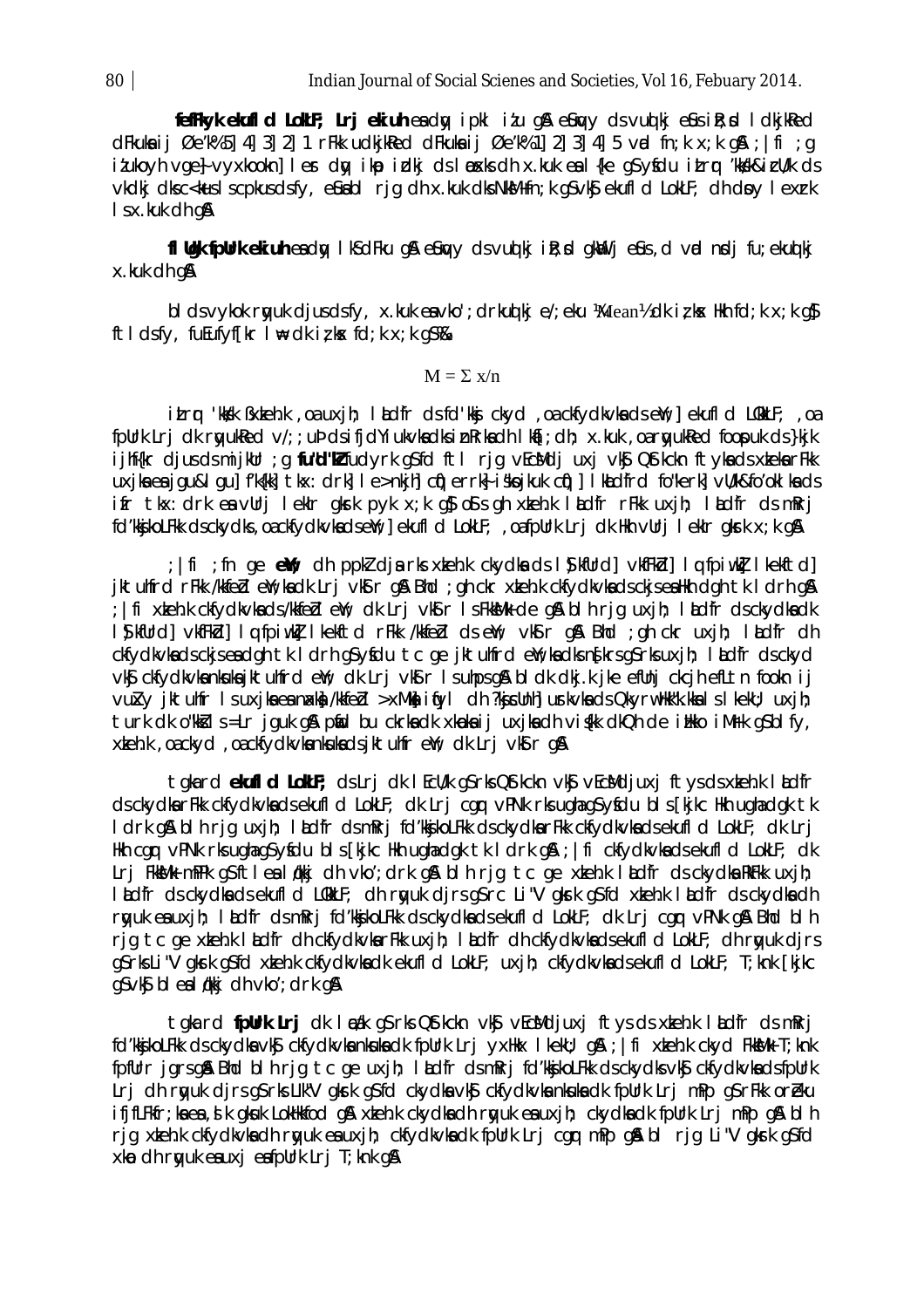**fefMk;k ekufl d LokLF; Lrj ekiuh** ea dqy ipkl iz'u gSa eSuqy ds vuqlkj eSa ik;R;d I dkjkRed dFkuksa ij Øe'k% 5] 4] 3] 2] 1 rFkk udkjkRed dFkuksa ij Øe'k% 1] 2] 3] 4] 5 vad fn;k x;k gSA ;|fi ;g iz'ukoyh vge~-vyh.kooknu] I es dqy ikp izdkj ds I eogksa dh x.kuk eas I {ke gS ysfdu izLrqr 'kks/k&izcU/k ds vkdkj dks c<+us I s cpkus ds fy, eSaus I rjg dh x.kuk dks NksM+ fn;k gS vkSj ekufl d LokLF; dh dsoy I exzrk I s x.kuk dh gSA

**fl Utk fpUrk ekiuh** ea dqy I kS dFku gSA eSuqy ds vuqlkj iR;sd gkW/ jj eSa ,d vad nsdj fu;ekuqlkj x.kuk dh gSA

bl ds vykok rqyuk djus ds fy, x.kuk eas vko';drkuqlkj e/;eku ¼Mean½ dk iz;ksx Hkh fd;k x;k gS] ftl ds fy, fuEufyf[kr I w= dk iz;ksx fd;k x;k gS%&

$$M = \Sigma x/n$$

izLrqr 'kks/k ßxzkeh.k ,oa uxjh; I aLdf̀r ds fd'kksj ckyd ,oa ckfydkvksa ds eè; ] ekufl d LokLF; ,oa fpUrk Lrj dk rqyukRed v/;;uÞ ds ifjdYiukvksa dks izekf.kr djus ds fy, I kaf[;dh; x.kuk ,oa rqyukRed foopuk ds }kjk ijhf{kr djus ds mijkUr ;g **fu"d"kZ** fudyk gS fd ftl rjg vEcsMdj uxj vkSj QStkckn ftyksa ds xzkeh.k rFkk uxjh; ifjos'k esa jgu&lgu] f'k{kk] tkx: drk] I e>nkjh] cq)erRkk] i`"BHkwfe] I kaLdf̀rd fo'kerk] vUr%fØ;k'khyrk ds ifr tkx: drk esa vUrj I kekU; r% pyk x;k gS] oSs gh xzkeh.k I aLdf̀r rFkk uxjh; I aLdf̀r ds mRrj fd'kksjkoLFkk ds ckydksa ,oa ckfydkvksa ds eè; ] ekufl d LokLF; ,oa fpUrk Lrj dk Hkh vUrj I ekur% ns[kk x;k gSA

;|fi ;fn ge **eè;** dh ppkZ djrs rks xzkeh.k ckydksa ds I S)kfUrd] vkfFkZd] lqfopiw.kZ I kekftd] jktuhfrd rFkk /kkfeZd eè;ksa dk Lrj vkSr gSA Bhd ;gh ckr xzkeh.k ckfydkvksa ds ckjs esa Hkh dgh tk I drh gSA ;|fi xzkeh.k ckfydkvksa ds /kkfeZd eè; dk Lrj vkSr I s FkksM+k de gSA bl h rjg uxjh; I aLdf̀r ds ckydksa dk I S)kfUrd] vkfFkZd] lqfopiw.kZ I kekftd rFkk /kkfeZd ds eè; vkSr gSA Bhd ;gh ckr uxjh; I aLdf̀r dh ckfydkvksa ds ckjs esa dgh tk I drh gS ysfdu tc ge jktuhfrd eè;ksa dks ns[krs gSa rks uxjh; I aLdf̀r ds ckyd vkSj ckfydkvksa nksuksa jktuhfrd eè; dk Lrj vkSr I s uhps gSA bl dk dkj.k jke eafnj ckcjh efLtn fookn ij vuxZy jktuhfr I s uxjksa esa ngkyk /kkfeZd >xM+k] iqfyl dh ?kqlisB] usrkvksa ds Qkyrw Hkk"k.kksa I s I kekU; uxjh; turk dk o"kksZ I s =Lr jguk gSA pwfd bu ckrksa dk xkaoksa ij uxjksa dh vis{kk dkQh de izHkko iM+rk gS bl fy, xzkeh.k ,oa ckyd ,oa ckfydkvksa nksuksa ds jktuhfr eè; dk Lrj vkSr gSA

tgka rd **ekufl d LokLF;** ds Lrj dk I EcU/k gS rks QStkckn vkSj vEcsMdjuxj ftys ds xzkeh.k I aLdf̀r ds ckydksa rFkk ckfydkvksa ds ekufl d LokLF; dk Lrj cgqr vPNk rks ugha gS ysfdu bl s [kjkc Hkh ugha dgk tk I drk gSA bl h rjg uxjh; I aLdf̀r ds mRrj fd'kksjkoLFkk ds ckydksa rFkk ckfydkvksa ds ekufl d LokLF; dk Lrj Hkh cgqr vPNk rks ugha gS ysfdu bl s [kjkc Hkh ugha dgk tk I drk gSA ;|fi ckfydkvksa ds ekufl d LokLF; dk Lrj FkksM+k mPp gS ftl esa I q/kkj dh vko';drk gSA bl h rjg tc ge xzkeh.k I aLdf̀r ds ckydksa rFkk uxjh; I aLdf̀r ds ckydksa ds ekufl d LokLF; dh rqyuk djrs gSa rc Li"V gksrk gS fd xzkeh.k I aLdf̀r ds ckydksa dh rqyuk esa uxjh; I aLdf̀r ds mRrj fd'kksjkoLFkk ds ckydksa ds ekufl d LokLF; dk Lrj cgqr vPNk gSA Bhd bl h rjg tc ge xzkeh.k I aLdf̀r dh ckfydkvksa rFkk uxjh; I aLdf̀r dh ckfydkvksa ds ekufl d LokLF; dh rqyuk djrs gSa rks Li"V gksrk gS fd xzkeh.k ckfydkvksa dk ekufl d LokLF; uxjh; ckfydkvksa ds ekufl d LokLF; T;knk [kjkc gS vkSj bl esa I q/kkj dh vko';drk gSA

tgka rd **fpUrk Lrj** dk I oky gS rks QStkckn vkSj vEcsMdjuxj ftys ds xzkeh.k I aLdf̀r ds mRrj fd'kksjkoLFkk ds ckydksa vkSj ckfydkvksa nksuksa dk fpUrk Lrj yxHkx I kekU; gSA ;|fi xzkeh.k ckyd FkksM+k T;knk fpfUrr jgrs gSaA Bhd bl h rjg tc ge uxjh; I aLdf̀r ds mRrj fd'kksjkoLFkk ds ckydksa vkSj ckfydkvksa ds fpUrk Lrj dh rqyuk djrs gSa rks LiLV gksrk gS fd ckydksa vkSj ckfydkvksa nksuksa dk fpUrk Lrj mPp gS rFkk oréku ifjfLFkfr;ksa esa ,slk gksuk LokHkkfod gSA xzkeh.k ckydksa dh rqyuk esa uxjh; ckydksa dk fpUrk Lrj mPp gSA bl h rjg xzkeh.k ckfydkvksa dh rqyuk esa uxjh; ckfydkvksa dk fpUrk Lrj cgqr mPp gSA bl rjg Li"V gksrk gS fd xkao dh rqyuk esa uxj esa fpUrk Lrj T;knk gSA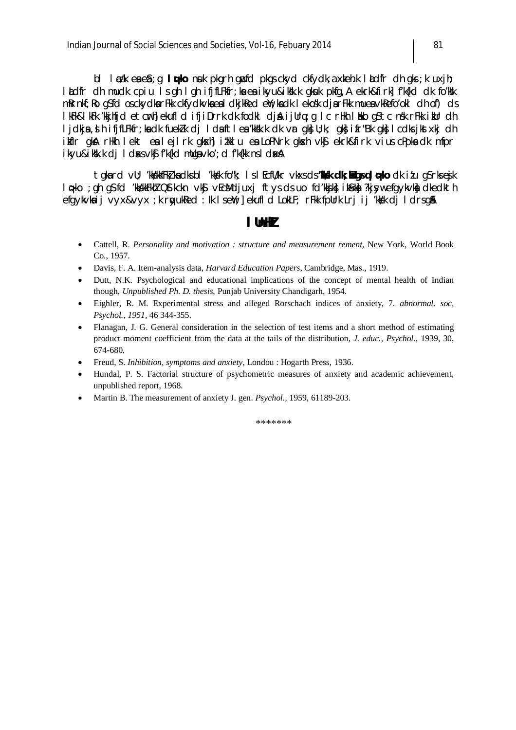bl lanHkZ esa ;g **lq>ko** nsuk pkgrh gw¡fd pkgs ckyd ckfydk,a xzkeh.k lLd`fr dh gks ;k uxjh; lLd`fr dh mudk cpiu ls gh lgh ifjfLFkfr;ksa esa ikyu&iks"k.k gksuk pkfg,A ekrk&firk] f'k{kd dk fo'ks"k mRrjnkf;Ro gS fd os ckydksa rFkk ckfydkvksa esa ldkjkRed eWY;ksa dk lekos'k djsa rFkk muesa vkRefo'okl dh o`f) ds lkFk&lkFk 'kkjhfjd etcwrh] ekufld ifjiDork dk fodkl djsaA ijUrq ;g lc rHkh lEHko gS tc ns'k rFkk izkUr dh ljdkjsa ,slh ifjfLFkfr;ksa dk fuekZ.k djs ftlls lekt esa 'kks"k.k dk vUr gks] U;k; gks] izfr"Bk gks] lcdks jkstxkj dh izkfIr gksA rHkh lekt esa lejlrk gksxh] iz'kklu esa LoPNrk gksxh vkSj ekrk&firk vius cPpksa dk mfpr ikyu&iks"k.k dj ldsaxs vkSj f'k{kd mUgsa vko';d f'k{kk ns ldsaxsA

tgka rd vU; 'kks/kkfFkZ;ksa dks bl 'kks/k fo"k; ls lEcfU/kr vkxs ds **'kks/k dk;Z gsrq lq>ko** dk iz'u gS rks esjk lq>ko ;gh gS fd 'kks/kkFkhZ Nk=ksa dk n vkSj vEcsMdjuxj ftys ds uo fd'kksjksa ij ,sls 'kks/k ?kjsyw efgykvksa ,oa dkedkth efgykvksa ij vyx&vyx ;k rqyukRed :Ik ls eWY;] ekufld LokLF; rFkk fpUrk Lrj ij 'kks/k dj ldrs gSaA

## lUnHkZ

- Cattell, R. *Personality and motivation : structure and measurement rement,* New York, World Book Co., 1957.
- Davis, F. A. Item-analysis data, *Harvard Education Papers,* Cambridge, Mas., 1919.
- Dutt, N.K. Psychological and educational implications of the concept of mental health of Indian though, *Unpublished Ph. D. thesis,* Punjab University Chandigarh, 1954.
- Eighler, R. M. Experimental stress and alleged Rorschach indices of anxiety, 7. *abnormal. soc, Psychol., 1951,* 46 344-355.
- Flanagan, J. G. General consideration in the selection of test items and a short method of estimating product moment coefficient from the data at the tails of the distribution, *J. educ., Psychol.,* 1939, 30, 674-680.
- Freud, S. *Inhibition, symptoms and anxiety,* Londou : Hogarth Press, 1936.
- Hundal, P. S. Factorial structure of psychometric measures of anxiety and academic achievement, unpublished report, 1968.
- Martin B. The measurement of anxiety J. gen. *Psychol.,* 1959, 61189-203.

\*\*\*\*\*\*\*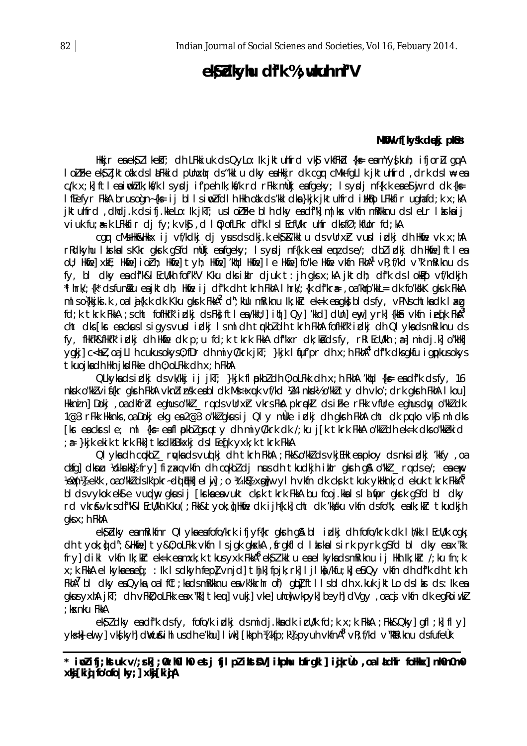# eè;dkyhu dk'kh % ,uluh nf'V

**MkW0 vf[kys'k dqekj ik.Ms;\***

Hkkjr esa eqxy lYrur dh LFkkiuk ds QyLo:i jktuhfrd vkSj vkfFkZd {ks= esa mYys[kuh; ifjorZu gq,A lYrur eqxy jktoa'k ds laLFkkid ckcj ds 'kklu dky esa Hkkjr dk cgqr cM+k fgLlk jktuhfrd ,drk ds lw= esa c/k x;k] ftlls iwohZ lhek ls ysdj if'peh lhek rd rFkk mÙkj esa fgeky; ls ysdj nf{k.k esa dkosjh rd dk {ks= lfEefyr FkkA brus o`gn~ {ks= esa blls iwoZ fdlh Hkh oa'kksa ds 'kkldksa }kjk jktuhfrd ,drk LFkkfir ugha fd;k x;kA jktuhfrd ,dhdj.k ds ifj.kkeLo:i jkT; us lYrur ds lHkh dky esa dk'kh {ks= ds m|ksx vkfn mRiknu ds eMi lsuk ij viuk fu;a=.k LFkkfir dj fy;k vkSj ,d lqO;ofLFkr dk'kh ls lEcfU/kr uhfr dks fØ;kfUor fd;kA

cgqr cM+s Hkw&Hkkx ij vf/kdkj dj ysus ds dkj.k eqxyksa ds 'kklu ds vUrxZr vkus okys izns'kksa dh Hkwfe vk x;hA rRdkyhu lzksrksa ls Kkr gksrk gS fd mÙkj esa fgeky; ls ysdj nf{k.k esa leqnz ds e/; dbZ izns'k dh Hkwfe] ftlesa ou; Hkwfe] xkSp; Hkwfe] iosZrh; Hkwfe] jsxhyh Hkwfe] 'kq"d Hkwfe] lery Hkwfe] fo'ks"k Hkwfe vkfn FkhA[1] vr% vf/kd d`f"k mRiknu ds fy, bl dky esa d`f"k&lEcU/kh fof'k"V Kku dks ikus ij tksj fn;k x;kA jktdh; d`f"k ds lq/kkj ds izfr vf/kdkjh *lhrk/;{k* ds funs'ku esa jktdh; Hkwfe ij d`f"k dh tkrh FkhA lhrk/;{k d`f"kra=] oa'kkuq'kklu] dk fo'ks"kK gksrk FkkA mls o`{kk;qosZn.k ,oa laj{k.k dk Kku gksrk FkkA[2] d`"kdksa mRiknu lk;kZIr ek=k esa gks] blds fy, vPNs cht ksa dk laxzg fd;k tkrk FkkA ;s cht fofHkUu izdkj ds Qlys ftlesa /kku] tkS] iq] Qy] 'kkd] dUn] ewy] yrk] {ks= vkfn izeq[k FksA[3] cht dks [ksr esa cksus ls igys vusd izdkj ls mldh tkudkjh dh tkrh FkhA fofHkUu izdkj dh Qlyksa ds mRiknu ds fy, fHkUu&fHkUu izdkj dh Hkwfe dk p;u fd;k tkrk FkkA d`"kxr dk;ksZa ds fy, rRlEcU/kh ;a=] mi dj.k] o'kk] ykgk] c<bZ] ,oa jLlh cukus okys] O;fDr dh mi;ksfxrk jgrh; }kjk lqfo/kk miyC/k dh x;h FkhA[4] d`"k dks gkfu igqapkus okys tkuojksa dh Hkh j{kk dh O;oLFkk dh x;h FkhA

Qlyksa ds izdkj ds vk/kkj ij jkT; }kjk flapkbZ dh O;oLFkk dh x;h FkhA 'kq"d {ks= esa d`f"k ds fy, 16 nks.k o"kkZ vis{kr gksrh FkhA vkunZ ns'k esa bldk Ms<+ xquk vf/kd ¼24 nks.k½ o"kkZ ty dh vko';drk gksrh FkhA lkou] Hkknzin] DokWj ,oa dkfrZd eghus o"kkZ _rq ds vUrxZr vkrs FksA pkrqekZl ds izFke rFkk vfUre eghus dqy o"kkZ dk 1@3 rFkk Hkknks ,oa DokWj eghusa esa 2@3 o"kkZ gksus ij Qly mÙke izdkj dh gksrh FkhA cht dk pquko vkSj mlds [ksr esa cksus le; ml {ks= esa flapkbZ gsrq ty dh mi;ksfxrk dk /;ku j[kk tkrk FkkA o"kkZ dh ek=k dks o"kkZekid ;a= }kjk ekik tkrk Fkk] tks dksB~Bkxkj ds lEeq[k yxk;k tkrk FkkA

Qlyksa dh cqokbZ _rqvksa ds vuqlkj dh tkrh FkhA ;Fkk&o"kkZ ds vkjEHk esa cksoh ds nks izdkj 'kkfy ,oa czhfg ¼/kku½ fry] fiz;axq vkfn dh cqokbZ dj nsus dh tkudkjh izkIr gksrh gSA o"kkZ _rq ds e/; esa eqn ¼ewax½ ek"k ¼mM+n½ ,oa 'kS?;k ¼lsea½ o ¼yksfc;k½ xsgwa vylh vkfn dk cksuk tkuk ykHkdk;d ekuk tkrk FkkA[5] blds vykok eq[; vuktksa gksus ij [ksrksa esa vuktksa cksuk tkrk FkkA bu fo"k;ksa ds lEcU/k esa lwpuk gksrh gS fd bl dky rd vkrs&vkrs d`f"k&lEcU/kh Kku ¼;Fkk&tyok;q] Hkwfe dk ijh{k.k] cht dk 'kks/ku vkfn ds fo"k; esa½ tkudkjh gks x;h FkhA

eqxydky esa mRikfnr Qlyksa fofo/k ifjyf{kr gksrh gSaA bl izdkj dh fofo/krk dk lh/kk lEcU/k okrkoj.k dh tyok;q d`f"k&Hkwfe] ty&O;oLFkk vkfn ls jgk gksxkA ,frgkfld lzksrksa ls irk pyrk gS fd bl dky esa x`g fry] dikl vkfn i;kZIr ek=k esa mxk;k tkus yxk FkkA[6] eqxy 'kkldksa esa elkyksa ds mRiknu ij Hkh i;kZIr /;ku fn;k x;k FkkA elkyksa esa eq[; :i ls dkyh fepZ] vnjd] thjk] fpjkSath] ljlksa] /kfu;k] eSFkh vkfn dh d`f"k dh tkrh FkhA[7] bl dky esa Qyksa ,oa lfCt;ksa ds mRiknu esa vk'kkrhr o`f) gqbZ ftlls bldh x.kuk jktLo ds lzksr ds :i esa gksus yxhA jkT; dh vFkZO;oLFkk esa xékk] tkequ] vuukj] vke] uhcw] vkyw] beyh] dVgy ,oa cSj vkfn dk egRoiw.kZ ;ksxnku FkkA

eqxydky esa d`f"k ds fy, fofo/k izdkj ds midj.kksa dk iz;ksx fd;k x;k FkkA ;Fkk&Qkoyk] gfl;k] gfl;k] yks[kk] eqxnj] vkS[kyh] dwVus&ihlus dh e'khu] lwi] [kkph ¼[kfp;k½ pyuh vkfn[8]A vr% vf/kd d`f"k mRiknu ds fufeÙk

---

\* iwoZ lfj;kstuk v/;s{k] ;w0th0lh0 esa Jh fjlpZ izkstsDV] ikphu bfrgkl] iqjkrÙo ,oa laLd`fr foHkkx] m0ç0 m0 xksj[kiqj fo'ofo|ky;] xksj[kiqjA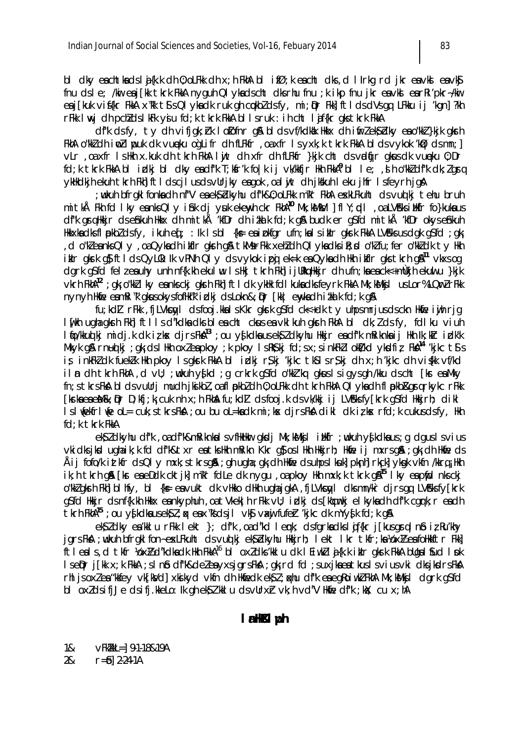bl dky esa chtkas ds laj{k.k dh O;oLFkk dh x;h FkhA bl iØ;k esa cht dks ,d lIrkg rd jkr esa vkSl esa vkSj fnu ds le; /kwi esa j[kk tkrk FkkA nyguh Ql ykas ds cht dks rhu fnu ;k ikap fnu jkr esa vkSl esa rFkk 'kh"kZ&/kwi esa j[kuk vifs{kr FkkA x'kZ tSs Ql yka dk ruk gh cqvkbZ ds fy, mi;qDr Fkk] ftl ds dVs gq LFkku ij 'kgn] ?kh rFkk lwj dh pchZ ds lkFk yisu fd;k tkrk FkkA bl lsruk :i ih cht lajf{kr gks tkrk FkkA

d`f"k ds fy, ty dh vifjgk;Zrk loZfofnr gSA bl ds vf/kdkf/kd Hkkx dh iwfrZ es?kksa }kjk gksrh FkhA o"kkZ dh iwoZ lwpuk dk vuqeku òqLifr dh fLFkfr ,oa xfr ls yxk;k tkrk FkkA bl ds vykok 'kØ ds mn;] vLr ,oa xfr ls Hkh x.kuk dh tkrh FkhA lw;Z dh xfr dh fLFkfr }kjk cht ds vadqfjr gksus dk vuqeku O;Dr fd;k tkrk FkkA bl izdkj bl dky esa d`f"k T;ksfr"k fo|k ij vk/kkfjr Hkh FkkA[9] bl le; ,sh o"kkZ d`f"k dk;Z gsrq ykHknk;h ekuh tkrh Fkh] ftl ds cjlus ds vUrjky esa gok ,oa lw;Z dh jks'kuh le.k jhfr ls feyrh jgsA

;wukuh bfrgkl fonksa dh nf"V esa eks;Zdkyhu d`f"k&O;oLFkk mUur FkhA esxLFkuht ds vuqlkj tehu bruh mitkÅ Fkh fd lky esa nks Ql y iSnk dj ysuk ekewyh ckr FkhA[10] Mk- ,e-,y- 'kekZ ] flY;qdl ,oa LVSªcks iHkfr fo}kuksa us d`f"k gsrq Hkkjr ds eSnkuh Hkkx dh mitkÅ 'kfDr dh iz'kalk fd;k gSA buds er gS fd mitkÅ 'kfDr okys eSnkuh Hkkxksa ds flapkbZ ds fy, ikuh eq[;r% :Ik ls bl {ks= esa izokfgr ufn;ksa ls izkIr gksrk FkkA LVSªcks us dgk gS fd ;gk¡ ,d o"kZ esa nks Ql y ,oa Qyksa dh izkfIr gksrh gSA tkMsa rFkk xehZ dh Ql yksa dk ikS/kk ,d o"kZ ,u;fer o"kkZ dk ty Hkh izkIr gksrk gS] ftl ls QyLo:Ik vPNh Ql y ds vykok iz;qj ek=k esa Qyksa dh Hkh izkfIr gks tkrh gSA[11] vkxs og dgrk gS fd felz esa uhy unh dh {k.kh ekulwu ls Hkj tkrh Fkh] ij UkbjhcHkkjr dh ufn;ksa esa ck<+ mÙkjh ekulwu }kjk vkrh FkhA[12] ;gk¡ o"kZ esa nks ckj gksrh Fkh] ftl dk ykHk fdlkuksa dks feyrk FkkA Mk- ,e-,y- 'kekZ us Lor% LQwrZ rFkk nyny Hkwfe esa mRi'k gksus okys fofHkUu izdkj ds Lokn&;qDr [kk| eYkksa dh iz'kalk fd;k gSA

fu;kdZl rFkk ,fj,Vksuqyl ds fooj.kksa ls Kkr gksrk gS fd ck<+ dk ty uhps mrjus ds ckn Hkwfe iwjh rjg lq[kh ugha gksrh Fkh] ftl ls dbZ Ql y esa cht cksus esa vklkuh gksrh FkhA bl dk;Z ds fy, fdlku vius lgk;dks dh enn ls {ks= cksus] ty esa fey jgs dhpM esa nck nsrs FksA[13] ;ou ys[kdksa us eks;Zdkyhu Hkkjr esa d`f"k mRiknu ij Hkh izdk'k Mkyk gSA rnuqlkj ;gk¡ ds lHkh oxksZ esa pkoy ;k pkoy ls Hkjh Fkkyh fd;s x, sinkFkZ lokZf/kd yksdfiz; FksA[14] 'kjkc tSls is; inkFkZ dk fuekZ.k Hkh pkoy ls gksrk FkkA bl izdkj rSakj 'kjkc tks lsrSakj dh x;h 'kjkc dh vis{kk vf/kd ilUn dh tkrh FkhA ,d vU; ;wukuh ys[kd ;g crkrk gS fd o"kkZ gq gksus ls igys gh /kku ds cht [ksrksa esa Mky fn;s tkrs FksA bl ds vuUrj mudh jksikbZ ,oa flapkbZ dh O;oLFkk dh tkrh FkhA Ql ykas dh flapkbZ gsrq rkykc rFkk [ksrksa esa e`Dr D;kfj;k¡ cuk nh x;h FkhA fu;kdZl ds fooj.k ds vk/kkj ij LVSªcks fy[krk gS fd Hkkjrh; dikl lsl fpkfrl oL= cuk;s tkrs FksA ;ou bu oL=ksa dk mi;ksx djrs FksA dikl dk izk;ks rfd;k cukus ds fy, Hkh fd;k tkrk FkkA

eks;Zdkyhu d`f"k ,oa d`f"k&mRiknksa ls vfHkHkwr gksdj Mk- ,e-,y- 'kekZ us ;wukuh ys[kdksa us ;g dgus ls vius vki dks jksd ugha ik;k fd d`f"k&txr esa tks Hkh mRiknu Kkr gS os lHkh Hkkjrh; Hkwfe ij mxrs gSaA ;gk¡ dh Hkwfe ds Å ij fofo/k izkfr ds Ql y mxk;s tkrs gSaA ;gh ugha ;gk¡ dh Hkwfe ds uhps lksuk] pk¡nh] rk¡ck] yksgk vkfn /kkrq;sa Hkh ik;h tkrh gSaA [ksr esa Ddk ckjk] mUur fdLe dk nylu ,oa pkoy Hkh mxk;k tkrk gSA[15] lky esa pkoy nks ckj o"kkZ gksrh Fkh] blhfy, bl {ks= esa vukt dk vHkko dHkh ugha jgkA ,fj,Vksuqyl dks mn/k`r djrs gq, LVSªcks fy[krk gS fd Hkkjr ds nf{k.kh Hkkx esa nky phuh ,oa tkSs Vkck] dh rFkk vU; izdkj ds [kk|kUu] ,e lkyksa dh d`f"k cgqrk;r esa dh tkrh FkhA[15] ;ou ys[kdksa us eks;Z;qx esa x"ks ds jl vkSj vaxwj ufkex 'kjkc dk mYys[k fd;k gSA

eks;Zdky esa 'kklu rFkk lekt }kjk d`f"k ,oa d"kd lenq) ds fgrksa dks lqjf{kr j[kus gsrq dq N fo'ks"k iz;Ru'khy jgrs FksA ;wukuh bfrgkl fon~ esxLFkuht ds vuqlkj eks;Zdkyhu Hkkjrh; lekt lkr tkfr;ksa ¼oxksZ½ esa foHkkftr Fkk] ftlesa ls ,d tkfr ¼oxZ½ d"kdksa dk Hkh FkkA[16] bl oxZ dks 'kklu dk lEiw.kZ laj{k.k izkIr gksrk FkkA bUgsa lSfud lsok ls eqDr j[kk x;k FkkA ;s lHkh d`f"k dez esa yxs jgrs FksA ;gk¡ rd fd ;q) ds le; Hkh 'k=q tkus ls vius vki dks jksdrs FksA rhljs oxZ esa 'kkfey vk[ksVd xkskyd vkfn dh Hkwfe dk eks;Z;qxhu d`f"k esa egRoiw.kZ FkkA Mk- ,e-,y- 'kekZ dgrk gS fd bl oxZ ds ifjJe ds ifj.kkeLo:Ik gh eks;Z'kklu ds vUrxZr vk;h vd"V Hkwfe d`f"k ;ksX; cu x;hA

## lanHkZ lwph

1- vFkZ'kkL= ] 9-1-18&19A
2- r=So] 2-24-1A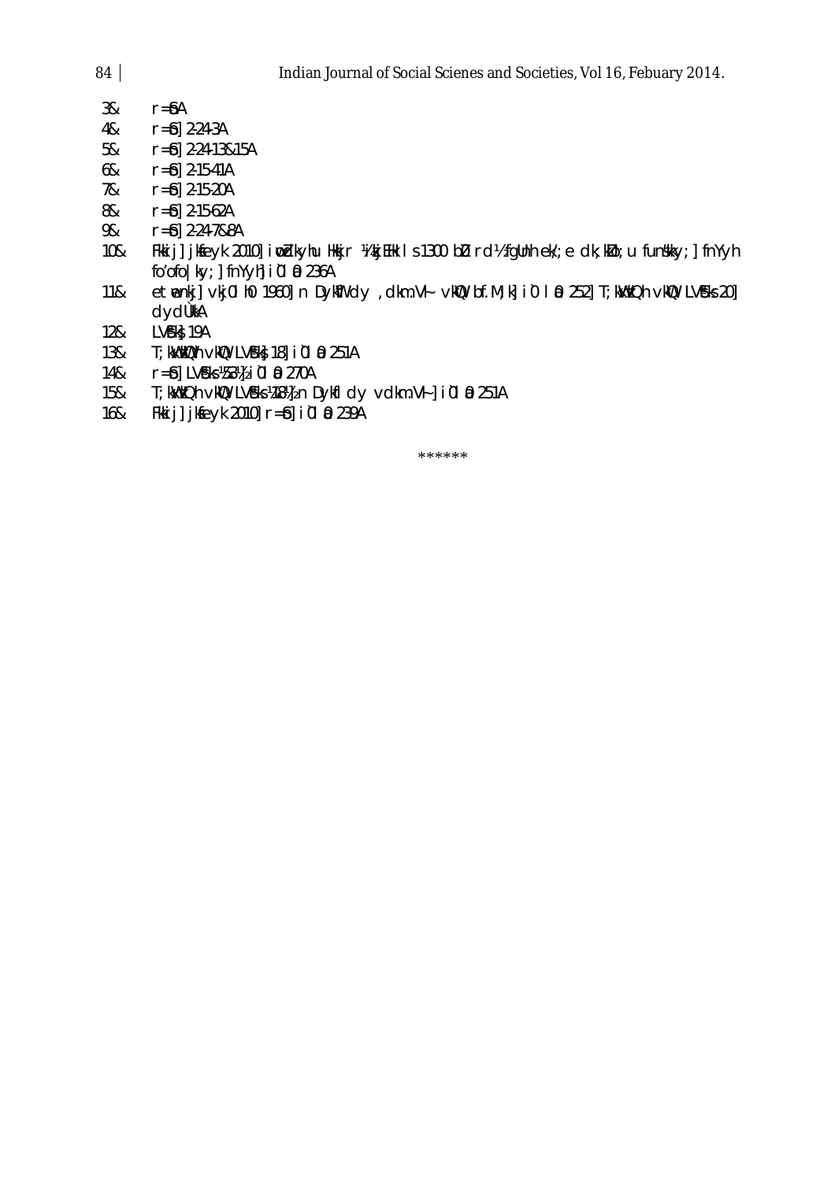3& r=SA

4& r=S] 2-24-3A

5& r=S] 2-24-13&15A

6& r=S] 2-15-41A

7& r=S] 2-15-20A

8& r=S] 2-15-62A

9& r=S] 2-24-7&8A

10& Fkkij] jkeyk 2010] iwoZkyhu Hkkjr ¼yxHkx lu~ 1300 bZ- rd½ fgUnh ek/;e dk;kZUo;u funs'kky;] fnYyh fo'ofo|ky;] fnYyh] i`0 la0 236A

11& etwenkj] vkj0 lh0 1960] n DykfLdy ,dkm.V~ vkWQ bf.M;k] i`0 la0 252] T;kxzkQh vkWQ LVSzcks 20] dydÙkkA

12& LVSzcks] 19A

13& T;kxzkQh vkWQ LVSzcks] 18] i`0 la0 251A

14& r=S] LVSzcks ¼5&3½] i`0 la0 270A

15& T;kxzkQh vkWQ LVSzcks ¼18½ n DykfLdy vdkm.V~] i`0 la0 251A

16& Fkkij] jkeyk 2010] r=S] i`0 la0 239A

******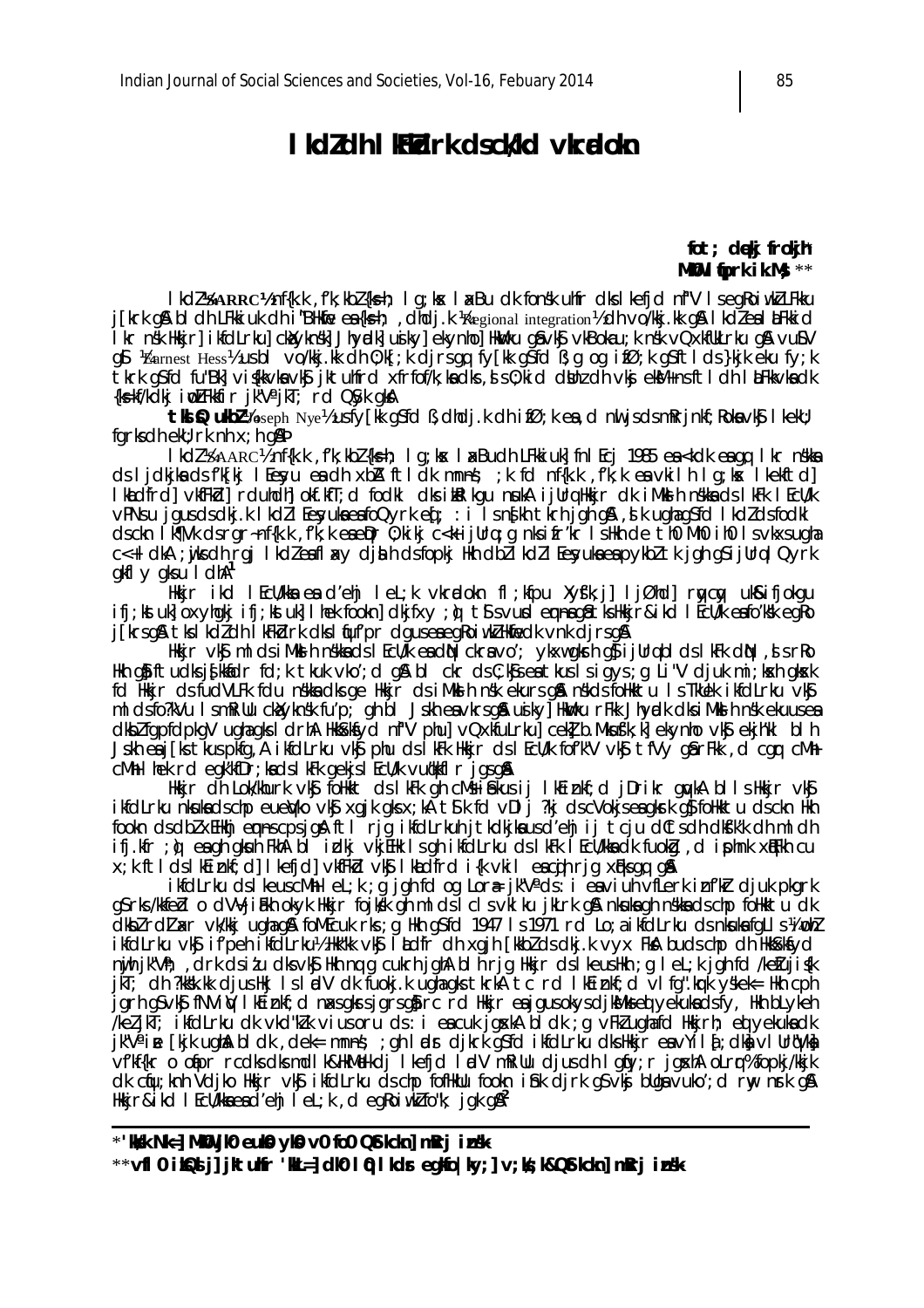# lkdZ dh lkFkZdrk ds ck/kd vkradokn

**fot; dqekj frokjh***
**MkW0 lfpu ik.Ms; ****

lkdZ ¼ARRC½ nf{k.k ,f'k;kbZ {ks=h; lg;ksx laxBu dk foosd uhfr dks lkefjd nf"V ls egRoiw.kZ LFkku j[krk gSA bl dh LFkkiuk dh i"BHkwfe esa {ks=h; ,dhdj.k ¼Regional integration½ dh vo/kkj.kk gSA lkdZ esa laFkkid lkr ns'k Hkkjr] ikfdLrku] ckaXykns'k] Jhyadk] usiky] ekynho] HkwfVku gSa vkSj vQxkfuLrku gS vUr esa 2007 esa 'kkfey gqvkA vusLV gsl ¼Earnest Hess½ us bl vo/kkj.kk dh O;k[;k djrs gq, fy[kk gS fd ß;g og izfØ;k gS ftlds }kjk eku fy;k tkrk gS fd fu'Bk] vis{kkvksa vkSj jktuhfrd xfrfof/k;ksa dks ,sls O;kid dsUnz dh vksj eksM+ns ftlds laLFkkvksa dk {ks=kf/kdkj iwoZ fLFkfr jk"Vª jkT; rd QSyk gksAÞ

**tkslQ ukbZ** ¼Joseph Nye½ us fy[kk gS fd ß;g ,dhdj.k dh izfØ;k esa ,d nwljs ds mRrjnkf;Roksa vkSj lkekU; fgrks dk ekU;rk nh tk;s ;gh gSAÞ

lkdZ ¼AARC½ nf{k.k ,f'k;kbZ {ks=h; lg;ksx laxBu dh LFkkiuk] fnlEcj 1985 esa <kdk esa gqbZ lkr ns'kksa ds lajdkjksa ds 'kh"kZ lEesyu esa dh xbZ ftlds mn~ns'; ;k fd nf{k.k ,f'k;k esa vkilh lg;ksx lkekftd] lkaLd`frd] vkfFkZd] rduhdh] oSKkfud ;k fodkl dks izksRlkgu nsukA ijUrq Hkkjr dk iMkslh ns'kksa ds lkFk lEcU/k vPNs u jgus ds dkj.k lkdZ lEesyuksa esa foQyrk eq[; : i ls ns[kh tkrh jgh gSA ,sk ugha gS fd lkdZ ds fodkl ds ckn lkFk dsrgr~ nf{k.k ,f'k;k esa Dr O;kikj c<+kus ijUrq ;g nksi fr'kr ls Hkh de th0 Mh0 ih0 ls vk;xs ugha c<+ ldkA ;gka dh rjg lkdZ esa fl¼axg djkus ds fopkj Hkh dbZ lkdZ lEesyuksa esa pykbZ tk jgh gS ijUrq lQyrk gkfly gksu ldhA[1]

Hkkjr ikd lEcU/kksa esa d'ehj leL;k vkradokn fl;kfpu XysfN;j] lj Øhd] ryqcy] uks&ifjokgu ifj;kstuk] oxyhgkj ifj;kstuk] lhek fookn] dkjfxy ;q) tSls vusd eqn~ns gSa tks Hkkjr&ikd lEcU/k esa fo'ks"k egRo j[krs gSaA tks lkdZ dh lkFkZdrk dks fujUrj dguse esa egRoiw.kZ Hkwfedk vnk djrs gSaA

Hkkjr vkSj mlds iMkslh ns'kksa ds lEcU/k esa dN ckrsa vo';; ykxw gksrh gSa ijUrq bl ds lkFk dN ,sls rRo Hkh gSa ftudks js[kkafdr fd;k tkuk vko';d gSA bl ckr ds O;kid ekU;rk gS fd Hkkjr ds fudVLFk fdu ns'kksa ds ge Hkkjr ds iMkslh ns'k ekurs gSaA ns'kksa ds fodkl vkSj lEcU/k ds fo?kVu ls mRiUu ckaXykns'k fu'p; gh bl Js.kh esa vkrs gSaA usiky] Hkwfvku rFkk Jhyadk dks iMkslh ns'k ekuus esa dksbZ fgpfdpkgV ugha gks ldrhA Hkkx;ksfyd nf"V phu] vQxkfuLrku] ekyn~hoi] ekfj'k] ekynho vkSj ekjh'kl bl h Js.kh esa j[ks tkus pkfg,A ikfdLrku vkSj phu ds lkFk Hkkjr ds lEcU/k fo'k"V vkSj tfVy gSa rFkk ,d cgqr cMh&cMh lhek rd egRoiw.kZ Hkh gSa ds lkFk gekjs lEcU/k vuU;rkfr jgs gSaA

Hkkjr dh Lok/khurk vkSj foHkkt ds lkFk gh cMs+ iSekus ij lkEiznkf;d jDrikr gqvkA blls Hkkjr vkSj ikfdLrku nksuksa ds chp eueqVko vkSj xgjk gks x;kA tSls fd vDVwcj ?kj ds cVokjs esa ghus gksrs gSa foHkktu ds ckn Hkh fooknksa ds dbZ xEHkhj eqn~ns cpsa jgsA ftl rjg ikfdLrku h jktdkjksa us d'ehj ij tcju dCtk dh dksf'k'k dh mldh ifj.kfr ;q) esa gh gqbZA bl iz'kkj vkjEHk ls gh ikfdLrku ds lkFk lEcU/kksa dk fuokZg ,d pquksrh xzLr cu x;k ftlds lkEiznkf;d] lkefjd] vkfFkZd vkSj lkaLd`frd i{k vkil esa cqjh rjg xqFks gq, gSaA

ikfdLrku ds lkeus cMh+ eL;k ;g jgh fd og Lora= jk"Vª ds: i esa viuh vfLerk izfr"Bk djrk pkgrk gS rks /kkfeZd o dV~Vj iFkh okyk Hkkjr fojks/k gh mlds clsvklu jkLrk gSA nksuksa gh ns'kksa ds chp foHkktu dk dksbZ rdZlaxr vk/kkj ugha gSA foMcuk rks ;g Hkh gS fd 1947 ls 1971 rd Lo;a ikfdLrku ds nksuksa fgLls ¼iwohZ ikfdLrku vkSj if'peh ikfdLrku½ Hkk"kk vkSj laLd`fr dh xgjh [kkbZ ds dkj.k vyx FksA buds chp dh HkkSxksfyd njh jk"Vª ,drk ds izrhdks vkSj Hkh nqjgq cukrh jghA blh rjg Hkkjr ds lkeus Hkh ;g leL;k jgh fd /keZfujis{k jkT; dh ?kks"k.kk djus Hkj ls lEcU/k dk fuokZ.k ugha gks tkrkA tc rd lkEiznkf;d vlfg".kqrk yksek= Hkh cph jgrh gS vkSj fNV& lkEiznkf;d nxs gks jgs gSa rc rd Hkkjr esa jgus okys djksMksa eqlyekuksa dks fy, Hkh bLyke /keZ jkT; ikfdLrku dk vkd"kZ.k viuus orus ds: i esa cuk jgrk gSA bl dk ;g vFkZ ugha fd Hkkjrh; eqlyekuksa dk jk"Vªiz[kjk ugha bl dk ,dek= mn~ns'; ;gh crkuk djkrk gS fd ikfdLrku dks Hkkjr esa vYila[;dksa ls vUrZ/kkfeZd vf/kfxkj o of/pr rtdks dks mdlk&HkM+dkdj lkefjd lnVk mRiUu djus dh lgfy;r jgrh gSA oLrq% fopkj/kkjk dk cqfu;knh VdjkoHkkjr vkSj ikfdLrku ds chp fofHkUu fooknsa iSnk djrk gS vkSj bUgsa vuko';d rwy nsrk gSA Hkkjr&ikd lEcU/kksa esa d'ehj leL;k ,d egRoiw.kZ fo"k; jgk gSA[2]

---

\* 'kks/k Nk=] MkW0 jke euksgj yksfg;k v0 fo0 QStkckn] mRrj izns'k
\*\* vfl0 izksQslj] jktuhfr 'kkL= foHkkx] dk0 lq0 lkdsr egkfo|ky;] v;ks/;k&QStkckn] mRrj izns'k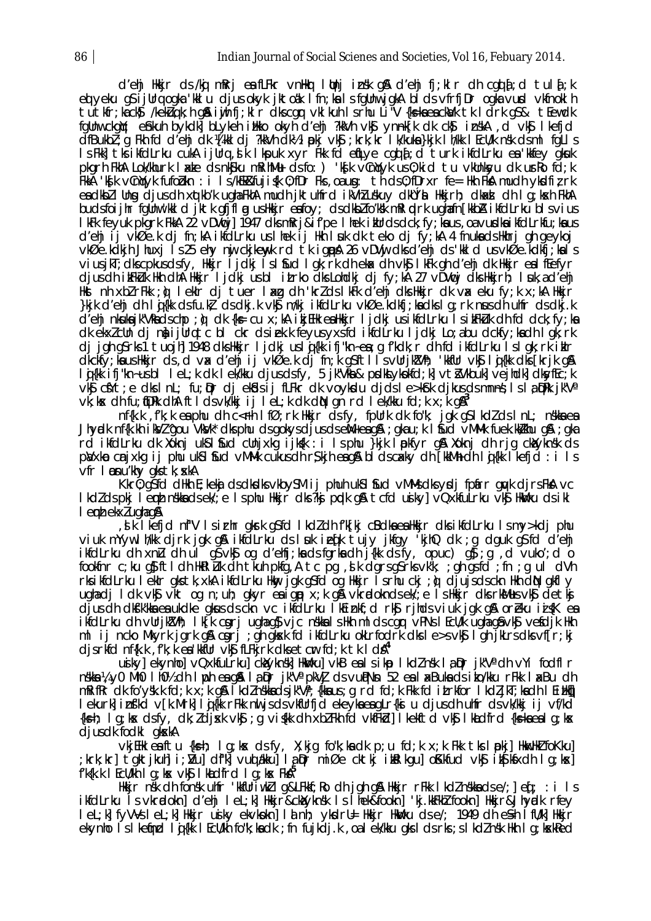d'ehj Hkkjr ds /kq mRrj esa fLFkr vnHkqr lqUnj izns'k gSA d'ehj fj;klr dh cgqla[;d tula[;k eqfLye gS ijUrq ogka 'kklu djus okyk jktoa'k fgUnw FkkA blds vfrfjDr ogka vusd vkfnoklh tutkfr;ka Hkh /keZ gSa ijUrq fj;klr dh cgqla[;d vkcknh eqfLye gSA d'ehj ds 'kkld jktk gfj flag gSa d'ehj dks Lora= gksdj jgus dh bPNk FkhA d'ehj dk 'ks"k Hkkjr ls lEcU/k LFkkfir djuk muds fy, dfBu FkkA 14 vxLr] 1947 dks ikfdLrku vkSj 15 vxLr] 1947 dks Hkkjr Lora= gq,A d'ehj dk egkjktk gfj flag Hkkjr vkSj ikfdLrku nksuksa ls vyx jguk pkgrk FkkA ikfdLrku cukA ijUrq ,slk lEHko ugha Fkk] vUrr% ikfdLrku us d'ehj ij vkØe.k dj fn;kA ikfdLrku ds vkØe.k ds ckn egkjktk gfj flag us Hkkjr ls lgk;rk ekaxh vkSj Hkkjr ds lkFk foy; i= ij gLrk{kj dj fn,A ,slh fLFkfr esa Hkkjr us ikfdLrkuh lsukvksa dks ihNs /kdsyk vkSj d'ehj ds cgqr cM+s Hkkx dks vius fu;a=.k esa ys fy;kA ysfdu 'kklu O;oLFkk ls lacaf/kr uhfr;ksa ds dkj.k d'ehj ds dqN Hkkx ij ikfdLrku dk dCtk cuk jgkA Hkkjr us 1 tuojh 1948 dks bl fookn dks la;qDr jk"Vª la?k esa mBk;kA la;qDr jk"Vª la?k dh lqj{kk ifj"kn us bl leL;k dk lek/kku djus ds fy, ,d vk;ksx dk xBu fd;kA vk;ksx us ;q) fojke dh ?kks"k.kk dhA 'kkafr LFkkfir djus ds fy, ;q) fojke js[kk dks fu;a=.k js[kk dk uke fn;k x;kA d'ehj dh ;gh leL;k vkt rd cuh gqbZ gS vkSj nksuksa ns'kksa ds chp fookn dk eq[; fo"k; gSA[3]

nf{k.k ,f'k;k esa [kkl dj Hkkjr ,oa ikfdLrku ds chp fookn dh xaHkhjrk ds dkj.k iwjs {ks= esa v'kkfUr vkSj rukoiw.kZ okrkoj.k dk fuekZ.k gqvk gSA d'ehj fookn gh ugha vfirq vU; dbZ fookn Hkh bu nksuksa ns'kksa ds chp ekStwn gSaA blds dkj.k nksuksa ns'kksa dks vius lqj{kk ctV esa cgqr o`f) djuh iM+rh gS] ftldk izHkko vkfFkZd fodkl ij iM+rk gSA nf{k.k ,f'k;k ds vU; ns'k Hkh blls izHkkfor gksrs gSaA[4]

Kkr gks fd d'ehj eqn~ns ds dkj.k dbZ ckj Hkkjr vkSj ikfdLrku ds chp ;q) Hkh gq, gSaA 1965] 1971 vkSj 1999 ds dkjfxy ;q) dks Hkh blh lUnHkZ esa ns[kk tk ldrk gSA

,slk lekf/kr nf"V ls izrhr gksrk gS fd lkdZ dh fLFkfr cuh gqbZ gS ftlesa Hkkjr dks ikfdLrku ls mUgsa vkJ; ,oa gfFk;kj iznku djus ds vkjksi yxrs jgs gSaA ikfdLrku dh lsuk ,oa xqIrpj laxBu vkbZ,lvkbZ ij vkradokfn;ksa dks leFkZu nsus ds vkjksi yxrs jgs gSaA bu vkradokfn;ksa us Hkkjr esa dbZ vkradh gkeys fd, gSa] ftlesa lSdM+ksa yksxksa dh tku xbZ gSA 2001 esa Hkkjrh; laln ij gqvk geyk] 2008 esa eqEcbZ ij gqvk vkradh geyk bldk izR;{k mnkgj.k gSA bu vkradh geyksa ds dkj.k Hkkjr vkSj ikfdLrku ds chp laca/k vR;ar rukoiw.kZ gks x, gSaA Hkkjr us ikfdLrku ls vkradokfn;ksa ds f[kykQ dM+h dkjZokbZ djus dh ekax dh gS ijUrq ikfdLrku us vc rd izHkkoh dkjZokbZ ugha dh gSA bl dkj.k nf{k.k ,f'k;k esa 'kkafr vkSj fLFkjrk dks [krjk cuk gqvk gSA[4]

ueZnk] eghi] xaxk] czãiq= vkfn ufn;ksa ds ty ds caVokjs dks ysdj Hkh nf{k.k ,f'k;k ds ns'kksa ds chp fookn jgs gSaA Hkkjr vkSj ikfdLrku ds chp flU/kq unh ds ty ds caVokjs dks ysdj fookn Fkk ftls 1960 esa fo'o cSad dh e/;LFkrk ls flU/kq ty laf/k ds }kjk gy fd;k x;kA Hkkjr vkSj ckaXykns'k ds chp xaxk unh ds ty ds caVokjs dks ysdj fookn jgk gS] ftlds fy, 1996 esa xaxk ty laf/k dh xbZ] ysfdu vHkh Hkh blds dqN eqn~ns cus gq, gSaA

vkrad ds vfrfjDr] lhekvksa ij ?kqliSB] vukf/kd`r O;kikj] tkyh eqnzk] ekn~d inkFkksZa dh rLdjh vkfn Hkh nf{k.k ,f'k;k ds ns'kksa ds chp fookn ds eq[; fo"k; gSaA[5]

Hkkjr ns'k dh fons'k uhfr 'kkfUriw.kZ lg&vfLrRo dh jgh gSA Hkkjr rFkk lkdZ ns'kksa ds e/; ,sfrgkfld ,oa lkaLd`frd] vkfFkZd vkSj lkekftd lEcU/k jgs gSaA Hkkjr dk lnSo ;g iz;kl jgk gS fd og vius iM+kslh ns'kksa ds lkFk fe=rkiw.kZ lEcU/k cuk, j[ksA Hkkjr ds iwoZ iz/kkuea=h bUnz dqekj xqtjky }kjk izfrikfnr xqtjky fl)kUr Hkh blh fn'kk esa ,d egRoiw.kZ dne FkkA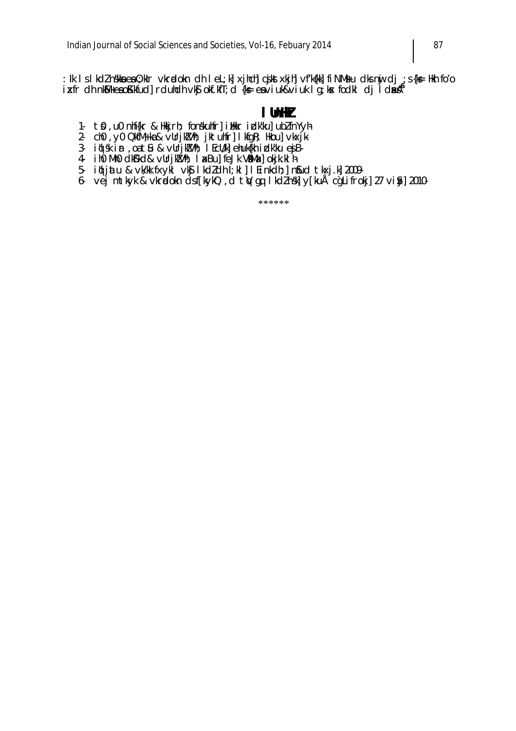: Ik l s lkdZ n'kkvksa esa O;kIr vkradokn dh leL;k] xjhch] cjkstxkjh] vf'k{kk] fiNM+su dks nwj dj ;s {ks= Hkh fo'o iznfr dh nkSM+ esa 'kkfey gks] rHkh vkradokn dh ;s leL;k {ks= esa viuk&viuk lg;ksx fodkl dj ldrk gSA[6]

## lUnHkZ

1- tSu ,u0 nh{kr & Hkkjrh; fons'k uhfr] izHkkr izdk'ku] ubZ fnYyh-
2- ch0 ,y0 QfM+;k & vUrjkZ"Vªh; jktuhfr] lkfgR; Hkou] vkxjk-
3- iq"isk ia ,oa tSu & vUrjkZ"Vªh; lEcU/k] ehuk{kh izdk'ku esjB-
4- ih0 Mh0 dkS'kd & vUrjkZ"Vªh; laxBu] feJk VªsMlZ] okjk.klh-
5- iq[kjkt u & vk/kkfxykl vkSj lkdZ] lkdZ dh l;kl] lEinkdh;] nSfud tkxj.k] 2009-
6- vej mtkyk & vkradokn ds f[kykQ ,d tqV gq, lkdZ n'k] y[kuÅ cqyfVu] frokj] 27 vizSy] 2010-

******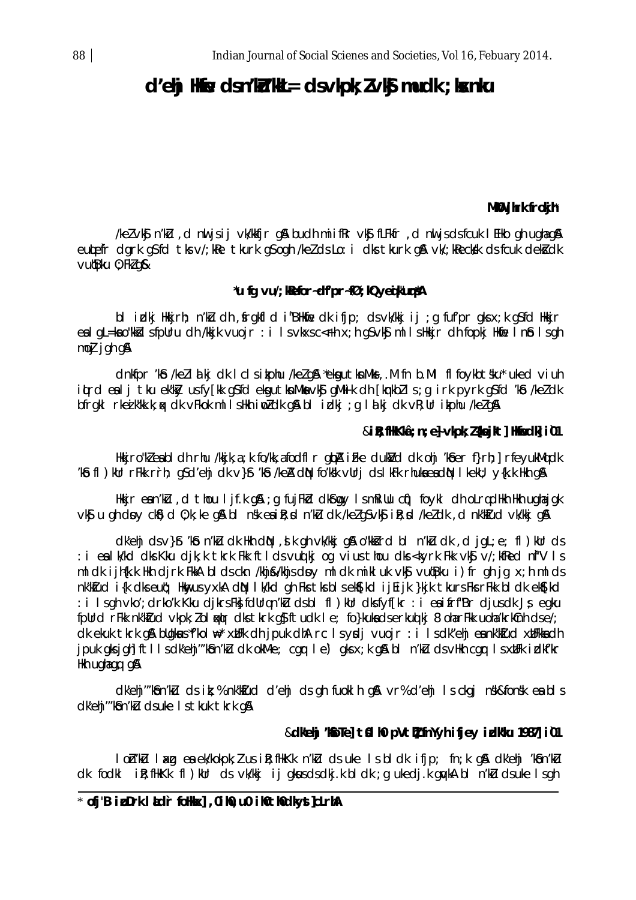# d'ehj Hkkjr ds n'kZu'kkL= ds vkpk;Z vkSj mudk ;ksxnku

**MkW0 J`rk frokjh***

/keZ vkSj n'kZu ,d nwljs ij vk/kkfjr gSA bu dh mRifRr vkSj fLFkfr ,d nwljs ds fcuk lEHko gh ugha gSA euqLe`fr dgrk gS fd tks v/;kRe tkurk gS ogh /keZ ds Lo:i dks tkurk gSA v/;kRe cks/k ds fcuk deZ dk vuq"Bku O;FkZ gSA

**\*u fg vu/;kRefor~ df'pr~ fØ;kQyeqikJqrsA**

bl izdkj Hkkjrh; n'kZu dh ,sfrgkfld i`"BHkwfe dk ifjp; ds vk/kkj ij ;g fu'pr gks x;k gS fd Hkkjr esa lgL=kksa o"kksZa ls fpUru dh /kkjk vuojr :i ls vxzlj gksrh x;h gS vkSj mlls Hkkjr dh fopkj Hkwfe lnSo ls gh moZj jgh gSA

dnkfpr 'kSo /keZ lalkj dk lcls izkphu /keZ gSA *eksgutksnM+ks ,.M fn b.Mal flfoykbts'ku* uked viuh iqLrd esa lj tkWu ek'kZy us fy[kk gS fd eksgutksnM+ks vkSj gM+Iik dh [kqnkbZ ls ;g irk pyrk gS fd 'kSo /keZ dk bfrgkl rkezik"kk.k ;qx dk vFkok mlls Hkh iwoZ dk gSA bl izdkj ;g lalkj dk vR;Ur izkphu /keZ gSA

**&iR;fHkKkân;e~&vkpk;Z {ksejkt] Hkwfedk] i`0 1**

Hkkjro"kZ esa bl dh rhu /kkjk,a ;k fo/kk,a fodflr gqbZA izFke dukZVd dk ohj 'kSo er f}rh;] rfeyukMq dk 'kSo fl)kUr rFkk r`rh; gS d'ehj dk v}Sr 'kSo /keZA dqN fo'kks"k vUrj ds lkFk rhuksa esa dqN lekuUr; y{k.k Hkh gSA

Hkkjr esa n'kZu ,d thou ljf.k gSA ;g fujFkZd dksrwgy ls mRiUu cq) foykl dh oLrq dHkh Hkh ugha jgk vkSj u gh dsoy cks)d O;k;ke gSA bl ns'k esa iR;sd n'kZu dk /keZ gS vkSj iR;sd /keZ dk ,d n'kZu vk/kkj gSA

d'ehj ds v}Sr 'kSo n'kZu dk Hkh dqN ,slk gh vk/kkj gSA ek'kZrd bl n'kZu dk ,d jgL;e; fl)kUr ds :i esa lk/kd dks Kku djk;k tkrk Fkk ftlls vuqHkoj og vius thou dks <kyrk Fkk vkSj v/;kRed n`"V ls mlds ifj.kke Hkh djrk FkkA bl ds ckn /khjs&/khjs dsoy mlds mikluk vkSj vuq"Bku i)fr gh jg x;h mlds nk'kZfud i{k dks eu"; Hkwyus yxkA dqN lk/kd gh Fks tks bl ekxZ dk ijEijk }kjk tkurs Fks rFkk bl dk ekxZ dk :i ls gh vko';drk o'k Kku djrs Fks] fdUrq n'kZu ds bl fl)kUr dks fyf[kr :i esa izfrf"Br djus dk Js; egku fpUrd rFkk nk'kZfud vkpk;Z olqxqIr dks tkrk gS ftudk le; fo}kuksa ds erkuqlkj 8 oha rFkk uoha 'krkCnh ds e/; dk ekuk tkrk gSA bUgksaus f'koloU=* xzUFk dh jpuk dhA rc ls ysdj vuojr :i ls d'ehj esa n'kZud xzUFkksa dh jpuk gks jgh] ftlls d'ehj ''kSo n'kZu dk okM~e; cgqr le`) gks x;k gSA bl n'kZu ds vHkh cgqr ls xzUFk izdkf'kr Hkh ugha gq, gSA

d'ehj ''kSo n'kZu ds izk.k% nk'kZfud d'ehj ds gh fuoklh gSA vr% d'ehj ls ckgj ns'k&fons'k esa bls d'ehj ''kSo n'kZu ds uke ls tkuk tkrk gSA

**&d'ehj 'kSoTe] tS0 lh0 pVthZ] fnYyh ifjey izdk'ku 1987] i`0 1**

lo"kZu laxzg esa ek/kokpk;Z us izR;fHkKk n'kZu ds uke ls bl dk ifjp; fn;k gSA d'ehj 'kSo n'kZu dk fodkl izR;fHkKk fl)kUr ds vk/kkj ij gksus ds dkj.k bl dk ;g uke dj.k gqvkA bl n'kZu ds uke ls gh

---

* ofj"B izoDrk laLd`r foHkkx] ,e0 ch0 ,u0 ih0 th0 dkyst] cLrhA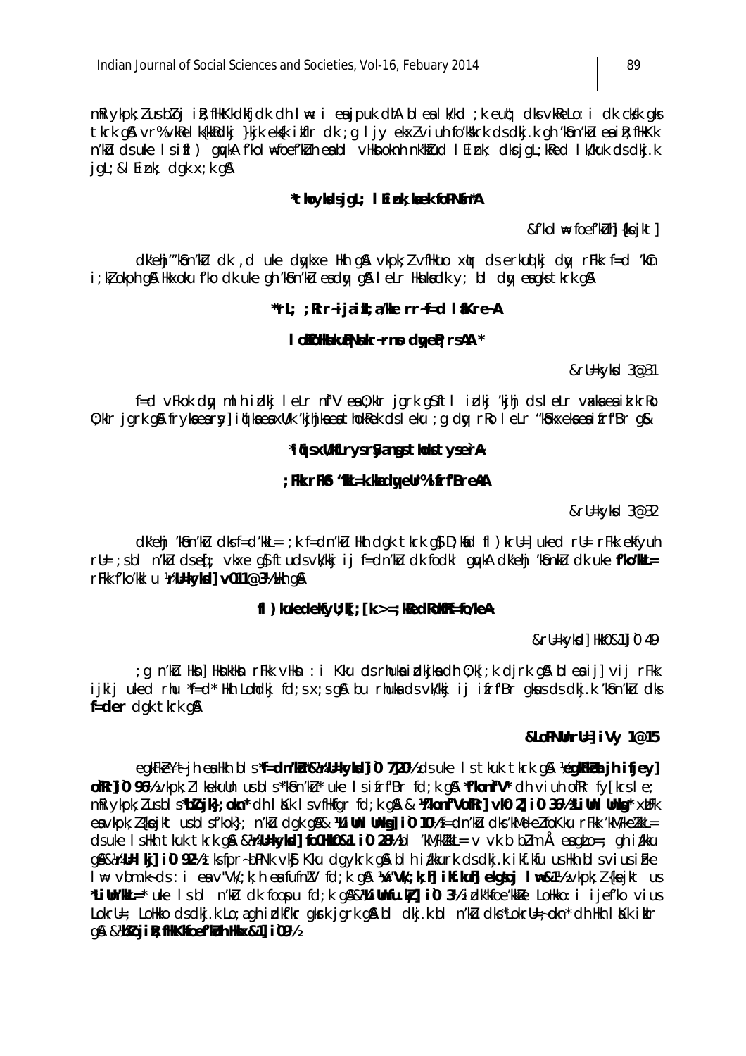mRrjkf/kdkjh us bZ'oj iz;fHkKk dkfjdk dh l= i eajpuk dhA bl ea l k/kd ;k euq; dks vkReLo: i dk cks/k gks tkrk gSA vr% vkReLokkRdkj }kjk eks{k iklr dk ;g lj y ekxZ viuh fo'kskrk ds dkj.k gh 'kSo n'ku ea iz;fHkKk n'ku ds uke ls izfl) gqvkA f'kol w=foe'kZuh ea bl vHksn oknh n'kZu d lEiznk; dks jgL;kRed lk/kuk ds dkj.k jgL;&lEiznk; dgk x;k gSA

**\*tkuo ksd sjgL; lEiznk;ka ek foPN sn\*A**

&f'kol w= foe'kZuh] {kejkt]

dk'ehj"'kSo n'ku dk ,d uke dqykxe Hkh gSA vkpk;Z vfHkuo xqIr ds erkuqlkj dqy rFkk f=d 'kfDr i;kZ;okph gSA Hkkouk fo dk uke gh 'kSo n'ku esa dqy gSA leLr Hkkoksa dk y; bl dqy esa gks tkrk gSA

**\*rL; ;Rr~+ijaiilj;a/kkse rr~f=d lfKrs~A**

**lo ksZcHkkoku~f\Nak rr~rno dqye~p;rsAA \***

&rU=kyksd 3@31

f=d vFkok dqy mlh izdkj leLr nf"V esa O;klr jgrk gS ftl izdkj 'kjhj ds leLr vaxksa esa izk.k rRo O;klr jgrk gSA frylksa esa rsy] iq"iksa esa xa/k 'kjhjksa esa thokRek ds leku ;g dqy rRo leLr "kSoxkeksa esa izfrf"Br gS&

**\*fr¶ks xU/k fLrys rSy]nsgs thok tyseZe`r%**

**; Fkk rFkS "kkL=k.kka dqyeU"% izfrf"BreAA**

&rU=kyksd 3@32

dk'ehj 'kSo n'ku dks f=d'kkL= ;k f=dn'ku Hkh dgk tkrk gS D;ksafd fl)kr rU=] uked rU= rFkk ekfyuh rU= ;s bl n'ku ds eq[; vkxe gSa ftuds vk/kkj ij f=dn'ku dk fodkl gqvkA dk'ehj 'kSo n'ku dk uke **f'ko'kkL=** rFkk f'ko'kklu **¼rU=kyksd] v011@3½** Hkh gSA

**fl)kukedekfyU;k[;;[k>=;kReddRkFkZ=fo/keA**

&rU=kyksd] Hkkx&1] i0 49

;g n'ku Hksn] Hksnkhksn rFkk vHksn :i Kku ds rhuksa izdkjksa dh O;k[;k djrk gSA blesa ij] vij rFkk ijkij uked rhu \*f=d\* Hkh Lohdkj fd;s x;s gSaA bu rhuksa ds vk/kkj ij izfrf"Br gksus ds dkj.k 'kSo n'ku dks **f=der** dgk tkrk gSA

**&LoPNUn rU=] iVy 1@15**

egkFkZeatjh ea Hkh bls **\*f=dn'ku\*&¼rU=kyksd] i0 7]10½** ds uke ls tkuk tkrk gSA **¼egkFkZeatjh ifjey] o"kZ] i0 96½** vkpk;Z lkseku us bls \*'kSo n'ku\* uke ls izfrf"Br fd;k gSA **\*'kkonf"V\*** dh viuh o`fRr fy[krs le; mRrjkp;Z us bls **\*bZ'ojk};okn\*** dh laKk ls vfHkfgr fd;k gSA **&¼'kkonf"V o`fRr] vkO 2] i0 36½ 'Li.Un lUnksg\*** xzUFk esa vkpk;Z {kejkt us bls f'kok};n'ku dgk gSA **&¼Li.Un lUnksg] i0 10½** f=dn'ku dks 'kkDrekLoroku rFkk 'kkDrHksn'kkL= ds uke ls Hkh tkuk tkrk gS **&¼rU=kyksd] foO Hkk0&1 i0 28½** bl 'kM/kkkkL= v vk b bl m Å eagkn= ; gh izkdu gSA **&¼rU= lkj] i0 92½** ls fpr~bPNk vkfS Kku dgykrk gSA bl h izkdkrk ds dkj.k ikf.kfu us Hkh bls viuiz Fke lw= vbm.k~ ds :i ea vH'Vk/;k;h eafufnZV fd;k gSA **¼u'Vk;k;h] ikf.kuh] eksgsoj lw=&1½** vkpk;Z {kejkt us **\*Li.Un'kkL=\*** uke ls bl n'ku dk foopu fd;k gSA **&¼Li.Unfu.kZ;] i0 3½** izdk'kfoe'kkZRed Lo Hkkko :i ijef'ko vius Lokra=; LoHkko ds dkj.k Lo;a gh izdk'kr gksrk jgrk gSA bl dkj.k bl n'ku dks \*Lokra=;okn\* dh Hkh laKk iklr gSA **&¼bZ'ojizR;fHkKk foe'kZuh Hkkx&1] i0 9½**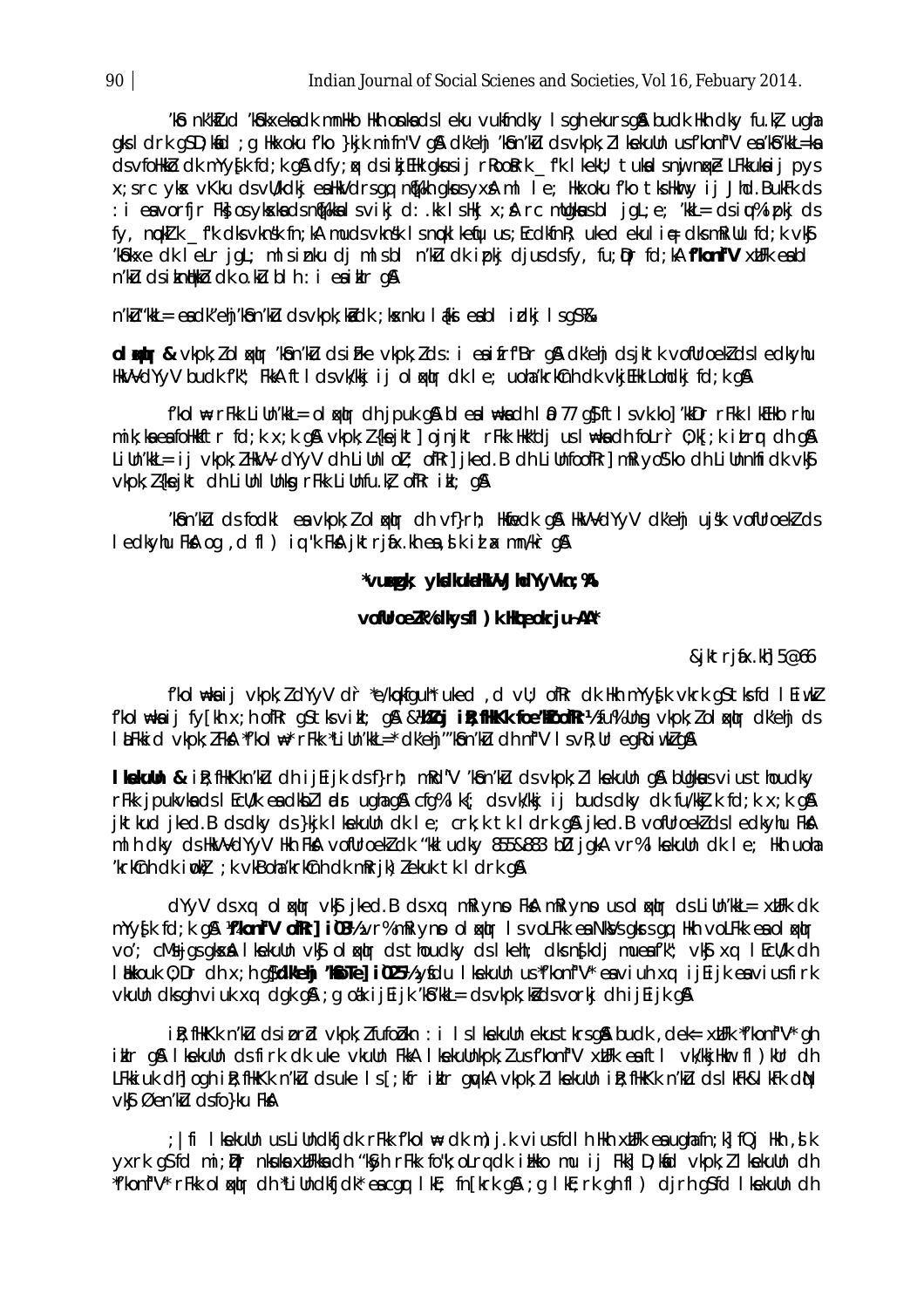'kSn nk'kZfud 'kCnkxekaksa dk mnHko Hkh osnksa ds leku vukfndky ls gh ekurs gSa budk Hkh dky fu.kZ; ugha gks ldrk gSD,kafd ;g Hkkoku 'kCn }kjk mifn"V gSA dk'ehj 'kSn'kZu ds vkpk;Z lkekuUn us f'konf"V esa 'kSo'kkL=ksa ds vfoHkkZo dk mYys[k fd;k gSA dfy;qx ds izkjEHk gksus ij rRoo Rrk _f"k lek/k; tuksa dks nqjkxzg Lfkkuksa ij pys x;s rc ykxsa vKku ds vU/kdkj esa Hkh Vdrs gq, n[kdj gksus yxsA ml le; Hkkoku 'kCn tks Hkxoku ij Jhd.BukFk ds : i esa vorfjr Fks] osykszksa ds n{kkus ls vikj d: .kk ls Hk(x;s rc mUgksus ls jgL; e; 'kkL= ds iqu% izpkj ds fy, nqokZ"k _f"k dks vkns'k fn;kA muds vkns'k ls nqokZlk eqfu us ;Ecdkfnr; uked ekul iq= dks mRiUu fd;k vkSj 'kSoxe dk leLr jgL; mls izinku dj mls bl n'kZu dk izpkj djus ds fy, fu;qDr fd;kA **f'konf"V** xzUFk esa bl n'kZu ds izknHkkZo dk o.kZu bl h: i esa izkIr gSA

n'kZu"kkL= esa dk'ehj'kSn'kZu ds vkpk;ksa dk ;ksxnku lnSo esa bl izdkj ls gS%&

**olqxqIr &** vkpk;Z olqxqIr 'kSn'kZu ds izFke vkpk;Z ds: i esa izfrf"Br gSA dk'ehj ds jktk vofUroekZ ds ledkyhu HkVVdYyV budk f'k"; FkkA ftlds vk/kkj ij olqxqIr dk le; uoha'krkCnh dk vkjEHk Lohdkj fd;k gSA

f'kolw= rFkk Liun'kkL= olqxqIr dh jpuk gSA blesa ¼kzla dh l0 77 gS ftlsvk ko]'kkDr rFkk 'kkEHko rhu mik;ksa esa foHkkftr fd;k x;k gSA vkpk;Z {kejkt ] ojnjkt rFkk HkkLdj us ls ¼kzla dh foLrr̀ O;k[;k izLrq dh gSA Liun'kkL= ij vkpk;Z HkVV dYyV dh Liunl oZ; ofRr] jkeds.B dh Liunfoof̀Rr] mRiy oS".ko dh Liunnhfidk vkSj vkpk;Z {kejkt dh Liun lUnksg rFkk Liunfu.kZ; ofRr izkIr gSA

'kSn'kZu ds fodkl esa vkpk;Z olqxqIr dh vf}rh; Hkwfedk gSA HkVVdYyV dk'ehj ujs'k vofUroekZ ds ledkyhu FksA og ,d fl) iq"k FksA jktrjafx.kh esa ,sk izlax mn/k`r gS&

*vuqxzgk; yksdkukeHkVV Jh dYyVkn;%A

vofUroeZ.k%dkys fl) k Hkqoekorju-AA*

&jktrjafx.kh] 5@66

f'kolw=ksa ij vkpk;Z dYyV dr `e/kqokfguh* uked ,d vU; ofRr dk Hkh mYys[k vkrk gS tks fd lEiw.kZ f'kolw=ksa ij fy[kh x;h ofRr gS tks vizkIr gSA &**Lo fi;; izR;fHkKk foe'kZfuofRr ¼**fuo)lUnsg vkpk;Z olqxqIr dk'ehj ds laLFkkid vkpk;Z FksA *f'kolw=* rFkk *Liun'kkL=* dk'ehj "'kSn'kZu dh nf"V ls vR;Ur egRoiw.kZ gSA

**lkseku Un &** izR;fHkKkn'kZu dh ijEijk ds f}rh; mRd"V 'kSn'kZu ds vkpk;Z lkseku Un gSA bUgksus vius thoudky rFkk jpuk vksa ds lECU/k esa dksbZ lw= ugha nh gSA cfg%lk{; ds vk/kkj ij buds dky dk fu/kkZj.k fd;k x;k gSA jktkuk jkeds.B ds dky ds }kjk lkseku Un dk le; crk;k tk ldrk gSA jkeds.B vofUroekZ ds ledkyhu FksA mlh dky ds HkVV dYyV Hkh FksA vofUroekZ dk "kklu dky 855&883 bZ0 jgkA vr% lkseku Un dk le; Hkh uoha 'krkCnh dk iwokZ) ;k vkBoha'krkCnh dk mRrjk) Z ekuk tk ldrk gSA

dYyV ds xq: olqxqIr vkSj jkeds.B ds xq: mRiyno FksA mRiyno us olqxqIr ds Liun'kkL= xzUFk dk mYys[k fd;k gSA **'f'konf"V ofRr] i0 81** ½vr% mRiyno olqxqIr ls voLFkk esa NksVs gksus gq, Hkh voLFkk esa olqxqIr vo'; cMs+ jgs gksxsA lkseku Un vkSj olqxqIr ds thoudky ds lkeh; dks n{kdj muesa f'k"; vkSj xq: lECU/k dh laHkkouk O;Dr dh x;h gSA **dk'ehj 'kSoTe] i0 25** ½ysfdu lkseku Un us*f'konf"V* esa vius xq: ijEijk esa vius firk vkuUn dks gh vius xq: dgk gSA ;g oa'kijEijk 'kS'kkL= ds vkpk;ksaZ ds vorkj dh ijEijk gSA

izR;fHkKk n'kZu ds izorZd vkpk;Z fuoZkn: i ls lkseku Un ekus tkrs gSA budk ,deS= xzUFk *f'konf"V* gh izkIr gSA lkseku Un ds firk dk uke vkuUn FkkA lkseku Un us f'konf"V xzUFk esa ftl vk/kkj Hkwr fl) kUr dh LFkkiuk dh] ogh izR;fHkKk n'kZu ds uke ls [;kfr izkIr gqvkA vkpk;Z lkseku Un izR;fHkKk n'kZu ds laLFkkid dqN vkSj Øe n'kZu ds fo}ku FksA

;|fi lkseku Un us Liundkfjdk rFkk f'kolw= dk m)j.k vius fdlh Hkh xzUFk esa ugha fn;k] fQj Hkh ,sk yxrk gS fd mi;qDr nksuks xzUFkksa dh "kSyh rFkk fo'k; oLrq dk izHkko mu ij Fkk] D;ksafd vkpk;Z lkseku Un dh *f'konf"V* rFkk olqxqIr dh *Liundkfjdk* esa cgqr lkE; fn[krk gSA ;g lkE;rk gh fl) djrh gS fd lkseku Un dh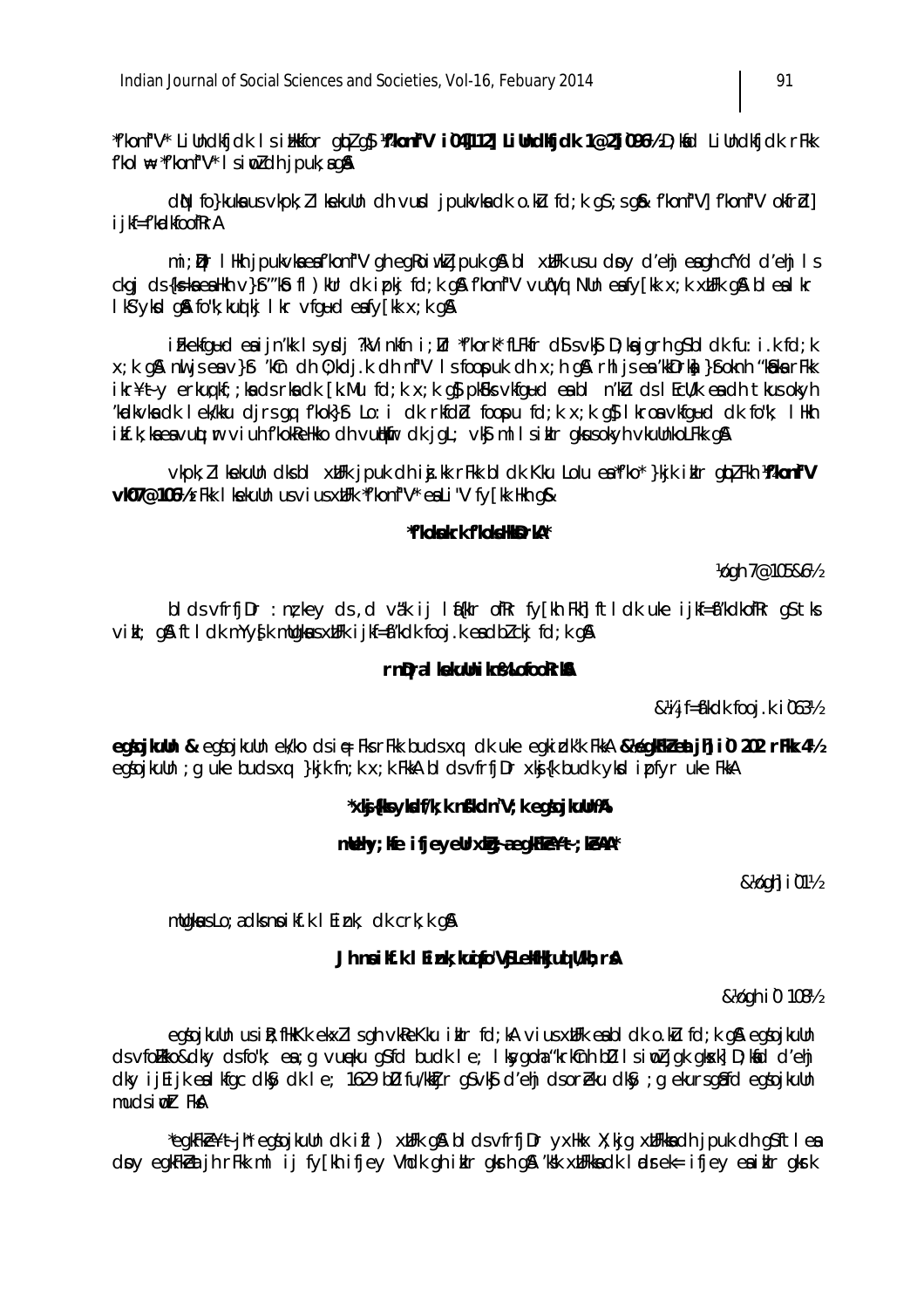*f'konf"V* LiUnkfjdk lsi`Fkkfor gbZ g$ ¼f'konf"V i0 4]11]12] LiUnkfjdk 1@2]i0 96½ D;kafd LiUnkfjdk rFkk f'kol= *f'konf"V* lsiwoZdh jpuk,¡ gSaA

dN lfo}kuksausvkpk;Z l ksekuUn dh vusd jpukvksadk o.kZu fd;k gS;s gSa& f'konf"V] f'konf"V okfrZd] ijkf=f'kdkfoofRrA

mi;ZDr lHkh jpukvksaesaf'konf"V gh egRoiw.kZ jpuk gSA bl xzUFk usa dsoy d'ehj eagh cfYd d'ehj ls ckgj ds{ks=ksaesaHkh v}S"'kSo fl)kUr dk izpkj fd;k gSA f'konf"V vuqV~/q Nun esafy[kk x;k xzUFk gSA bl esalkr lS"ykd gSA fo'k;kuqlkj lkr vfgud esafy[kk x;k gSA

izFkekfgud esaijn'kZu lsysdj ?kVinkfn i;ZUr *f'korks'k fLFkfr dk lsvkS D;kagrh gSbl dk fu:i.k fd;k x;k gSA nwljs esav}S 'kSo dh O;k[;k.k dh nf"V lsfoopuk dh x;h gSA rhljs esa'kfDrokn }SokSn dh "kSo esarFkk ikr¥t-y erkuq;kf;;ksads rdksadk [k.Mu fd;k x;k gS] pkSFks vfgud esabl n'kZu ds lEcU/k esadh tkusokyh 'kadkvksadk lek/kku djrs gq, f'kok}S Lo:i dk rkfdZd foopu fd;k x;k gS] lkrosa vfgud dk fo'k; lHkh izLFkkuksaesavuqHkq.r viuh f'kokRerkHkko dh vuqHkwfr dk jgL; vkjS mlls izkIr gkusokyh vkuUnkoLFkk gSA

vkpk;Z l ksekuUn dks bl xzUFk jpuk dh izsj.kk rFkk bl dk Kku Lolu esa*f'ko* }kjk izkIr gbZ FkhA ¼f'konf"V vk07@106½ rFkk l ksekuUn usviusxzUFk *f'konf"V* esaLi"V fy[kk Hkh g&

*f'kosukrk f'kosHkwDrLrA*

¼o`gh 7@105&6½

bl ds vfrfjDr :nzkey ds ,d v'k ij lafkIr ofRr fy[kh Fkh] ftl dk uke ijkf=f'kdkofRr gS tks vizkIr gSA ftl dk mYys[k mRiyksus xzUFk ijkf=f'kdk foojk.k esadbZckj fd;k gSA

rnDrs l ksekuUnikn%LofoofRrkSA

&¼ijkf=f'kdk foojk.k i0 63½

**egs'ojkuUn** & egs'ojkuUn ek/ko ds iq= FksrFkk buds xq dk uke egkizdk'k FkkA &¼egkFkZeatjh] i0 202 rFkk 4½ egs'ojkuUn ;g uke buds xq }kjk fn;k x;k FkkA bl ds vfrfjDr xksj{k budk ykdsh ipfyr uke FkkA

*xksj{kksyksdf/k;k ukEukn`V;k egs'ojkuUn%A

nsoky;kfe ifjeyeUrxZr~;ks egkFkZea¥t-;kEA*

&¼o`gh i0 1½

mUgksausLo;a dks nsoikf.k lEiznk; dk crk;k gSA

Jh nsoikf.k lEiznk;koupo`'SeHkHkqtuqVh;rsA

&¼o`gh i0 103½

egs'ojkuUn usi{Kk'FkKk ekxZ lsgh vkRe&Kku izkIr fd;kA viusxzUFk esabl dk o.kZu fd;k gSA egs'ojkuUn ds vfoHkkZo&dky ds fo"k; esa;g vuqeku gSfd buds le; lsysgkoa"krkfnh bZ lsiwoZ jgk gksxk] D;kafd d'ehj dky ijEijk esa lkfgc dkSy dk le; 1629 bZ fu/kkZfjr gSvkjS d'ehj ds orZeku dkSy ;g ekurs gSafd egs'ojkuUn muds iwoZ FksA

*egkFkZeatjh*egs'ojkuUn dk izfl) xzUFk gSA bl ds vfrfjDr ygHkx X;kjg xzUFkksadh jpuk dh gSftl esa dsoy egkFkZeatjh rFkk ml ij fy[kh ifjey Vhdk gh izkIr gkrh gSA 'ksk xzUFkksadk ladsrek= ifjey esaizkIr gkrsk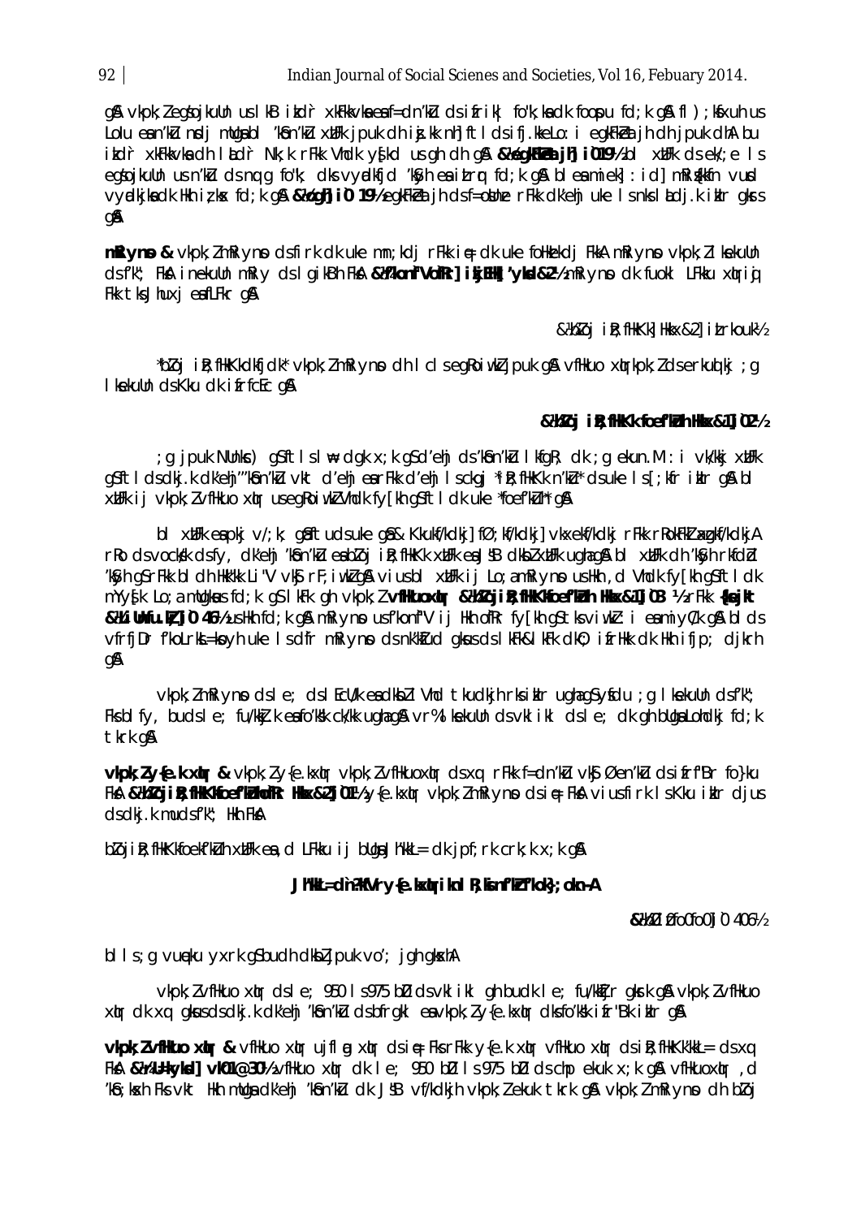gS vkpk;Z egkoh;jkuUn us lkB ikcdr xkFkkvksa esa f=dn'ku ds ifrik| fo"k;ksa dk foospu fd;k gS A fl);sxuh us Lolu esa n'ku ndj mUgsa bl 'kkn'ku xzUFk jpuk dh izsj.kk nh ftlls ifj.kkeLo:i egkFkhe ajh dh jpuk dhA bu ikcdr xkFkkvksa dh lakdr Nk;k rFkk Vhdk ys[kd us gh dh gS A **&%egkFkhe ajh] i0 19½** bl xzUFk ds ek/;e ls egkoh;jkuUn us n'ku ds nqgg fo"k; dks vyadkfjd 'kSyh esa izLrqr fd;k gS A bl esa miekvk] :id] mRis{kkfn vusd vyadkjksa dk Hkh iz;ksx fd;k gS A **&%vgh] i0 19½** egkFkhe ajh ds f=ockadz rFkk dk'ehj uke ls nks lakdj.k ikIr gksrs gSA

**mRrjyno &** vkpk;Z mRrjyno ds firk dk uke mn;kdj rFkk iq= dk uke foHkkdj FkkA mRrjyno vkpk;Z lkseku ds f"k"; FksA inekuUn mRry ds lgikBh FksA **&%'konf"kdkfRr] iijkBHk] 'yksd&2½** mRrjyno dk fuokl LFkku xkSjiq Fkk tks Jhuxj esa fLFkr gSA

&%bZoj iR;fHkKk] Hkkx&2] izLrkouk½

*bZoj iR;fHkKkdkfjdk* vkpk;Z mRrjyno dh lcls egRoiwZ jpuk gSA vfHkuo xqIrkpk;Z ds eRrkuqlkj ;g lksekuUn ds Kku dk ifrfcEc gSA

**&%bZoj iR;fHkKk foef"kZuh Hkkx&1] i0 2½**

;g jpuk NUnksc) gS ftlls ∨= dgk x;k gS d'ehj ds 'kSn'kZu lkfgR; dk ;g ekun.M :i vk/kkj xzUFk gS ftl ds dkj.k dk'ehj "'kSn'kZu vkt d'ehj esa rFkk d'ehj ls cgkj *iR;fHkKk n'kZu* ds uke ls [;kfr ikIr gSA bl xzUFk ij vkpk;Z vfHkuo xqIr us egRoiwZ Vhdk fy[kh gS ftl dk uke *foef"kZuh* gSA

bl xzUFk esa pkj v/;k; gSa ftu ds uke gSa& Kkukf/kdkj] fØ;kf/kdkj] vkxekf/kdkj rFkk rRokFkZ laxzgkf/kdkjA rRo ds vocks/k ds fy, dk'ehj 'kSn'kZu esa bZoj iR;fHkKk xzUFk esa Js"B dkbZ xzUFk ugha gSA bl xzUFk dh 'kSyh rkfdZd 'kSyh gS rFkk bl dh Hkk"kk Li"V vkS rF; iwZ gSA vius bl xzUFk ij Lo;a mRrjyno us Hkh ,d Vhdk fy[kh gS ftl dk mYys[k Lo;a mUgksus fd;k gS lkFk gh vkpk;Z **vfHkuoxqIr &%bZoj iR;fHkKk foef"kZuh Hkkx&1] i0 3½** rFkk **{kejkt &%Li Unfu.kZ;] i0 46½** us Hkh fd;k gSA mRrjyno us f"konf"V ij Hkh oRr fy[kh gS tks vi wZ i esa miyC/k gSA bl ds vfrfjDr f"kolrks=koyh uke ls dfr mRrjyno ds n'kZud gkus ds lkFk&lkFk dkO; ifrHkk dk Hkh ifjp; djkrh gSA

vkpk;Z mRrjyno ds le; ds lEcU/k esa dkbZ Hkh Vhd tkudkjh rks ikIr ugha gS ysfdu ;g lksekuUn ds f"k"; Fks bl fy, budk le; fu/kkZj.k esa fo'ks"k ck/kk ugha gSA vr% lksekuUn ds vkl ikl ds le; dk gh bUgsa Lohdkj fd;k tkrk gSA

**vkpk;Z y{e.k xqIr &** vkpk;Z y{e.kxqIr vkpk;Z vfHkuoxqIr ds xq rFkk f=dn'ku vkS Øe n'ku ds ifrf"Br fo}ku FksA **&%bZoj iR;fHkKk foef"kZuh foofRr Hkkx&2] i0 1½** y{e.kxqIr vkpk;Z mRrjyno ds iq= FksA vius firk ls Kku ikIr djus ds dkj.k mu ds f"k"; Hkh FksA

bZoj iR;fHkKk foef"kZuh xzUFk esa ,d LFkku ij bUgsa Jh'kkL= dk jpf;rk crk;k x;k gSA

**Jh'kkL=dn?kfVry{e.kxqIrknI R;fHkKkusf"kZ'kks}; dkn-A**

**&%bZ iR0fo0fo0] i0 406½**

bl ls ;g vuqeku yxrk gS bu dh dkbZ jpuk vo'; jgh gksxhA

vkpk;Z vfHkuo xqIr ds le; 950 ls 975 bZ0 ds vkl ikl gh bu dk le; fu/kkZfjr gksrk gSA vkpk;Z vfHkuo xqIr dk xq gksus ds dkj.k dk'ehj 'kSn'ku ds bfrgkl esa vkpk;Z y{e.kxqIr dks fo'ks"k ifr"Bk ikIr gSA

**vkpk;Z vfHkuo xqIr &** vfHkuo xqIr ujflag xqIr ds iq= Fks rFkk y{e.k xqIr vfHkuo xqIr ds iR;fHkKk'kkL= ds xq FksA **&%rU=kyksd] vkO01@30½** vfHkuo xqIr dk le; 950 bZ0 ls 975 bZ0 ds chp ekuk x;k gSA vfHkuoxqIr ,d 'kS;kxe Fks vkt Hkh mUgsa dk'ehj 'kSn'ku dk JsB vf/kdkjh vkpk;Z ekuk tkrk gSA vkpk;Z mRrjyno dh bZoj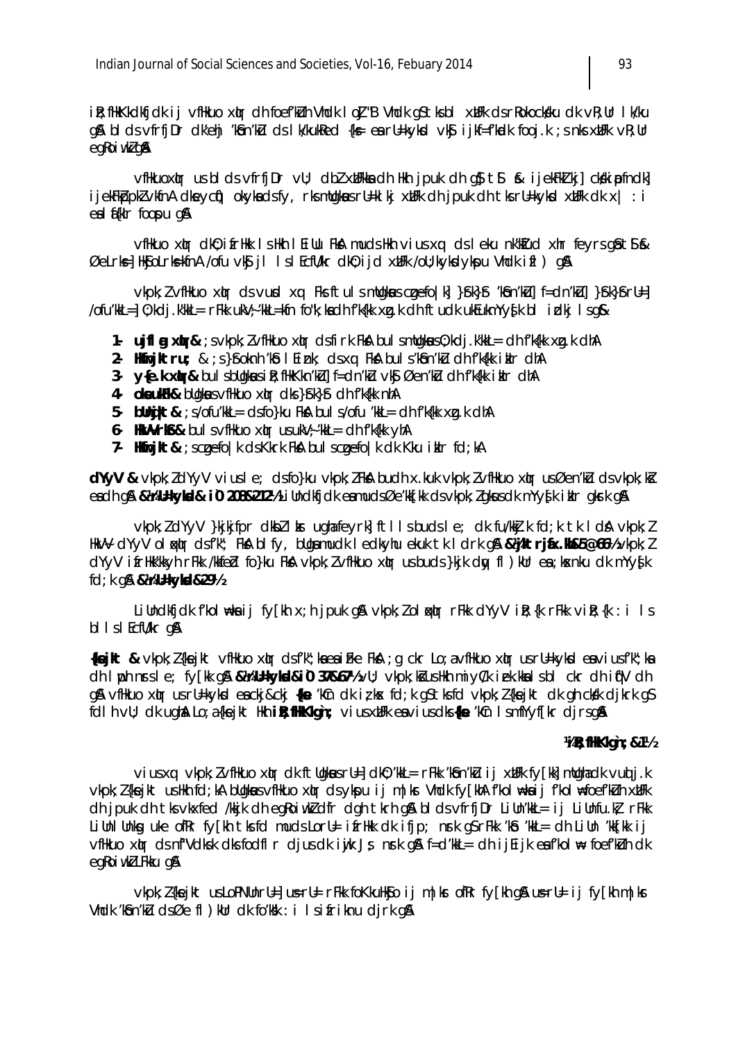iR;fHkKkdkfjdk ij vfHkuo xqIr dh foe'kZ'kh Vhdk lqLi"B Vhdk gS tks bl xzUFk ds rRoko.kks/ku dk vR;Ur lk/ku gSA bl ds vfrfjDr dk'ehj 'kSo n'kZu ds lk/kukRed {ks= esa rU=kyksd vkS ijkf=f'kdk fooj.k ;s nks xzUFk vR;Ur egRoiw.kZ gSA

vfHkuo xqIr us bl ds vfrfjDr vU; dbZ xzUFkksa dh Hkh jpuk dh gS] tSls & ijekFkZlkj] cks/kiapnf'kdk] ijekFkZpkZ vkfnA dke;cq) okyksa ds fy, rks mUgksaus rU=lkj xzUFk dh jpuk dh tks rU=kyksd xzUFk dk x| :i esa la{kIr fooj.k gSA

vfHkuo xqIr dkO;ifrHkk ls Hkh lEiUu FksA mu ds Hkh vius xq# ds leku nk'kZfud xhr feyrs gSa tSls & ØeLrks=] HkSjoLrks=kfnA /ofu vkSj jl ls lEcfU/kr dkO; ij dk xzUFk /oU;kyksdykspu Vhdk izfl) gSA

vkpk;Z vfHkuo xqIr ds vusd xq# Fks ftu ls mUgksaus cgqfo|k] }SrkS} 'kSo n'kZu] f=dn'kZu] }SrkS} rU=] /ofu'kkL=] O;kdj.k'kkL= rFkk ukV;'kkL= vkfn fo'k;ksa dh f'k{kk xzg.k dh ftudk ukEuk mYys[k bl izdkj ls gS&

1. **ujflag xqIr &** ;s vkpk;Z vfHkuo xqIr ds firk FksA bu ls mUgksaus O;kdj.k'kkL= dh f'k{kk xzg.k dhA
2. **Hkwfrjktru; &** ;s }Srokn h 'kSo lEiznk; ds xq# FksA bu ls 'kSo n'kZu dh f'k{kk izkIr dhA
3. **y{e.k xqIr &** bu ls bUgksaus iR;fHkKk n'kZu] f=d n'kZu vkSj Øe n'kZu dh f'k{kk izkIr dhA
4. **okeukFk &** bUgksaus vfHkuo xqIr dks }Srk}Sr dh f'k{kk nhA
5. **bUnqjkt &** ;s /ofu'kkL= ds fo}ku FksA bu ls /ofu 'kkL= dh f'k{kk xzg.k dhA
6. **HkV~VrkSr &** bu ls vfHkuo xqIr us ukV;'kkL= dh f'k{kk yhA
7. **Hkwfrjkt &** ;s cgqfo|k ds Kkrk FksA bu ls cgqfo|k dk Kku izkIr fd;kA

**dYyV &** vkpk;Z dYyV vius le; ds fo}ku vkpk;Z FksA budh x.kuk vkpk;Z vfHkuo xqIr us Øe n'kZu ds vkpk;kZ esa dh gSA **&¼rU=kyksd& iO 208&212½** LiUndkfjdk esa mUgksus Øe 'kS[k ds vkpk;Z gksus dk mYys[k izkIr gksrk gSA

vkpk;Z dYyV }kjkfpr dkbZ Hkh ugha feyrk] ftl ls buds le; dk fu/kkZj.k fd;k tk ldsA vkpk;Z HkV~V dYyV olqxqIr ds f'k"; FksA blfy, bUgsa mudk ledkyhu ekuk tk ldrk gSA **&¼jktrjafx.kh&5@66½** vkpk;Z dYyV ifrHkk'kkyh rFkk /kkfeZd fo}ku FksA vkpk;Z vfHkuo xqIr us buds }kjk dkQh fl)kUr esa ;ksxnku dk mYys[k fd;k gSA **&¼rU=kyksd&29½**

LiUndkfjdk 'kSo 'kkL= ij fy[kh x;h jpuk gSA vkpk;Z olqxqIr rFkk dYyV iR;{k rFkk viR;{k :i ls bl ls lEcfU/kr gSA

**{kseajkt &** vkpk;Z {kseajkt vfHkuo xqIr ds f'k";ksa esa izeq[k FksA ;g ckr Lo;a vfHkuo xqIr us rU=kyksd esa vius f'k";ksa dh lwph nsrs le; fy[kk gSA **&¼rU=kyksd& iO 37&67½** vU; vkpk;ksZ us Hkh miyC/k izek.kksa ls bl ckr dh iqf"V dh gSA vfHkuo xqIr us rU=kyksd esa ckj&ckj {kse 'kCn dk iz;ksx fd;k gS tks fd vkpk;Z {kseajkt dk gh cks/k djkrk gS fdlh vU; dk ughaA Lo;a {kseajkt Hkh **iR;fHkKk àn;** vius xzUFk esa vius dks {kse 'kCn ls mfYyf[kr djrs gSaA

**¼iR;fHkKk àn;&1½**

viusxq# vkpk;Z vfHkuo xqIr dk ftu xzUFkksa ijrU=] dkO;'kkL= rFkk 'kSo n'kZu ij xzUFk fy[kk mUgsa Vhdk vuqj.k vkpk;Z {kseajkt us Hkh fd;kA bUgksaus vfHkuo xqIr ds yksdu ij m|ksr Vhdk fy[khA f'kolw=ksa ij f'kolw= foe'kZ'kh xzUFk dh jpuk dh tks vkxfed /kkjk dh egRoiw.kZ dfr dgh tkrh gSA blds vfrfjDr LiUn'kkL= ij LiUnfu.kZ; rFkk LiUn lUnksg uke oR; fy[kh tks fd mu ds Lora= ifrHkk dk ifjp; nsrk gS rFkk 'kSo 'kkL= dh LiUn 'kk[kk ij vfHkuo xqIr ds mnkgj.kksa dks fodflr djus dk iwjk Js; nsrk gSA f=d'kkL= dh ijEijk esa f'kolw= foe'kZ'kh dk egRoiw.kZ LFkku gSA

vkpk;Z {kseajkt us LoPNUnrU=] us=rU= rFkk foKkuHkSjo ij m|ksr oR; fy[kh gSA us=rU= ij fy[kh m|ksr Vhdk 'kSo n'kZu ds Øe fl)kUr dk fo'ks"k :i ls ifrfiknu djrk gSA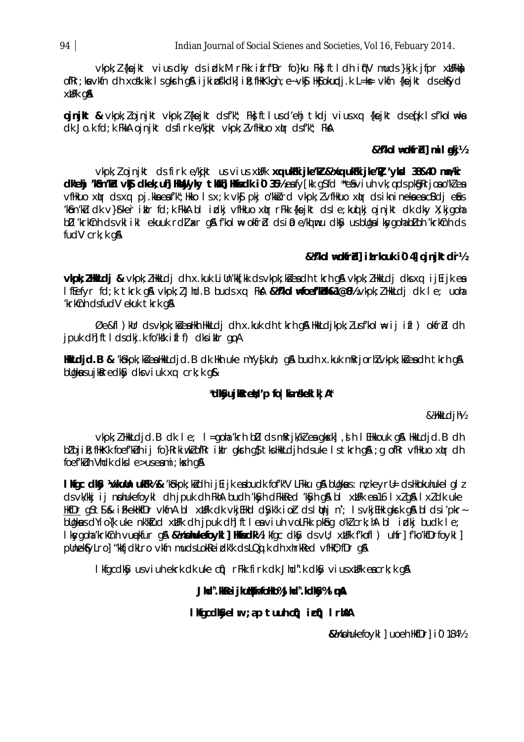vkpk;Z {ksejkt viusdky dsizdk.M rFkk ifrf"Br fo}ku Fks] ftldh iqf"V muds }kjk jfpr xzUFkksa ofRr;ksa vkfn dh xos"k.kk ls gksrh gSA ijkizosf'kdk] iz;fHkKkg`n;e~vkSj HkSjokuqdj.k L=ks= vkfn {ksejkt dseq[;d xzUFk gSaA

**ojnjkt &** vkpk;Z ojnjkt vkpk;Z {ksejkt dsf'k"; Fks] ftlus d'ehj tkdj viusxq# {ksejkt dseq[k ls f'kolw=ksa dk Jo.k fd;k FkkA ojnjkt dsfirk e/kqjkt vkpk;Z vfHkuo xqIr dsf'k"; FksA

&f'kolw= okfrZd] mil gkj½

vkpk;Z ojnjkt ds firk e/kqjkt us viusxzUFk **xq#ukFkijke'kZ &½xq#ukFkijke'kZ] 'yksd 38&40 mn~/kr dkehj 'kSon'kZu vkSj dkekuh] HkkSyk'k lkjLokr] Hkkxd i0 35½** esa fy[kk gS fd ^e§us viuh vk;q ds pkSFks pj.k esa o'kZ esa vfHkuo xqIr ds xq# pj.kksa esa f'k";Hkko ls;k vkSj pkj o'kksZ rd vkpk;Z vfHkuo xqIr ds ikn ina eauks eas 'kSon'kZu dk v}Sfeer i<k;k fd;k FkkA bl izdkj vfHkuo xqIr rFkk {ksejkt ds le;kuqlkj ojnjkt dk dky X;kjgoha bZ 'krkCnh ds vklikl ekuuk rdZlaxr gSA f'kolw= okfrZd ds iz0 e/kqjunu dksy us bUgha lksyg oha bZloh 'krkCnh ds fudV crk;k gSA

&f'kolw= okfrZd] izLrkouk i0 4] ojnjkt dr`½

**vkpk;Z HkkLdj &** vkpk;Z HkkLdj dh x.kuk LiUn'kkL=k ds vkpk;ksZa esa dh tkrh gSA vkpk;Z HkkLdj dks xq# ijEijk esa lfEefyr fd;k tkrk gSA vkpk;Z JhdUB buds xq# FksA **&f'kolw= okfrZd & 1@8½** vkpk;Z HkkLdj dk le; uoha 'krkCnh ds fudV ekuk tkrk gSA

Øe&fl)kUr ds vkpk;ksZa esa Hkh HkkLdj dh x.kuk dh tkrh gSA HkkLdjkpk;Z us f'kolw= ij izfl) okfrZd dh jpuk dh] ftlds dkj.k fo'ks"k izfl) dks izkIr gq,A

**HkkLdjd.B &** 'kSokpk;ksZa esa HkkLdjd.B dk Hkh uke mYys[kuh; gSA buds x.kuk mRrjorhZ vkpk;ksZa esa dh tkrh gSA bUgksaus ujkRreuk dks viuk xq# crk;k gS&

*^dksyujkRredqyp fo|kstUeukRelqA*

&HkkLdjh½

vkpk;Z HkkLdjd.B dk le; l=goha 'krh bZ ds mRrjk/kZ esa gksxk] ,slh lEHkkouk gSA HkkLdjd.B dh bZ'ojizR;fHkKk foeZf'kuh ij fo}RrkiwoZ ofRr izkIr gksrh gS] tksHkkLdjh ds uke ls tkrh gSA ;g ofRr vfHkuo xqIr dh foeZf'kuh Vhdk dks le>usesa mi;ksxh gSA

**lkfgcdkSy ¼vkuUn ukFk½ &** 'kSokpk;ksZa dh ijEijk esa buds fof'k"V LFkku gSA bUgksaus n;keyrU= ds Hkokuhukelglz ds vk/kkj ij nsohukefoykl dh jpuk dh FkhA buds 'kSyh dFkkRed 'kSyh gSA bl xzUFk esa 16 lxZ gSa lxZ dk uke HkfDr gSftlds i'pkr~ HkfDr vkfnA bl xzUFk dk vkjEHkd dSykl ioZr ds lqUnj n`'; ls vkjEHk gksrk gSA bl ds i'pkr~ bUgksaus dYio`{k uke nkZ'kfud xzUFk dh jpuk dh] ftlesa viuh volFkk pkSng o"kZ crk;h A bl izdkj buds le; lksyg oha 'krkCnh vuqekfur gSA **&½nsohukefoykl] Hkwfedk½** lkfgc dkSy ds vU; xzUFk 'kofl) uhfr] f'ko'kfDrfoykl] pUnzeksSyLro] "kfjdkLro vkfn muds LokRe izdk'k ds LQqj.k dh rhozRed vfHkO;fDr gSA

lkfgcdkSy us viuh ekrk dk uke cq) rFkk firk dk Jhd".k dkSy viusxzUFk esa crk;k gSA

**Jhd".kkRetijkcqf)ekfoHkoZ%] Jhd".kdkSy%lqr%A**

**lkfgcdkSyeslr o;ap tuuh cq) ioqZ lrkA**

&½nsohukefoykl] uoehHkfDr] i0 184½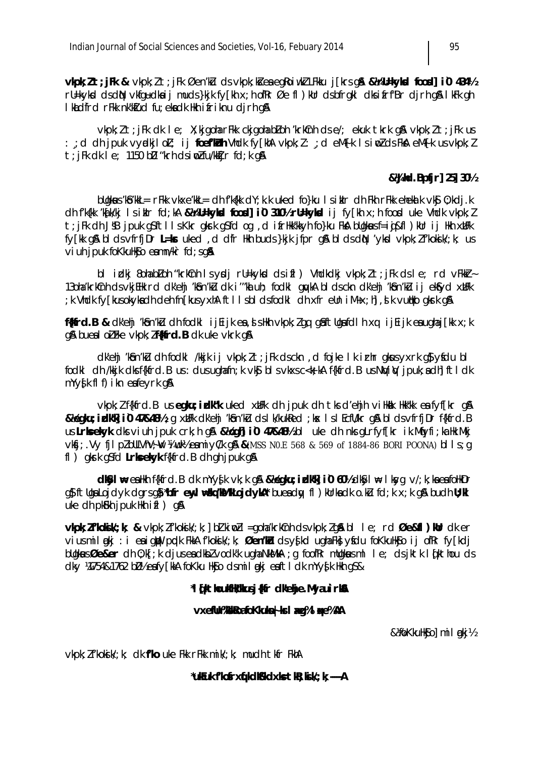**vkpk;Z t;jFk &** vkpk;Z t;jFk Øen'kZu ds vkpk;kZsa esa egRoiw.kZ LFkku j[krs gSa **&¼rU=kyksd foosd] i0 434½** rU=kyksd ds dqN vkfgu&dksa ij muds }kjk fy[kh x;h ofRr Øe fl)kUr ds bfrgkl dks ifrf"Br djrh gSA lkFk gh lkaLd`fr rFkk nk'kZfud fu;eksa dks Hkh ifrikfnu djrh gSA

vkpk;Z t;jFk dk le; X;kjgoha rFkk ckjgoha bZloh 'krkCnh ds e/; ekuk tkrk gSA vkpk;Z t;jFk us : ;d dh jpuk vyadkjloZLo ij **foef'kZuh** Vhdk fy[khA vkpk;Z : ;d eM[k ls iwoZ ds FksA eM[k us vkpk;Z t;jFk dk le; 1150 bZ0 'krh ds iwoZ fu/kkZfjr fd;k gSA

**&¼Jhd.Bpfjr] 25]30½**

bUgksaus 'kSo'kkL= rFkk vkxe'kkL= dh f'k{kk dY;k.k uked fo}ku ls izkIr dh Fkh rFkk ehekalk vkSj O;kdj.k dh f'k{kk 'k[k/kj ls izkIr fd;kA **&¼rU=kyksd foosd] i0 310½** rU=kyksd ij fy[kh x;h foosd uke Vhdk vkpk;Z t;jFk dh JsB jpuk gS tks lkSa Hkkx gksus ds dkj.k gh yEch gS og ,d ifrHkk'kkyh fo}ku FksA bUgksaus f=iqj&fl)kUr ij Hkh xzUFk fy[kk gSA blds vfrfjDr **L=ks=** uked ,d dfr Hkh buds }kjk jfpr gSA blds dqN 'yksd vkpk;Z'kksHkk/;k; us viuh jpuk foKkuHkSjo esa mn/k`r fd;s gSaA

bl izdkj 8oha bZloh 'krkCnh ls ysdj rU=kyksd ds ifl) Vhdkdkj vkpk;Z t;jFk ds le; rd vFkkZr~ 13oha'krkCnh ds vkjEHk rd dk'ehj 'kSon'kZu dk iw.kZ fodkl gqvkA blds ckn dk'ehj 'kSon'kZu ij eqLye xzUFk ;k Vhdk fy[kus okyksa dh deh fn[kus yxhA tks lsa blds fodkl dh xfr eUn iM+ x;h] ,sk vuqeku gksrk gSA

**f{kfrd.B &** dk'ehj 'kSon'kZu dh fodkl ijEijk esa ,sls Hkh vkpk;Z gq, gSa ftUgsa fdlh xq# ijEijk esa ugha j[kk x;k gSA buesa lcZizFke vkpk;Z **f{kfrd.B** dk uke vkrk gSA

dk'ehj 'kSon'kZu dh fodkl /kkjk ij vkpk;Z t;jFk ds ckn ,d fojke lk izrhr gksus yxrk gSA ysfdu bl fodkl dh /kkjk dks f{kfrd.B us : dus ugha fn;k vkSj bls vkxs c<+k;kA f{kfrd.B us NqV&iqV jpuk,sa dh] ftlds dk mYys[k fl)ifn esa feyrk gSA

vkpk;Z f{kfrd.B us **egku;izdk'k** uked xzUFk dh jpuk dh tks d'ehjh vi Hkza'k Hkk"kk esa fyf[kr gSA **&¼egku;izdk'k] i0 47&48½** ;g xzUFk dk'ehj 'kSon'kZu ds lS)kfUrd i{k ls lEcfU/kr gSA blds vfrfjDr f{kfrd.B us **Lrksekyk** dks viuh jpuk crk;h gSA **&¼ogh] i0 47&48½** bl uke dh nks gLrfyf[kr ik.MqfyfI;k¡ Hkk.Mkj vkWQ ;.Vy fjlpZ bULVhV~;qV ¼iwuk½ esa miyC/k gSA &(MSS N0.E 568 & 569 of 1884-86 BORI POONA) bl ls ;g fl) gksrk gS fd **Lrksekyk** f{kfrd.B dh gh jpuk gSA

**dkSyl w=** esa Hkh f{kfrd.B dk mYys[k vk;k gSA **&¼egku;izdk'k] i0 60½** dkSyl w= lsag v/;k; esa foHkDr gS ftlds ladyudrk gksus gSa **'bfr eyl w=k.kke`nukLoeloj dykA'** buesa dqy fl)kUrksa dk o.kZu fd;k x;k gSA budh **U;kl** uke dh pkSFkh jpuk Hkh ifl) gSA

**vkpk;Z'kksHkk/;k; &** vkpk;Z'kksHkk/;k; ] bZlkiwoZ =goha'krkCnh ds vkpk;Z gSaA bl le; rd **Øe&fl)kUr** dk er viuus mRdf"k : i esa igqp pqdk FkkA 'kksHkk/;k; **Øen'kZu** ds yq"rd ugha Fks] ysfdu foKkuHkSjo ij ofRr fy[kdj bUgksaus **Øe&er** dh O;k[;k djus esa dksbZ dekh ugha NksMhA ;g foofRr mUgksaus mi le; ds jktk lq[ktho ds dky ¼1754&1762 bZ0½ esa fy[khA foKkuHkSjo ds mi lagkj esa ftlds mYys[k Hkh gS&

**\*lq[ktho u`iHkkLokuj{kfr dk'ehje.MyaurrkA**

**vxefuxefoe'kZkoa foKkuka Hkk"ksl lapsa"%AA**

&¼foKkuHkSjo] mil agkj½

vkpk;Z'kksHkk/;k; dk **'ks"o** uke Fkk rFkk mik/;k; mudh tkfr FkhA

**\*ukEuk 'kSorxqjksd~dxks% Jh'ksHkk/;k; ——A**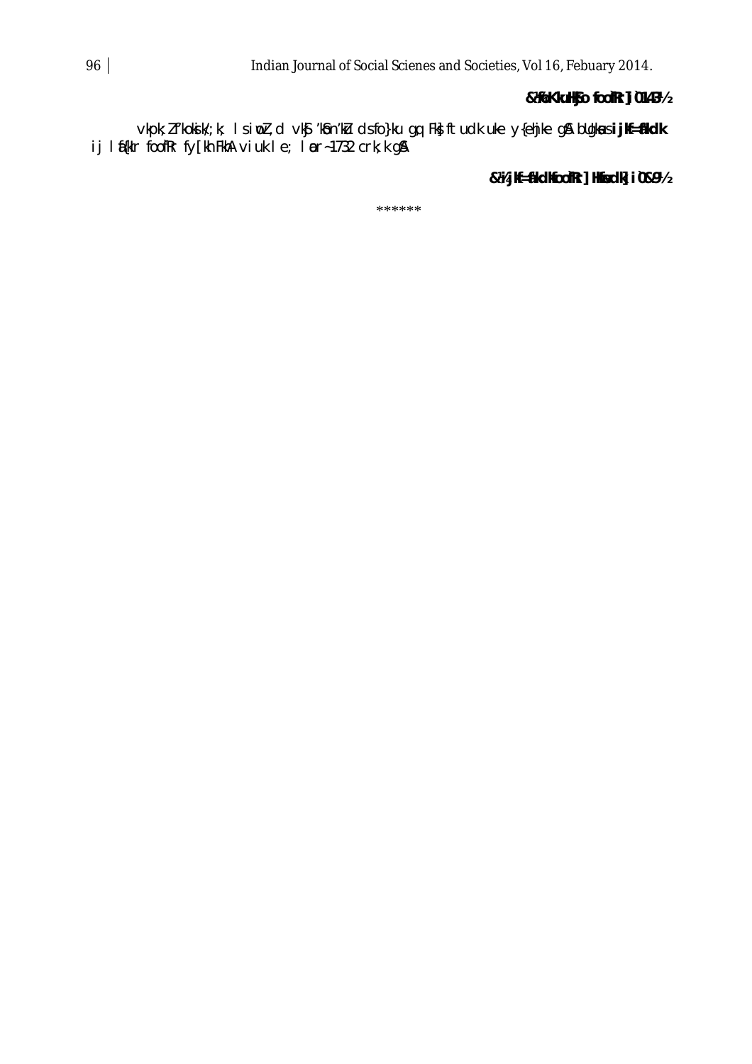&'kfDrlaxeHkSjo foofRr] i`0143½

vkpk;Z f'kokuUn;ksxh;k; lsiwoZ ,d vkSj 'kSo n'kZu ds fo}ku gq, Fks] ftudk uke y{ehjke gSA bUgksaus ijkf=f'kdk ij lf{kIr foofRr fy[kh FkhA viuk le; laor~ 1732 crk;k gSA

&ijkf=f'kdkfoofRr] Hkwfedk] i`0&9½

\*\*\*\*\*\*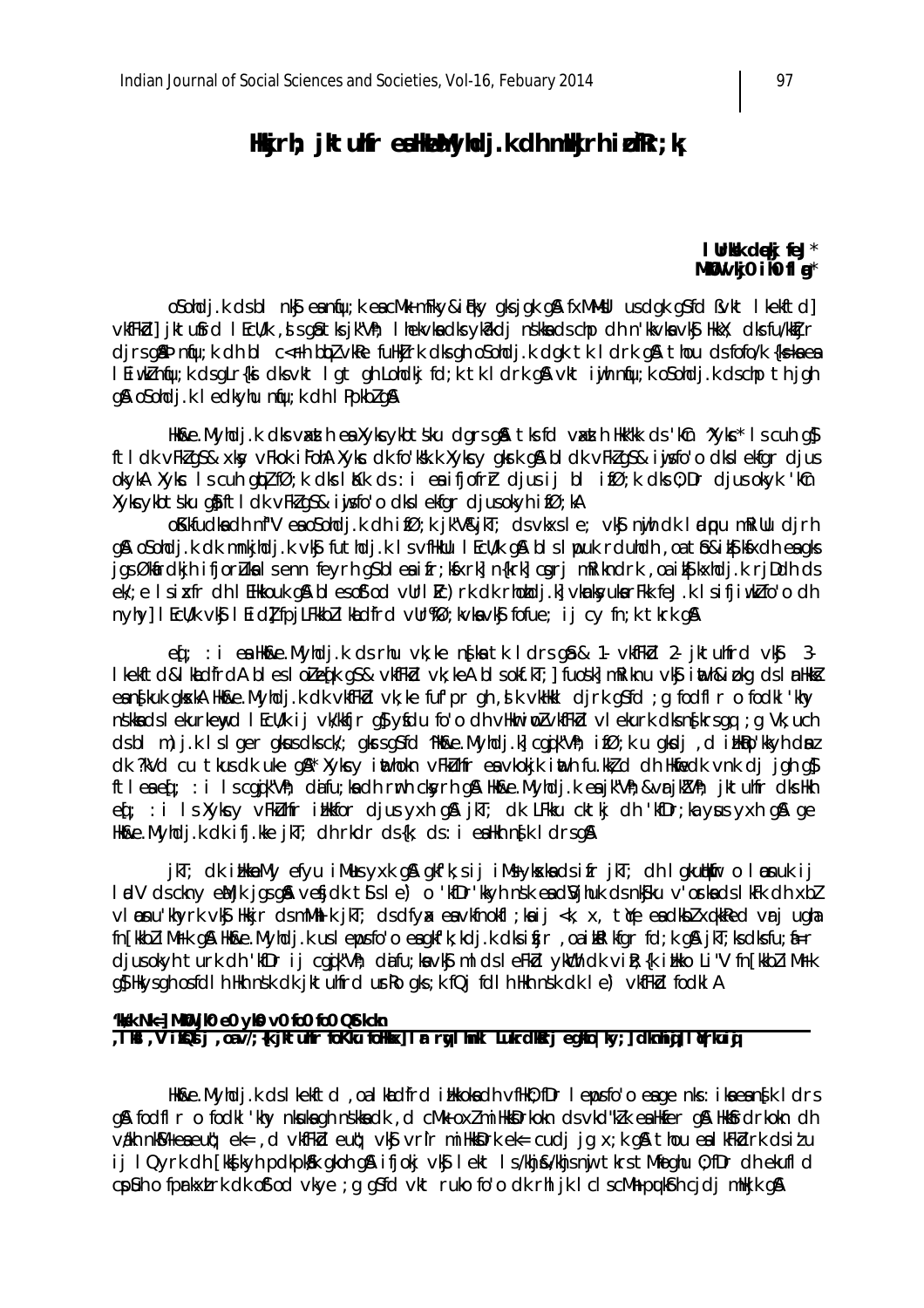# Hkkjrh; jktuhfr esa Hkwe.Myhdj.k dh mHkjrh izo`fRr;k¡

**lUrks"k dqekj feJ***
**MkW0 vkj0 ih0 flag***

oSohdj.k ds bl nkSj esa mnkjhdj.k o futhdj.k esa cM+h rhozrk ls gks jgk gS fxzMsfMds udsj dgk gS fd bakjh lkekftd] vkfFkZd] jktuhfrd lEcU/k ,sls gSa tks jk"Vª lhekvksa ds ikj fuckZ/k rkSj ij fLFkr gSa ,oa dks fu;af=r djrs gSaA mnkjhdj.k dh bl c<+rh mjt vkSj fuHkZjrk dks gh oSohdj.k dgk tk ldrk gSA thou ds fofo/k {ks=ksa esa lEiw.kZ mnkjhdj.k ds gLr{ksi dks vkt lgt gh Lohdkj fd;k tk ldrk gSA vkt iwjh mnkjhdj.k oSohdj.k ds chp thjgh gS oSohdj.k lekdyhu mnkjhdj.k dh lPpkbZ gSA

Hkwe.Myhdj.k dks vaxzsth esa Xyksykbts'ku dgrs gSa tks fd vaxzsth Hkk"kk ds 'kCn ^Xyksc* ls cuh gS ftldk vFkZ gS& xksy vFkok iFohA Xyksc dk fo'ks"k.k Xyksacy gksrk gS bldk vFkZ gS& iwjs fo'o dks lekfgr djus okykA Xyksc ls cuh gqbZ fØ;k dks lEiw.kZ ds : i esa ifjofrZr djus ij bl izfØ;k dks O;Dr djus okyk 'kCn Xyksykbts'ku gS ftldk vFkZ gS& iwjs fo'o dks lekfgr djus okyh izfØ;kA

oSf'od Lrj dh n`f"V ls oSohdj.k dh izfØ;k jk"Vª&jkT; ds vk;ke ls vkSj nqfu;k dk laokn mRiUu djrh gSA oSohdj.k dk mnkjhdj.k vkSj futhdj.k ls vfHkUu lEcU/k gSA bl lapkj rduhdh ,oa ra=kSa ds }kjk gks jgs ØkfUrdkjh ifjorZuksa ls enn feyrh gS bl esa ifjr;kxrk] n{krk] cgqrk mRiknd rk ,oa izfrLi/kkZ rFkk futhdj.k ds eq/;e ls izsfjr dh lEHkkouk gS bles oSf'od vUrlZEca/k rFkk bldh lEHkkouk dks dk;Z:i iznku djus okyh jktuhfrd lLFkk,a] vkfFkZd xfrfof/k;k¡] lkekftd] lkaLd`frd tSlh lHkh xfrfof/k;k¡ /kkjk vkSj fofue; ij cy fn;k tkrk gSA

eq[; : i esa Hkwe.Myhdj.k ds rhu vk;ke n`f"Vxr gksrs gSa& 1- vkfFkZd 2- jktuhfrd vkSj 3- lkekftd&lkaLd`frdA bl ls oLrqr% rhuksa vk;ke ,d nwljs ls tqM+s gSa& vkfFkZd vk;keA bl sokf.kT;] fuos'k] mRiknu vkSj izca/ku ds lanHkZ esa ns[kuk gksxkA Hkwe.Myhdj.k dk vkfFkZd vk;ke fuf'pr gh ,d vkHkklh djrk gS fd ;g fodkl o fodkl 'khy ns'kksa ds lekurkeyd lEcU/k ij vk/kkfjr gS ysfdu fo'o dh vFkZO;oLFkk vlekurk dks n'kkZrs gq, ;g Vk;uch ds bl m)j.k ls ge gks ldrs gSa fd ^Hkwe.Myhdj.k] cgqjk"Vªh; izfØ;k u gksdj ,d iz.kkyh'khy dsUnz dk ?kVd cu tkus dk uke gS* Xyksacy iwathokn vFkZuhfr esa vkfFkd iwath fu.kZ; dh Hkwfedk vnk dj jgh gS ftl esa eq[; : i ls cgqjk"Vªh; daifu;ksa dh rhoz c<+rh gSA Hkwe.Myhdj.k esa jk"Vª&jkT; ls ijs jktuhfr dks Hkh eq[; : i ls Xyksacy vFkZuhfr izHkkfor djus yxh gSA jkT; dk LFkku cktkj dh 'kfDr;ksa us ysuk 'kq: dj fn;k gSA ge Hkwe.Myhdj.k dk ifj.kke jkT; dh rkdr ds {k; ds : i esa Hkh ns[k ldrs gSaA

jkT; dk izHkko ,sls fuf'pr ekeyksa ij ysfdu yxkrkj de gks jgk gSA gkf'k;s ij iM+s yksxksa ds ifr jkT; dh laosnu'khyrk o laj{k.k Hkh de gqvk gSA vkfFkZd jkT; dh 'kfDr;ka vkSj ldy ?kjsyw mRikn] vkS|ksfxd vkfFkZd fodkl o Hkkjr ds mRFkku ds lkFk jkT; ds fo"k; esa vFkok ykHk dks ykHk xqg dk vkd"kZ.k c<+k gSA Hkwe.Myhdj.k us cgqr fo'o esa gkf'k;k.kk dks ijs ,oa izR;{k djus okyh ,slh [kkl jkT; ds vykok Hkh cgqjk"Vªh; daifu;ksa vkSj mlds lkFk ;g Hkh vkfFkZd fodkl dh xfr ,d pqukSrh cudj mHkjh gSA Hkkjr esa ;g vkfFkZd fodkl ds dkj.k vlekurk gS lkFk gh jktuhfrd vkSj lkekftd fodkl dh lh/kh lgk;rk gksus dk ykHk fn[kkbZ nsrk gSA

*'kks/k Nk= ] MkW0 jke euksgj yksfg;k v0 fo0 fo0 QStkckn
, lks ,lks izks0 ,oa v/;{k jktuhfr foKku foHkkx] lar rqylhnkl ih0th0 dkWyst dknhiqj] lqYrkuiqj

Hkwe.Myhdj.k ds lkekftd ,oa lkaLd`frd izHkkoksa dh vfHkO;fDr lehus fo'o esa ge ns[k ikrs esa ns[k ldrs gSa fodkl o fodkl'khy ns'kksa ds chp ,d cM+k oxZ mi Hkksxokn ds vkd"kZ.k esa Hkh vk;k gSA Hkkjr ds cktkjksa dh vkSj ns[kus esa ;g ,d vkfFkZd en~ vkSj vrh; mi HkksDrk ek= cudj jg x;k gSA thou esa Hkh vFkZ rd ds izR;{k ij lQyrk dh j[kkyh dk pdkpkSa/k gks jgh gSA ifjokj vkSj lekt ls /khjs&/khjs nwj tkrs O;fDr dh ekufld cpSuh o fpark c<+rh tk jgh gS vkSj cktkj ds vke ;g gS fd vkt tu fo'o dh lH;rk dk cktkjhdj.k vkSj cktkjhdj.k dk ifj.kke gSA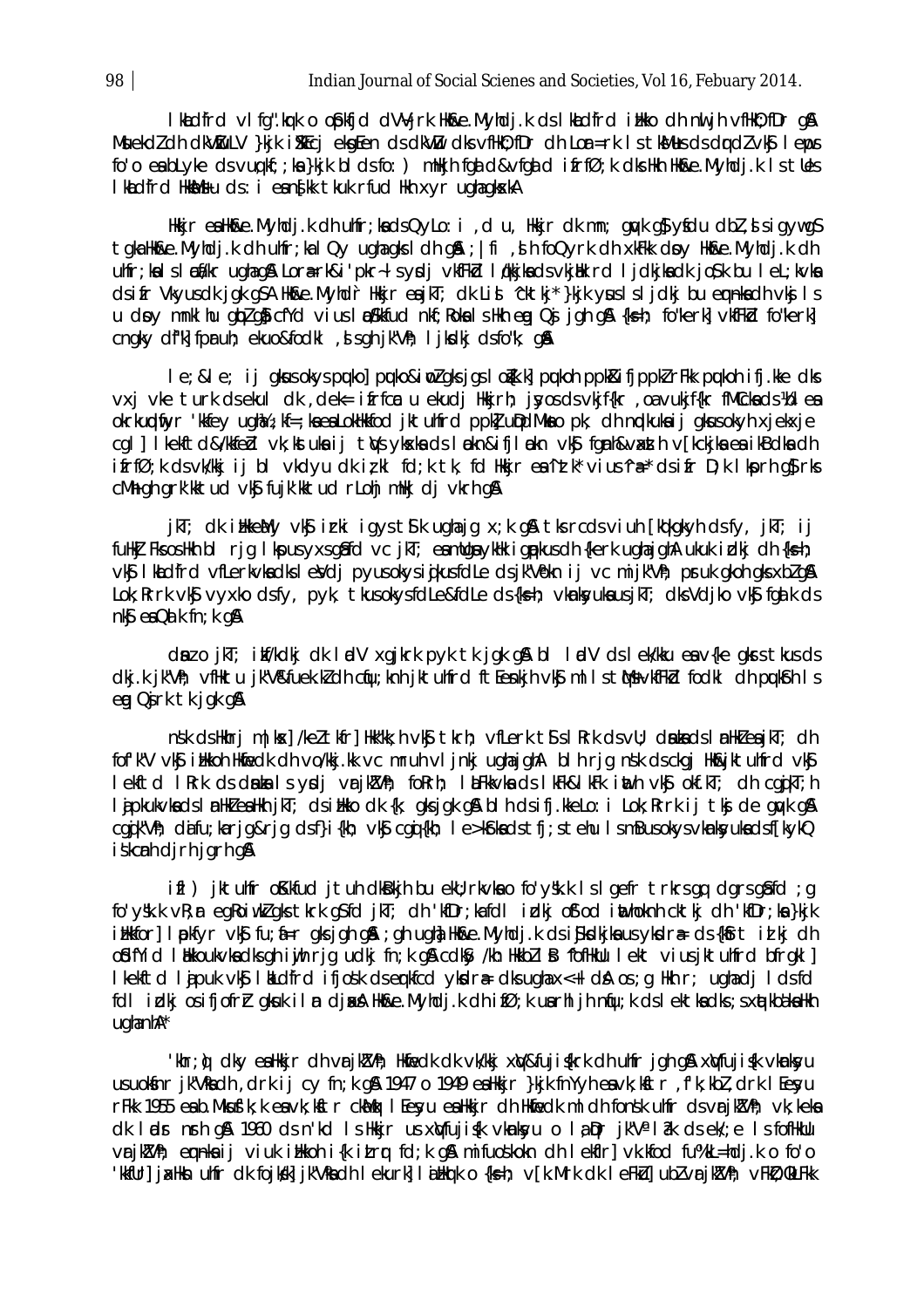lkaLd`frd vlfg".kqrk o cgqfkafjd dV~Vjrk Hkkjrh; eqlyekuksa dk lkaLd`frd iz;kl dh nwljh vfHkO;fDr gSA Mauedkz dh dkVwZuLV }kjk iSxEcj eksgEen ds dkVwZu dks vfHkO;fDr dh Lora=rk ls tksM+us dk drdZ vkSj lerqYs fo'o esa bLyke ds vuq;kf;;ksa }kjk blds fo:) mBkbZ xbZ vkokt vkSj ifrfØ;k dks Hkh Hkkjrh; eqlyekuksa ds tqM+s lkaLd`frd Hk;kdqyu ds :i esa ns[kk tkuk rfud Hkh xyr ugha gksxkA

Hkkjr esa Hkkjrh; eqlyekuksa dh uhfr;ksa ds QyLo:i ,d u, Hkkjr dk mn; gqvk gS ysfdu dbZ ,sls igyw gSa tgka Hkkjrh; eqlyekuksa dh uhfr;ka lQy ugha gksrh gSA ;|fi ,slh foQyrk dh xkFkk dsoy Hkkjrh; eqlyekuksa dh uhfr;ksa ls lEcfU/kr ugha gSA Lora=rk i'pkr~ lsdqyj vkfFkZd lq/kkjksa ds vkjEHk rd lq/kkjksa dk jo\S;k bu leL;kvksa ds ifr Vkyus dk jgk gSA Hkkjrh; eqlyekuksa Hkkjr esa jkT; dk LiS ^cktkj* }kjk ysus ls lsjdkj bu eqn~nksa dh vksj ls u dsoy mnklhu gbZ gS cfYd vius lEcfU/kr nkf;Roksa ls Hkh eqg Qsj jgh gSA {ks=h; fo'kerk] vkfFkZd fo'kerk] cngky d`f"k] fcpnuh; ekuo&fodkl ,sls gh jk"Vªh; ljksdkj ds fo"k; gSA

le;&le; ij gksus okys pquko] pquko&iwoZ gksus okys lo{k.k] pquko ih pp[k&ifjppkZ rFkk pquko ifj.kkeksa dks vxj vke turk ds eu dk ,d ek= izfrfcEc u ekuk tk, Hkkjrh; jktuhfr ds vkjfEHkd ,oa vukjf{kr fMcsVksa ds 'kks esa okrkoj.k fufeZr 'kkfey ugha; ftl=;kas esa Lokr=Hkkfod jktuhfrd pkpbZ uqDdM+ksa pk, dh nqdkuksa ij gksus okyh xekxe cgl] lkekftd&/kkfeZd vk;kstuksa ij tqVs yksxksa ds laokn&ifjlaokn vkSj fgUnh&vaxzsth v[kckjksa esa ikBdksa dh izfrfØ;k ds vk/kkj ij bl vkdyu dk izkl fd;k tk, fd Hkkjr esa ^ykSd* vius ^ra=* ds ifr D;k lksprk gS rks cMh+ gh grk'kktud vkSj fujk'kktud rLohj mHkj dj vkrh gSA

jkT; dk iz'kkleuy vkSj izrki igys tSlk ugha jg x;k gSA tksrs ds viuh [kdgkyh ds fy, jkT; ij fuHkZj Fks os Hkh bl rjg lkspus yxs gSa fd vc jkT; esa mudks ykHk igqapkus dh {kerk ugha jghA ukuk izdkj dh {ks=h; vkSj lkaLd`frd vfLerkvksa ds lesdu pyus okys izpkuksa fcLe ds jk"Vªoknh ij vc mijk"Vªh; psruk gkoh gksrs xbZ gSA Lok;Rrk vkSj vyxko ds fy, pyk;s tkus okys fcLe&fcLe ds {ks=h; vkanksyuksa us jkT; dks Vdjko vkSj fgalk ds nkSj esa Qalk fn;k gSA

dsanz o jkT; iz'kkluk dk ladV xgjkrk pyk tk jgk gSA bl ladV ds ek/;e ls n{k gksrs tkus ds dkj.k jk"Vªh; vfHktu jk"Vª&fuekZ.k dh cqfu;knh jktuhfr ftEesnkjh vkSj mlls tqM+s vkfFkZd fodkl dh pqukSrh ls eqg Qsj jgk gSA

ns'k ds Hkhrj mRikn] /keZ tkfr] Hkk"kk;h vkSj tkrh; vfLerk tSls lRrk ds vU; dsanzksa ds lanHkZ esa jkT; dh fo'f"kV vkSj izHkkoh Hkwfedk dh vo/kkj.kk vc mruh lajnkj ugha jghA blh rjg ns'k ds ckgj Hkw&jktuhfrd vkSj lkekftd lRrk ds dsanzksa ls ysdj vUrjk"Vªh; foRrh; laLFkkvksa ds lkFk&lkFk izoklh vkSj okf.kT; dh cgqjk"Vªh; laLFkkvksa ds lanHkZ esa Hkh jkT; ds izHkko dk {k; gks jgk gSA blh ds ifj.kkeLo:i Lok;Rrrk ij tksj de gqvk gSA cgqjk"Vªh; daifu;ka] gj rjg ds fo}i{kh; vkSj cgqi{kh; le>kSrksa ds tfj;s tehu ls mBus okys vkanksyuksa ds [kykQ iSBk cuk jgh jgrh gSA

ip) jktuhfr oSkfud jtuh dkSBkjh bu eku;rkvksa o fo'ys"k.k ls lgefr trkrs gq, dgrs gSa fd ;g fo'ys"k.k vR;ar egRoiw.kZ gksus tk jgk gS fd jkT; dh 'kfDr;ksa dk izdkj oSf'od itawhoknh cktkj dh 'kfDr;ksa }kjk izHkkfor] lapkfyr vkSj fu;a=r gks jgk gS ;gh ugha] Hkkjrh; eqlyekuksa us yksdra= ds {ks= ds izkjk dh oSfYid lEHkkoukvksa ds gh iwjh rjg udkj fn;k gSA cdkSy /kh Hkkobl fs ofoHkUu lekt vius jktuhfrd bfrgkl] lkekftd lajpuk vkSj lkaLd`frd ifjos'k ds eqrkfcd yksdra= dks ugha x<+ ldsA os ;g Hkh r; ugha dj lds fd fdl izdkj os ifjofrZr gksuk ilan djsaxsA Hkkjrh; eqlyekuksa dh izfrfØ;k us rhljh nqfu;k ds lektksa dks ;s xaqtkbZ'k Hkh ugha nhA*

'khr;q) dky esa Hkkjr dh vUrjk"Vªh; Hkwfedk dk vk/kkj xqV&fujis{krk dh uhfr jgh gSA xqV&fujis{k vkanksyu us uo&Lora= jk"Vªksa dh ,drk ij cy fn;k gSA 1947 o 1949 esa Hkkjr }kjk fnYyh esa vk;ksftr ,f'k;kbZ ,drk lEesyu rFkk 1955 esa ck.Mwax esa vk;ksftr ckaMqx lEesyu esa Hkkjr dh Hkwfedk mldh fons'k uhfr ds vUrjk"Vªh; vk;keksa dk lasdsr nsrh gSA 1960 ds n'kd ls Hkkjr us xqVfujis{k vkanksyu o la;qDr jk"Vª la?k ds eap ;e ls fofHkUu vUrjk"Vªh; eqn~nksa ij viuh izHkkoh i{k izLrqr fd;k gSA mifuos'kokn dh lekfIr] vk.kfod fu%'kL=hdj.k o fo'o 'kkafr] jaxHksn uhfr dk fojks/k] jk"Vªksa dh lekurk] laizHkqrk o {ks=h; v[k.Mrk dk leFkZu] ubZ vUrjk"Vªh; vFkZO;oLFkk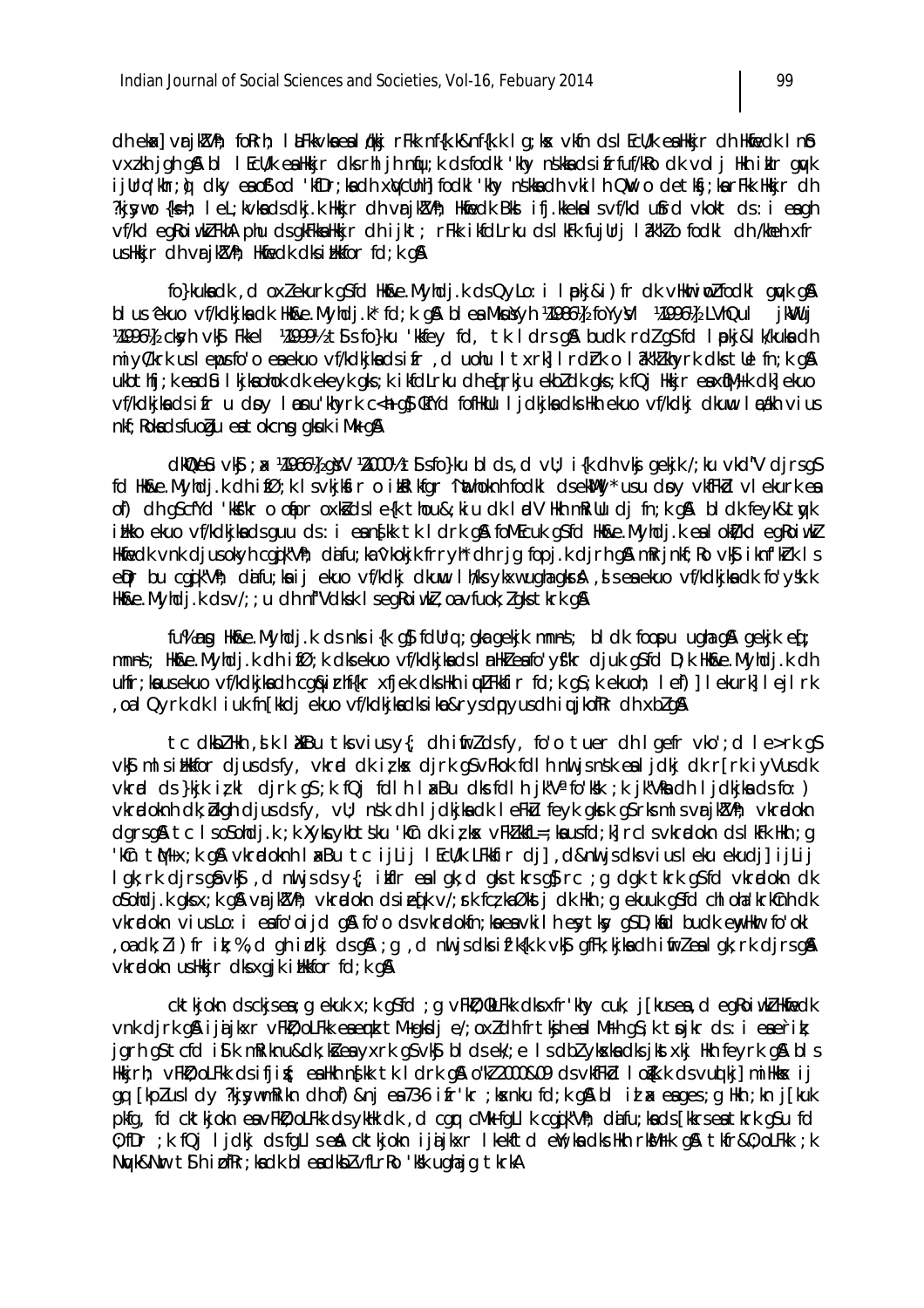dh ek¡x] vnjkZVªh; foRrh; laLFkkvksa ls /ku] rFkk nf{k.k&nf{k.k lg;ksx vkfn ds lEcU/k esa Hkkjr dh Hkwfedk lnSo vxzxkeh jgh gSA bl lEcU/k esa Hkkjr dks rhljh nqfu;k ds fodkl'khy ns'kksa ds ifrfuf/kRo dk volj Hkh izkIr gqvk ijUrq 'khr;q) dky esa oSf'od 'kfDr;ksa dh xqVcUnh] fodkl'khy ns'kksa dh vkilh QwV o detksfj;ksa rFkk Hkkjr dh ?kjsyw {ks=h; leL;kvksa ds dkj.k Hkkjr dh vnjkZVªh; Hkwfedk Bksl ifj.kkeksa ls vf/kd uSfrd vkokt ds :i esa gh vf/kd egRoiw.kZ FkhA phu ds gkFkksa Hkkjr dh ijkt; rFkk ikfdLrku ds lkFk fujUrj la?k"kZ o fodkl dh /kheh xfr us Hkkjr dh vnjkZVªh; Hkwfedk dks izHkkfor fd;k gSA

fo}kuksa dk ,d oxZ ekurk gS fd Hkw&e.Myhdj.k ds QyLo:i laoS/kkfud&i)fr dk vHkwriwoZ fodkl gqvk gSA bl us ^ekuo vf/kdkjksa dk Hkw&e.Myhdj.k* fd;k gSA bl esa MksuSyh ¼1986½ foYlsYl ¼1996½ LVhQul jkWMªh ¼1996½ cksyh vkSj FkkWel ¼1999½ tSls fo}ku 'kkfey gSa] tks ladsr gSaA budk rdZ gS fd laoS/kkfud&/kkj.kkvksa dh mi yfC/k;ksa us lEiw.kZ fo'o esa ekuo vf/kdkjksa ds izfr ,d uohu ltxrk] lrdZrk o la?k"kZ'khyrk dks tUe fn;k gSA ukbthfj;k esa dsu lkjksokhok dk ekeyk gks ;k ikfdLrku dh eq[rkjk.k ekbZ dk gks ;k fQj Hkkjr esa xqtjkr dk ekeyk] ekuo vf/kdkjksa ds izfr u doy lEiw.kZ 'khyrk c<+h gS cfYd fofHkUu ljdkjksa dks Hkh ekuo vf/kdkj dkuwu lq/kkj vius nkf;Roksa ds fuoZgu esa tokcnsg gksuk iM+k gSA

dkWQesu vkSj ;ax ¼1996½ gsYM ¼2000½ tSls fo}ku bl ds ,d vU; i{k dh vksj gekjk /;ku vkd"kZr djrs gSa fd Hkw&e.Myhdj.k dh izfØ;k ls vkfFkZd o izHkkfor ^{ks=oknh fodkl ds eksMy* us u doy vkfFkZd vlekurk esa of) dh gS cfYd 'kfDr o oSpkfjd oxksZa ds le{k thou&;kiu dk ladV Hkh mRiUu dj fn;k gSA bl dk feyk&tqyk izHkko ekuo vf/kdkjksa ds guu ds :i esa ns[kk tk ldrk gSA foMEcuk gS fd Hkw&e.Myhdj.k esa lokZf/kd egRoiw.kZ Hkwfedk vnk djus okyh cgqjk"Vªh; daifu;ka ^vkokjk frryh* dh rjg fopj.k djrh gSA mRrjnkf;Ro vkSj ikn'kZrk ls eqDr bu cgqjk"Vªh; daifu;ksa ij ekuo vf/kdkj dkuwu lh/ks ykxw ugha gksrsA ,sls esa ekuo vf/kdkjksa dk fo'ys"k.k Hkw&e.Myhdj.k ds v/;;u dh n`f"Vdks.k ls egRoiw.kZ ,oa vfuok;Z gks tkrk gSA

fu'p; gh Hkw&e.Myhdj.k ds nks i{k gSa fdUrq ;g dguk gekjk mn~ns'; bl dk foospu ugha gSA gekjk eq[; mn~ns'; Hkw&e.Myhdj.k dh izfØ;k dks ekuo vf/kdkjksa ds laj{k.k esa fo'ysf"kr djuk gS fd D;k Hkw&e.Myhdj.k dh uhfr;ksa us ekuo vf/kdkjksa dh cgqvk;kehf{kr xfjek dks Hkh iq"V fd;k gS ;k ekuoh; lEeku] lekurk] lejlrk ,oa Lora=rk dk liuk fn[kkdj ekuo vf/kdkjksa dks iaxq&rqY; cukus dh iqjtksj dksf'k'k dh xbZ gSA

tc dksbZ Hkh ,d lkekftd izk.kh tks vius y{; dh iwfrZ ds fy, fo'o tuer dh lgefr vko';d le>rk gS vkSj mls izHkkfor djus ds fy, vkrad dk iz;ksx djrk gS vFkok fdlh nwljs ns'k esa jktuhfrd lRrk dk [kkRek ;k ijkLr djus vkrad ds }kjk iz;kl djrk gS ;k fQj fdlh laxBu dks fdlh jk"Vª fo'ks"k ;k jk"Vªksa dh ljdkjksa ds fo:) vkradoknh dk;Zokgh djus ds fy, vU; ns'k dh ljdkjksa ls feydj lgk;rk djrk gS rks mls vUrjkZVªh; vkradokn dgrs gSaA tc lcls cM+h jktuhfrd :i.k ;k xyksckbts'ku 'kCn dk iz;ksx vFkZ'kkfL=;ksa us fd;k] rc rd vkradokn ds lkFk Hkh ;g 'kCn tqM+ x;k gSA vkradoknh laxBu tc ijLij lEcU/k LFkkfir dj] ,d&nwljs dks vius leku ekudj ijLij lg;ksx djrs gSa vkSj ,d nwljs ds y{; iwfrZ esa lg;ksx djrs gSa rc ;g dgk tkrk gS fd vkradokn dk oSf'odj.k gks x;k gSA vUrjkZVªh; vkradokn ds izeq[k v/;srk czk;u tsfdUl dk Hkh ;g ekuuk gS fd chloha 'krkCnh dk vkradokn vius Lo:i esa fo'oijd gSA fo'o ds vkradokfn;ksa esa vkil esa ytkok gS D;ksafd budk ewyHkwr fo'okl ,oa dk;Z i)fr ,d gh izdkj ds gSA ;g ,d nwljs dks izf'k{k.k vkSj gfFk;kjksa dh iwfrZ esa lg;ksx djrs gSaA vkradokn us Hkkjr dks xgjkbZ ls izHkkfor fd;k gSA

cktkjokn ds ckjs esa ;g ekuk x;k gS fd ;g vFkZO;oLFkk dks xfr'khy cuk, j[kus esa ,d egRoiw.kZ Hkwfedk vnk djrk gSA ijaijkxr vFkZO;oLFkk esa eqnzk tSls Hkw&xHkZ e/;oxZ dh frtksjh esa can gS ;k tcfd ds :i esa iM+h jgrh gS tcfd iSlk mRiknu&dk;ksZa esa yxrk gS vkSj bl ds e/;e ls dbZ ykxksa dks jkstxkj Hkh feyrk gSA bls Hkkjrh; vFkZO;oLFkk ds ifjis{; esa Hkh ns[kk tk ldrk gSA o"kZ 2000&09 ds vkfFkZd losZ{k.k ds vuqlkj] mi Hkksx ij gq, [kpZ us ldy ?kjsyw mRikn dh of) &nj esa 7-36 izfr'kr ;ksxnku fd;k gSA bl izdkj ;g Hkh ;kn j[kuk pkfg, fd cktkjokn esa vFkZO;oLFkk ds ykHk dk ,d cgqr cM+k fgLlk cgqjk"Vªh; daifu;ksa ds [kkrs esa tkrk gS u fd O;fDr ;k fQj ljdkj ds fgLls esaA cktkjokn ijaijkxr lkekftd ewY;ksa dks Hkh rksM+rk gSA tkfr&O;oLFkk ;k Nwvk&Nwr tSlh izo`fRr;ksa dk bl esa dksbZ vfLrRo 'ks"k ugha jg tkrkA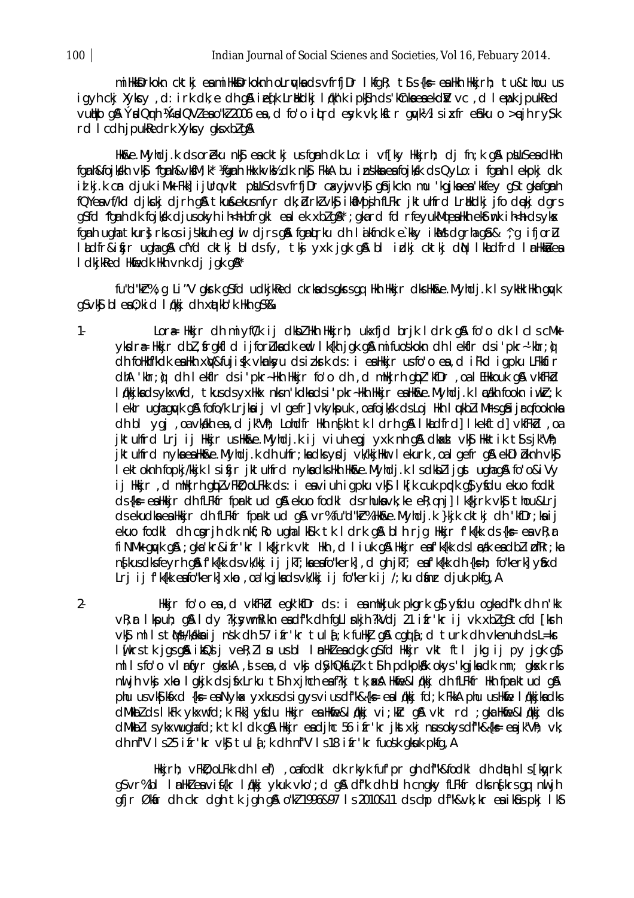miHkksDrkvksa cktkj esa miHkksDrkvksa dh oLrqvksa ds vfrfjDr lsokvksa ¼tSls {ks= esa Hkh Hkkjrh; tu&thou us igyh ckj Xykscy ,d irk dk,e dh gSA izeq[k LrHkksa dk lapkyu ¼jho dh pk[kk ds 'kCnksa esa ekdZV vc ,d lepk jpukRed vuHko gSA ¼ldQqh ¼½ dQVZ esa o"kZ 2006 esa ,d fo'o izqrd esa yk vk;kstu gqvk½ ls xfr esa lk no >eqjh ryS k rd lcdh jpukRed rkdr Xykscy gks xbZ gSA

Hkkjrh; Hkk"kkvksa ds orZeku nkSj esa cktkj us fgUnh dk Lo:i vf[ky Hkkjrh; djus dh fn'kk esa igy dh gSA fgUnh vkSj vU; Hkk"kkvksa ds chp vuqokn ds ek/;e ls fgUnh us dsoy lkfgR; ds {ks= esa gh ugha cfYd O;kikj] cktkj] laxhr] fQYe] ehfM;k] foKkiu vkfn {ks=ksa esa viuh igpku cukbZ gSA fgUnh vkSj vU; Hkk"kkvksa ds e/; ijLij vknku&iznku ds dkj.k fgUnh dk 'kCn Hk.Mkj lEi¶k gqvk gSA blds vykok cktkj dh ekaxksa ds vuq:i fgUnh esa u, 'kCnksa dk fuekZ.k gqvk gS vkSj fgUnh dh vfHkO;fDr {kerk c<+h gSA*

fu"d"kZr% ;g Li"V gksrk gS fd udkjkRed ckrksa ds gksrs gq, Hkh Hkkjr dks Hkk"kk.k Mhdj.k ls ykHk Hkh gqvk gS vkSj blesa O;kid la/kku dh xq.koRrk Hkh gSA&

1- Lora= Hkkjr dh miyfC/k ij dkbZ Hkh Hkkjrh; ukxfjd brjk ldrk gSA fo'o dk lcls cMk+ ykdra= Hkkjr dbZ ,sfrgkfld ijforZuksa dk ewd lk{kh jgk gSA mifuos'kokn dh lekfIr ds i'pkr~ Hkkjr;h dh fodkl;kk esa Hkh xfr vkbZ gSA 'kkfr;k dh lekfIr ds i'pkr~ Hkh Hkkjr fo'o dh ,d mHkjrh gqbZ 'kfDr ,oa lEHkkouk gSA vkfFkZd lq/kkjksa ds ykxw gksus ds ckn Hkkjr esa Hkh Hkwe.Myhdj.k dh izfØ;k izkjEHk gqbZA ;g Hkkjrh; vFkZO;oLFkk ds fodkl dk ,d u;k pj.k FkkA Hkwe.Myhdj.k ds QyLo:i fons'kh iwath fuos'k] cgqjk"Vªh; daifu;ksa dk vkxeu] fu;kZr esa o`f) vkSj vk;kr esa o`f) ds lkFk&lkFk ?kjsyw mRiknu esa Hkh o`f) gqbZA Hkwe.Myhdj.k dk vFkZ gS fo'o vFkZO;oLFkk ds lkFk ,dhdj.kA bl izfØ;k esa jk"Vª dh vFkZO;oLFkk fo'o vFkZO;oLFkk ds lkFk tqM+ tkrh gSA Hkwe.Myhdj.k ds dkj.k fo'o ds yxHkx lHkh ns'k ,d nwljs ij fuHkZj gks x, gSaA 'kgjhdj.k] vkS|ksxhdj.k] lwpuk izkS|ksfxdh vkfn {ks=ksa esa Hkkjr us mYys[kuh; izxfr dh gSA Hkwe.Myhdj.k ds dkj.k gh Hkkjr esa lwpuk izkS|ksfxdh] nwjlapkj] ifjogu] f'k{kk vkfn {ks=ksa esa Økafrdkjh ifjorZu gq, gSaA fo'o esa Hkkjr dh igpku ,d mHkjrh gqbZ vkfFkZd 'kfDr ds :i esa LFkkfir gqbZ gSA

2- Hkkjr fo'o esa ,d vkfFkZd egk'kfDr ds :i esa mHkjus dh vksj vxzlj gS ysfdu ogka x.kh dh n'kk vR;Ur lkspuh; gSA ldy ?kjsyw mRikn esa d`f"k dh fgLlsnkjh ?kVdj 21 izfr'kr ij vk xbZ gS tcfd [ksrh vkSj mlls tqM+s /ka/kksa ij ns'k dh 57 izfr'kr tula[;k fuHkZj gSA cgqla[;d turk dh vkenuh ds L=ksr lh[krs tk jgs gSaA iSdsft; ewY; c<+us ls lenkoh gqbZ gSA Hkkjr vkt ftl jkg ij py jgk gS mlls fo'o vFkZO;oLFkk esa vk;s ,d vkSj tSls ?kVukØe dk izHkko Hkkjr ij iM+rk gSA ,sls esa Hkkjr dks viuh d`f"k O;oLFkk dksetcwr cukuk gksxk rkfd rhoz xfr ls fodkl gks ldsA Hkkjr dh xzkeh.k vFkZO;oLFkk dh etcwrh ls gh leLr vFkZO;oLFkk dks etcwrh feysxhA d`f"k {ks= esa fuos'k c<+kus dh vko';drk gSA Hkkjr esa tula[;k dh n"V ls 25 izfr'kr vkSj vk; dh n"V ls 18 izfr'kr fuos'k gksuk pkfg,A

Hkkjrh; vFkZO;oLFkk dh lef) ,oa fodkl dk rkyk fuf'pr gh d`f"k&fodkl dh dqath ls [kqyrk gS vr% bl lanHkZ esa vifjfer l/kkj ykuk vko';d gSA d`f"k dh bl cngkyh LFkfr dks n{k rFkk gq, nwljh gfjr Økafr dh ckr dgh tk jgh gSA o"kZ 1996&97 ls 2010&11 ds chp d`f"k&vk;kr esa ikap xq.kk ls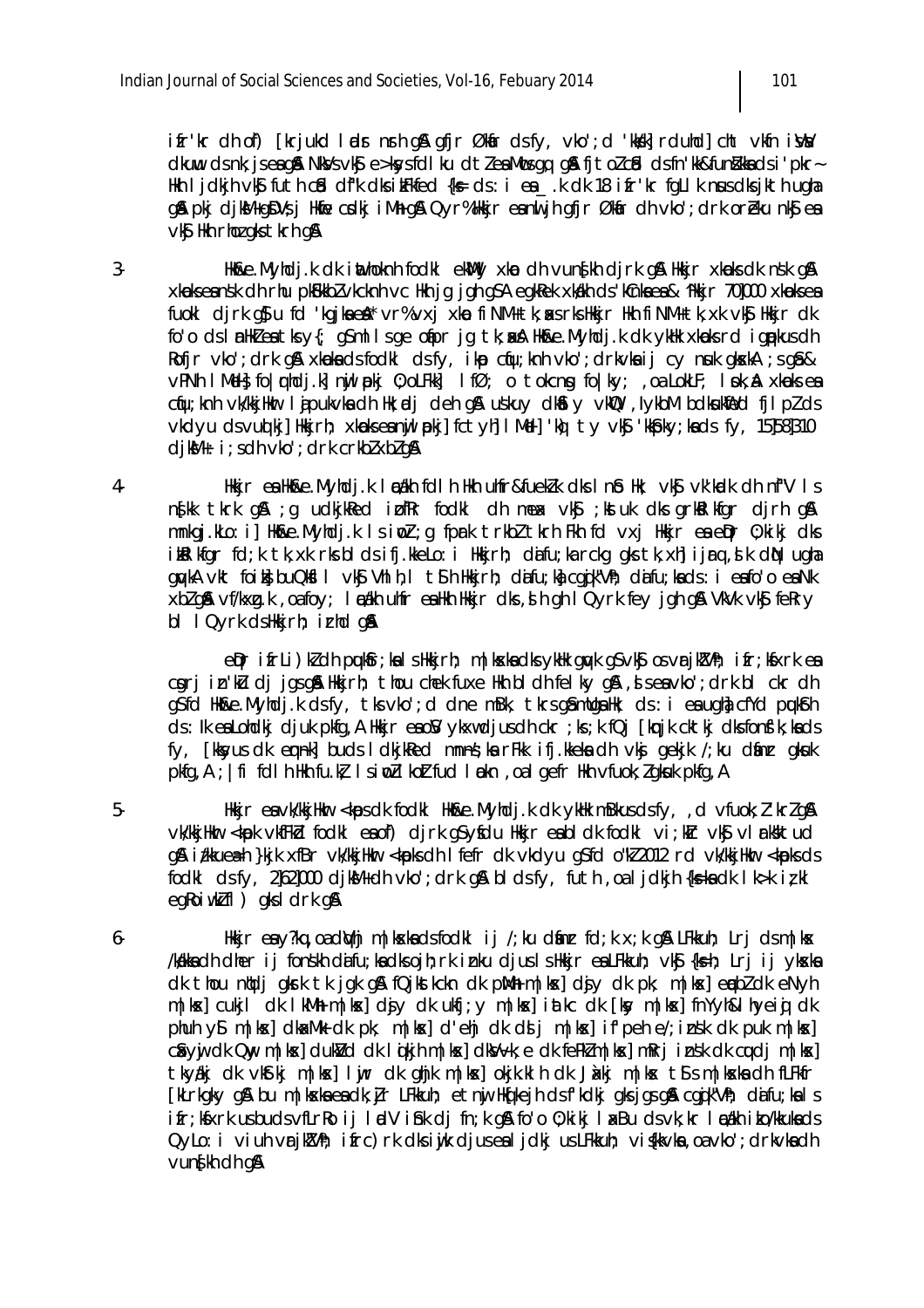ifr'kr dh of) [krjukd lads r nsrh g\$ gfjr Økfr ds fy, vko';d 'kq"d[ksrh dks uhfr cukrs le; ikuh dh miyC/krk ds ckjs esa Bhd ls vuqeku yxkuk gksxkA Hkkjr ds ,sls {ks= gSa tgk¡ ikuh dh deh gSA ,sls {ks= ns'k ds dqy d`f"k {ks= ds 68 ifr'kr fgLls esa QSys gq, gSaA pkjk] nygu] fryguh vkSj ekSVs vukt bUgha {ks=ksa esa mxk, tkrs gSaA ns'k ds dqy [kk|kUu mRiknu esa bu {ks=ksa dk ;ksxnku yxHkx 40 ifr'kr gS rFkk ;gk¡ [ksrh ekulwu ij fuHkZj gSA

3- Hkwfe.Myhdj.k dk izHkko nhfodkl eNyh xkaoa dh vuqekfur jkgr gSA Hkkjr xkaoksa dk ns'k gSA xkaoksa esa ns'k dh rhu pkSFkkbZ vkcknh vc Hkh jg jgh gSA egkRek xka/kh ds 'kCnksa esa& ^Hkkjr 7]0000 xkaoksa esa fuokl djrk g\$ u fd 'kgjksa esa*A vr% vxj xkao fiNM+s tk,axs rks Hkkjr Hkh fiNM+ tk,xk vkSj Hkkjr dk fo'o ds lanHkZ esa tks ysy{; g\$ mlls ge oafpr jg tk,¡xsA Hkwfe.Myhdj.k dk ykHk xkaoksa rd igq¡pkus dh Rofjr vko';drk gSA xkaoksa ds fodkl ds fy, ikap cqfu;knh vko';drkvksa ij cy nsuk gksxkA ;s gSa& vPNh lM+dsa] fo|qrhdj.k] nwjlapkj] Ø;&foØ; lfØ; o tokcnsg fo|ky; ,oa LokLF; lsok,aA xkaoksa esa cqfu;knh vk/kkjHkwr lajpukvksa dh Hkkjh deh gSA usVo.kZ dh vk/kkjHkwr lajpuk ds fodkl ls ljdkj dks lM+dsa fcNkus ds vkd"kZ.k dks c<+kok fn;k x;k gSA Hkkjr ds fiNM+s gq, rFkk vkfnoklh {ks=ksa esa Hkh lM+dsa vkSj vU; lajpuk,a cukbZ tk jgh gSaA bu {ks=ksa esa fodkl ds fy, 15]58]310 djksM+ :i;s dh vko';drk crkbZ xbZ gSA

4- Hkkjr esa Hkwfe.Myhdj.k lw/kkj uhfr&fuekZ.k dks lnSo Hkkjh vkSj vk'kadk dh nf"V ls ns[kk tkrk gSA ;g udkjkRed izof`Rr fodkl dh mMku vkSj ;kstuk dks gr{ksi ugha djrh gSA mnkgj.kLo:i] Hkwfe.Myhdj.k lsiwoZ ;g fparu tkrk Fkk fd vxj Hkkjr esa eYVh ØkUrhb vkfFkZd foØ; iz.kkyh] vfldkfgj lhek /kheh gks tk,xh] rks blds ifj.kkeLo:i Hkkjrh; d`f"k] ckxckuh ij cqjk izHkko iM+sxkA ijarq ,slk ugha gqvkA vkt ;s y?kq m|ksxksa ds lkFk fdlkuksa vkSj 'ks;j cktkj dh fLFkfr csgrj gSA Hkkjrh; d`f"k] cSafdax vkfn {ks= foRrh; laLFkkvksa ls cM+s gSaA vf/kxzg.k ,oa foy; lu~/kh uhfr esa Hkh Hkkjr dks ,sls gh lQyrk fey jgh gSA VkVk vkSj feRry bl lQyrk ds Hkkjrh; izrhd gSaA

eYVh ifrLi)kZ dh pqukSfr;ksa ls Hkkjrh; m|ksxksa dks ykHk gqvk gS vkSj os vrajkZ"Vªh; ifr;ksfxrk esa csgrj izn'kZu dj jgs gSaA Hkkjrh; thou chek fuxe Hkh bl dh felky gSA ,sls esa vko';drk bl ckr dh gS fd Hkwfe.Myhdj.k ds fy, tks vko';d dne mBk, tkrs gSa mudh Hkh ds :i esa ugha] cfYd pqukSrh ds :Ik esa Lohdkj djuk pkfg,A Hkkjr esa oS'ohdj.k dh ckr ;ks;k fQj [kqnjk cktkj dks fons'kh ;kas ds fy, [kksyus dh cgqnk; buds lkdkjkRed mnns';ksa rFkk ifj.kkeksa dh vksj gekjk /;ku dsfUnzr gksuk pkfg,A ;|fi fdlh Hkh fu.kZ; ls iwoZ dksbZ fu"d"kZ fudkyuk ,oa gefr Hkh vfuok;Z gksuk pkfg,A

5- Hkkjr esa vk/kkjHkwr <kaps dk fodkl Hkwfe.Myhdj.k dk ykHk mBkus ds fy, ,d vfuok;Z 'krZ gSA vk/kkjHkwr <kaps vkfFkZd fodkl esa of) djrk gS ysfdu Hkkjr esa bl dk fodkl vi;kZIr vkSj vlarqfyr gSA i/kkuea=h }kjk xfBr vk/kkjHkwr <kaps dh lfefr dk vkdyu gS fd o"kZ 2012 rd vk/kkjHkwr <kaps ds fodkl ds fy, 2]62]000 djksM+ dh vko';drk gSA bl ds fy, futh ,oa ljdkjh {ks=ksa dk lk>k iz;kl egRoiw.kZ fl) gks ldrk gSA

6- Hkkjr esa y?kq ,oa dqVhj m|ksxksa ds fodkl ij /;ku dsfUnzr fd;k x;k gSA LFkkuh; Lrj ds m|ksx /kU/kksa dh dher ij fons'kh dEifu;ksa dks ojh;rk iznku djus ls Hkkjr esa LFkkuh; vkSj {ks=h; Lrj ij yksxksa dk thou nqHkj gks jgk gSA fQjkstkckn dk pwM+h m|ksx] dkys dk ukfj;y m|ksx] mRrj izns'k dk [kyhyk m|ksx] fnYyh&lhyeiqj dk phuh ylh m|ksx] dkuiqj dk pkenk m|ksx] dk'ehj dk dsljh m|ksx] if'peh e/;izns'k dk puk m|ksx] cukjlh lkM+h m|ksx] ekSjkcs dk ydM+h m|ksx] dk/kk dk fefBkbZ m|ksx] mRrj izns'k dk cqudj m|ksx] tkyh/kj dk vkSf'k; m|ksx] lwjr dk ghjk m|ksx] okjk.klh dk Jhkaxkj m|ksx tSls m|ksxksa dh fLFkfr [kLrkgky gSA bu m|ksxksa esa dk;Zjr LFkkuh; etnwj Hkq[kejh dk f'kdkj gks jgs gSaA cgqjk"Vªh; dEifu;ksa ls ifr;ksfxrk us buds vfLrRo ij ladV iSnk dj fn;k gSA fo'o Ø;kikj laxBu ds vk;kr lw/kkj ijk/kkuksa ds QyLo:i vuqiu vrajkZ"Vªh; ifrc)rk dks iwjk djus esa ljdkj us LFkkuh; vis{kkvksa ,oa vko';drkvksa dh vuns[kh dh gSA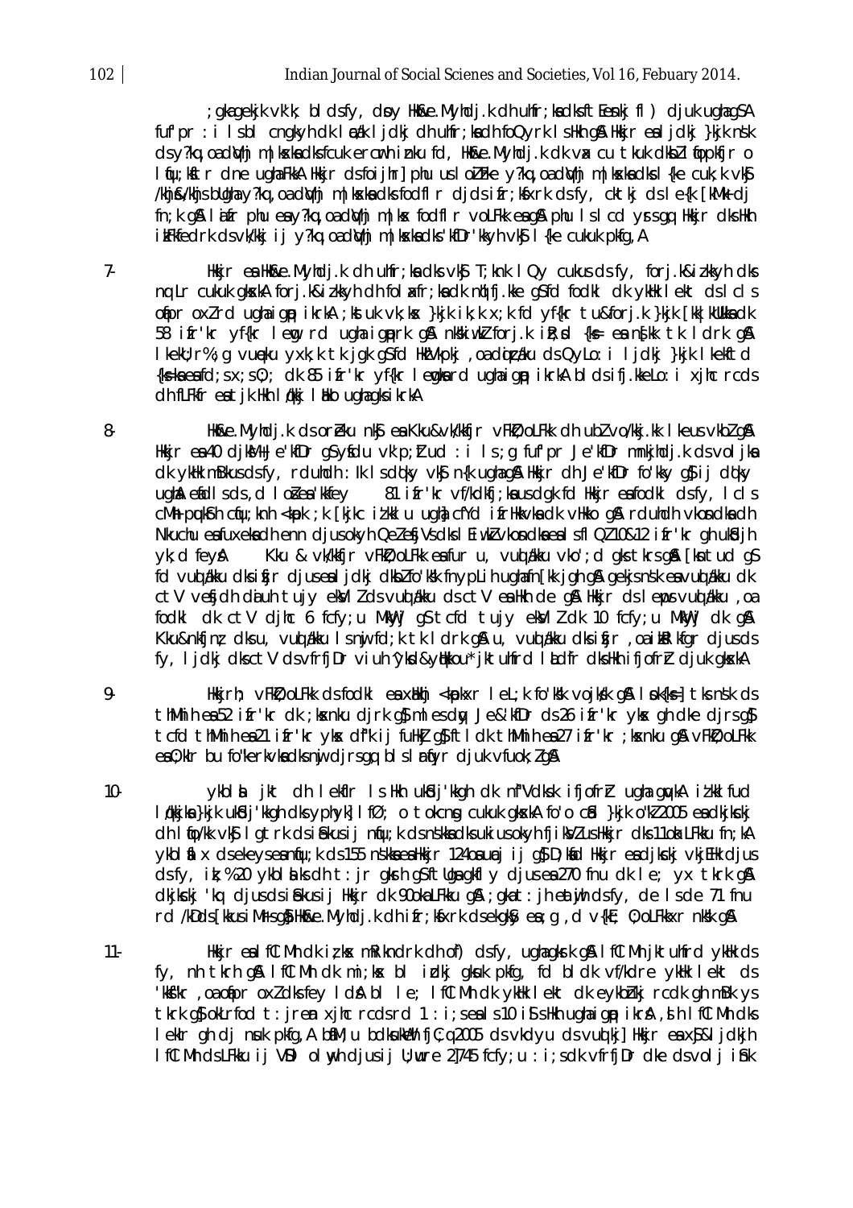; gka ge kjk vk'k; bl dsfy, dsoy Hk&e.Myhdj.k dh uhfr;ka dks ftEesnkj fl) djuk ugha gSA fuf'pr : i ls bl cngkyh dk lca/k ljdkj dh uhfr;ka dh foQyrk ls Hkh gSA Hkkjr ea ljdkj }kjk ns'k dsy?kq,oadqVhj m|kska dks fcuk ernn inku fd, Hk&e.Myhdj.k dk vxz cu tkuk dkbZ fopkfjr o lfu;ksftr dne ugha FkkA Hkkjr dsfoijhr] phu us loZiFke y?kq,oadqVhj m|ksxka dks l{ke cuk;k vk§ /khjs&/khjs bUgha y?kq,oadqVhj m|ksxka dks fodflr djds ifr;ksfxrk dsfy, cktkj ds le{k [kMk djk fn;k gSA lkfir phu esa y?kq,oadqVhj m|ksx fodflr voLFkk esa gSA phu lslcd ysrsgq Hkkjr dks Hkh iBFkfedrk dsvk/kkj ij y?kq,oadqVhj m|ksxka dks'kfDr'kkyh vk§ l{ke cukuk pkfg,A

7. Hkkjr esa Hk&e.Myhdj.k dh uhfr;ka dks vk§ T;knk lQy cukus dsfy, forj.k iz.kkyh dks nqLr cukuk gksxkA forj.k iz.kkyh dh folxfr;ka dk nqifj.kke gSfd fodkl dk ykHk lekt ds lcls fupys oxZrd ugha igap ikrkA ;ks uk vk;ksx }kjk ik;k x;k fd yf{kr tu&forj.k }kjk [kk|kUUka dk 58 ifr'kr yf{kr lewg rd ugha igaprk gSA nkdkbZ forj.k iz.kkyh ea nks{k= esa nq{kk tk ldrk gSA lkekU;r% ;g vuekuu yxk;k tk jgk gSfd HkkV?pkj ,oa dqiz/ku ds QyLo:i ljdkj }kjk lekftd {ks=ka esa fd;sx;s O;; dk 85 ifr'kr yf{kr lewgka rd ugha igap ikrkA bl dsifj.kkeLo:i xjhc rcds dh fLFkfr esa tjk Hkh lq/kkj lkHko ugha gks ikrkA

8. Hk&e.Myhdj.k ds orZeku nk§ esa Kku&vk/kkfjr vFkZ0oLFkk dh ubZ vo/kkj.kk lkeus vkbZ gSA Hkkjr esa 40 djkM+ Je'kfDr gSysfdu vk'p;Z ugha ds : i ls ;g fuf'pr Je'kfDr mnkjhdj.k dsvoljka dk ykHk mBkus dsfy, rduhdh :i ls dq'ky vk§ n{k ugha gSA Hkkjr dh Je'kfDr fo'kky gSij dq'ky ugha gSA efdlsds ,d losZ{k.k esa fey 81 ifr'kr vf/kdkfj;ksa us dgk fd Hkkjr esa fodkl dsfy, lcls cMh+pqukSrh cqfu;knh <kapk ;k [kjkc iz'kklu ugha] cfYd ifrHkkvksa dk vHkko gSA rduhdh vkosnu dka dh Nkuchu esa fuxeksa dh enn djus okyh QeZ ekfj;VsdkslEi/kZ vkosndkas esa lsfl QZ 10&12 ifr'kr gh ukSdjh yk;d feysA Kku & vk/kkfjr vFkZ0oLFkk esa fur u, vuqla/kku vko'k;d gks tkrs gSA [ksn tud gS fd vuqla/kku dks ifr djus esa ljdkj dkbZ fo'ks"k fnypLih ugha fn[kk jgh gSA gekjs ns'k esa vuqla/kku dk ctV vesfjdh daiuh tujy eksVlZ ds vuqla/kku ds ctV esa Hkh de gSA Hkkjr ds lEiw.kZ vuqla/kku ,oa fodkl dk ctV djhc 6 fcfy;u MkWyj gS tcfd tujy eksVlZ dk 10 fcfy;u MkWyj dk gSA Kku&nkfjnz dks u, vuqla/kku ls nwj fd;k tk ldrk gSA u, vuqla/kku dks ifr ,oa lkekftd djus ds fy, ljdkj dks ctV ds vfrfjDr viuh 'ksd&yqkkou* jktuhfr ds lanfr dks Hkh ifjofrZr djuk gksxkA

9. Hkkjrh; vFkZ0oLFkk ds fodkl esa xkso+h <kapkxr leL;k fo'ks"k vojks/kk gSA lsok{ks= tks ns'k ds thMhih esa 52 ifr'kr dk ;ksxnku djrk gS] mlesa dsoy Je&'kfDr ds 26 ifr'kr yksx gh dke djrs gS] tcfd thMhih esa 21 ifr'kr yksx d`f"k ij fuHkZj gS] ftlds thMhih esa 27 ifr'kr ;ksxnku gSA vFkZ0oLFkk esa O;kIr bu fo"kerkvksa dks nwj djrs gq, bl lrqfyr djuk vfuok;Z gSA

10. ykblSal jkt dh lekfIr ls Hkh ukSdj'kkgh dk nf"Vdks.k ifjofrZr ugha gqvkA iz'kklfud lq/kkjksa }kjk ukSdj'kkgh dks yphyk] lfØ; o tokcnsg cukuk gksxkA fo'o cSd }kjk o"kZ 2005 esa dkjksckj dh lqfo/kk vk§ lgtrk ds iSekus ij nqfu;k ds ns'kksa dks ukiusokyh fjiksVZ us Hkkjr dks 116oka LFkku fn;kA ykblSal x ds ekeys esa nqfu;k ds 155 ns'kksa esa Hkkjr 124osa uacj ij gS D;ksafd Hkkjr esa dkjksckj vkjEHk djus dsfy, ik;%20 ykblSal dh t:jr gksrh gS ftUgsa gkfly djus esa 270 fnu dk le; yx tkrk gSA dkjksckj 'kq djus ds iSekus ij Hkkjr dk 90oka LFkku gSA ;gka t:jh eatwjh dsfy, de ls de 71 fnu rd /kDds [kkus iM+rs gS] Hk&e.Myhdj.k dh ifr;ksfxrk ds ekgkSy esa ;g ,d v{ke; O;oLFkkxr nks"k gSA

11. Hkkjr esa lfCl Mh dk iz;ksx mRikndrk dh o`f) dsfy, ugha gksuk gSA lfCl Mh jktuhfrd ykHk ds fy, nh tkrh gSA lfCl Mh dk mi;ksx bl iadkj gksuk pkfg, fd bl dk vf/kdre ykHk lekt ds 'kks"k.k ,oa fupys oxZ dks feys ldsA bl le; lfCl Mh dk ykHk lekt dk eyksbZkj rcdk gh mBk ys tkrk gS] okLrfod t:jreanxjhc rcds rd 1 : i;s esa ls 10 iSls Hkh ugha igap ikrsA ,slh lfCl Mh dks lekIr gh dj nsuk pkfg,A bafM;u bdksukWfe fj;q 2005 ds vkdyu ds vuqlkj] Hkkjr esa xSj&ljdkjh lfCl Mh ds LFkku ij VSD olwyh djus ij U;wure 2]745 fcfy;u : i;s dk vfrfjDr dke ds volj iSnk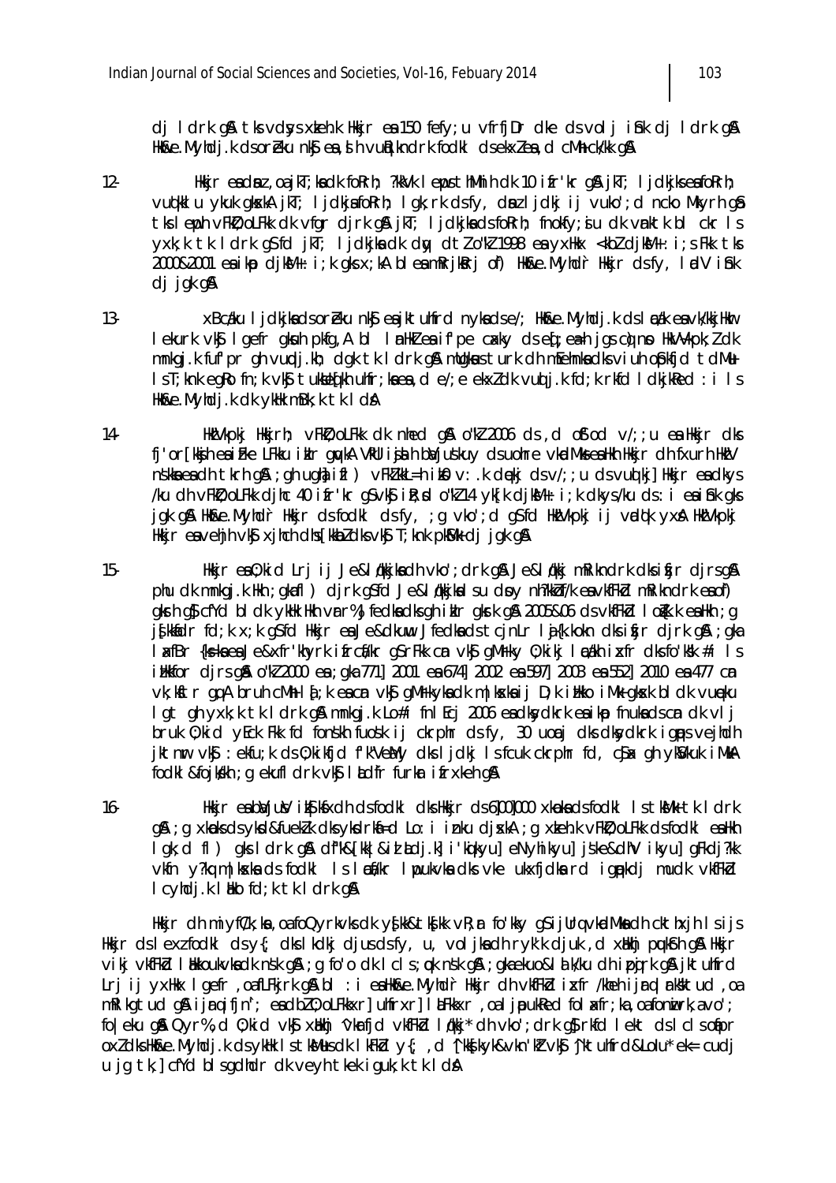dj l drk gS tks vdsys xzkeh.k Hkkjr esa 150 fefy;u vfrfjDr dke ds volj iSnk dj l drk gSA Hk&e.Myhdj.k ds orZeku nkSj esa ,sls vuqRikndrk fodkl ds ekxZ esa ,d cM+h ck/kk gSA

12- Hkkjr esa dbZ ,oa jkT;ksa dk foRrh; ?kkVk lemps thMhih dk 10 ifr'kr gSA jkT; l jdkjksa esa foRrh; vuq'kklu ykuk gksxkA jkT; l jdkjsa foRrh; l gk;rk ds fy, dsanz l jdkj ij vuko';d ncko Mkyrh gSa tks lemph vFkZ0;oLFkk dk vfgr djrk gSA jkT; l jdkjksa ds foRrh; fnokfy;su dk vnktk bl ckr ls yxk;k tk l drk gS fd jkT; l jdkjksa dk dqy dtZ o"kZ 1998 esa yxHkx <kbZ djksM+ : i;s Fkk tks 2000&2001 esa ikap djksM+ : i;k gks x;kA bl esa mRrjksRrj o) Hk&e.Myhdj Hkkjr ds fy, l adV iSnk dj jgk gSA

13- xBca/ku l jdkjksa ds orZeku nkSj esa jktuhfrd nyksa ds e/; Hk&e.Myhdj.k ds l anHkZ esa vkfFkZd l ekurk vkSj l egfr gksuh pkfg,A bl l anHkZ esa if'pe caxky ds eq[;ea=h cq)nso HkV~Vkpk;Z dk mnkgj.k fuf'pr mYys[kuh; gS] dgk tk l drk gSA mUgksaus nf{k.kiaFkh uhfr;ksa dks viuk;k ftlls T;knk egRo fn;k vkSj tukadkaf{kr uhfr;ksa esa ,d e/;e ekxZ dk vuqlj.k fd;k rkfd l jdkjksa d :i ls Hk&e.Myhdj.k dk ykHk mBk;k tk l dsA

14- HkzLVkpkj Hkkjrh; vFkZ0;oLFkk dk nhed gSA o"kZ 2006 ds ,d oSf'od v/;;u esa Hkkjr dks fj'or[kksjh esa iFke LFkku iznku gqvkA VªkUlisjsUlh baVjus'kuy ds uohure vkadMksa esa Hkh Hkkjr dh fxurh HkzLV ns'kksa esa dh tkrh gSA ;gh ugha iz) vFkZ'kkL=h iksQ v:.k dqekj ds v/;;u ds vuqlkj] Hkkjr esa dkys /ku dh vFkZ0;oLFkk djhc 40 ifr'kr gS vkSj iR;sd o"kZ 14 yk[k djksM+ :i;k dkys/ku ds :i esa iSnk gks jgk gSA Hk&e.Myhdj Hkkjr ds fodkl ds fy, ;g vko';d gS fd HkzLVkpkj ij vadq'k yxsA HkzLVkpkj Hkkjr esa vehj vkSj xjhch dh [kkbZ dks vkSj T;knk pkSM+k dj jgk gSA

15- Hkkjr esa O;kid Lrj ij Je&l q/kkjksa dh vko';drk gSA Je&l q/kkj mRikndrk dks iszfjr djrs gSA phu dk mnkgj.k Hkh ;gka fl) djrk gS fd Je&l q/kkjksa us dsoy nh?kZdkyhu /k esa vkfFkZd mRikndrk esa o) gksrh gS cfYd bl dk ykHk Hkh vnrk%) fedksa dks gh iznr gksrk gSA 2005&06 ds vkfFkZd l oZs{k.k esa Hkh ;g js[kkafdr fd;k x;k gS fd Hkkjr esa Je&dkuwu Jfedksa ds tcnLr l ja{k.kokn dks isszfjr djrk gSA ;gka l axfBr {ks=ksa esa Je&xfr'khyrk ifrcaf/kr gS rFkk cM+s vkSj gM+rky O;kikj l ag/kku izfr dks fo'ks"k #i ls izHkkfor djrs gSA o"kZ 2000 esa ;g 771] 2001 esa 674] 2002 esa 597] 2003 esa 552] 2010 esa 477 cm vk;kstu gqvA bruh cM+h l a[;k esa cm vkSj gM+rkyksa dk m|ksxksa ij D;k izHkko iM+k gksxk bl dk vuqeku l gt gh yxk;k tk l drk gSA mnkgj.k Lo#i fnlEcj 2006 esa dksydkrk esa ikap fnuksa ds cm dk vlj bruk O;kid yEck Fkk fd fons'kh fuos'kd ij cqjk izHkko iM+k gS rFkk 30 uoEcj dks dksydkrk gqbs vejhdh jktnwr vkSj : ekfu;k ds O;kikfjd f'k"VeaMy dks l jdkj lsf cus ckgj djrs fd, ;g cM+h gh ykHknk;d iMkA fodkl &fojks/kh ;g ekufl drk vkSj l adfpr fu;ekdh ifrxkeh gSA

16- Hkkjr esa bULisDVj iz.kkyh ds fodkl dks Hkkjr ds 6]00]000 xkaoksa ds fodkl l s tksM+k tk l drk gSA ;g xkaoksa ds yksd&fuekZ.k dks yksdrkaf=d Lo: i inku djsxkA ;g xzkeh.k vFkZ0;oLFkk ds fodkl esa Hkh l gk;d fl) gks l drk gSA df"k&[kk|&izl adj.k] i'kqikyu] eNyhikyu] js'ke&dhV ikyu] gFkdj?kk vkfn y?kq m|ksxksa ds fodkl ls l ac) l puk vksa dks vke ukxfjdksa rd igqpkdj mudk vkfFkZd l cyhdj.k l qfuf'pr fd;k tk l drk gSA

Hkkjr dh miyC/k;ksa ,oa fo{kQyrkvksa dk ys[kk&tks[kk vR;ar fo'kky gS ij Urq vkadMksa dh ckthxjh ls ijs Hkkjr ds l exz fodkl ds y{; dks lkdkj djus ds fy, u, volj ksa dh ryk'k djuk ,d xEHkhj pqukSrh gSA Hkkjr vijk vkfFkZd l EHkkoukvksa dk ns'k gSA ;g fo'o dk l cls ;qok ns'k gSA ;gka euo&l a/kku dh iPkqjrk gSA jktuhfrd Lrj ij yxHkx l gefr ,oa fLFkjrk gSA bl : i esa Hk&e.Myhdj Hkkjr dh vkfFkZd izxfr /kheh ijUrq n'kZuh; ,oa mRlkgtud ,oa mRlkgtud gSA ijUrq ifjn'; esa dbZ O;oLFkkxr] uhfrxr] l aLFkkxr ,oa jkpukRed fol axfr;ka ,oa fonwirk,a vo'; fo|eku gSA QyLo:i ,d O;kid vkSj xEHkhj ^vkarfjd vkfFkZd l q/kkj* dh vko';drk gS rkfd lekt ds lcls fupys oxZ dks Hk&e.Myhdj.k ds ykHkk l s tksM+us dk lkFkZd y{; ,d ^lkekftd&vkn'kZ* vkSj ^jktuhfrd&Lo:Ik* eksM+ cudj u jg tk;] cfYd bl s gdhdr dk veyh tkek igukk;k tk l dsA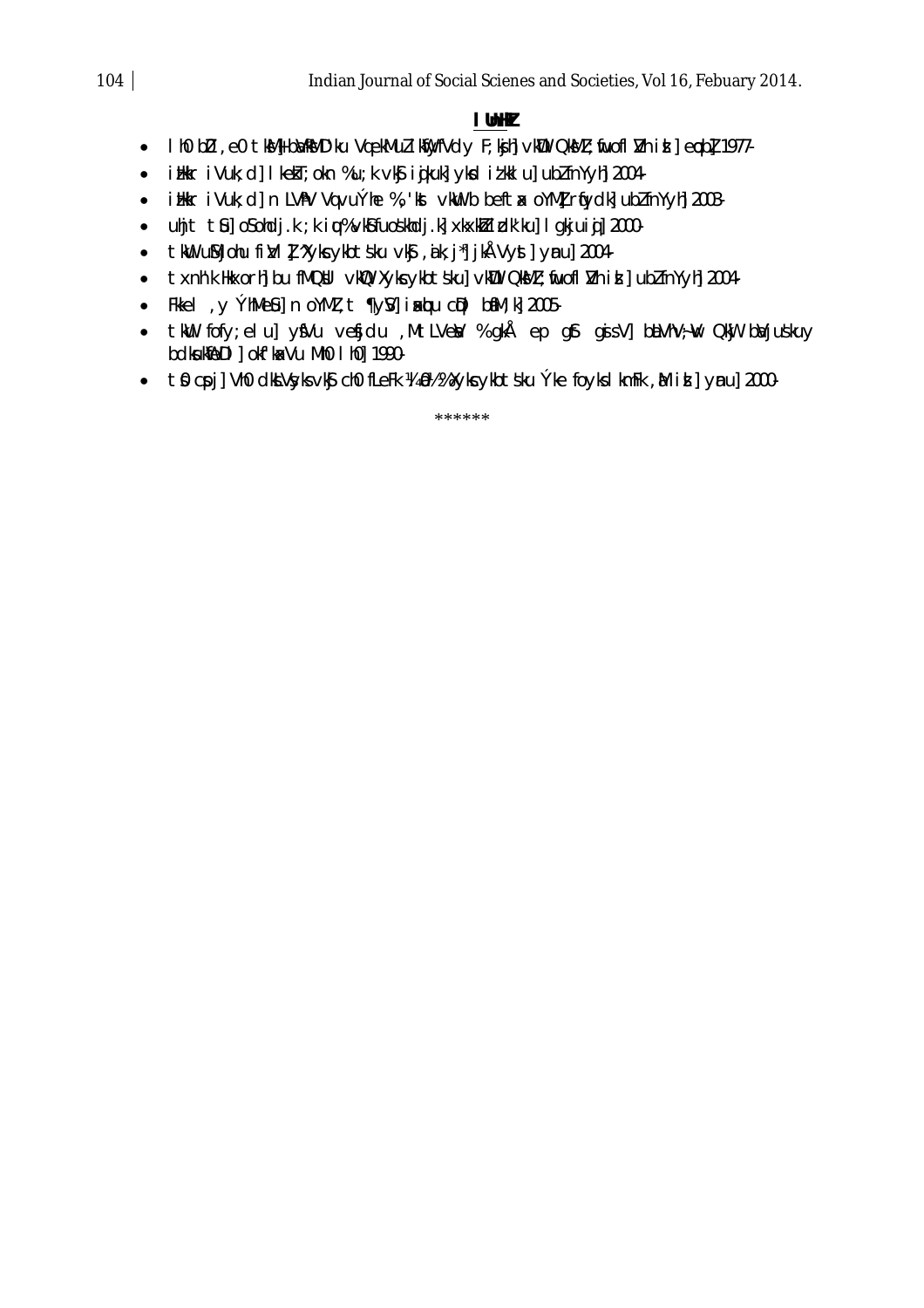## lUnHkZ

- lh0 bZ0 ,e0 tksM]+ bUMfLVªh;ku VcqZ;kMuZ lksfQfLVdy F;ksjh] vkWDlQksMZ ;wfuoflZVh izsl] eqacbZ 1977-
- izHkkr iVuk;d] lkekftd okn %u;k vkSj iqjkuk] yksd izdk'ku] ubZ fnYyh] 2004-
- izHkkr iVuk;d] n LVsV VqwuÝhe %,'kh vkWWb beftax oYMZ rfydk] ubZ fnYyh] 2003-
- uhjt tSu] oSohdj.k ;k iqu%vkSifuosf'kdj.k] xkxkZ izdk'ku] lgkjuiqj] 2000-
- tkWWuuSMjohu fiYxlZ] Xykscykbt'ksu vkSj ,sak j*fjkÅ Vyst] yanu] 2004-
- txnh'k Hkkxorh] bu fMQsUl vkWQ Xykscykbt'ksu] vkWDlQksMZ ;wfuoflZVh izsl] ubZ fnYyh] 2004-
- Fkkel ,y ÝhMeSu] n oYMZ ,t ¶yS] isaxqbu cqDl bafM;k] 2005-
- tkWu fofy;elu] ySfVu vefjdu ,MtLVesaV %gkÅ ep gS gsisaV] bULVhV;wV QkWj bUVjus'kuy bdksukWfeDl] okf'kaxVu Mh0 lh0] 1990-
- tS0 cpj] Vh0 dkaLVsyks vkSj ch0 fLeFk ¼laik½% Xykscykbt'ksu Ýke foyksl knfik ,aM izsl] yanu] 2000-

******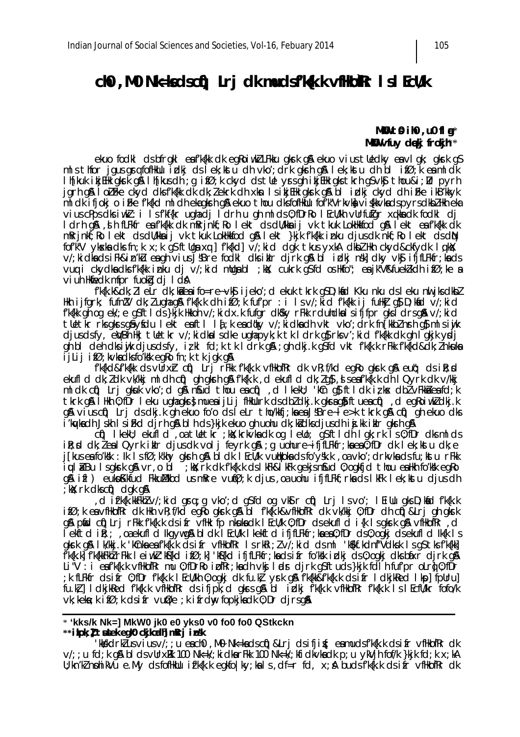# ch0 , M0 Nk=ksa ds cq) Lrj dk muds f'k{kk vfHkofRr ls lEcU/k

**MkW0 t0 ih0 , u0 flag***
**MkW0 vfuy dqekj froskjh****

ekuo fodkl ds bfrgkl ea f'k{kk dk egRoiw.kZ LFkku gksrk gSA ekuo ewY;ksa vkSj vuqHkoksa dks ,d ihl+h ls nwljh ihl+h rd igq¡pkus dk dke f'k{kk gh djrh gSA f'k{kk ds }kjk gh O;fDr ,d ;ksX; ukxfjd cu ldrk gSA ekuo vius tUedky ea vlgk; gksrk gS ml s thfor jgus gsrq fofHkUu izdkj ds lek;kstu dh vko';drk gksrh gSA lek;kstu dh bl izfØ;k ea mlds lhjkus ikzjEHk gksrk gSA lhjkus dh ;g izfØ;k ckyd ds tUe ysrs gh izkjEHk gks tkrh gS vkSj thou i;ZUr pyrh jgrh gSA lo±Fke ckyd dks f'k{kk dk;ZØe dh xksn esa iszkjEHk gksrk gSA bl izdkj ckyd dh iFke ikB'kkyk mldk ifjokj o iFke f'k{kd mldh ek¡ gksrh gSA ekuo thou dks fofHkUu fof'k"Vrkvksa vFkok vis{kkvksa ds pyrs dkbZ Hkh ek¡ vius cPps dks iw.kZ :i ls f'kf{kr ugha dj ldrh u gh mlds O;fDrRo lEcU/kh vU; fn'kkvksa xq.kksa dk fodkl dj ldrh gSA ,sh fLFkfr esa f'k{kk dk mRrjnkf;Ro lekt ds dU/kksa ij vk tkuk LokHkkfod gSA lekt }kjk f'k{kk iznku djus dk nkf;Ro lekt ds dq N fof'k"V yksxksa dks fn;k x;k gS ftUgsa xq# ;k f'k{kd v/;kid dgk tkus yxkA dkbZ Hkh ckyd&ckfydk lq;ksX; v/;kid ksa ds ifFk&izn'kZu esa gh vius J)sRre fodkl dks izkIr djrk gSA bl izdkj n'kZdky vkSj ifjfLFkfr;ksa ds vuqi ckydksa dks f'k{kk iznku dj v/;kid mudsa bl ;ksX; cukrk gS fd os Hkfo"; esa jk"Vª&fuekZ.k dh izfØ;k esa viuh Hkwfedk mfpr fuokZg dj ldsA

f'k{k.k&dk;Z leLr dk;ksZa esa ifo=re ~vkSj ijeksRd"kZ ekuk tkrk gSA D;ksafd Kku nku ds leku nwljk dksbZ Hkh ifjgrk; fuf'pr dk;Z ugha gSA f'k{k.k dh izfØ;k fuf'pr :i ls v/;kid f'k{kk ij fuHkZj gSA D;ksafd v/;kid f'k{kk gh og ek/;e gS ftlds }kjk Hkkoh v/;kid x.k fufgr dkS'ky rFkk rduhdksa ls ifjfpr gks ldrs gSaA v/;kid tUetkr rks gksrs gSa ysfdu lekt esa ftl la[;k esa dq'ky v/;kidksa dh vko';drk fn[kkbZ nsrh gS mls iwjk djus ds fy, eq[;r% bl tUetkr v/;kidksa ls dke ugha pyk;k tk ldrk gS blfyo v/;kid f'k{kk dk gh lgkjk ysdj gh bl deh dks iwjk djus ds fy, iz;kl fd;k tk ldrk gSA ;gh dkj.k gS fd vkt f'k{k.k rFkk f'k{kd&dk;Z dks mlds ijLij izfØ;kvksa ds fo'ks"k egRo fn;k tk jgk gSA

f'k{kd&f'k{kk ds vUrxZr cq) Lrj rFkk f'k{k.k vfHkofRr dk vR;f/kd egRo gksrk gSA euq"; ds iR;sd ekufld dk;Z dk vk/kkj mldh cq) gh gksrh gSA f'k{k.k ,d ekufld dk;Z gS] ,sls esa f'k{k.k dh lQyrk dk v/kkj mldk cq) Lrj gksuk vko';d gSA nwljs 'kCnksa esa cq) ,d leku; 'kfDr gS] ftlds iz;ksx dbZ LFkkuksa esa fd;k tkrk gSA lHkh O;fDr leku ugha gksrs] muesa ijLij fHkUurk ds dbZ dkj.k gksrs gSa ftuesa cq) ,d egRoiw.kZ dkj.k gSA vius cq) Lrj ds dkj.k gh ekuo fo'o ds leLr thoksa/kkfj;ksa esa J)sRre~ le>k tkrk gSA cq) gh ekuo dks i'kqvksa ds Jskh ls iFkd djrh gSA blh ds }kjk ekuo gh uohu dk;ksZa dks djus dh iszj.kk izkIr gksrh gSA

cq) lkekU; ekufld ,oa tUetkr ;ksX;rkvksa dk og lewg gS ftlds lgk;rk ls O;fDr dks mlds iR;sd dk;Z esa lQyrk izkIr djus dk volj feyrk gSA ;g uohure~ ifjfLFkfr;ksa esa O;fDr dk lek;kstu dk;s j[kus esa fo'ks"k :Ik ls fØ;k'khy gksrh gSA bl dk lEcU/k vuqHkoksa ds fo'ys"k.k ,oa vko';drkvksa ds fu;kstu rFkk iqu%ZxBu ls gksrk gSA vr% bl ;ksX;rk dk f'k{kk ds lkFk&lkFk gekjs mfpr O;ogkfjd thou esa Hkh fo'ks"k egRo gSA ifz) euksoSKkfud FkkuMkbd us mRRe vuqfØ;k djus ,oa uohu ifjfLFkfr;ksa ds lkFk lek;kstu djus dh ;ksX;rk dks cq) dgk gSA

,d iz'k{kk.kkFkhZ v/;kid gsrq ;g vko';d gS fd og vkSr cq) Lrj ls vo'; lEiUu gks D;ksafd f'k{k.k izfØ;k esa vfHkofRr dk Hkh vR;f/kd egRo gksrk gSA bl f'k{k.k&vfHkofRr dk vk/kkj O;fDr dh cq)&Lrj gh gksrk gSA p¡wfd cq) Lrj rFkk f'k{k.k ds izfr vfHk:fp nksuksa dk lEcU/k O;fDr ds ekufld i{k ls gksrk gSA vfHkofRr ,d lekftd iR;; ,oa ekufld lkoxuq gSA bl dk lEcU/k lkekftd ifjfLFkfr;ksa esa O;fDr ds O;ogkj ds ekufld i{k ls gksrk gSA lk/kkj.k 'kCnksa esa f'k{k.k ds izfr vfHkofRr ls rkRi;Z v/;kid ds ml 'kSf{kd n`f"Vdks.k ls gS tks f'k{kk] f'k{k.k] f'k{kkFkhZ rFkk leiw.kZ 'kSf{kd izfØ;k] 'kSf{kd ifjfLFkfr;ksa ds izfr fo'ks"k izdkj ds O;ogkj dks bafxr djrk gSA Li"V :i esa f'k{k.k vfHkofRr mu O;fDrRo izofRr;ksa dh vksj lads djrk gS ftuds }kjk fdlh fuf'pr oLrq] O;fDr ;k fLFkfr ds izfr O;fDr f'k{k.k lEcU/kh O;ogkj dk fu.kZ; ysrk gSA f'k{kk&f'k{k.k ds izfr ldkjkRed lkp] fpUru] fu.kZ; ldkjkRed f'k{k.k vfHkofRr ds ifjpk;d gksrs gSaA bl izdkj f'k{k.k vfHkofRr f'k{k.k ls lEcfU/kr fofo/k vk;keksa] izfØ;k ds izfr vuqØe ;k ifrdwy fopkjksa dk O;Dr djrs gSaA

---

* 'kks/k Nk=] MkW0 jk0 e0 yks0 v0 fo0 fo0 QStkckn
** ikpk;Z] tuuk;d egk0 cjkcadh] mRrj izns'k

'kks/kdrkZ us vius v/;;u esa ch0 ,M0 Nk=ksa ds cq)&Lrj ds ifjis{; esa muds f'k{k.k ds izfr vfHkofRr dk v/;;u fd;k gSA bl ds vUrxZr 100 Nk=k/;kidksa rFkk 100 Nk=k/;kfidkvksa dk p;u ykVjh fof/k }kjk fd;k x;kA U;kn'kZ nsoh ikVu e.My ds fofHkUu izf'k{k.k egkfo|ky;ksa ls ,df=r fd, x;sA buds f'k{k.k ds izfr vfHkofRr dk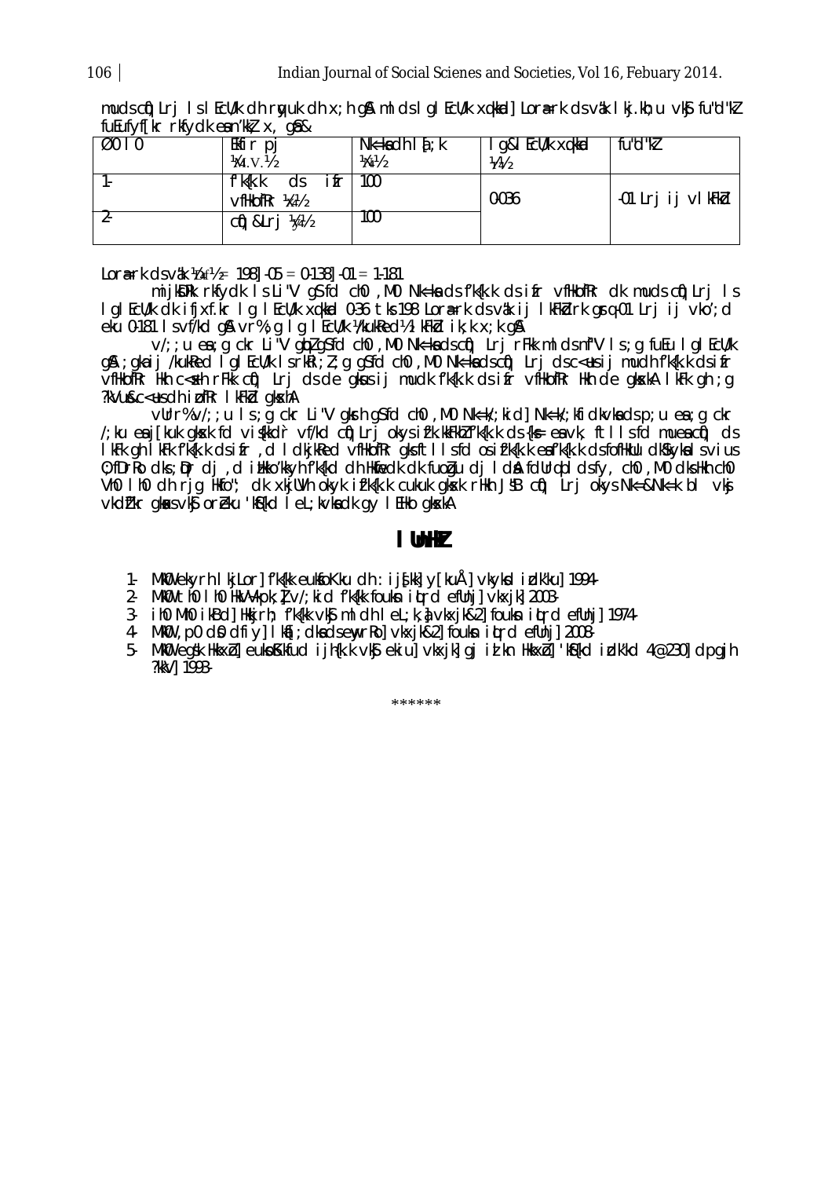mudscq) Lrj ls lEcU/k dh rqyuk dh x;h gS mlds lg lEcU/k xq.kkad] Lora=rk dsva'k lkj.kh;u vkS fu"d"kZ fuEufyf[kr rkfydk esa n'kkZ, x, gSa&

| Ø0 l0 | Ekfr pj ¼M.V.½ | Nk=ksa dh la[;k ¼N½ | lg&lEcU/k xq.kkad ¼r½ | fu"d"kZ |
|---|---|---|---|---|
| 1- | f'k{k.k ds izfr vfHkof̀Rr ¼x½ | 100 | 0-036 | -01 Lrj ij vlkFkZd |
| 2- | cqf) &Lrj ¼y½ | 100 | | |

Lora=rk dsva'k ¼df½ = 198] -05 = 0-138] -01 = 1-181

mijksDr rkfydk ls Li"V gS fd ch0 ,M0 Nk=ksa ds f'k{k.k ds izfr vfHkof̀Rr dk mudscqf) Lrj ls lg lEcU/k dk ifjxf.kr lg lEcU/k xq.kkad 0-36 tks 198 Lora=rk dsva'k ij lkFkZdrk gsrq -01 Lrj ij vko';d eku 0-181 ls vf/kd gS vr% ,g lg lEcU/k ½/kukRed½ lkFkZd ik;k x;k gSA

v/;;u esa ;g ckr Li"V gbZ gSfd ch0 ,M0 Nk=ksa dscqf) Lrj rFkk mlds nf"V ls ;g fuEu lg lEcU/k gS ;gka ij /kukRed lg lEcU/k lsrkRi;Z ;g gSfd ch0 ,M0 Nk=ksa dscqf) Lrj dsc<+usij mudh f'k{k.k dsizfr vfHkof̀Rr Hkh c<+sxh rFkk cqf) Lrj dsde gksusij mudk f'k{k.k dsizfr vfHkof̀Rr Hkh de gksxkA lkFk gh ;g ?kVus&c<+us dh izòfRr lkFkZd gksxhA

vUr% v/;;u ls ;g ckr Li"V gksrh gSfd ch0 ,M0 Nk=k/;kid] Nk=k/;kfidkvksa dsp;u esa ;g ckr /;ku esa j[kuk gksxk fd vi{kkdr vf/kd cqf) Lrj okys izf'k{kkFkhZ f'k{k.k ds {ks= esa vk, ftlls fd mues acqf) ds lkFk gh lkFk f'k{k.k dsizfr ,d ldkjkRed vfHkof̀Rr gks ftlls fd osizf'k{k.k esa f'k{k.k dsfofHkUu dkS'kyksa dsvius O;fDrRo dks ;Fkk;Dr dj ,d izHkko'kkyh f'k{kd dh Hkwfedk dk fuoZgu dj ldsA fdUrq blds fy, ch0 ,M0 dksHkh ch0 Vh0 lh0 dh rjg Hkfo"; dk xEHkhj okyk izf'k{k.k cukuk gksxk rHkh Js"B cqf) Lrj okys Nk=&Nk=k bl vksj vkdf"kZr gksaxs vkS oraZeku 'kS{kd leL;kvksa dk gy lEHko gksxkA

## lUnHkZ

1- MkW0 ekyrh lkjLor] f'k{kk euksfoKku dh : ijs[kk] y[kuÅ] vkyksd izdk'ku] 1994-
2- MkW0 th0 lh0 HkV~Vkpk;Z] v/;kid f'k{kk foukn iqLrd efUnj] vkxjk] 2003-
3- ih0 Mh0 ikBd] Hkkjrh; f'k{kk vkSj mldh leL;k,a vkxjk&2] fouksn iqLrd efUnj] 1974-
4- MkW0 ,p0 ds0 dfiy] lka[;dh ds ewy rRo] vkxjk&2] fouksn iqLrd efUnj] 2008-
5- MkW0 egsk Hkkxzo] euksfoKkfud ijh{k.k vkSj ekiu] vkxjk] gj izlkn Hkkxzo] 'kS{kd izdk'kd 4@230] dpgjh ?kkV] 1993-

******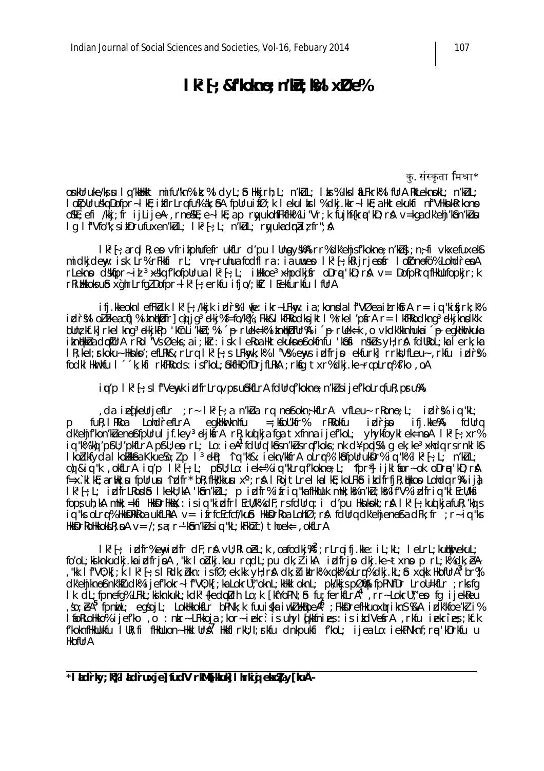# lk²[;&'kkL=kh; n'kZu; kS xf.kr%

कु. संस्कृता मिश्रा*

osnkUrukek/kso lg/kkkkkt mifu"kn%ok s% dyL;s Hkkjrh;L; n'kZuL; lksz%ks sfUkFkrk%,s fUrA PkLeknks; n'kZuL; lo©pUrus,~kaJDofpr~l kE;ikfrLrqfun%k,s A fpUrui fØ; k lekuIs s l %dkj.kkr~ lkE; aHkt ekukfi nf"VHkskRrkonso oSkE;efi /kkj; fr ijLijeA ,rnoSkE;e~lkE;ap rqyukohfFkfHkk%Li"Vr;k fujhf{krq'kD;rsA v=kgadk'ehj'kSon'kZusu lg lf"Vfo"k;sikDrufuxen'kZuL; lk²[;L; n'kZuL; rqyukadrqZ; fr"; sA

lk²[; arqlR; eo vfrikphuefr ukfLr d'pu lUnsgy'kÅ rr%dk'ehj'kf'kokno; n'kZu$; n~fi vkxefuxekS midkjdeyw: isk Lr%rFkkfi rL; vn;~rufuna fodflra: ia uuseo lk²[;kfLrjrelosfr lo©neofo%LoxhdreoA rLeknso dsf'kfpr~i£³ x¾qf'kofpUrua lk²[;L; ilkkoe³ xqpdkjsfr oDrq'kD;rsA v= DofpRrqfHkUufopkjr;k rRikkoksusö xghrLrfgZDofpr~l k²[;erkfu ifjo/kZu lEekfurkfu lfUrA

ifj.kkeokn lefFkZdk lk²[;/kkjk idr`%l Vfe: ikr~LFkyw: ia;konslal f"VØeaizLrkfrA r= iq"k"fjrk;k% idr`%l oRkeaõq%ikrnqHkZr]cq)jg³ ekj;%5=fo/k%;Fkk&l kfRRodksjktl %rkel'pfrA r= lkfRRodkng³ ekj;knslkk bUnz;k.k]rkelkng³ ekj;kRp'kCnLi'kZ;%l´p rLek=k%ikrnqHkZfUr%i´p rLek=k,o vkdk'kknhuka i´p egkHkwrkuka ikrnqHkkZaO dqoZUrA rRol"VsØeks;ai;kZ:isk leRoa Hktekuksu es0ofnfu 'kso n'kZu sVHkrsA fdUrqbL;ka lerk;a lR;kel;sokuu~Hkkuo';efLRk&;rLrq lk²[;LFkyyk;k%lVs%eyws idfrjo ekfurk] rrksJfLeu~,rkfu idr`% fodkl Hkkhkfu l ´´;kfi rkfRRodS isf'koL;fHkkD) fDrjfLRkA ;rksfg txr%dkj.ke~rqpLrq%fko ,oA

iq'p lk²[;sl f"Veywk idfrLrqvpsruSokfLrA fdUrqf'kokne;n'kZsijef'koLrqfuR;psru%A

,dk iq{keUrjefLr ;r~ lk²[;a n'kZa rq neSokn;kfLrA vfLeu~ rRone;L; idr`% iq"kL; p fuR;lRRoa LoRokeflrA egkHkwrkfu =;koUkfr% rRRokfu idr`js ifj.kke% fdUrq dk'ehjfon'kZsneSkfpUrulj.key³ ekjikfrA rR;kuqkj.k fga txfnnaijef'koL; ylyfkoykl ek=noA lk²[;xr% iq"k%qq'pSU;'pkfLrA pSU;Jeo rL; Lo:ieA[1]fdUrqf'kSsn'kZsrqf'kos;nd¥pq5%l g ek;ke³ xhdqrsrnklkS lkoDdfydalkokSkaKkuuekSo;Zp l³ euØ ˆrq"k% iekn/kkfrA olrq%kSfpUrukSd`%iq"k%lk²[; n'kZuL; c)&iq"k ,okfLrA iq'p lk²[;pSU;Lo:ieA%iq"kLrqf'kokne;L; fpr*] ijkl'kor~ok oDrq'kD;rsA f=x`.kl kE;arukd;u fpUrusu ˆrdfr* bR;fHk/kkuu x°;rsA lRojtLrelkalkE;koLFkkö idfrfjR;Hkkeo Lodkqr%ij] lk²[;L; idfrLRosö lkekU;kA 'kSn'kZuL; p idfr%ifriq"kafHkUuk mkk;k%n'kZ;k%lf"V%idfriq"k EcU/kkS fopsuh;kA mkk;=kfi HkkSfrHkkX;:isiq"kidfrl EcU/k%dF;rsfdUrq;i d'pu Hkkokk;rsA lk²[;kunfuR;'kqs iq"ks olrq%HkkSfRRoa ukfLRkA v= ifrcEcfcf/kuö HkkSfrRoaLohfØ;rsA fdUrqdk'ehjneSa dFk;fr ;r~iq"ks HkkSfrRoHkokSR;soA v=/;s a;r~'kSon'kZsiq"kL;kFkkZc)thok=,okfLrA

lk²[; idfr%eywidfr dF;rsA vU;R oEL;k ,ofodkj%[2];rLrqifj.kke:iL;kL; leLrL;kuHkqekuL; fo'oL;ksknudkaidfrjoA ,'kk loZdkj.kau rqdL;pu dk;ZaikA idfrjo dkj.ke~txno p rL;k%dk;ZaA ,'kk lf"VO;k[;k;k lk²[;sl Rdk;ZkUn:isfØ;ekUkk vfHkLrA dk;ZtkLrk%xqk%olrq%dkj.kL;S xqk HkofUrA[3] brq% dk'ehjkneSnk'kkZdk%ijef'kokr~lf"VO;k[;kaLokrU"okn'kUkkkoknL; pk[kkjspØ0%fpPNfDr LrotLrqfr ;rksfg lk dL;fpnfg%LFkk;k]sknuknkL;kdk"{kedqb/zh Lo;k [kf'YoPN;s fu;ferkfLrA[4] ,rr~LokrU"eo fg ijekReu ,so;zA[5] fpnwaL; egksojL; LokHkkokfLr bFNk;k fuuis{kaiwkZLHkkpeA[6] ;FkkSdrefHkuoxqIrikn: s%A idk'kfoe'kZi% lfoRloHkko%ijef'ko ,o nkr~LFkkoja;kor~izekr`:is uhyl[kfni es:is ikdVesfrA ,rkfu izekr`es;kfk f'kokofHkUukfu lUR;fi fHkUuon~HkklUrA[7] Hkkfl rk;Il;srkfu dnkpukfi f'koL; ijea Lo:iekPNknf;rq'kDrkfu u HkofUrA

* lakdr̀y;k] ckol akdr̀ uxje]fuclV rkwM]kukj] lhrkiqj eks%Zy[kuÅ-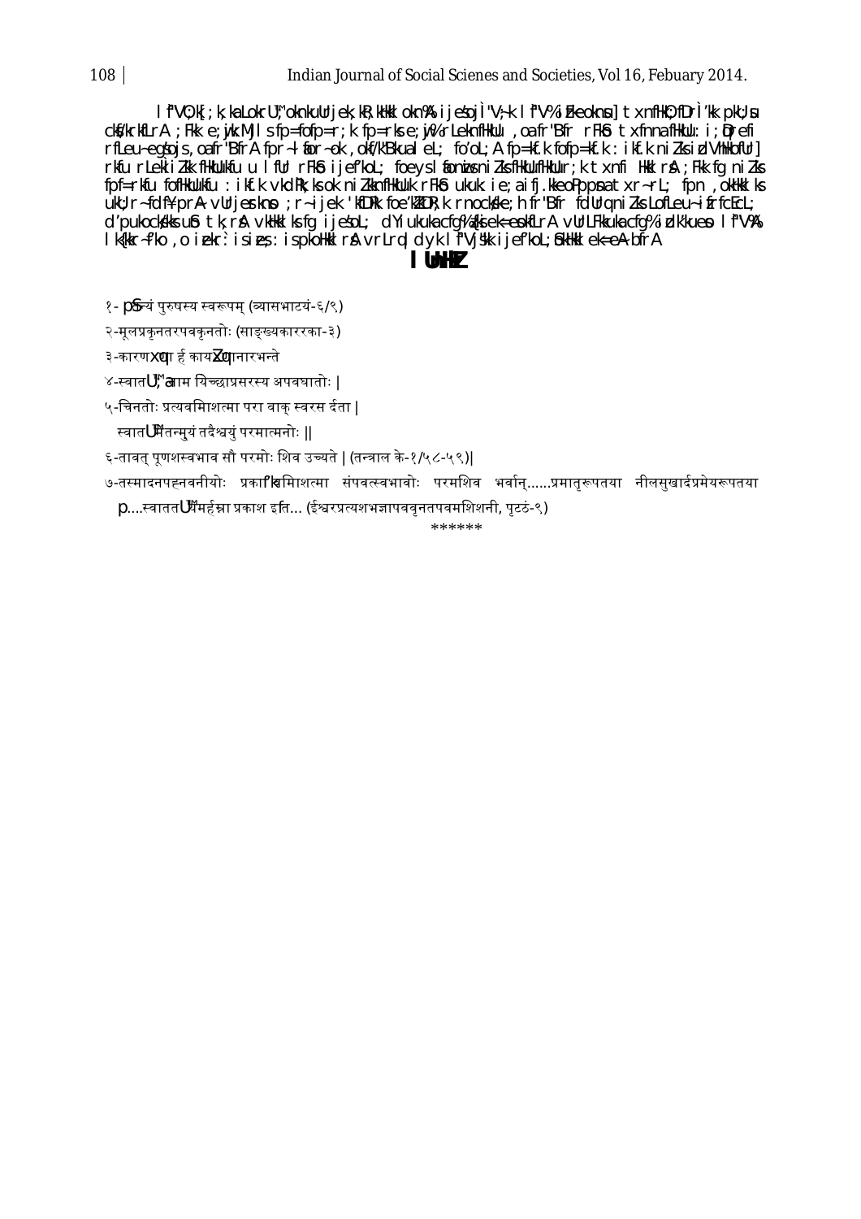lf"VO;k[;k,a LokrU=";okn ukuUrjek;kR;kHkkl okn% ijes'oj Ì"V;k lf"V% iZFke okn ] txnfHkO;fDrÌ'kk pk;Zu ck/kr kfLr A ;Fkk e;wjk.M]ls fp=fofp=r;k fp=rk s e;wj% rLekn fHkUu ,oa fr"Bfr rFkS txfnna fHkUu: i;Dr efi rfLeu~ eg'ojs ,oa fr"Bfr A fpr~ Lo fpr~ ok ,ok/kBkua l eL; fo'oL; A fp=k.k fofp=kf.k :ikf.k ni.kZs ij Vhdkfu] rkfu rLekn i.kZk fHkUkfu u lfUr rFkS ijes'oL; foeys lfonn~ ni.kZs fHkUu tr;k txnfi Hkkl rs A ;Fkk fg ni.kZs fp=rkfu fofHkUukfu :ikf.k vkdk'k;ks ok ni.kZkn fHkUuk rFkS ukuk ie;aifj.kkeo Pppcs atxr~ rLr; fpn ,okHkklks uk;Ur~ fdf¥pr A vUrjes kno ;r~ ijek 'kfDrk foe'kZRD; k rnockqke; h fr"Bfr fdUrq ni.kZs LofLeu~ ifrcEcL; d'pukocksks us tk;rs A vkHkkl ks fg ijes'oL; dYiukuka cfg%,qkse,oskfLr A vUrLFkkuka cfg%idk'kuueo lf"V% lk[kkr~ f'ko ,o izekr`:is ize;s:is pkoHkkl rs A vrLrq dyk lf"Vj'kk ijef'koL;SkHkkl ek=e A bfr A

## lUnHkZ

१- pSrU;ं पुरुषस्य स्वरूपम् (व्यासभाटयं-६/९)

२-मूलप्रकृनतरपवकृनतोः (साङ्ख्यकाररका-३)

३-कारण xqा ई कायZxqानारभन्ते

४-स्वातU=";amाम यिच्छाप्रसरस्य अपवघातोः |

५-चिनतोः प्रत्यवमिाशत्मा परा वाक् स्वरस र्दता |

स्वातU=;ेतन्मुयं तदैश्वयुं परमात्मनोः ||

६-तावत् पूणशस्वभाव सौ परमोः शिव उच्यते | (तन्त्राल के-१/५८-५९)|

७-तस्मादनपह्ननवनीयोः प्रकाi'kवमिाशत्मा संपवत्स्वभावोः परमशिव भर्वान्......प्रमातृरूपतया नीलसुखार्दप्रमेयरूपतया p....स्वाततU=;र्महम्ना प्रकाश इति... (ईश्वरप्रत्यशभज्ञापववृनतपवमशिशनी, पृटठं-९)

******